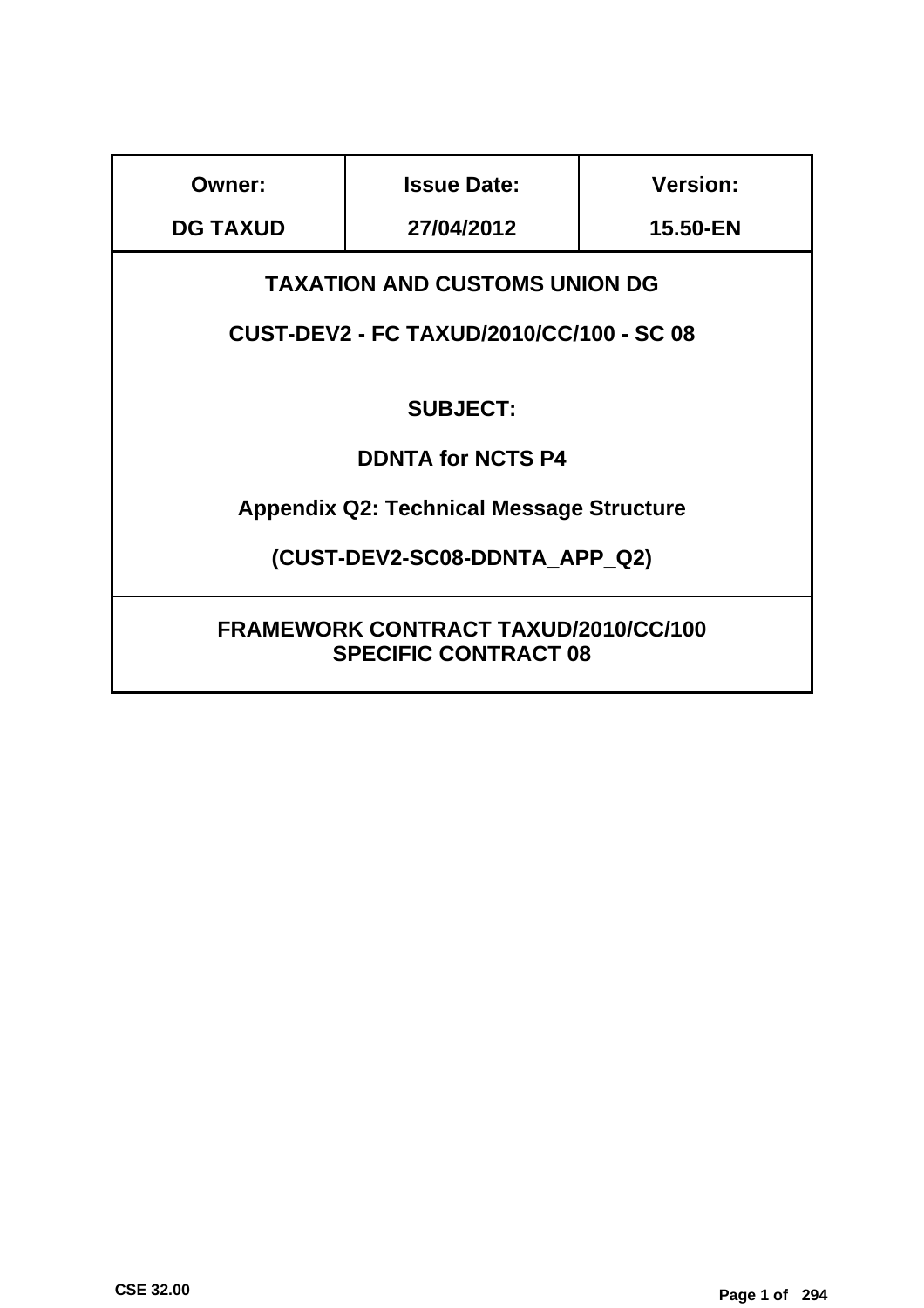| Owner: | Issue Date: | Version: |
| --- | --- | --- |
| **DG TAXUD** | **27/04/2012** | **15.50-EN** |

**TAXATION AND CUSTOMS UNION DG**

**CUST-DEV2 - FC TAXUD/2010/CC/100 - SC 08**

**SUBJECT:**

**DDNTA for NCTS P4**

**Appendix Q2: Technical Message Structure**

**(CUST-DEV2-SC08-DDNTA_APP_Q2)**

**FRAMEWORK CONTRACT TAXUD/2010/CC/100**
**SPECIFIC CONTRACT 08**

CSE 32.00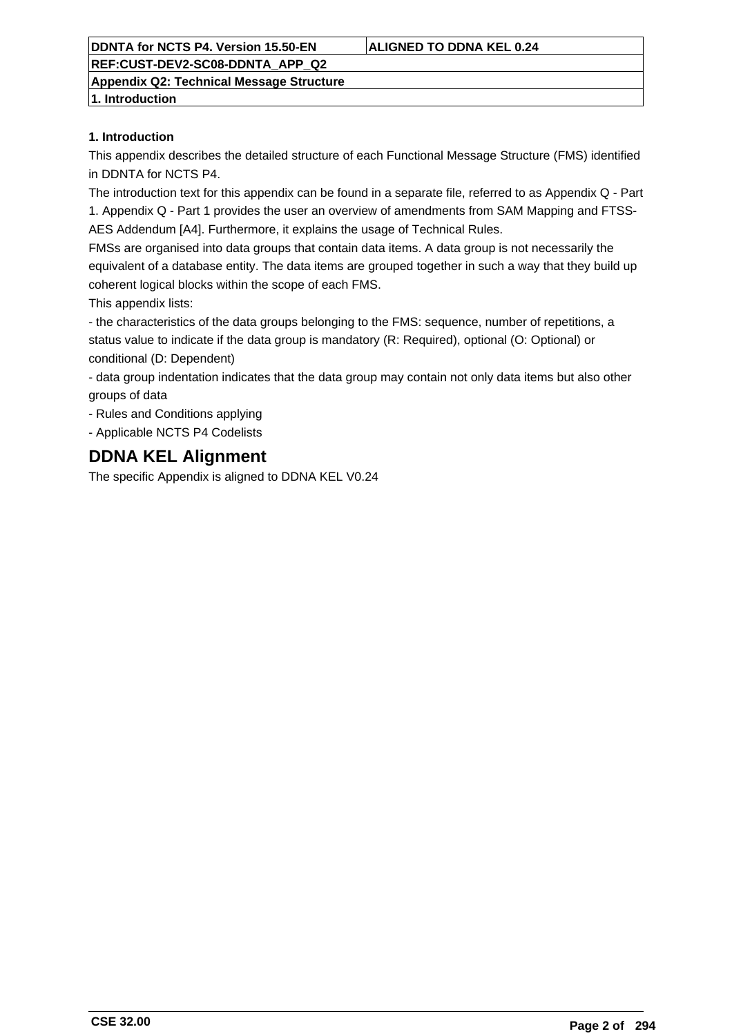## 1. Introduction

This appendix describes the detailed structure of each Functional Message Structure (FMS) identified in DDNTA for NCTS P4.

The introduction text for this appendix can be found in a separate file, referred to as Appendix Q - Part 1. Appendix Q - Part 1 provides the user an overview of amendments from SAM Mapping and FTSS-AES Addendum [A4]. Furthermore, it explains the usage of Technical Rules.

FMSs are organised into data groups that contain data items. A data group is not necessarily the equivalent of a database entity. The data items are grouped together in such a way that they build up coherent logical blocks within the scope of each FMS.

This appendix lists:

- the characteristics of the data groups belonging to the FMS: sequence, number of repetitions, a status value to indicate if the data group is mandatory (R: Required), optional (O: Optional) or conditional (D: Dependent)
- data group indentation indicates that the data group may contain not only data items but also other groups of data
- Rules and Conditions applying
- Applicable NCTS P4 Codelists

# DDNA KEL Alignment

The specific Appendix is aligned to DDNA KEL V0.24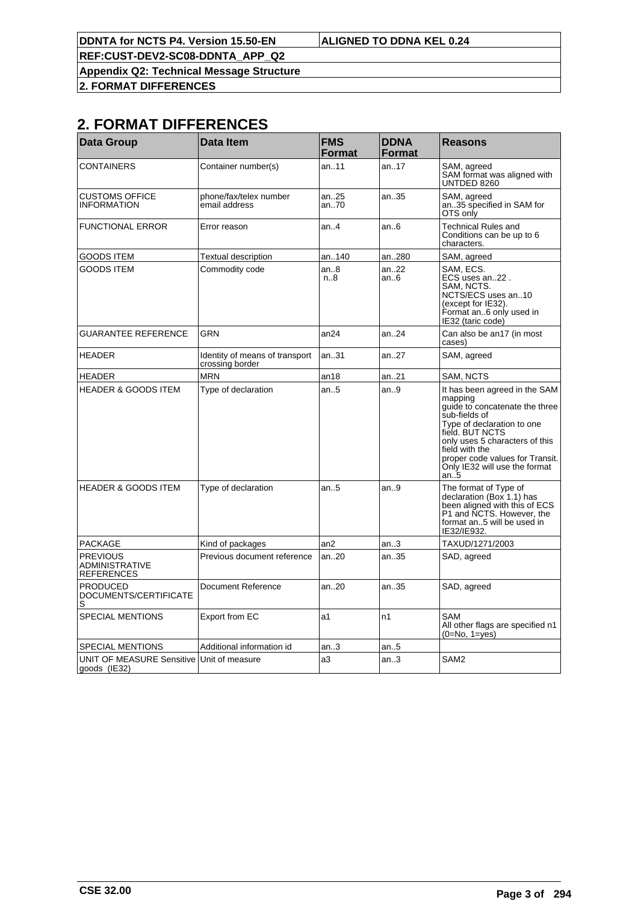## 2. FORMAT DIFFERENCES

| Data Group | Data Item | FMS Format | DDNA Format | Reasons |
|---|---|---|---|---|
| CONTAINERS | Container number(s) | an..11 | an..17 | SAM, agreed<br>SAM format was aligned with UNTDED 8260 |
| CUSTOMS OFFICE INFORMATION | phone/fax/telex number<br>email address | an..25<br>an..70 | an..35 | SAM, agreed<br>an..35 specified in SAM for OTS only |
| FUNCTIONAL ERROR | Error reason | an..4 | an..6 | Technical Rules and Conditions can be up to 6 characters. |
| GOODS ITEM | Textual description | an..140 | an..280 | SAM, agreed |
| GOODS ITEM | Commodity code | an..8<br>n..8 | an..22<br>an..6 | SAM, ECS.<br>ECS uses an..22 .<br>SAM, NCTS.<br>NCTS/ECS uses an..10 (except for IE32).<br>Format an..6 only used in IE32 (taric code) |
| GUARANTEE REFERENCE | GRN | an24 | an..24 | Can also be an17 (in most cases) |
| HEADER | Identity of means of transport crossing border | an..31 | an..27 | SAM, agreed |
| HEADER | MRN | an18 | an..21 | SAM, NCTS |
| HEADER & GOODS ITEM | Type of declaration | an..5 | an..9 | It has been agreed in the SAM mapping<br>guide to concatenate the three sub-fields of<br>Type of declaration to one field. BUT NCTS<br>only uses 5 characters of this field with the<br>proper code values for Transit. Only IE32 will use the format an..5 |
| HEADER & GOODS ITEM | Type of declaration | an..5 | an..9 | The format of Type of declaration (Box 1.1) has been aligned with this of ECS P1 and NCTS. However, the format an..5 will be used in IE32/IE932. |
| PACKAGE | Kind of packages | an2 | an..3 | TAXUD/1271/2003 |
| PREVIOUS ADMINISTRATIVE REFERENCES | Previous document reference | an..20 | an..35 | SAD, agreed |
| PRODUCED DOCUMENTS/CERTIFICATES | Document Reference | an..20 | an..35 | SAD, agreed |
| SPECIAL MENTIONS | Export from EC | a1 | n1 | SAM<br>All other flags are specified n1 (0=No, 1=yes) |
| SPECIAL MENTIONS | Additional information id | an..3 | an..5 | |
| UNIT OF MEASURE Sensitive goods (IE32) | Unit of measure | a3 | an..3 | SAM2 |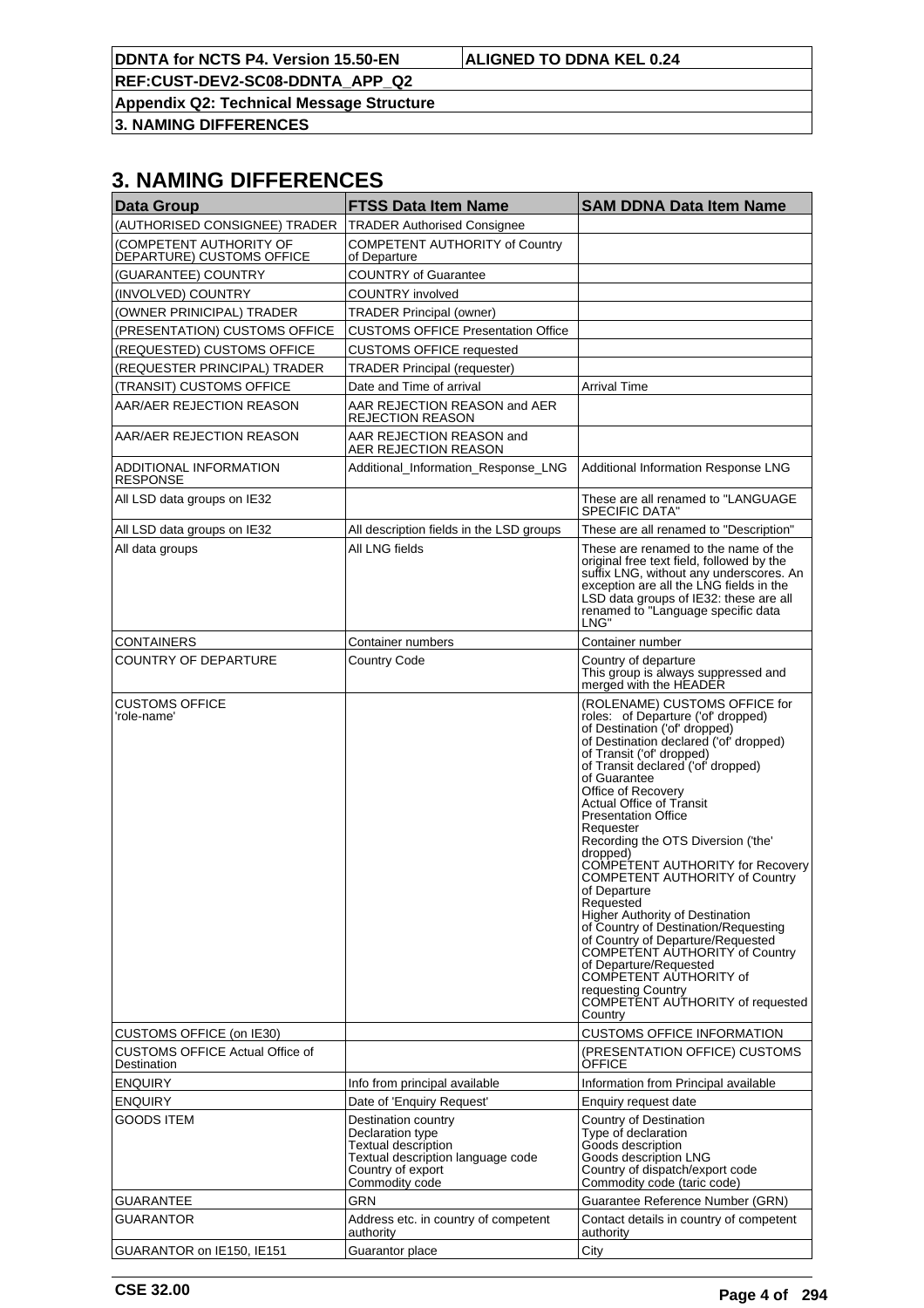# 3. NAMING DIFFERENCES

| Data Group | FTSS Data Item Name | SAM DDNA Data Item Name |
|---|---|---|
| (AUTHORISED CONSIGNEE) TRADER | TRADER Authorised Consignee | |
| (COMPETENT AUTHORITY OF DEPARTURE) CUSTOMS OFFICE | COMPETENT AUTHORITY of Country of Departure | |
| (GUARANTEE) COUNTRY | COUNTRY of Guarantee | |
| (INVOLVED) COUNTRY | COUNTRY involved | |
| (OWNER PRINICIPAL) TRADER | TRADER Principal (owner) | |
| (PRESENTATION) CUSTOMS OFFICE | CUSTOMS OFFICE Presentation Office | |
| (REQUESTED) CUSTOMS OFFICE | CUSTOMS OFFICE requested | |
| (REQUESTER PRINCIPAL) TRADER | TRADER Principal (requester) | |
| (TRANSIT) CUSTOMS OFFICE | Date and Time of arrival | Arrival Time |
| AAR/AER REJECTION REASON | AAR REJECTION REASON and AER REJECTION REASON | |
| AAR/AER REJECTION REASON | AAR REJECTION REASON and AER REJECTION REASON | |
| ADDITIONAL INFORMATION RESPONSE | Additional_Information_Response_LNG | Additional Information Response LNG |
| All LSD data groups on IE32 | | These are all renamed to "LANGUAGE SPECIFIC DATA" |
| All LSD data groups on IE32 | All description fields in the LSD groups | These are all renamed to "Description" |
| All data groups | All LNG fields | These are renamed to the name of the original free text field, followed by the suffix LNG, without any underscores. An exception are all the LNG fields in the LSD data groups of IE32: these are all renamed to "Language specific data LNG" |
| CONTAINERS | Container numbers | Container number |
| COUNTRY OF DEPARTURE | Country Code | Country of departure<br>This group is always suppressed and merged with the HEADER |
| CUSTOMS OFFICE<br>'role-name' | | (ROLENAME) CUSTOMS OFFICE for roles: of Departure ('of' dropped)<br>of Destination ('of' dropped)<br>of Destination declared ('of' dropped)<br>of Transit ('of' dropped)<br>of Transit declared ('of' dropped)<br>of Guarantee<br>Office of Recovery<br>Actual Office of Transit<br>Presentation Office<br>Requester<br>Recording the OTS Diversion ('the' dropped)<br>COMPETENT AUTHORITY for Recovery<br>COMPETENT AUTHORITY of Country of Departure<br>Requested<br>Higher Authority of Destination<br>of Country of Destination/Requesting<br>of Country of Departure/Requested<br>COMPETENT AUTHORITY of Country of Departure/Requested<br>COMPETENT AUTHORITY of requesting Country<br>COMPETENT AUTHORITY of requested Country |
| CUSTOMS OFFICE (on IE30) | | CUSTOMS OFFICE INFORMATION |
| CUSTOMS OFFICE Actual Office of Destination | | (PRESENTATION OFFICE) CUSTOMS OFFICE |
| ENQUIRY | Info from principal available | Information from Principal available |
| ENQUIRY | Date of 'Enquiry Request' | Enquiry request date |
| GOODS ITEM | Destination country<br>Declaration type<br>Textual description<br>Textual description language code<br>Country of export<br>Commodity code | Country of Destination<br>Type of declaration<br>Goods description<br>Goods description LNG<br>Country of dispatch/export code<br>Commodity code (taric code) |
| GUARANTEE | GRN | Guarantee Reference Number (GRN) |
| GUARANTOR | Address etc. in country of competent authority | Contact details in country of competent authority |
| GUARANTOR on IE150, IE151 | Guarantor place | City |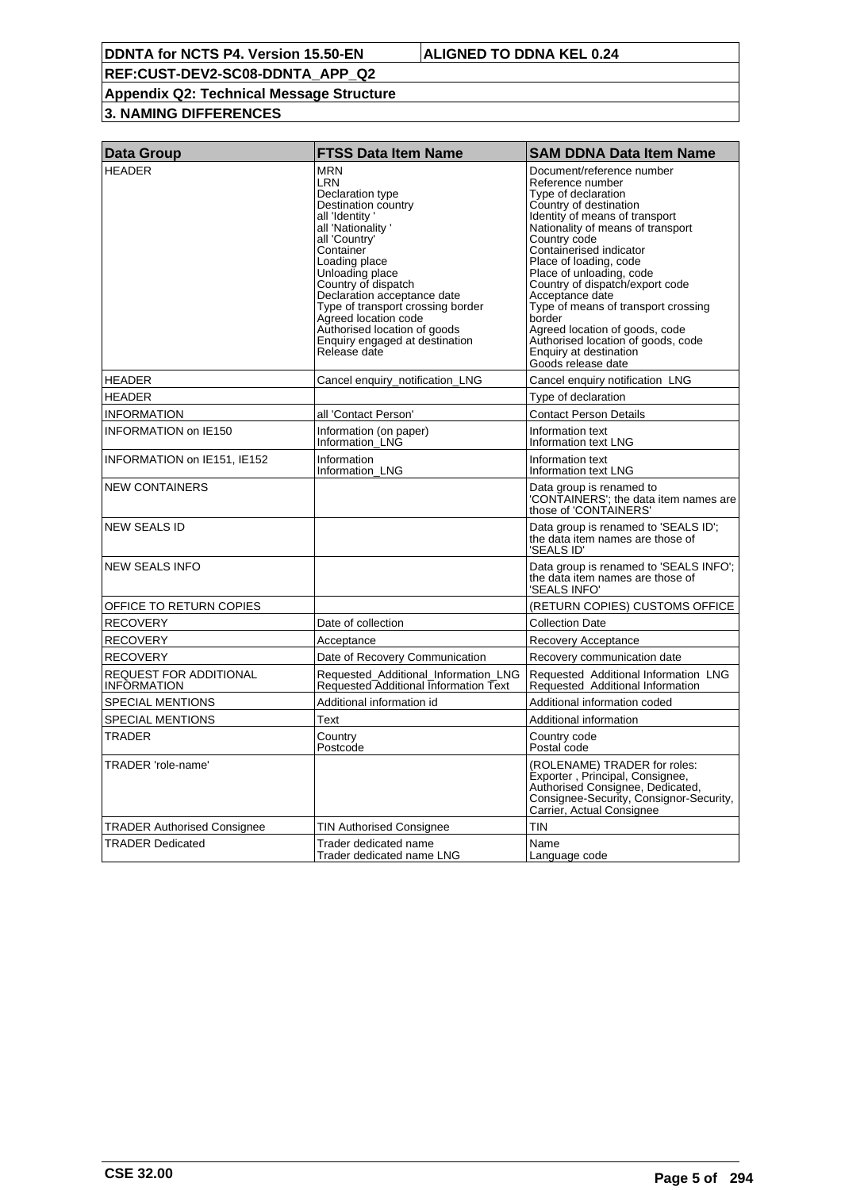| DDNTA for NCTS P4. Version 15.50-EN | ALIGNED TO DDNA KEL 0.24 |
|---|---|
| REF:CUST-DEV2-SC08-DDNTA_APP_Q2 | |
| Appendix Q2: Technical Message Structure | |
| 3. NAMING DIFFERENCES | |

| Data Group | FTSS Data Item Name | SAM DDNA Data Item Name |
|---|---|---|
| HEADER | MRN<br>LRN<br>Declaration type<br>Destination country<br>all 'Identity '<br>all 'Nationality '<br>all 'Country'<br>Container<br>Loading place<br>Unloading place<br>Country of dispatch<br>Declaration acceptance date<br>Type of transport crossing border<br>Agreed location code<br>Authorised location of goods<br>Enquiry engaged at destination<br>Release date | Document/reference number<br>Reference number<br>Type of declaration<br>Country of destination<br>Identity of means of transport<br>Nationality of means of transport<br>Country code<br>Containerised indicator<br>Place of loading, code<br>Place of unloading, code<br>Country of dispatch/export code<br>Acceptance date<br>Type of means of transport crossing border<br>Agreed location of goods, code<br>Authorised location of goods, code<br>Enquiry at destination<br>Goods release date |
| HEADER | Cancel enquiry_notification_LNG | Cancel enquiry notification LNG |
| HEADER | | Type of declaration |
| INFORMATION | all 'Contact Person' | Contact Person Details |
| INFORMATION on IE150 | Information (on paper)<br>Information_LNG | Information text<br>Information text LNG |
| INFORMATION on IE151, IE152 | Information<br>Information_LNG | Information text<br>Information text LNG |
| NEW CONTAINERS | | Data group is renamed to 'CONTAINERS'; the data item names are those of 'CONTAINERS' |
| NEW SEALS ID | | Data group is renamed to 'SEALS ID'; the data item names are those of 'SEALS ID' |
| NEW SEALS INFO | | Data group is renamed to 'SEALS INFO'; the data item names are those of 'SEALS INFO' |
| OFFICE TO RETURN COPIES | | (RETURN COPIES) CUSTOMS OFFICE |
| RECOVERY | Date of collection | Collection Date |
| RECOVERY | Acceptance | Recovery Acceptance |
| RECOVERY | Date of Recovery Communication | Recovery communication date |
| REQUEST FOR ADDITIONAL INFORMATION | Requested_Additional_Information_LNG<br>Requested Additional Information Text | Requested Additional Information LNG<br>Requested Additional Information |
| SPECIAL MENTIONS | Additional information id | Additional information coded |
| SPECIAL MENTIONS | Text | Additional information |
| TRADER | Country<br>Postcode | Country code<br>Postal code |
| TRADER 'role-name' | | (ROLENAME) TRADER for roles: Exporter , Principal, Consignee, Authorised Consignee, Dedicated, Consignee-Security, Consignor-Security, Carrier, Actual Consignee |
| TRADER Authorised Consignee | TIN Authorised Consignee | TIN |
| TRADER Dedicated | Trader dedicated name<br>Trader dedicated name LNG | Name<br>Language code |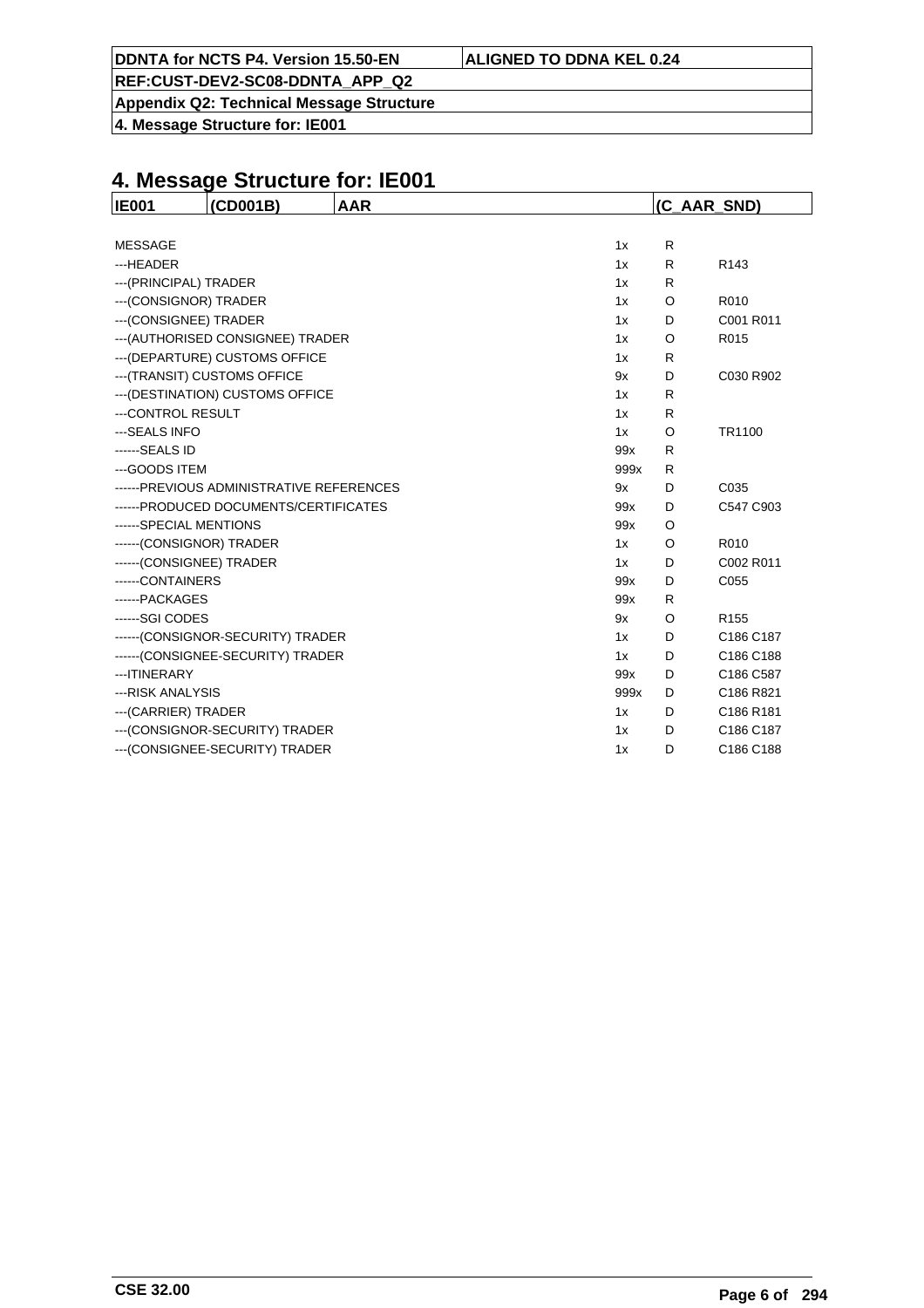# 4. Message Structure for: IE001

| IE001 | (CD001B) | AAR | (C_AAR_SND) |
|---|---|---|---|

| | | | |
|---|---|---|---|
| MESSAGE | 1x | R | |
| ---HEADER | 1x | R | R143 |
| ---(PRINCIPAL) TRADER | 1x | R | |
| ---(CONSIGNOR) TRADER | 1x | O | R010 |
| ---(CONSIGNEE) TRADER | 1x | D | C001 R011 |
| ---(AUTHORISED CONSIGNEE) TRADER | 1x | O | R015 |
| ---(DEPARTURE) CUSTOMS OFFICE | 1x | R | |
| ---(TRANSIT) CUSTOMS OFFICE | 9x | D | C030 R902 |
| ---(DESTINATION) CUSTOMS OFFICE | 1x | R | |
| ---CONTROL RESULT | 1x | R | |
| ---SEALS INFO | 1x | O | TR1100 |
| ------SEALS ID | 99x | R | |
| ---GOODS ITEM | 999x | R | |
| ------PREVIOUS ADMINISTRATIVE REFERENCES | 9x | D | C035 |
| ------PRODUCED DOCUMENTS/CERTIFICATES | 99x | D | C547 C903 |
| ------SPECIAL MENTIONS | 99x | O | |
| ------(CONSIGNOR) TRADER | 1x | O | R010 |
| ------(CONSIGNEE) TRADER | 1x | D | C002 R011 |
| ------CONTAINERS | 99x | D | C055 |
| ------PACKAGES | 99x | R | |
| ------SGI CODES | 9x | O | R155 |
| ------(CONSIGNOR-SECURITY) TRADER | 1x | D | C186 C187 |
| ------(CONSIGNEE-SECURITY) TRADER | 1x | D | C186 C188 |
| ---ITINERARY | 99x | D | C186 C587 |
| ---RISK ANALYSIS | 999x | D | C186 R821 |
| ---(CARRIER) TRADER | 1x | D | C186 R181 |
| ---(CONSIGNOR-SECURITY) TRADER | 1x | D | C186 C187 |
| ---(CONSIGNEE-SECURITY) TRADER | 1x | D | C186 C188 |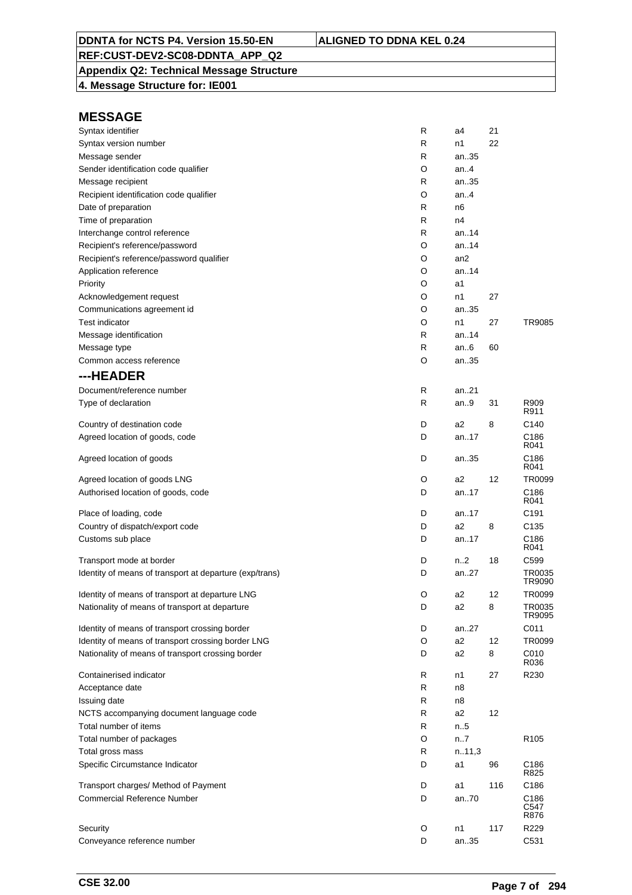**DDNTA for NCTS P4. Version 15.50-EN** | **ALIGNED TO DDNA KEL 0.24**

**REF:CUST-DEV2-SC08-DDNTA_APP_Q2**

**Appendix Q2: Technical Message Structure**

**4. Message Structure for: IE001**

## MESSAGE

| | | | | |
|---|---|---|---|---|
| Syntax identifier | R | a4 | 21 | |
| Syntax version number | R | n1 | 22 | |
| Message sender | R | an..35 | | |
| Sender identification code qualifier | O | an..4 | | |
| Message recipient | R | an..35 | | |
| Recipient identification code qualifier | O | an..4 | | |
| Date of preparation | R | n6 | | |
| Time of preparation | R | n4 | | |
| Interchange control reference | R | an..14 | | |
| Recipient's reference/password | O | an..14 | | |
| Recipient's reference/password qualifier | O | an2 | | |
| Application reference | O | an..14 | | |
| Priority | O | a1 | | |
| Acknowledgement request | O | n1 | 27 | |
| Communications agreement id | O | an..35 | | |
| Test indicator | O | n1 | 27 | TR9085 |
| Message identification | R | an..14 | | |
| Message type | R | an..6 | 60 | |
| Common access reference | O | an..35 | | |

## ---HEADER

| | | | | |
|---|---|---|---|---|
| Document/reference number | R | an..21 | | |
| Type of declaration | R | an..9 | 31 | R909 R911 |
| Country of destination code | D | a2 | 8 | C140 |
| Agreed location of goods, code | D | an..17 | | C186 R041 |
| Agreed location of goods | D | an..35 | | C186 R041 |
| Agreed location of goods LNG | O | a2 | 12 | TR0099 |
| Authorised location of goods, code | D | an..17 | | C186 R041 |
| Place of loading, code | D | an..17 | | C191 |
| Country of dispatch/export code | D | a2 | 8 | C135 |
| Customs sub place | D | an..17 | | C186 R041 |
| Transport mode at border | D | n..2 | 18 | C599 |
| Identity of means of transport at departure (exp/trans) | D | an..27 | | TR0035 TR9090 |
| Identity of means of transport at departure LNG | O | a2 | 12 | TR0099 |
| Nationality of means of transport at departure | D | a2 | 8 | TR0035 TR9095 |
| Identity of means of transport crossing border | D | an..27 | | C011 |
| Identity of means of transport crossing border LNG | O | a2 | 12 | TR0099 |
| Nationality of means of transport crossing border | D | a2 | 8 | C010 R036 |
| Containerised indicator | R | n1 | 27 | R230 |
| Acceptance date | R | n8 | | |
| Issuing date | R | n8 | | |
| NCTS accompanying document language code | R | a2 | 12 | |
| Total number of items | R | n..5 | | |
| Total number of packages | O | n..7 | | R105 |
| Total gross mass | R | n..11,3 | | |
| Specific Circumstance Indicator | D | a1 | 96 | C186 R825 |
| Transport charges/ Method of Payment | D | a1 | 116 | C186 |
| Commercial Reference Number | D | an..70 | | C186 C547 R876 |
| Security | O | n1 | 117 | R229 |
| Conveyance reference number | D | an..35 | | C531 |

CSE 32.00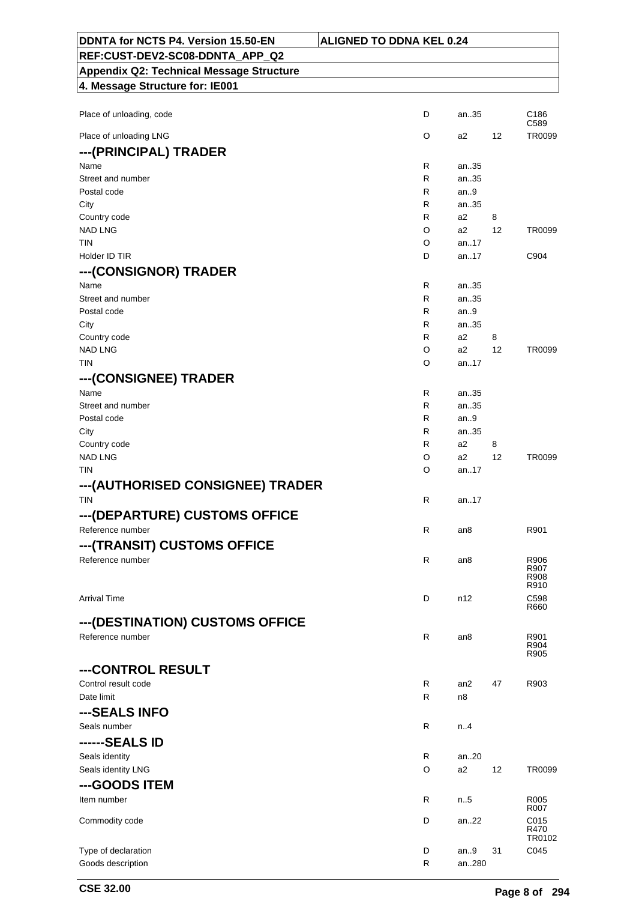| | | | | |
|---|---|---|---|---|
| Place of unloading, code | D | an..35 | | C186 C589 |
| Place of unloading LNG | O | a2 | 12 | TR0099 |

### ---(PRINCIPAL) TRADER

| | | | | |
|---|---|---|---|---|
| Name | R | an..35 | | |
| Street and number | R | an..35 | | |
| Postal code | R | an..9 | | |
| City | R | an..35 | | |
| Country code | R | a2 | 8 | |
| NAD LNG | O | a2 | 12 | TR0099 |
| TIN | O | an..17 | | |
| Holder ID TIR | D | an..17 | | C904 |

### ---(CONSIGNOR) TRADER

| | | | | |
|---|---|---|---|---|
| Name | R | an..35 | | |
| Street and number | R | an..35 | | |
| Postal code | R | an..9 | | |
| City | R | an..35 | | |
| Country code | R | a2 | 8 | |
| NAD LNG | O | a2 | 12 | TR0099 |
| TIN | O | an..17 | | |

### ---(CONSIGNEE) TRADER

| | | | | |
|---|---|---|---|---|
| Name | R | an..35 | | |
| Street and number | R | an..35 | | |
| Postal code | R | an..9 | | |
| City | R | an..35 | | |
| Country code | R | a2 | 8 | |
| NAD LNG | O | a2 | 12 | TR0099 |
| TIN | O | an..17 | | |

### ---(AUTHORISED CONSIGNEE) TRADER

| | | | | |
|---|---|---|---|---|
| TIN | R | an..17 | | |

### ---(DEPARTURE) CUSTOMS OFFICE

| | | | | |
|---|---|---|---|---|
| Reference number | R | an8 | | R901 |

### ---(TRANSIT) CUSTOMS OFFICE

| | | | | |
|---|---|---|---|---|
| Reference number | R | an8 | | R906 R907 R908 R910 |
| Arrival Time | D | n12 | | C598 R660 |

### ---(DESTINATION) CUSTOMS OFFICE

| | | | | |
|---|---|---|---|---|
| Reference number | R | an8 | | R901 R904 R905 |

### ---CONTROL RESULT

| | | | | |
|---|---|---|---|---|
| Control result code | R | an2 | 47 | R903 |
| Date limit | R | n8 | | |

### ---SEALS INFO

| | | | | |
|---|---|---|---|---|
| Seals number | R | n..4 | | |

### ------SEALS ID

| | | | | |
|---|---|---|---|---|
| Seals identity | R | an..20 | | |
| Seals identity LNG | O | a2 | 12 | TR0099 |

### ---GOODS ITEM

| | | | | |
|---|---|---|---|---|
| Item number | R | n..5 | | R005 R007 |
| Commodity code | D | an..22 | | C015 R470 TR0102 |
| Type of declaration | D | an..9 | 31 | C045 |
| Goods description | R | an..280 | | |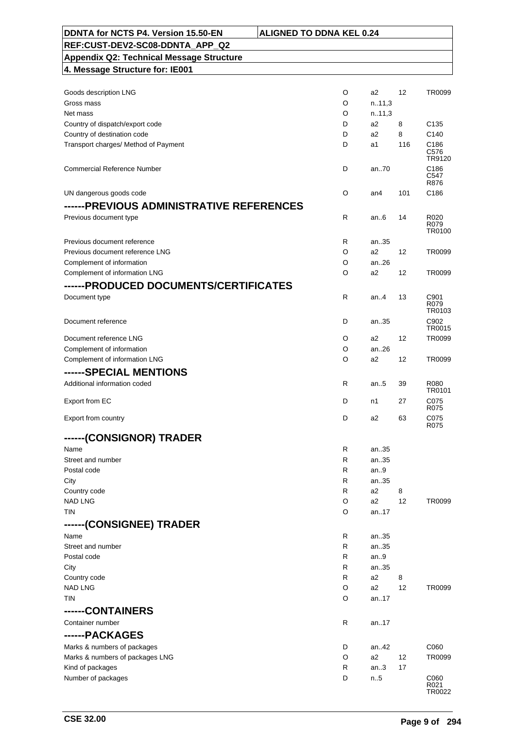| | | | | |
|---|---|---|---|---|
| Goods description LNG | O | a2 | 12 | TR0099 |
| Gross mass | O | n..11,3 | | |
| Net mass | O | n..11,3 | | |
| Country of dispatch/export code | D | a2 | 8 | C135 |
| Country of destination code | D | a2 | 8 | C140 |
| Transport charges/ Method of Payment | D | a1 | 116 | C186 C576 TR9120 |
| Commercial Reference Number | D | an..70 | | C186 C547 R876 |
| UN dangerous goods code | O | an4 | 101 | C186 |
| **------PREVIOUS ADMINISTRATIVE REFERENCES** | | | | |
| Previous document type | R | an..6 | 14 | R020 R079 TR0100 |
| Previous document reference | R | an..35 | | |
| Previous document reference LNG | O | a2 | 12 | TR0099 |
| Complement of information | O | an..26 | | |
| Complement of information LNG | O | a2 | 12 | TR0099 |
| **------PRODUCED DOCUMENTS/CERTIFICATES** | | | | |
| Document type | R | an..4 | 13 | C901 R079 TR0103 |
| Document reference | D | an..35 | | C902 TR0015 |
| Document reference LNG | O | a2 | 12 | TR0099 |
| Complement of information | O | an..26 | | |
| Complement of information LNG | O | a2 | 12 | TR0099 |
| **------SPECIAL MENTIONS** | | | | |
| Additional information coded | R | an..5 | 39 | R080 TR0101 |
| Export from EC | D | n1 | 27 | C075 R075 |
| Export from country | D | a2 | 63 | C075 R075 |
| **------(CONSIGNOR) TRADER** | | | | |
| Name | R | an..35 | | |
| Street and number | R | an..35 | | |
| Postal code | R | an..9 | | |
| City | R | an..35 | | |
| Country code | R | a2 | 8 | |
| NAD LNG | O | a2 | 12 | TR0099 |
| TIN | O | an..17 | | |
| **------(CONSIGNEE) TRADER** | | | | |
| Name | R | an..35 | | |
| Street and number | R | an..35 | | |
| Postal code | R | an..9 | | |
| City | R | an..35 | | |
| Country code | R | a2 | 8 | |
| NAD LNG | O | a2 | 12 | TR0099 |
| TIN | O | an..17 | | |
| **------CONTAINERS** | | | | |
| Container number | R | an..17 | | |
| **------PACKAGES** | | | | |
| Marks & numbers of packages | D | an..42 | | C060 |
| Marks & numbers of packages LNG | O | a2 | 12 | TR0099 |
| Kind of packages | R | an..3 | 17 | |
| Number of packages | D | n..5 | | C060 R021 TR0022 |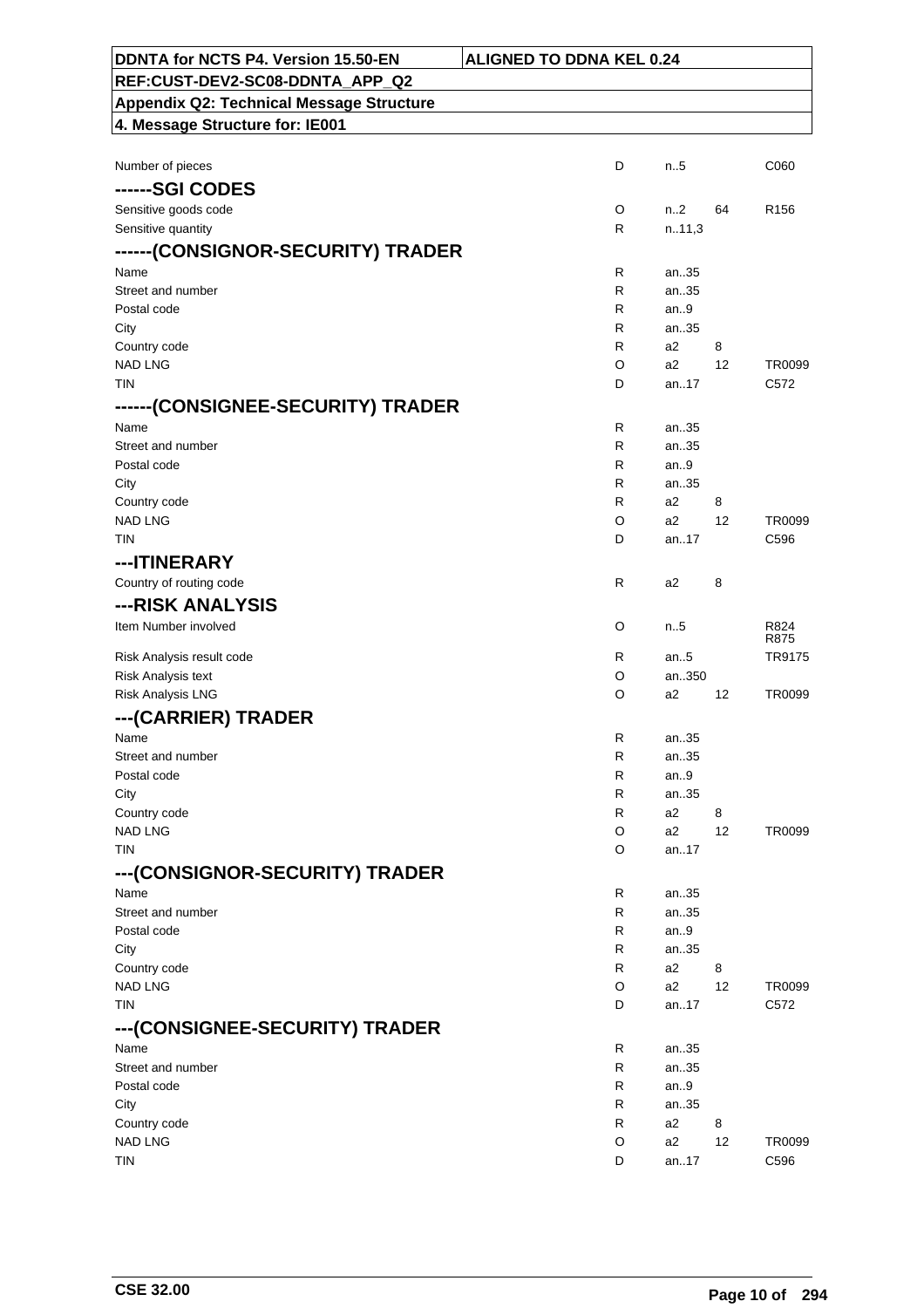| | | | | |
|---|---|---|---|---|
| Number of pieces | D | n..5 | | C060 |
| **------SGI CODES** | | | | |
| Sensitive goods code | O | n..2 | 64 | R156 |
| Sensitive quantity | R | n..11,3 | | |
| **------(CONSIGNOR-SECURITY) TRADER** | | | | |
| Name | R | an..35 | | |
| Street and number | R | an..35 | | |
| Postal code | R | an..9 | | |
| City | R | an..35 | | |
| Country code | R | a2 | 8 | |
| NAD LNG | O | a2 | 12 | TR0099 |
| TIN | D | an..17 | | C572 |
| **------(CONSIGNEE-SECURITY) TRADER** | | | | |
| Name | R | an..35 | | |
| Street and number | R | an..35 | | |
| Postal code | R | an..9 | | |
| City | R | an..35 | | |
| Country code | R | a2 | 8 | |
| NAD LNG | O | a2 | 12 | TR0099 |
| TIN | D | an..17 | | C596 |
| **---ITINERARY** | | | | |
| Country of routing code | R | a2 | 8 | |
| **---RISK ANALYSIS** | | | | |
| Item Number involved | O | n..5 | | R824 R875 |
| Risk Analysis result code | R | an..5 | | TR9175 |
| Risk Analysis text | O | an..350 | | |
| Risk Analysis LNG | O | a2 | 12 | TR0099 |
| **---(CARRIER) TRADER** | | | | |
| Name | R | an..35 | | |
| Street and number | R | an..35 | | |
| Postal code | R | an..9 | | |
| City | R | an..35 | | |
| Country code | R | a2 | 8 | |
| NAD LNG | O | a2 | 12 | TR0099 |
| TIN | O | an..17 | | |
| **---(CONSIGNOR-SECURITY) TRADER** | | | | |
| Name | R | an..35 | | |
| Street and number | R | an..35 | | |
| Postal code | R | an..9 | | |
| City | R | an..35 | | |
| Country code | R | a2 | 8 | |
| NAD LNG | O | a2 | 12 | TR0099 |
| TIN | D | an..17 | | C572 |
| **---(CONSIGNEE-SECURITY) TRADER** | | | | |
| Name | R | an..35 | | |
| Street and number | R | an..35 | | |
| Postal code | R | an..9 | | |
| City | R | an..35 | | |
| Country code | R | a2 | 8 | |
| NAD LNG | O | a2 | 12 | TR0099 |
| TIN | D | an..17 | | C596 |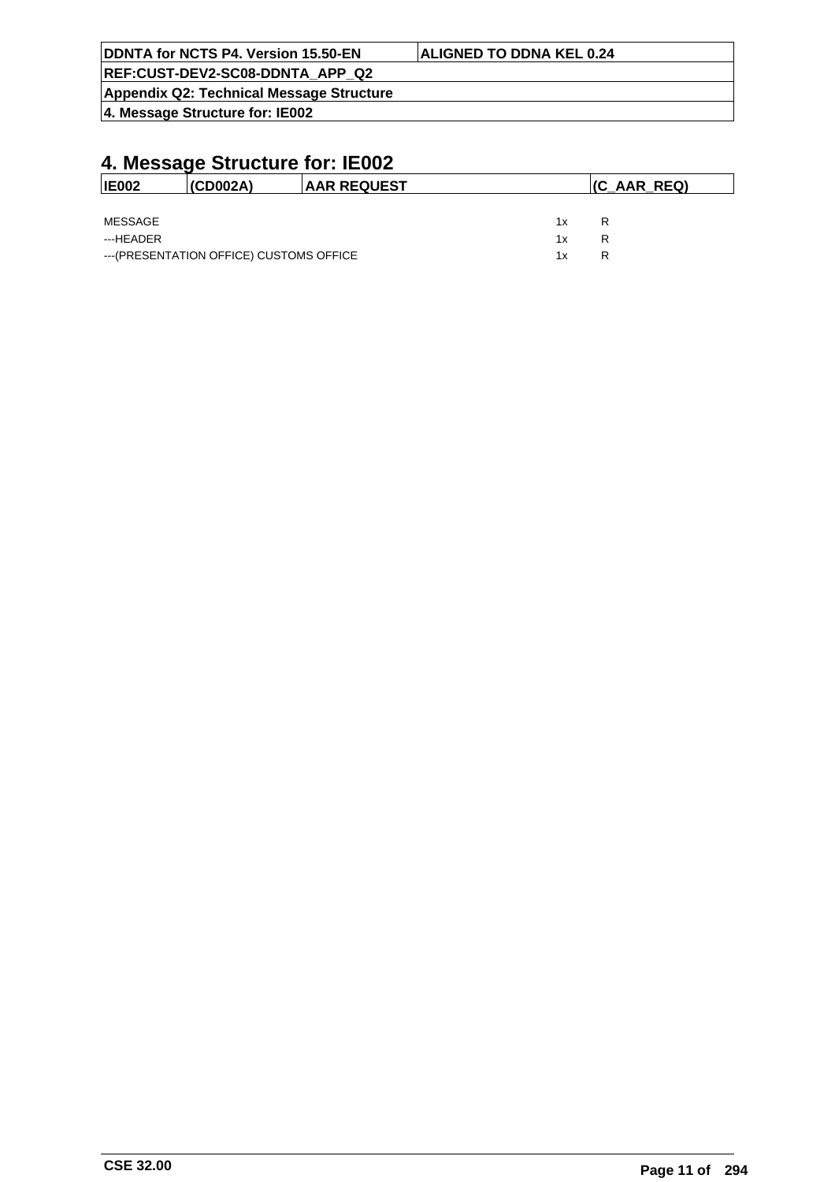# 4. Message Structure for: IE002

| IE002 | (CD002A) | AAR REQUEST | (C_AAR_REQ) |
|---|---|---|---|

| | | |
|---|---|---|
| MESSAGE | 1x | R |
| ---HEADER | 1x | R |
| ---(PRESENTATION OFFICE) CUSTOMS OFFICE | 1x | R |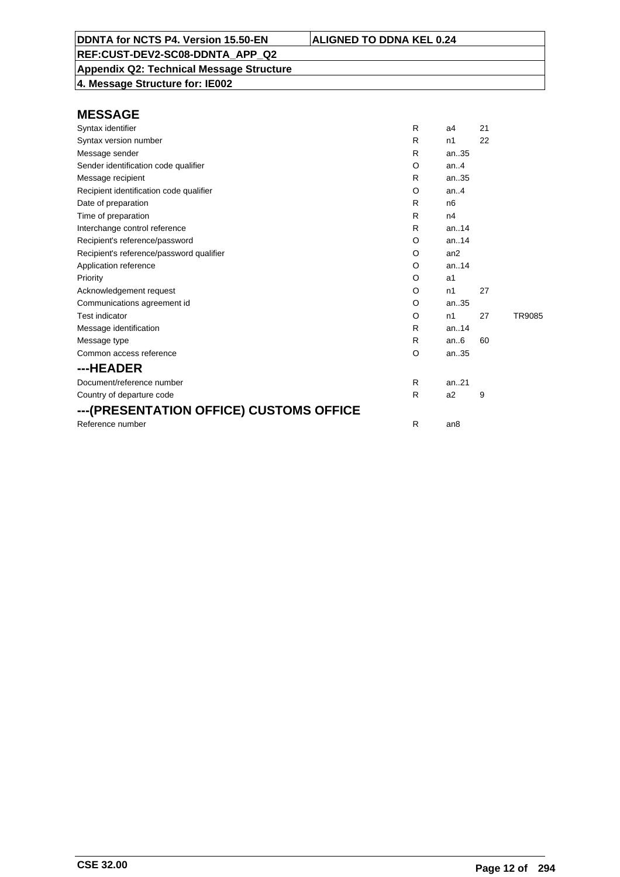## MESSAGE

| | | | | |
|---|---|---|---|---|
| Syntax identifier | R | a4 | 21 | |
| Syntax version number | R | n1 | 22 | |
| Message sender | R | an..35 | | |
| Sender identification code qualifier | O | an..4 | | |
| Message recipient | R | an..35 | | |
| Recipient identification code qualifier | O | an..4 | | |
| Date of preparation | R | n6 | | |
| Time of preparation | R | n4 | | |
| Interchange control reference | R | an..14 | | |
| Recipient's reference/password | O | an..14 | | |
| Recipient's reference/password qualifier | O | an2 | | |
| Application reference | O | an..14 | | |
| Priority | O | a1 | | |
| Acknowledgement request | O | n1 | 27 | |
| Communications agreement id | O | an..35 | | |
| Test indicator | O | n1 | 27 | TR9085 |
| Message identification | R | an..14 | | |
| Message type | R | an..6 | 60 | |
| Common access reference | O | an..35 | | |

## ---HEADER

| | | | | |
|---|---|---|---|---|
| Document/reference number | R | an..21 | | |
| Country of departure code | R | a2 | 9 | |

## ---(PRESENTATION OFFICE) CUSTOMS OFFICE

| | | | | |
|---|---|---|---|---|
| Reference number | R | an8 | | |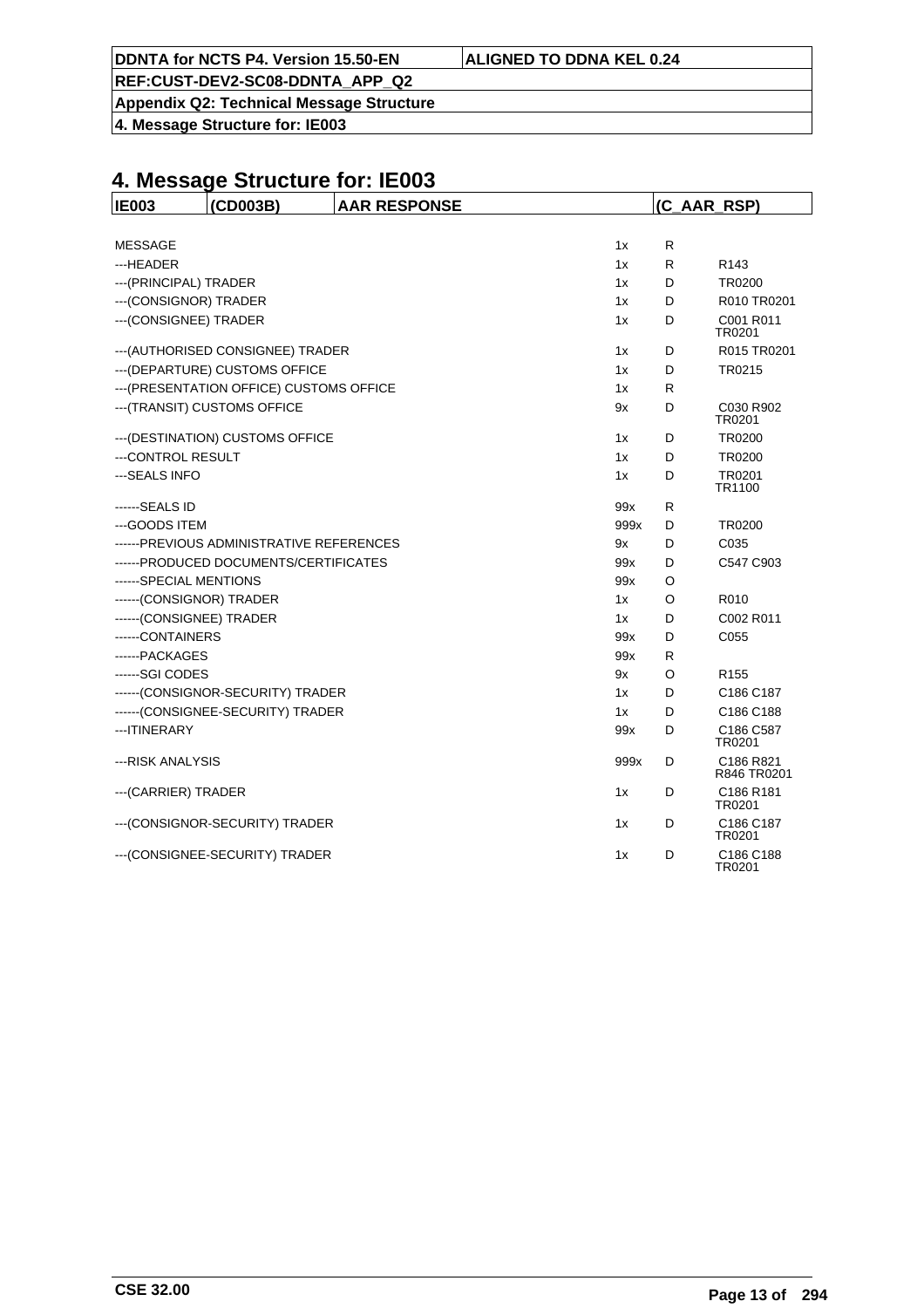# 4. Message Structure for: IE003

| IE003 | (CD003B) | AAR RESPONSE | | (C_AAR_RSP) |
|---|---|---|---|---|
| MESSAGE | | 1x | R | |
| ---HEADER | | 1x | R | R143 |
| ---(PRINCIPAL) TRADER | | 1x | D | TR0200 |
| ---(CONSIGNOR) TRADER | | 1x | D | R010 TR0201 |
| ---(CONSIGNEE) TRADER | | 1x | D | C001 R011 TR0201 |
| ---(AUTHORISED CONSIGNEE) TRADER | | 1x | D | R015 TR0201 |
| ---(DEPARTURE) CUSTOMS OFFICE | | 1x | D | TR0215 |
| ---(PRESENTATION OFFICE) CUSTOMS OFFICE | | 1x | R | |
| ---(TRANSIT) CUSTOMS OFFICE | | 9x | D | C030 R902 TR0201 |
| ---(DESTINATION) CUSTOMS OFFICE | | 1x | D | TR0200 |
| ---CONTROL RESULT | | 1x | D | TR0200 |
| ---SEALS INFO | | 1x | D | TR0201 TR1100 |
| ------SEALS ID | | 99x | R | |
| ---GOODS ITEM | | 999x | D | TR0200 |
| ------PREVIOUS ADMINISTRATIVE REFERENCES | | 9x | D | C035 |
| ------PRODUCED DOCUMENTS/CERTIFICATES | | 99x | D | C547 C903 |
| ------SPECIAL MENTIONS | | 99x | O | |
| ------(CONSIGNOR) TRADER | | 1x | O | R010 |
| ------(CONSIGNEE) TRADER | | 1x | D | C002 R011 |
| ------CONTAINERS | | 99x | D | C055 |
| ------PACKAGES | | 99x | R | |
| ------SGI CODES | | 9x | O | R155 |
| ------(CONSIGNOR-SECURITY) TRADER | | 1x | D | C186 C187 |
| ------(CONSIGNEE-SECURITY) TRADER | | 1x | D | C186 C188 |
| ---ITINERARY | | 99x | D | C186 C587 TR0201 |
| ---RISK ANALYSIS | | 999x | D | C186 R821 R846 TR0201 |
| ---(CARRIER) TRADER | | 1x | D | C186 R181 TR0201 |
| ---(CONSIGNOR-SECURITY) TRADER | | 1x | D | C186 C187 TR0201 |
| ---(CONSIGNEE-SECURITY) TRADER | | 1x | D | C186 C188 TR0201 |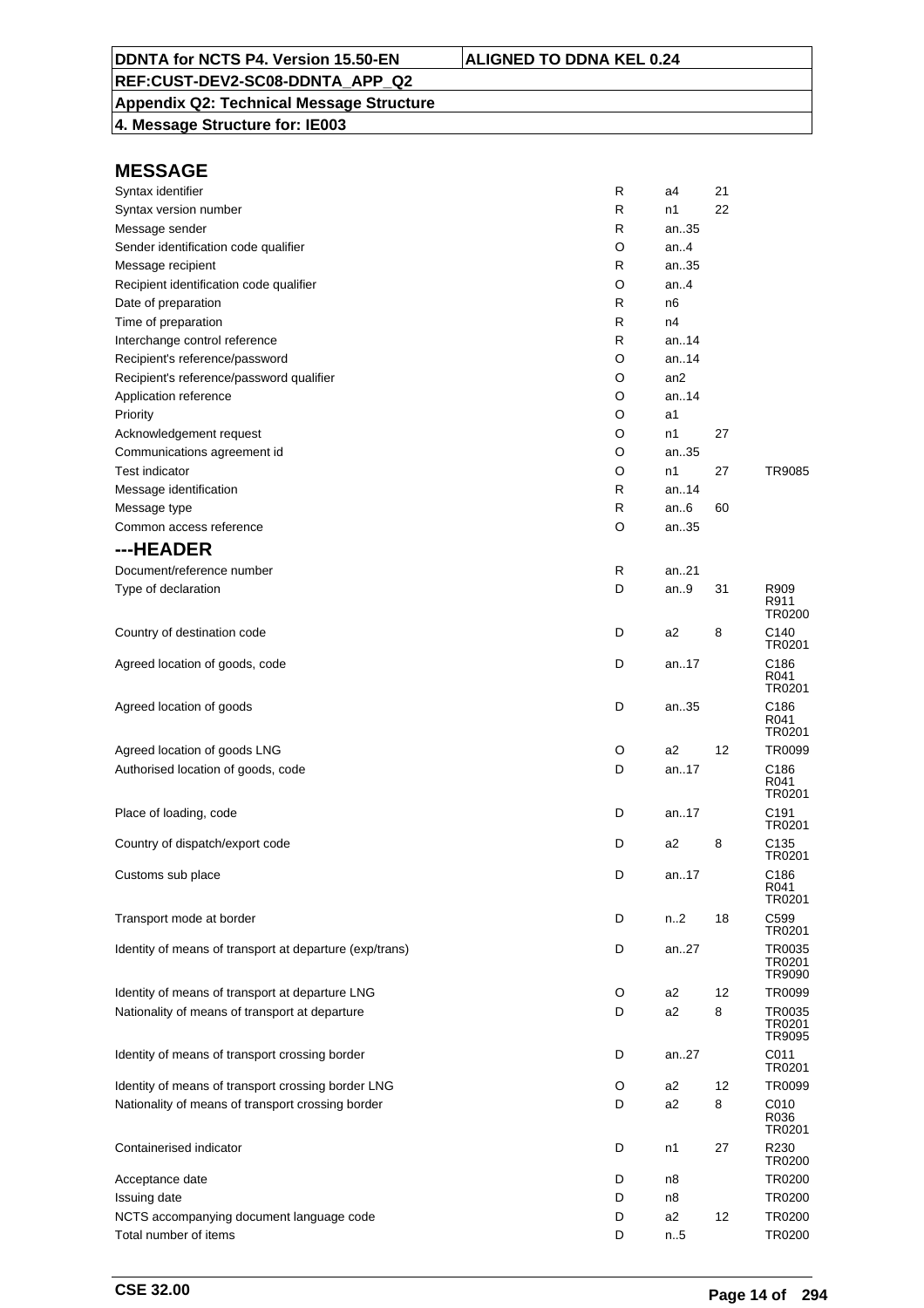**DDNTA for NCTS P4. Version 15.50-EN** | **ALIGNED TO DDNA KEL 0.24**

**REF:CUST-DEV2-SC08-DDNTA_APP_Q2**

**Appendix Q2: Technical Message Structure**

**4. Message Structure for: IE003**

## MESSAGE

| | | | | |
|---|---|---|---|---|
| Syntax identifier | R | a4 | 21 | |
| Syntax version number | R | n1 | 22 | |
| Message sender | R | an..35 | | |
| Sender identification code qualifier | O | an..4 | | |
| Message recipient | R | an..35 | | |
| Recipient identification code qualifier | O | an..4 | | |
| Date of preparation | R | n6 | | |
| Time of preparation | R | n4 | | |
| Interchange control reference | R | an..14 | | |
| Recipient's reference/password | O | an..14 | | |
| Recipient's reference/password qualifier | O | an2 | | |
| Application reference | O | an..14 | | |
| Priority | O | a1 | | |
| Acknowledgement request | O | n1 | 27 | |
| Communications agreement id | O | an..35 | | |
| Test indicator | O | n1 | 27 | TR9085 |
| Message identification | R | an..14 | | |
| Message type | R | an..6 | 60 | |
| Common access reference | O | an..35 | | |

## ---HEADER

| | | | | |
|---|---|---|---|---|
| Document/reference number | R | an..21 | | |
| Type of declaration | D | an..9 | 31 | R909<br>R911<br>TR0200 |
| Country of destination code | D | a2 | 8 | C140<br>TR0201 |
| Agreed location of goods, code | D | an..17 | | C186<br>R041<br>TR0201 |
| Agreed location of goods | D | an..35 | | C186<br>R041<br>TR0201 |
| Agreed location of goods LNG | O | a2 | 12 | TR0099 |
| Authorised location of goods, code | D | an..17 | | C186<br>R041<br>TR0201 |
| Place of loading, code | D | an..17 | | C191<br>TR0201 |
| Country of dispatch/export code | D | a2 | 8 | C135<br>TR0201 |
| Customs sub place | D | an..17 | | C186<br>R041<br>TR0201 |
| Transport mode at border | D | n..2 | 18 | C599<br>TR0201 |
| Identity of means of transport at departure (exp/trans) | D | an..27 | | TR0035<br>TR0201<br>TR9090 |
| Identity of means of transport at departure LNG | O | a2 | 12 | TR0099 |
| Nationality of means of transport at departure | D | a2 | 8 | TR0035<br>TR0201<br>TR9095 |
| Identity of means of transport crossing border | D | an..27 | | C011<br>TR0201 |
| Identity of means of transport crossing border LNG | O | a2 | 12 | TR0099 |
| Nationality of means of transport crossing border | D | a2 | 8 | C010<br>R036<br>TR0201 |
| Containerised indicator | D | n1 | 27 | R230<br>TR0200 |
| Acceptance date | D | n8 | | TR0200 |
| Issuing date | D | n8 | | TR0200 |
| NCTS accompanying document language code | D | a2 | 12 | TR0200 |
| Total number of items | D | n..5 | | TR0200 |

CSE 32.00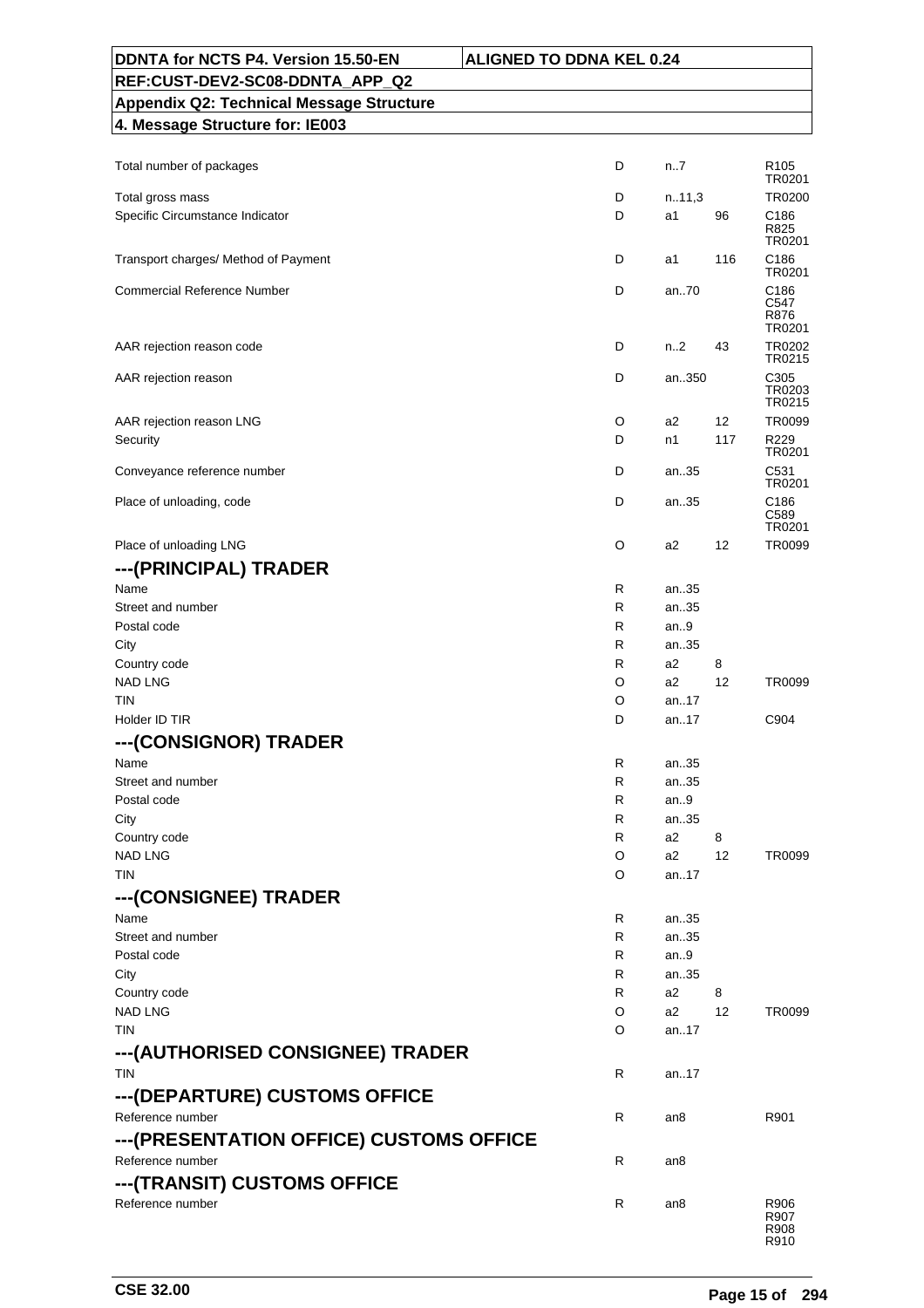| | | | | |
|---|---|---|---|---|
| Total number of packages | D | n..7 | | R105<br>TR0201 |
| Total gross mass | D | n..11,3 | | TR0200 |
| Specific Circumstance Indicator | D | a1 | 96 | C186<br>R825<br>TR0201 |
| Transport charges/ Method of Payment | D | a1 | 116 | C186<br>TR0201 |
| Commercial Reference Number | D | an..70 | | C186<br>C547<br>R876<br>TR0201 |
| AAR rejection reason code | D | n..2 | 43 | TR0202<br>TR0215 |
| AAR rejection reason | D | an..350 | | C305<br>TR0203<br>TR0215 |
| AAR rejection reason LNG | O | a2 | 12 | TR0099 |
| Security | D | n1 | 117 | R229<br>TR0201 |
| Conveyance reference number | D | an..35 | | C531<br>TR0201 |
| Place of unloading, code | D | an..35 | | C186<br>C589<br>TR0201 |
| Place of unloading LNG | O | a2 | 12 | TR0099 |

## ---(PRINCIPAL) TRADER

| | | | | |
|---|---|---|---|---|
| Name | R | an..35 | | |
| Street and number | R | an..35 | | |
| Postal code | R | an..9 | | |
| City | R | an..35 | | |
| Country code | R | a2 | 8 | |
| NAD LNG | O | a2 | 12 | TR0099 |
| TIN | O | an..17 | | |
| Holder ID TIR | D | an..17 | | C904 |

## ---(CONSIGNOR) TRADER

| | | | | |
|---|---|---|---|---|
| Name | R | an..35 | | |
| Street and number | R | an..35 | | |
| Postal code | R | an..9 | | |
| City | R | an..35 | | |
| Country code | R | a2 | 8 | |
| NAD LNG | O | a2 | 12 | TR0099 |
| TIN | O | an..17 | | |

## ---(CONSIGNEE) TRADER

| | | | | |
|---|---|---|---|---|
| Name | R | an..35 | | |
| Street and number | R | an..35 | | |
| Postal code | R | an..9 | | |
| City | R | an..35 | | |
| Country code | R | a2 | 8 | |
| NAD LNG | O | a2 | 12 | TR0099 |
| TIN | O | an..17 | | |

## ---(AUTHORISED CONSIGNEE) TRADER

| | | | | |
|---|---|---|---|---|
| TIN | R | an..17 | | |

## ---(DEPARTURE) CUSTOMS OFFICE

| | | | | |
|---|---|---|---|---|
| Reference number | R | an8 | | R901 |

## ---(PRESENTATION OFFICE) CUSTOMS OFFICE

| | | | | |
|---|---|---|---|---|
| Reference number | R | an8 | | |

## ---(TRANSIT) CUSTOMS OFFICE

| | | | | |
|---|---|---|---|---|
| Reference number | R | an8 | | R906<br>R907<br>R908<br>R910 |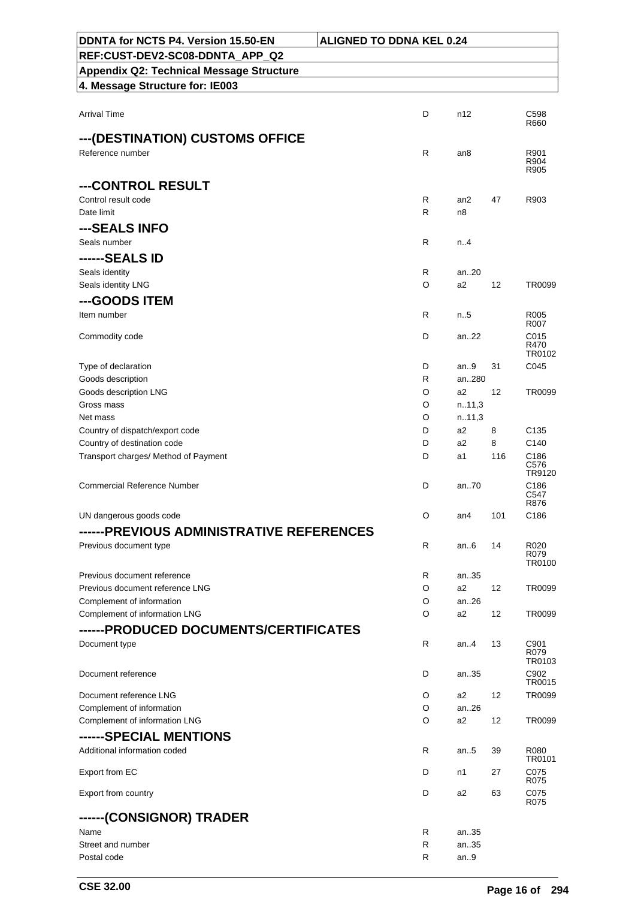| | | | | |
|---|---|---|---|---|
| Arrival Time | D | n12 | | C598 R660 |
| **---(DESTINATION) CUSTOMS OFFICE** | | | | |
| Reference number | R | an8 | | R901 R904 R905 |
| **---CONTROL RESULT** | | | | |
| Control result code | R | an2 | 47 | R903 |
| Date limit | R | n8 | | |
| **---SEALS INFO** | | | | |
| Seals number | R | n..4 | | |
| **------SEALS ID** | | | | |
| Seals identity | R | an..20 | | |
| Seals identity LNG | O | a2 | 12 | TR0099 |
| **---GOODS ITEM** | | | | |
| Item number | R | n..5 | | R005 R007 |
| Commodity code | D | an..22 | | C015 R470 TR0102 |
| Type of declaration | D | an..9 | 31 | C045 |
| Goods description | R | an..280 | | |
| Goods description LNG | O | a2 | 12 | TR0099 |
| Gross mass | O | n..11,3 | | |
| Net mass | O | n..11,3 | | |
| Country of dispatch/export code | D | a2 | 8 | C135 |
| Country of destination code | D | a2 | 8 | C140 |
| Transport charges/ Method of Payment | D | a1 | 116 | C186 C576 TR9120 |
| Commercial Reference Number | D | an..70 | | C186 C547 R876 |
| UN dangerous goods code | O | an4 | 101 | C186 |
| **------PREVIOUS ADMINISTRATIVE REFERENCES** | | | | |
| Previous document type | R | an..6 | 14 | R020 R079 TR0100 |
| Previous document reference | R | an..35 | | |
| Previous document reference LNG | O | a2 | 12 | TR0099 |
| Complement of information | O | an..26 | | |
| Complement of information LNG | O | a2 | 12 | TR0099 |
| **------PRODUCED DOCUMENTS/CERTIFICATES** | | | | |
| Document type | R | an..4 | 13 | C901 R079 TR0103 |
| Document reference | D | an..35 | | C902 TR0015 |
| Document reference LNG | O | a2 | 12 | TR0099 |
| Complement of information | O | an..26 | | |
| Complement of information LNG | O | a2 | 12 | TR0099 |
| **------SPECIAL MENTIONS** | | | | |
| Additional information coded | R | an..5 | 39 | R080 TR0101 |
| Export from EC | D | n1 | 27 | C075 R075 |
| Export from country | D | a2 | 63 | C075 R075 |
| **------(CONSIGNOR) TRADER** | | | | |
| Name | R | an..35 | | |
| Street and number | R | an..35 | | |
| Postal code | R | an..9 | | |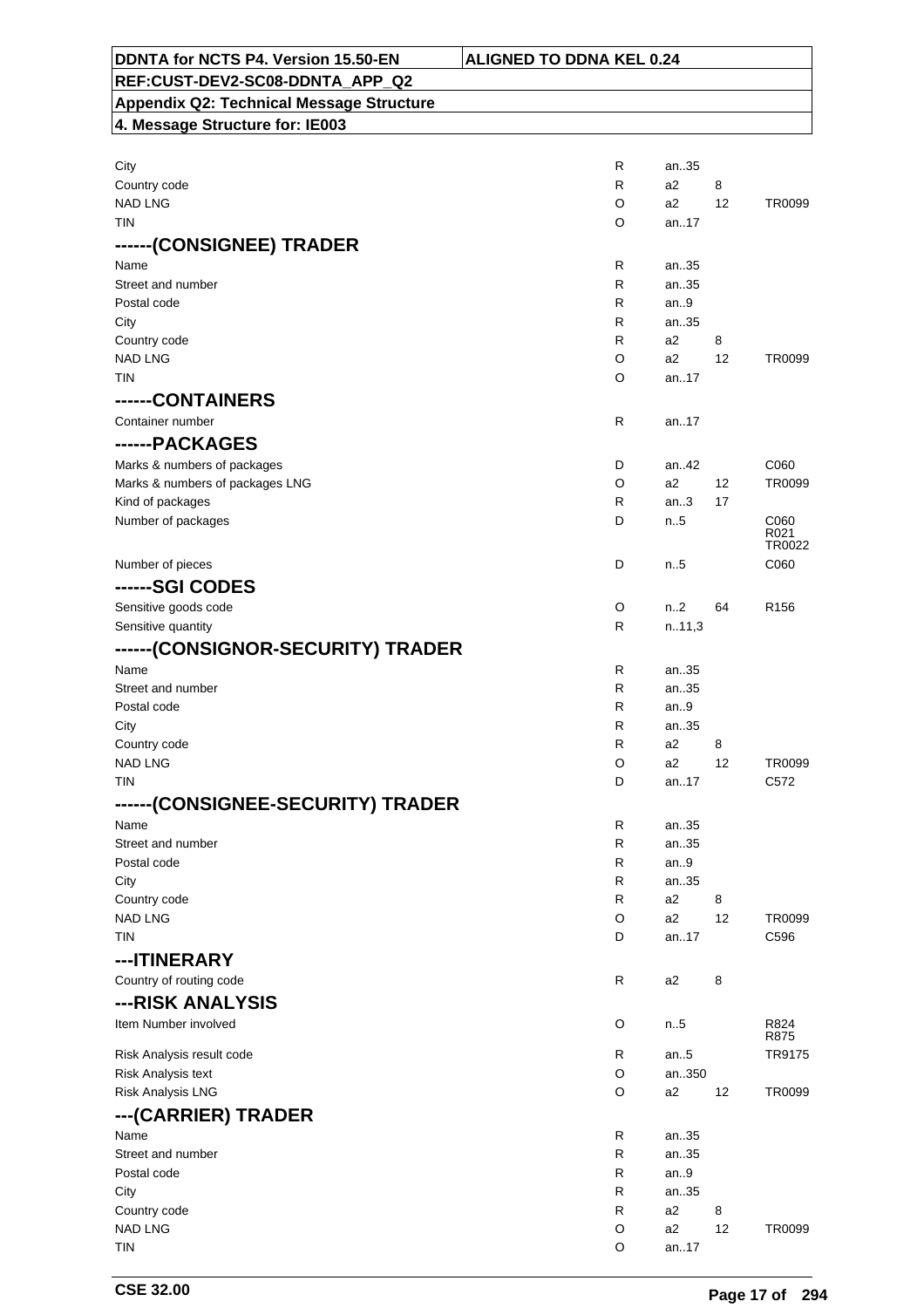| | | | | |
|---|---|---|---|---|
| City | R | an..35 | | |
| Country code | R | a2 | 8 | |
| NAD LNG | O | a2 | 12 | TR0099 |
| TIN | O | an..17 | | |
| **------(CONSIGNEE) TRADER** | | | | |
| Name | R | an..35 | | |
| Street and number | R | an..35 | | |
| Postal code | R | an..9 | | |
| City | R | an..35 | | |
| Country code | R | a2 | 8 | |
| NAD LNG | O | a2 | 12 | TR0099 |
| TIN | O | an..17 | | |
| **------CONTAINERS** | | | | |
| Container number | R | an..17 | | |
| **------PACKAGES** | | | | |
| Marks & numbers of packages | D | an..42 | | C060 |
| Marks & numbers of packages LNG | O | a2 | 12 | TR0099 |
| Kind of packages | R | an..3 | 17 | |
| Number of packages | D | n..5 | | C060 R021 TR0022 |
| Number of pieces | D | n..5 | | C060 |
| **------SGI CODES** | | | | |
| Sensitive goods code | O | n..2 | 64 | R156 |
| Sensitive quantity | R | n..11,3 | | |
| **------(CONSIGNOR-SECURITY) TRADER** | | | | |
| Name | R | an..35 | | |
| Street and number | R | an..35 | | |
| Postal code | R | an..9 | | |
| City | R | an..35 | | |
| Country code | R | a2 | 8 | |
| NAD LNG | O | a2 | 12 | TR0099 |
| TIN | D | an..17 | | C572 |
| **------(CONSIGNEE-SECURITY) TRADER** | | | | |
| Name | R | an..35 | | |
| Street and number | R | an..35 | | |
| Postal code | R | an..9 | | |
| City | R | an..35 | | |
| Country code | R | a2 | 8 | |
| NAD LNG | O | a2 | 12 | TR0099 |
| TIN | D | an..17 | | C596 |
| **---ITINERARY** | | | | |
| Country of routing code | R | a2 | 8 | |
| **---RISK ANALYSIS** | | | | |
| Item Number involved | O | n..5 | | R824 R875 |
| Risk Analysis result code | R | an..5 | | TR9175 |
| Risk Analysis text | O | an..350 | | |
| Risk Analysis LNG | O | a2 | 12 | TR0099 |
| **---(CARRIER) TRADER** | | | | |
| Name | R | an..35 | | |
| Street and number | R | an..35 | | |
| Postal code | R | an..9 | | |
| City | R | an..35 | | |
| Country code | R | a2 | 8 | |
| NAD LNG | O | a2 | 12 | TR0099 |
| TIN | O | an..17 | | |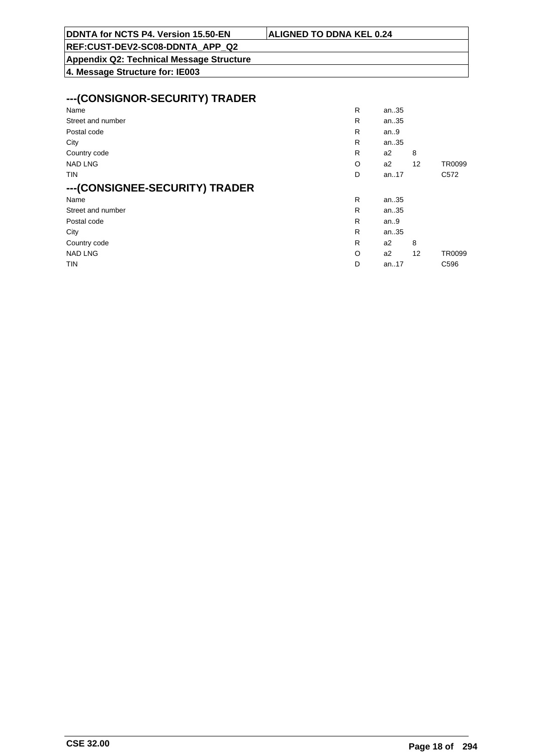## ---(CONSIGNOR-SECURITY) TRADER

| | | | | |
|---|---|---|---|---|
| Name | R | an..35 | | |
| Street and number | R | an..35 | | |
| Postal code | R | an..9 | | |
| City | R | an..35 | | |
| Country code | R | a2 | 8 | |
| NAD LNG | O | a2 | 12 | TR0099 |
| TIN | D | an..17 | | C572 |

## ---(CONSIGNEE-SECURITY) TRADER

| | | | | |
|---|---|---|---|---|
| Name | R | an..35 | | |
| Street and number | R | an..35 | | |
| Postal code | R | an..9 | | |
| City | R | an..35 | | |
| Country code | R | a2 | 8 | |
| NAD LNG | O | a2 | 12 | TR0099 |
| TIN | D | an..17 | | C596 |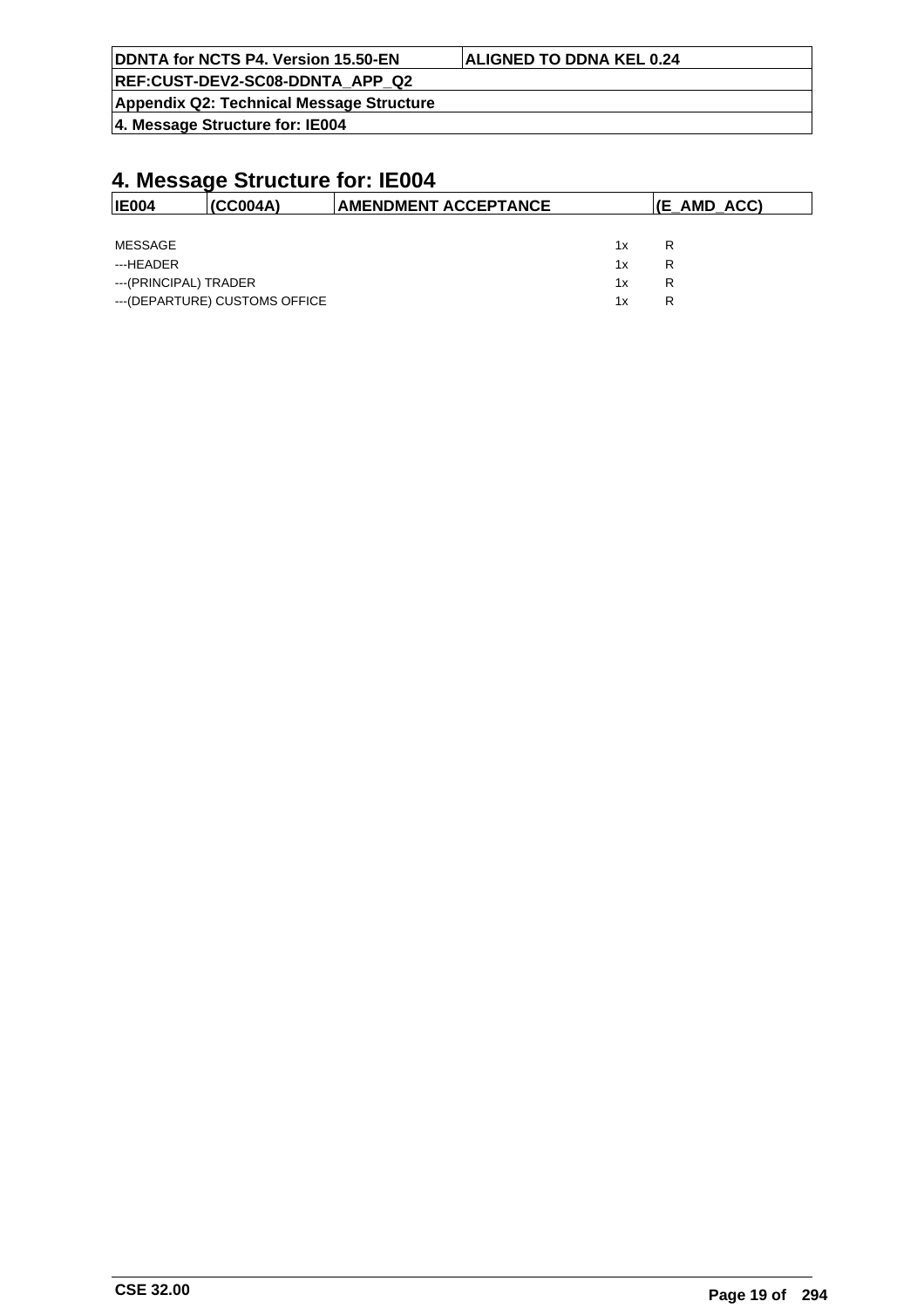# 4. Message Structure for: IE004

| IE004 | (CC004A) | AMENDMENT ACCEPTANCE | (E_AMD_ACC) |
|---|---|---|---|

| | | |
|---|---|---|
| MESSAGE | 1x | R |
| ---HEADER | 1x | R |
| ---(PRINCIPAL) TRADER | 1x | R |
| ---(DEPARTURE) CUSTOMS OFFICE | 1x | R |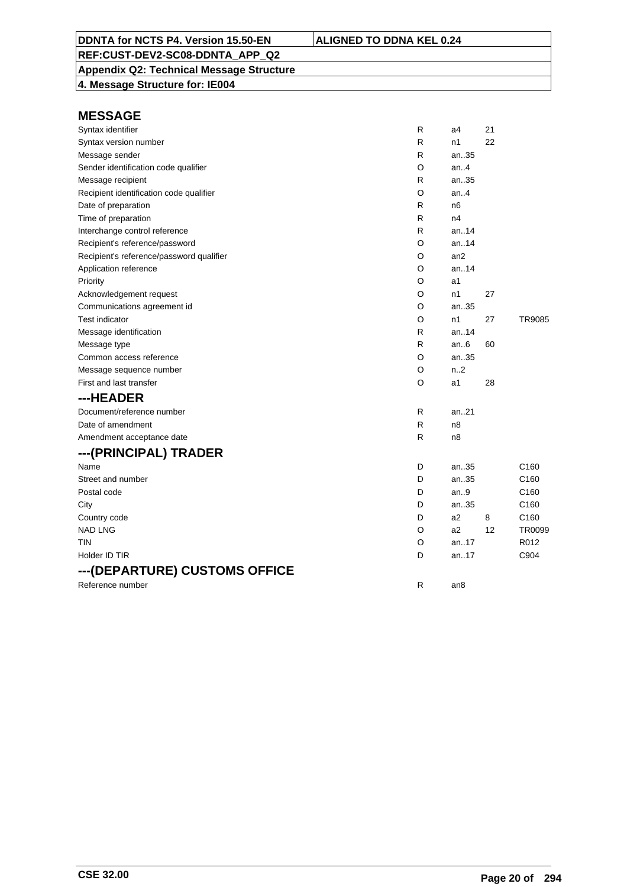## MESSAGE

| | | | | |
|---|---|---|---|---|
| Syntax identifier | R | a4 | 21 | |
| Syntax version number | R | n1 | 22 | |
| Message sender | R | an..35 | | |
| Sender identification code qualifier | O | an..4 | | |
| Message recipient | R | an..35 | | |
| Recipient identification code qualifier | O | an..4 | | |
| Date of preparation | R | n6 | | |
| Time of preparation | R | n4 | | |
| Interchange control reference | R | an..14 | | |
| Recipient's reference/password | O | an..14 | | |
| Recipient's reference/password qualifier | O | an2 | | |
| Application reference | O | an..14 | | |
| Priority | O | a1 | | |
| Acknowledgement request | O | n1 | 27 | |
| Communications agreement id | O | an..35 | | |
| Test indicator | O | n1 | 27 | TR9085 |
| Message identification | R | an..14 | | |
| Message type | R | an..6 | 60 | |
| Common access reference | O | an..35 | | |
| Message sequence number | O | n..2 | | |
| First and last transfer | O | a1 | 28 | |

## ---HEADER

| | | | | |
|---|---|---|---|---|
| Document/reference number | R | an..21 | | |
| Date of amendment | R | n8 | | |
| Amendment acceptance date | R | n8 | | |

## ---(PRINCIPAL) TRADER

| | | | | |
|---|---|---|---|---|
| Name | D | an..35 | | C160 |
| Street and number | D | an..35 | | C160 |
| Postal code | D | an..9 | | C160 |
| City | D | an..35 | | C160 |
| Country code | D | a2 | 8 | C160 |
| NAD LNG | O | a2 | 12 | TR0099 |
| TIN | O | an..17 | | R012 |
| Holder ID TIR | D | an..17 | | C904 |

## ---(DEPARTURE) CUSTOMS OFFICE

| | | | | |
|---|---|---|---|---|
| Reference number | R | an8 | | |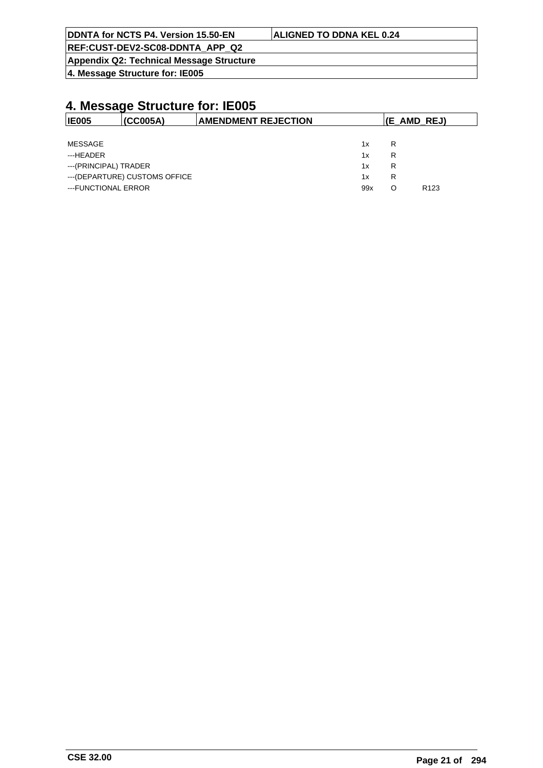# 4. Message Structure for: IE005

| IE005 | (CC005A) | AMENDMENT REJECTION | (E_AMD_REJ) |
|---|---|---|---|

| | | | |
|---|---|---|---|
| MESSAGE | 1x | R | |
| ---HEADER | 1x | R | |
| ---(PRINCIPAL) TRADER | 1x | R | |
| ---(DEPARTURE) CUSTOMS OFFICE | 1x | R | |
| ---FUNCTIONAL ERROR | 99x | O | R123 |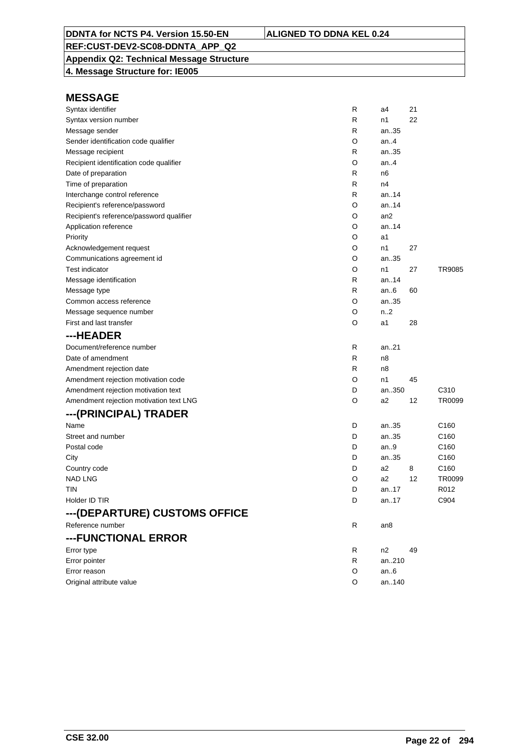## MESSAGE

| | | | | |
|---|---|---|---|---|
| Syntax identifier | R | a4 | 21 | |
| Syntax version number | R | n1 | 22 | |
| Message sender | R | an..35 | | |
| Sender identification code qualifier | O | an..4 | | |
| Message recipient | R | an..35 | | |
| Recipient identification code qualifier | O | an..4 | | |
| Date of preparation | R | n6 | | |
| Time of preparation | R | n4 | | |
| Interchange control reference | R | an..14 | | |
| Recipient's reference/password | O | an..14 | | |
| Recipient's reference/password qualifier | O | an2 | | |
| Application reference | O | an..14 | | |
| Priority | O | a1 | | |
| Acknowledgement request | O | n1 | 27 | |
| Communications agreement id | O | an..35 | | |
| Test indicator | O | n1 | 27 | TR9085 |
| Message identification | R | an..14 | | |
| Message type | R | an..6 | 60 | |
| Common access reference | O | an..35 | | |
| Message sequence number | O | n..2 | | |
| First and last transfer | O | a1 | 28 | |

## ---HEADER

| | | | | |
|---|---|---|---|---|
| Document/reference number | R | an..21 | | |
| Date of amendment | R | n8 | | |
| Amendment rejection date | R | n8 | | |
| Amendment rejection motivation code | O | n1 | 45 | |
| Amendment rejection motivation text | D | an..350 | | C310 |
| Amendment rejection motivation text LNG | O | a2 | 12 | TR0099 |

## ---(PRINCIPAL) TRADER

| | | | | |
|---|---|---|---|---|
| Name | D | an..35 | | C160 |
| Street and number | D | an..35 | | C160 |
| Postal code | D | an..9 | | C160 |
| City | D | an..35 | | C160 |
| Country code | D | a2 | 8 | C160 |
| NAD LNG | O | a2 | 12 | TR0099 |
| TIN | D | an..17 | | R012 |
| Holder ID TIR | D | an..17 | | C904 |

## ---(DEPARTURE) CUSTOMS OFFICE

| | | | | |
|---|---|---|---|---|
| Reference number | R | an8 | | |

## ---FUNCTIONAL ERROR

| | | | | |
|---|---|---|---|---|
| Error type | R | n2 | 49 | |
| Error pointer | R | an..210 | | |
| Error reason | O | an..6 | | |
| Original attribute value | O | an..140 | | |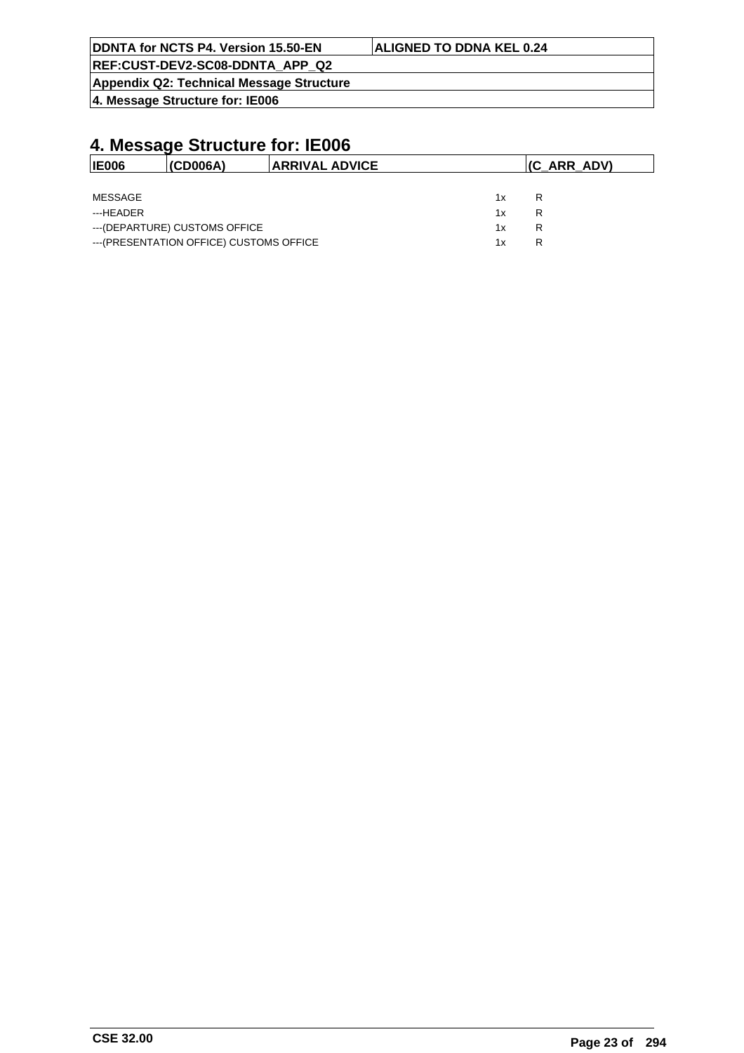# 4. Message Structure for: IE006

| IE006 | (CD006A) | ARRIVAL ADVICE | (C_ARR_ADV) |
|---|---|---|---|

| | | |
|---|---|---|
| MESSAGE | 1x | R |
| ---HEADER | 1x | R |
| ---(DEPARTURE) CUSTOMS OFFICE | 1x | R |
| ---(PRESENTATION OFFICE) CUSTOMS OFFICE | 1x | R |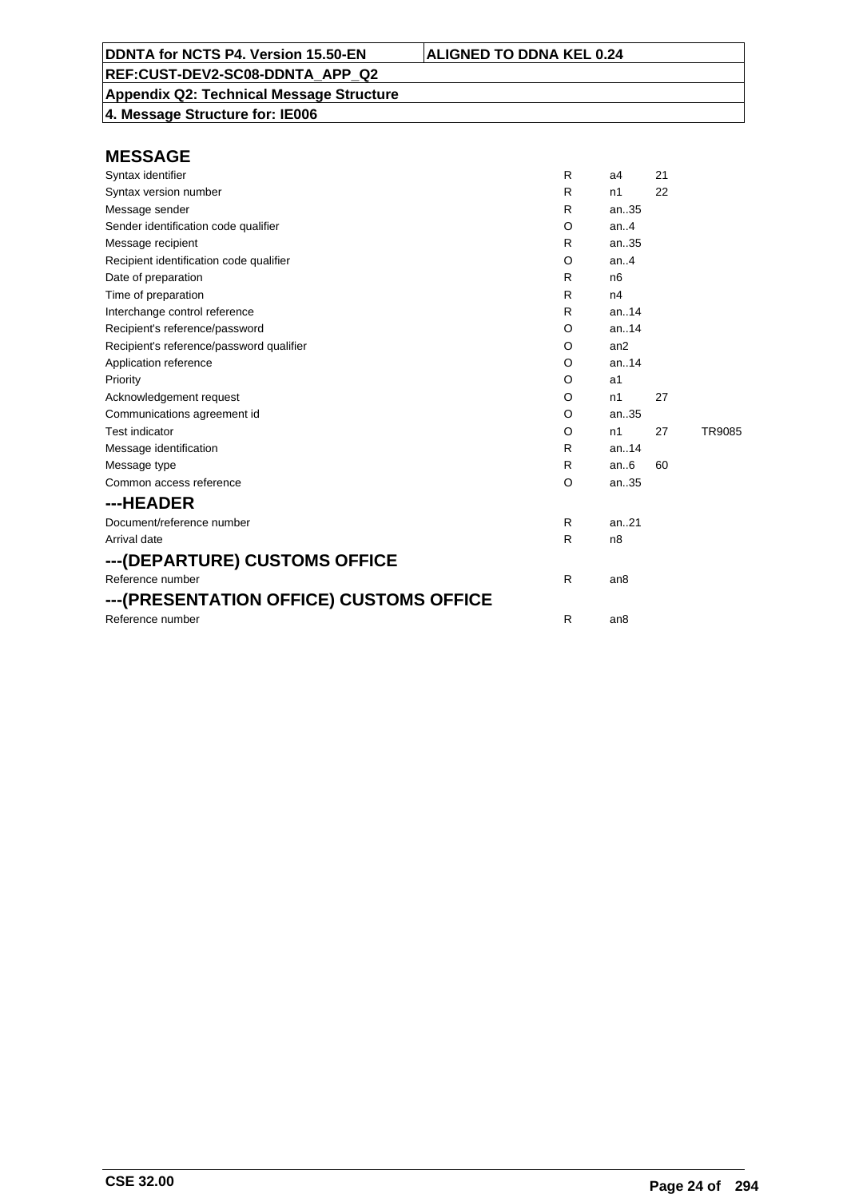DDNTA for NCTS P4. Version 15.50-EN | ALIGNED TO DDNA KEL 0.24

REF:CUST-DEV2-SC08-DDNTA_APP_Q2

Appendix Q2: Technical Message Structure

4. Message Structure for: IE006

## MESSAGE

| | | | | |
|---|---|---|---|---|
| Syntax identifier | R | a4 | 21 | |
| Syntax version number | R | n1 | 22 | |
| Message sender | R | an..35 | | |
| Sender identification code qualifier | O | an..4 | | |
| Message recipient | R | an..35 | | |
| Recipient identification code qualifier | O | an..4 | | |
| Date of preparation | R | n6 | | |
| Time of preparation | R | n4 | | |
| Interchange control reference | R | an..14 | | |
| Recipient's reference/password | O | an..14 | | |
| Recipient's reference/password qualifier | O | an2 | | |
| Application reference | O | an..14 | | |
| Priority | O | a1 | | |
| Acknowledgement request | O | n1 | 27 | |
| Communications agreement id | O | an..35 | | |
| Test indicator | O | n1 | 27 | TR9085 |
| Message identification | R | an..14 | | |
| Message type | R | an..6 | 60 | |
| Common access reference | O | an..35 | | |

## ---HEADER

| | | |
|---|---|---|
| Document/reference number | R | an..21 |
| Arrival date | R | n8 |

## ---(DEPARTURE) CUSTOMS OFFICE

| | | |
|---|---|---|
| Reference number | R | an8 |

## ---(PRESENTATION OFFICE) CUSTOMS OFFICE

| | | |
|---|---|---|
| Reference number | R | an8 |

CSE 32.00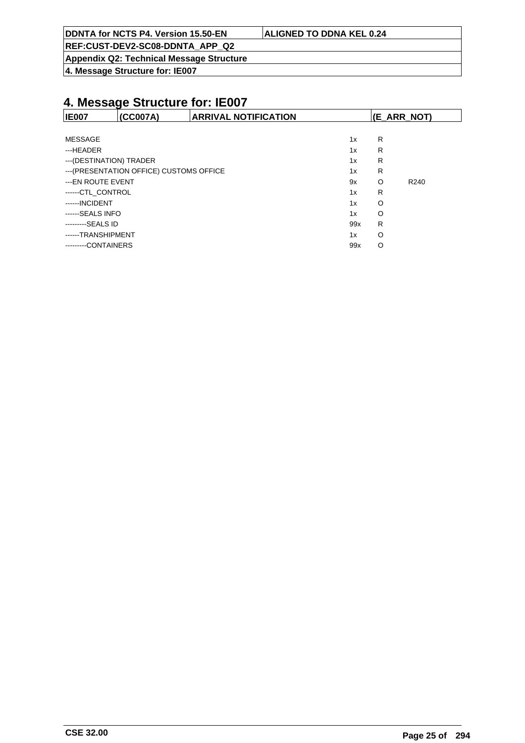# 4. Message Structure for: IE007

| IE007 | (CC007A) | ARRIVAL NOTIFICATION | (E_ARR_NOT) |
|---|---|---|---|

| | | | |
|---|---|---|---|
| MESSAGE | 1x | R | |
| ---HEADER | 1x | R | |
| ---(DESTINATION) TRADER | 1x | R | |
| ---(PRESENTATION OFFICE) CUSTOMS OFFICE | 1x | R | |
| ---EN ROUTE EVENT | 9x | O | R240 |
| ------CTL_CONTROL | 1x | R | |
| ------INCIDENT | 1x | O | |
| ------SEALS INFO | 1x | O | |
| ---------SEALS ID | 99x | R | |
| ------TRANSHIPMENT | 1x | O | |
| ---------CONTAINERS | 99x | O | |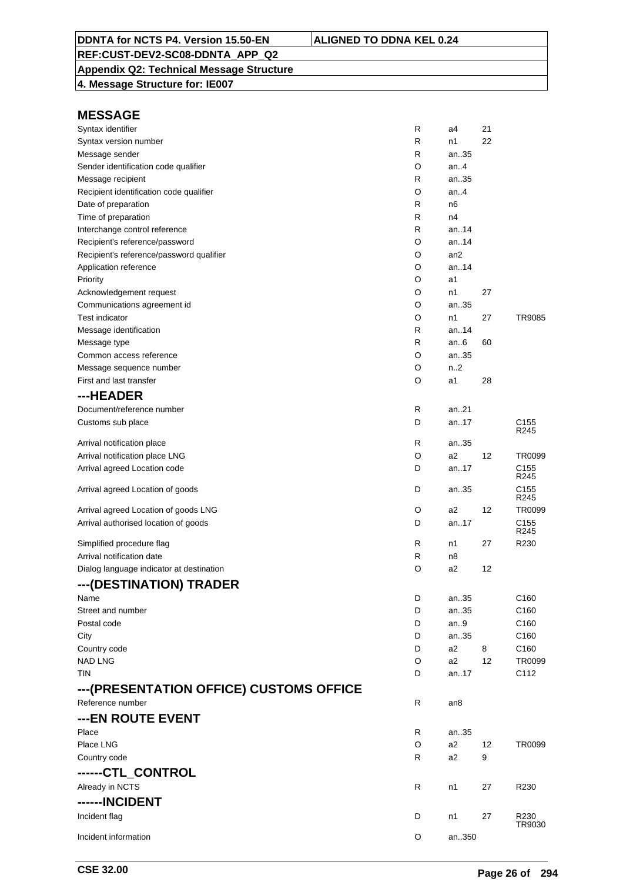| DDNTA for NCTS P4. Version 15.50-EN | ALIGNED TO DDNA KEL 0.24 |
|---|---|
| REF:CUST-DEV2-SC08-DDNTA_APP_Q2 | |
| Appendix Q2: Technical Message Structure | |
| 4. Message Structure for: IE007 | |

## MESSAGE

| Field | Status | Format | Codelist | Rules |
|---|---|---|---|---|
| Syntax identifier | R | a4 | 21 | |
| Syntax version number | R | n1 | 22 | |
| Message sender | R | an..35 | | |
| Sender identification code qualifier | O | an..4 | | |
| Message recipient | R | an..35 | | |
| Recipient identification code qualifier | O | an..4 | | |
| Date of preparation | R | n6 | | |
| Time of preparation | R | n4 | | |
| Interchange control reference | R | an..14 | | |
| Recipient's reference/password | O | an..14 | | |
| Recipient's reference/password qualifier | O | an2 | | |
| Application reference | O | an..14 | | |
| Priority | O | a1 | | |
| Acknowledgement request | O | n1 | 27 | |
| Communications agreement id | O | an..35 | | |
| Test indicator | O | n1 | 27 | TR9085 |
| Message identification | R | an..14 | | |
| Message type | R | an..6 | 60 | |
| Common access reference | O | an..35 | | |
| Message sequence number | O | n..2 | | |
| First and last transfer | O | a1 | 28 | |

## ---HEADER

| Field | Status | Format | Codelist | Rules |
|---|---|---|---|---|
| Document/reference number | R | an..21 | | |
| Customs sub place | D | an..17 | | C155 R245 |
| Arrival notification place | R | an..35 | | |
| Arrival notification place LNG | O | a2 | 12 | TR0099 |
| Arrival agreed Location code | D | an..17 | | C155 R245 |
| Arrival agreed Location of goods | D | an..35 | | C155 R245 |
| Arrival agreed Location of goods LNG | O | a2 | 12 | TR0099 |
| Arrival authorised location of goods | D | an..17 | | C155 R245 |
| Simplified procedure flag | R | n1 | 27 | R230 |
| Arrival notification date | R | n8 | | |
| Dialog language indicator at destination | O | a2 | 12 | |

## ---(DESTINATION) TRADER

| Field | Status | Format | Codelist | Rules |
|---|---|---|---|---|
| Name | D | an..35 | | C160 |
| Street and number | D | an..35 | | C160 |
| Postal code | D | an..9 | | C160 |
| City | D | an..35 | | C160 |
| Country code | D | a2 | 8 | C160 |
| NAD LNG | O | a2 | 12 | TR0099 |
| TIN | D | an..17 | | C112 |

## ---(PRESENTATION OFFICE) CUSTOMS OFFICE

| Field | Status | Format | Codelist | Rules |
|---|---|---|---|---|
| Reference number | R | an8 | | |

## ---EN ROUTE EVENT

| Field | Status | Format | Codelist | Rules |
|---|---|---|---|---|
| Place | R | an..35 | | |
| Place LNG | O | a2 | 12 | TR0099 |
| Country code | R | a2 | 9 | |

## ------CTL_CONTROL

| Field | Status | Format | Codelist | Rules |
|---|---|---|---|---|
| Already in NCTS | R | n1 | 27 | R230 |

## ------INCIDENT

| Field | Status | Format | Codelist | Rules |
|---|---|---|---|---|
| Incident flag | D | n1 | 27 | R230 TR9030 |
| Incident information | O | an..350 | | |

CSE 32.00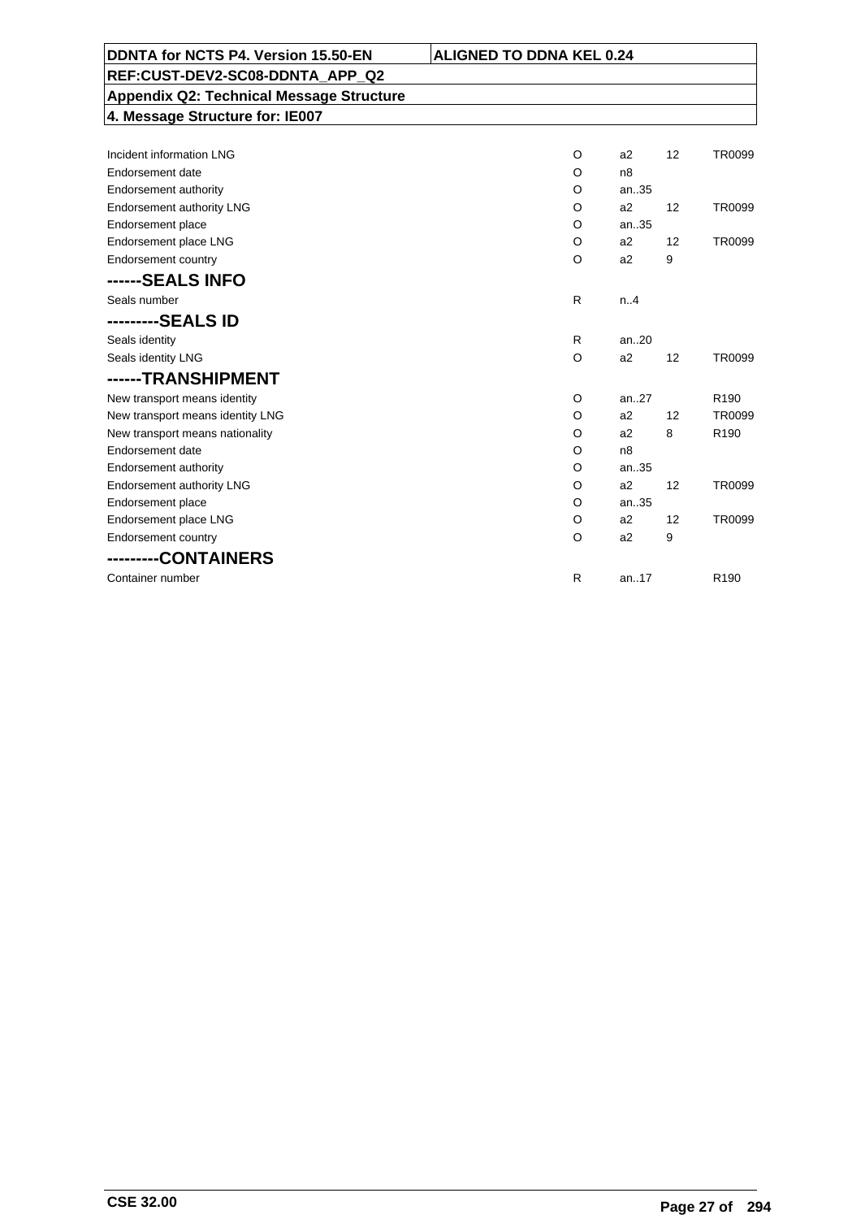| DDNTA for NCTS P4. Version 15.50-EN | ALIGNED TO DDNA KEL 0.24 |
|---|---|
| REF:CUST-DEV2-SC08-DDNTA_APP_Q2 | |
| Appendix Q2: Technical Message Structure | |
| 4. Message Structure for: IE007 | |

| | | | | |
|---|---|---|---|---|
| Incident information LNG | O | a2 | 12 | TR0099 |
| Endorsement date | O | n8 | | |
| Endorsement authority | O | an..35 | | |
| Endorsement authority LNG | O | a2 | 12 | TR0099 |
| Endorsement place | O | an..35 | | |
| Endorsement place LNG | O | a2 | 12 | TR0099 |
| Endorsement country | O | a2 | 9 | |
| **------SEALS INFO** | | | | |
| Seals number | R | n..4 | | |
| **---------SEALS ID** | | | | |
| Seals identity | R | an..20 | | |
| Seals identity LNG | O | a2 | 12 | TR0099 |
| **------TRANSHIPMENT** | | | | |
| New transport means identity | O | an..27 | | R190 |
| New transport means identity LNG | O | a2 | 12 | TR0099 |
| New transport means nationality | O | a2 | 8 | R190 |
| Endorsement date | O | n8 | | |
| Endorsement authority | O | an..35 | | |
| Endorsement authority LNG | O | a2 | 12 | TR0099 |
| Endorsement place | O | an..35 | | |
| Endorsement place LNG | O | a2 | 12 | TR0099 |
| Endorsement country | O | a2 | 9 | |
| **---------CONTAINERS** | | | | |
| Container number | R | an..17 | | R190 |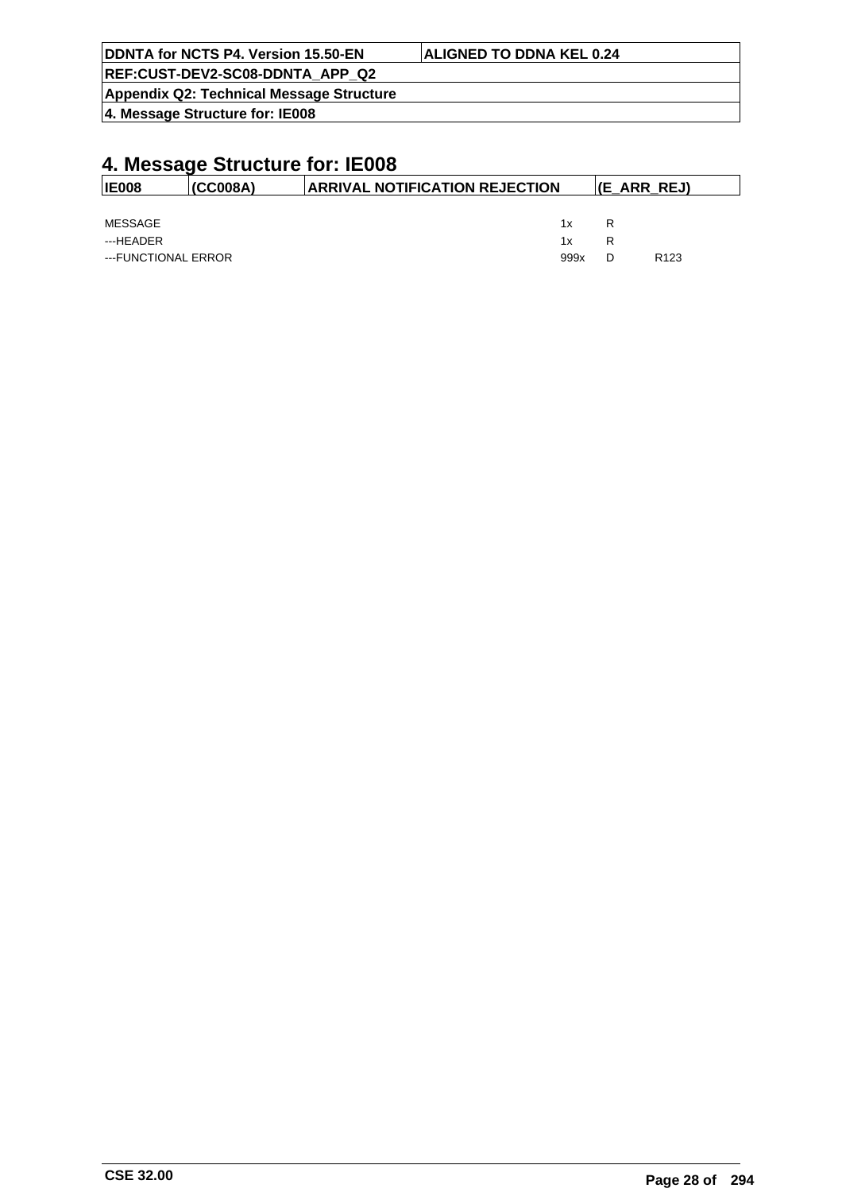# 4. Message Structure for: IE008

| IE008 | (CC008A) | ARRIVAL NOTIFICATION REJECTION | (E_ARR_REJ) |
|---|---|---|---|

| | | | |
|---|---|---|---|
| MESSAGE | 1x | R | |
| ---HEADER | 1x | R | |
| ---FUNCTIONAL ERROR | 999x | D | R123 |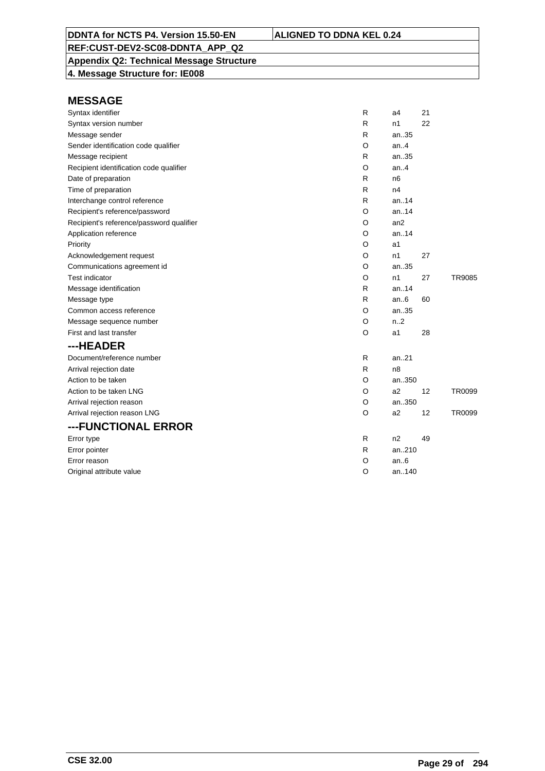| DDNTA for NCTS P4. Version 15.50-EN | ALIGNED TO DDNA KEL 0.24 |
|---|---|
| REF:CUST-DEV2-SC08-DDNTA_APP_Q2 | |
| Appendix Q2: Technical Message Structure | |
| 4. Message Structure for: IE008 | |

## MESSAGE

| | | | | |
|---|---|---|---|---|
| Syntax identifier | R | a4 | 21 | |
| Syntax version number | R | n1 | 22 | |
| Message sender | R | an..35 | | |
| Sender identification code qualifier | O | an..4 | | |
| Message recipient | R | an..35 | | |
| Recipient identification code qualifier | O | an..4 | | |
| Date of preparation | R | n6 | | |
| Time of preparation | R | n4 | | |
| Interchange control reference | R | an..14 | | |
| Recipient's reference/password | O | an..14 | | |
| Recipient's reference/password qualifier | O | an2 | | |
| Application reference | O | an..14 | | |
| Priority | O | a1 | | |
| Acknowledgement request | O | n1 | 27 | |
| Communications agreement id | O | an..35 | | |
| Test indicator | O | n1 | 27 | TR9085 |
| Message identification | R | an..14 | | |
| Message type | R | an..6 | 60 | |
| Common access reference | O | an..35 | | |
| Message sequence number | O | n..2 | | |
| First and last transfer | O | a1 | 28 | |

## ---HEADER

| | | | | |
|---|---|---|---|---|
| Document/reference number | R | an..21 | | |
| Arrival rejection date | R | n8 | | |
| Action to be taken | O | an..350 | | |
| Action to be taken LNG | O | a2 | 12 | TR0099 |
| Arrival rejection reason | O | an..350 | | |
| Arrival rejection reason LNG | O | a2 | 12 | TR0099 |

## ---FUNCTIONAL ERROR

| | | | | |
|---|---|---|---|---|
| Error type | R | n2 | 49 | |
| Error pointer | R | an..210 | | |
| Error reason | O | an..6 | | |
| Original attribute value | O | an..140 | | |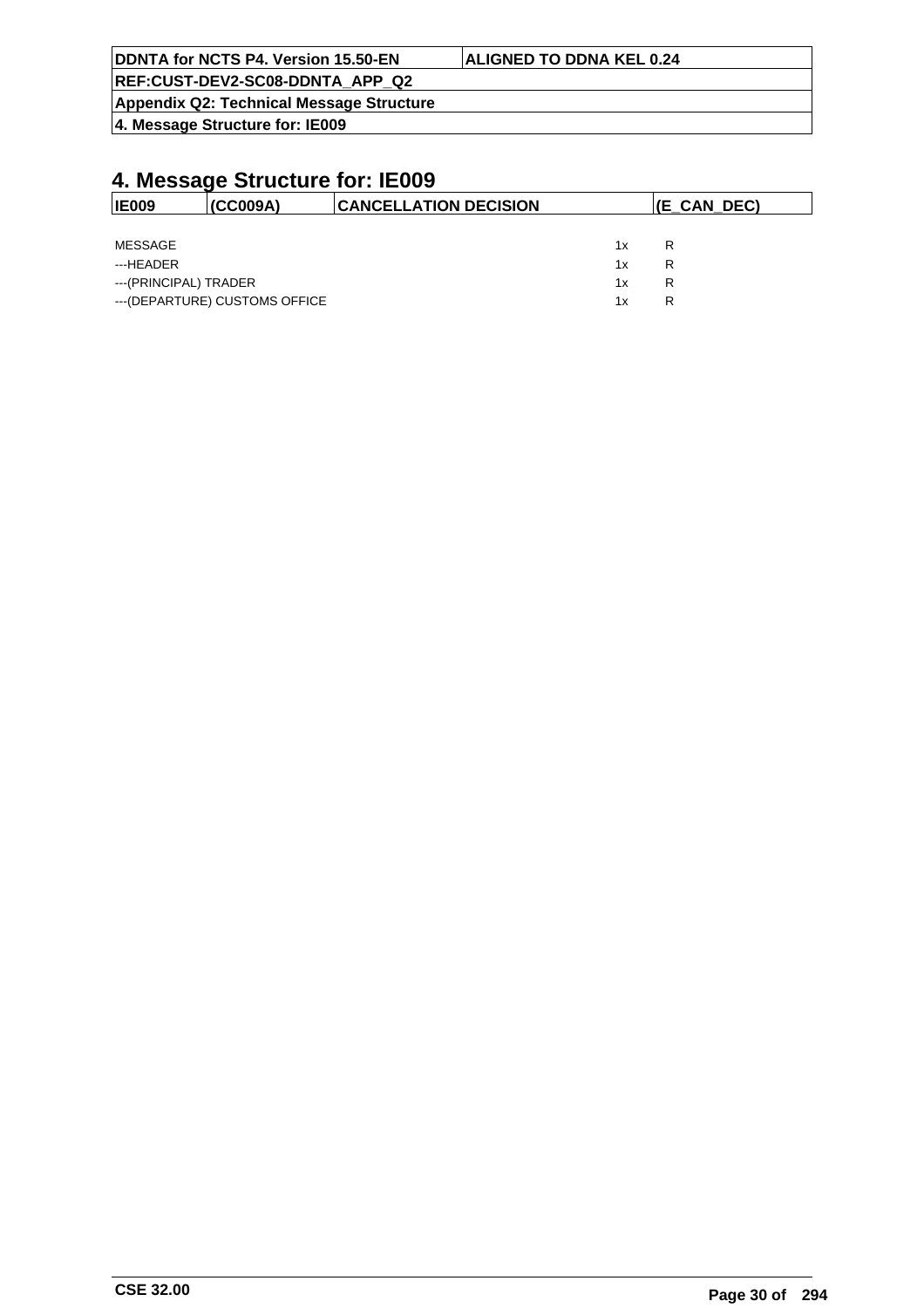# 4. Message Structure for: IE009

| IE009 | (CC009A) | CANCELLATION DECISION | (E_CAN_DEC) |
|---|---|---|---|

| | | |
|---|---|---|
| MESSAGE | 1x | R |
| ---HEADER | 1x | R |
| ---(PRINCIPAL) TRADER | 1x | R |
| ---(DEPARTURE) CUSTOMS OFFICE | 1x | R |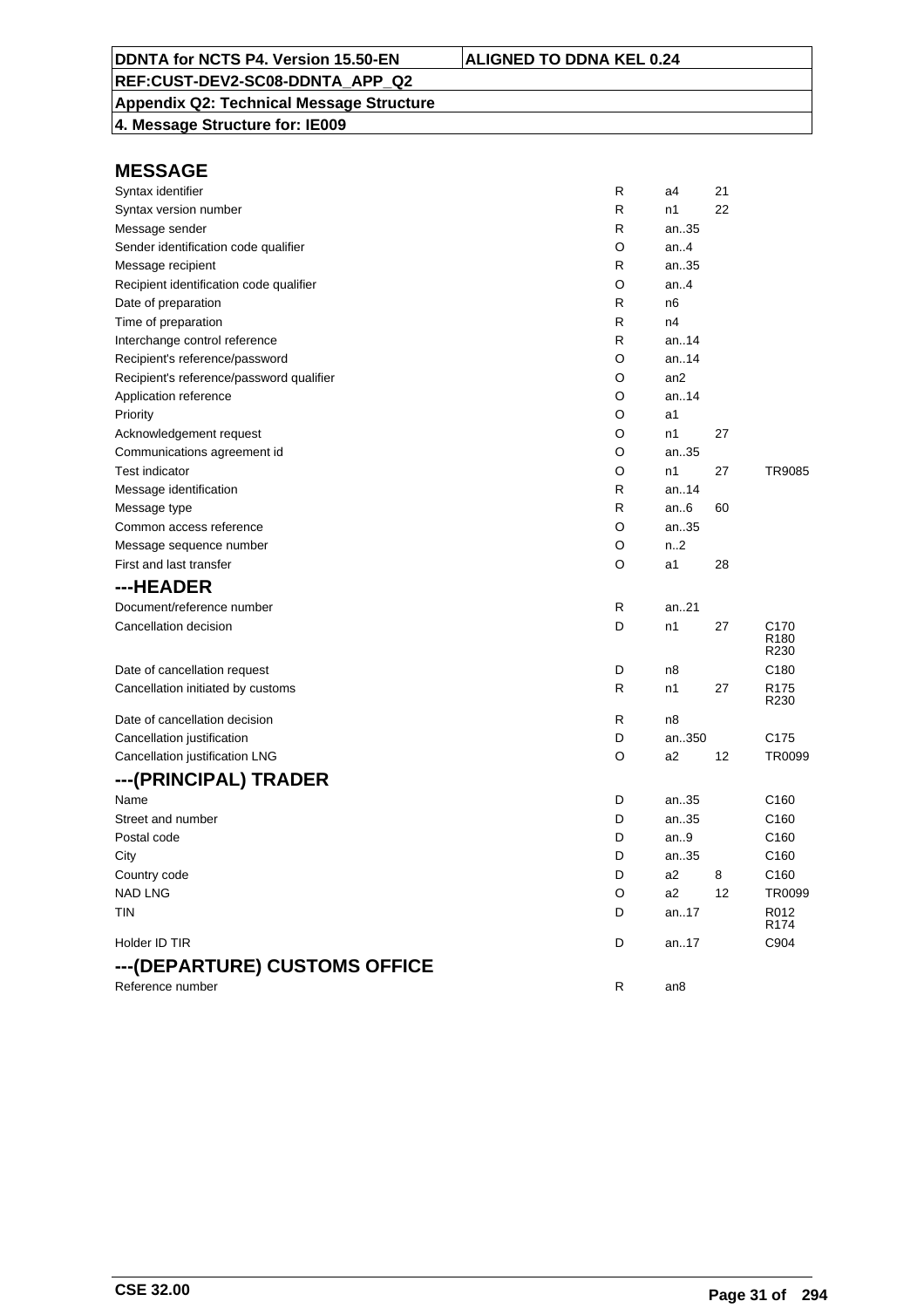| DDNTA for NCTS P4. Version 15.50-EN | ALIGNED TO DDNA KEL 0.24 |
|---|---|
| REF:CUST-DEV2-SC08-DDNTA_APP_Q2 | |
| Appendix Q2: Technical Message Structure | |
| 4. Message Structure for: IE009 | |

## MESSAGE

| | | | | |
|---|---|---|---|---|
| Syntax identifier | R | a4 | 21 | |
| Syntax version number | R | n1 | 22 | |
| Message sender | R | an..35 | | |
| Sender identification code qualifier | O | an..4 | | |
| Message recipient | R | an..35 | | |
| Recipient identification code qualifier | O | an..4 | | |
| Date of preparation | R | n6 | | |
| Time of preparation | R | n4 | | |
| Interchange control reference | R | an..14 | | |
| Recipient's reference/password | O | an..14 | | |
| Recipient's reference/password qualifier | O | an2 | | |
| Application reference | O | an..14 | | |
| Priority | O | a1 | | |
| Acknowledgement request | O | n1 | 27 | |
| Communications agreement id | O | an..35 | | |
| Test indicator | O | n1 | 27 | TR9085 |
| Message identification | R | an..14 | | |
| Message type | R | an..6 | 60 | |
| Common access reference | O | an..35 | | |
| Message sequence number | O | n..2 | | |
| First and last transfer | O | a1 | 28 | |

## ---HEADER

| | | | | |
|---|---|---|---|---|
| Document/reference number | R | an..21 | | |
| Cancellation decision | D | n1 | 27 | C170 R180 R230 |
| Date of cancellation request | D | n8 | | C180 |
| Cancellation initiated by customs | R | n1 | 27 | R175 R230 |
| Date of cancellation decision | R | n8 | | |
| Cancellation justification | D | an..350 | | C175 |
| Cancellation justification LNG | O | a2 | 12 | TR0099 |

## ---(PRINCIPAL) TRADER

| | | | | |
|---|---|---|---|---|
| Name | D | an..35 | | C160 |
| Street and number | D | an..35 | | C160 |
| Postal code | D | an..9 | | C160 |
| City | D | an..35 | | C160 |
| Country code | D | a2 | 8 | C160 |
| NAD LNG | O | a2 | 12 | TR0099 |
| TIN | D | an..17 | | R012 R174 |
| Holder ID TIR | D | an..17 | | C904 |

## ---(DEPARTURE) CUSTOMS OFFICE

| | | | | |
|---|---|---|---|---|
| Reference number | R | an8 | | |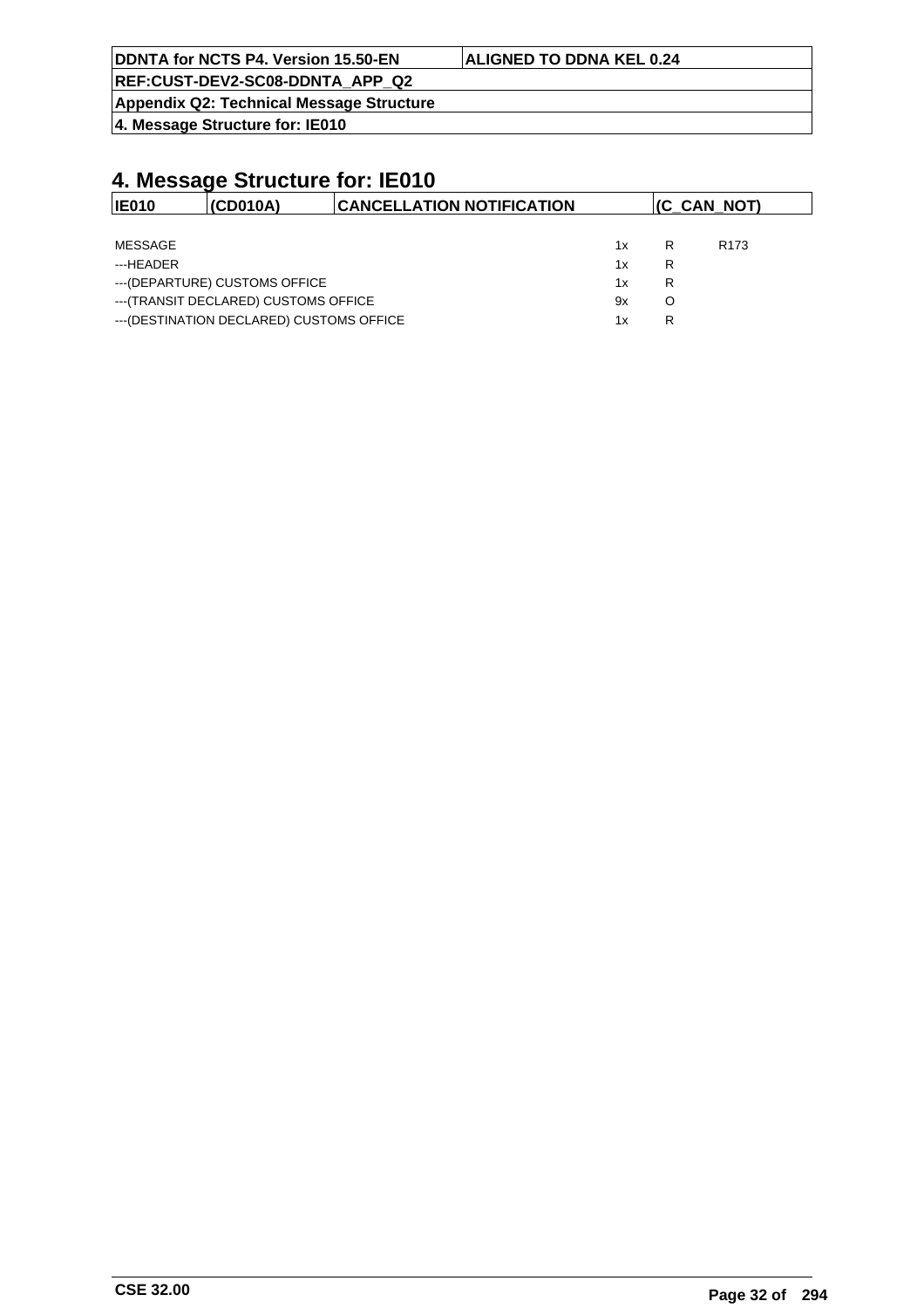# 4. Message Structure for: IE010

| IE010 | (CD010A) | CANCELLATION NOTIFICATION | (C_CAN_NOT) |
|---|---|---|---|

| | | | |
|---|---|---|---|
| MESSAGE | 1x | R | R173 |
| ---HEADER | 1x | R | |
| ---(DEPARTURE) CUSTOMS OFFICE | 1x | R | |
| ---(TRANSIT DECLARED) CUSTOMS OFFICE | 9x | O | |
| ---(DESTINATION DECLARED) CUSTOMS OFFICE | 1x | R | |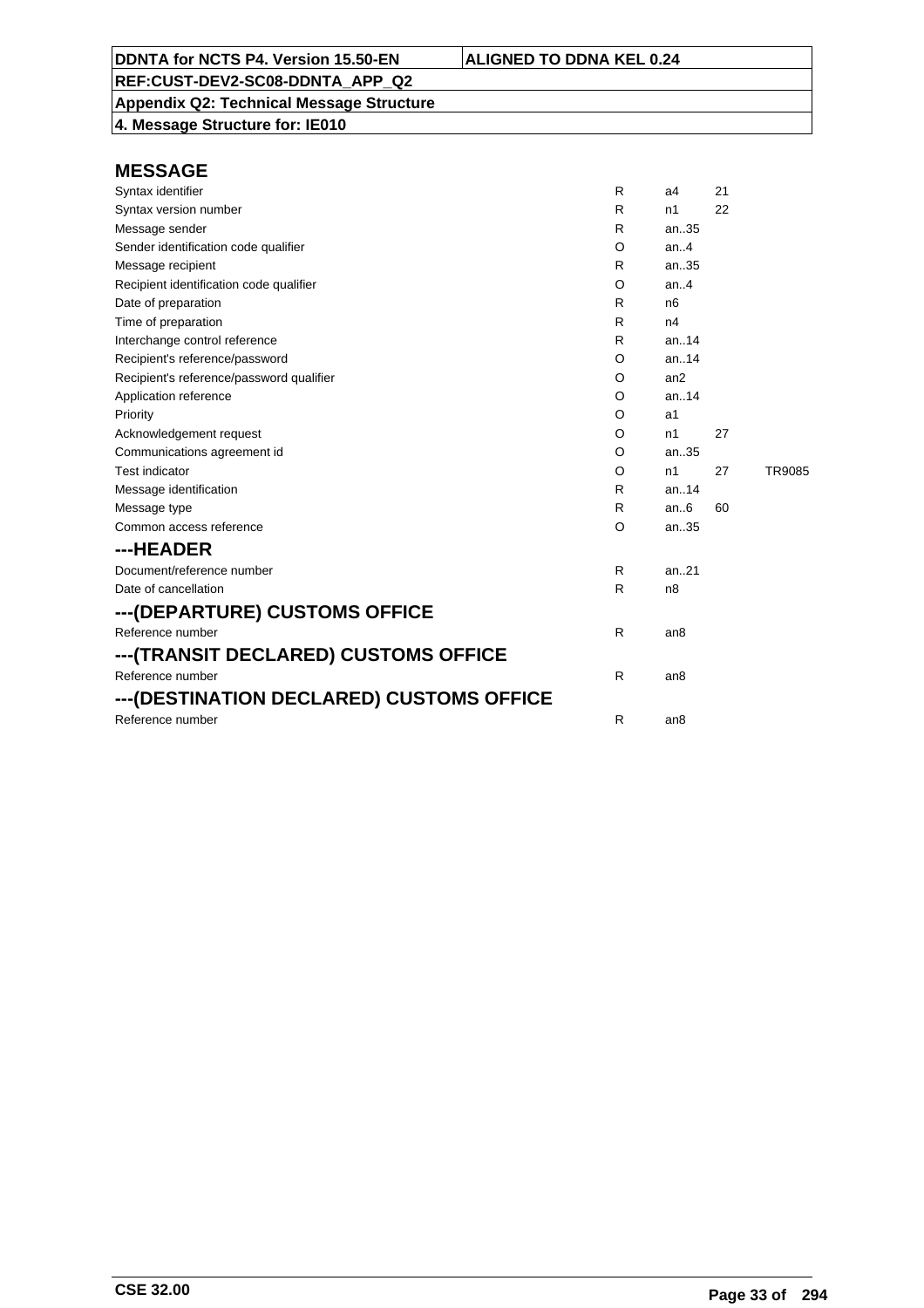## MESSAGE

| | | | | |
|---|---|---|---|---|
| Syntax identifier | R | a4 | 21 | |
| Syntax version number | R | n1 | 22 | |
| Message sender | R | an..35 | | |
| Sender identification code qualifier | O | an..4 | | |
| Message recipient | R | an..35 | | |
| Recipient identification code qualifier | O | an..4 | | |
| Date of preparation | R | n6 | | |
| Time of preparation | R | n4 | | |
| Interchange control reference | R | an..14 | | |
| Recipient's reference/password | O | an..14 | | |
| Recipient's reference/password qualifier | O | an2 | | |
| Application reference | O | an..14 | | |
| Priority | O | a1 | | |
| Acknowledgement request | O | n1 | 27 | |
| Communications agreement id | O | an..35 | | |
| Test indicator | O | n1 | 27 | TR9085 |
| Message identification | R | an..14 | | |
| Message type | R | an..6 | 60 | |
| Common access reference | O | an..35 | | |

## ---HEADER

| | | |
|---|---|---|
| Document/reference number | R | an..21 |
| Date of cancellation | R | n8 |

## ---(DEPARTURE) CUSTOMS OFFICE

| | | |
|---|---|---|
| Reference number | R | an8 |

## ---(TRANSIT DECLARED) CUSTOMS OFFICE

| | | |
|---|---|---|
| Reference number | R | an8 |

## ---(DESTINATION DECLARED) CUSTOMS OFFICE

| | | |
|---|---|---|
| Reference number | R | an8 |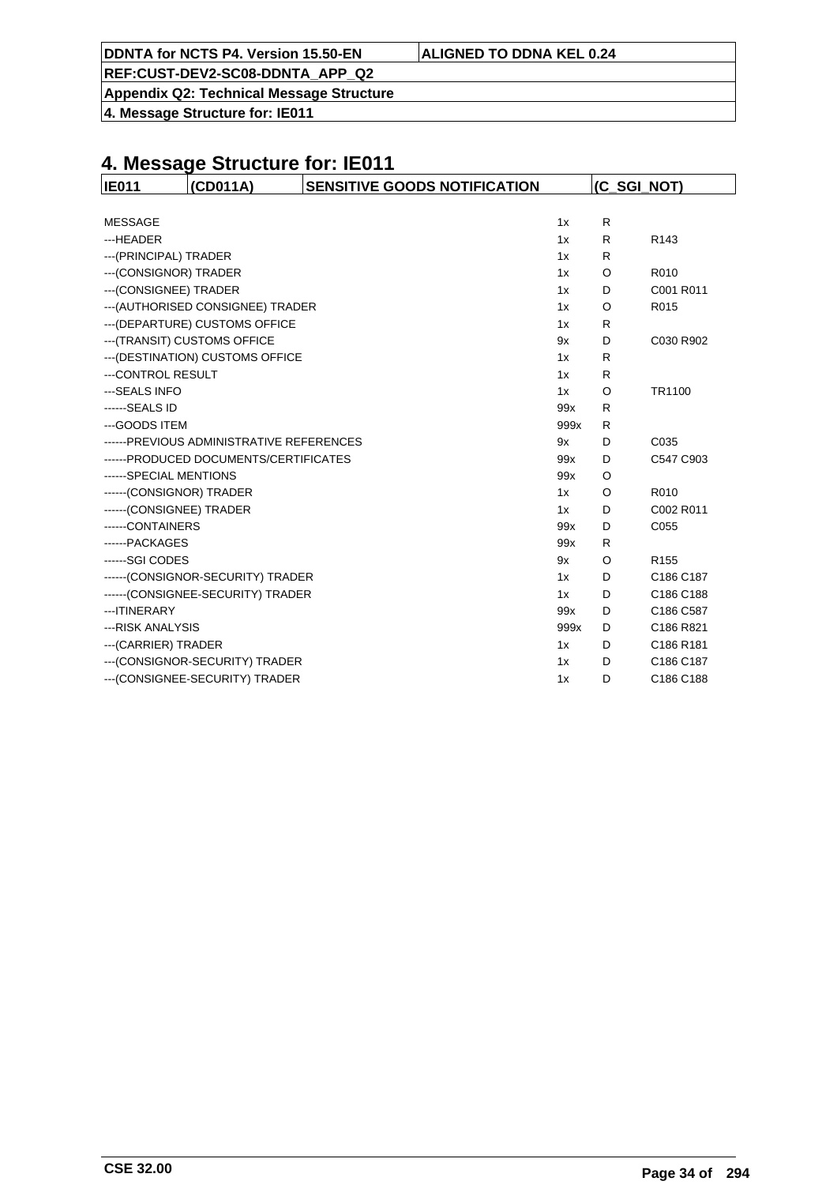# 4. Message Structure for: IE011

| IE011 | (CD011A) | SENSITIVE GOODS NOTIFICATION | (C_SGI_NOT) |
|---|---|---|---|

| | | | |
|---|---|---|---|
| MESSAGE | 1x | R | |
| ---HEADER | 1x | R | R143 |
| ---(PRINCIPAL) TRADER | 1x | R | |
| ---(CONSIGNOR) TRADER | 1x | O | R010 |
| ---(CONSIGNEE) TRADER | 1x | D | C001 R011 |
| ---(AUTHORISED CONSIGNEE) TRADER | 1x | O | R015 |
| ---(DEPARTURE) CUSTOMS OFFICE | 1x | R | |
| ---(TRANSIT) CUSTOMS OFFICE | 9x | D | C030 R902 |
| ---(DESTINATION) CUSTOMS OFFICE | 1x | R | |
| ---CONTROL RESULT | 1x | R | |
| ---SEALS INFO | 1x | O | TR1100 |
| ------SEALS ID | 99x | R | |
| ---GOODS ITEM | 999x | R | |
| ------PREVIOUS ADMINISTRATIVE REFERENCES | 9x | D | C035 |
| ------PRODUCED DOCUMENTS/CERTIFICATES | 99x | D | C547 C903 |
| ------SPECIAL MENTIONS | 99x | O | |
| ------(CONSIGNOR) TRADER | 1x | O | R010 |
| ------(CONSIGNEE) TRADER | 1x | D | C002 R011 |
| ------CONTAINERS | 99x | D | C055 |
| ------PACKAGES | 99x | R | |
| ------SGI CODES | 9x | O | R155 |
| ------(CONSIGNOR-SECURITY) TRADER | 1x | D | C186 C187 |
| ------(CONSIGNEE-SECURITY) TRADER | 1x | D | C186 C188 |
| ---ITINERARY | 99x | D | C186 C587 |
| ---RISK ANALYSIS | 999x | D | C186 R821 |
| ---(CARRIER) TRADER | 1x | D | C186 R181 |
| ---(CONSIGNOR-SECURITY) TRADER | 1x | D | C186 C187 |
| ---(CONSIGNEE-SECURITY) TRADER | 1x | D | C186 C188 |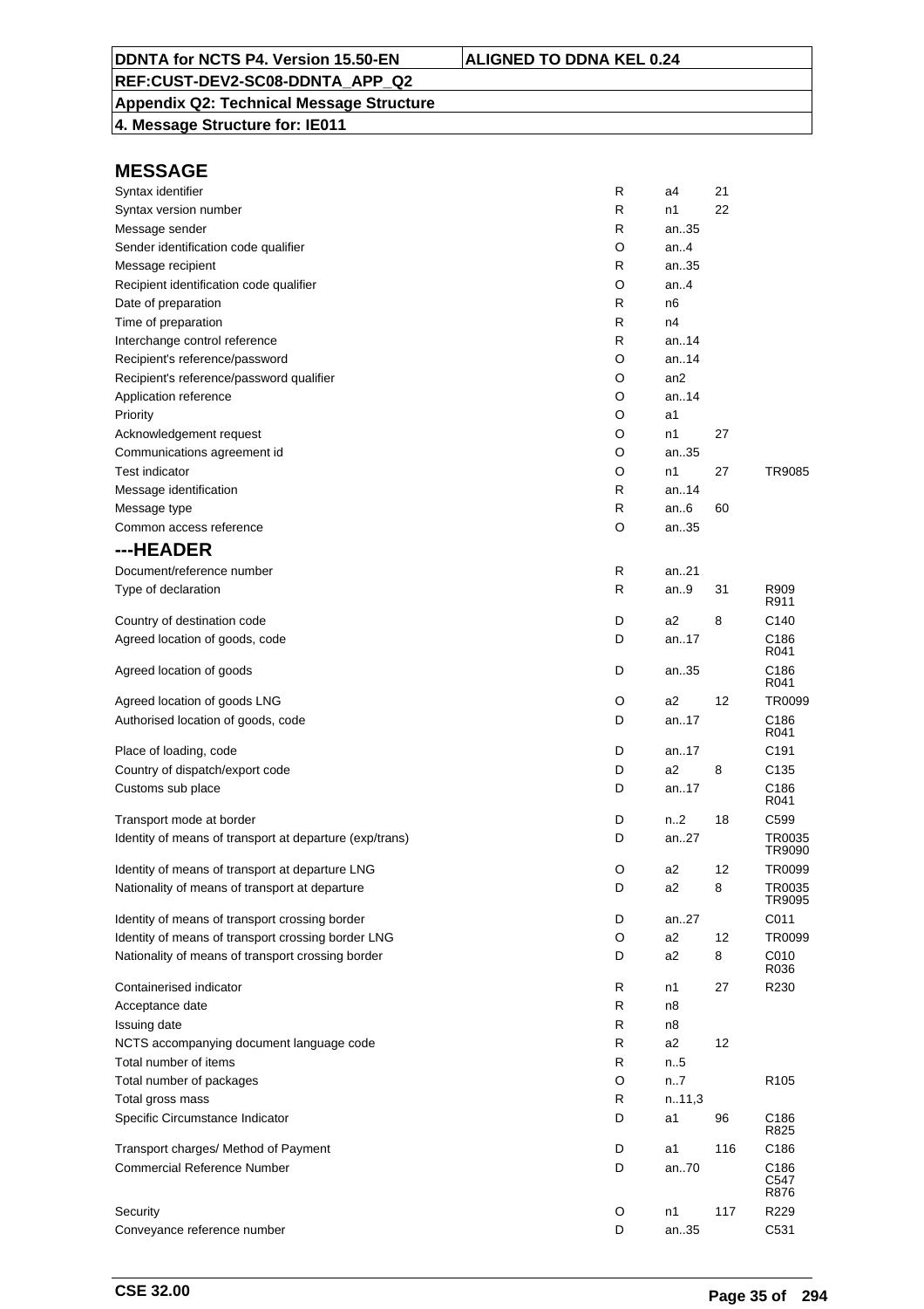**DDNTA for NCTS P4. Version 15.50-EN** | **ALIGNED TO DDNA KEL 0.24**

**REF:CUST-DEV2-SC08-DDNTA_APP_Q2**

**Appendix Q2: Technical Message Structure**

**4. Message Structure for: IE011**

## MESSAGE

| | | | | |
|---|---|---|---|---|
| Syntax identifier | R | a4 | 21 | |
| Syntax version number | R | n1 | 22 | |
| Message sender | R | an..35 | | |
| Sender identification code qualifier | O | an..4 | | |
| Message recipient | R | an..35 | | |
| Recipient identification code qualifier | O | an..4 | | |
| Date of preparation | R | n6 | | |
| Time of preparation | R | n4 | | |
| Interchange control reference | R | an..14 | | |
| Recipient's reference/password | O | an..14 | | |
| Recipient's reference/password qualifier | O | an2 | | |
| Application reference | O | an..14 | | |
| Priority | O | a1 | | |
| Acknowledgement request | O | n1 | 27 | |
| Communications agreement id | O | an..35 | | |
| Test indicator | O | n1 | 27 | TR9085 |
| Message identification | R | an..14 | | |
| Message type | R | an..6 | 60 | |
| Common access reference | O | an..35 | | |

## ---HEADER

| | | | | |
|---|---|---|---|---|
| Document/reference number | R | an..21 | | |
| Type of declaration | R | an..9 | 31 | R909 R911 |
| Country of destination code | D | a2 | 8 | C140 |
| Agreed location of goods, code | D | an..17 | | C186 R041 |
| Agreed location of goods | D | an..35 | | C186 R041 |
| Agreed location of goods LNG | O | a2 | 12 | TR0099 |
| Authorised location of goods, code | D | an..17 | | C186 R041 |
| Place of loading, code | D | an..17 | | C191 |
| Country of dispatch/export code | D | a2 | 8 | C135 |
| Customs sub place | D | an..17 | | C186 R041 |
| Transport mode at border | D | n..2 | 18 | C599 |
| Identity of means of transport at departure (exp/trans) | D | an..27 | | TR0035 TR9090 |
| Identity of means of transport at departure LNG | O | a2 | 12 | TR0099 |
| Nationality of means of transport at departure | D | a2 | 8 | TR0035 TR9095 |
| Identity of means of transport crossing border | D | an..27 | | C011 |
| Identity of means of transport crossing border LNG | O | a2 | 12 | TR0099 |
| Nationality of means of transport crossing border | D | a2 | 8 | C010 R036 |
| Containerised indicator | R | n1 | 27 | R230 |
| Acceptance date | R | n8 | | |
| Issuing date | R | n8 | | |
| NCTS accompanying document language code | R | a2 | 12 | |
| Total number of items | R | n..5 | | |
| Total number of packages | O | n..7 | | R105 |
| Total gross mass | R | n..11,3 | | |
| Specific Circumstance Indicator | D | a1 | 96 | C186 R825 |
| Transport charges/ Method of Payment | D | a1 | 116 | C186 |
| Commercial Reference Number | D | an..70 | | C186 C547 R876 |
| Security | O | n1 | 117 | R229 |
| Conveyance reference number | D | an..35 | | C531 |

CSE 32.00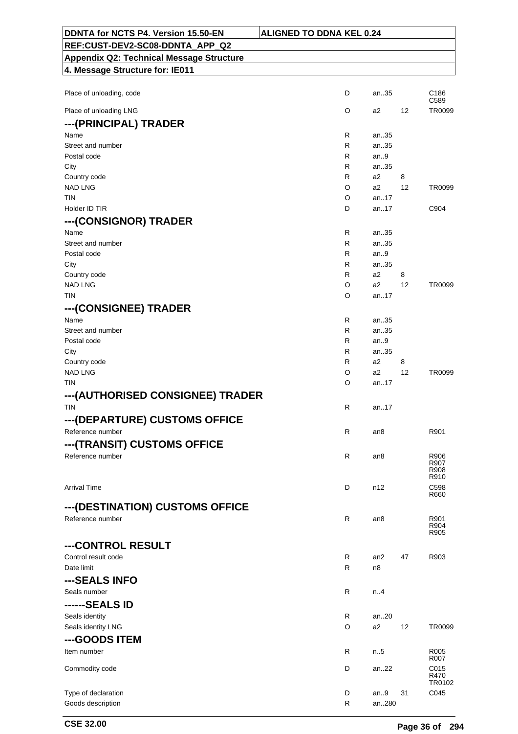| DDNTA for NCTS P4. Version 15.50-EN | ALIGNED TO DDNA KEL 0.24 |
|---|---|
| REF:CUST-DEV2-SC08-DDNTA_APP_Q2 | |
| Appendix Q2: Technical Message Structure | |
| 4. Message Structure for: IE011 | |

| Field | Status | Format | Code list | Rules |
|---|---|---|---|---|
| Place of unloading, code | D | an..35 | | C186 C589 |
| Place of unloading LNG | O | a2 | 12 | TR0099 |
| **---(PRINCIPAL) TRADER** | | | | |
| Name | R | an..35 | | |
| Street and number | R | an..35 | | |
| Postal code | R | an..9 | | |
| City | R | an..35 | | |
| Country code | R | a2 | 8 | |
| NAD LNG | O | a2 | 12 | TR0099 |
| TIN | O | an..17 | | |
| Holder ID TIR | D | an..17 | | C904 |
| **---(CONSIGNOR) TRADER** | | | | |
| Name | R | an..35 | | |
| Street and number | R | an..35 | | |
| Postal code | R | an..9 | | |
| City | R | an..35 | | |
| Country code | R | a2 | 8 | |
| NAD LNG | O | a2 | 12 | TR0099 |
| TIN | O | an..17 | | |
| **---(CONSIGNEE) TRADER** | | | | |
| Name | R | an..35 | | |
| Street and number | R | an..35 | | |
| Postal code | R | an..9 | | |
| City | R | an..35 | | |
| Country code | R | a2 | 8 | |
| NAD LNG | O | a2 | 12 | TR0099 |
| TIN | O | an..17 | | |
| **---(AUTHORISED CONSIGNEE) TRADER** | | | | |
| TIN | R | an..17 | | |
| **---(DEPARTURE) CUSTOMS OFFICE** | | | | |
| Reference number | R | an8 | | R901 |
| **---(TRANSIT) CUSTOMS OFFICE** | | | | |
| Reference number | R | an8 | | R906 R907 R908 R910 |
| Arrival Time | D | n12 | | C598 R660 |
| **---(DESTINATION) CUSTOMS OFFICE** | | | | |
| Reference number | R | an8 | | R901 R904 R905 |
| **---CONTROL RESULT** | | | | |
| Control result code | R | an2 | 47 | R903 |
| Date limit | R | n8 | | |
| **---SEALS INFO** | | | | |
| Seals number | R | n..4 | | |
| **------SEALS ID** | | | | |
| Seals identity | R | an..20 | | |
| Seals identity LNG | O | a2 | 12 | TR0099 |
| **---GOODS ITEM** | | | | |
| Item number | R | n..5 | | R005 R007 |
| Commodity code | D | an..22 | | C015 R470 TR0102 |
| Type of declaration | D | an..9 | 31 | C045 |
| Goods description | R | an..280 | | |

CSE 32.00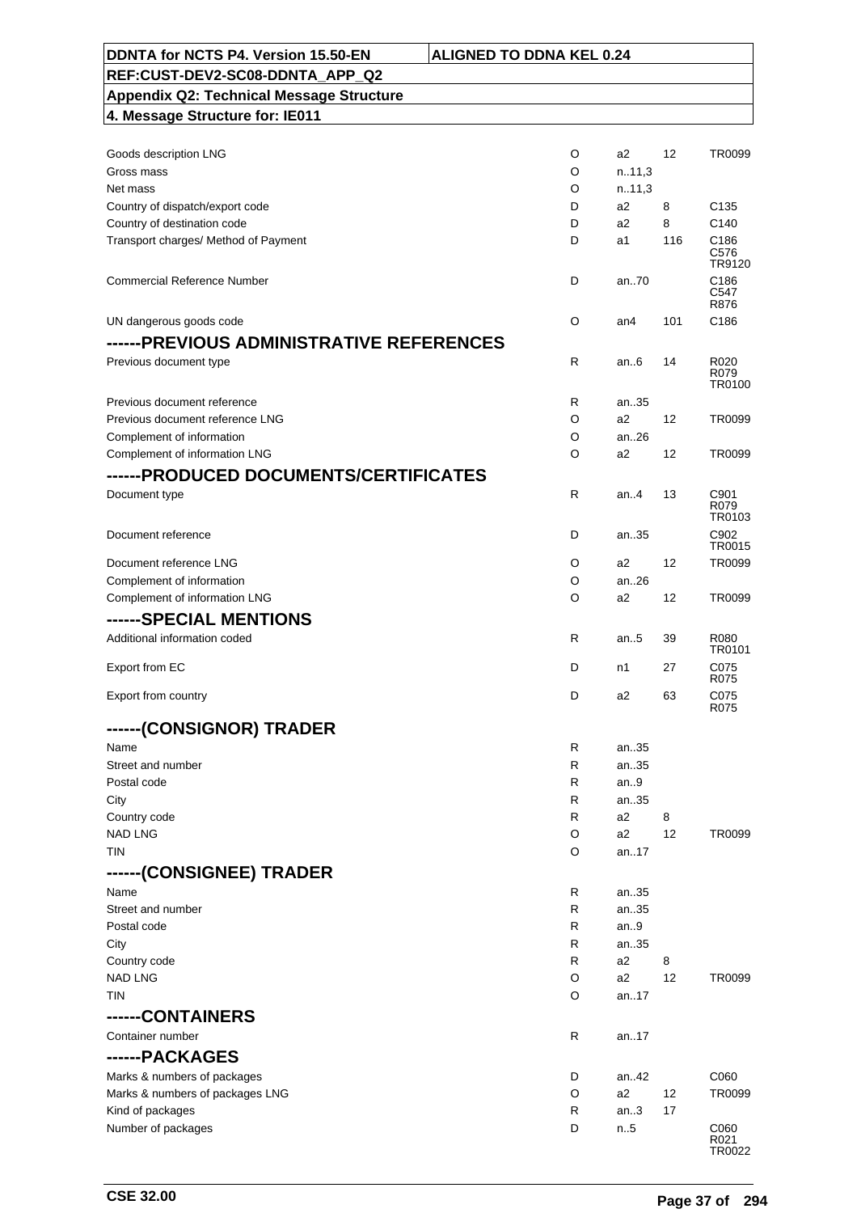| DDNTA for NCTS P4. Version 15.50-EN | ALIGNED TO DDNA KEL 0.24 |
|---|---|
| REF:CUST-DEV2-SC08-DDNTA_APP_Q2 | |
| Appendix Q2: Technical Message Structure | |
| 4. Message Structure for: IE011 | |

| | | | | |
|---|---|---|---|---|
| Goods description LNG | O | a2 | 12 | TR0099 |
| Gross mass | O | n..11,3 | | |
| Net mass | O | n..11,3 | | |
| Country of dispatch/export code | D | a2 | 8 | C135 |
| Country of destination code | D | a2 | 8 | C140 |
| Transport charges/ Method of Payment | D | a1 | 116 | C186 C576 TR9120 |
| Commercial Reference Number | D | an..70 | | C186 C547 R876 |
| UN dangerous goods code | O | an4 | 101 | C186 |

## ------PREVIOUS ADMINISTRATIVE REFERENCES

| | | | | |
|---|---|---|---|---|
| Previous document type | R | an..6 | 14 | R020 R079 TR0100 |
| Previous document reference | R | an..35 | | |
| Previous document reference LNG | O | a2 | 12 | TR0099 |
| Complement of information | O | an..26 | | |
| Complement of information LNG | O | a2 | 12 | TR0099 |

## ------PRODUCED DOCUMENTS/CERTIFICATES

| | | | | |
|---|---|---|---|---|
| Document type | R | an..4 | 13 | C901 R079 TR0103 |
| Document reference | D | an..35 | | C902 TR0015 |
| Document reference LNG | O | a2 | 12 | TR0099 |
| Complement of information | O | an..26 | | |
| Complement of information LNG | O | a2 | 12 | TR0099 |

## ------SPECIAL MENTIONS

| | | | | |
|---|---|---|---|---|
| Additional information coded | R | an..5 | 39 | R080 TR0101 |
| Export from EC | D | n1 | 27 | C075 R075 |
| Export from country | D | a2 | 63 | C075 R075 |

## ------(CONSIGNOR) TRADER

| | | | | |
|---|---|---|---|---|
| Name | R | an..35 | | |
| Street and number | R | an..35 | | |
| Postal code | R | an..9 | | |
| City | R | an..35 | | |
| Country code | R | a2 | 8 | |
| NAD LNG | O | a2 | 12 | TR0099 |
| TIN | O | an..17 | | |

## ------(CONSIGNEE) TRADER

| | | | | |
|---|---|---|---|---|
| Name | R | an..35 | | |
| Street and number | R | an..35 | | |
| Postal code | R | an..9 | | |
| City | R | an..35 | | |
| Country code | R | a2 | 8 | |
| NAD LNG | O | a2 | 12 | TR0099 |
| TIN | O | an..17 | | |

## ------CONTAINERS

| | | | | |
|---|---|---|---|---|
| Container number | R | an..17 | | |

## ------PACKAGES

| | | | | |
|---|---|---|---|---|
| Marks & numbers of packages | D | an..42 | | C060 |
| Marks & numbers of packages LNG | O | a2 | 12 | TR0099 |
| Kind of packages | R | an..3 | 17 | |
| Number of packages | D | n..5 | | C060 R021 TR0022 |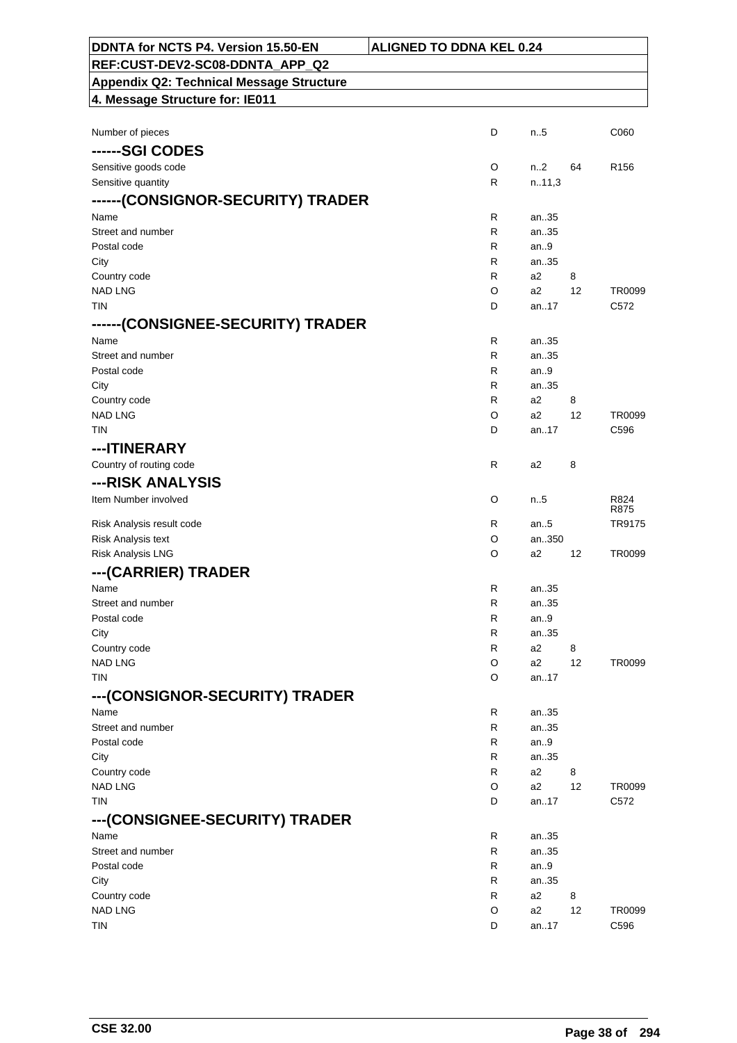| | | | | |
|---|---|---|---|---|
| Number of pieces | D | n..5 | | C060 |
| **------SGI CODES** | | | | |
| Sensitive goods code | O | n..2 | 64 | R156 |
| Sensitive quantity | R | n..11,3 | | |
| **------(CONSIGNOR-SECURITY) TRADER** | | | | |
| Name | R | an..35 | | |
| Street and number | R | an..35 | | |
| Postal code | R | an..9 | | |
| City | R | an..35 | | |
| Country code | R | a2 | 8 | |
| NAD LNG | O | a2 | 12 | TR0099 |
| TIN | D | an..17 | | C572 |
| **------(CONSIGNEE-SECURITY) TRADER** | | | | |
| Name | R | an..35 | | |
| Street and number | R | an..35 | | |
| Postal code | R | an..9 | | |
| City | R | an..35 | | |
| Country code | R | a2 | 8 | |
| NAD LNG | O | a2 | 12 | TR0099 |
| TIN | D | an..17 | | C596 |
| **---ITINERARY** | | | | |
| Country of routing code | R | a2 | 8 | |
| **---RISK ANALYSIS** | | | | |
| Item Number involved | O | n..5 | | R824 R875 |
| Risk Analysis result code | R | an..5 | | TR9175 |
| Risk Analysis text | O | an..350 | | |
| Risk Analysis LNG | O | a2 | 12 | TR0099 |
| **---(CARRIER) TRADER** | | | | |
| Name | R | an..35 | | |
| Street and number | R | an..35 | | |
| Postal code | R | an..9 | | |
| City | R | an..35 | | |
| Country code | R | a2 | 8 | |
| NAD LNG | O | a2 | 12 | TR0099 |
| TIN | O | an..17 | | |
| **---(CONSIGNOR-SECURITY) TRADER** | | | | |
| Name | R | an..35 | | |
| Street and number | R | an..35 | | |
| Postal code | R | an..9 | | |
| City | R | an..35 | | |
| Country code | R | a2 | 8 | |
| NAD LNG | O | a2 | 12 | TR0099 |
| TIN | D | an..17 | | C572 |
| **---(CONSIGNEE-SECURITY) TRADER** | | | | |
| Name | R | an..35 | | |
| Street and number | R | an..35 | | |
| Postal code | R | an..9 | | |
| City | R | an..35 | | |
| Country code | R | a2 | 8 | |
| NAD LNG | O | a2 | 12 | TR0099 |
| TIN | D | an..17 | | C596 |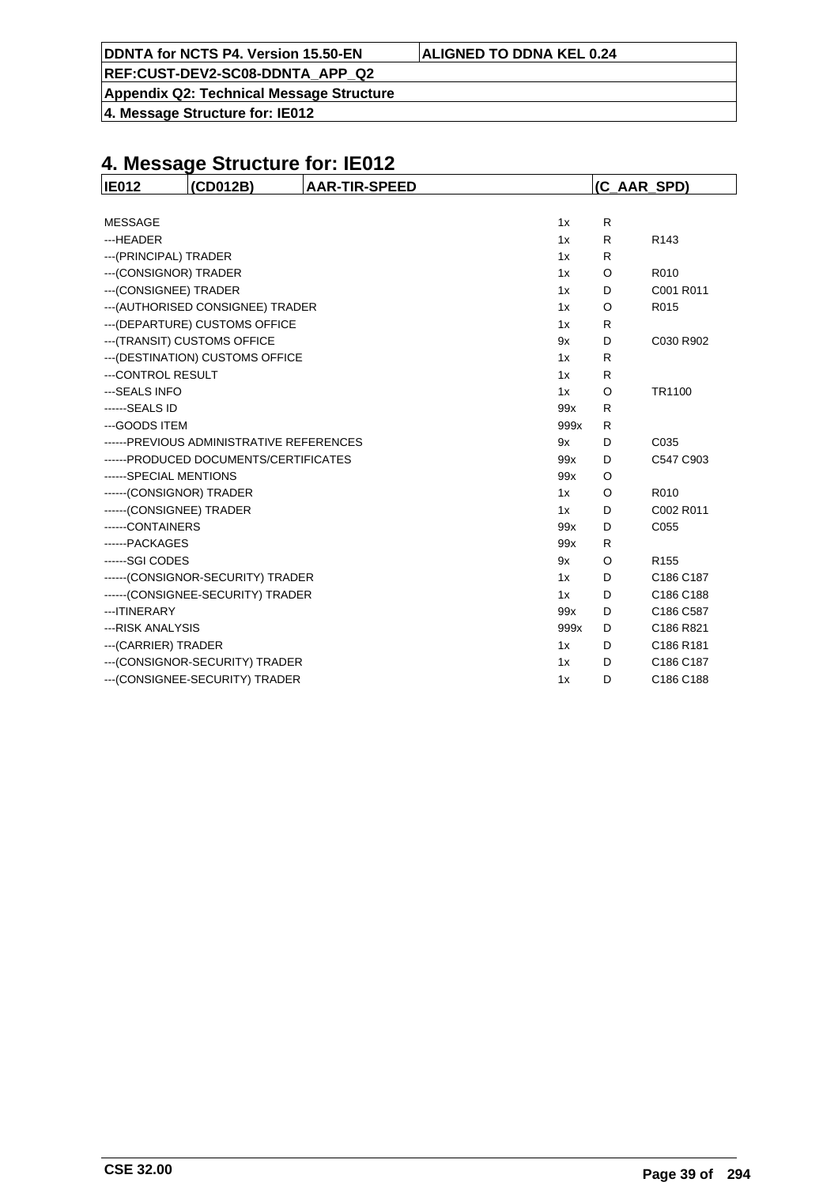# 4. Message Structure for: IE012

| IE012 | (CD012B) | AAR-TIR-SPEED | | (C_AAR_SPD) |
|---|---|---|---|---|

| | | | |
|---|---|---|---|
| MESSAGE | 1x | R | |
| ---HEADER | 1x | R | R143 |
| ---(PRINCIPAL) TRADER | 1x | R | |
| ---(CONSIGNOR) TRADER | 1x | O | R010 |
| ---(CONSIGNEE) TRADER | 1x | D | C001 R011 |
| ---(AUTHORISED CONSIGNEE) TRADER | 1x | O | R015 |
| ---(DEPARTURE) CUSTOMS OFFICE | 1x | R | |
| ---(TRANSIT) CUSTOMS OFFICE | 9x | D | C030 R902 |
| ---(DESTINATION) CUSTOMS OFFICE | 1x | R | |
| ---CONTROL RESULT | 1x | R | |
| ---SEALS INFO | 1x | O | TR1100 |
| ------SEALS ID | 99x | R | |
| ---GOODS ITEM | 999x | R | |
| ------PREVIOUS ADMINISTRATIVE REFERENCES | 9x | D | C035 |
| ------PRODUCED DOCUMENTS/CERTIFICATES | 99x | D | C547 C903 |
| ------SPECIAL MENTIONS | 99x | O | |
| ------(CONSIGNOR) TRADER | 1x | O | R010 |
| ------(CONSIGNEE) TRADER | 1x | D | C002 R011 |
| ------CONTAINERS | 99x | D | C055 |
| ------PACKAGES | 99x | R | |
| ------SGI CODES | 9x | O | R155 |
| ------(CONSIGNOR-SECURITY) TRADER | 1x | D | C186 C187 |
| ------(CONSIGNEE-SECURITY) TRADER | 1x | D | C186 C188 |
| ---ITINERARY | 99x | D | C186 C587 |
| ---RISK ANALYSIS | 999x | D | C186 R821 |
| ---(CARRIER) TRADER | 1x | D | C186 R181 |
| ---(CONSIGNOR-SECURITY) TRADER | 1x | D | C186 C187 |
| ---(CONSIGNEE-SECURITY) TRADER | 1x | D | C186 C188 |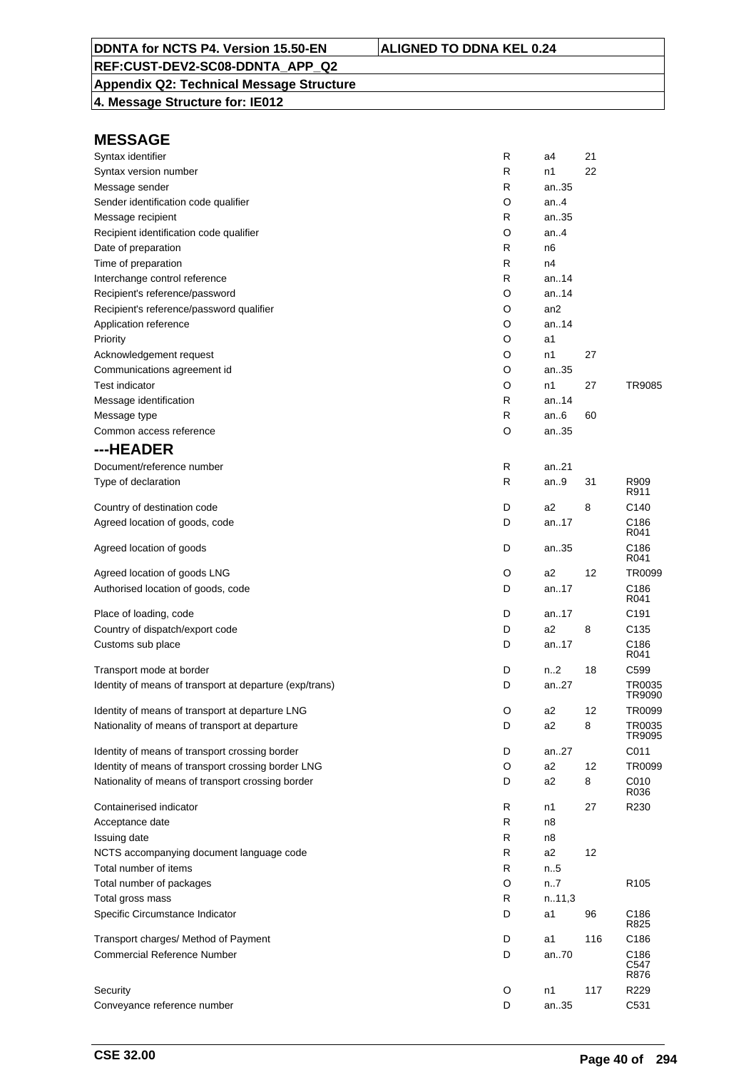DDNTA for NCTS P4. Version 15.50-EN | ALIGNED TO DDNA KEL 0.24

REF:CUST-DEV2-SC08-DDNTA_APP_Q2

**Appendix Q2: Technical Message Structure**

**4. Message Structure for: IE012**

## MESSAGE

| | | | | |
|---|---|---|---|---|
| Syntax identifier | R | a4 | 21 | |
| Syntax version number | R | n1 | 22 | |
| Message sender | R | an..35 | | |
| Sender identification code qualifier | O | an..4 | | |
| Message recipient | R | an..35 | | |
| Recipient identification code qualifier | O | an..4 | | |
| Date of preparation | R | n6 | | |
| Time of preparation | R | n4 | | |
| Interchange control reference | R | an..14 | | |
| Recipient's reference/password | O | an..14 | | |
| Recipient's reference/password qualifier | O | an2 | | |
| Application reference | O | an..14 | | |
| Priority | O | a1 | | |
| Acknowledgement request | O | n1 | 27 | |
| Communications agreement id | O | an..35 | | |
| Test indicator | O | n1 | 27 | TR9085 |
| Message identification | R | an..14 | | |
| Message type | R | an..6 | 60 | |
| Common access reference | O | an..35 | | |

## ---HEADER

| | | | | |
|---|---|---|---|---|
| Document/reference number | R | an..21 | | |
| Type of declaration | R | an..9 | 31 | R909<br>R911 |
| Country of destination code | D | a2 | 8 | C140 |
| Agreed location of goods, code | D | an..17 | | C186<br>R041 |
| Agreed location of goods | D | an..35 | | C186<br>R041 |
| Agreed location of goods LNG | O | a2 | 12 | TR0099 |
| Authorised location of goods, code | D | an..17 | | C186<br>R041 |
| Place of loading, code | D | an..17 | | C191 |
| Country of dispatch/export code | D | a2 | 8 | C135 |
| Customs sub place | D | an..17 | | C186<br>R041 |
| Transport mode at border | D | n..2 | 18 | C599 |
| Identity of means of transport at departure (exp/trans) | D | an..27 | | TR0035<br>TR9090 |
| Identity of means of transport at departure LNG | O | a2 | 12 | TR0099 |
| Nationality of means of transport at departure | D | a2 | 8 | TR0035<br>TR9095 |
| Identity of means of transport crossing border | D | an..27 | | C011 |
| Identity of means of transport crossing border LNG | O | a2 | 12 | TR0099 |
| Nationality of means of transport crossing border | D | a2 | 8 | C010<br>R036 |
| Containerised indicator | R | n1 | 27 | R230 |
| Acceptance date | R | n8 | | |
| Issuing date | R | n8 | | |
| NCTS accompanying document language code | R | a2 | 12 | |
| Total number of items | R | n..5 | | |
| Total number of packages | O | n..7 | | R105 |
| Total gross mass | R | n..11,3 | | |
| Specific Circumstance Indicator | D | a1 | 96 | C186<br>R825 |
| Transport charges/ Method of Payment | D | a1 | 116 | C186 |
| Commercial Reference Number | D | an..70 | | C186<br>C547<br>R876 |
| Security | O | n1 | 117 | R229 |
| Conveyance reference number | D | an..35 | | C531 |

CSE 32.00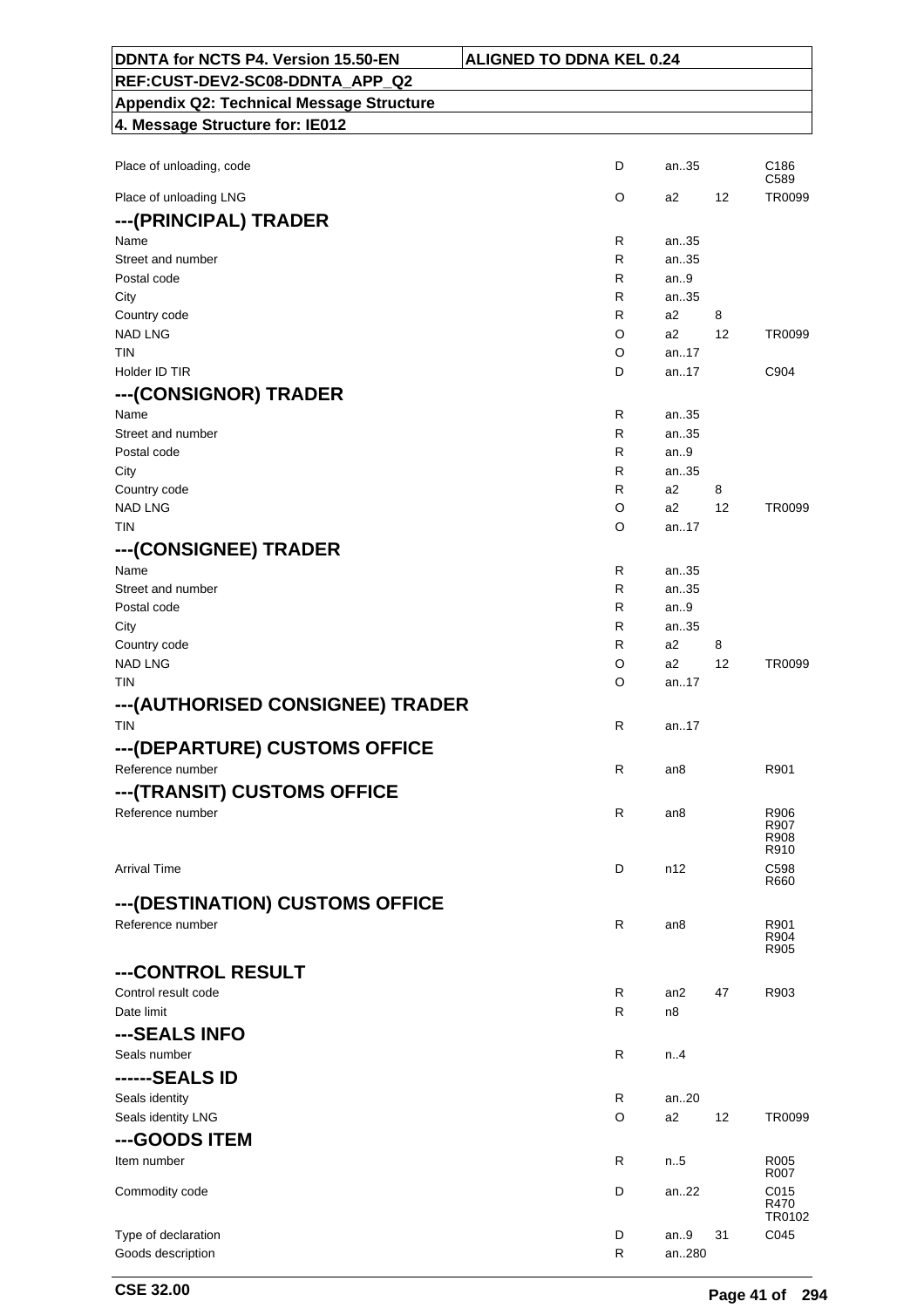| | | | | |
|---|---|---|---|---|
| Place of unloading, code | D | an..35 | | C186 C589 |
| Place of unloading LNG | O | a2 | 12 | TR0099 |

### ---(PRINCIPAL) TRADER

| | | | | |
|---|---|---|---|---|
| Name | R | an..35 | | |
| Street and number | R | an..35 | | |
| Postal code | R | an..9 | | |
| City | R | an..35 | | |
| Country code | R | a2 | 8 | |
| NAD LNG | O | a2 | 12 | TR0099 |
| TIN | O | an..17 | | |
| Holder ID TIR | D | an..17 | | C904 |

### ---(CONSIGNOR) TRADER

| | | | | |
|---|---|---|---|---|
| Name | R | an..35 | | |
| Street and number | R | an..35 | | |
| Postal code | R | an..9 | | |
| City | R | an..35 | | |
| Country code | R | a2 | 8 | |
| NAD LNG | O | a2 | 12 | TR0099 |
| TIN | O | an..17 | | |

### ---(CONSIGNEE) TRADER

| | | | | |
|---|---|---|---|---|
| Name | R | an..35 | | |
| Street and number | R | an..35 | | |
| Postal code | R | an..9 | | |
| City | R | an..35 | | |
| Country code | R | a2 | 8 | |
| NAD LNG | O | a2 | 12 | TR0099 |
| TIN | O | an..17 | | |

### ---(AUTHORISED CONSIGNEE) TRADER

| | | | | |
|---|---|---|---|---|
| TIN | R | an..17 | | |

### ---(DEPARTURE) CUSTOMS OFFICE

| | | | | |
|---|---|---|---|---|
| Reference number | R | an8 | | R901 |

### ---(TRANSIT) CUSTOMS OFFICE

| | | | | |
|---|---|---|---|---|
| Reference number | R | an8 | | R906 R907 R908 R910 |
| Arrival Time | D | n12 | | C598 R660 |

### ---(DESTINATION) CUSTOMS OFFICE

| | | | | |
|---|---|---|---|---|
| Reference number | R | an8 | | R901 R904 R905 |

### ---CONTROL RESULT

| | | | | |
|---|---|---|---|---|
| Control result code | R | an2 | 47 | R903 |
| Date limit | R | n8 | | |

### ---SEALS INFO

| | | | | |
|---|---|---|---|---|
| Seals number | R | n..4 | | |

### ------SEALS ID

| | | | | |
|---|---|---|---|---|
| Seals identity | R | an..20 | | |
| Seals identity LNG | O | a2 | 12 | TR0099 |

### ---GOODS ITEM

| | | | | |
|---|---|---|---|---|
| Item number | R | n..5 | | R005 R007 |
| Commodity code | D | an..22 | | C015 R470 TR0102 |
| Type of declaration | D | an..9 | 31 | C045 |
| Goods description | R | an..280 | | |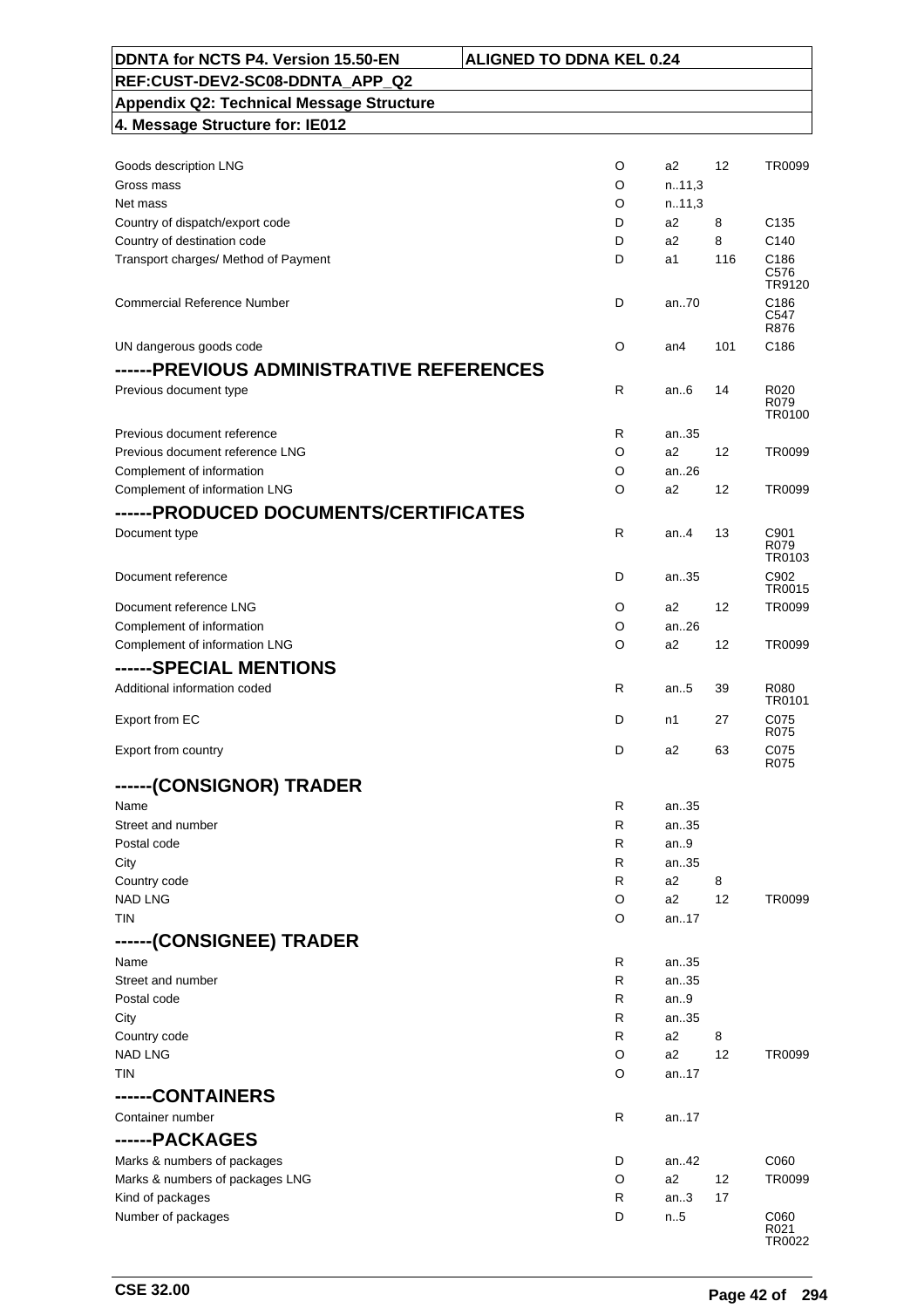| | | | | |
|---|---|---|---|---|
| Goods description LNG | O | a2 | 12 | TR0099 |
| Gross mass | O | n..11,3 | | |
| Net mass | O | n..11,3 | | |
| Country of dispatch/export code | D | a2 | 8 | C135 |
| Country of destination code | D | a2 | 8 | C140 |
| Transport charges/ Method of Payment | D | a1 | 116 | C186 C576 TR9120 |
| Commercial Reference Number | D | an..70 | | C186 C547 R876 |
| UN dangerous goods code | O | an4 | 101 | C186 |
| **------PREVIOUS ADMINISTRATIVE REFERENCES** | | | | |
| Previous document type | R | an..6 | 14 | R020 R079 TR0100 |
| Previous document reference | R | an..35 | | |
| Previous document reference LNG | O | a2 | 12 | TR0099 |
| Complement of information | O | an..26 | | |
| Complement of information LNG | O | a2 | 12 | TR0099 |
| **------PRODUCED DOCUMENTS/CERTIFICATES** | | | | |
| Document type | R | an..4 | 13 | C901 R079 TR0103 |
| Document reference | D | an..35 | | C902 TR0015 |
| Document reference LNG | O | a2 | 12 | TR0099 |
| Complement of information | O | an..26 | | |
| Complement of information LNG | O | a2 | 12 | TR0099 |
| **------SPECIAL MENTIONS** | | | | |
| Additional information coded | R | an..5 | 39 | R080 TR0101 |
| Export from EC | D | n1 | 27 | C075 R075 |
| Export from country | D | a2 | 63 | C075 R075 |
| **------(CONSIGNOR) TRADER** | | | | |
| Name | R | an..35 | | |
| Street and number | R | an..35 | | |
| Postal code | R | an..9 | | |
| City | R | an..35 | | |
| Country code | R | a2 | 8 | |
| NAD LNG | O | a2 | 12 | TR0099 |
| TIN | O | an..17 | | |
| **------(CONSIGNEE) TRADER** | | | | |
| Name | R | an..35 | | |
| Street and number | R | an..35 | | |
| Postal code | R | an..9 | | |
| City | R | an..35 | | |
| Country code | R | a2 | 8 | |
| NAD LNG | O | a2 | 12 | TR0099 |
| TIN | O | an..17 | | |
| **------CONTAINERS** | | | | |
| Container number | R | an..17 | | |
| **------PACKAGES** | | | | |
| Marks & numbers of packages | D | an..42 | | C060 |
| Marks & numbers of packages LNG | O | a2 | 12 | TR0099 |
| Kind of packages | R | an..3 | 17 | |
| Number of packages | D | n..5 | | C060 R021 TR0022 |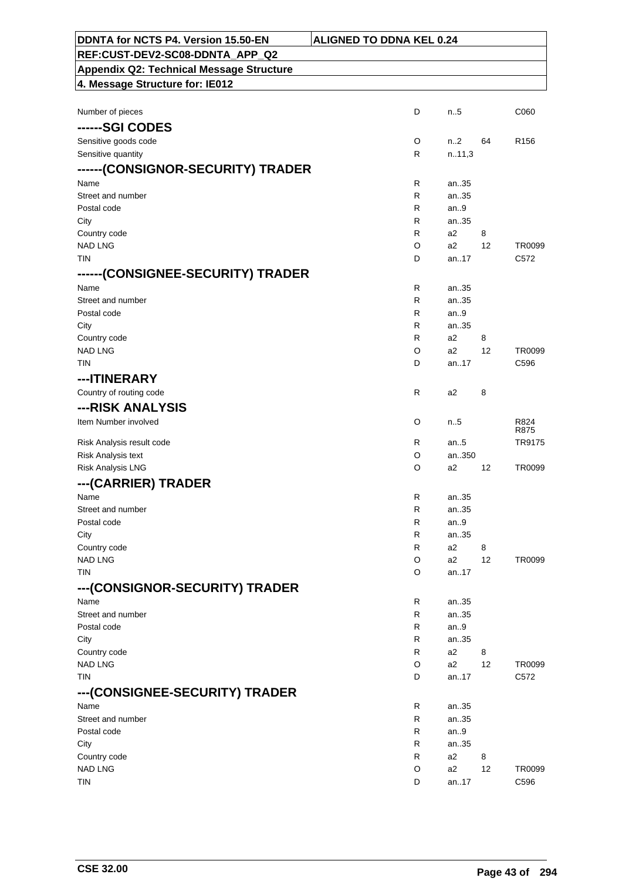| DDNTA for NCTS P4. Version 15.50-EN | ALIGNED TO DDNA KEL 0.24 |
|---|---|
| REF:CUST-DEV2-SC08-DDNTA_APP_Q2 | |
| Appendix Q2: Technical Message Structure | |
| 4. Message Structure for: IE012 | |

| | | | | |
|---|---|---|---|---|
| Number of pieces | D | n..5 | | C060 |
| **------SGI CODES** | | | | |
| Sensitive goods code | O | n..2 | 64 | R156 |
| Sensitive quantity | R | n..11,3 | | |
| **------(CONSIGNOR-SECURITY) TRADER** | | | | |
| Name | R | an..35 | | |
| Street and number | R | an..35 | | |
| Postal code | R | an..9 | | |
| City | R | an..35 | | |
| Country code | R | a2 | 8 | |
| NAD LNG | O | a2 | 12 | TR0099 |
| TIN | D | an..17 | | C572 |
| **------(CONSIGNEE-SECURITY) TRADER** | | | | |
| Name | R | an..35 | | |
| Street and number | R | an..35 | | |
| Postal code | R | an..9 | | |
| City | R | an..35 | | |
| Country code | R | a2 | 8 | |
| NAD LNG | O | a2 | 12 | TR0099 |
| TIN | D | an..17 | | C596 |
| **---ITINERARY** | | | | |
| Country of routing code | R | a2 | 8 | |
| **---RISK ANALYSIS** | | | | |
| Item Number involved | O | n..5 | | R824 R875 |
| Risk Analysis result code | R | an..5 | | TR9175 |
| Risk Analysis text | O | an..350 | | |
| Risk Analysis LNG | O | a2 | 12 | TR0099 |
| **---(CARRIER) TRADER** | | | | |
| Name | R | an..35 | | |
| Street and number | R | an..35 | | |
| Postal code | R | an..9 | | |
| City | R | an..35 | | |
| Country code | R | a2 | 8 | |
| NAD LNG | O | a2 | 12 | TR0099 |
| TIN | O | an..17 | | |
| **---(CONSIGNOR-SECURITY) TRADER** | | | | |
| Name | R | an..35 | | |
| Street and number | R | an..35 | | |
| Postal code | R | an..9 | | |
| City | R | an..35 | | |
| Country code | R | a2 | 8 | |
| NAD LNG | O | a2 | 12 | TR0099 |
| TIN | D | an..17 | | C572 |
| **---(CONSIGNEE-SECURITY) TRADER** | | | | |
| Name | R | an..35 | | |
| Street and number | R | an..35 | | |
| Postal code | R | an..9 | | |
| City | R | an..35 | | |
| Country code | R | a2 | 8 | |
| NAD LNG | O | a2 | 12 | TR0099 |
| TIN | D | an..17 | | C596 |

CSE 32.00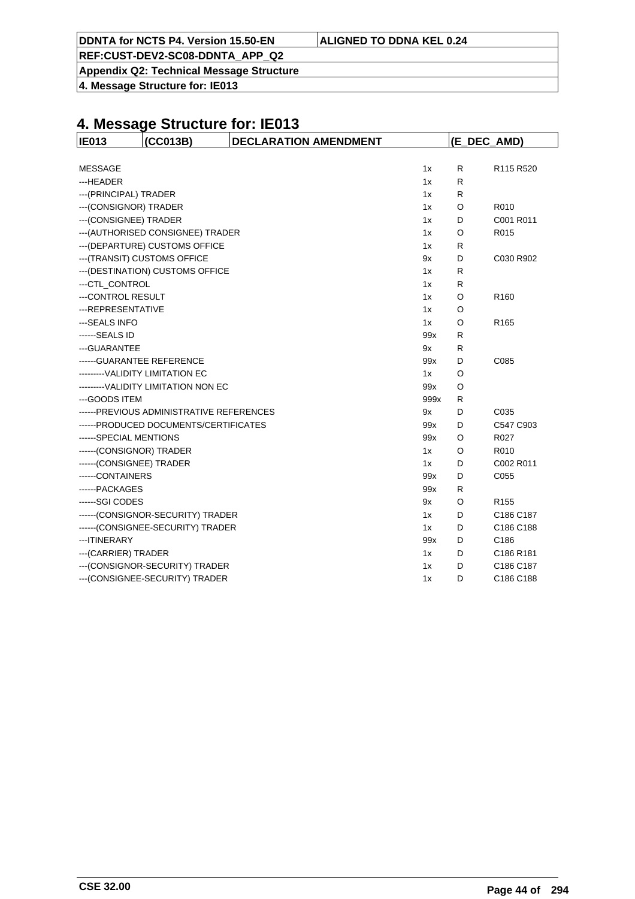# 4. Message Structure for: IE013

| IE013 | (CC013B) | DECLARATION AMENDMENT | (E_DEC_AMD) |
|---|---|---|---|

| | | | |
|---|---|---|---|
| MESSAGE | 1x | R | R115 R520 |
| ---HEADER | 1x | R | |
| ---(PRINCIPAL) TRADER | 1x | R | |
| ---(CONSIGNOR) TRADER | 1x | O | R010 |
| ---(CONSIGNEE) TRADER | 1x | D | C001 R011 |
| ---(AUTHORISED CONSIGNEE) TRADER | 1x | O | R015 |
| ---(DEPARTURE) CUSTOMS OFFICE | 1x | R | |
| ---(TRANSIT) CUSTOMS OFFICE | 9x | D | C030 R902 |
| ---(DESTINATION) CUSTOMS OFFICE | 1x | R | |
| ---CTL_CONTROL | 1x | R | |
| ---CONTROL RESULT | 1x | O | R160 |
| ---REPRESENTATIVE | 1x | O | |
| ---SEALS INFO | 1x | O | R165 |
| ------SEALS ID | 99x | R | |
| ---GUARANTEE | 9x | R | |
| ------GUARANTEE REFERENCE | 99x | D | C085 |
| ---------VALIDITY LIMITATION EC | 1x | O | |
| ---------VALIDITY LIMITATION NON EC | 99x | O | |
| ---GOODS ITEM | 999x | R | |
| ------PREVIOUS ADMINISTRATIVE REFERENCES | 9x | D | C035 |
| ------PRODUCED DOCUMENTS/CERTIFICATES | 99x | D | C547 C903 |
| ------SPECIAL MENTIONS | 99x | O | R027 |
| ------(CONSIGNOR) TRADER | 1x | O | R010 |
| ------(CONSIGNEE) TRADER | 1x | D | C002 R011 |
| ------CONTAINERS | 99x | D | C055 |
| ------PACKAGES | 99x | R | |
| ------SGI CODES | 9x | O | R155 |
| ------(CONSIGNOR-SECURITY) TRADER | 1x | D | C186 C187 |
| ------(CONSIGNEE-SECURITY) TRADER | 1x | D | C186 C188 |
| ---ITINERARY | 99x | D | C186 |
| ---(CARRIER) TRADER | 1x | D | C186 R181 |
| ---(CONSIGNOR-SECURITY) TRADER | 1x | D | C186 C187 |
| ---(CONSIGNEE-SECURITY) TRADER | 1x | D | C186 C188 |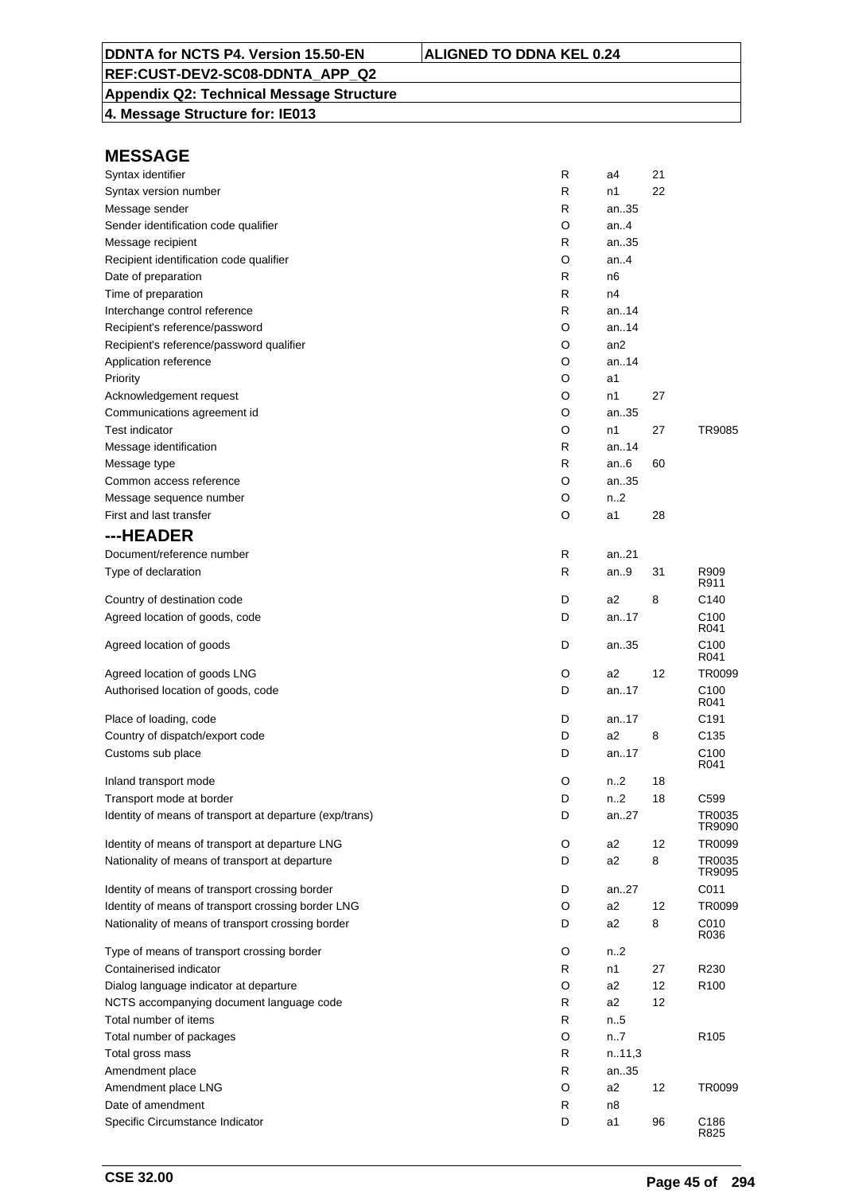**DDNTA for NCTS P4. Version 15.50-EN** | **ALIGNED TO DDNA KEL 0.24**

**REF:CUST-DEV2-SC08-DDNTA_APP_Q2**

**Appendix Q2: Technical Message Structure**

**4. Message Structure for: IE013**

## MESSAGE

| Field | Status | Format | Code list | Rules/Conditions |
|---|---|---|---|---|
| Syntax identifier | R | a4 | 21 | |
| Syntax version number | R | n1 | 22 | |
| Message sender | R | an..35 | | |
| Sender identification code qualifier | O | an..4 | | |
| Message recipient | R | an..35 | | |
| Recipient identification code qualifier | O | an..4 | | |
| Date of preparation | R | n6 | | |
| Time of preparation | R | n4 | | |
| Interchange control reference | R | an..14 | | |
| Recipient's reference/password | O | an..14 | | |
| Recipient's reference/password qualifier | O | an2 | | |
| Application reference | O | an..14 | | |
| Priority | O | a1 | | |
| Acknowledgement request | O | n1 | 27 | |
| Communications agreement id | O | an..35 | | |
| Test indicator | O | n1 | 27 | TR9085 |
| Message identification | R | an..14 | | |
| Message type | R | an..6 | 60 | |
| Common access reference | O | an..35 | | |
| Message sequence number | O | n..2 | | |
| First and last transfer | O | a1 | 28 | |

## ---HEADER

| Field | Status | Format | Code list | Rules/Conditions |
|---|---|---|---|---|
| Document/reference number | R | an..21 | | |
| Type of declaration | R | an..9 | 31 | R909 R911 |
| Country of destination code | D | a2 | 8 | C140 |
| Agreed location of goods, code | D | an..17 | | C100 R041 |
| Agreed location of goods | D | an..35 | | C100 R041 |
| Agreed location of goods LNG | O | a2 | 12 | TR0099 |
| Authorised location of goods, code | D | an..17 | | C100 R041 |
| Place of loading, code | D | an..17 | | C191 |
| Country of dispatch/export code | D | a2 | 8 | C135 |
| Customs sub place | D | an..17 | | C100 R041 |
| Inland transport mode | O | n..2 | 18 | |
| Transport mode at border | D | n..2 | 18 | C599 |
| Identity of means of transport at departure (exp/trans) | D | an..27 | | TR0035 TR9090 |
| Identity of means of transport at departure LNG | O | a2 | 12 | TR0099 |
| Nationality of means of transport at departure | D | a2 | 8 | TR0035 TR9095 |
| Identity of means of transport crossing border | D | an..27 | | C011 |
| Identity of means of transport crossing border LNG | O | a2 | 12 | TR0099 |
| Nationality of means of transport crossing border | D | a2 | 8 | C010 R036 |
| Type of means of transport crossing border | O | n..2 | | |
| Containerised indicator | R | n1 | 27 | R230 |
| Dialog language indicator at departure | O | a2 | 12 | R100 |
| NCTS accompanying document language code | R | a2 | 12 | |
| Total number of items | R | n..5 | | |
| Total number of packages | O | n..7 | | R105 |
| Total gross mass | R | n..11,3 | | |
| Amendment place | R | an..35 | | |
| Amendment place LNG | O | a2 | 12 | TR0099 |
| Date of amendment | R | n8 | | |
| Specific Circumstance Indicator | D | a1 | 96 | C186 R825 |

**CSE 32.00**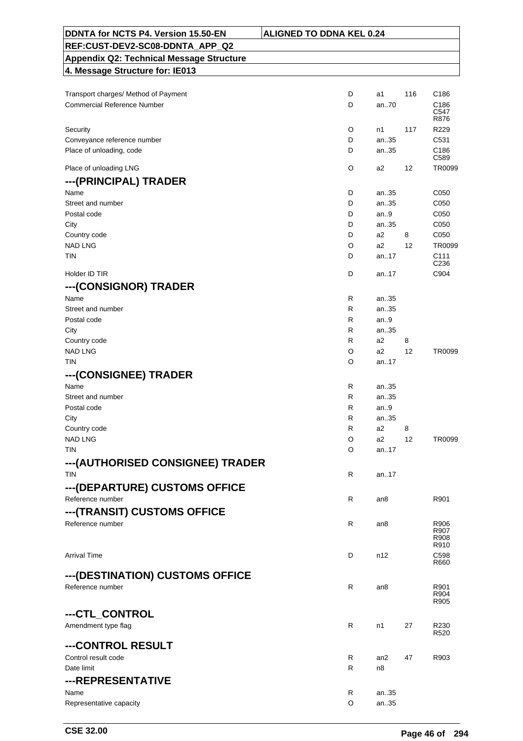| DDNTA for NCTS P4. Version 15.50-EN | ALIGNED TO DDNA KEL 0.24 |
|---|---|
| REF:CUST-DEV2-SC08-DDNTA_APP_Q2 | |
| Appendix Q2: Technical Message Structure | |
| 4. Message Structure for: IE013 | |

| | | | | |
|---|---|---|---|---|
| Transport charges/ Method of Payment | D | a1 | 116 | C186 |
| Commercial Reference Number | D | an..70 | | C186 C547 R876 |
| Security | O | n1 | 117 | R229 |
| Conveyance reference number | D | an..35 | | C531 |
| Place of unloading, code | D | an..35 | | C186 C589 |
| Place of unloading LNG | O | a2 | 12 | TR0099 |

## ---(PRINCIPAL) TRADER

| | | | | |
|---|---|---|---|---|
| Name | D | an..35 | | C050 |
| Street and number | D | an..35 | | C050 |
| Postal code | D | an..9 | | C050 |
| City | D | an..35 | | C050 |
| Country code | D | a2 | 8 | C050 |
| NAD LNG | O | a2 | 12 | TR0099 |
| TIN | D | an..17 | | C111 C236 |
| Holder ID TIR | D | an..17 | | C904 |

## ---(CONSIGNOR) TRADER

| | | | | |
|---|---|---|---|---|
| Name | R | an..35 | | |
| Street and number | R | an..35 | | |
| Postal code | R | an..9 | | |
| City | R | an..35 | | |
| Country code | R | a2 | 8 | |
| NAD LNG | O | a2 | 12 | TR0099 |
| TIN | O | an..17 | | |

## ---(CONSIGNEE) TRADER

| | | | | |
|---|---|---|---|---|
| Name | R | an..35 | | |
| Street and number | R | an..35 | | |
| Postal code | R | an..9 | | |
| City | R | an..35 | | |
| Country code | R | a2 | 8 | |
| NAD LNG | O | a2 | 12 | TR0099 |
| TIN | O | an..17 | | |

## ---(AUTHORISED CONSIGNEE) TRADER

| | | | | |
|---|---|---|---|---|
| TIN | R | an..17 | | |

## ---(DEPARTURE) CUSTOMS OFFICE

| | | | | |
|---|---|---|---|---|
| Reference number | R | an8 | | R901 |

## ---(TRANSIT) CUSTOMS OFFICE

| | | | | |
|---|---|---|---|---|
| Reference number | R | an8 | | R906 R907 R908 R910 |
| Arrival Time | D | n12 | | C598 R660 |

## ---(DESTINATION) CUSTOMS OFFICE

| | | | | |
|---|---|---|---|---|
| Reference number | R | an8 | | R901 R904 R905 |

## ---CTL_CONTROL

| | | | | |
|---|---|---|---|---|
| Amendment type flag | R | n1 | 27 | R230 R520 |

## ---CONTROL RESULT

| | | | | |
|---|---|---|---|---|
| Control result code | R | an2 | 47 | R903 |
| Date limit | R | n8 | | |

## ---REPRESENTATIVE

| | | | | |
|---|---|---|---|---|
| Name | R | an..35 | | |
| Representative capacity | O | an..35 | | |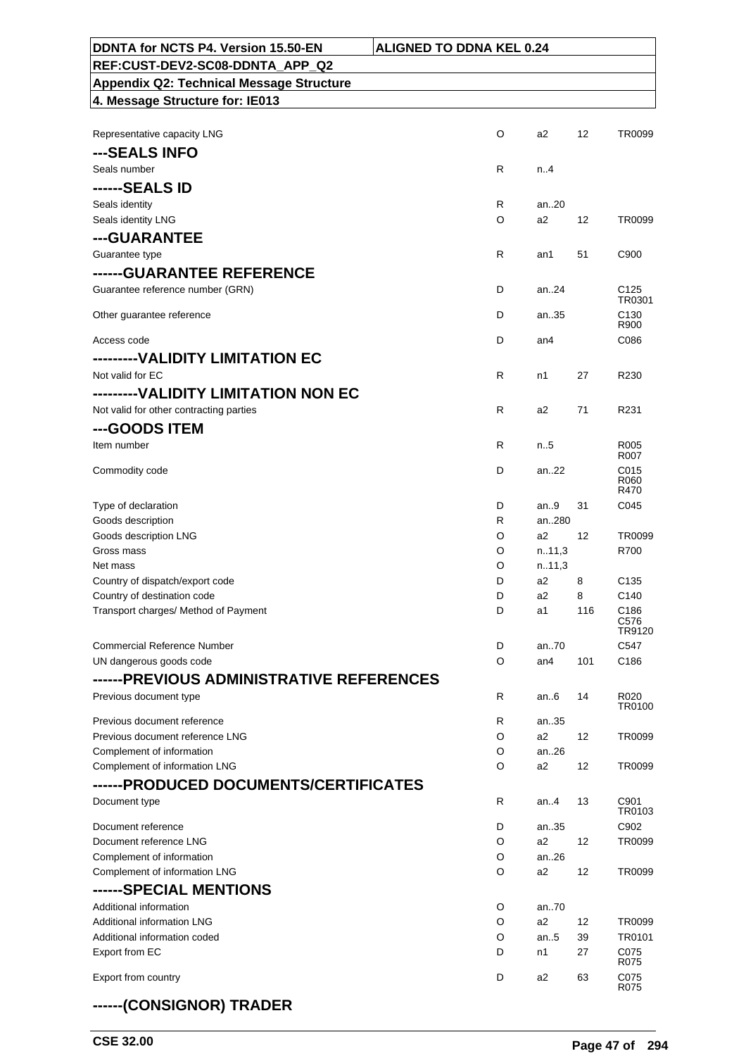| DDNTA for NCTS P4. Version 15.50-EN | ALIGNED TO DDNA KEL 0.24 |
|---|---|
| REF:CUST-DEV2-SC08-DDNTA_APP_Q2 | |
| Appendix Q2: Technical Message Structure | |
| 4. Message Structure for: IE013 | |

| Field | Status | Format | Codelist | Rules/Conditions |
|---|---|---|---|---|
| Representative capacity LNG | O | a2 | 12 | TR0099 |
| **---SEALS INFO** | | | | |
| Seals number | R | n..4 | | |
| **------SEALS ID** | | | | |
| Seals identity | R | an..20 | | |
| Seals identity LNG | O | a2 | 12 | TR0099 |
| **---GUARANTEE** | | | | |
| Guarantee type | R | an1 | 51 | C900 |
| **------GUARANTEE REFERENCE** | | | | |
| Guarantee reference number (GRN) | D | an..24 | | C125 TR0301 |
| Other guarantee reference | D | an..35 | | C130 R900 |
| Access code | D | an4 | | C086 |
| **---------VALIDITY LIMITATION EC** | | | | |
| Not valid for EC | R | n1 | 27 | R230 |
| **---------VALIDITY LIMITATION NON EC** | | | | |
| Not valid for other contracting parties | R | a2 | 71 | R231 |
| **---GOODS ITEM** | | | | |
| Item number | R | n..5 | | R005 R007 |
| Commodity code | D | an..22 | | C015 R060 R470 |
| Type of declaration | D | an..9 | 31 | C045 |
| Goods description | R | an..280 | | |
| Goods description LNG | O | a2 | 12 | TR0099 |
| Gross mass | O | n..11,3 | | R700 |
| Net mass | O | n..11,3 | | |
| Country of dispatch/export code | D | a2 | 8 | C135 |
| Country of destination code | D | a2 | 8 | C140 |
| Transport charges/ Method of Payment | D | a1 | 116 | C186 C576 TR9120 |
| Commercial Reference Number | D | an..70 | | C547 |
| UN dangerous goods code | O | an4 | 101 | C186 |
| **------PREVIOUS ADMINISTRATIVE REFERENCES** | | | | |
| Previous document type | R | an..6 | 14 | R020 TR0100 |
| Previous document reference | R | an..35 | | |
| Previous document reference LNG | O | a2 | 12 | TR0099 |
| Complement of information | O | an..26 | | |
| Complement of information LNG | O | a2 | 12 | TR0099 |
| **------PRODUCED DOCUMENTS/CERTIFICATES** | | | | |
| Document type | R | an..4 | 13 | C901 TR0103 |
| Document reference | D | an..35 | | C902 |
| Document reference LNG | O | a2 | 12 | TR0099 |
| Complement of information | O | an..26 | | |
| Complement of information LNG | O | a2 | 12 | TR0099 |
| **------SPECIAL MENTIONS** | | | | |
| Additional information | O | an..70 | | |
| Additional information LNG | O | a2 | 12 | TR0099 |
| Additional information coded | O | an..5 | 39 | TR0101 |
| Export from EC | D | n1 | 27 | C075 R075 |
| Export from country | D | a2 | 63 | C075 R075 |
| **------(CONSIGNOR) TRADER** | | | | |

CSE 32.00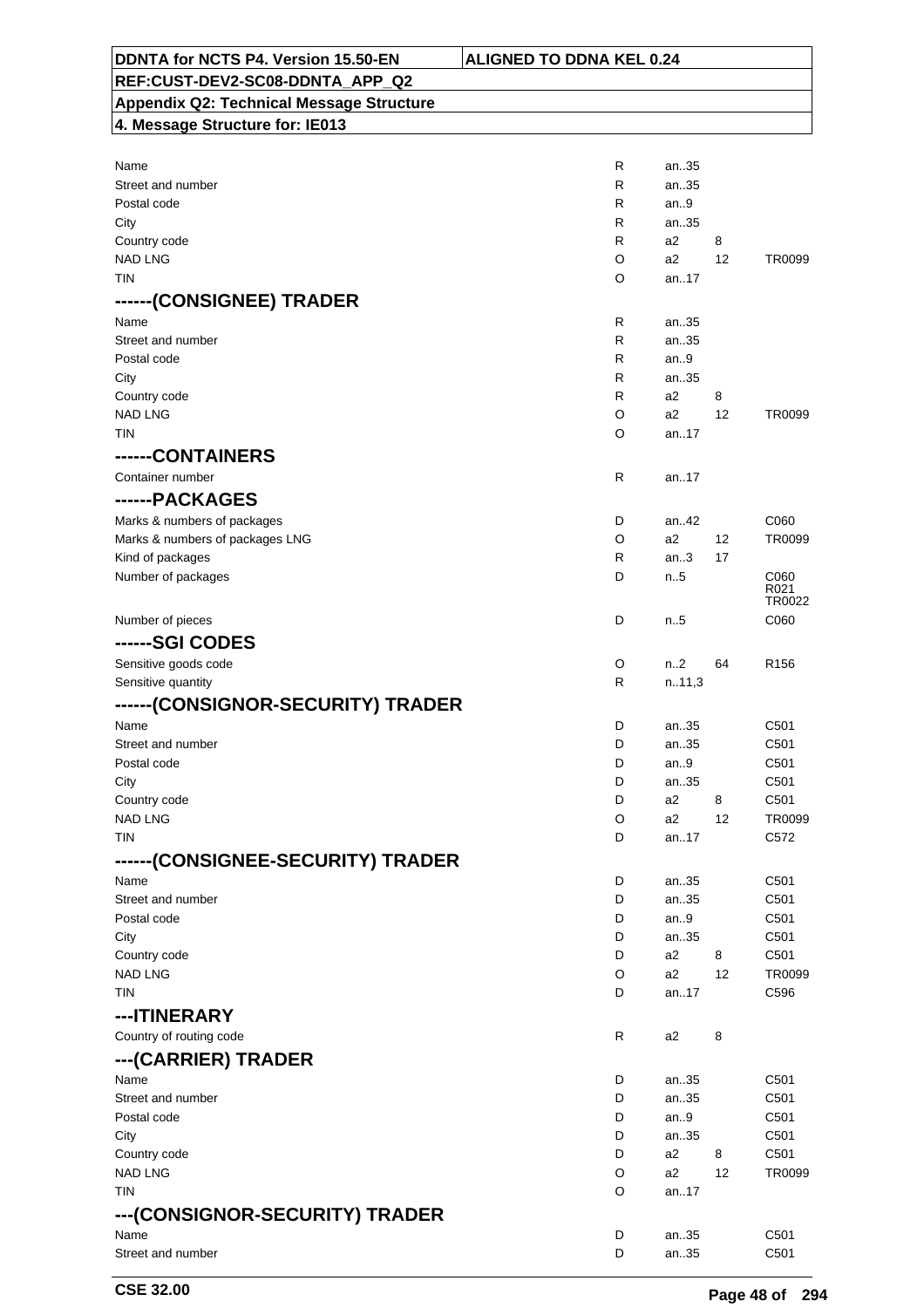| DDNTA for NCTS P4. Version 15.50-EN | ALIGNED TO DDNA KEL 0.24 |
|---|---|
| REF:CUST-DEV2-SC08-DDNTA_APP_Q2 | |
| Appendix Q2: Technical Message Structure | |
| 4. Message Structure for: IE013 | |

| | | | | |
|---|---|---|---|---|
| Name | R | an..35 | | |
| Street and number | R | an..35 | | |
| Postal code | R | an..9 | | |
| City | R | an..35 | | |
| Country code | R | a2 | 8 | |
| NAD LNG | O | a2 | 12 | TR0099 |
| TIN | O | an..17 | | |
| **------(CONSIGNEE) TRADER** | | | | |
| Name | R | an..35 | | |
| Street and number | R | an..35 | | |
| Postal code | R | an..9 | | |
| City | R | an..35 | | |
| Country code | R | a2 | 8 | |
| NAD LNG | O | a2 | 12 | TR0099 |
| TIN | O | an..17 | | |
| **------CONTAINERS** | | | | |
| Container number | R | an..17 | | |
| **------PACKAGES** | | | | |
| Marks & numbers of packages | D | an..42 | | C060 |
| Marks & numbers of packages LNG | O | a2 | 12 | TR0099 |
| Kind of packages | R | an..3 | 17 | |
| Number of packages | D | n..5 | | C060 R021 TR0022 |
| Number of pieces | D | n..5 | | C060 |
| **------SGI CODES** | | | | |
| Sensitive goods code | O | n..2 | 64 | R156 |
| Sensitive quantity | R | n..11,3 | | |
| **------(CONSIGNOR-SECURITY) TRADER** | | | | |
| Name | D | an..35 | | C501 |
| Street and number | D | an..35 | | C501 |
| Postal code | D | an..9 | | C501 |
| City | D | an..35 | | C501 |
| Country code | D | a2 | 8 | C501 |
| NAD LNG | O | a2 | 12 | TR0099 |
| TIN | D | an..17 | | C572 |
| **------(CONSIGNEE-SECURITY) TRADER** | | | | |
| Name | D | an..35 | | C501 |
| Street and number | D | an..35 | | C501 |
| Postal code | D | an..9 | | C501 |
| City | D | an..35 | | C501 |
| Country code | D | a2 | 8 | C501 |
| NAD LNG | O | a2 | 12 | TR0099 |
| TIN | D | an..17 | | C596 |
| **---ITINERARY** | | | | |
| Country of routing code | R | a2 | 8 | |
| **---(CARRIER) TRADER** | | | | |
| Name | D | an..35 | | C501 |
| Street and number | D | an..35 | | C501 |
| Postal code | D | an..9 | | C501 |
| City | D | an..35 | | C501 |
| Country code | D | a2 | 8 | C501 |
| NAD LNG | O | a2 | 12 | TR0099 |
| TIN | O | an..17 | | |
| **---(CONSIGNOR-SECURITY) TRADER** | | | | |
| Name | D | an..35 | | C501 |
| Street and number | D | an..35 | | C501 |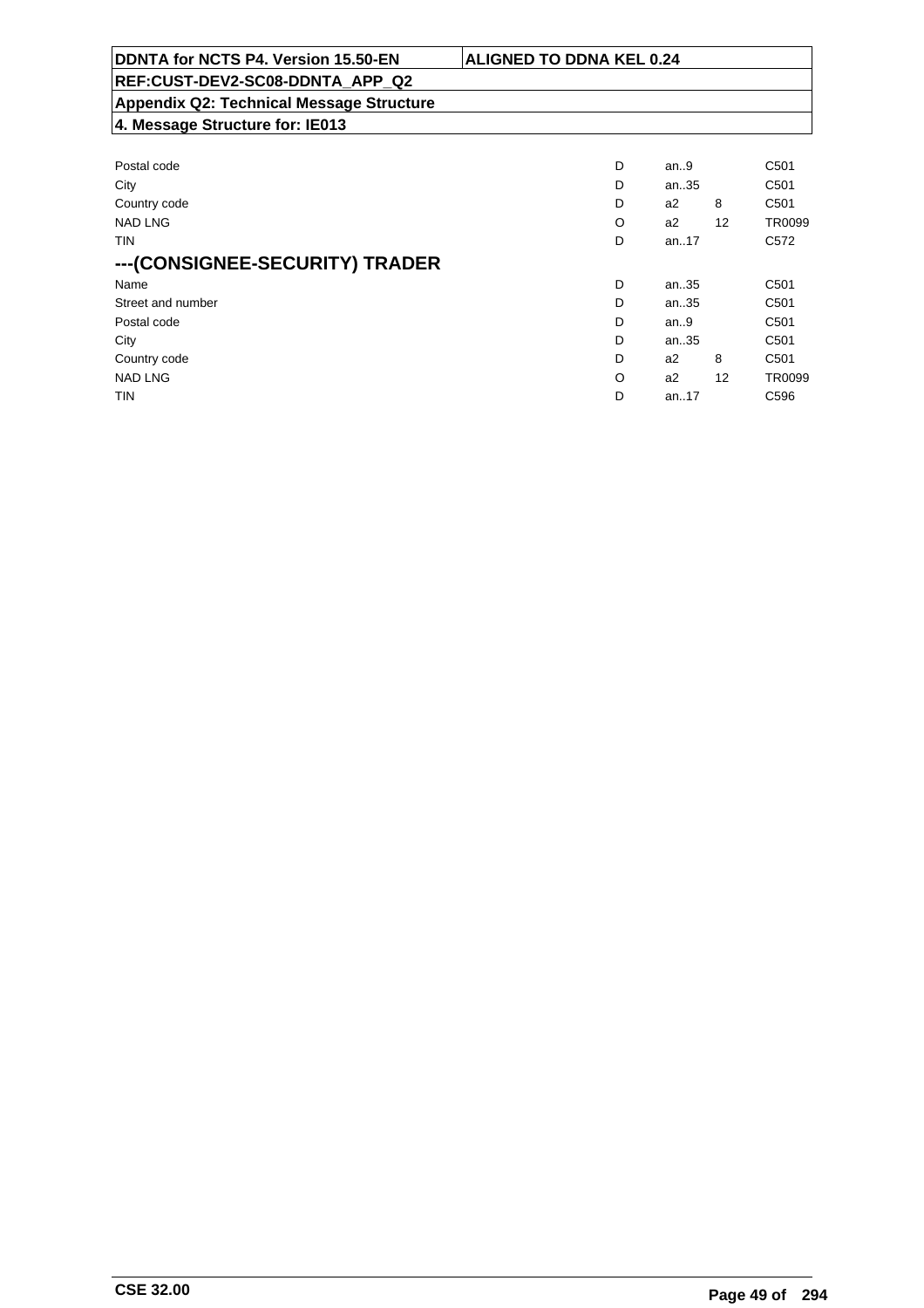| | | | | |
|---|---|---|---|---|
| Postal code | D | an..9 | | C501 |
| City | D | an..35 | | C501 |
| Country code | D | a2 | 8 | C501 |
| NAD LNG | O | a2 | 12 | TR0099 |
| TIN | D | an..17 | | C572 |

## ---(CONSIGNEE-SECURITY) TRADER

| | | | | |
|---|---|---|---|---|
| Name | D | an..35 | | C501 |
| Street and number | D | an..35 | | C501 |
| Postal code | D | an..9 | | C501 |
| City | D | an..35 | | C501 |
| Country code | D | a2 | 8 | C501 |
| NAD LNG | O | a2 | 12 | TR0099 |
| TIN | D | an..17 | | C596 |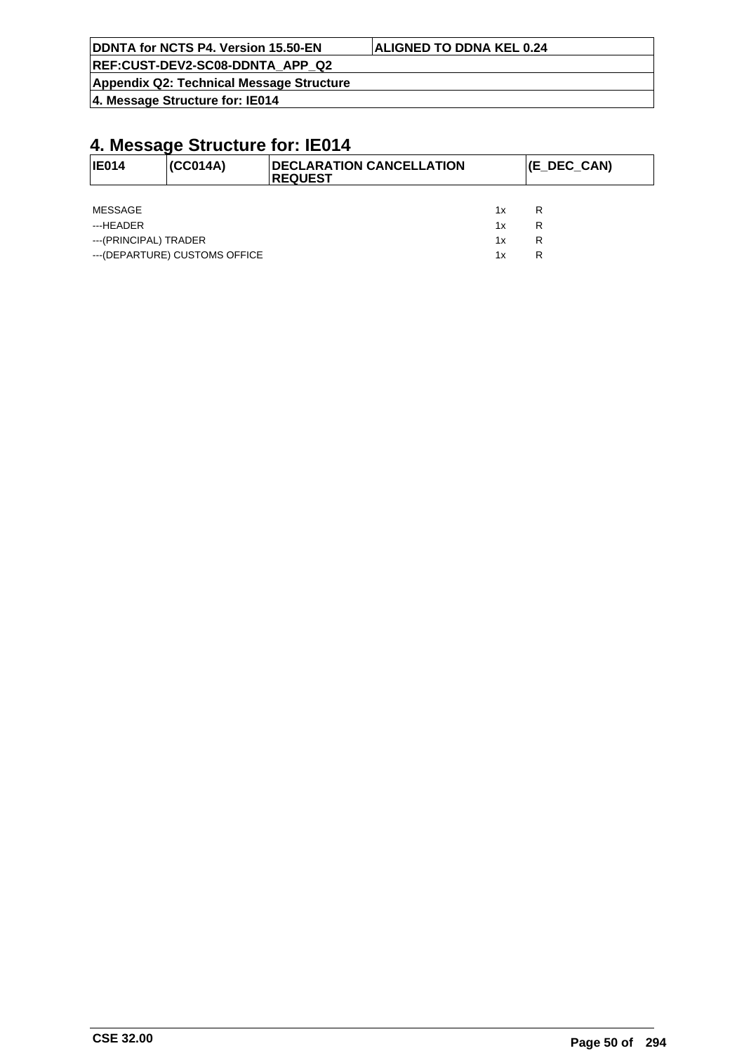# 4. Message Structure for: IE014

| IE014 | (CC014A) | DECLARATION CANCELLATION REQUEST | (E_DEC_CAN) |
|---|---|---|---|

| | | |
|---|---|---|
| MESSAGE | 1x | R |
| ---HEADER | 1x | R |
| ---(PRINCIPAL) TRADER | 1x | R |
| ---(DEPARTURE) CUSTOMS OFFICE | 1x | R |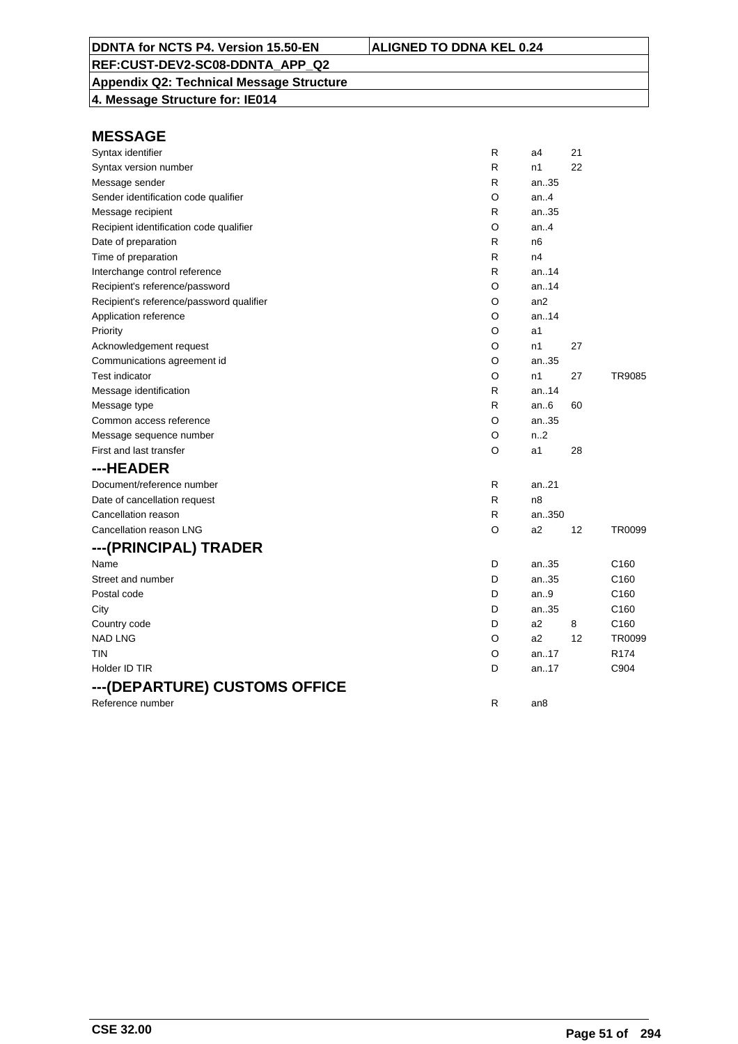**DDNTA for NCTS P4. Version 15.50-EN** | **ALIGNED TO DDNA KEL 0.24**

**REF:CUST-DEV2-SC08-DDNTA_APP_Q2**

**Appendix Q2: Technical Message Structure**

**4. Message Structure for: IE014**

## MESSAGE

| | | | | |
|---|---|---|---|---|
| Syntax identifier | R | a4 | 21 | |
| Syntax version number | R | n1 | 22 | |
| Message sender | R | an..35 | | |
| Sender identification code qualifier | O | an..4 | | |
| Message recipient | R | an..35 | | |
| Recipient identification code qualifier | O | an..4 | | |
| Date of preparation | R | n6 | | |
| Time of preparation | R | n4 | | |
| Interchange control reference | R | an..14 | | |
| Recipient's reference/password | O | an..14 | | |
| Recipient's reference/password qualifier | O | an2 | | |
| Application reference | O | an..14 | | |
| Priority | O | a1 | | |
| Acknowledgement request | O | n1 | 27 | |
| Communications agreement id | O | an..35 | | |
| Test indicator | O | n1 | 27 | TR9085 |
| Message identification | R | an..14 | | |
| Message type | R | an..6 | 60 | |
| Common access reference | O | an..35 | | |
| Message sequence number | O | n..2 | | |
| First and last transfer | O | a1 | 28 | |

## ---HEADER

| | | | | |
|---|---|---|---|---|
| Document/reference number | R | an..21 | | |
| Date of cancellation request | R | n8 | | |
| Cancellation reason | R | an..350 | | |
| Cancellation reason LNG | O | a2 | 12 | TR0099 |

## ---(PRINCIPAL) TRADER

| | | | | |
|---|---|---|---|---|
| Name | D | an..35 | | C160 |
| Street and number | D | an..35 | | C160 |
| Postal code | D | an..9 | | C160 |
| City | D | an..35 | | C160 |
| Country code | D | a2 | 8 | C160 |
| NAD LNG | O | a2 | 12 | TR0099 |
| TIN | O | an..17 | | R174 |
| Holder ID TIR | D | an..17 | | C904 |

## ---(DEPARTURE) CUSTOMS OFFICE

| | | | | |
|---|---|---|---|---|
| Reference number | R | an8 | | |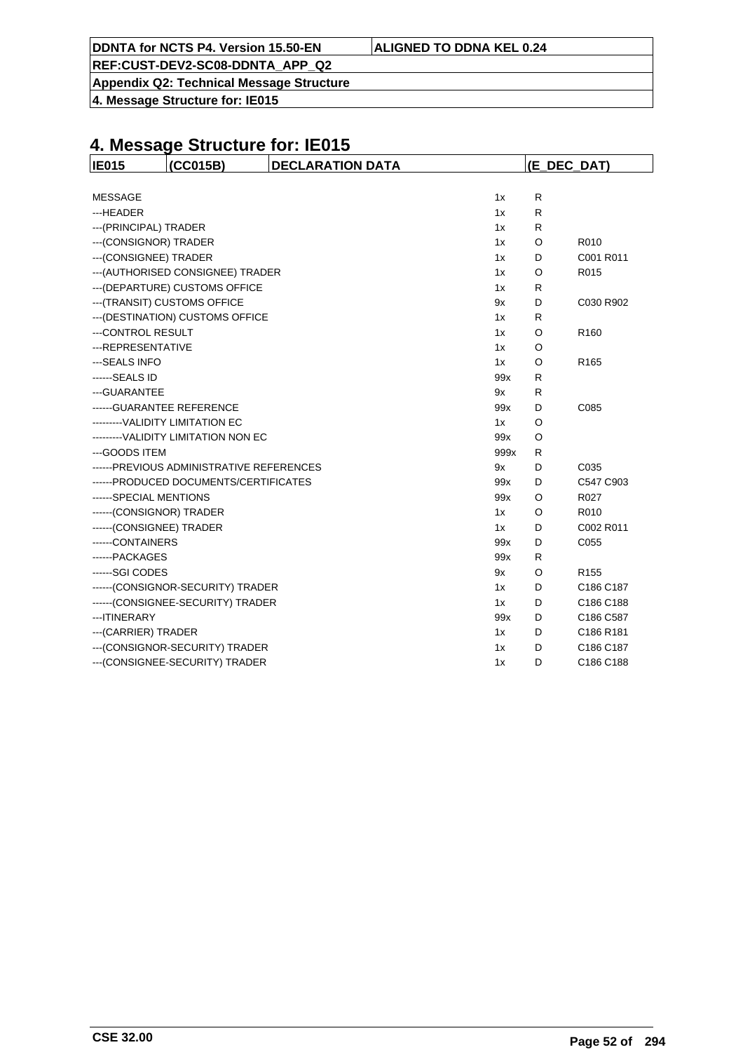# 4. Message Structure for: IE015

| IE015 | (CC015B) | DECLARATION DATA | (E_DEC_DAT) |
|---|---|---|---|

| | | | |
|---|---|---|---|
| MESSAGE | 1x | R | |
| ---HEADER | 1x | R | |
| ---(PRINCIPAL) TRADER | 1x | R | |
| ---(CONSIGNOR) TRADER | 1x | O | R010 |
| ---(CONSIGNEE) TRADER | 1x | D | C001 R011 |
| ---(AUTHORISED CONSIGNEE) TRADER | 1x | O | R015 |
| ---(DEPARTURE) CUSTOMS OFFICE | 1x | R | |
| ---(TRANSIT) CUSTOMS OFFICE | 9x | D | C030 R902 |
| ---(DESTINATION) CUSTOMS OFFICE | 1x | R | |
| ---CONTROL RESULT | 1x | O | R160 |
| ---REPRESENTATIVE | 1x | O | |
| ---SEALS INFO | 1x | O | R165 |
| ------SEALS ID | 99x | R | |
| ---GUARANTEE | 9x | R | |
| ------GUARANTEE REFERENCE | 99x | D | C085 |
| ---------VALIDITY LIMITATION EC | 1x | O | |
| ---------VALIDITY LIMITATION NON EC | 99x | O | |
| ---GOODS ITEM | 999x | R | |
| ------PREVIOUS ADMINISTRATIVE REFERENCES | 9x | D | C035 |
| ------PRODUCED DOCUMENTS/CERTIFICATES | 99x | D | C547 C903 |
| ------SPECIAL MENTIONS | 99x | O | R027 |
| ------(CONSIGNOR) TRADER | 1x | O | R010 |
| ------(CONSIGNEE) TRADER | 1x | D | C002 R011 |
| ------CONTAINERS | 99x | D | C055 |
| ------PACKAGES | 99x | R | |
| ------SGI CODES | 9x | O | R155 |
| ------(CONSIGNOR-SECURITY) TRADER | 1x | D | C186 C187 |
| ------(CONSIGNEE-SECURITY) TRADER | 1x | D | C186 C188 |
| ---ITINERARY | 99x | D | C186 C587 |
| ---(CARRIER) TRADER | 1x | D | C186 R181 |
| ---(CONSIGNOR-SECURITY) TRADER | 1x | D | C186 C187 |
| ---(CONSIGNEE-SECURITY) TRADER | 1x | D | C186 C188 |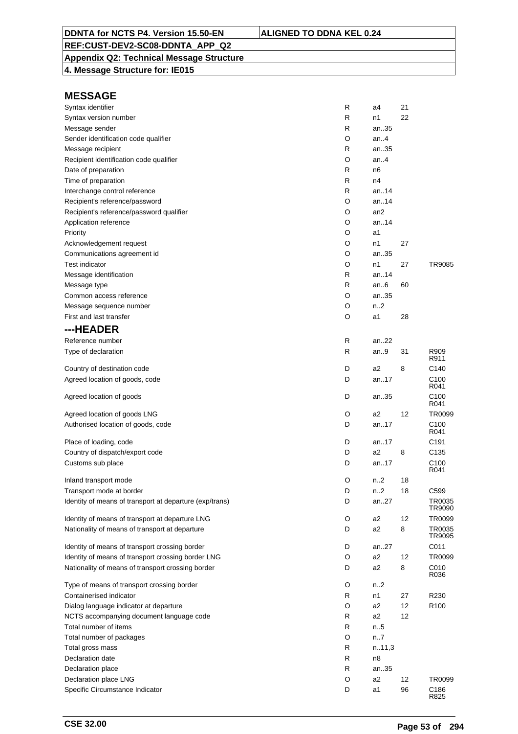**DDNTA for NCTS P4. Version 15.50-EN** | **ALIGNED TO DDNA KEL 0.24**

**REF:CUST-DEV2-SC08-DDNTA_APP_Q2**

**Appendix Q2: Technical Message Structure**

**4. Message Structure for: IE015**

## MESSAGE

| | | | | |
|---|---|---|---|---|
| Syntax identifier | R | a4 | 21 | |
| Syntax version number | R | n1 | 22 | |
| Message sender | R | an..35 | | |
| Sender identification code qualifier | O | an..4 | | |
| Message recipient | R | an..35 | | |
| Recipient identification code qualifier | O | an..4 | | |
| Date of preparation | R | n6 | | |
| Time of preparation | R | n4 | | |
| Interchange control reference | R | an..14 | | |
| Recipient's reference/password | O | an..14 | | |
| Recipient's reference/password qualifier | O | an2 | | |
| Application reference | O | an..14 | | |
| Priority | O | a1 | | |
| Acknowledgement request | O | n1 | 27 | |
| Communications agreement id | O | an..35 | | |
| Test indicator | O | n1 | 27 | TR9085 |
| Message identification | R | an..14 | | |
| Message type | R | an..6 | 60 | |
| Common access reference | O | an..35 | | |
| Message sequence number | O | n..2 | | |
| First and last transfer | O | a1 | 28 | |

## ---HEADER

| | | | | |
|---|---|---|---|---|
| Reference number | R | an..22 | | |
| Type of declaration | R | an..9 | 31 | R909 R911 |
| Country of destination code | D | a2 | 8 | C140 |
| Agreed location of goods, code | D | an..17 | | C100 R041 |
| Agreed location of goods | D | an..35 | | C100 R041 |
| Agreed location of goods LNG | O | a2 | 12 | TR0099 |
| Authorised location of goods, code | D | an..17 | | C100 R041 |
| Place of loading, code | D | an..17 | | C191 |
| Country of dispatch/export code | D | a2 | 8 | C135 |
| Customs sub place | D | an..17 | | C100 R041 |
| Inland transport mode | O | n..2 | 18 | |
| Transport mode at border | D | n..2 | 18 | C599 |
| Identity of means of transport at departure (exp/trans) | D | an..27 | | TR0035 TR9090 |
| Identity of means of transport at departure LNG | O | a2 | 12 | TR0099 |
| Nationality of means of transport at departure | D | a2 | 8 | TR0035 TR9095 |
| Identity of means of transport crossing border | D | an..27 | | C011 |
| Identity of means of transport crossing border LNG | O | a2 | 12 | TR0099 |
| Nationality of means of transport crossing border | D | a2 | 8 | C010 R036 |
| Type of means of transport crossing border | O | n..2 | | |
| Containerised indicator | R | n1 | 27 | R230 |
| Dialog language indicator at departure | O | a2 | 12 | R100 |
| NCTS accompanying document language code | R | a2 | 12 | |
| Total number of items | R | n..5 | | |
| Total number of packages | O | n..7 | | |
| Total gross mass | R | n..11,3 | | |
| Declaration date | R | n8 | | |
| Declaration place | R | an..35 | | |
| Declaration place LNG | O | a2 | 12 | TR0099 |
| Specific Circumstance Indicator | D | a1 | 96 | C186 R825 |

**CSE 32.00**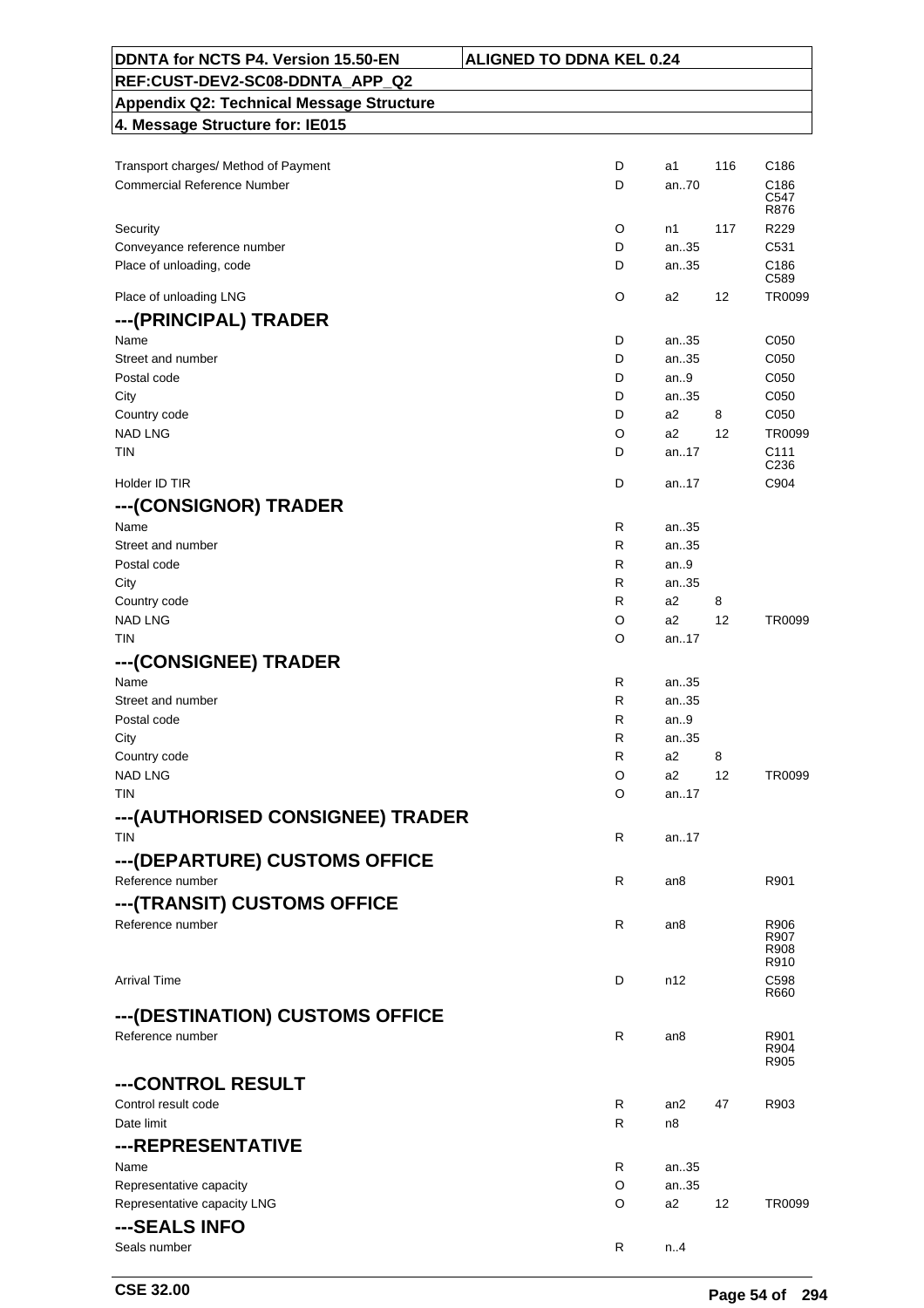| DDNTA for NCTS P4. Version 15.50-EN | ALIGNED TO DDNA KEL 0.24 |
|---|---|
| REF:CUST-DEV2-SC08-DDNTA_APP_Q2 | |
| Appendix Q2: Technical Message Structure | |
| 4. Message Structure for: IE015 | |

| Field | Status | Format | Code list | Rules/Conditions |
|---|---|---|---|---|
| Transport charges/ Method of Payment | D | a1 | 116 | C186 |
| Commercial Reference Number | D | an..70 | | C186<br>C547<br>R876 |
| Security | O | n1 | 117 | R229 |
| Conveyance reference number | D | an..35 | | C531 |
| Place of unloading, code | D | an..35 | | C186<br>C589 |
| Place of unloading LNG | O | a2 | 12 | TR0099 |

## ---(PRINCIPAL) TRADER

| Field | Status | Format | Code list | Rules/Conditions |
|---|---|---|---|---|
| Name | D | an..35 | | C050 |
| Street and number | D | an..35 | | C050 |
| Postal code | D | an..9 | | C050 |
| City | D | an..35 | | C050 |
| Country code | D | a2 | 8 | C050 |
| NAD LNG | O | a2 | 12 | TR0099 |
| TIN | D | an..17 | | C111<br>C236 |
| Holder ID TIR | D | an..17 | | C904 |

## ---(CONSIGNOR) TRADER

| Field | Status | Format | Code list | Rules/Conditions |
|---|---|---|---|---|
| Name | R | an..35 | | |
| Street and number | R | an..35 | | |
| Postal code | R | an..9 | | |
| City | R | an..35 | | |
| Country code | R | a2 | 8 | |
| NAD LNG | O | a2 | 12 | TR0099 |
| TIN | O | an..17 | | |

## ---(CONSIGNEE) TRADER

| Field | Status | Format | Code list | Rules/Conditions |
|---|---|---|---|---|
| Name | R | an..35 | | |
| Street and number | R | an..35 | | |
| Postal code | R | an..9 | | |
| City | R | an..35 | | |
| Country code | R | a2 | 8 | |
| NAD LNG | O | a2 | 12 | TR0099 |
| TIN | O | an..17 | | |

## ---(AUTHORISED CONSIGNEE) TRADER

| Field | Status | Format | Code list | Rules/Conditions |
|---|---|---|---|---|
| TIN | R | an..17 | | |

## ---(DEPARTURE) CUSTOMS OFFICE

| Field | Status | Format | Code list | Rules/Conditions |
|---|---|---|---|---|
| Reference number | R | an8 | | R901 |

## ---(TRANSIT) CUSTOMS OFFICE

| Field | Status | Format | Code list | Rules/Conditions |
|---|---|---|---|---|
| Reference number | R | an8 | | R906<br>R907<br>R908<br>R910 |
| Arrival Time | D | n12 | | C598<br>R660 |

## ---(DESTINATION) CUSTOMS OFFICE

| Field | Status | Format | Code list | Rules/Conditions |
|---|---|---|---|---|
| Reference number | R | an8 | | R901<br>R904<br>R905 |

## ---CONTROL RESULT

| Field | Status | Format | Code list | Rules/Conditions |
|---|---|---|---|---|
| Control result code | R | an2 | 47 | R903 |
| Date limit | R | n8 | | |

## ---REPRESENTATIVE

| Field | Status | Format | Code list | Rules/Conditions |
|---|---|---|---|---|
| Name | R | an..35 | | |
| Representative capacity | O | an..35 | | |
| Representative capacity LNG | O | a2 | 12 | TR0099 |

## ---SEALS INFO

| Field | Status | Format | Code list | Rules/Conditions |
|---|---|---|---|---|
| Seals number | R | n..4 | | |

CSE 32.00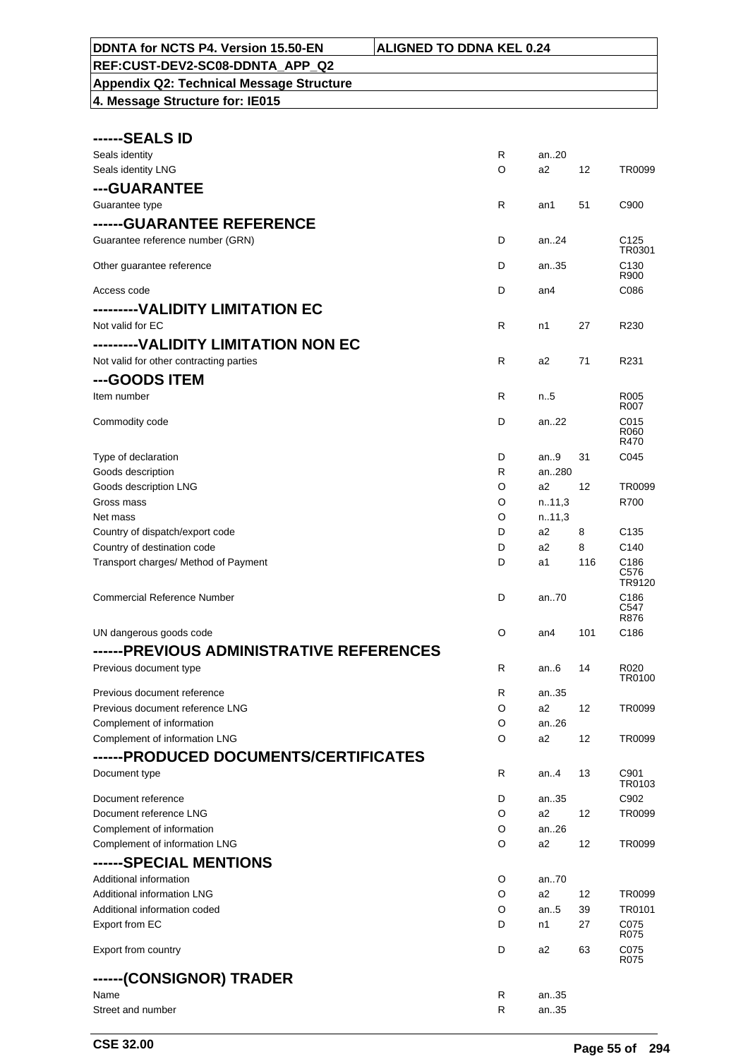## ------SEALS ID

| | | | | |
|---|---|---|---|---|
| Seals identity | R | an..20 | | |
| Seals identity LNG | O | a2 | 12 | TR0099 |

## ---GUARANTEE

| | | | | |
|---|---|---|---|---|
| Guarantee type | R | an1 | 51 | C900 |

## ------GUARANTEE REFERENCE

| | | | | |
|---|---|---|---|---|
| Guarantee reference number (GRN) | D | an..24 | | C125 TR0301 |
| Other guarantee reference | D | an..35 | | C130 R900 |
| Access code | D | an4 | | C086 |

## ---------VALIDITY LIMITATION EC

| | | | | |
|---|---|---|---|---|
| Not valid for EC | R | n1 | 27 | R230 |

## ---------VALIDITY LIMITATION NON EC

| | | | | |
|---|---|---|---|---|
| Not valid for other contracting parties | R | a2 | 71 | R231 |

## ---GOODS ITEM

| | | | | |
|---|---|---|---|---|
| Item number | R | n..5 | | R005 R007 |
| Commodity code | D | an..22 | | C015 R060 R470 |
| Type of declaration | D | an..9 | 31 | C045 |
| Goods description | R | an..280 | | |
| Goods description LNG | O | a2 | 12 | TR0099 |
| Gross mass | O | n..11,3 | | R700 |
| Net mass | O | n..11,3 | | |
| Country of dispatch/export code | D | a2 | 8 | C135 |
| Country of destination code | D | a2 | 8 | C140 |
| Transport charges/ Method of Payment | D | a1 | 116 | C186 C576 TR9120 |
| Commercial Reference Number | D | an..70 | | C186 C547 R876 |
| UN dangerous goods code | O | an4 | 101 | C186 |

## ------PREVIOUS ADMINISTRATIVE REFERENCES

| | | | | |
|---|---|---|---|---|
| Previous document type | R | an..6 | 14 | R020 TR0100 |
| Previous document reference | R | an..35 | | |
| Previous document reference LNG | O | a2 | 12 | TR0099 |
| Complement of information | O | an..26 | | |
| Complement of information LNG | O | a2 | 12 | TR0099 |

## ------PRODUCED DOCUMENTS/CERTIFICATES

| | | | | |
|---|---|---|---|---|
| Document type | R | an..4 | 13 | C901 TR0103 |
| Document reference | D | an..35 | | C902 |
| Document reference LNG | O | a2 | 12 | TR0099 |
| Complement of information | O | an..26 | | |
| Complement of information LNG | O | a2 | 12 | TR0099 |

## ------SPECIAL MENTIONS

| | | | | |
|---|---|---|---|---|
| Additional information | O | an..70 | | |
| Additional information LNG | O | a2 | 12 | TR0099 |
| Additional information coded | O | an..5 | 39 | TR0101 |
| Export from EC | D | n1 | 27 | C075 R075 |
| Export from country | D | a2 | 63 | C075 R075 |

## ------(CONSIGNOR) TRADER

| | | | | |
|---|---|---|---|---|
| Name | R | an..35 | | |
| Street and number | R | an..35 | | |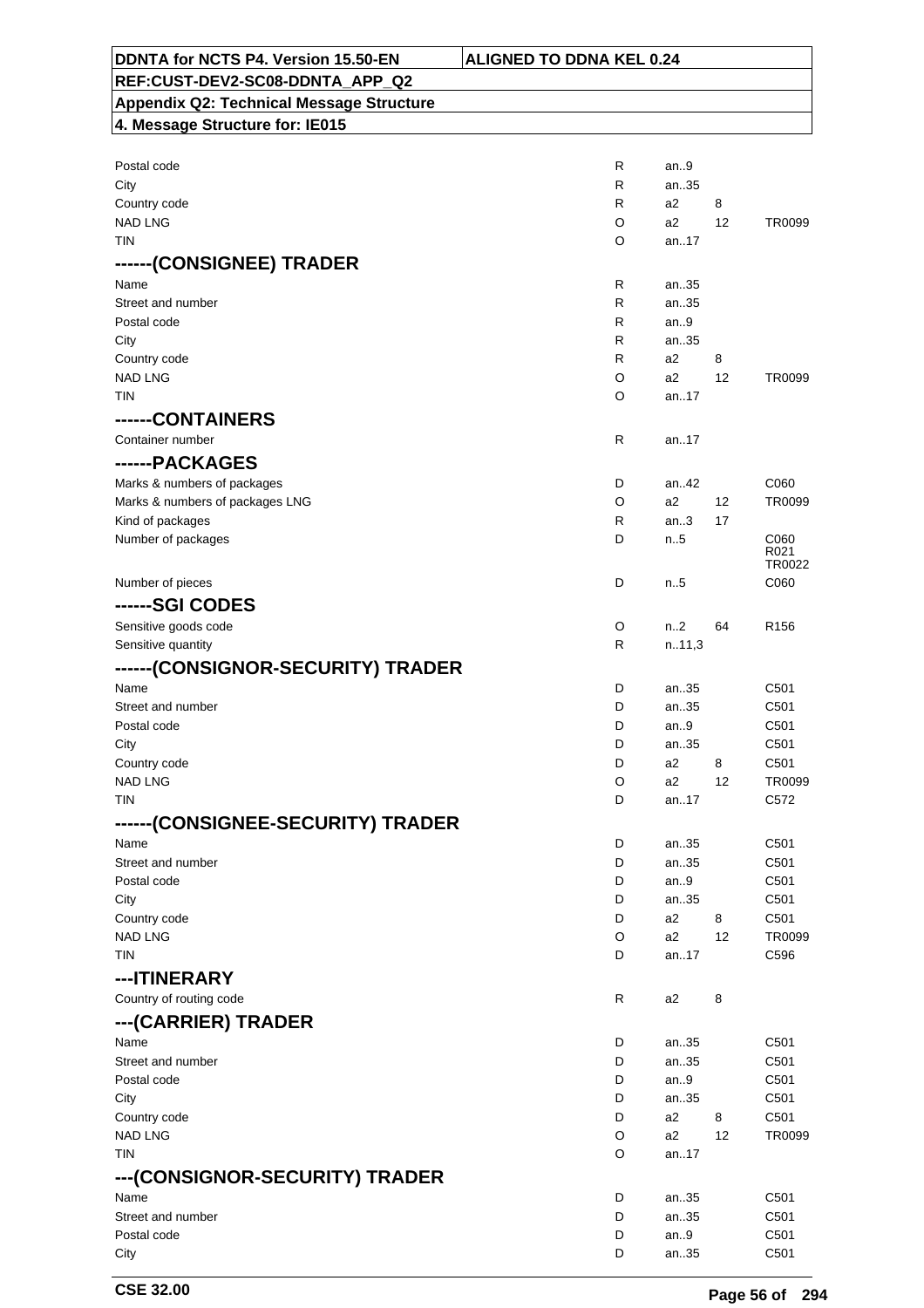| | | | | |
|---|---|---|---|---|
| Postal code | R | an..9 | | |
| City | R | an..35 | | |
| Country code | R | a2 | 8 | |
| NAD LNG | O | a2 | 12 | TR0099 |
| TIN | O | an..17 | | |
| **------(CONSIGNEE) TRADER** | | | | |
| Name | R | an..35 | | |
| Street and number | R | an..35 | | |
| Postal code | R | an..9 | | |
| City | R | an..35 | | |
| Country code | R | a2 | 8 | |
| NAD LNG | O | a2 | 12 | TR0099 |
| TIN | O | an..17 | | |
| **------CONTAINERS** | | | | |
| Container number | R | an..17 | | |
| **------PACKAGES** | | | | |
| Marks & numbers of packages | D | an..42 | | C060 |
| Marks & numbers of packages LNG | O | a2 | 12 | TR0099 |
| Kind of packages | R | an..3 | 17 | |
| Number of packages | D | n..5 | | C060 R021 TR0022 |
| Number of pieces | D | n..5 | | C060 |
| **------SGI CODES** | | | | |
| Sensitive goods code | O | n..2 | 64 | R156 |
| Sensitive quantity | R | n..11,3 | | |
| **------(CONSIGNOR-SECURITY) TRADER** | | | | |
| Name | D | an..35 | | C501 |
| Street and number | D | an..35 | | C501 |
| Postal code | D | an..9 | | C501 |
| City | D | an..35 | | C501 |
| Country code | D | a2 | 8 | C501 |
| NAD LNG | O | a2 | 12 | TR0099 |
| TIN | D | an..17 | | C572 |
| **------(CONSIGNEE-SECURITY) TRADER** | | | | |
| Name | D | an..35 | | C501 |
| Street and number | D | an..35 | | C501 |
| Postal code | D | an..9 | | C501 |
| City | D | an..35 | | C501 |
| Country code | D | a2 | 8 | C501 |
| NAD LNG | O | a2 | 12 | TR0099 |
| TIN | D | an..17 | | C596 |
| **---ITINERARY** | | | | |
| Country of routing code | R | a2 | 8 | |
| **---(CARRIER) TRADER** | | | | |
| Name | D | an..35 | | C501 |
| Street and number | D | an..35 | | C501 |
| Postal code | D | an..9 | | C501 |
| City | D | an..35 | | C501 |
| Country code | D | a2 | 8 | C501 |
| NAD LNG | O | a2 | 12 | TR0099 |
| TIN | O | an..17 | | |
| **---(CONSIGNOR-SECURITY) TRADER** | | | | |
| Name | D | an..35 | | C501 |
| Street and number | D | an..35 | | C501 |
| Postal code | D | an..9 | | C501 |
| City | D | an..35 | | C501 |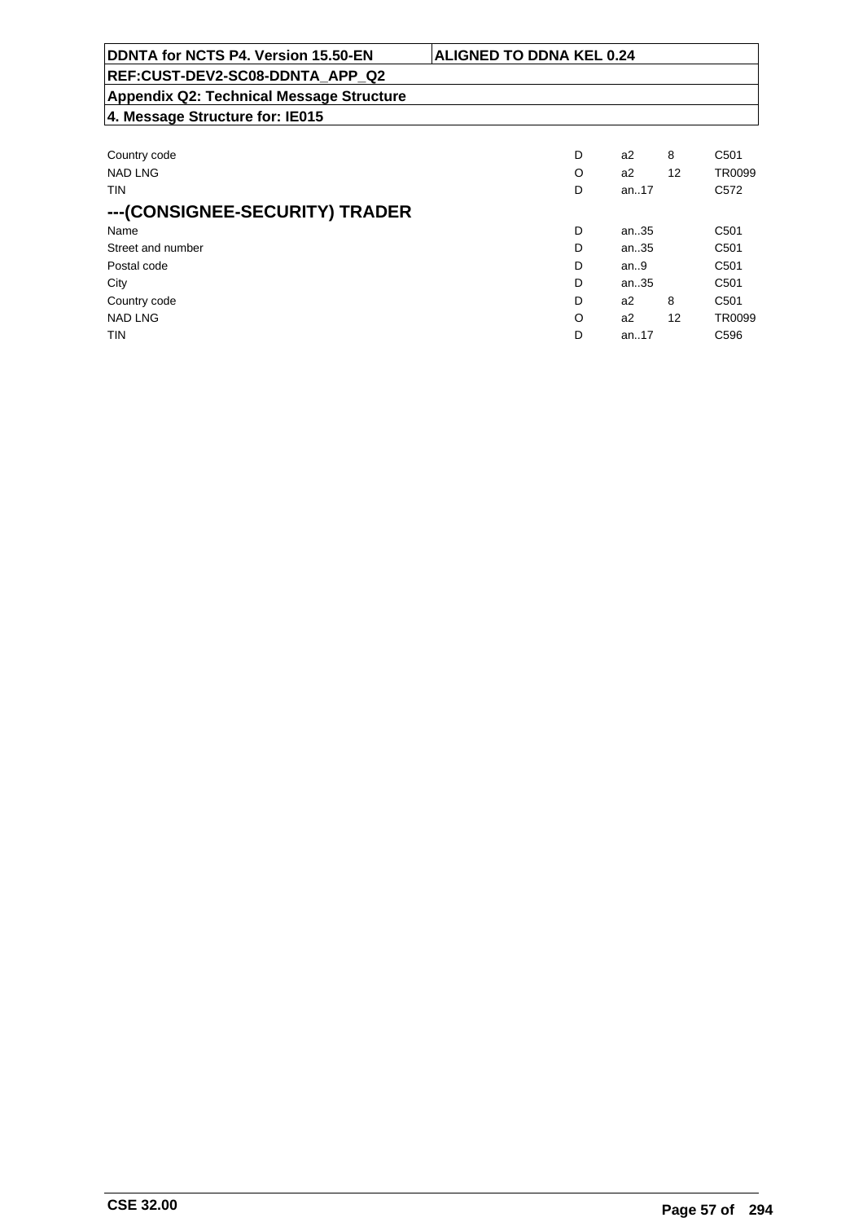| | | | | |
|---|---|---|---|---|
| Country code | D | a2 | 8 | C501 |
| NAD LNG | O | a2 | 12 | TR0099 |
| TIN | D | an..17 | | C572 |

### ---(CONSIGNEE-SECURITY) TRADER

| | | | | |
|---|---|---|---|---|
| Name | D | an..35 | | C501 |
| Street and number | D | an..35 | | C501 |
| Postal code | D | an..9 | | C501 |
| City | D | an..35 | | C501 |
| Country code | D | a2 | 8 | C501 |
| NAD LNG | O | a2 | 12 | TR0099 |
| TIN | D | an..17 | | C596 |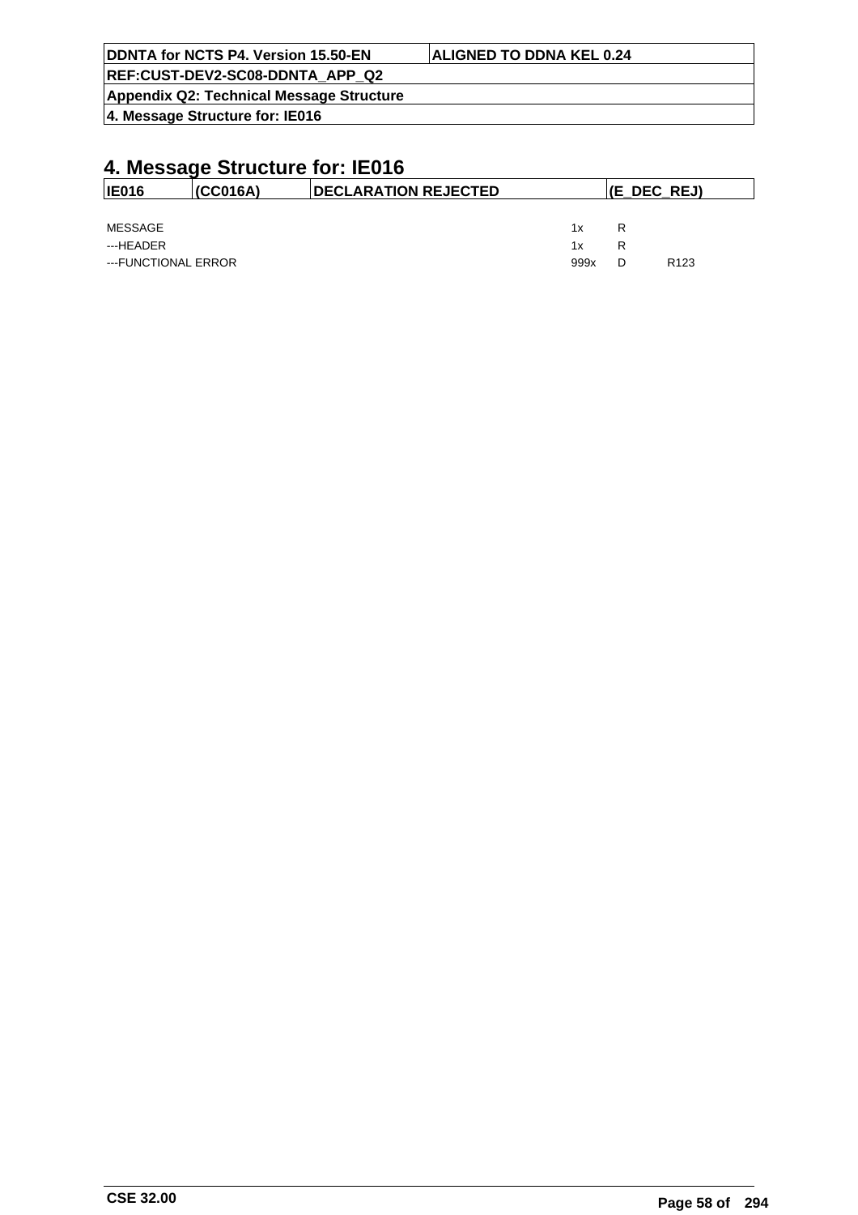# 4. Message Structure for: IE016

| IE016 | (CC016A) | DECLARATION REJECTED | (E_DEC_REJ) |
|---|---|---|---|

| | | | |
|---|---|---|---|
| MESSAGE | 1x | R | |
| ---HEADER | 1x | R | |
| ---FUNCTIONAL ERROR | 999x | D | R123 |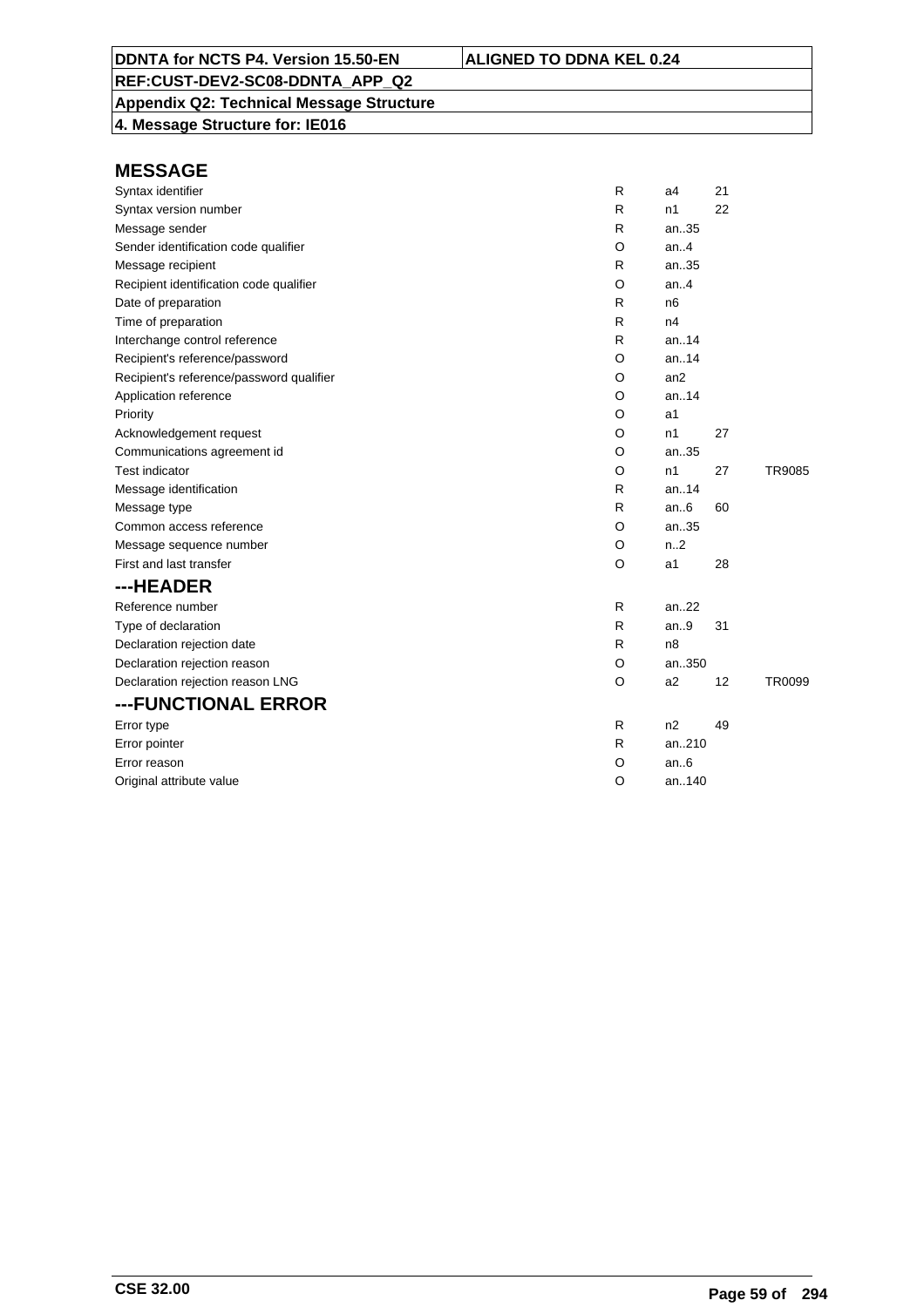DDNTA for NCTS P4. Version 15.50-EN | ALIGNED TO DDNA KEL 0.24

REF:CUST-DEV2-SC08-DDNTA_APP_Q2

**Appendix Q2: Technical Message Structure**

**4. Message Structure for: IE016**

## MESSAGE

| | | | | |
|---|---|---|---|---|
| Syntax identifier | R | a4 | 21 | |
| Syntax version number | R | n1 | 22 | |
| Message sender | R | an..35 | | |
| Sender identification code qualifier | O | an..4 | | |
| Message recipient | R | an..35 | | |
| Recipient identification code qualifier | O | an..4 | | |
| Date of preparation | R | n6 | | |
| Time of preparation | R | n4 | | |
| Interchange control reference | R | an..14 | | |
| Recipient's reference/password | O | an..14 | | |
| Recipient's reference/password qualifier | O | an2 | | |
| Application reference | O | an..14 | | |
| Priority | O | a1 | | |
| Acknowledgement request | O | n1 | 27 | |
| Communications agreement id | O | an..35 | | |
| Test indicator | O | n1 | 27 | TR9085 |
| Message identification | R | an..14 | | |
| Message type | R | an..6 | 60 | |
| Common access reference | O | an..35 | | |
| Message sequence number | O | n..2 | | |
| First and last transfer | O | a1 | 28 | |

## ---HEADER

| | | | | |
|---|---|---|---|---|
| Reference number | R | an..22 | | |
| Type of declaration | R | an..9 | 31 | |
| Declaration rejection date | R | n8 | | |
| Declaration rejection reason | O | an..350 | | |
| Declaration rejection reason LNG | O | a2 | 12 | TR0099 |

## ---FUNCTIONAL ERROR

| | | | | |
|---|---|---|---|---|
| Error type | R | n2 | 49 | |
| Error pointer | R | an..210 | | |
| Error reason | O | an..6 | | |
| Original attribute value | O | an..140 | | |

CSE 32.00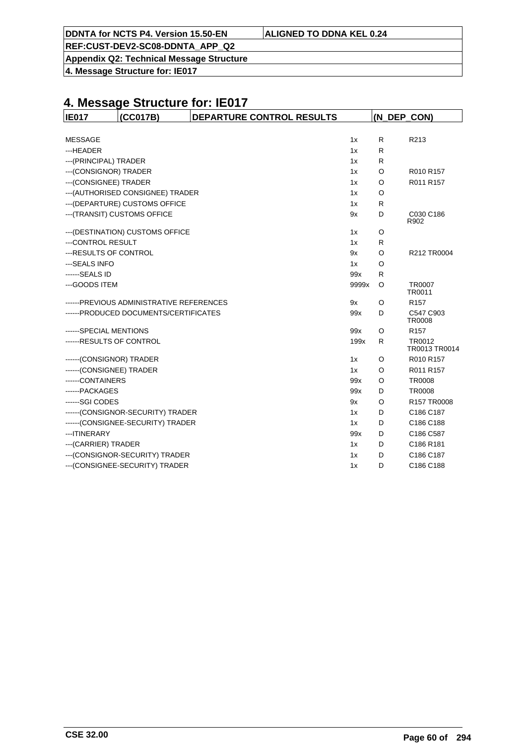# 4. Message Structure for: IE017

| IE017 | (CC017B) | DEPARTURE CONTROL RESULTS | | (N_DEP_CON) |
|---|---|---|---|---|
| MESSAGE | | 1x | R | R213 |
| ---HEADER | | 1x | R | |
| ---(PRINCIPAL) TRADER | | 1x | R | |
| ---(CONSIGNOR) TRADER | | 1x | O | R010 R157 |
| ---(CONSIGNEE) TRADER | | 1x | O | R011 R157 |
| ---(AUTHORISED CONSIGNEE) TRADER | | 1x | O | |
| ---(DEPARTURE) CUSTOMS OFFICE | | 1x | R | |
| ---(TRANSIT) CUSTOMS OFFICE | | 9x | D | C030 C186 R902 |
| ---(DESTINATION) CUSTOMS OFFICE | | 1x | O | |
| ---CONTROL RESULT | | 1x | R | |
| ---RESULTS OF CONTROL | | 9x | O | R212 TR0004 |
| ---SEALS INFO | | 1x | O | |
| ------SEALS ID | | 99x | R | |
| ---GOODS ITEM | | 9999x | O | TR0007 TR0011 |
| ------PREVIOUS ADMINISTRATIVE REFERENCES | | 9x | O | R157 |
| ------PRODUCED DOCUMENTS/CERTIFICATES | | 99x | D | C547 C903 TR0008 |
| ------SPECIAL MENTIONS | | 99x | O | R157 |
| ------RESULTS OF CONTROL | | 199x | R | TR0012 TR0013 TR0014 |
| ------(CONSIGNOR) TRADER | | 1x | O | R010 R157 |
| ------(CONSIGNEE) TRADER | | 1x | O | R011 R157 |
| ------CONTAINERS | | 99x | O | TR0008 |
| ------PACKAGES | | 99x | D | TR0008 |
| ------SGI CODES | | 9x | O | R157 TR0008 |
| ------(CONSIGNOR-SECURITY) TRADER | | 1x | D | C186 C187 |
| ------(CONSIGNEE-SECURITY) TRADER | | 1x | D | C186 C188 |
| ---ITINERARY | | 99x | D | C186 C587 |
| ---(CARRIER) TRADER | | 1x | D | C186 R181 |
| ---(CONSIGNOR-SECURITY) TRADER | | 1x | D | C186 C187 |
| ---(CONSIGNEE-SECURITY) TRADER | | 1x | D | C186 C188 |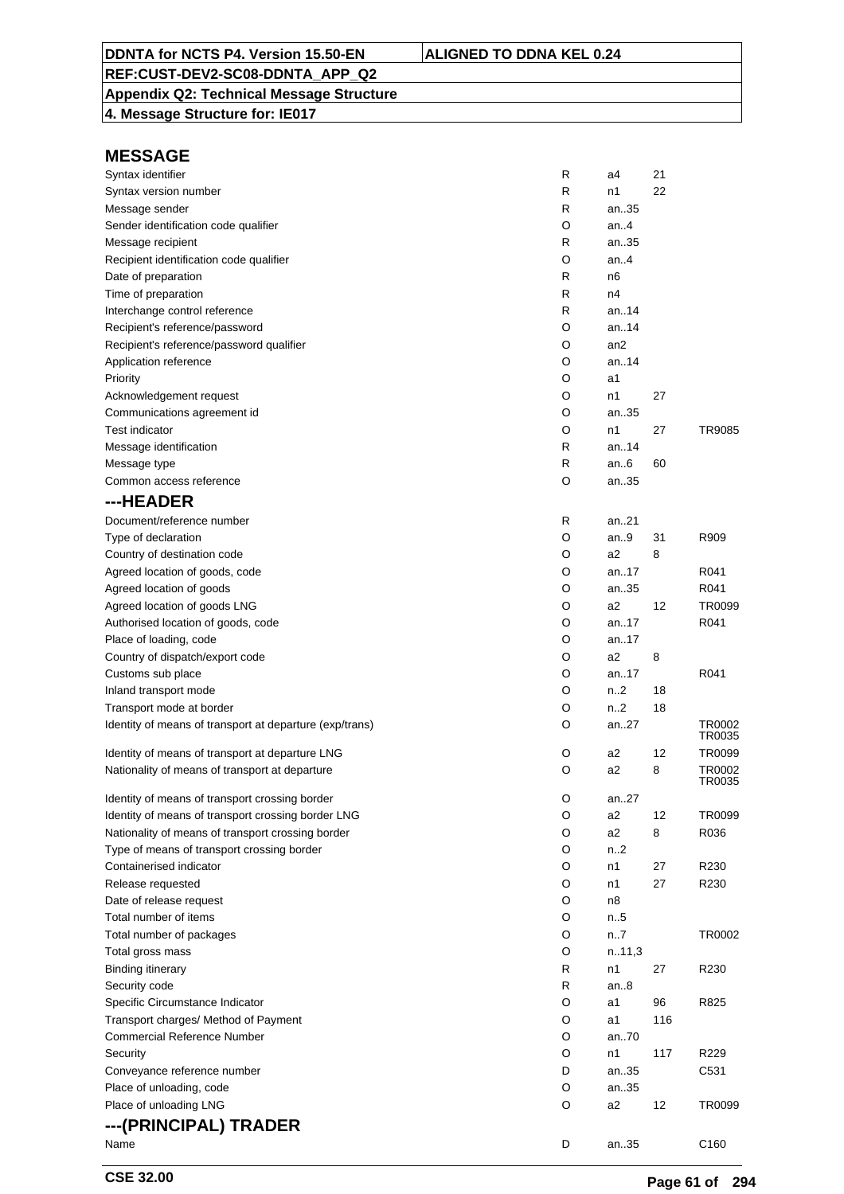DDNTA for NCTS P4. Version 15.50-EN | ALIGNED TO DDNA KEL 0.24

REF:CUST-DEV2-SC08-DDNTA_APP_Q2

Appendix Q2: Technical Message Structure

4. Message Structure for: IE017

## MESSAGE

| | | | | |
|---|---|---|---|---|
| Syntax identifier | R | a4 | 21 | |
| Syntax version number | R | n1 | 22 | |
| Message sender | R | an..35 | | |
| Sender identification code qualifier | O | an..4 | | |
| Message recipient | R | an..35 | | |
| Recipient identification code qualifier | O | an..4 | | |
| Date of preparation | R | n6 | | |
| Time of preparation | R | n4 | | |
| Interchange control reference | R | an..14 | | |
| Recipient's reference/password | O | an..14 | | |
| Recipient's reference/password qualifier | O | an2 | | |
| Application reference | O | an..14 | | |
| Priority | O | a1 | | |
| Acknowledgement request | O | n1 | 27 | |
| Communications agreement id | O | an..35 | | |
| Test indicator | O | n1 | 27 | TR9085 |
| Message identification | R | an..14 | | |
| Message type | R | an..6 | 60 | |
| Common access reference | O | an..35 | | |

## ---HEADER

| | | | | |
|---|---|---|---|---|
| Document/reference number | R | an..21 | | |
| Type of declaration | O | an..9 | 31 | R909 |
| Country of destination code | O | a2 | 8 | |
| Agreed location of goods, code | O | an..17 | | R041 |
| Agreed location of goods | O | an..35 | | R041 |
| Agreed location of goods LNG | O | a2 | 12 | TR0099 |
| Authorised location of goods, code | O | an..17 | | R041 |
| Place of loading, code | O | an..17 | | |
| Country of dispatch/export code | O | a2 | 8 | |
| Customs sub place | O | an..17 | | R041 |
| Inland transport mode | O | n..2 | 18 | |
| Transport mode at border | O | n..2 | 18 | |
| Identity of means of transport at departure (exp/trans) | O | an..27 | | TR0002 TR0035 |
| Identity of means of transport at departure LNG | O | a2 | 12 | TR0099 |
| Nationality of means of transport at departure | O | a2 | 8 | TR0002 TR0035 |
| Identity of means of transport crossing border | O | an..27 | | |
| Identity of means of transport crossing border LNG | O | a2 | 12 | TR0099 |
| Nationality of means of transport crossing border | O | a2 | 8 | R036 |
| Type of means of transport crossing border | O | n..2 | | |
| Containerised indicator | O | n1 | 27 | R230 |
| Release requested | O | n1 | 27 | R230 |
| Date of release request | O | n8 | | |
| Total number of items | O | n..5 | | |
| Total number of packages | O | n..7 | | TR0002 |
| Total gross mass | O | n..11,3 | | |
| Binding itinerary | R | n1 | 27 | R230 |
| Security code | R | an..8 | | |
| Specific Circumstance Indicator | O | a1 | 96 | R825 |
| Transport charges/ Method of Payment | O | a1 | 116 | |
| Commercial Reference Number | O | an..70 | | |
| Security | O | n1 | 117 | R229 |
| Conveyance reference number | D | an..35 | | C531 |
| Place of unloading, code | O | an..35 | | |
| Place of unloading LNG | O | a2 | 12 | TR0099 |

## ---(PRINCIPAL) TRADER

| | | | | |
|---|---|---|---|---|
| Name | D | an..35 | | C160 |

CSE 32.00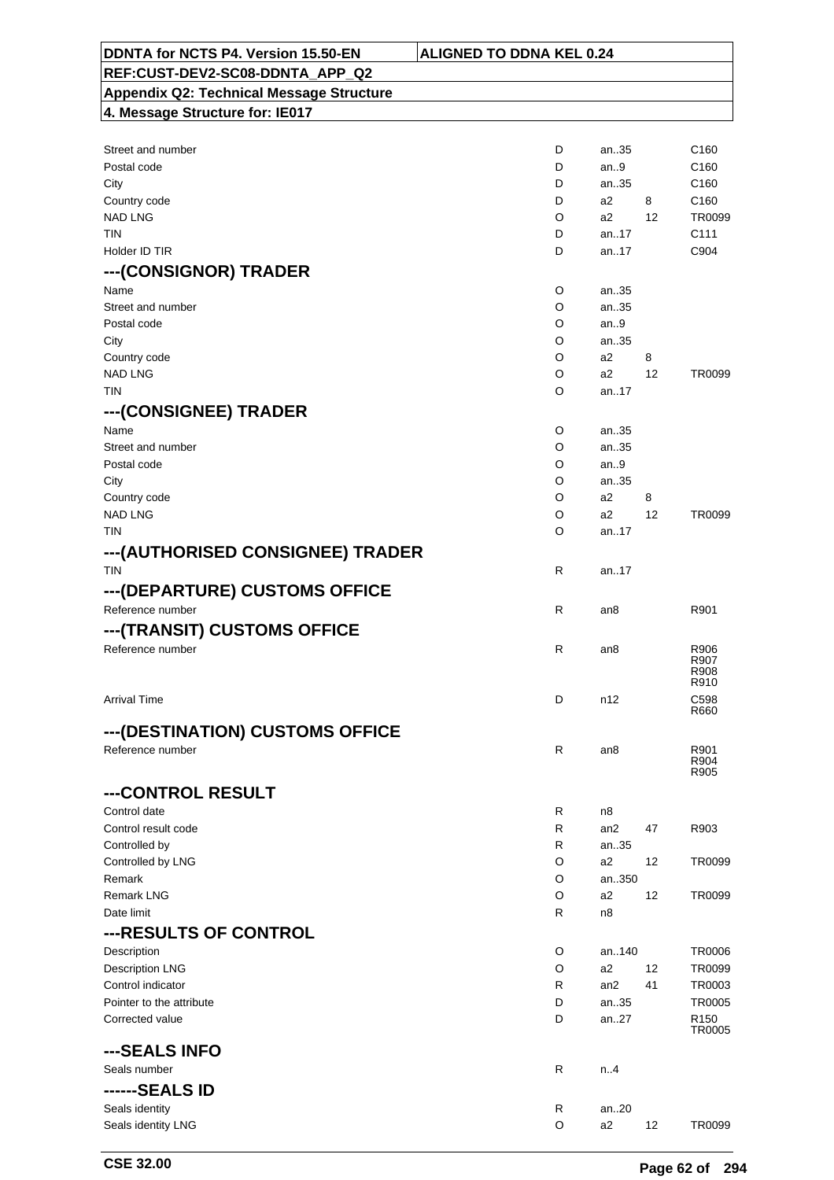| | | | | |
|---|---|---|---|---|
| Street and number | D | an..35 | | C160 |
| Postal code | D | an..9 | | C160 |
| City | D | an..35 | | C160 |
| Country code | D | a2 | 8 | C160 |
| NAD LNG | O | a2 | 12 | TR0099 |
| TIN | D | an..17 | | C111 |
| Holder ID TIR | D | an..17 | | C904 |

## ---(CONSIGNOR) TRADER

| | | | | |
|---|---|---|---|---|
| Name | O | an..35 | | |
| Street and number | O | an..35 | | |
| Postal code | O | an..9 | | |
| City | O | an..35 | | |
| Country code | O | a2 | 8 | |
| NAD LNG | O | a2 | 12 | TR0099 |
| TIN | O | an..17 | | |

## ---(CONSIGNEE) TRADER

| | | | | |
|---|---|---|---|---|
| Name | O | an..35 | | |
| Street and number | O | an..35 | | |
| Postal code | O | an..9 | | |
| City | O | an..35 | | |
| Country code | O | a2 | 8 | |
| NAD LNG | O | a2 | 12 | TR0099 |
| TIN | O | an..17 | | |

## ---(AUTHORISED CONSIGNEE) TRADER

| | | | | |
|---|---|---|---|---|
| TIN | R | an..17 | | |

## ---(DEPARTURE) CUSTOMS OFFICE

| | | | | |
|---|---|---|---|---|
| Reference number | R | an8 | | R901 |

## ---(TRANSIT) CUSTOMS OFFICE

| | | | | |
|---|---|---|---|---|
| Reference number | R | an8 | | R906 R907 R908 R910 |
| Arrival Time | D | n12 | | C598 R660 |

## ---(DESTINATION) CUSTOMS OFFICE

| | | | | |
|---|---|---|---|---|
| Reference number | R | an8 | | R901 R904 R905 |

## ---CONTROL RESULT

| | | | | |
|---|---|---|---|---|
| Control date | R | n8 | | |
| Control result code | R | an2 | 47 | R903 |
| Controlled by | R | an..35 | | |
| Controlled by LNG | O | a2 | 12 | TR0099 |
| Remark | O | an..350 | | |
| Remark LNG | O | a2 | 12 | TR0099 |
| Date limit | R | n8 | | |

## ---RESULTS OF CONTROL

| | | | | |
|---|---|---|---|---|
| Description | O | an..140 | | TR0006 |
| Description LNG | O | a2 | 12 | TR0099 |
| Control indicator | R | an2 | 41 | TR0003 |
| Pointer to the attribute | D | an..35 | | TR0005 |
| Corrected value | D | an..27 | | R150 TR0005 |

## ---SEALS INFO

| | | | | |
|---|---|---|---|---|
| Seals number | R | n..4 | | |

## ------SEALS ID

| | | | | |
|---|---|---|---|---|
| Seals identity | R | an..20 | | |
| Seals identity LNG | O | a2 | 12 | TR0099 |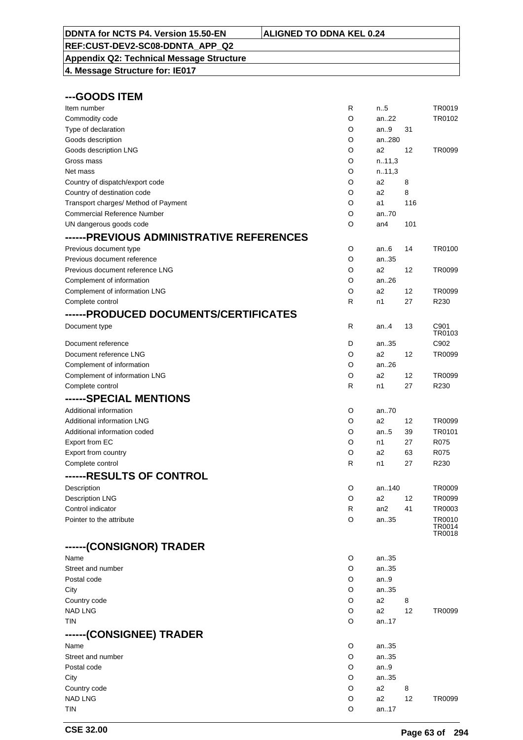DDNTA for NCTS P4. Version 15.50-EN | ALIGNED TO DDNA KEL 0.24

REF:CUST-DEV2-SC08-DDNTA_APP_Q2

Appendix Q2: Technical Message Structure

4. Message Structure for: IE017

## ---GOODS ITEM

| | | | | |
|---|---|---|---|---|
| Item number | R | n..5 | | TR0019 |
| Commodity code | O | an..22 | | TR0102 |
| Type of declaration | O | an..9 | 31 | |
| Goods description | O | an..280 | | |
| Goods description LNG | O | a2 | 12 | TR0099 |
| Gross mass | O | n..11,3 | | |
| Net mass | O | n..11,3 | | |
| Country of dispatch/export code | O | a2 | 8 | |
| Country of destination code | O | a2 | 8 | |
| Transport charges/ Method of Payment | O | a1 | 116 | |
| Commercial Reference Number | O | an..70 | | |
| UN dangerous goods code | O | an4 | 101 | |

## ------PREVIOUS ADMINISTRATIVE REFERENCES

| | | | | |
|---|---|---|---|---|
| Previous document type | O | an..6 | 14 | TR0100 |
| Previous document reference | O | an..35 | | |
| Previous document reference LNG | O | a2 | 12 | TR0099 |
| Complement of information | O | an..26 | | |
| Complement of information LNG | O | a2 | 12 | TR0099 |
| Complete control | R | n1 | 27 | R230 |

## ------PRODUCED DOCUMENTS/CERTIFICATES

| | | | | |
|---|---|---|---|---|
| Document type | R | an..4 | 13 | C901 TR0103 |
| Document reference | D | an..35 | | C902 |
| Document reference LNG | O | a2 | 12 | TR0099 |
| Complement of information | O | an..26 | | |
| Complement of information LNG | O | a2 | 12 | TR0099 |
| Complete control | R | n1 | 27 | R230 |

## ------SPECIAL MENTIONS

| | | | | |
|---|---|---|---|---|
| Additional information | O | an..70 | | |
| Additional information LNG | O | a2 | 12 | TR0099 |
| Additional information coded | O | an..5 | 39 | TR0101 |
| Export from EC | O | n1 | 27 | R075 |
| Export from country | O | a2 | 63 | R075 |
| Complete control | R | n1 | 27 | R230 |

## ------RESULTS OF CONTROL

| | | | | |
|---|---|---|---|---|
| Description | O | an..140 | | TR0009 |
| Description LNG | O | a2 | 12 | TR0099 |
| Control indicator | R | an2 | 41 | TR0003 |
| Pointer to the attribute | O | an..35 | | TR0010 TR0014 TR0018 |

## ------(CONSIGNOR) TRADER

| | | | | |
|---|---|---|---|---|
| Name | O | an..35 | | |
| Street and number | O | an..35 | | |
| Postal code | O | an..9 | | |
| City | O | an..35 | | |
| Country code | O | a2 | 8 | |
| NAD LNG | O | a2 | 12 | TR0099 |
| TIN | O | an..17 | | |

## ------(CONSIGNEE) TRADER

| | | | | |
|---|---|---|---|---|
| Name | O | an..35 | | |
| Street and number | O | an..35 | | |
| Postal code | O | an..9 | | |
| City | O | an..35 | | |
| Country code | O | a2 | 8 | |
| NAD LNG | O | a2 | 12 | TR0099 |
| TIN | O | an..17 | | |

CSE 32.00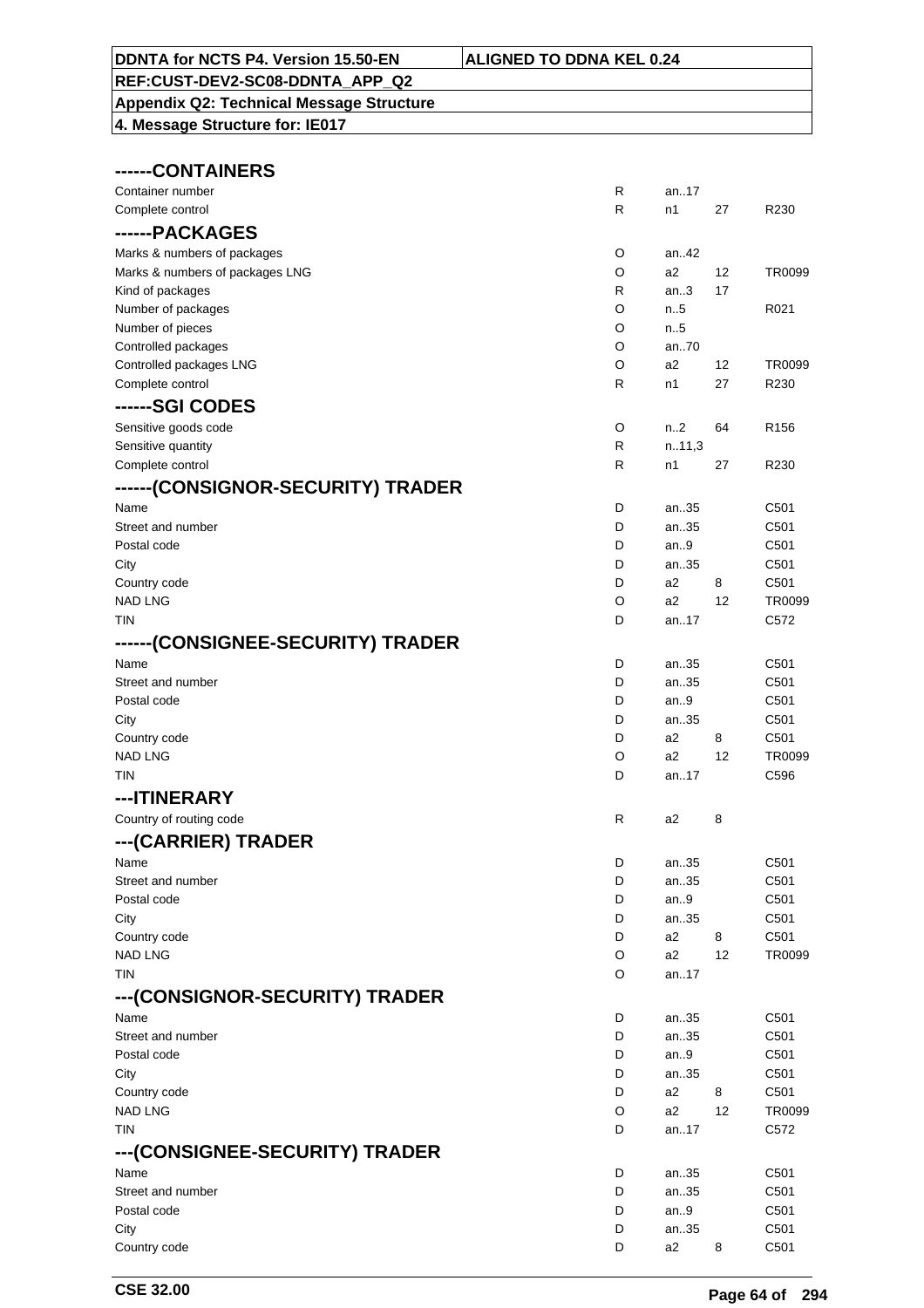**DDNTA for NCTS P4. Version 15.50-EN** | **ALIGNED TO DDNA KEL 0.24**

**REF:CUST-DEV2-SC08-DDNTA_APP_Q2**

**Appendix Q2: Technical Message Structure**

**4. Message Structure for: IE017**

### ------CONTAINERS

| | | | | |
|---|---|---|---|---|
| Container number | R | an..17 | | |
| Complete control | R | n1 | 27 | R230 |

### ------PACKAGES

| | | | | |
|---|---|---|---|---|
| Marks & numbers of packages | O | an..42 | | |
| Marks & numbers of packages LNG | O | a2 | 12 | TR0099 |
| Kind of packages | R | an..3 | 17 | |
| Number of packages | O | n..5 | | R021 |
| Number of pieces | O | n..5 | | |
| Controlled packages | O | an..70 | | |
| Controlled packages LNG | O | a2 | 12 | TR0099 |
| Complete control | R | n1 | 27 | R230 |

### ------SGI CODES

| | | | | |
|---|---|---|---|---|
| Sensitive goods code | O | n..2 | 64 | R156 |
| Sensitive quantity | R | n..11,3 | | |
| Complete control | R | n1 | 27 | R230 |

### ------(CONSIGNOR-SECURITY) TRADER

| | | | | |
|---|---|---|---|---|
| Name | D | an..35 | | C501 |
| Street and number | D | an..35 | | C501 |
| Postal code | D | an..9 | | C501 |
| City | D | an..35 | | C501 |
| Country code | D | a2 | 8 | C501 |
| NAD LNG | O | a2 | 12 | TR0099 |
| TIN | D | an..17 | | C572 |

### ------(CONSIGNEE-SECURITY) TRADER

| | | | | |
|---|---|---|---|---|
| Name | D | an..35 | | C501 |
| Street and number | D | an..35 | | C501 |
| Postal code | D | an..9 | | C501 |
| City | D | an..35 | | C501 |
| Country code | D | a2 | 8 | C501 |
| NAD LNG | O | a2 | 12 | TR0099 |
| TIN | D | an..17 | | C596 |

### ---ITINERARY

| | | | | |
|---|---|---|---|---|
| Country of routing code | R | a2 | 8 | |

### ---(CARRIER) TRADER

| | | | | |
|---|---|---|---|---|
| Name | D | an..35 | | C501 |
| Street and number | D | an..35 | | C501 |
| Postal code | D | an..9 | | C501 |
| City | D | an..35 | | C501 |
| Country code | D | a2 | 8 | C501 |
| NAD LNG | O | a2 | 12 | TR0099 |
| TIN | O | an..17 | | |

### ---(CONSIGNOR-SECURITY) TRADER

| | | | | |
|---|---|---|---|---|
| Name | D | an..35 | | C501 |
| Street and number | D | an..35 | | C501 |
| Postal code | D | an..9 | | C501 |
| City | D | an..35 | | C501 |
| Country code | D | a2 | 8 | C501 |
| NAD LNG | O | a2 | 12 | TR0099 |
| TIN | D | an..17 | | C572 |

### ---(CONSIGNEE-SECURITY) TRADER

| | | | | |
|---|---|---|---|---|
| Name | D | an..35 | | C501 |
| Street and number | D | an..35 | | C501 |
| Postal code | D | an..9 | | C501 |
| City | D | an..35 | | C501 |
| Country code | D | a2 | 8 | C501 |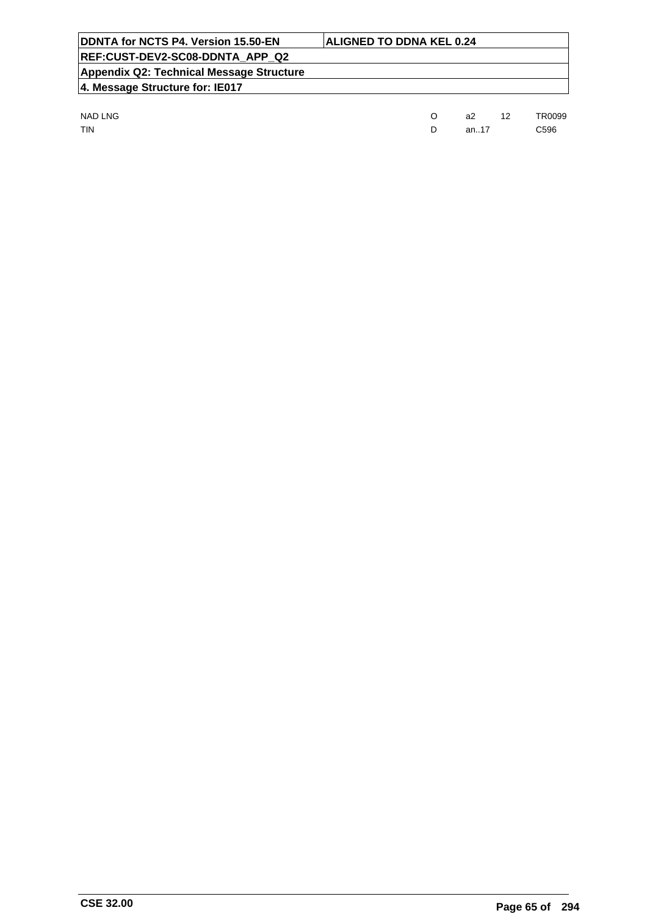| | | | | |
|---|---|---|---|---|
| NAD LNG | O | a2 | 12 | TR0099 |
| TIN | D | an..17 | | C596 |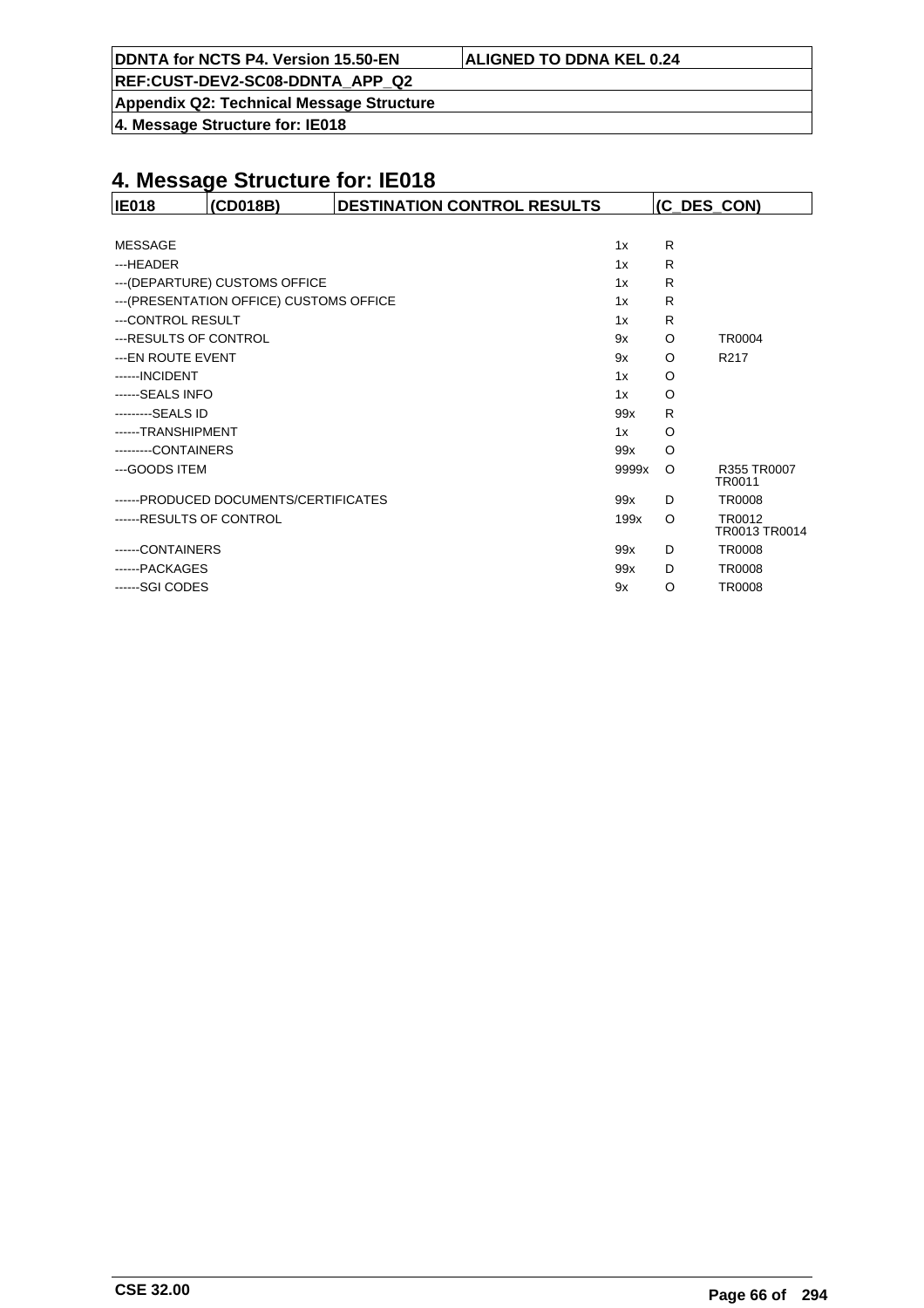# 4. Message Structure for: IE018

| IE018 | (CD018B) | DESTINATION CONTROL RESULTS | (C_DES_CON) |
|---|---|---|---|

| | | | |
|---|---|---|---|
| MESSAGE | 1x | R | |
| ---HEADER | 1x | R | |
| ---(DEPARTURE) CUSTOMS OFFICE | 1x | R | |
| ---(PRESENTATION OFFICE) CUSTOMS OFFICE | 1x | R | |
| ---CONTROL RESULT | 1x | R | |
| ---RESULTS OF CONTROL | 9x | O | TR0004 |
| ---EN ROUTE EVENT | 9x | O | R217 |
| ------INCIDENT | 1x | O | |
| ------SEALS INFO | 1x | O | |
| ---------SEALS ID | 99x | R | |
| ------TRANSHIPMENT | 1x | O | |
| ---------CONTAINERS | 99x | O | |
| ---GOODS ITEM | 9999x | O | R355 TR0007 TR0011 |
| ------PRODUCED DOCUMENTS/CERTIFICATES | 99x | D | TR0008 |
| ------RESULTS OF CONTROL | 199x | O | TR0012 TR0013 TR0014 |
| ------CONTAINERS | 99x | D | TR0008 |
| ------PACKAGES | 99x | D | TR0008 |
| ------SGI CODES | 9x | O | TR0008 |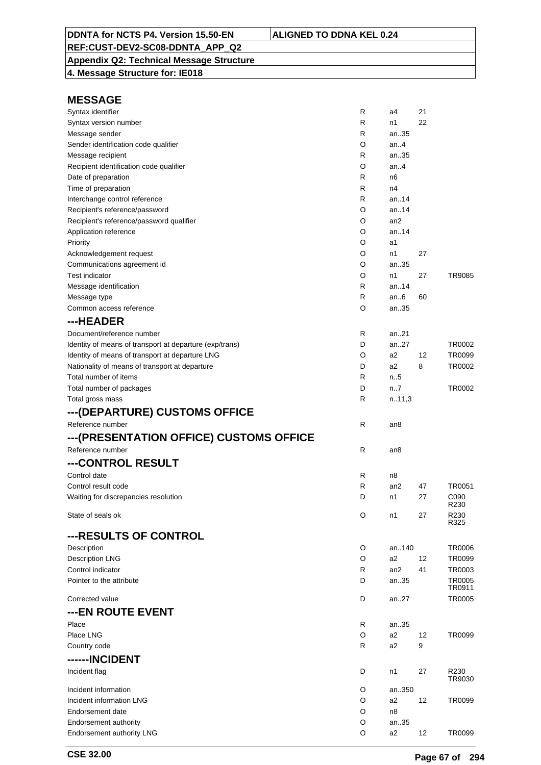# MESSAGE

| | | | | |
|---|---|---|---|---|
| Syntax identifier | R | a4 | 21 | |
| Syntax version number | R | n1 | 22 | |
| Message sender | R | an..35 | | |
| Sender identification code qualifier | O | an..4 | | |
| Message recipient | R | an..35 | | |
| Recipient identification code qualifier | O | an..4 | | |
| Date of preparation | R | n6 | | |
| Time of preparation | R | n4 | | |
| Interchange control reference | R | an..14 | | |
| Recipient's reference/password | O | an..14 | | |
| Recipient's reference/password qualifier | O | an2 | | |
| Application reference | O | an..14 | | |
| Priority | O | a1 | | |
| Acknowledgement request | O | n1 | 27 | |
| Communications agreement id | O | an..35 | | |
| Test indicator | O | n1 | 27 | TR9085 |
| Message identification | R | an..14 | | |
| Message type | R | an..6 | 60 | |
| Common access reference | O | an..35 | | |

## ---HEADER

| | | | | |
|---|---|---|---|---|
| Document/reference number | R | an..21 | | |
| Identity of means of transport at departure (exp/trans) | D | an..27 | | TR0002 |
| Identity of means of transport at departure LNG | O | a2 | 12 | TR0099 |
| Nationality of means of transport at departure | D | a2 | 8 | TR0002 |
| Total number of items | R | n..5 | | |
| Total number of packages | D | n..7 | | TR0002 |
| Total gross mass | R | n..11,3 | | |

## ---(DEPARTURE) CUSTOMS OFFICE

| | | | | |
|---|---|---|---|---|
| Reference number | R | an8 | | |

## ---(PRESENTATION OFFICE) CUSTOMS OFFICE

| | | | | |
|---|---|---|---|---|
| Reference number | R | an8 | | |

## ---CONTROL RESULT

| | | | | |
|---|---|---|---|---|
| Control date | R | n8 | | |
| Control result code | R | an2 | 47 | TR0051 |
| Waiting for discrepancies resolution | D | n1 | 27 | C090 R230 |
| State of seals ok | O | n1 | 27 | R230 R325 |

## ---RESULTS OF CONTROL

| | | | | |
|---|---|---|---|---|
| Description | O | an..140 | | TR0006 |
| Description LNG | O | a2 | 12 | TR0099 |
| Control indicator | R | an2 | 41 | TR0003 |
| Pointer to the attribute | D | an..35 | | TR0005 TR0911 |
| Corrected value | D | an..27 | | TR0005 |

## ---EN ROUTE EVENT

| | | | | |
|---|---|---|---|---|
| Place | R | an..35 | | |
| Place LNG | O | a2 | 12 | TR0099 |
| Country code | R | a2 | 9 | |

## ------INCIDENT

| | | | | |
|---|---|---|---|---|
| Incident flag | D | n1 | 27 | R230 TR9030 |
| Incident information | O | an..350 | | |
| Incident information LNG | O | a2 | 12 | TR0099 |
| Endorsement date | O | n8 | | |
| Endorsement authority | O | an..35 | | |
| Endorsement authority LNG | O | a2 | 12 | TR0099 |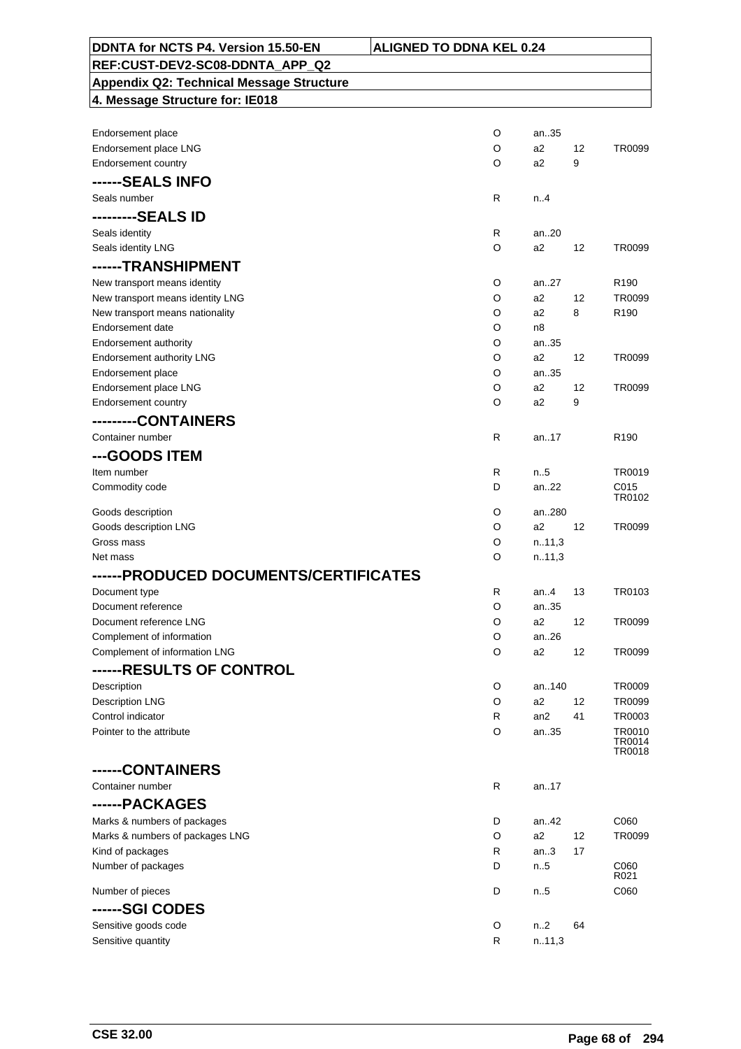| DDNTA for NCTS P4. Version 15.50-EN | ALIGNED TO DDNA KEL 0.24 |
|---|---|
| REF:CUST-DEV2-SC08-DDNTA_APP_Q2 | |
| Appendix Q2: Technical Message Structure | |
| 4. Message Structure for: IE018 | |

| | | | | |
|---|---|---|---|---|
| Endorsement place | O | an..35 | | |
| Endorsement place LNG | O | a2 | 12 | TR0099 |
| Endorsement country | O | a2 | 9 | |
| **------SEALS INFO** | | | | |
| Seals number | R | n..4 | | |
| **---------SEALS ID** | | | | |
| Seals identity | R | an..20 | | |
| Seals identity LNG | O | a2 | 12 | TR0099 |
| **------TRANSHIPMENT** | | | | |
| New transport means identity | O | an..27 | | R190 |
| New transport means identity LNG | O | a2 | 12 | TR0099 |
| New transport means nationality | O | a2 | 8 | R190 |
| Endorsement date | O | n8 | | |
| Endorsement authority | O | an..35 | | |
| Endorsement authority LNG | O | a2 | 12 | TR0099 |
| Endorsement place | O | an..35 | | |
| Endorsement place LNG | O | a2 | 12 | TR0099 |
| Endorsement country | O | a2 | 9 | |
| **---------CONTAINERS** | | | | |
| Container number | R | an..17 | | R190 |
| **---GOODS ITEM** | | | | |
| Item number | R | n..5 | | TR0019 |
| Commodity code | D | an..22 | | C015 TR0102 |
| Goods description | O | an..280 | | |
| Goods description LNG | O | a2 | 12 | TR0099 |
| Gross mass | O | n..11,3 | | |
| Net mass | O | n..11,3 | | |
| **------PRODUCED DOCUMENTS/CERTIFICATES** | | | | |
| Document type | R | an..4 | 13 | TR0103 |
| Document reference | O | an..35 | | |
| Document reference LNG | O | a2 | 12 | TR0099 |
| Complement of information | O | an..26 | | |
| Complement of information LNG | O | a2 | 12 | TR0099 |
| **------RESULTS OF CONTROL** | | | | |
| Description | O | an..140 | | TR0009 |
| Description LNG | O | a2 | 12 | TR0099 |
| Control indicator | R | an2 | 41 | TR0003 |
| Pointer to the attribute | O | an..35 | | TR0010 TR0014 TR0018 |
| **------CONTAINERS** | | | | |
| Container number | R | an..17 | | |
| **------PACKAGES** | | | | |
| Marks & numbers of packages | D | an..42 | | C060 |
| Marks & numbers of packages LNG | O | a2 | 12 | TR0099 |
| Kind of packages | R | an..3 | 17 | |
| Number of packages | D | n..5 | | C060 R021 |
| Number of pieces | D | n..5 | | C060 |
| **------SGI CODES** | | | | |
| Sensitive goods code | O | n..2 | 64 | |
| Sensitive quantity | R | n..11,3 | | |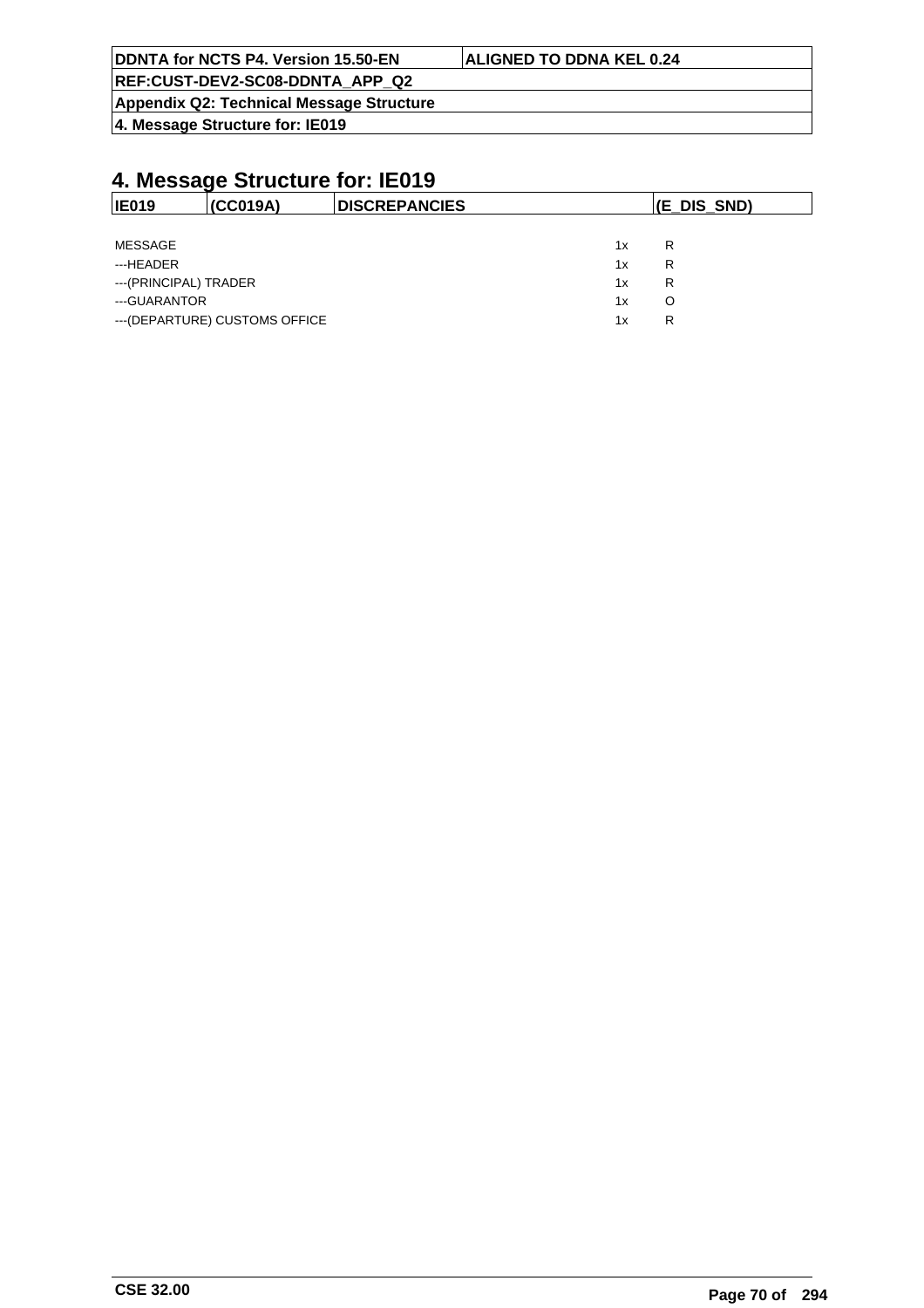# 4. Message Structure for: IE019

| IE019 | (CC019A) | DISCREPANCIES | (E_DIS_SND) |
|---|---|---|---|

| | | |
|---|---|---|
| MESSAGE | 1x | R |
| ---HEADER | 1x | R |
| ---(PRINCIPAL) TRADER | 1x | R |
| ---GUARANTOR | 1x | O |
| ---(DEPARTURE) CUSTOMS OFFICE | 1x | R |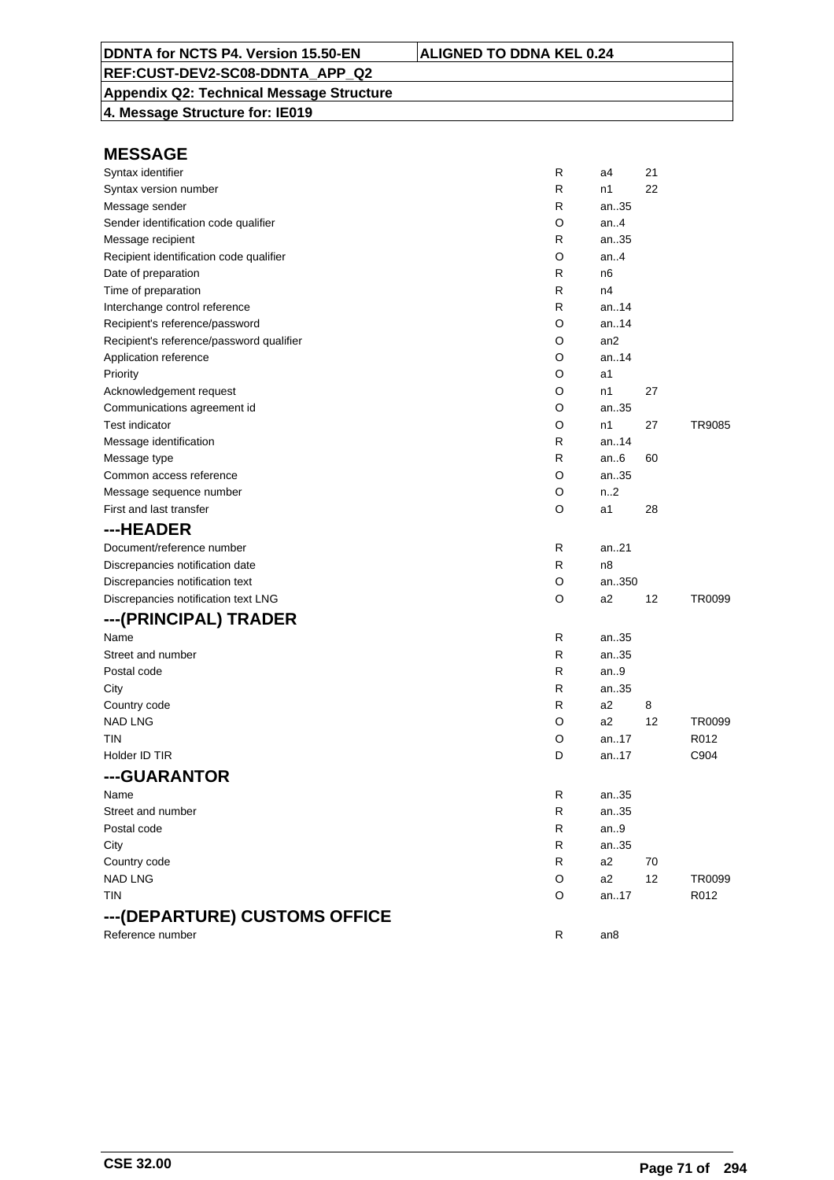## MESSAGE

| | | | | |
|---|---|---|---|---|
| Syntax identifier | R | a4 | 21 | |
| Syntax version number | R | n1 | 22 | |
| Message sender | R | an..35 | | |
| Sender identification code qualifier | O | an..4 | | |
| Message recipient | R | an..35 | | |
| Recipient identification code qualifier | O | an..4 | | |
| Date of preparation | R | n6 | | |
| Time of preparation | R | n4 | | |
| Interchange control reference | R | an..14 | | |
| Recipient's reference/password | O | an..14 | | |
| Recipient's reference/password qualifier | O | an2 | | |
| Application reference | O | an..14 | | |
| Priority | O | a1 | | |
| Acknowledgement request | O | n1 | 27 | |
| Communications agreement id | O | an..35 | | |
| Test indicator | O | n1 | 27 | TR9085 |
| Message identification | R | an..14 | | |
| Message type | R | an..6 | 60 | |
| Common access reference | O | an..35 | | |
| Message sequence number | O | n..2 | | |
| First and last transfer | O | a1 | 28 | |

## ---HEADER

| | | | | |
|---|---|---|---|---|
| Document/reference number | R | an..21 | | |
| Discrepancies notification date | R | n8 | | |
| Discrepancies notification text | O | an..350 | | |
| Discrepancies notification text LNG | O | a2 | 12 | TR0099 |

## ---(PRINCIPAL) TRADER

| | | | | |
|---|---|---|---|---|
| Name | R | an..35 | | |
| Street and number | R | an..35 | | |
| Postal code | R | an..9 | | |
| City | R | an..35 | | |
| Country code | R | a2 | 8 | |
| NAD LNG | O | a2 | 12 | TR0099 |
| TIN | O | an..17 | | R012 |
| Holder ID TIR | D | an..17 | | C904 |

## ---GUARANTOR

| | | | | |
|---|---|---|---|---|
| Name | R | an..35 | | |
| Street and number | R | an..35 | | |
| Postal code | R | an..9 | | |
| City | R | an..35 | | |
| Country code | R | a2 | 70 | |
| NAD LNG | O | a2 | 12 | TR0099 |
| TIN | O | an..17 | | R012 |

## ---(DEPARTURE) CUSTOMS OFFICE

| | | | | |
|---|---|---|---|---|
| Reference number | R | an8 | | |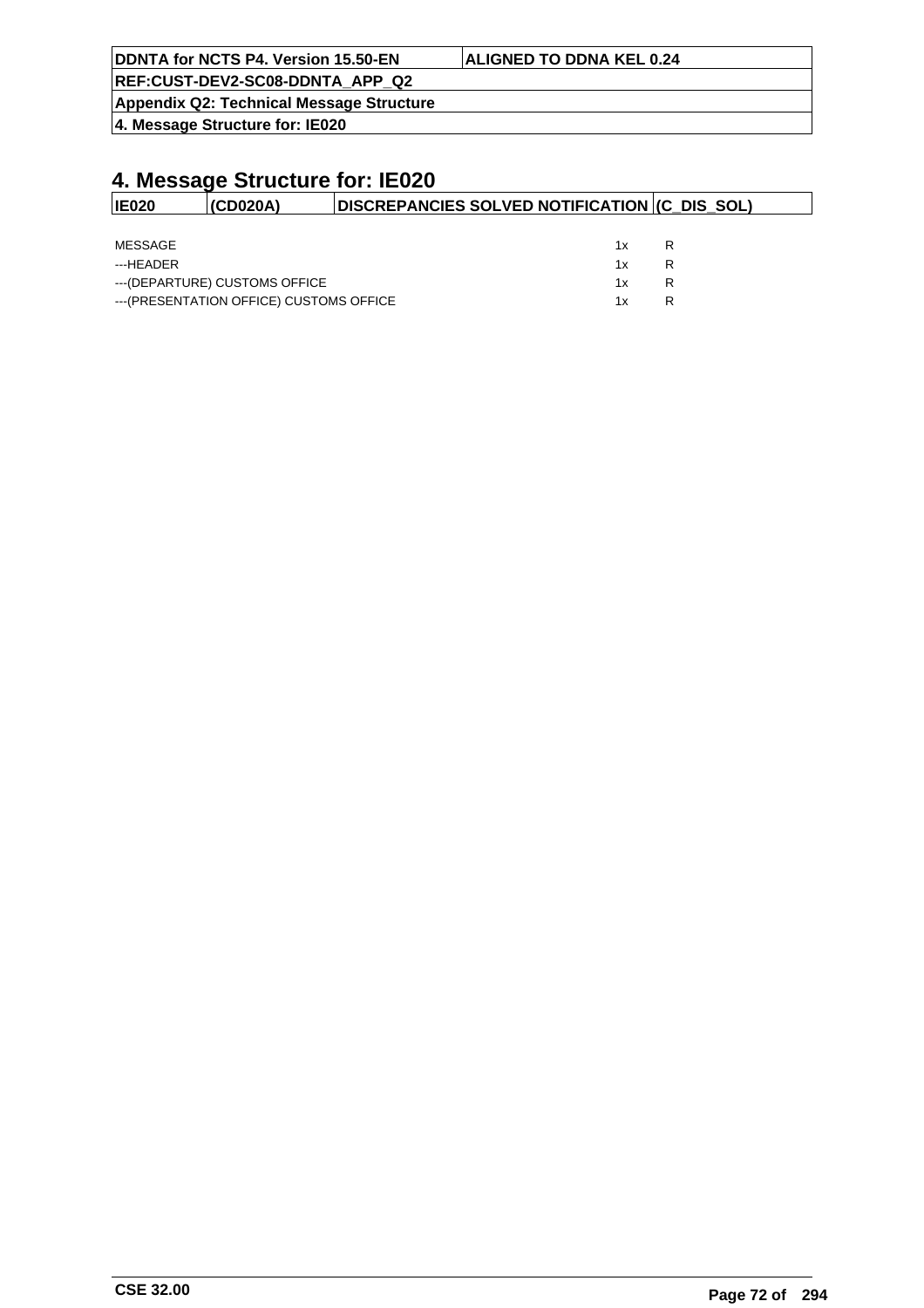# 4. Message Structure for: IE020

| IE020 | (CD020A) | DISCREPANCIES SOLVED NOTIFICATION | (C_DIS_SOL) |
|---|---|---|---|

| | | |
|---|---|---|
| MESSAGE | 1x | R |
| ---HEADER | 1x | R |
| ---(DEPARTURE) CUSTOMS OFFICE | 1x | R |
| ---(PRESENTATION OFFICE) CUSTOMS OFFICE | 1x | R |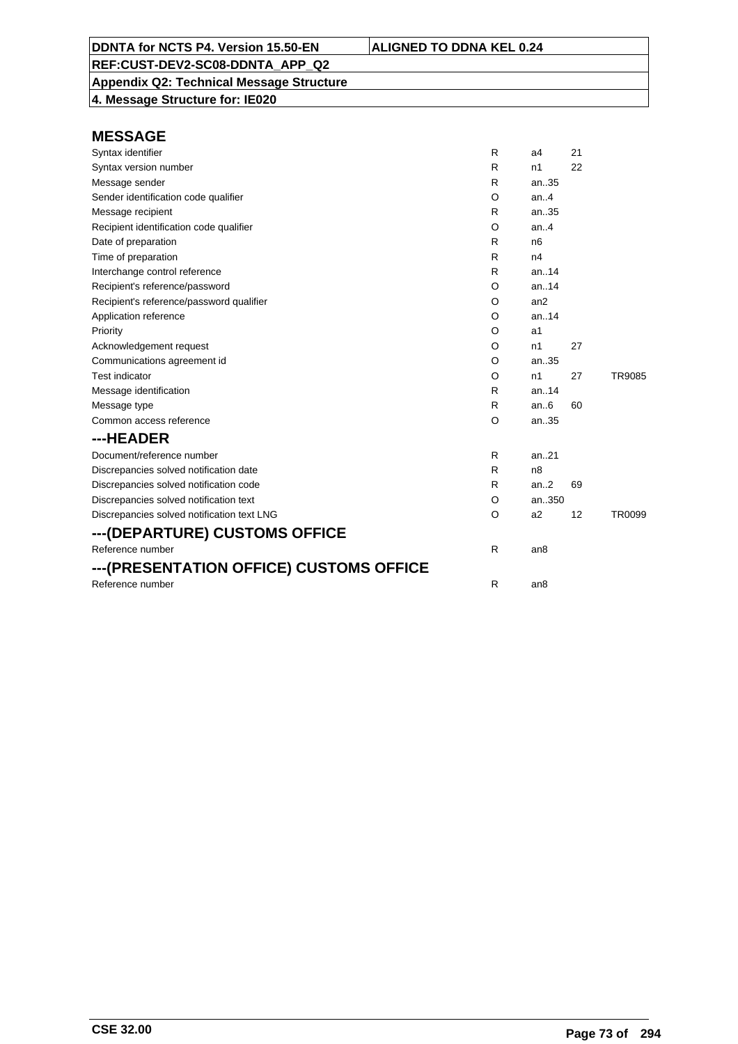**DDNTA for NCTS P4. Version 15.50-EN** | **ALIGNED TO DDNA KEL 0.24**

**REF:CUST-DEV2-SC08-DDNTA_APP_Q2**

**Appendix Q2: Technical Message Structure**

**4. Message Structure for: IE020**

## MESSAGE

| | | | | |
|---|---|---|---|---|
| Syntax identifier | R | a4 | 21 | |
| Syntax version number | R | n1 | 22 | |
| Message sender | R | an..35 | | |
| Sender identification code qualifier | O | an..4 | | |
| Message recipient | R | an..35 | | |
| Recipient identification code qualifier | O | an..4 | | |
| Date of preparation | R | n6 | | |
| Time of preparation | R | n4 | | |
| Interchange control reference | R | an..14 | | |
| Recipient's reference/password | O | an..14 | | |
| Recipient's reference/password qualifier | O | an2 | | |
| Application reference | O | an..14 | | |
| Priority | O | a1 | | |
| Acknowledgement request | O | n1 | 27 | |
| Communications agreement id | O | an..35 | | |
| Test indicator | O | n1 | 27 | TR9085 |
| Message identification | R | an..14 | | |
| Message type | R | an..6 | 60 | |
| Common access reference | O | an..35 | | |

## ---HEADER

| | | | | |
|---|---|---|---|---|
| Document/reference number | R | an..21 | | |
| Discrepancies solved notification date | R | n8 | | |
| Discrepancies solved notification code | R | an..2 | 69 | |
| Discrepancies solved notification text | O | an..350 | | |
| Discrepancies solved notification text LNG | O | a2 | 12 | TR0099 |

## ---(DEPARTURE) CUSTOMS OFFICE

| | | | | |
|---|---|---|---|---|
| Reference number | R | an8 | | |

## ---(PRESENTATION OFFICE) CUSTOMS OFFICE

| | | | | |
|---|---|---|---|---|
| Reference number | R | an8 | | |

CSE 32.00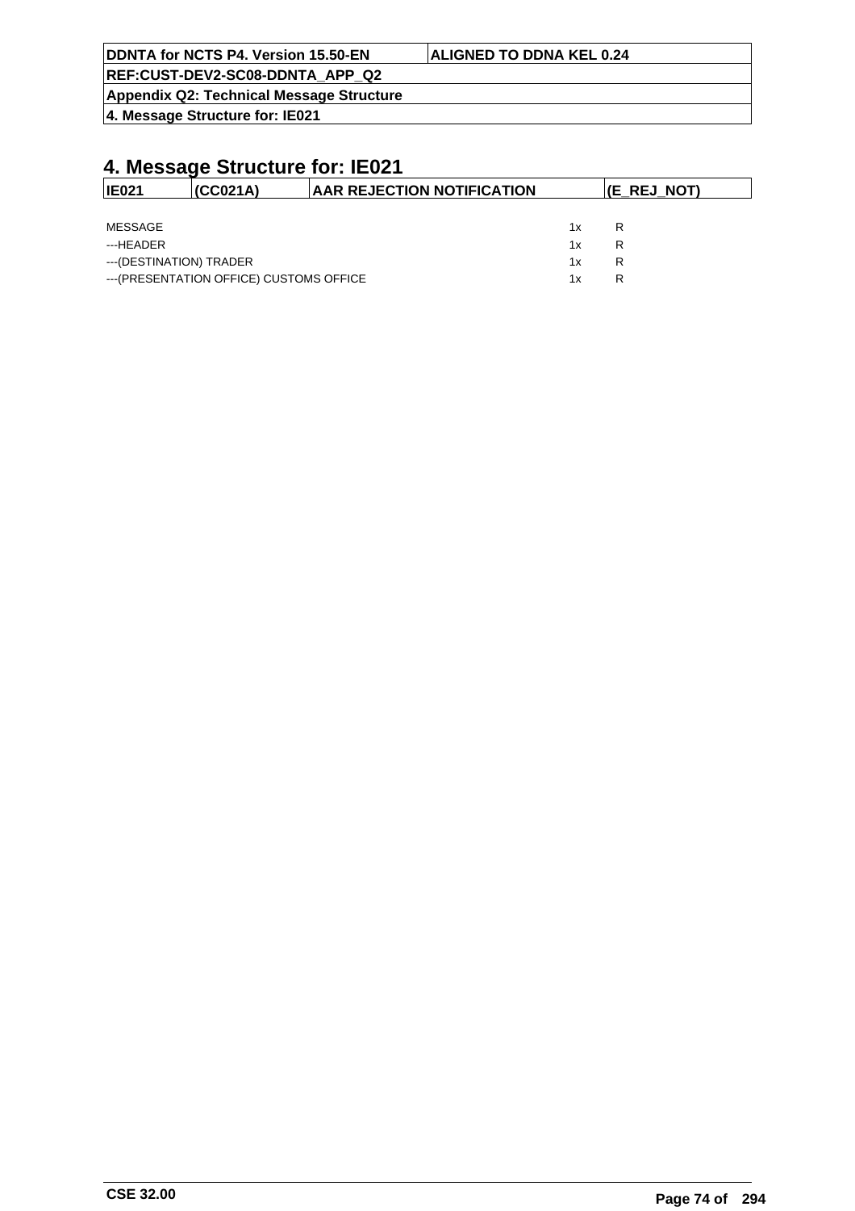# 4. Message Structure for: IE021

| IE021 | (CC021A) | AAR REJECTION NOTIFICATION | (E_REJ_NOT) |
|---|---|---|---|

| | | |
|---|---|---|
| MESSAGE | 1x | R |
| ---HEADER | 1x | R |
| ---(DESTINATION) TRADER | 1x | R |
| ---(PRESENTATION OFFICE) CUSTOMS OFFICE | 1x | R |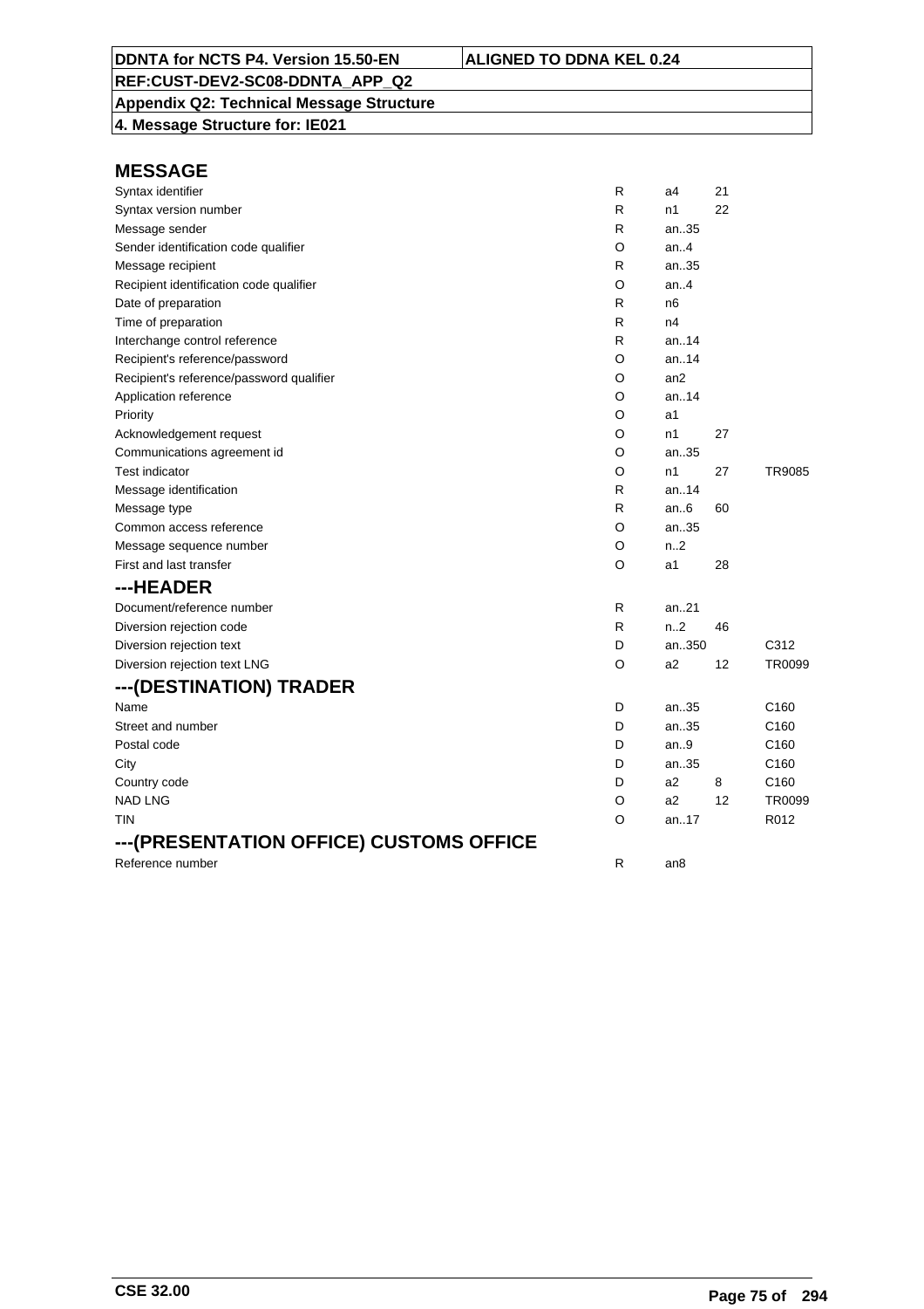## MESSAGE

| Field | Status | Format | Code list | Rule/Condition |
|---|---|---|---|---|
| Syntax identifier | R | a4 | 21 | |
| Syntax version number | R | n1 | 22 | |
| Message sender | R | an..35 | | |
| Sender identification code qualifier | O | an..4 | | |
| Message recipient | R | an..35 | | |
| Recipient identification code qualifier | O | an..4 | | |
| Date of preparation | R | n6 | | |
| Time of preparation | R | n4 | | |
| Interchange control reference | R | an..14 | | |
| Recipient's reference/password | O | an..14 | | |
| Recipient's reference/password qualifier | O | an2 | | |
| Application reference | O | an..14 | | |
| Priority | O | a1 | | |
| Acknowledgement request | O | n1 | 27 | |
| Communications agreement id | O | an..35 | | |
| Test indicator | O | n1 | 27 | TR9085 |
| Message identification | R | an..14 | | |
| Message type | R | an..6 | 60 | |
| Common access reference | O | an..35 | | |
| Message sequence number | O | n..2 | | |
| First and last transfer | O | a1 | 28 | |

## ---HEADER

| Field | Status | Format | Code list | Rule/Condition |
|---|---|---|---|---|
| Document/reference number | R | an..21 | | |
| Diversion rejection code | R | n..2 | 46 | |
| Diversion rejection text | D | an..350 | | C312 |
| Diversion rejection text LNG | O | a2 | 12 | TR0099 |

## ---(DESTINATION) TRADER

| Field | Status | Format | Code list | Rule/Condition |
|---|---|---|---|---|
| Name | D | an..35 | | C160 |
| Street and number | D | an..35 | | C160 |
| Postal code | D | an..9 | | C160 |
| City | D | an..35 | | C160 |
| Country code | D | a2 | 8 | C160 |
| NAD LNG | O | a2 | 12 | TR0099 |
| TIN | O | an..17 | | R012 |

## ---(PRESENTATION OFFICE) CUSTOMS OFFICE

| Field | Status | Format | Code list | Rule/Condition |
|---|---|---|---|---|
| Reference number | R | an8 | | |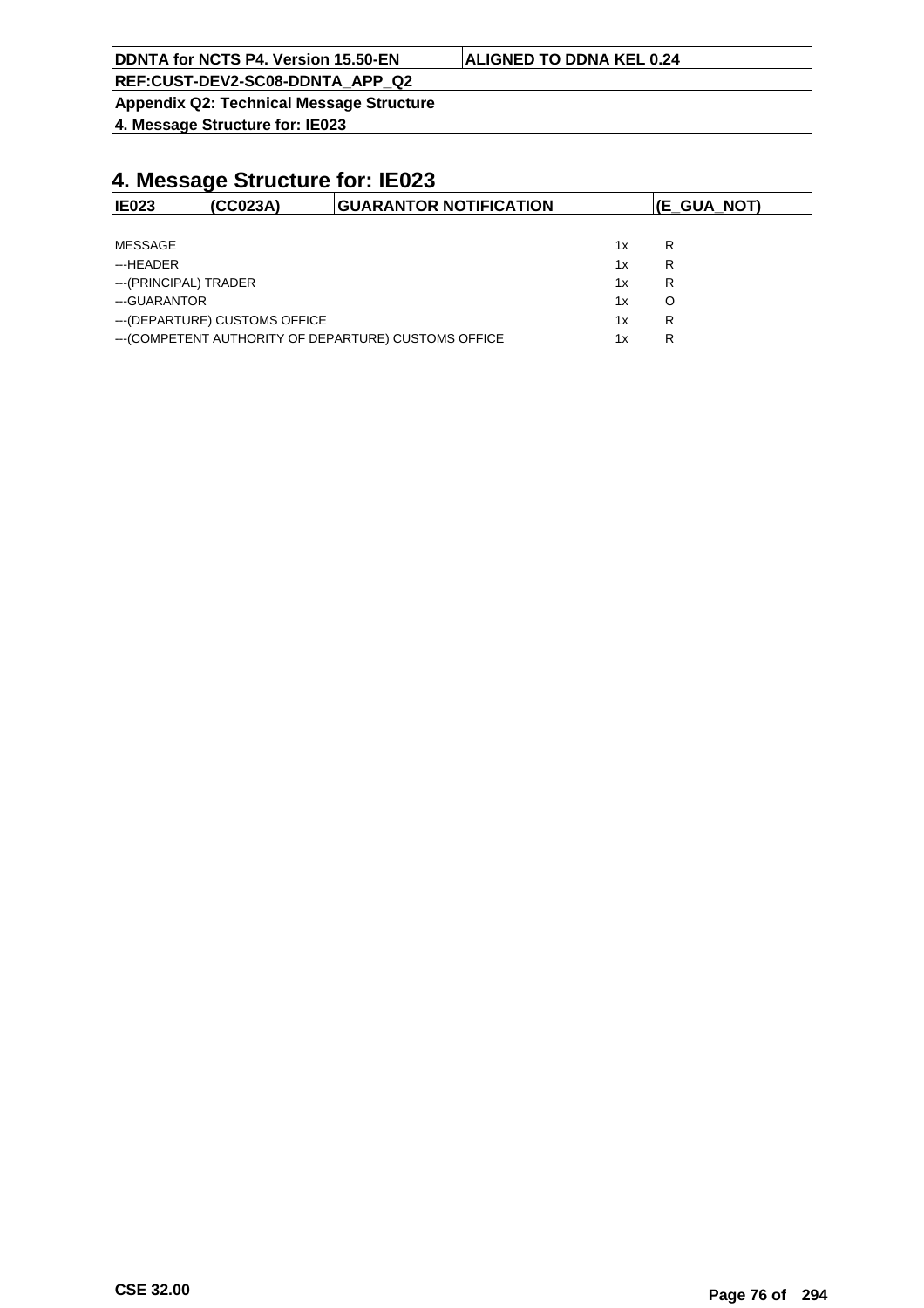# 4. Message Structure for: IE023

| IE023 | (CC023A) | GUARANTOR NOTIFICATION | (E_GUA_NOT) |
|---|---|---|---|

| | | |
|---|---|---|
| MESSAGE | 1x | R |
| ---HEADER | 1x | R |
| ---(PRINCIPAL) TRADER | 1x | R |
| ---GUARANTOR | 1x | O |
| ---(DEPARTURE) CUSTOMS OFFICE | 1x | R |
| ---(COMPETENT AUTHORITY OF DEPARTURE) CUSTOMS OFFICE | 1x | R |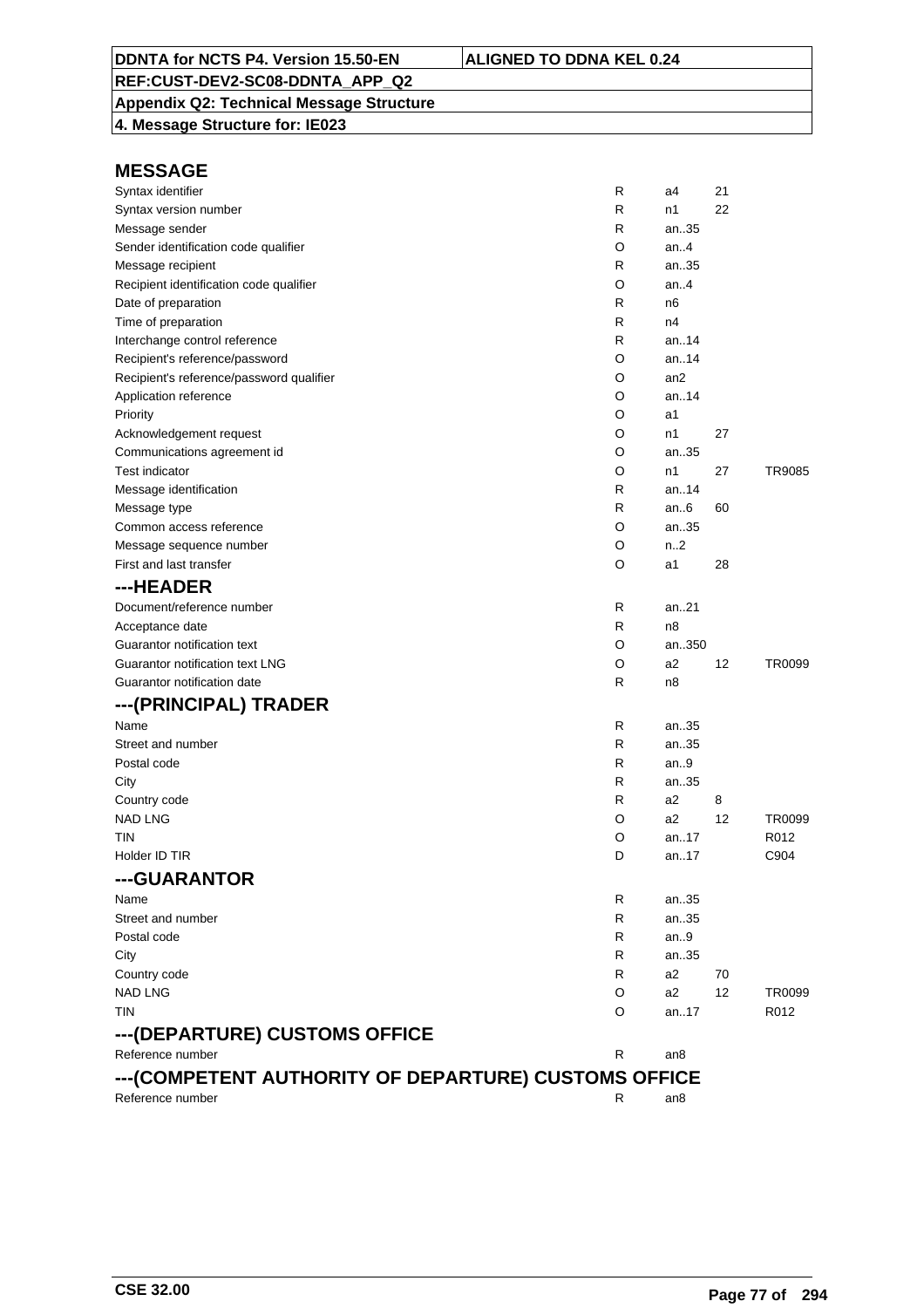# MESSAGE

| | | | | |
|---|---|---|---|---|
| Syntax identifier | R | a4 | 21 | |
| Syntax version number | R | n1 | 22 | |
| Message sender | R | an..35 | | |
| Sender identification code qualifier | O | an..4 | | |
| Message recipient | R | an..35 | | |
| Recipient identification code qualifier | O | an..4 | | |
| Date of preparation | R | n6 | | |
| Time of preparation | R | n4 | | |
| Interchange control reference | R | an..14 | | |
| Recipient's reference/password | O | an..14 | | |
| Recipient's reference/password qualifier | O | an2 | | |
| Application reference | O | an..14 | | |
| Priority | O | a1 | | |
| Acknowledgement request | O | n1 | 27 | |
| Communications agreement id | O | an..35 | | |
| Test indicator | O | n1 | 27 | TR9085 |
| Message identification | R | an..14 | | |
| Message type | R | an..6 | 60 | |
| Common access reference | O | an..35 | | |
| Message sequence number | O | n..2 | | |
| First and last transfer | O | a1 | 28 | |

## ---HEADER

| | | | | |
|---|---|---|---|---|
| Document/reference number | R | an..21 | | |
| Acceptance date | R | n8 | | |
| Guarantor notification text | O | an..350 | | |
| Guarantor notification text LNG | O | a2 | 12 | TR0099 |
| Guarantor notification date | R | n8 | | |

## ---(PRINCIPAL) TRADER

| | | | | |
|---|---|---|---|---|
| Name | R | an..35 | | |
| Street and number | R | an..35 | | |
| Postal code | R | an..9 | | |
| City | R | an..35 | | |
| Country code | R | a2 | 8 | |
| NAD LNG | O | a2 | 12 | TR0099 |
| TIN | O | an..17 | | R012 |
| Holder ID TIR | D | an..17 | | C904 |

## ---GUARANTOR

| | | | | |
|---|---|---|---|---|
| Name | R | an..35 | | |
| Street and number | R | an..35 | | |
| Postal code | R | an..9 | | |
| City | R | an..35 | | |
| Country code | R | a2 | 70 | |
| NAD LNG | O | a2 | 12 | TR0099 |
| TIN | O | an..17 | | R012 |

## ---(DEPARTURE) CUSTOMS OFFICE

| | | | | |
|---|---|---|---|---|
| Reference number | R | an8 | | |

## ---(COMPETENT AUTHORITY OF DEPARTURE) CUSTOMS OFFICE

| | | | | |
|---|---|---|---|---|
| Reference number | R | an8 | | |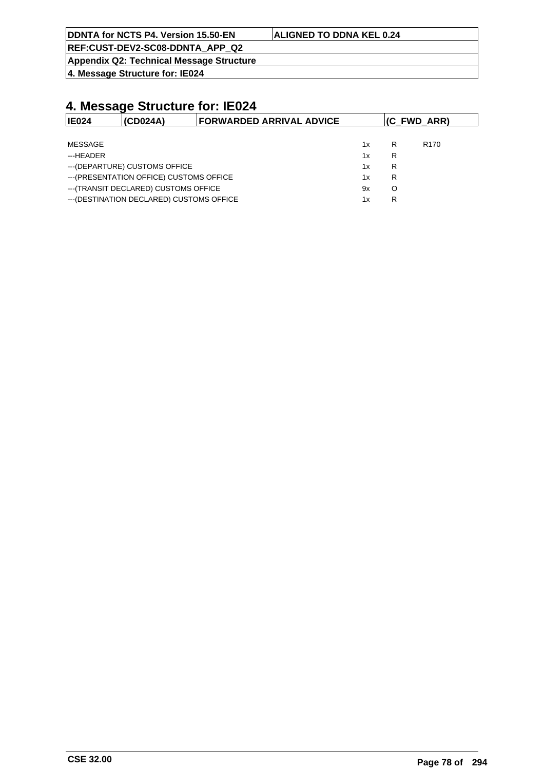# 4. Message Structure for: IE024

| IE024 | (CD024A) | FORWARDED ARRIVAL ADVICE | (C_FWD_ARR) |
|---|---|---|---|

| | | | |
|---|---|---|---|
| MESSAGE | 1x | R | R170 |
| ---HEADER | 1x | R | |
| ---(DEPARTURE) CUSTOMS OFFICE | 1x | R | |
| ---(PRESENTATION OFFICE) CUSTOMS OFFICE | 1x | R | |
| ---(TRANSIT DECLARED) CUSTOMS OFFICE | 9x | O | |
| ---(DESTINATION DECLARED) CUSTOMS OFFICE | 1x | R | |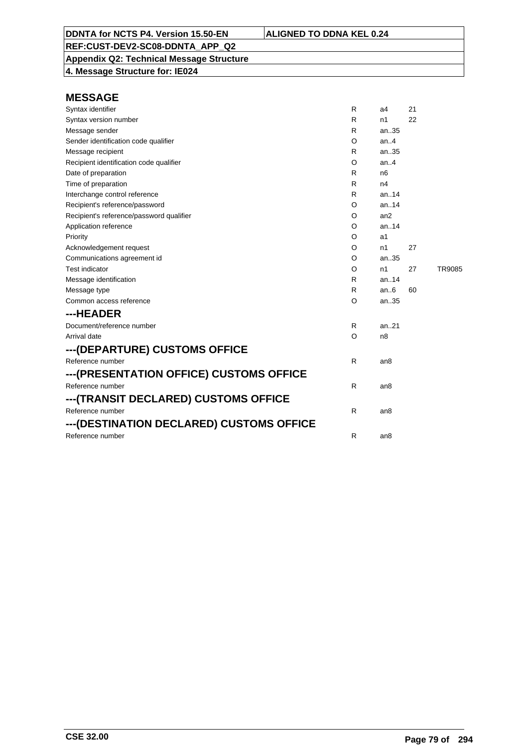**DDNTA for NCTS P4. Version 15.50-EN** | **ALIGNED TO DDNA KEL 0.24**

**REF:CUST-DEV2-SC08-DDNTA_APP_Q2**

**Appendix Q2: Technical Message Structure**

**4. Message Structure for: IE024**

## MESSAGE

| | | | | |
|---|---|---|---|---|
| Syntax identifier | R | a4 | 21 | |
| Syntax version number | R | n1 | 22 | |
| Message sender | R | an..35 | | |
| Sender identification code qualifier | O | an..4 | | |
| Message recipient | R | an..35 | | |
| Recipient identification code qualifier | O | an..4 | | |
| Date of preparation | R | n6 | | |
| Time of preparation | R | n4 | | |
| Interchange control reference | R | an..14 | | |
| Recipient's reference/password | O | an..14 | | |
| Recipient's reference/password qualifier | O | an2 | | |
| Application reference | O | an..14 | | |
| Priority | O | a1 | | |
| Acknowledgement request | O | n1 | 27 | |
| Communications agreement id | O | an..35 | | |
| Test indicator | O | n1 | 27 | TR9085 |
| Message identification | R | an..14 | | |
| Message type | R | an..6 | 60 | |
| Common access reference | O | an..35 | | |

## ---HEADER

| | | |
|---|---|---|
| Document/reference number | R | an..21 |
| Arrival date | O | n8 |

## ---(DEPARTURE) CUSTOMS OFFICE

| | | |
|---|---|---|
| Reference number | R | an8 |

## ---(PRESENTATION OFFICE) CUSTOMS OFFICE

| | | |
|---|---|---|
| Reference number | R | an8 |

## ---(TRANSIT DECLARED) CUSTOMS OFFICE

| | | |
|---|---|---|
| Reference number | R | an8 |

## ---(DESTINATION DECLARED) CUSTOMS OFFICE

| | | |
|---|---|---|
| Reference number | R | an8 |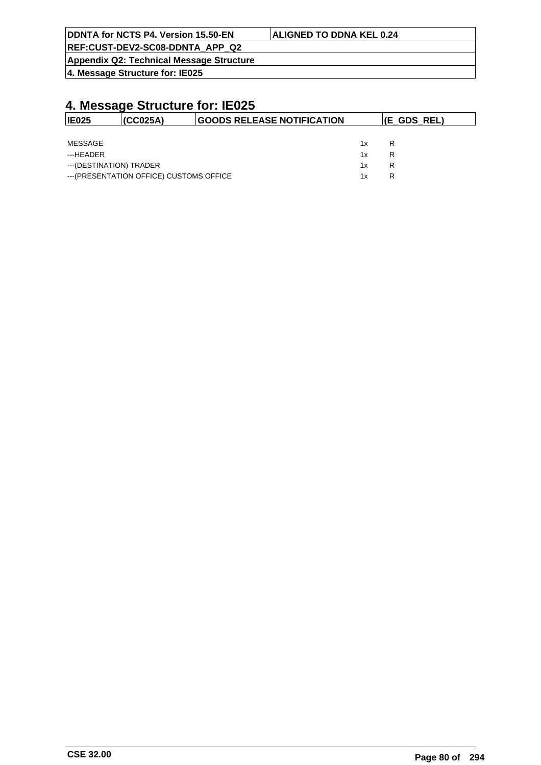# 4. Message Structure for: IE025

| IE025 | (CC025A) | GOODS RELEASE NOTIFICATION | (E_GDS_REL) |
|---|---|---|---|

| | | |
|---|---|---|
| MESSAGE | 1x | R |
| ---HEADER | 1x | R |
| ---(DESTINATION) TRADER | 1x | R |
| ---(PRESENTATION OFFICE) CUSTOMS OFFICE | 1x | R |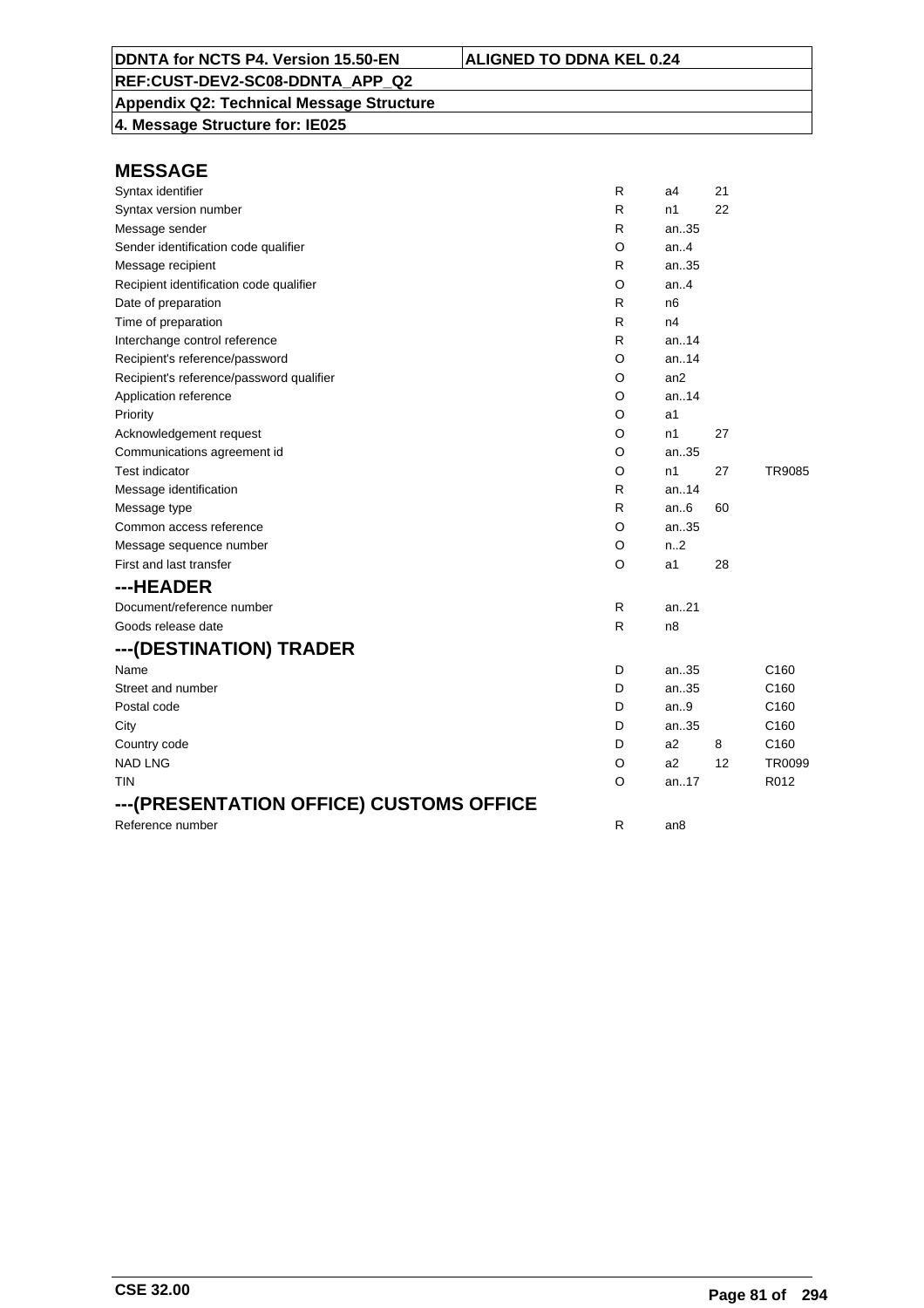**DDNTA for NCTS P4. Version 15.50-EN** | **ALIGNED TO DDNA KEL 0.24**

**REF:CUST-DEV2-SC08-DDNTA_APP_Q2**

**Appendix Q2: Technical Message Structure**

**4. Message Structure for: IE025**

## MESSAGE

| | | | | |
|---|---|---|---|---|
| Syntax identifier | R | a4 | 21 | |
| Syntax version number | R | n1 | 22 | |
| Message sender | R | an..35 | | |
| Sender identification code qualifier | O | an..4 | | |
| Message recipient | R | an..35 | | |
| Recipient identification code qualifier | O | an..4 | | |
| Date of preparation | R | n6 | | |
| Time of preparation | R | n4 | | |
| Interchange control reference | R | an..14 | | |
| Recipient's reference/password | O | an..14 | | |
| Recipient's reference/password qualifier | O | an2 | | |
| Application reference | O | an..14 | | |
| Priority | O | a1 | | |
| Acknowledgement request | O | n1 | 27 | |
| Communications agreement id | O | an..35 | | |
| Test indicator | O | n1 | 27 | TR9085 |
| Message identification | R | an..14 | | |
| Message type | R | an..6 | 60 | |
| Common access reference | O | an..35 | | |
| Message sequence number | O | n..2 | | |
| First and last transfer | O | a1 | 28 | |

## ---HEADER

| | | | | |
|---|---|---|---|---|
| Document/reference number | R | an..21 | | |
| Goods release date | R | n8 | | |

## ---(DESTINATION) TRADER

| | | | | |
|---|---|---|---|---|
| Name | D | an..35 | | C160 |
| Street and number | D | an..35 | | C160 |
| Postal code | D | an..9 | | C160 |
| City | D | an..35 | | C160 |
| Country code | D | a2 | 8 | C160 |
| NAD LNG | O | a2 | 12 | TR0099 |
| TIN | O | an..17 | | R012 |

## ---(PRESENTATION OFFICE) CUSTOMS OFFICE

| | | | | |
|---|---|---|---|---|
| Reference number | R | an8 | | |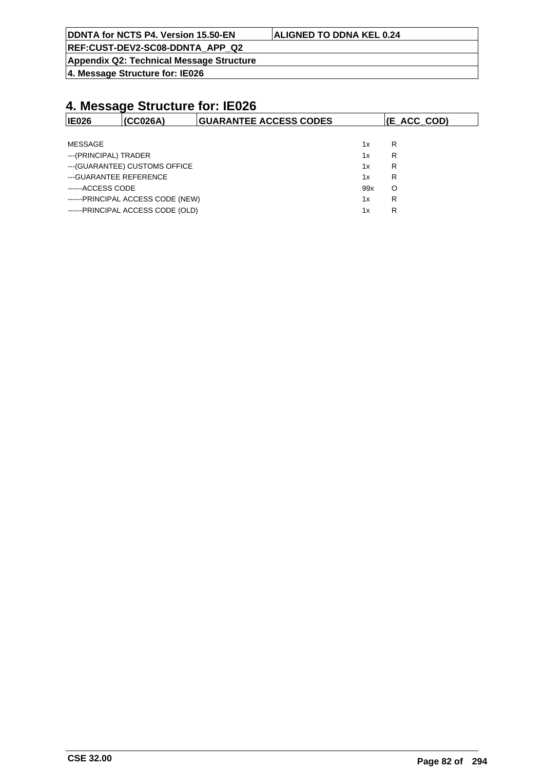# 4. Message Structure for: IE026

| IE026 | (CC026A) | GUARANTEE ACCESS CODES | (E_ACC_COD) |
|---|---|---|---|

| | | |
|---|---|---|
| MESSAGE | 1x | R |
| ---(PRINCIPAL) TRADER | 1x | R |
| ---(GUARANTEE) CUSTOMS OFFICE | 1x | R |
| ---GUARANTEE REFERENCE | 1x | R |
| ------ACCESS CODE | 99x | O |
| ------PRINCIPAL ACCESS CODE (NEW) | 1x | R |
| ------PRINCIPAL ACCESS CODE (OLD) | 1x | R |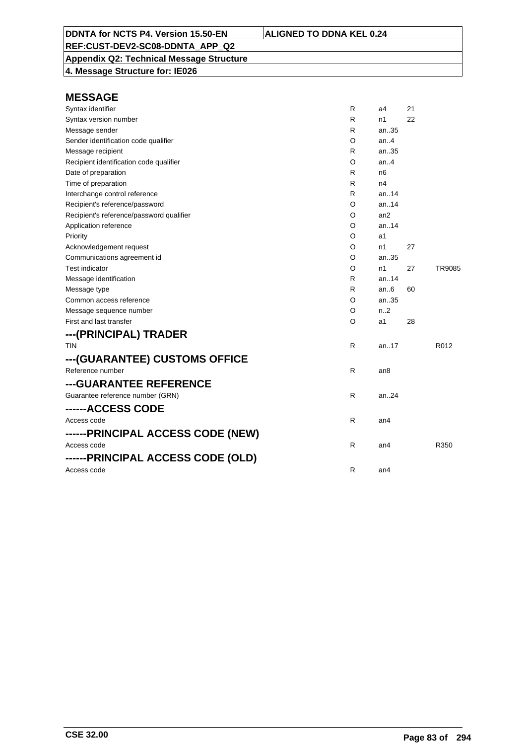**DDNTA for NCTS P4. Version 15.50-EN** | **ALIGNED TO DDNA KEL 0.24**

**REF:CUST-DEV2-SC08-DDNTA_APP_Q2**

**Appendix Q2: Technical Message Structure**

**4. Message Structure for: IE026**

## MESSAGE

| | | | | |
|---|---|---|---|---|
| Syntax identifier | R | a4 | 21 | |
| Syntax version number | R | n1 | 22 | |
| Message sender | R | an..35 | | |
| Sender identification code qualifier | O | an..4 | | |
| Message recipient | R | an..35 | | |
| Recipient identification code qualifier | O | an..4 | | |
| Date of preparation | R | n6 | | |
| Time of preparation | R | n4 | | |
| Interchange control reference | R | an..14 | | |
| Recipient's reference/password | O | an..14 | | |
| Recipient's reference/password qualifier | O | an2 | | |
| Application reference | O | an..14 | | |
| Priority | O | a1 | | |
| Acknowledgement request | O | n1 | 27 | |
| Communications agreement id | O | an..35 | | |
| Test indicator | O | n1 | 27 | TR9085 |
| Message identification | R | an..14 | | |
| Message type | R | an..6 | 60 | |
| Common access reference | O | an..35 | | |
| Message sequence number | O | n..2 | | |
| First and last transfer | O | a1 | 28 | |

## ---(PRINCIPAL) TRADER

| | | | | |
|---|---|---|---|---|
| TIN | R | an..17 | | R012 |

## ---(GUARANTEE) CUSTOMS OFFICE

| | | | | |
|---|---|---|---|---|
| Reference number | R | an8 | | |

## ---GUARANTEE REFERENCE

| | | | | |
|---|---|---|---|---|
| Guarantee reference number (GRN) | R | an..24 | | |

## ------ACCESS CODE

| | | | | |
|---|---|---|---|---|
| Access code | R | an4 | | |

## ------PRINCIPAL ACCESS CODE (NEW)

| | | | | |
|---|---|---|---|---|
| Access code | R | an4 | | R350 |

## ------PRINCIPAL ACCESS CODE (OLD)

| | | | | |
|---|---|---|---|---|
| Access code | R | an4 | | |

**CSE 32.00**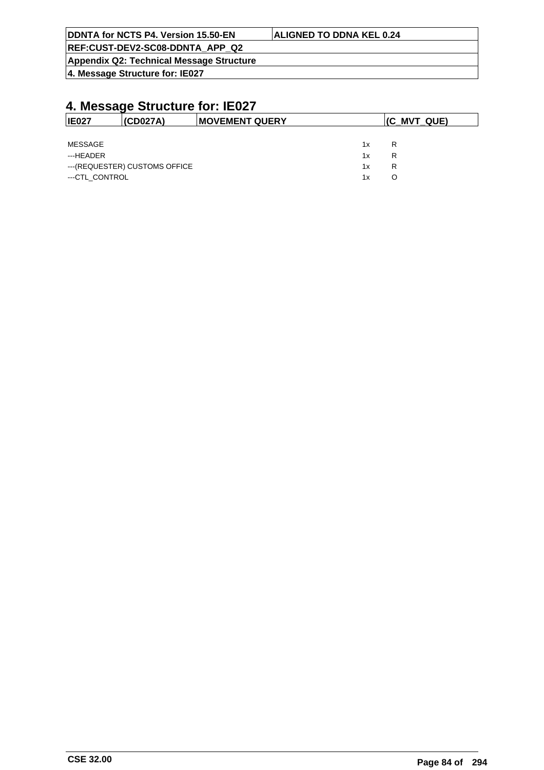# 4. Message Structure for: IE027

| IE027 | (CD027A) | MOVEMENT QUERY | (C_MVT_QUE) |
|---|---|---|---|

| | | |
|---|---|---|
| MESSAGE | 1x | R |
| ---HEADER | 1x | R |
| ---(REQUESTER) CUSTOMS OFFICE | 1x | R |
| ---CTL_CONTROL | 1x | O |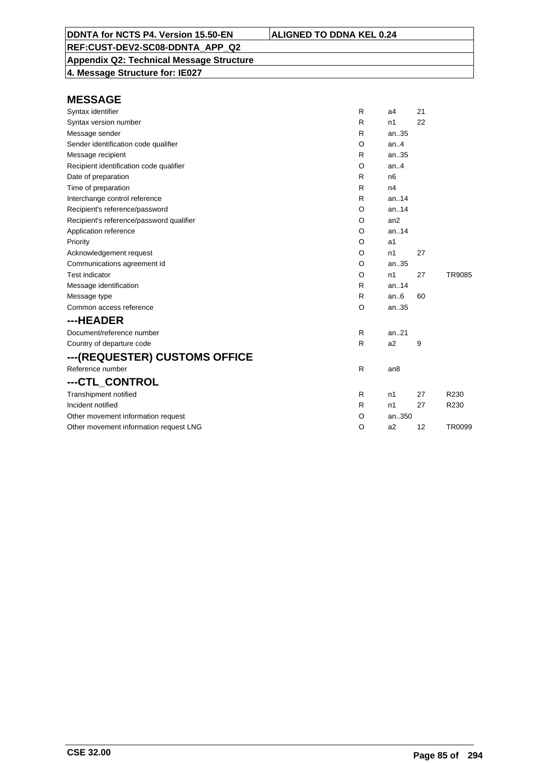**DDNTA for NCTS P4. Version 15.50-EN** | **ALIGNED TO DDNA KEL 0.24**

**REF:CUST-DEV2-SC08-DDNTA_APP_Q2**

**Appendix Q2: Technical Message Structure**

**4. Message Structure for: IE027**

## MESSAGE

| | | | | |
|---|---|---|---|---|
| Syntax identifier | R | a4 | 21 | |
| Syntax version number | R | n1 | 22 | |
| Message sender | R | an..35 | | |
| Sender identification code qualifier | O | an..4 | | |
| Message recipient | R | an..35 | | |
| Recipient identification code qualifier | O | an..4 | | |
| Date of preparation | R | n6 | | |
| Time of preparation | R | n4 | | |
| Interchange control reference | R | an..14 | | |
| Recipient's reference/password | O | an..14 | | |
| Recipient's reference/password qualifier | O | an2 | | |
| Application reference | O | an..14 | | |
| Priority | O | a1 | | |
| Acknowledgement request | O | n1 | 27 | |
| Communications agreement id | O | an..35 | | |
| Test indicator | O | n1 | 27 | TR9085 |
| Message identification | R | an..14 | | |
| Message type | R | an..6 | 60 | |
| Common access reference | O | an..35 | | |

## ---HEADER

| | | | | |
|---|---|---|---|---|
| Document/reference number | R | an..21 | | |
| Country of departure code | R | a2 | 9 | |

## ---(REQUESTER) CUSTOMS OFFICE

| | | | | |
|---|---|---|---|---|
| Reference number | R | an8 | | |

## ---CTL_CONTROL

| | | | | |
|---|---|---|---|---|
| Transhipment notified | R | n1 | 27 | R230 |
| Incident notified | R | n1 | 27 | R230 |
| Other movement information request | O | an..350 | | |
| Other movement information request LNG | O | a2 | 12 | TR0099 |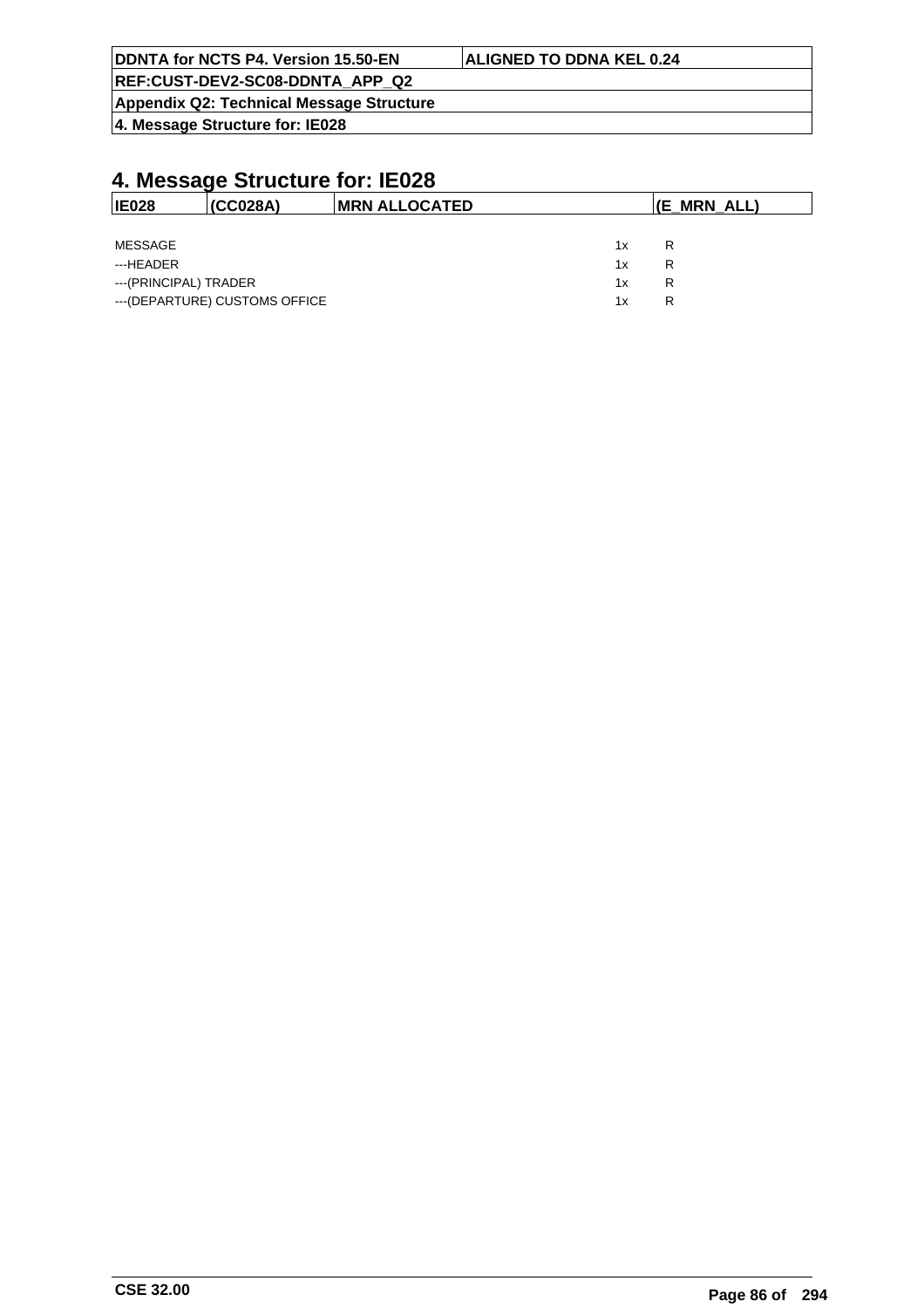# 4. Message Structure for: IE028

| IE028 | (CC028A) | MRN ALLOCATED | (E_MRN_ALL) |
|---|---|---|---|

| | | |
|---|---|---|
| MESSAGE | 1x | R |
| ---HEADER | 1x | R |
| ---(PRINCIPAL) TRADER | 1x | R |
| ---(DEPARTURE) CUSTOMS OFFICE | 1x | R |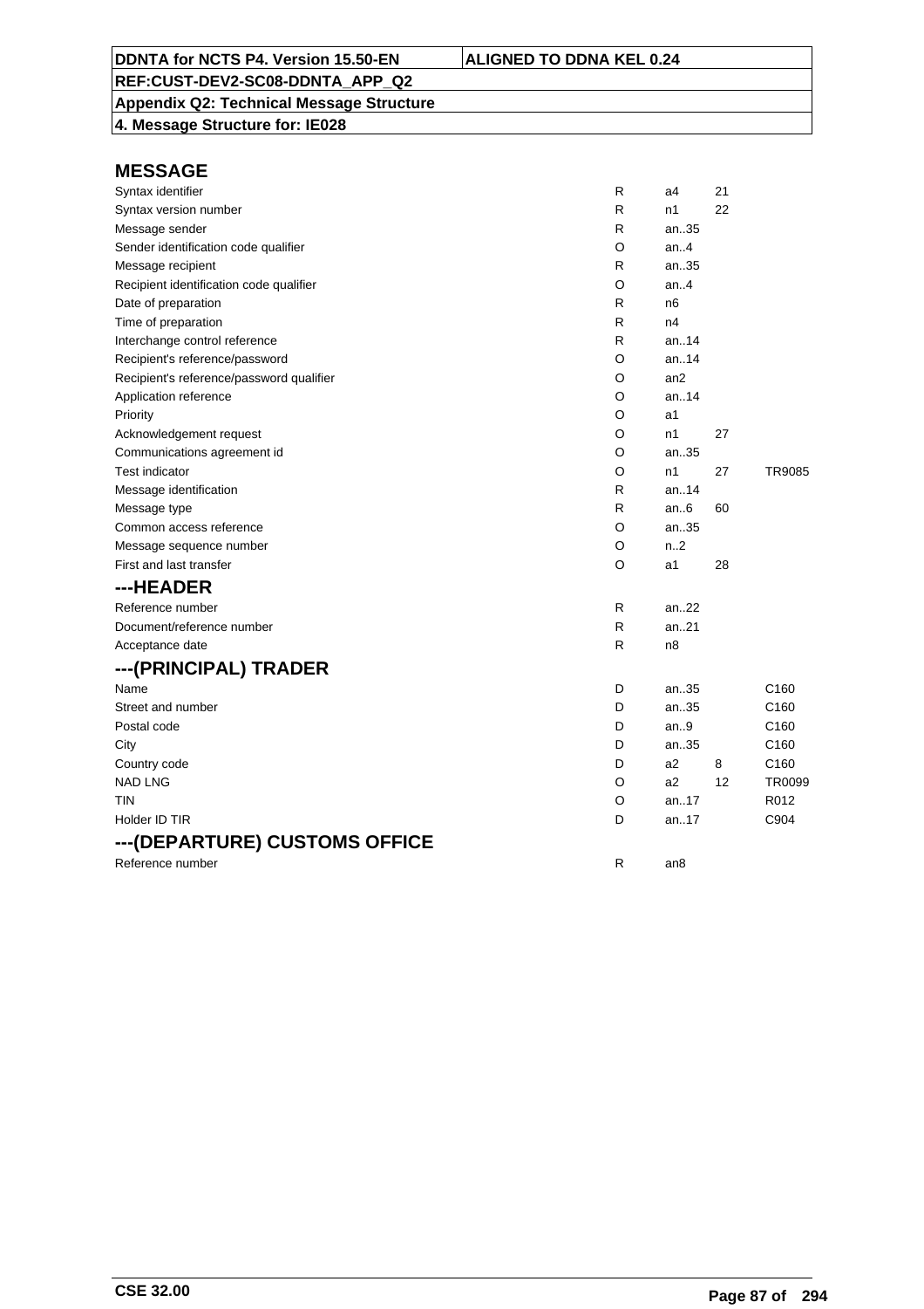| DDNTA for NCTS P4. Version 15.50-EN | ALIGNED TO DDNA KEL 0.24 |
| --- | --- |
| REF:CUST-DEV2-SC08-DDNTA_APP_Q2 | |
| Appendix Q2: Technical Message Structure | |
| 4. Message Structure for: IE028 | |

## MESSAGE

| | | | | |
| --- | --- | --- | --- | --- |
| Syntax identifier | R | a4 | 21 | |
| Syntax version number | R | n1 | 22 | |
| Message sender | R | an..35 | | |
| Sender identification code qualifier | O | an..4 | | |
| Message recipient | R | an..35 | | |
| Recipient identification code qualifier | O | an..4 | | |
| Date of preparation | R | n6 | | |
| Time of preparation | R | n4 | | |
| Interchange control reference | R | an..14 | | |
| Recipient's reference/password | O | an..14 | | |
| Recipient's reference/password qualifier | O | an2 | | |
| Application reference | O | an..14 | | |
| Priority | O | a1 | | |
| Acknowledgement request | O | n1 | 27 | |
| Communications agreement id | O | an..35 | | |
| Test indicator | O | n1 | 27 | TR9085 |
| Message identification | R | an..14 | | |
| Message type | R | an..6 | 60 | |
| Common access reference | O | an..35 | | |
| Message sequence number | O | n..2 | | |
| First and last transfer | O | a1 | 28 | |

## ---HEADER

| | | | | |
| --- | --- | --- | --- | --- |
| Reference number | R | an..22 | | |
| Document/reference number | R | an..21 | | |
| Acceptance date | R | n8 | | |

## ---(PRINCIPAL) TRADER

| | | | | |
| --- | --- | --- | --- | --- |
| Name | D | an..35 | | C160 |
| Street and number | D | an..35 | | C160 |
| Postal code | D | an..9 | | C160 |
| City | D | an..35 | | C160 |
| Country code | D | a2 | 8 | C160 |
| NAD LNG | O | a2 | 12 | TR0099 |
| TIN | O | an..17 | | R012 |
| Holder ID TIR | D | an..17 | | C904 |

## ---(DEPARTURE) CUSTOMS OFFICE

| | | | | |
| --- | --- | --- | --- | --- |
| Reference number | R | an8 | | |

CSE 32.00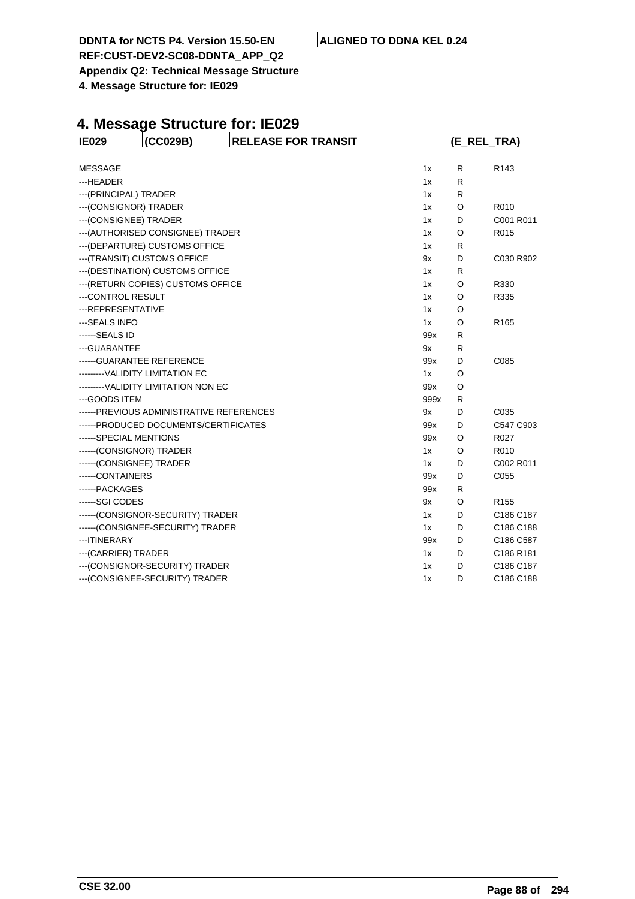# 4. Message Structure for: IE029

| IE029 | (CC029B) | RELEASE FOR TRANSIT | (E_REL_TRA) | |
|---|---|---|---|---|
| MESSAGE | 1x | R | R143 | |
| ---HEADER | 1x | R | | |
| ---(PRINCIPAL) TRADER | 1x | R | | |
| ---(CONSIGNOR) TRADER | 1x | O | R010 | |
| ---(CONSIGNEE) TRADER | 1x | D | C001 R011 | |
| ---(AUTHORISED CONSIGNEE) TRADER | 1x | O | R015 | |
| ---(DEPARTURE) CUSTOMS OFFICE | 1x | R | | |
| ---(TRANSIT) CUSTOMS OFFICE | 9x | D | C030 R902 | |
| ---(DESTINATION) CUSTOMS OFFICE | 1x | R | | |
| ---(RETURN COPIES) CUSTOMS OFFICE | 1x | O | R330 | |
| ---CONTROL RESULT | 1x | O | R335 | |
| ---REPRESENTATIVE | 1x | O | | |
| ---SEALS INFO | 1x | O | R165 | |
| ------SEALS ID | 99x | R | | |
| ---GUARANTEE | 9x | R | | |
| ------GUARANTEE REFERENCE | 99x | D | C085 | |
| ---------VALIDITY LIMITATION EC | 1x | O | | |
| ---------VALIDITY LIMITATION NON EC | 99x | O | | |
| ---GOODS ITEM | 999x | R | | |
| ------PREVIOUS ADMINISTRATIVE REFERENCES | 9x | D | C035 | |
| ------PRODUCED DOCUMENTS/CERTIFICATES | 99x | D | C547 C903 | |
| ------SPECIAL MENTIONS | 99x | O | R027 | |
| ------(CONSIGNOR) TRADER | 1x | O | R010 | |
| ------(CONSIGNEE) TRADER | 1x | D | C002 R011 | |
| ------CONTAINERS | 99x | D | C055 | |
| ------PACKAGES | 99x | R | | |
| ------SGI CODES | 9x | O | R155 | |
| ------(CONSIGNOR-SECURITY) TRADER | 1x | D | C186 C187 | |
| ------(CONSIGNEE-SECURITY) TRADER | 1x | D | C186 C188 | |
| ---ITINERARY | 99x | D | C186 C587 | |
| ---(CARRIER) TRADER | 1x | D | C186 R181 | |
| ---(CONSIGNOR-SECURITY) TRADER | 1x | D | C186 C187 | |
| ---(CONSIGNEE-SECURITY) TRADER | 1x | D | C186 C188 | |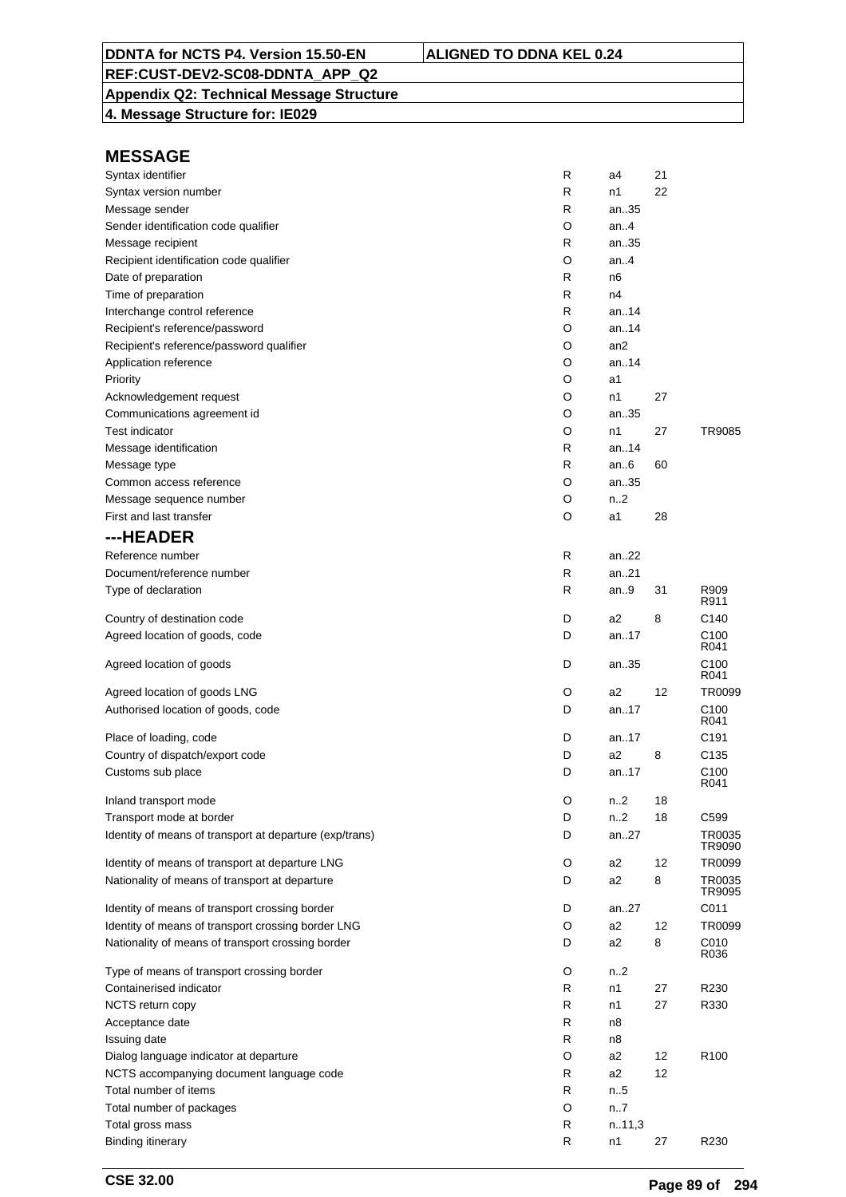## MESSAGE

| | | | | |
|---|---|---|---|---|
| Syntax identifier | R | a4 | 21 | |
| Syntax version number | R | n1 | 22 | |
| Message sender | R | an..35 | | |
| Sender identification code qualifier | O | an..4 | | |
| Message recipient | R | an..35 | | |
| Recipient identification code qualifier | O | an..4 | | |
| Date of preparation | R | n6 | | |
| Time of preparation | R | n4 | | |
| Interchange control reference | R | an..14 | | |
| Recipient's reference/password | O | an..14 | | |
| Recipient's reference/password qualifier | O | an2 | | |
| Application reference | O | an..14 | | |
| Priority | O | a1 | | |
| Acknowledgement request | O | n1 | 27 | |
| Communications agreement id | O | an..35 | | |
| Test indicator | O | n1 | 27 | TR9085 |
| Message identification | R | an..14 | | |
| Message type | R | an..6 | 60 | |
| Common access reference | O | an..35 | | |
| Message sequence number | O | n..2 | | |
| First and last transfer | O | a1 | 28 | |

## ---HEADER

| | | | | |
|---|---|---|---|---|
| Reference number | R | an..22 | | |
| Document/reference number | R | an..21 | | |
| Type of declaration | R | an..9 | 31 | R909 R911 |
| Country of destination code | D | a2 | 8 | C140 |
| Agreed location of goods, code | D | an..17 | | C100 R041 |
| Agreed location of goods | D | an..35 | | C100 R041 |
| Agreed location of goods LNG | O | a2 | 12 | TR0099 |
| Authorised location of goods, code | D | an..17 | | C100 R041 |
| Place of loading, code | D | an..17 | | C191 |
| Country of dispatch/export code | D | a2 | 8 | C135 |
| Customs sub place | D | an..17 | | C100 R041 |
| Inland transport mode | O | n..2 | 18 | |
| Transport mode at border | D | n..2 | 18 | C599 |
| Identity of means of transport at departure (exp/trans) | D | an..27 | | TR0035 TR9090 |
| Identity of means of transport at departure LNG | O | a2 | 12 | TR0099 |
| Nationality of means of transport at departure | D | a2 | 8 | TR0035 TR9095 |
| Identity of means of transport crossing border | D | an..27 | | C011 |
| Identity of means of transport crossing border LNG | O | a2 | 12 | TR0099 |
| Nationality of means of transport crossing border | D | a2 | 8 | C010 R036 |
| Type of means of transport crossing border | O | n..2 | | |
| Containerised indicator | R | n1 | 27 | R230 |
| NCTS return copy | R | n1 | 27 | R330 |
| Acceptance date | R | n8 | | |
| Issuing date | R | n8 | | |
| Dialog language indicator at departure | O | a2 | 12 | R100 |
| NCTS accompanying document language code | R | a2 | 12 | |
| Total number of items | R | n..5 | | |
| Total number of packages | O | n..7 | | |
| Total gross mass | R | n..11,3 | | |
| Binding itinerary | R | n1 | 27 | R230 |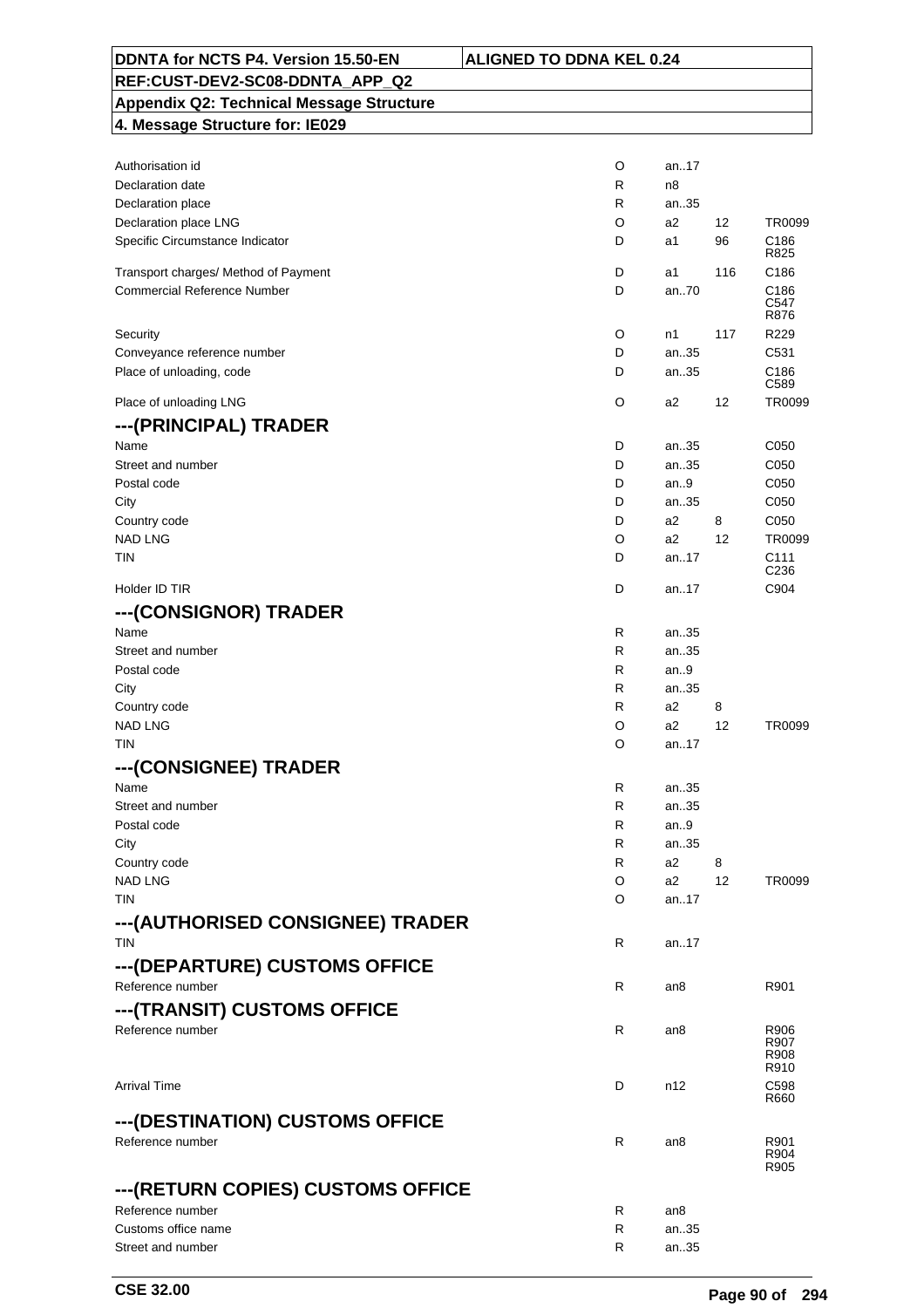| | | | | |
|---|---|---|---|---|
| Authorisation id | O | an..17 | | |
| Declaration date | R | n8 | | |
| Declaration place | R | an..35 | | |
| Declaration place LNG | O | a2 | 12 | TR0099 |
| Specific Circumstance Indicator | D | a1 | 96 | C186<br>R825 |
| Transport charges/ Method of Payment | D | a1 | 116 | C186 |
| Commercial Reference Number | D | an..70 | | C186<br>C547<br>R876 |
| Security | O | n1 | 117 | R229 |
| Conveyance reference number | D | an..35 | | C531 |
| Place of unloading, code | D | an..35 | | C186<br>C589 |
| Place of unloading LNG | O | a2 | 12 | TR0099 |

## ---(PRINCIPAL) TRADER

| | | | | |
|---|---|---|---|---|
| Name | D | an..35 | | C050 |
| Street and number | D | an..35 | | C050 |
| Postal code | D | an..9 | | C050 |
| City | D | an..35 | | C050 |
| Country code | D | a2 | 8 | C050 |
| NAD LNG | O | a2 | 12 | TR0099 |
| TIN | D | an..17 | | C111<br>C236 |
| Holder ID TIR | D | an..17 | | C904 |

## ---(CONSIGNOR) TRADER

| | | | | |
|---|---|---|---|---|
| Name | R | an..35 | | |
| Street and number | R | an..35 | | |
| Postal code | R | an..9 | | |
| City | R | an..35 | | |
| Country code | R | a2 | 8 | |
| NAD LNG | O | a2 | 12 | TR0099 |
| TIN | O | an..17 | | |

## ---(CONSIGNEE) TRADER

| | | | | |
|---|---|---|---|---|
| Name | R | an..35 | | |
| Street and number | R | an..35 | | |
| Postal code | R | an..9 | | |
| City | R | an..35 | | |
| Country code | R | a2 | 8 | |
| NAD LNG | O | a2 | 12 | TR0099 |
| TIN | O | an..17 | | |

## ---(AUTHORISED CONSIGNEE) TRADER

| | | | | |
|---|---|---|---|---|
| TIN | R | an..17 | | |

## ---(DEPARTURE) CUSTOMS OFFICE

| | | | | |
|---|---|---|---|---|
| Reference number | R | an8 | | R901 |

## ---(TRANSIT) CUSTOMS OFFICE

| | | | | |
|---|---|---|---|---|
| Reference number | R | an8 | | R906<br>R907<br>R908<br>R910 |
| Arrival Time | D | n12 | | C598<br>R660 |

## ---(DESTINATION) CUSTOMS OFFICE

| | | | | |
|---|---|---|---|---|
| Reference number | R | an8 | | R901<br>R904<br>R905 |

## ---(RETURN COPIES) CUSTOMS OFFICE

| | | | | |
|---|---|---|---|---|
| Reference number | R | an8 | | |
| Customs office name | R | an..35 | | |
| Street and number | R | an..35 | | |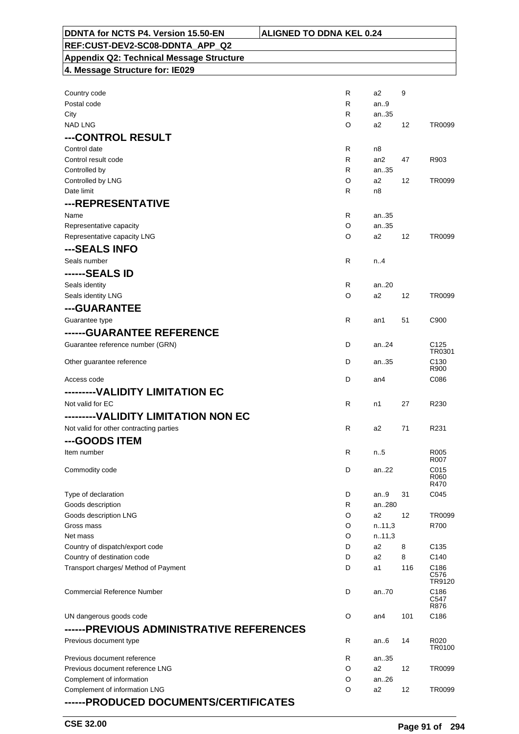| | | | | |
|---|---|---|---|---|
| Country code | R | a2 | 9 | |
| Postal code | R | an..9 | | |
| City | R | an..35 | | |
| NAD LNG | O | a2 | 12 | TR0099 |
| **---CONTROL RESULT** | | | | |
| Control date | R | n8 | | |
| Control result code | R | an2 | 47 | R903 |
| Controlled by | R | an..35 | | |
| Controlled by LNG | O | a2 | 12 | TR0099 |
| Date limit | R | n8 | | |
| **---REPRESENTATIVE** | | | | |
| Name | R | an..35 | | |
| Representative capacity | O | an..35 | | |
| Representative capacity LNG | O | a2 | 12 | TR0099 |
| **---SEALS INFO** | | | | |
| Seals number | R | n..4 | | |
| **------SEALS ID** | | | | |
| Seals identity | R | an..20 | | |
| Seals identity LNG | O | a2 | 12 | TR0099 |
| **---GUARANTEE** | | | | |
| Guarantee type | R | an1 | 51 | C900 |
| **------GUARANTEE REFERENCE** | | | | |
| Guarantee reference number (GRN) | D | an..24 | | C125 TR0301 |
| Other guarantee reference | D | an..35 | | C130 R900 |
| Access code | D | an4 | | C086 |
| **---------VALIDITY LIMITATION EC** | | | | |
| Not valid for EC | R | n1 | 27 | R230 |
| **---------VALIDITY LIMITATION NON EC** | | | | |
| Not valid for other contracting parties | R | a2 | 71 | R231 |
| **---GOODS ITEM** | | | | |
| Item number | R | n..5 | | R005 R007 |
| Commodity code | D | an..22 | | C015 R060 R470 |
| Type of declaration | D | an..9 | 31 | C045 |
| Goods description | R | an..280 | | |
| Goods description LNG | O | a2 | 12 | TR0099 |
| Gross mass | O | n..11,3 | | R700 |
| Net mass | O | n..11,3 | | |
| Country of dispatch/export code | D | a2 | 8 | C135 |
| Country of destination code | D | a2 | 8 | C140 |
| Transport charges/ Method of Payment | D | a1 | 116 | C186 C576 TR9120 |
| Commercial Reference Number | D | an..70 | | C186 C547 R876 |
| UN dangerous goods code | O | an4 | 101 | C186 |
| **------PREVIOUS ADMINISTRATIVE REFERENCES** | | | | |
| Previous document type | R | an..6 | 14 | R020 TR0100 |
| Previous document reference | R | an..35 | | |
| Previous document reference LNG | O | a2 | 12 | TR0099 |
| Complement of information | O | an..26 | | |
| Complement of information LNG | O | a2 | 12 | TR0099 |
| **------PRODUCED DOCUMENTS/CERTIFICATES** | | | | |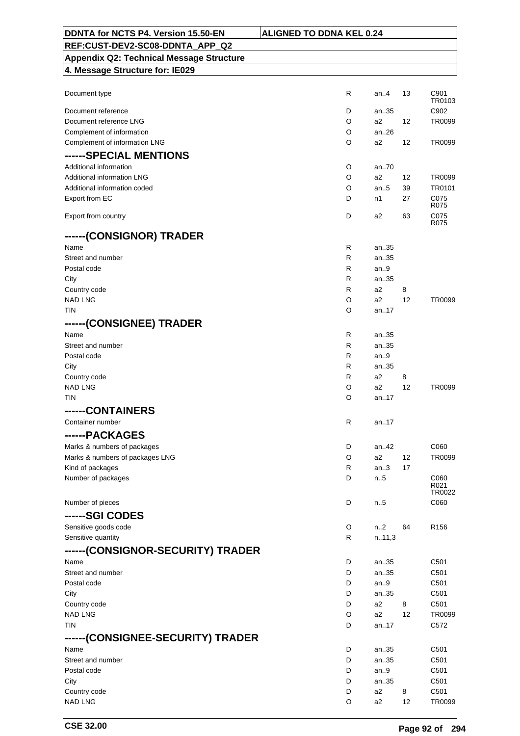| Field | Status | Format | Codelist | Rules |
|---|---|---|---|---|
| Document type | R | an..4 | 13 | C901 TR0103 |
| Document reference | D | an..35 | | C902 |
| Document reference LNG | O | a2 | 12 | TR0099 |
| Complement of information | O | an..26 | | |
| Complement of information LNG | O | a2 | 12 | TR0099 |
| **------SPECIAL MENTIONS** | | | | |
| Additional information | O | an..70 | | |
| Additional information LNG | O | a2 | 12 | TR0099 |
| Additional information coded | O | an..5 | 39 | TR0101 |
| Export from EC | D | n1 | 27 | C075 R075 |
| Export from country | D | a2 | 63 | C075 R075 |
| **------(CONSIGNOR) TRADER** | | | | |
| Name | R | an..35 | | |
| Street and number | R | an..35 | | |
| Postal code | R | an..9 | | |
| City | R | an..35 | | |
| Country code | R | a2 | 8 | |
| NAD LNG | O | a2 | 12 | TR0099 |
| TIN | O | an..17 | | |
| **------(CONSIGNEE) TRADER** | | | | |
| Name | R | an..35 | | |
| Street and number | R | an..35 | | |
| Postal code | R | an..9 | | |
| City | R | an..35 | | |
| Country code | R | a2 | 8 | |
| NAD LNG | O | a2 | 12 | TR0099 |
| TIN | O | an..17 | | |
| **------CONTAINERS** | | | | |
| Container number | R | an..17 | | |
| **------PACKAGES** | | | | |
| Marks & numbers of packages | D | an..42 | | C060 |
| Marks & numbers of packages LNG | O | a2 | 12 | TR0099 |
| Kind of packages | R | an..3 | 17 | |
| Number of packages | D | n..5 | | C060 R021 TR0022 |
| Number of pieces | D | n..5 | | C060 |
| **------SGI CODES** | | | | |
| Sensitive goods code | O | n..2 | 64 | R156 |
| Sensitive quantity | R | n..11,3 | | |
| **------(CONSIGNOR-SECURITY) TRADER** | | | | |
| Name | D | an..35 | | C501 |
| Street and number | D | an..35 | | C501 |
| Postal code | D | an..9 | | C501 |
| City | D | an..35 | | C501 |
| Country code | D | a2 | 8 | C501 |
| NAD LNG | O | a2 | 12 | TR0099 |
| TIN | D | an..17 | | C572 |
| **------(CONSIGNEE-SECURITY) TRADER** | | | | |
| Name | D | an..35 | | C501 |
| Street and number | D | an..35 | | C501 |
| Postal code | D | an..9 | | C501 |
| City | D | an..35 | | C501 |
| Country code | D | a2 | 8 | C501 |
| NAD LNG | O | a2 | 12 | TR0099 |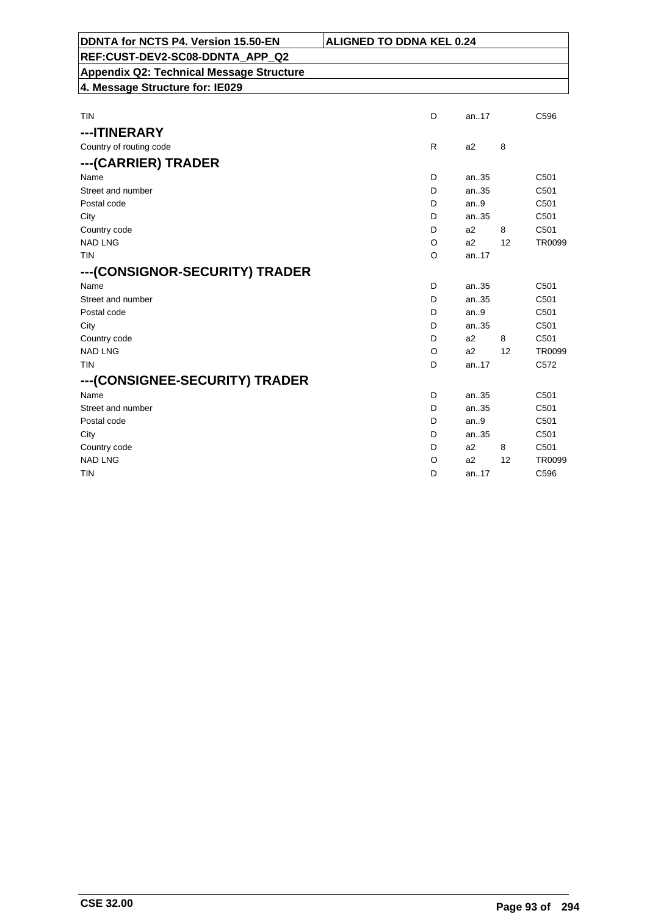| | | | | |
|---|---|---|---|---|
| TIN | D | an..17 | | C596 |

### ---ITINERARY

| | | | | |
|---|---|---|---|---|
| Country of routing code | R | a2 | 8 | |

### ---(CARRIER) TRADER

| | | | | |
|---|---|---|---|---|
| Name | D | an..35 | | C501 |
| Street and number | D | an..35 | | C501 |
| Postal code | D | an..9 | | C501 |
| City | D | an..35 | | C501 |
| Country code | D | a2 | 8 | C501 |
| NAD LNG | O | a2 | 12 | TR0099 |
| TIN | O | an..17 | | |

### ---(CONSIGNOR-SECURITY) TRADER

| | | | | |
|---|---|---|---|---|
| Name | D | an..35 | | C501 |
| Street and number | D | an..35 | | C501 |
| Postal code | D | an..9 | | C501 |
| City | D | an..35 | | C501 |
| Country code | D | a2 | 8 | C501 |
| NAD LNG | O | a2 | 12 | TR0099 |
| TIN | D | an..17 | | C572 |

### ---(CONSIGNEE-SECURITY) TRADER

| | | | | |
|---|---|---|---|---|
| Name | D | an..35 | | C501 |
| Street and number | D | an..35 | | C501 |
| Postal code | D | an..9 | | C501 |
| City | D | an..35 | | C501 |
| Country code | D | a2 | 8 | C501 |
| NAD LNG | O | a2 | 12 | TR0099 |
| TIN | D | an..17 | | C596 |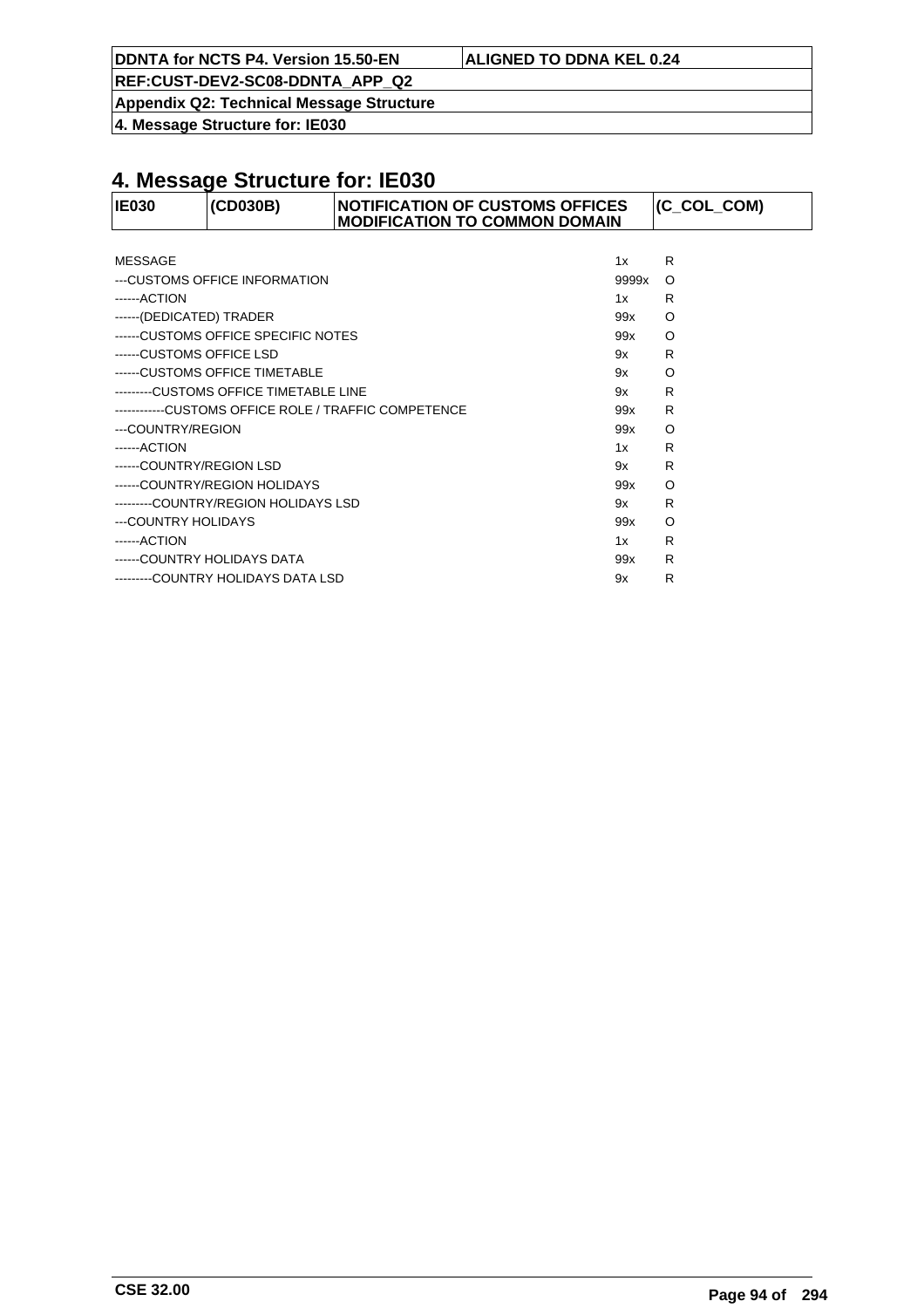# 4. Message Structure for: IE030

| IE030 | (CD030B) | NOTIFICATION OF CUSTOMS OFFICES MODIFICATION TO COMMON DOMAIN | (C_COL_COM) |
|---|---|---|---|

| | | |
|---|---|---|
| MESSAGE | 1x | R |
| ---CUSTOMS OFFICE INFORMATION | 9999x | O |
| ------ACTION | 1x | R |
| ------(DEDICATED) TRADER | 99x | O |
| ------CUSTOMS OFFICE SPECIFIC NOTES | 99x | O |
| ------CUSTOMS OFFICE LSD | 9x | R |
| ------CUSTOMS OFFICE TIMETABLE | 9x | O |
| ---------CUSTOMS OFFICE TIMETABLE LINE | 9x | R |
| ------------CUSTOMS OFFICE ROLE / TRAFFIC COMPETENCE | 99x | R |
| ---COUNTRY/REGION | 99x | O |
| ------ACTION | 1x | R |
| ------COUNTRY/REGION LSD | 9x | R |
| ------COUNTRY/REGION HOLIDAYS | 99x | O |
| ---------COUNTRY/REGION HOLIDAYS LSD | 9x | R |
| ---COUNTRY HOLIDAYS | 99x | O |
| ------ACTION | 1x | R |
| ------COUNTRY HOLIDAYS DATA | 99x | R |
| ---------COUNTRY HOLIDAYS DATA LSD | 9x | R |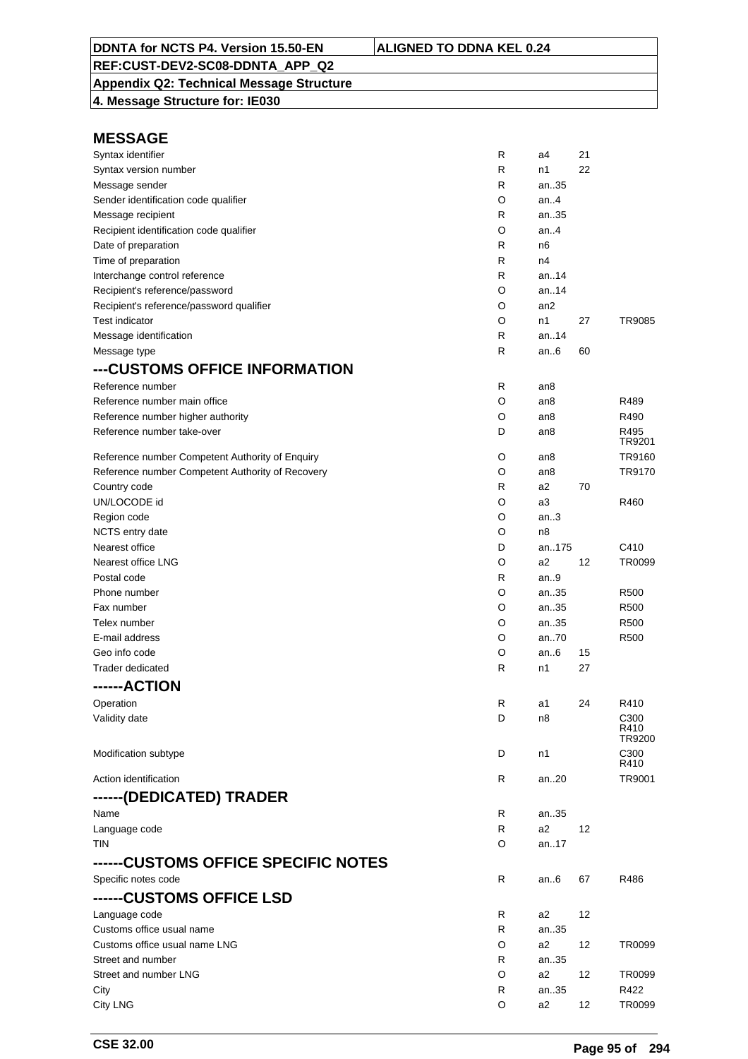DDNTA for NCTS P4. Version 15.50-EN | ALIGNED TO DDNA KEL 0.24

REF:CUST-DEV2-SC08-DDNTA_APP_Q2

**Appendix Q2: Technical Message Structure**

**4. Message Structure for: IE030**

## MESSAGE

| | | | | |
|---|---|---|---|---|
| Syntax identifier | R | a4 | 21 | |
| Syntax version number | R | n1 | 22 | |
| Message sender | R | an..35 | | |
| Sender identification code qualifier | O | an..4 | | |
| Message recipient | R | an..35 | | |
| Recipient identification code qualifier | O | an..4 | | |
| Date of preparation | R | n6 | | |
| Time of preparation | R | n4 | | |
| Interchange control reference | R | an..14 | | |
| Recipient's reference/password | O | an..14 | | |
| Recipient's reference/password qualifier | O | an2 | | |
| Test indicator | O | n1 | 27 | TR9085 |
| Message identification | R | an..14 | | |
| Message type | R | an..6 | 60 | |

## ---CUSTOMS OFFICE INFORMATION

| | | | | |
|---|---|---|---|---|
| Reference number | R | an8 | | |
| Reference number main office | O | an8 | | R489 |
| Reference number higher authority | O | an8 | | R490 |
| Reference number take-over | D | an8 | | R495 TR9201 |
| Reference number Competent Authority of Enquiry | O | an8 | | TR9160 |
| Reference number Competent Authority of Recovery | O | an8 | | TR9170 |
| Country code | R | a2 | 70 | |
| UN/LOCODE id | O | a3 | | R460 |
| Region code | O | an..3 | | |
| NCTS entry date | O | n8 | | |
| Nearest office | D | an..175 | | C410 |
| Nearest office LNG | O | a2 | 12 | TR0099 |
| Postal code | R | an..9 | | |
| Phone number | O | an..35 | | R500 |
| Fax number | O | an..35 | | R500 |
| Telex number | O | an..35 | | R500 |
| E-mail address | O | an..70 | | R500 |
| Geo info code | O | an..6 | 15 | |
| Trader dedicated | R | n1 | 27 | |

## ------ACTION

| | | | | |
|---|---|---|---|---|
| Operation | R | a1 | 24 | R410 |
| Validity date | D | n8 | | C300 R410 TR9200 |
| Modification subtype | D | n1 | | C300 R410 |
| Action identification | R | an..20 | | TR9001 |

## ------(DEDICATED) TRADER

| | | | | |
|---|---|---|---|---|
| Name | R | an..35 | | |
| Language code | R | a2 | 12 | |
| TIN | O | an..17 | | |

## ------CUSTOMS OFFICE SPECIFIC NOTES

| | | | | |
|---|---|---|---|---|
| Specific notes code | R | an..6 | 67 | R486 |

## ------CUSTOMS OFFICE LSD

| | | | | |
|---|---|---|---|---|
| Language code | R | a2 | 12 | |
| Customs office usual name | R | an..35 | | |
| Customs office usual name LNG | O | a2 | 12 | TR0099 |
| Street and number | R | an..35 | | |
| Street and number LNG | O | a2 | 12 | TR0099 |
| City | R | an..35 | | R422 |
| City LNG | O | a2 | 12 | TR0099 |

CSE 32.00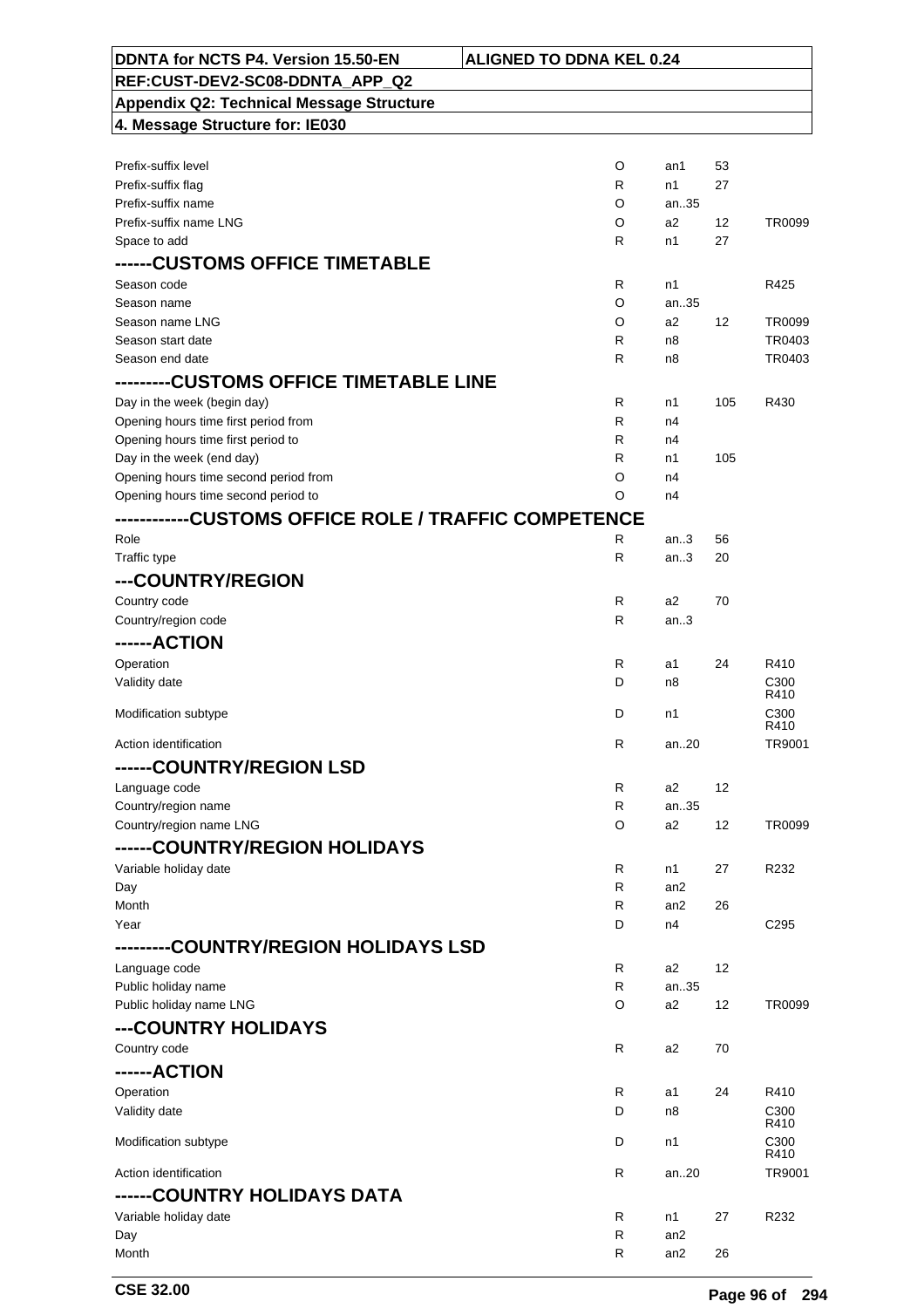| Field | Status | Format | Codelist | Rules |
|---|---|---|---|---|
| Prefix-suffix level | O | an1 | 53 | |
| Prefix-suffix flag | R | n1 | 27 | |
| Prefix-suffix name | O | an..35 | | |
| Prefix-suffix name LNG | O | a2 | 12 | TR0099 |
| Space to add | R | n1 | 27 | |
| **------CUSTOMS OFFICE TIMETABLE** | | | | |
| Season code | R | n1 | | R425 |
| Season name | O | an..35 | | |
| Season name LNG | O | a2 | 12 | TR0099 |
| Season start date | R | n8 | | TR0403 |
| Season end date | R | n8 | | TR0403 |
| **---------CUSTOMS OFFICE TIMETABLE LINE** | | | | |
| Day in the week (begin day) | R | n1 | 105 | R430 |
| Opening hours time first period from | R | n4 | | |
| Opening hours time first period to | R | n4 | | |
| Day in the week (end day) | R | n1 | 105 | |
| Opening hours time second period from | O | n4 | | |
| Opening hours time second period to | O | n4 | | |
| **-----------CUSTOMS OFFICE ROLE / TRAFFIC COMPETENCE** | | | | |
| Role | R | an..3 | 56 | |
| Traffic type | R | an..3 | 20 | |
| **---COUNTRY/REGION** | | | | |
| Country code | R | a2 | 70 | |
| Country/region code | R | an..3 | | |
| **------ACTION** | | | | |
| Operation | R | a1 | 24 | R410 |
| Validity date | D | n8 | | C300 R410 |
| Modification subtype | D | n1 | | C300 R410 |
| Action identification | R | an..20 | | TR9001 |
| **------COUNTRY/REGION LSD** | | | | |
| Language code | R | a2 | 12 | |
| Country/region name | R | an..35 | | |
| Country/region name LNG | O | a2 | 12 | TR0099 |
| **------COUNTRY/REGION HOLIDAYS** | | | | |
| Variable holiday date | R | n1 | 27 | R232 |
| Day | R | an2 | | |
| Month | R | an2 | 26 | |
| Year | D | n4 | | C295 |
| **---------COUNTRY/REGION HOLIDAYS LSD** | | | | |
| Language code | R | a2 | 12 | |
| Public holiday name | R | an..35 | | |
| Public holiday name LNG | O | a2 | 12 | TR0099 |
| **---COUNTRY HOLIDAYS** | | | | |
| Country code | R | a2 | 70 | |
| **------ACTION** | | | | |
| Operation | R | a1 | 24 | R410 |
| Validity date | D | n8 | | C300 R410 |
| Modification subtype | D | n1 | | C300 R410 |
| Action identification | R | an..20 | | TR9001 |
| **------COUNTRY HOLIDAYS DATA** | | | | |
| Variable holiday date | R | n1 | 27 | R232 |
| Day | R | an2 | | |
| Month | R | an2 | 26 | |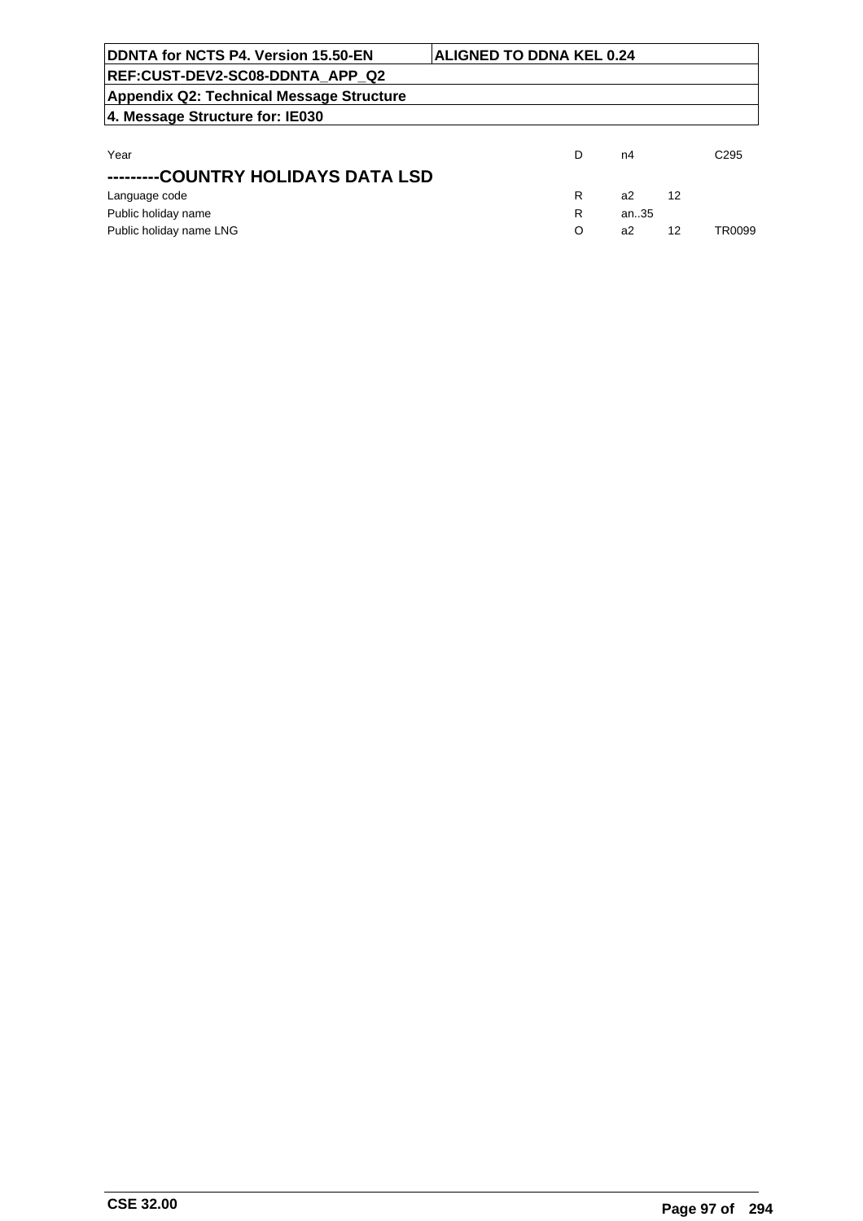| | | | | |
|---|---|---|---|---|
| Year | D | n4 | | C295 |

## ---------COUNTRY HOLIDAYS DATA LSD

| | | | | |
|---|---|---|---|---|
| Language code | R | a2 | 12 | |
| Public holiday name | R | an..35 | | |
| Public holiday name LNG | O | a2 | 12 | TR0099 |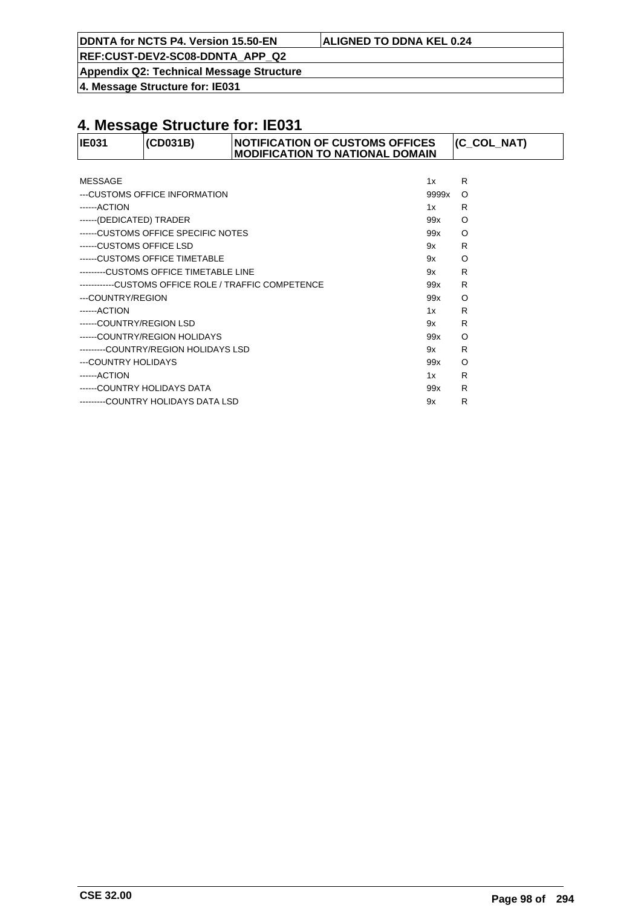# 4. Message Structure for: IE031

| IE031 | (CD031B) | NOTIFICATION OF CUSTOMS OFFICES MODIFICATION TO NATIONAL DOMAIN | (C_COL_NAT) |
|---|---|---|---|

| | | |
|---|---|---|
| MESSAGE | 1x | R |
| ---CUSTOMS OFFICE INFORMATION | 9999x | O |
| ------ACTION | 1x | R |
| ------(DEDICATED) TRADER | 99x | O |
| ------CUSTOMS OFFICE SPECIFIC NOTES | 99x | O |
| ------CUSTOMS OFFICE LSD | 9x | R |
| ------CUSTOMS OFFICE TIMETABLE | 9x | O |
| ---------CUSTOMS OFFICE TIMETABLE LINE | 9x | R |
| ------------CUSTOMS OFFICE ROLE / TRAFFIC COMPETENCE | 99x | R |
| ---COUNTRY/REGION | 99x | O |
| ------ACTION | 1x | R |
| ------COUNTRY/REGION LSD | 9x | R |
| ------COUNTRY/REGION HOLIDAYS | 99x | O |
| ---------COUNTRY/REGION HOLIDAYS LSD | 9x | R |
| ---COUNTRY HOLIDAYS | 99x | O |
| ------ACTION | 1x | R |
| ------COUNTRY HOLIDAYS DATA | 99x | R |
| ---------COUNTRY HOLIDAYS DATA LSD | 9x | R |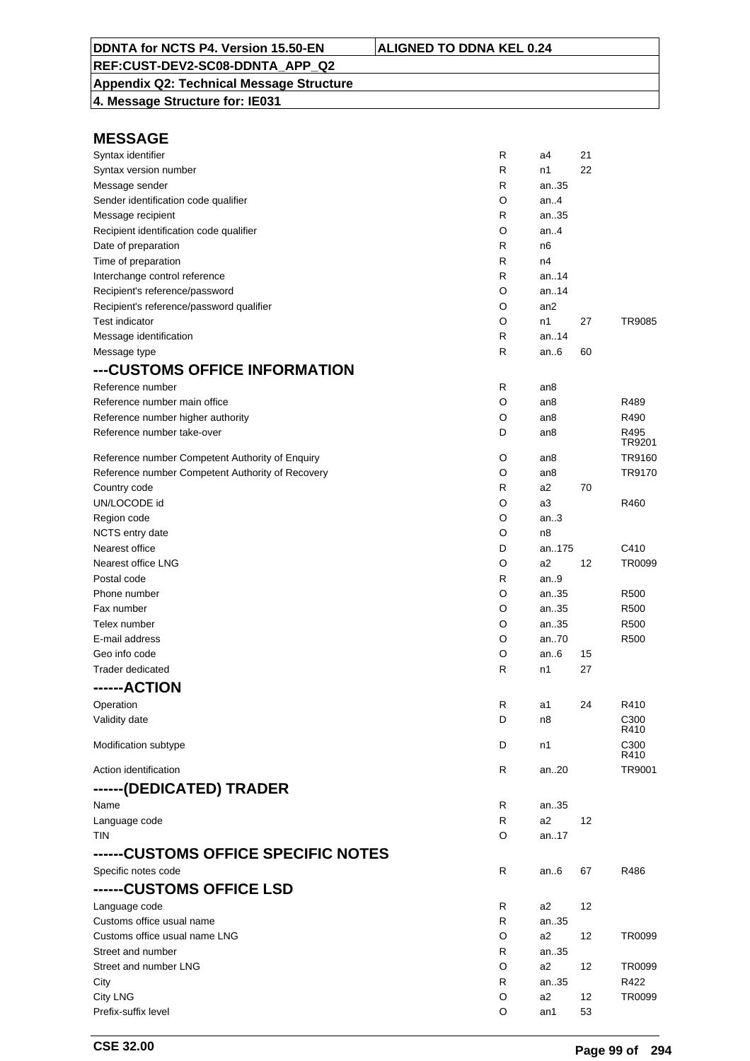# MESSAGE

| | | | | |
|---|---|---|---|---|
| Syntax identifier | R | a4 | 21 | |
| Syntax version number | R | n1 | 22 | |
| Message sender | R | an..35 | | |
| Sender identification code qualifier | O | an..4 | | |
| Message recipient | R | an..35 | | |
| Recipient identification code qualifier | O | an..4 | | |
| Date of preparation | R | n6 | | |
| Time of preparation | R | n4 | | |
| Interchange control reference | R | an..14 | | |
| Recipient's reference/password | O | an..14 | | |
| Recipient's reference/password qualifier | O | an2 | | |
| Test indicator | O | n1 | 27 | TR9085 |
| Message identification | R | an..14 | | |
| Message type | R | an..6 | 60 | |

## ---CUSTOMS OFFICE INFORMATION

| | | | | |
|---|---|---|---|---|
| Reference number | R | an8 | | |
| Reference number main office | O | an8 | | R489 |
| Reference number higher authority | O | an8 | | R490 |
| Reference number take-over | D | an8 | | R495 TR9201 |
| Reference number Competent Authority of Enquiry | O | an8 | | TR9160 |
| Reference number Competent Authority of Recovery | O | an8 | | TR9170 |
| Country code | R | a2 | 70 | |
| UN/LOCODE id | O | a3 | | R460 |
| Region code | O | an..3 | | |
| NCTS entry date | O | n8 | | |
| Nearest office | D | an..175 | | C410 |
| Nearest office LNG | O | a2 | 12 | TR0099 |
| Postal code | R | an..9 | | |
| Phone number | O | an..35 | | R500 |
| Fax number | O | an..35 | | R500 |
| Telex number | O | an..35 | | R500 |
| E-mail address | O | an..70 | | R500 |
| Geo info code | O | an..6 | 15 | |
| Trader dedicated | R | n1 | 27 | |

## ------ACTION

| | | | | |
|---|---|---|---|---|
| Operation | R | a1 | 24 | R410 |
| Validity date | D | n8 | | C300 R410 |
| Modification subtype | D | n1 | | C300 R410 |
| Action identification | R | an..20 | | TR9001 |

## ------(DEDICATED) TRADER

| | | | | |
|---|---|---|---|---|
| Name | R | an..35 | | |
| Language code | R | a2 | 12 | |
| TIN | O | an..17 | | |

## ------CUSTOMS OFFICE SPECIFIC NOTES

| | | | | |
|---|---|---|---|---|
| Specific notes code | R | an..6 | 67 | R486 |

## ------CUSTOMS OFFICE LSD

| | | | | |
|---|---|---|---|---|
| Language code | R | a2 | 12 | |
| Customs office usual name | R | an..35 | | |
| Customs office usual name LNG | O | a2 | 12 | TR0099 |
| Street and number | R | an..35 | | |
| Street and number LNG | O | a2 | 12 | TR0099 |
| City | R | an..35 | | R422 |
| City LNG | O | a2 | 12 | TR0099 |
| Prefix-suffix level | O | an1 | 53 | |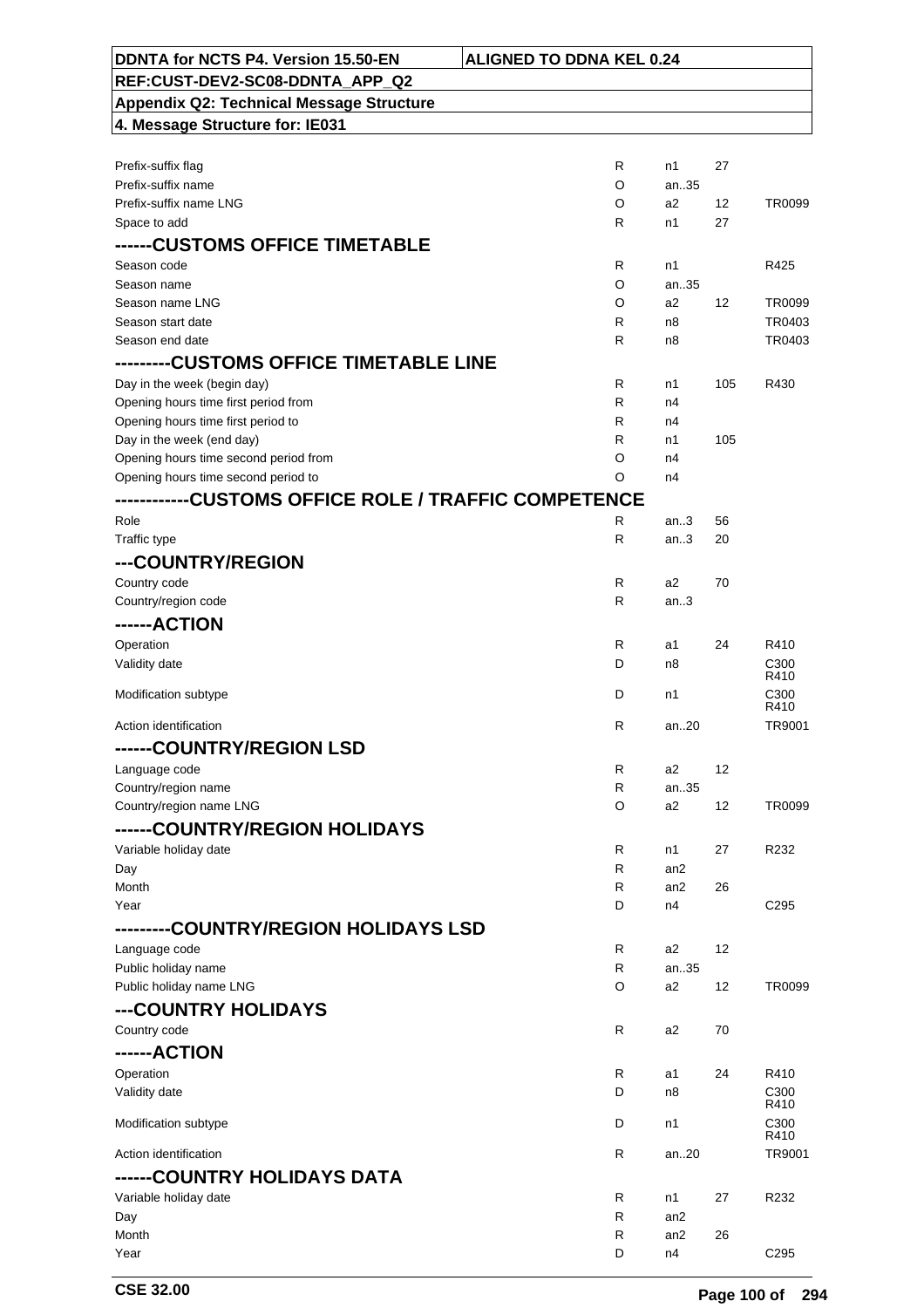| | | | | |
|---|---|---|---|---|
| Prefix-suffix flag | R | n1 | 27 | |
| Prefix-suffix name | O | an..35 | | |
| Prefix-suffix name LNG | O | a2 | 12 | TR0099 |
| Space to add | R | n1 | 27 | |
| **------CUSTOMS OFFICE TIMETABLE** | | | | |
| Season code | R | n1 | | R425 |
| Season name | O | an..35 | | |
| Season name LNG | O | a2 | 12 | TR0099 |
| Season start date | R | n8 | | TR0403 |
| Season end date | R | n8 | | TR0403 |
| **---------CUSTOMS OFFICE TIMETABLE LINE** | | | | |
| Day in the week (begin day) | R | n1 | 105 | R430 |
| Opening hours time first period from | R | n4 | | |
| Opening hours time first period to | R | n4 | | |
| Day in the week (end day) | R | n1 | 105 | |
| Opening hours time second period from | O | n4 | | |
| Opening hours time second period to | O | n4 | | |
| **------------CUSTOMS OFFICE ROLE / TRAFFIC COMPETENCE** | | | | |
| Role | R | an..3 | 56 | |
| Traffic type | R | an..3 | 20 | |
| **---COUNTRY/REGION** | | | | |
| Country code | R | a2 | 70 | |
| Country/region code | R | an..3 | | |
| **------ACTION** | | | | |
| Operation | R | a1 | 24 | R410 |
| Validity date | D | n8 | | C300 R410 |
| Modification subtype | D | n1 | | C300 R410 |
| Action identification | R | an..20 | | TR9001 |
| **------COUNTRY/REGION LSD** | | | | |
| Language code | R | a2 | 12 | |
| Country/region name | R | an..35 | | |
| Country/region name LNG | O | a2 | 12 | TR0099 |
| **------COUNTRY/REGION HOLIDAYS** | | | | |
| Variable holiday date | R | n1 | 27 | R232 |
| Day | R | an2 | | |
| Month | R | an2 | 26 | |
| Year | D | n4 | | C295 |
| **---------COUNTRY/REGION HOLIDAYS LSD** | | | | |
| Language code | R | a2 | 12 | |
| Public holiday name | R | an..35 | | |
| Public holiday name LNG | O | a2 | 12 | TR0099 |
| **---COUNTRY HOLIDAYS** | | | | |
| Country code | R | a2 | 70 | |
| **------ACTION** | | | | |
| Operation | R | a1 | 24 | R410 |
| Validity date | D | n8 | | C300 R410 |
| Modification subtype | D | n1 | | C300 R410 |
| Action identification | R | an..20 | | TR9001 |
| **------COUNTRY HOLIDAYS DATA** | | | | |
| Variable holiday date | R | n1 | 27 | R232 |
| Day | R | an2 | | |
| Month | R | an2 | 26 | |
| Year | D | n4 | | C295 |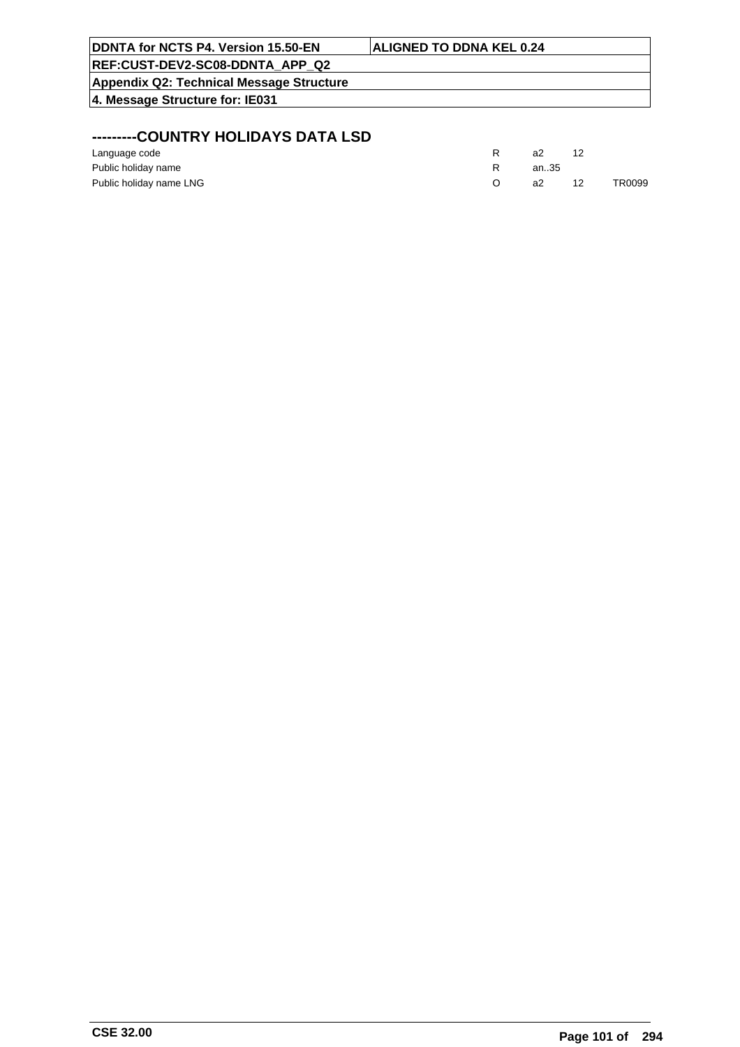## ---------COUNTRY HOLIDAYS DATA LSD

| | | | | |
|---|---|---|---|---|
| Language code | R | a2 | 12 | |
| Public holiday name | R | an..35 | | |
| Public holiday name LNG | O | a2 | 12 | TR0099 |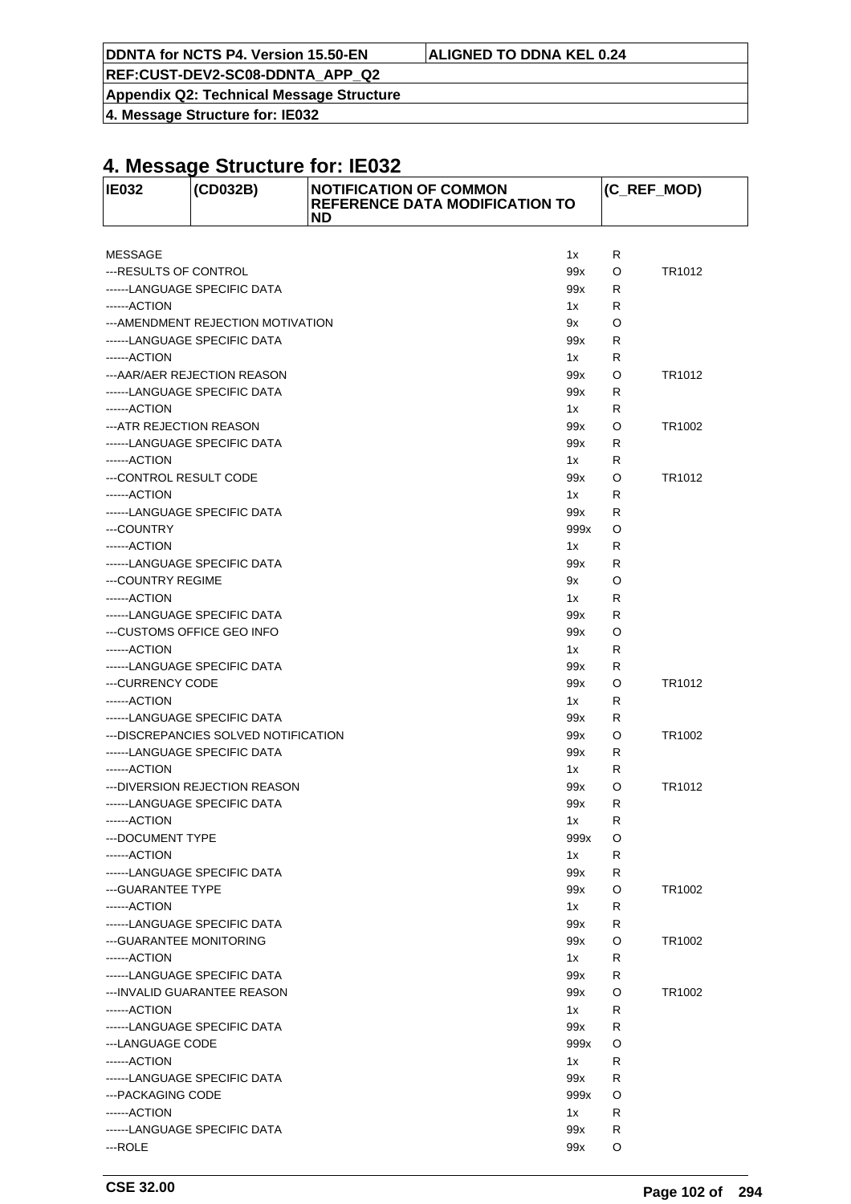# 4. Message Structure for: IE032

| IE032 | (CD032B) | NOTIFICATION OF COMMON REFERENCE DATA MODIFICATION TO ND | (C_REF_MOD) |
|---|---|---|---|

| | | | |
|---|---|---|---|
| MESSAGE | 1x | R | |
| ---RESULTS OF CONTROL | 99x | O | TR1012 |
| ------LANGUAGE SPECIFIC DATA | 99x | R | |
| ------ACTION | 1x | R | |
| ---AMENDMENT REJECTION MOTIVATION | 9x | O | |
| ------LANGUAGE SPECIFIC DATA | 99x | R | |
| ------ACTION | 1x | R | |
| ---AAR/AER REJECTION REASON | 99x | O | TR1012 |
| ------LANGUAGE SPECIFIC DATA | 99x | R | |
| ------ACTION | 1x | R | |
| ---ATR REJECTION REASON | 99x | O | TR1002 |
| ------LANGUAGE SPECIFIC DATA | 99x | R | |
| ------ACTION | 1x | R | |
| ---CONTROL RESULT CODE | 99x | O | TR1012 |
| ------ACTION | 1x | R | |
| ------LANGUAGE SPECIFIC DATA | 99x | R | |
| ---COUNTRY | 999x | O | |
| ------ACTION | 1x | R | |
| ------LANGUAGE SPECIFIC DATA | 99x | R | |
| ---COUNTRY REGIME | 9x | O | |
| ------ACTION | 1x | R | |
| ------LANGUAGE SPECIFIC DATA | 99x | R | |
| ---CUSTOMS OFFICE GEO INFO | 99x | O | |
| ------ACTION | 1x | R | |
| ------LANGUAGE SPECIFIC DATA | 99x | R | |
| ---CURRENCY CODE | 99x | O | TR1012 |
| ------ACTION | 1x | R | |
| ------LANGUAGE SPECIFIC DATA | 99x | R | |
| ---DISCREPANCIES SOLVED NOTIFICATION | 99x | O | TR1002 |
| ------LANGUAGE SPECIFIC DATA | 99x | R | |
| ------ACTION | 1x | R | |
| ---DIVERSION REJECTION REASON | 99x | O | TR1012 |
| ------LANGUAGE SPECIFIC DATA | 99x | R | |
| ------ACTION | 1x | R | |
| ---DOCUMENT TYPE | 999x | O | |
| ------ACTION | 1x | R | |
| ------LANGUAGE SPECIFIC DATA | 99x | R | |
| ---GUARANTEE TYPE | 99x | O | TR1002 |
| ------ACTION | 1x | R | |
| ------LANGUAGE SPECIFIC DATA | 99x | R | |
| ---GUARANTEE MONITORING | 99x | O | TR1002 |
| ------ACTION | 1x | R | |
| ------LANGUAGE SPECIFIC DATA | 99x | R | |
| ---INVALID GUARANTEE REASON | 99x | O | TR1002 |
| ------ACTION | 1x | R | |
| ------LANGUAGE SPECIFIC DATA | 99x | R | |
| ---LANGUAGE CODE | 999x | O | |
| ------ACTION | 1x | R | |
| ------LANGUAGE SPECIFIC DATA | 99x | R | |
| ---PACKAGING CODE | 999x | O | |
| ------ACTION | 1x | R | |
| ------LANGUAGE SPECIFIC DATA | 99x | R | |
| ---ROLE | 99x | O | |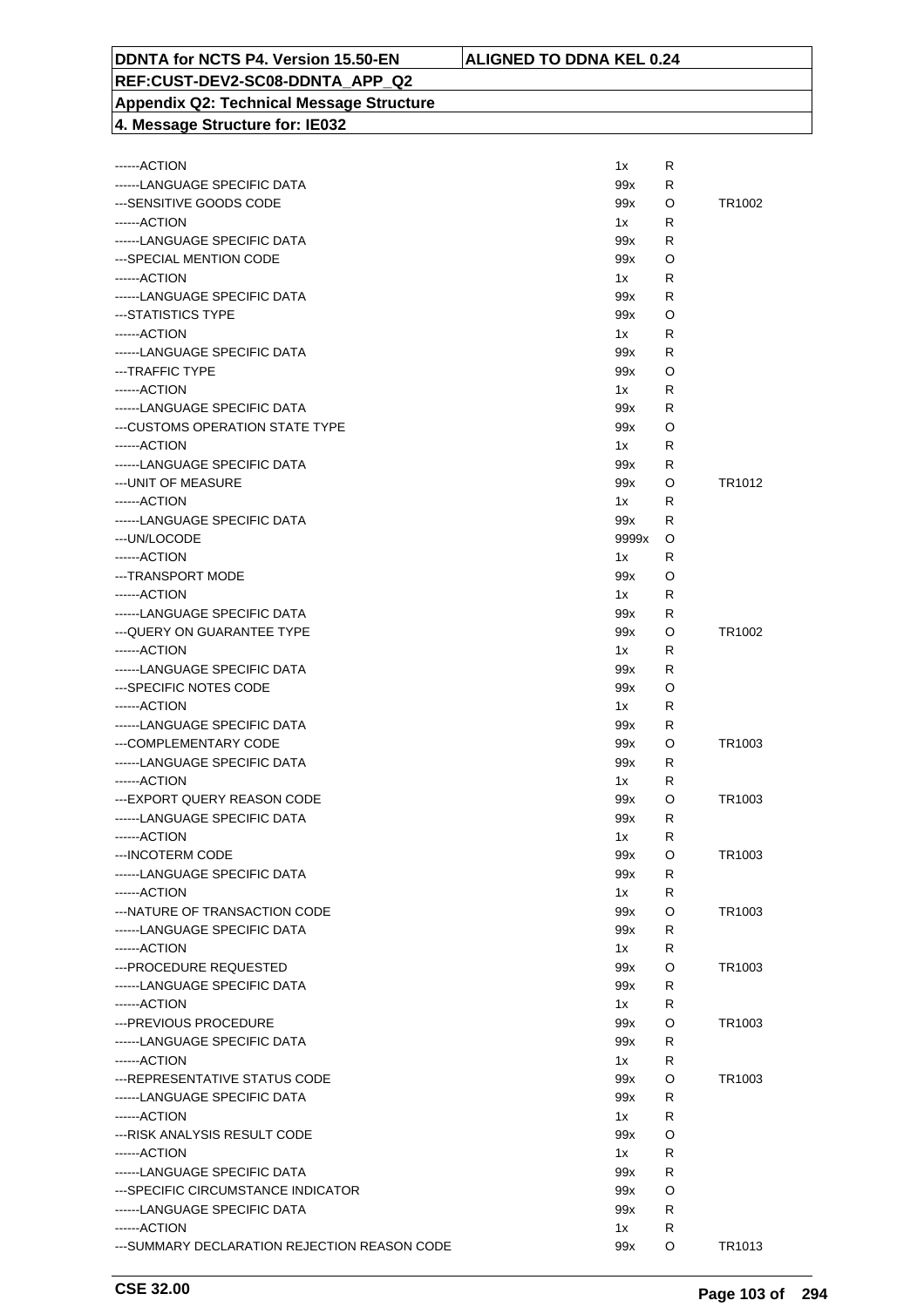**DDNTA for NCTS P4. Version 15.50-EN** | **ALIGNED TO DDNA KEL 0.24**

**REF:CUST-DEV2-SC08-DDNTA_APP_Q2**

**Appendix Q2: Technical Message Structure**

**4. Message Structure for: IE032**

| | | | |
|---|---|---|---|
| ------ACTION | 1x | R | |
| ------LANGUAGE SPECIFIC DATA | 99x | R | |
| ---SENSITIVE GOODS CODE | 99x | O | TR1002 |
| ------ACTION | 1x | R | |
| ------LANGUAGE SPECIFIC DATA | 99x | R | |
| ---SPECIAL MENTION CODE | 99x | O | |
| ------ACTION | 1x | R | |
| ------LANGUAGE SPECIFIC DATA | 99x | R | |
| ---STATISTICS TYPE | 99x | O | |
| ------ACTION | 1x | R | |
| ------LANGUAGE SPECIFIC DATA | 99x | R | |
| ---TRAFFIC TYPE | 99x | O | |
| ------ACTION | 1x | R | |
| ------LANGUAGE SPECIFIC DATA | 99x | R | |
| ---CUSTOMS OPERATION STATE TYPE | 99x | O | |
| ------ACTION | 1x | R | |
| ------LANGUAGE SPECIFIC DATA | 99x | R | |
| ---UNIT OF MEASURE | 99x | O | TR1012 |
| ------ACTION | 1x | R | |
| ------LANGUAGE SPECIFIC DATA | 99x | R | |
| ---UN/LOCODE | 9999x | O | |
| ------ACTION | 1x | R | |
| ---TRANSPORT MODE | 99x | O | |
| ------ACTION | 1x | R | |
| ------LANGUAGE SPECIFIC DATA | 99x | R | |
| ---QUERY ON GUARANTEE TYPE | 99x | O | TR1002 |
| ------ACTION | 1x | R | |
| ------LANGUAGE SPECIFIC DATA | 99x | R | |
| ---SPECIFIC NOTES CODE | 99x | O | |
| ------ACTION | 1x | R | |
| ------LANGUAGE SPECIFIC DATA | 99x | R | |
| ---COMPLEMENTARY CODE | 99x | O | TR1003 |
| ------LANGUAGE SPECIFIC DATA | 99x | R | |
| ------ACTION | 1x | R | |
| ---EXPORT QUERY REASON CODE | 99x | O | TR1003 |
| ------LANGUAGE SPECIFIC DATA | 99x | R | |
| ------ACTION | 1x | R | |
| ---INCOTERM CODE | 99x | O | TR1003 |
| ------LANGUAGE SPECIFIC DATA | 99x | R | |
| ------ACTION | 1x | R | |
| ---NATURE OF TRANSACTION CODE | 99x | O | TR1003 |
| ------LANGUAGE SPECIFIC DATA | 99x | R | |
| ------ACTION | 1x | R | |
| ---PROCEDURE REQUESTED | 99x | O | TR1003 |
| ------LANGUAGE SPECIFIC DATA | 99x | R | |
| ------ACTION | 1x | R | |
| ---PREVIOUS PROCEDURE | 99x | O | TR1003 |
| ------LANGUAGE SPECIFIC DATA | 99x | R | |
| ------ACTION | 1x | R | |
| ---REPRESENTATIVE STATUS CODE | 99x | O | TR1003 |
| ------LANGUAGE SPECIFIC DATA | 99x | R | |
| ------ACTION | 1x | R | |
| ---RISK ANALYSIS RESULT CODE | 99x | O | |
| ------ACTION | 1x | R | |
| ------LANGUAGE SPECIFIC DATA | 99x | R | |
| ---SPECIFIC CIRCUMSTANCE INDICATOR | 99x | O | |
| ------LANGUAGE SPECIFIC DATA | 99x | R | |
| ------ACTION | 1x | R | |
| ---SUMMARY DECLARATION REJECTION REASON CODE | 99x | O | TR1013 |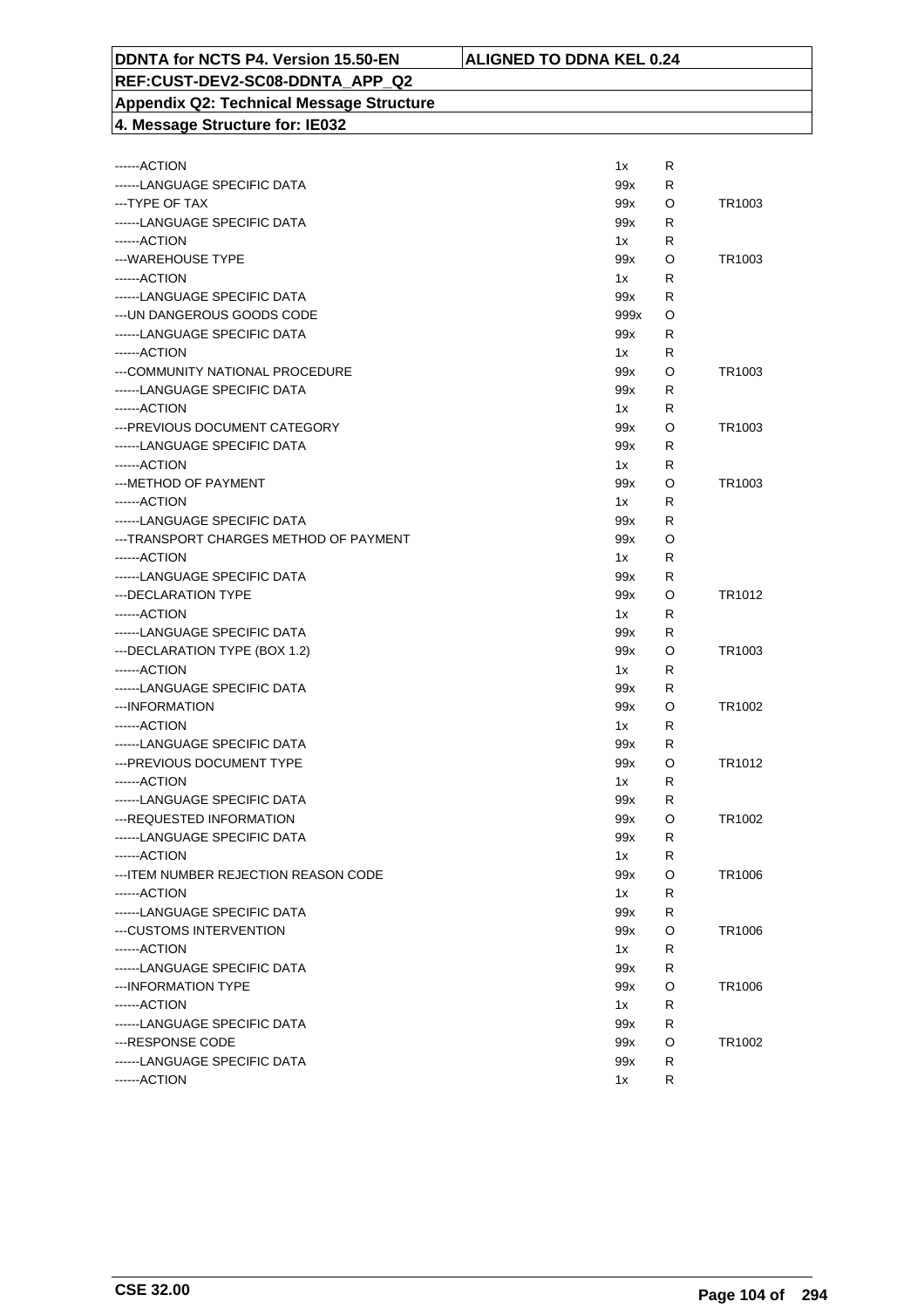**DDNTA for NCTS P4. Version 15.50-EN** | **ALIGNED TO DDNA KEL 0.24**

**REF:CUST-DEV2-SC08-DDNTA_APP_Q2**

**Appendix Q2: Technical Message Structure**

**4. Message Structure for: IE032**

| | | | |
|---|---|---|---|
| ------ACTION | 1x | R | |
| ------LANGUAGE SPECIFIC DATA | 99x | R | |
| ---TYPE OF TAX | 99x | O | TR1003 |
| ------LANGUAGE SPECIFIC DATA | 99x | R | |
| ------ACTION | 1x | R | |
| ---WAREHOUSE TYPE | 99x | O | TR1003 |
| ------ACTION | 1x | R | |
| ------LANGUAGE SPECIFIC DATA | 99x | R | |
| ---UN DANGEROUS GOODS CODE | 999x | O | |
| ------LANGUAGE SPECIFIC DATA | 99x | R | |
| ------ACTION | 1x | R | |
| ---COMMUNITY NATIONAL PROCEDURE | 99x | O | TR1003 |
| ------LANGUAGE SPECIFIC DATA | 99x | R | |
| ------ACTION | 1x | R | |
| ---PREVIOUS DOCUMENT CATEGORY | 99x | O | TR1003 |
| ------LANGUAGE SPECIFIC DATA | 99x | R | |
| ------ACTION | 1x | R | |
| ---METHOD OF PAYMENT | 99x | O | TR1003 |
| ------ACTION | 1x | R | |
| ------LANGUAGE SPECIFIC DATA | 99x | R | |
| ---TRANSPORT CHARGES METHOD OF PAYMENT | 99x | O | |
| ------ACTION | 1x | R | |
| ------LANGUAGE SPECIFIC DATA | 99x | R | |
| ---DECLARATION TYPE | 99x | O | TR1012 |
| ------ACTION | 1x | R | |
| ------LANGUAGE SPECIFIC DATA | 99x | R | |
| ---DECLARATION TYPE (BOX 1.2) | 99x | O | TR1003 |
| ------ACTION | 1x | R | |
| ------LANGUAGE SPECIFIC DATA | 99x | R | |
| ---INFORMATION | 99x | O | TR1002 |
| ------ACTION | 1x | R | |
| ------LANGUAGE SPECIFIC DATA | 99x | R | |
| ---PREVIOUS DOCUMENT TYPE | 99x | O | TR1012 |
| ------ACTION | 1x | R | |
| ------LANGUAGE SPECIFIC DATA | 99x | R | |
| ---REQUESTED INFORMATION | 99x | O | TR1002 |
| ------LANGUAGE SPECIFIC DATA | 99x | R | |
| ------ACTION | 1x | R | |
| ---ITEM NUMBER REJECTION REASON CODE | 99x | O | TR1006 |
| ------ACTION | 1x | R | |
| ------LANGUAGE SPECIFIC DATA | 99x | R | |
| ---CUSTOMS INTERVENTION | 99x | O | TR1006 |
| ------ACTION | 1x | R | |
| ------LANGUAGE SPECIFIC DATA | 99x | R | |
| ---INFORMATION TYPE | 99x | O | TR1006 |
| ------ACTION | 1x | R | |
| ------LANGUAGE SPECIFIC DATA | 99x | R | |
| ---RESPONSE CODE | 99x | O | TR1002 |
| ------LANGUAGE SPECIFIC DATA | 99x | R | |
| ------ACTION | 1x | R | |

CSE 32.00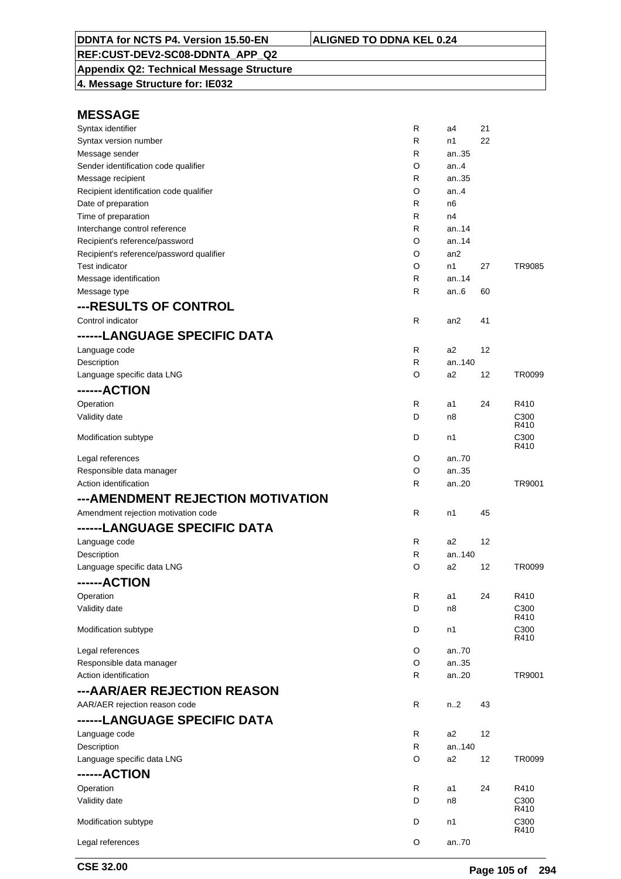# MESSAGE

| | | | | |
|---|---|---|---|---|
| Syntax identifier | R | a4 | 21 | |
| Syntax version number | R | n1 | 22 | |
| Message sender | R | an..35 | | |
| Sender identification code qualifier | O | an..4 | | |
| Message recipient | R | an..35 | | |
| Recipient identification code qualifier | O | an..4 | | |
| Date of preparation | R | n6 | | |
| Time of preparation | R | n4 | | |
| Interchange control reference | R | an..14 | | |
| Recipient's reference/password | O | an..14 | | |
| Recipient's reference/password qualifier | O | an2 | | |
| Test indicator | O | n1 | 27 | TR9085 |
| Message identification | R | an..14 | | |
| Message type | R | an..6 | 60 | |

## ---RESULTS OF CONTROL

| | | | | |
|---|---|---|---|---|
| Control indicator | R | an2 | 41 | |

## ------LANGUAGE SPECIFIC DATA

| | | | | |
|---|---|---|---|---|
| Language code | R | a2 | 12 | |
| Description | R | an..140 | | |
| Language specific data LNG | O | a2 | 12 | TR0099 |

## ------ACTION

| | | | | |
|---|---|---|---|---|
| Operation | R | a1 | 24 | R410 |
| Validity date | D | n8 | | C300 R410 |
| Modification subtype | D | n1 | | C300 R410 |
| Legal references | O | an..70 | | |
| Responsible data manager | O | an..35 | | |
| Action identification | R | an..20 | | TR9001 |

## ---AMENDMENT REJECTION MOTIVATION

| | | | | |
|---|---|---|---|---|
| Amendment rejection motivation code | R | n1 | 45 | |

## ------LANGUAGE SPECIFIC DATA

| | | | | |
|---|---|---|---|---|
| Language code | R | a2 | 12 | |
| Description | R | an..140 | | |
| Language specific data LNG | O | a2 | 12 | TR0099 |

## ------ACTION

| | | | | |
|---|---|---|---|---|
| Operation | R | a1 | 24 | R410 |
| Validity date | D | n8 | | C300 R410 |
| Modification subtype | D | n1 | | C300 R410 |
| Legal references | O | an..70 | | |
| Responsible data manager | O | an..35 | | |
| Action identification | R | an..20 | | TR9001 |

## ---AAR/AER REJECTION REASON

| | | | | |
|---|---|---|---|---|
| AAR/AER rejection reason code | R | n..2 | 43 | |

## ------LANGUAGE SPECIFIC DATA

| | | | | |
|---|---|---|---|---|
| Language code | R | a2 | 12 | |
| Description | R | an..140 | | |
| Language specific data LNG | O | a2 | 12 | TR0099 |

## ------ACTION

| | | | | |
|---|---|---|---|---|
| Operation | R | a1 | 24 | R410 |
| Validity date | D | n8 | | C300 R410 |
| Modification subtype | D | n1 | | C300 R410 |
| Legal references | O | an..70 | | |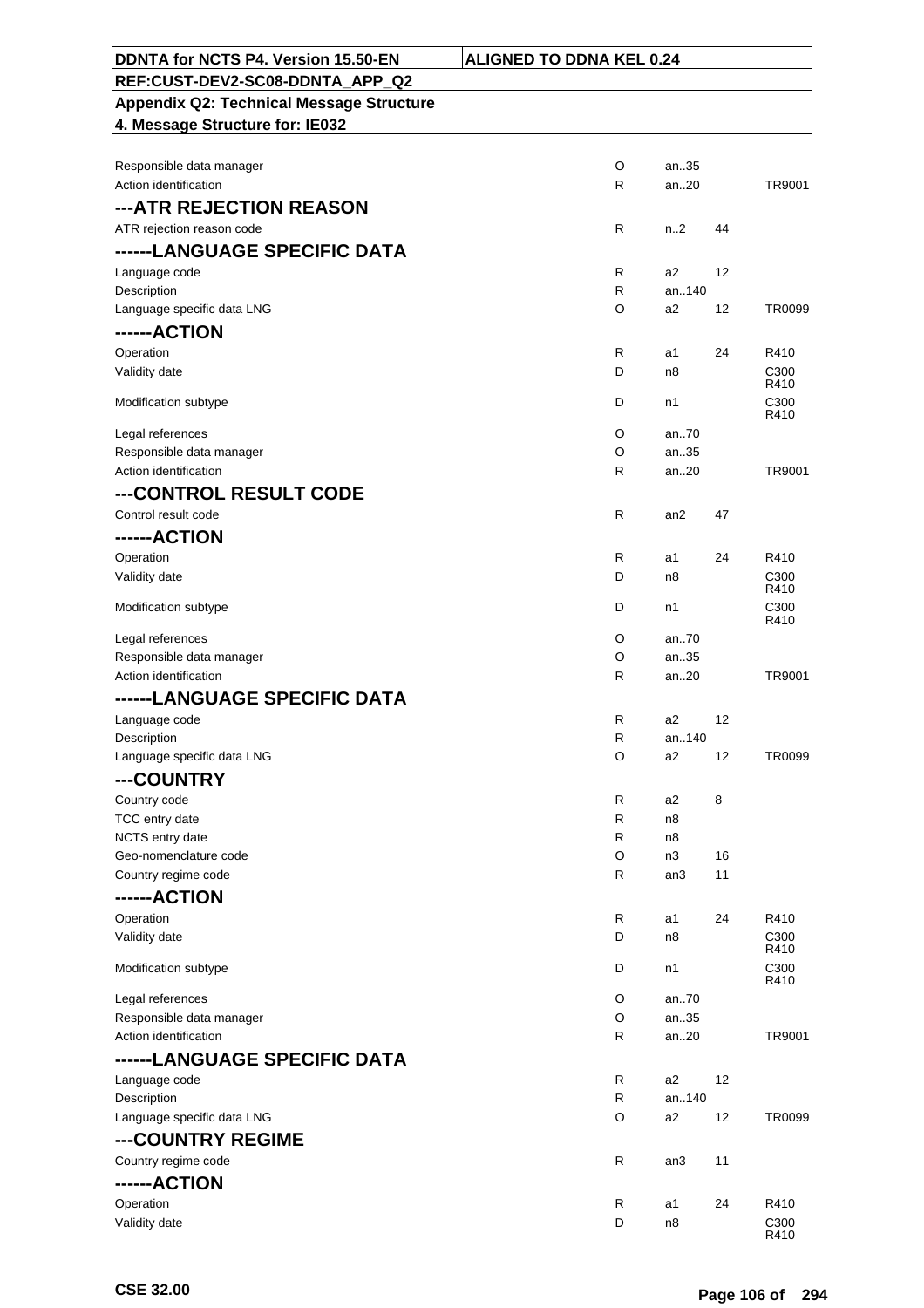| | | | | |
|---|---|---|---|---|
| Responsible data manager | O | an..35 | | |
| Action identification | R | an..20 | | TR9001 |
| **---ATR REJECTION REASON** | | | | |
| ATR rejection reason code | R | n..2 | 44 | |
| **------LANGUAGE SPECIFIC DATA** | | | | |
| Language code | R | a2 | 12 | |
| Description | R | an..140 | | |
| Language specific data LNG | O | a2 | 12 | TR0099 |
| **------ACTION** | | | | |
| Operation | R | a1 | 24 | R410 |
| Validity date | D | n8 | | C300 R410 |
| Modification subtype | D | n1 | | C300 R410 |
| Legal references | O | an..70 | | |
| Responsible data manager | O | an..35 | | |
| Action identification | R | an..20 | | TR9001 |
| **---CONTROL RESULT CODE** | | | | |
| Control result code | R | an2 | 47 | |
| **------ACTION** | | | | |
| Operation | R | a1 | 24 | R410 |
| Validity date | D | n8 | | C300 R410 |
| Modification subtype | D | n1 | | C300 R410 |
| Legal references | O | an..70 | | |
| Responsible data manager | O | an..35 | | |
| Action identification | R | an..20 | | TR9001 |
| **------LANGUAGE SPECIFIC DATA** | | | | |
| Language code | R | a2 | 12 | |
| Description | R | an..140 | | |
| Language specific data LNG | O | a2 | 12 | TR0099 |
| **---COUNTRY** | | | | |
| Country code | R | a2 | 8 | |
| TCC entry date | R | n8 | | |
| NCTS entry date | R | n8 | | |
| Geo-nomenclature code | O | n3 | 16 | |
| Country regime code | R | an3 | 11 | |
| **------ACTION** | | | | |
| Operation | R | a1 | 24 | R410 |
| Validity date | D | n8 | | C300 R410 |
| Modification subtype | D | n1 | | C300 R410 |
| Legal references | O | an..70 | | |
| Responsible data manager | O | an..35 | | |
| Action identification | R | an..20 | | TR9001 |
| **------LANGUAGE SPECIFIC DATA** | | | | |
| Language code | R | a2 | 12 | |
| Description | R | an..140 | | |
| Language specific data LNG | O | a2 | 12 | TR0099 |
| **---COUNTRY REGIME** | | | | |
| Country regime code | R | an3 | 11 | |
| **------ACTION** | | | | |
| Operation | R | a1 | 24 | R410 |
| Validity date | D | n8 | | C300 R410 |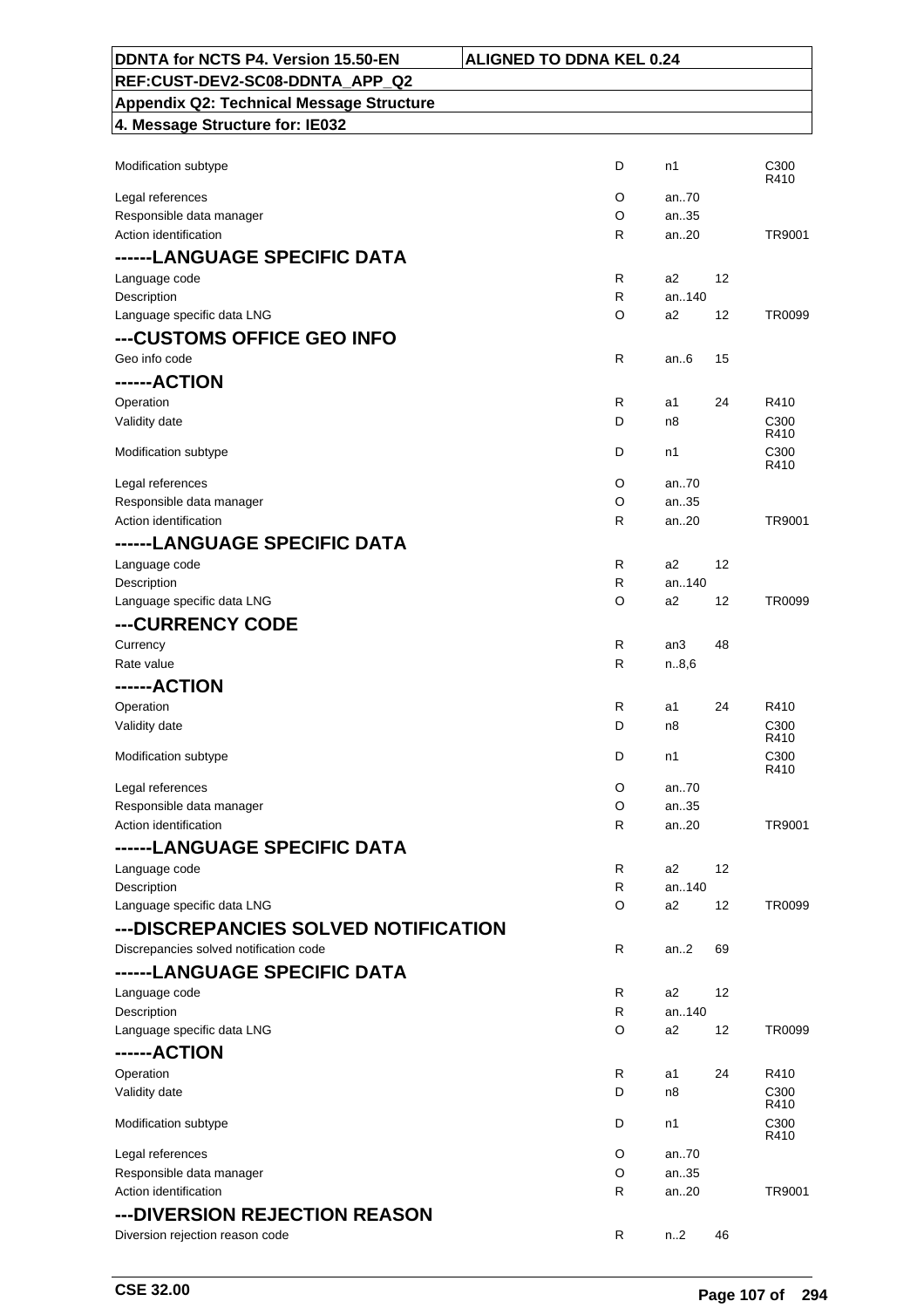| | | | | |
|---|---|---|---|---|
| Modification subtype | D | n1 | | C300 R410 |
| Legal references | O | an..70 | | |
| Responsible data manager | O | an..35 | | |
| Action identification | R | an..20 | | TR9001 |
| **------LANGUAGE SPECIFIC DATA** | | | | |
| Language code | R | a2 | 12 | |
| Description | R | an..140 | | |
| Language specific data LNG | O | a2 | 12 | TR0099 |
| **---CUSTOMS OFFICE GEO INFO** | | | | |
| Geo info code | R | an..6 | 15 | |
| **------ACTION** | | | | |
| Operation | R | a1 | 24 | R410 |
| Validity date | D | n8 | | C300 R410 |
| Modification subtype | D | n1 | | C300 R410 |
| Legal references | O | an..70 | | |
| Responsible data manager | O | an..35 | | |
| Action identification | R | an..20 | | TR9001 |
| **------LANGUAGE SPECIFIC DATA** | | | | |
| Language code | R | a2 | 12 | |
| Description | R | an..140 | | |
| Language specific data LNG | O | a2 | 12 | TR0099 |
| **---CURRENCY CODE** | | | | |
| Currency | R | an3 | 48 | |
| Rate value | R | n..8,6 | | |
| **------ACTION** | | | | |
| Operation | R | a1 | 24 | R410 |
| Validity date | D | n8 | | C300 R410 |
| Modification subtype | D | n1 | | C300 R410 |
| Legal references | O | an..70 | | |
| Responsible data manager | O | an..35 | | |
| Action identification | R | an..20 | | TR9001 |
| **------LANGUAGE SPECIFIC DATA** | | | | |
| Language code | R | a2 | 12 | |
| Description | R | an..140 | | |
| Language specific data LNG | O | a2 | 12 | TR0099 |
| **---DISCREPANCIES SOLVED NOTIFICATION** | | | | |
| Discrepancies solved notification code | R | an..2 | 69 | |
| **------LANGUAGE SPECIFIC DATA** | | | | |
| Language code | R | a2 | 12 | |
| Description | R | an..140 | | |
| Language specific data LNG | O | a2 | 12 | TR0099 |
| **------ACTION** | | | | |
| Operation | R | a1 | 24 | R410 |
| Validity date | D | n8 | | C300 R410 |
| Modification subtype | D | n1 | | C300 R410 |
| Legal references | O | an..70 | | |
| Responsible data manager | O | an..35 | | |
| Action identification | R | an..20 | | TR9001 |
| **---DIVERSION REJECTION REASON** | | | | |
| Diversion rejection reason code | R | n..2 | 46 | |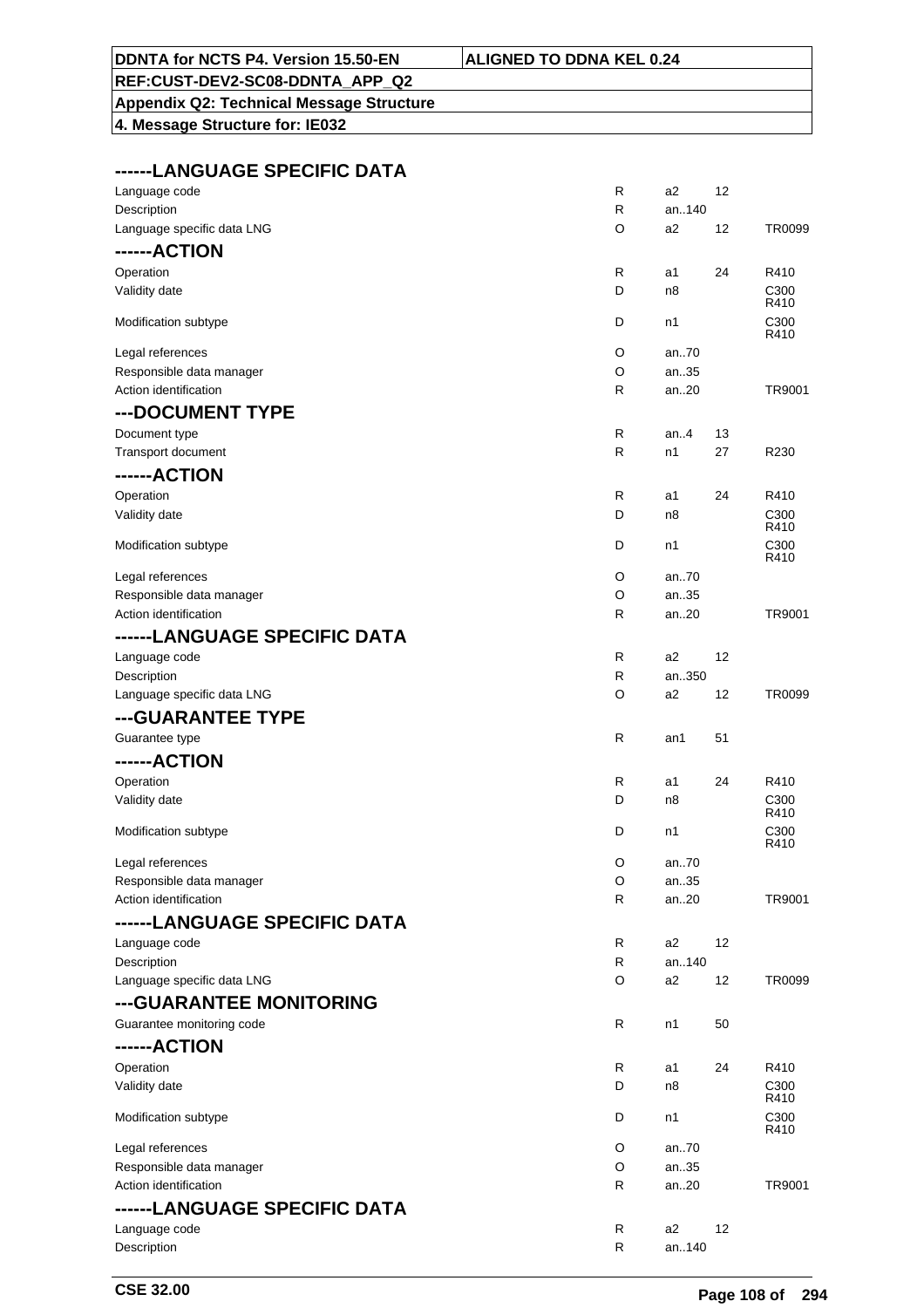## ------LANGUAGE SPECIFIC DATA

| | | | | |
|---|---|---|---|---|
| Language code | R | a2 | 12 | |
| Description | R | an..140 | | |
| Language specific data LNG | O | a2 | 12 | TR0099 |

## ------ACTION

| | | | | |
|---|---|---|---|---|
| Operation | R | a1 | 24 | R410 |
| Validity date | D | n8 | | C300 R410 |
| Modification subtype | D | n1 | | C300 R410 |
| Legal references | O | an..70 | | |
| Responsible data manager | O | an..35 | | |
| Action identification | R | an..20 | | TR9001 |

## ---DOCUMENT TYPE

| | | | | |
|---|---|---|---|---|
| Document type | R | an..4 | 13 | |
| Transport document | R | n1 | 27 | R230 |

## ------ACTION

| | | | | |
|---|---|---|---|---|
| Operation | R | a1 | 24 | R410 |
| Validity date | D | n8 | | C300 R410 |
| Modification subtype | D | n1 | | C300 R410 |
| Legal references | O | an..70 | | |
| Responsible data manager | O | an..35 | | |
| Action identification | R | an..20 | | TR9001 |

## ------LANGUAGE SPECIFIC DATA

| | | | | |
|---|---|---|---|---|
| Language code | R | a2 | 12 | |
| Description | R | an..350 | | |
| Language specific data LNG | O | a2 | 12 | TR0099 |

## ---GUARANTEE TYPE

| | | | | |
|---|---|---|---|---|
| Guarantee type | R | an1 | 51 | |

## ------ACTION

| | | | | |
|---|---|---|---|---|
| Operation | R | a1 | 24 | R410 |
| Validity date | D | n8 | | C300 R410 |
| Modification subtype | D | n1 | | C300 R410 |
| Legal references | O | an..70 | | |
| Responsible data manager | O | an..35 | | |
| Action identification | R | an..20 | | TR9001 |

## ------LANGUAGE SPECIFIC DATA

| | | | | |
|---|---|---|---|---|
| Language code | R | a2 | 12 | |
| Description | R | an..140 | | |
| Language specific data LNG | O | a2 | 12 | TR0099 |

## ---GUARANTEE MONITORING

| | | | | |
|---|---|---|---|---|
| Guarantee monitoring code | R | n1 | 50 | |

## ------ACTION

| | | | | |
|---|---|---|---|---|
| Operation | R | a1 | 24 | R410 |
| Validity date | D | n8 | | C300 R410 |
| Modification subtype | D | n1 | | C300 R410 |
| Legal references | O | an..70 | | |
| Responsible data manager | O | an..35 | | |
| Action identification | R | an..20 | | TR9001 |

## ------LANGUAGE SPECIFIC DATA

| | | | | |
|---|---|---|---|---|
| Language code | R | a2 | 12 | |
| Description | R | an..140 | | |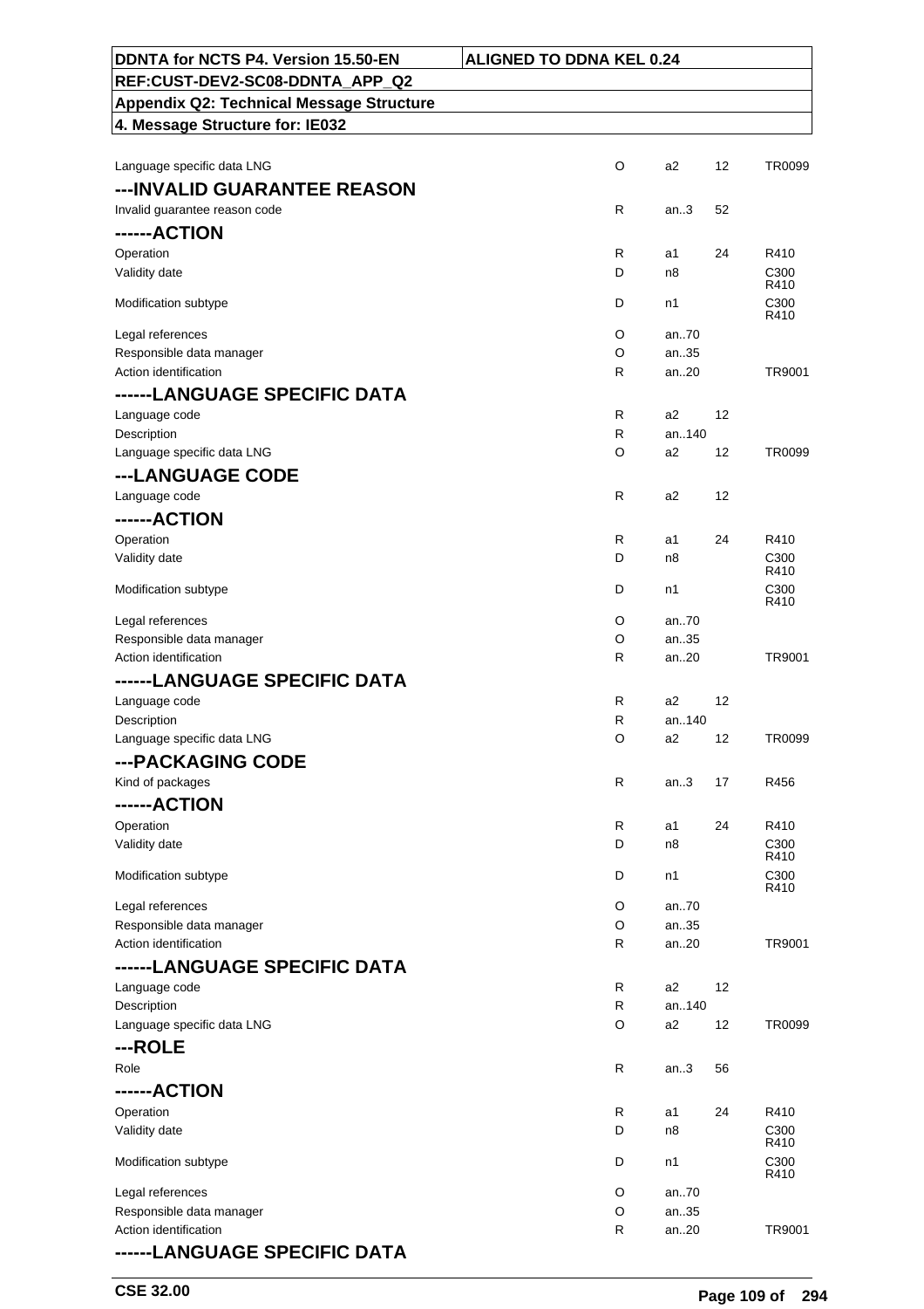| | | | | |
|---|---|---|---|---|
| Language specific data LNG | O | a2 | 12 | TR0099 |

## ---INVALID GUARANTEE REASON

| | | | | |
|---|---|---|---|---|
| Invalid guarantee reason code | R | an..3 | 52 | |

## ------ACTION

| | | | | |
|---|---|---|---|---|
| Operation | R | a1 | 24 | R410 |
| Validity date | D | n8 | | C300 R410 |
| Modification subtype | D | n1 | | C300 R410 |
| Legal references | O | an..70 | | |
| Responsible data manager | O | an..35 | | |
| Action identification | R | an..20 | | TR9001 |

## ------LANGUAGE SPECIFIC DATA

| | | | | |
|---|---|---|---|---|
| Language code | R | a2 | 12 | |
| Description | R | an..140 | | |
| Language specific data LNG | O | a2 | 12 | TR0099 |

## ---LANGUAGE CODE

| | | | | |
|---|---|---|---|---|
| Language code | R | a2 | 12 | |

## ------ACTION

| | | | | |
|---|---|---|---|---|
| Operation | R | a1 | 24 | R410 |
| Validity date | D | n8 | | C300 R410 |
| Modification subtype | D | n1 | | C300 R410 |
| Legal references | O | an..70 | | |
| Responsible data manager | O | an..35 | | |
| Action identification | R | an..20 | | TR9001 |

## ------LANGUAGE SPECIFIC DATA

| | | | | |
|---|---|---|---|---|
| Language code | R | a2 | 12 | |
| Description | R | an..140 | | |
| Language specific data LNG | O | a2 | 12 | TR0099 |

## ---PACKAGING CODE

| | | | | |
|---|---|---|---|---|
| Kind of packages | R | an..3 | 17 | R456 |

## ------ACTION

| | | | | |
|---|---|---|---|---|
| Operation | R | a1 | 24 | R410 |
| Validity date | D | n8 | | C300 R410 |
| Modification subtype | D | n1 | | C300 R410 |
| Legal references | O | an..70 | | |
| Responsible data manager | O | an..35 | | |
| Action identification | R | an..20 | | TR9001 |

## ------LANGUAGE SPECIFIC DATA

| | | | | |
|---|---|---|---|---|
| Language code | R | a2 | 12 | |
| Description | R | an..140 | | |
| Language specific data LNG | O | a2 | 12 | TR0099 |

## ---ROLE

| | | | | |
|---|---|---|---|---|
| Role | R | an..3 | 56 | |

## ------ACTION

| | | | | |
|---|---|---|---|---|
| Operation | R | a1 | 24 | R410 |
| Validity date | D | n8 | | C300 R410 |
| Modification subtype | D | n1 | | C300 R410 |
| Legal references | O | an..70 | | |
| Responsible data manager | O | an..35 | | |
| Action identification | R | an..20 | | TR9001 |

## ------LANGUAGE SPECIFIC DATA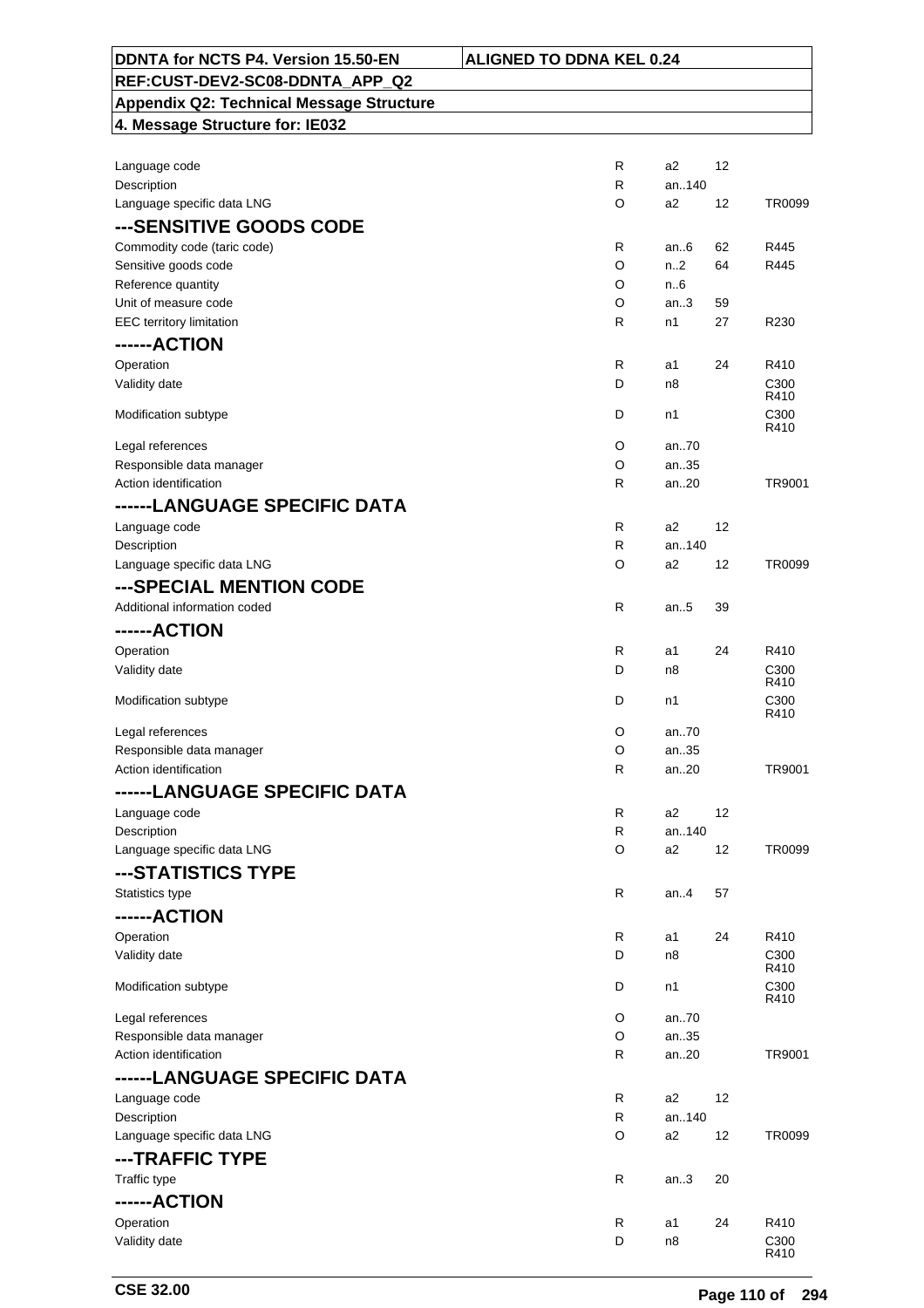| | | | | |
|---|---|---|---|---|
| Language code | R | a2 | 12 | |
| Description | R | an..140 | | |
| Language specific data LNG | O | a2 | 12 | TR0099 |
| **---SENSITIVE GOODS CODE** | | | | |
| Commodity code (taric code) | R | an..6 | 62 | R445 |
| Sensitive goods code | O | n..2 | 64 | R445 |
| Reference quantity | O | n..6 | | |
| Unit of measure code | O | an..3 | 59 | |
| EEC territory limitation | R | n1 | 27 | R230 |
| **------ACTION** | | | | |
| Operation | R | a1 | 24 | R410 |
| Validity date | D | n8 | | C300 R410 |
| Modification subtype | D | n1 | | C300 R410 |
| Legal references | O | an..70 | | |
| Responsible data manager | O | an..35 | | |
| Action identification | R | an..20 | | TR9001 |
| **------LANGUAGE SPECIFIC DATA** | | | | |
| Language code | R | a2 | 12 | |
| Description | R | an..140 | | |
| Language specific data LNG | O | a2 | 12 | TR0099 |
| **---SPECIAL MENTION CODE** | | | | |
| Additional information coded | R | an..5 | 39 | |
| **------ACTION** | | | | |
| Operation | R | a1 | 24 | R410 |
| Validity date | D | n8 | | C300 R410 |
| Modification subtype | D | n1 | | C300 R410 |
| Legal references | O | an..70 | | |
| Responsible data manager | O | an..35 | | |
| Action identification | R | an..20 | | TR9001 |
| **------LANGUAGE SPECIFIC DATA** | | | | |
| Language code | R | a2 | 12 | |
| Description | R | an..140 | | |
| Language specific data LNG | O | a2 | 12 | TR0099 |
| **---STATISTICS TYPE** | | | | |
| Statistics type | R | an..4 | 57 | |
| **------ACTION** | | | | |
| Operation | R | a1 | 24 | R410 |
| Validity date | D | n8 | | C300 R410 |
| Modification subtype | D | n1 | | C300 R410 |
| Legal references | O | an..70 | | |
| Responsible data manager | O | an..35 | | |
| Action identification | R | an..20 | | TR9001 |
| **------LANGUAGE SPECIFIC DATA** | | | | |
| Language code | R | a2 | 12 | |
| Description | R | an..140 | | |
| Language specific data LNG | O | a2 | 12 | TR0099 |
| **---TRAFFIC TYPE** | | | | |
| Traffic type | R | an..3 | 20 | |
| **------ACTION** | | | | |
| Operation | R | a1 | 24 | R410 |
| Validity date | D | n8 | | C300 R410 |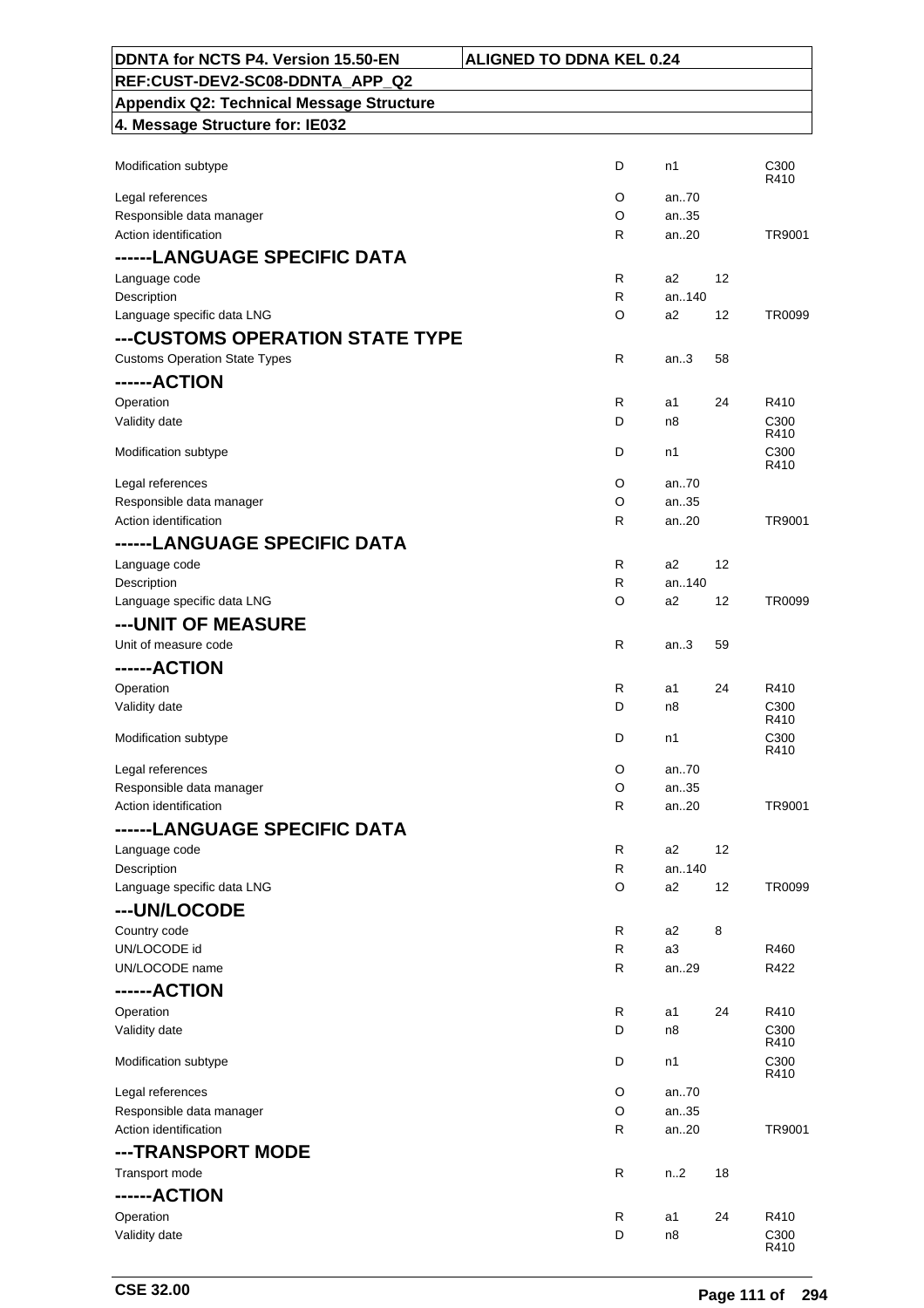| | | | | |
|---|---|---|---|---|
| Modification subtype | D | n1 | | C300 R410 |
| Legal references | O | an..70 | | |
| Responsible data manager | O | an..35 | | |
| Action identification | R | an..20 | | TR9001 |
| **------LANGUAGE SPECIFIC DATA** | | | | |
| Language code | R | a2 | 12 | |
| Description | R | an..140 | | |
| Language specific data LNG | O | a2 | 12 | TR0099 |
| **---CUSTOMS OPERATION STATE TYPE** | | | | |
| Customs Operation State Types | R | an..3 | 58 | |
| **------ACTION** | | | | |
| Operation | R | a1 | 24 | R410 |
| Validity date | D | n8 | | C300 R410 |
| Modification subtype | D | n1 | | C300 R410 |
| Legal references | O | an..70 | | |
| Responsible data manager | O | an..35 | | |
| Action identification | R | an..20 | | TR9001 |
| **------LANGUAGE SPECIFIC DATA** | | | | |
| Language code | R | a2 | 12 | |
| Description | R | an..140 | | |
| Language specific data LNG | O | a2 | 12 | TR0099 |
| **---UNIT OF MEASURE** | | | | |
| Unit of measure code | R | an..3 | 59 | |
| **------ACTION** | | | | |
| Operation | R | a1 | 24 | R410 |
| Validity date | D | n8 | | C300 R410 |
| Modification subtype | D | n1 | | C300 R410 |
| Legal references | O | an..70 | | |
| Responsible data manager | O | an..35 | | |
| Action identification | R | an..20 | | TR9001 |
| **------LANGUAGE SPECIFIC DATA** | | | | |
| Language code | R | a2 | 12 | |
| Description | R | an..140 | | |
| Language specific data LNG | O | a2 | 12 | TR0099 |
| **---UN/LOCODE** | | | | |
| Country code | R | a2 | 8 | |
| UN/LOCODE id | R | a3 | | R460 |
| UN/LOCODE name | R | an..29 | | R422 |
| **------ACTION** | | | | |
| Operation | R | a1 | 24 | R410 |
| Validity date | D | n8 | | C300 R410 |
| Modification subtype | D | n1 | | C300 R410 |
| Legal references | O | an..70 | | |
| Responsible data manager | O | an..35 | | |
| Action identification | R | an..20 | | TR9001 |
| **---TRANSPORT MODE** | | | | |
| Transport mode | R | n..2 | 18 | |
| **------ACTION** | | | | |
| Operation | R | a1 | 24 | R410 |
| Validity date | D | n8 | | C300 R410 |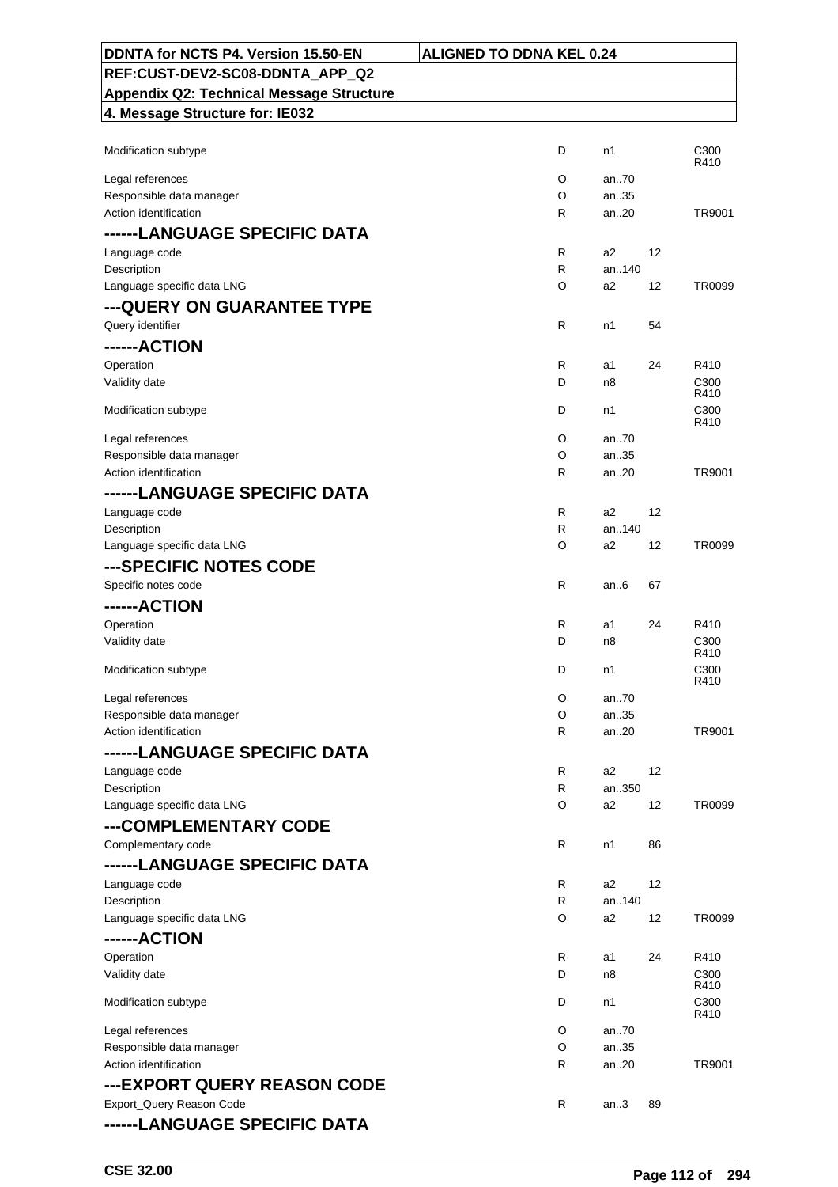| | | | | |
|---|---|---|---|---|
| Modification subtype | D | n1 | | C300 R410 |
| Legal references | O | an..70 | | |
| Responsible data manager | O | an..35 | | |
| Action identification | R | an..20 | | TR9001 |
| **------LANGUAGE SPECIFIC DATA** | | | | |
| Language code | R | a2 | 12 | |
| Description | R | an..140 | | |
| Language specific data LNG | O | a2 | 12 | TR0099 |
| **---QUERY ON GUARANTEE TYPE** | | | | |
| Query identifier | R | n1 | 54 | |
| **------ACTION** | | | | |
| Operation | R | a1 | 24 | R410 |
| Validity date | D | n8 | | C300 R410 |
| Modification subtype | D | n1 | | C300 R410 |
| Legal references | O | an..70 | | |
| Responsible data manager | O | an..35 | | |
| Action identification | R | an..20 | | TR9001 |
| **------LANGUAGE SPECIFIC DATA** | | | | |
| Language code | R | a2 | 12 | |
| Description | R | an..140 | | |
| Language specific data LNG | O | a2 | 12 | TR0099 |
| **---SPECIFIC NOTES CODE** | | | | |
| Specific notes code | R | an..6 | 67 | |
| **------ACTION** | | | | |
| Operation | R | a1 | 24 | R410 |
| Validity date | D | n8 | | C300 R410 |
| Modification subtype | D | n1 | | C300 R410 |
| Legal references | O | an..70 | | |
| Responsible data manager | O | an..35 | | |
| Action identification | R | an..20 | | TR9001 |
| **------LANGUAGE SPECIFIC DATA** | | | | |
| Language code | R | a2 | 12 | |
| Description | R | an..350 | | |
| Language specific data LNG | O | a2 | 12 | TR0099 |
| **---COMPLEMENTARY CODE** | | | | |
| Complementary code | R | n1 | 86 | |
| **------LANGUAGE SPECIFIC DATA** | | | | |
| Language code | R | a2 | 12 | |
| Description | R | an..140 | | |
| Language specific data LNG | O | a2 | 12 | TR0099 |
| **------ACTION** | | | | |
| Operation | R | a1 | 24 | R410 |
| Validity date | D | n8 | | C300 R410 |
| Modification subtype | D | n1 | | C300 R410 |
| Legal references | O | an..70 | | |
| Responsible data manager | O | an..35 | | |
| Action identification | R | an..20 | | TR9001 |
| **---EXPORT QUERY REASON CODE** | | | | |
| Export_Query Reason Code | R | an..3 | 89 | |
| **------LANGUAGE SPECIFIC DATA** | | | | |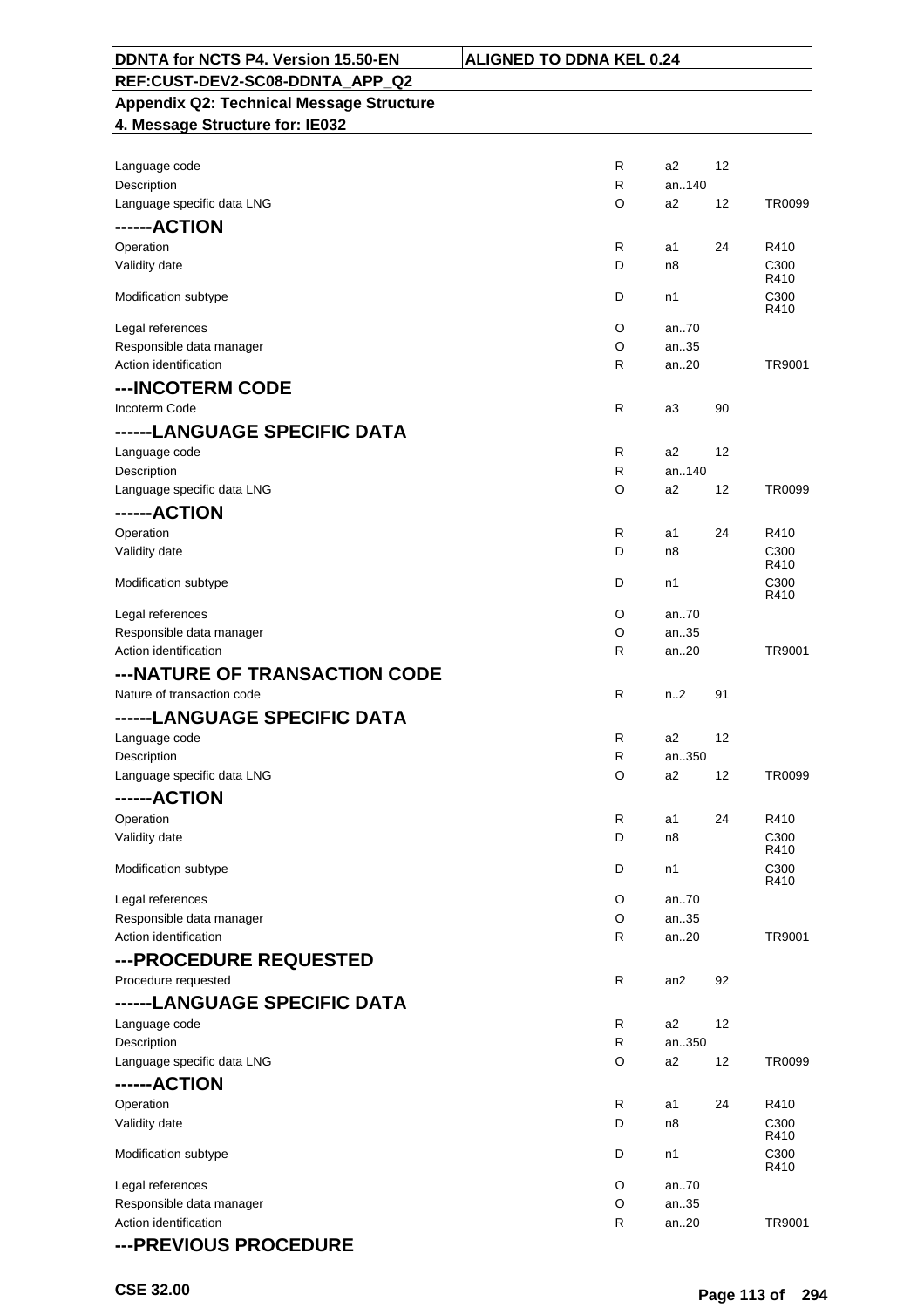| | | | | |
|---|---|---|---|---|
| Language code | R | a2 | 12 | |
| Description | R | an..140 | | |
| Language specific data LNG | O | a2 | 12 | TR0099 |
| **------ACTION** | | | | |
| Operation | R | a1 | 24 | R410 |
| Validity date | D | n8 | | C300 R410 |
| Modification subtype | D | n1 | | C300 R410 |
| Legal references | O | an..70 | | |
| Responsible data manager | O | an..35 | | |
| Action identification | R | an..20 | | TR9001 |
| **---INCOTERM CODE** | | | | |
| Incoterm Code | R | a3 | 90 | |
| **------LANGUAGE SPECIFIC DATA** | | | | |
| Language code | R | a2 | 12 | |
| Description | R | an..140 | | |
| Language specific data LNG | O | a2 | 12 | TR0099 |
| **------ACTION** | | | | |
| Operation | R | a1 | 24 | R410 |
| Validity date | D | n8 | | C300 R410 |
| Modification subtype | D | n1 | | C300 R410 |
| Legal references | O | an..70 | | |
| Responsible data manager | O | an..35 | | |
| Action identification | R | an..20 | | TR9001 |
| **---NATURE OF TRANSACTION CODE** | | | | |
| Nature of transaction code | R | n..2 | 91 | |
| **------LANGUAGE SPECIFIC DATA** | | | | |
| Language code | R | a2 | 12 | |
| Description | R | an..350 | | |
| Language specific data LNG | O | a2 | 12 | TR0099 |
| **------ACTION** | | | | |
| Operation | R | a1 | 24 | R410 |
| Validity date | D | n8 | | C300 R410 |
| Modification subtype | D | n1 | | C300 R410 |
| Legal references | O | an..70 | | |
| Responsible data manager | O | an..35 | | |
| Action identification | R | an..20 | | TR9001 |
| **---PROCEDURE REQUESTED** | | | | |
| Procedure requested | R | an2 | 92 | |
| **------LANGUAGE SPECIFIC DATA** | | | | |
| Language code | R | a2 | 12 | |
| Description | R | an..350 | | |
| Language specific data LNG | O | a2 | 12 | TR0099 |
| **------ACTION** | | | | |
| Operation | R | a1 | 24 | R410 |
| Validity date | D | n8 | | C300 R410 |
| Modification subtype | D | n1 | | C300 R410 |
| Legal references | O | an..70 | | |
| Responsible data manager | O | an..35 | | |
| Action identification | R | an..20 | | TR9001 |
| **---PREVIOUS PROCEDURE** | | | | |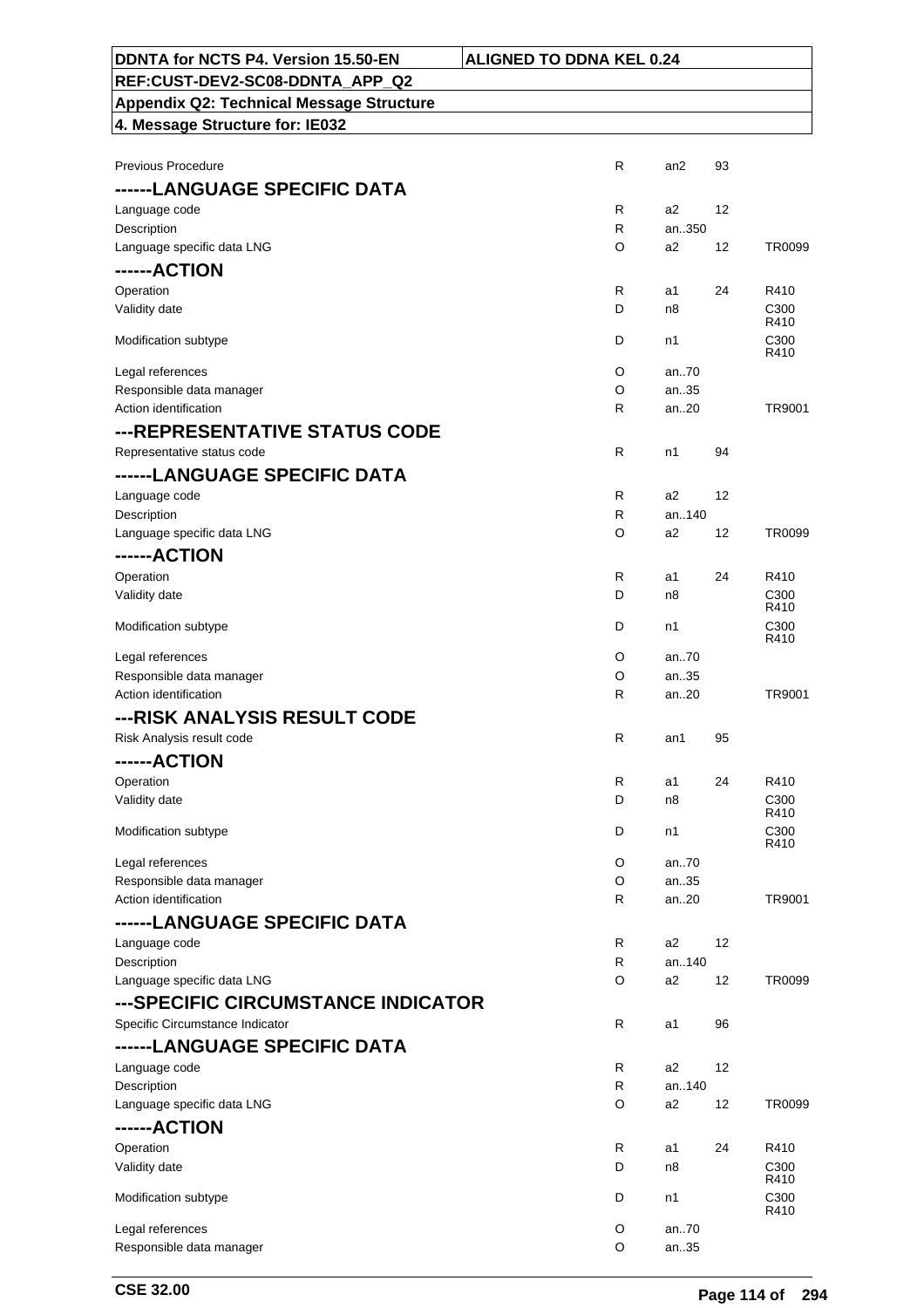| | | | | |
|---|---|---|---|---|
| Previous Procedure | R | an2 | 93 | |
| **------LANGUAGE SPECIFIC DATA** | | | | |
| Language code | R | a2 | 12 | |
| Description | R | an..350 | | |
| Language specific data LNG | O | a2 | 12 | TR0099 |
| **------ACTION** | | | | |
| Operation | R | a1 | 24 | R410 |
| Validity date | D | n8 | | C300 R410 |
| Modification subtype | D | n1 | | C300 R410 |
| Legal references | O | an..70 | | |
| Responsible data manager | O | an..35 | | |
| Action identification | R | an..20 | | TR9001 |
| **---REPRESENTATIVE STATUS CODE** | | | | |
| Representative status code | R | n1 | 94 | |
| **------LANGUAGE SPECIFIC DATA** | | | | |
| Language code | R | a2 | 12 | |
| Description | R | an..140 | | |
| Language specific data LNG | O | a2 | 12 | TR0099 |
| **------ACTION** | | | | |
| Operation | R | a1 | 24 | R410 |
| Validity date | D | n8 | | C300 R410 |
| Modification subtype | D | n1 | | C300 R410 |
| Legal references | O | an..70 | | |
| Responsible data manager | O | an..35 | | |
| Action identification | R | an..20 | | TR9001 |
| **---RISK ANALYSIS RESULT CODE** | | | | |
| Risk Analysis result code | R | an1 | 95 | |
| **------ACTION** | | | | |
| Operation | R | a1 | 24 | R410 |
| Validity date | D | n8 | | C300 R410 |
| Modification subtype | D | n1 | | C300 R410 |
| Legal references | O | an..70 | | |
| Responsible data manager | O | an..35 | | |
| Action identification | R | an..20 | | TR9001 |
| **------LANGUAGE SPECIFIC DATA** | | | | |
| Language code | R | a2 | 12 | |
| Description | R | an..140 | | |
| Language specific data LNG | O | a2 | 12 | TR0099 |
| **---SPECIFIC CIRCUMSTANCE INDICATOR** | | | | |
| Specific Circumstance Indicator | R | a1 | 96 | |
| **------LANGUAGE SPECIFIC DATA** | | | | |
| Language code | R | a2 | 12 | |
| Description | R | an..140 | | |
| Language specific data LNG | O | a2 | 12 | TR0099 |
| **------ACTION** | | | | |
| Operation | R | a1 | 24 | R410 |
| Validity date | D | n8 | | C300 R410 |
| Modification subtype | D | n1 | | C300 R410 |
| Legal references | O | an..70 | | |
| Responsible data manager | O | an..35 | | |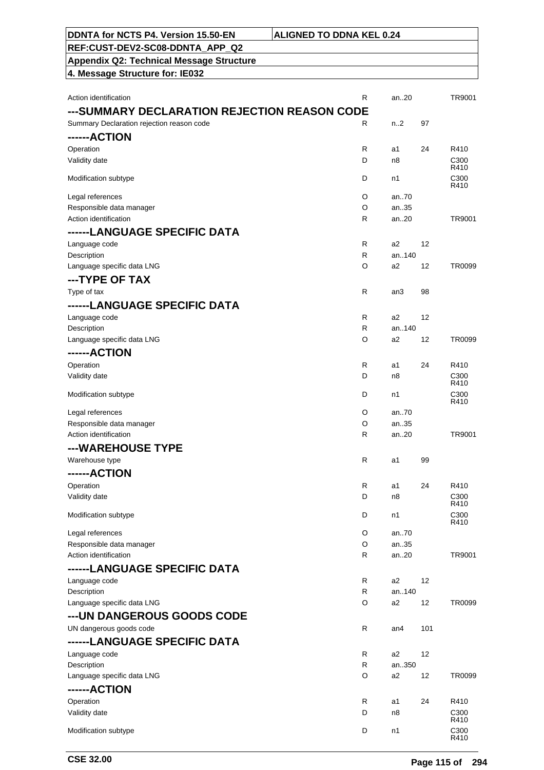| | | | | |
|---|---|---|---|---|
| Action identification | R | an..20 | | TR9001 |

### ---SUMMARY DECLARATION REJECTION REASON CODE

| | | | | |
|---|---|---|---|---|
| Summary Declaration rejection reason code | R | n..2 | 97 | |

### ------ACTION

| | | | | |
|---|---|---|---|---|
| Operation | R | a1 | 24 | R410 |
| Validity date | D | n8 | | C300 R410 |
| Modification subtype | D | n1 | | C300 R410 |
| Legal references | O | an..70 | | |
| Responsible data manager | O | an..35 | | |
| Action identification | R | an..20 | | TR9001 |

### ------LANGUAGE SPECIFIC DATA

| | | | | |
|---|---|---|---|---|
| Language code | R | a2 | 12 | |
| Description | R | an..140 | | |
| Language specific data LNG | O | a2 | 12 | TR0099 |

### ---TYPE OF TAX

| | | | | |
|---|---|---|---|---|
| Type of tax | R | an3 | 98 | |

### ------LANGUAGE SPECIFIC DATA

| | | | | |
|---|---|---|---|---|
| Language code | R | a2 | 12 | |
| Description | R | an..140 | | |
| Language specific data LNG | O | a2 | 12 | TR0099 |

### ------ACTION

| | | | | |
|---|---|---|---|---|
| Operation | R | a1 | 24 | R410 |
| Validity date | D | n8 | | C300 R410 |
| Modification subtype | D | n1 | | C300 R410 |
| Legal references | O | an..70 | | |
| Responsible data manager | O | an..35 | | |
| Action identification | R | an..20 | | TR9001 |

### ---WAREHOUSE TYPE

| | | | | |
|---|---|---|---|---|
| Warehouse type | R | a1 | 99 | |

### ------ACTION

| | | | | |
|---|---|---|---|---|
| Operation | R | a1 | 24 | R410 |
| Validity date | D | n8 | | C300 R410 |
| Modification subtype | D | n1 | | C300 R410 |
| Legal references | O | an..70 | | |
| Responsible data manager | O | an..35 | | |
| Action identification | R | an..20 | | TR9001 |

### ------LANGUAGE SPECIFIC DATA

| | | | | |
|---|---|---|---|---|
| Language code | R | a2 | 12 | |
| Description | R | an..140 | | |
| Language specific data LNG | O | a2 | 12 | TR0099 |

### ---UN DANGEROUS GOODS CODE

| | | | | |
|---|---|---|---|---|
| UN dangerous goods code | R | an4 | 101 | |

### ------LANGUAGE SPECIFIC DATA

| | | | | |
|---|---|---|---|---|
| Language code | R | a2 | 12 | |
| Description | R | an..350 | | |
| Language specific data LNG | O | a2 | 12 | TR0099 |

### ------ACTION

| | | | | |
|---|---|---|---|---|
| Operation | R | a1 | 24 | R410 |
| Validity date | D | n8 | | C300 R410 |
| Modification subtype | D | n1 | | C300 R410 |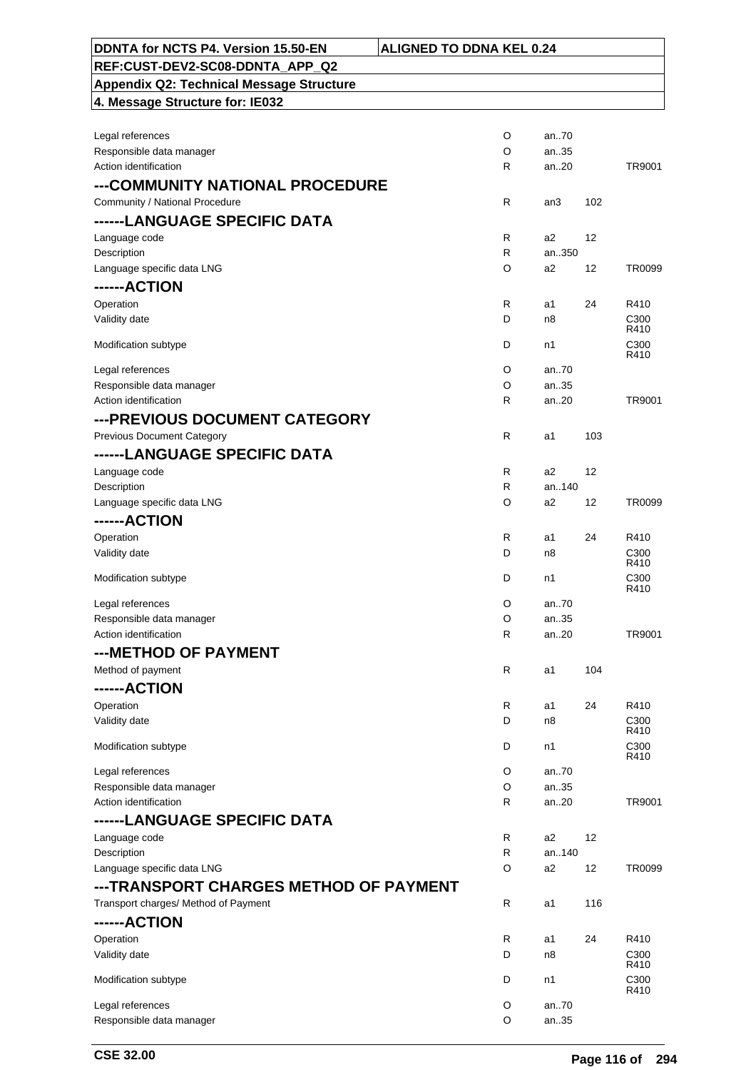| | | | | |
|---|---|---|---|---|
| Legal references | O | an..70 | | |
| Responsible data manager | O | an..35 | | |
| Action identification | R | an..20 | | TR9001 |
| **---COMMUNITY NATIONAL PROCEDURE** | | | | |
| Community / National Procedure | R | an3 | 102 | |
| **------LANGUAGE SPECIFIC DATA** | | | | |
| Language code | R | a2 | 12 | |
| Description | R | an..350 | | |
| Language specific data LNG | O | a2 | 12 | TR0099 |
| **------ACTION** | | | | |
| Operation | R | a1 | 24 | R410 |
| Validity date | D | n8 | | C300 R410 |
| Modification subtype | D | n1 | | C300 R410 |
| Legal references | O | an..70 | | |
| Responsible data manager | O | an..35 | | |
| Action identification | R | an..20 | | TR9001 |
| **---PREVIOUS DOCUMENT CATEGORY** | | | | |
| Previous Document Category | R | a1 | 103 | |
| **------LANGUAGE SPECIFIC DATA** | | | | |
| Language code | R | a2 | 12 | |
| Description | R | an..140 | | |
| Language specific data LNG | O | a2 | 12 | TR0099 |
| **------ACTION** | | | | |
| Operation | R | a1 | 24 | R410 |
| Validity date | D | n8 | | C300 R410 |
| Modification subtype | D | n1 | | C300 R410 |
| Legal references | O | an..70 | | |
| Responsible data manager | O | an..35 | | |
| Action identification | R | an..20 | | TR9001 |
| **---METHOD OF PAYMENT** | | | | |
| Method of payment | R | a1 | 104 | |
| **------ACTION** | | | | |
| Operation | R | a1 | 24 | R410 |
| Validity date | D | n8 | | C300 R410 |
| Modification subtype | D | n1 | | C300 R410 |
| Legal references | O | an..70 | | |
| Responsible data manager | O | an..35 | | |
| Action identification | R | an..20 | | TR9001 |
| **------LANGUAGE SPECIFIC DATA** | | | | |
| Language code | R | a2 | 12 | |
| Description | R | an..140 | | |
| Language specific data LNG | O | a2 | 12 | TR0099 |
| **---TRANSPORT CHARGES METHOD OF PAYMENT** | | | | |
| Transport charges/ Method of Payment | R | a1 | 116 | |
| **------ACTION** | | | | |
| Operation | R | a1 | 24 | R410 |
| Validity date | D | n8 | | C300 R410 |
| Modification subtype | D | n1 | | C300 R410 |
| Legal references | O | an..70 | | |
| Responsible data manager | O | an..35 | | |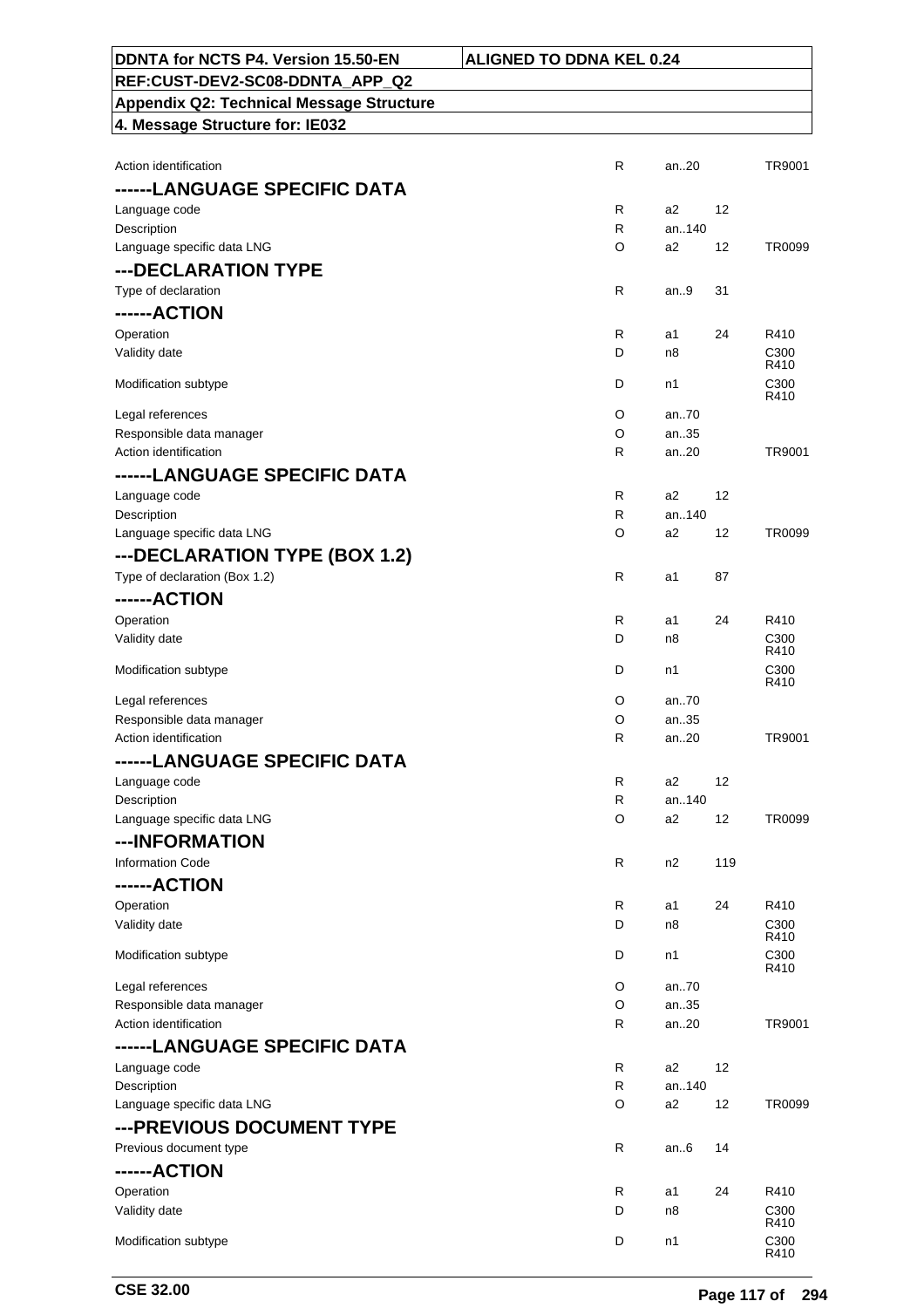| DDNTA for NCTS P4. Version 15.50-EN | ALIGNED TO DDNA KEL 0.24 |
|---|---|
| REF:CUST-DEV2-SC08-DDNTA_APP_Q2 | |
| Appendix Q2: Technical Message Structure | |
| 4. Message Structure for: IE032 | |

| | | | | |
|---|---|---|---|---|
| Action identification | R | an..20 | | TR9001 |
| **------LANGUAGE SPECIFIC DATA** | | | | |
| Language code | R | a2 | 12 | |
| Description | R | an..140 | | |
| Language specific data LNG | O | a2 | 12 | TR0099 |
| **---DECLARATION TYPE** | | | | |
| Type of declaration | R | an..9 | 31 | |
| **------ACTION** | | | | |
| Operation | R | a1 | 24 | R410 |
| Validity date | D | n8 | | C300 R410 |
| Modification subtype | D | n1 | | C300 R410 |
| Legal references | O | an..70 | | |
| Responsible data manager | O | an..35 | | |
| Action identification | R | an..20 | | TR9001 |
| **------LANGUAGE SPECIFIC DATA** | | | | |
| Language code | R | a2 | 12 | |
| Description | R | an..140 | | |
| Language specific data LNG | O | a2 | 12 | TR0099 |
| **---DECLARATION TYPE (BOX 1.2)** | | | | |
| Type of declaration (Box 1.2) | R | a1 | 87 | |
| **------ACTION** | | | | |
| Operation | R | a1 | 24 | R410 |
| Validity date | D | n8 | | C300 R410 |
| Modification subtype | D | n1 | | C300 R410 |
| Legal references | O | an..70 | | |
| Responsible data manager | O | an..35 | | |
| Action identification | R | an..20 | | TR9001 |
| **------LANGUAGE SPECIFIC DATA** | | | | |
| Language code | R | a2 | 12 | |
| Description | R | an..140 | | |
| Language specific data LNG | O | a2 | 12 | TR0099 |
| **---INFORMATION** | | | | |
| Information Code | R | n2 | 119 | |
| **------ACTION** | | | | |
| Operation | R | a1 | 24 | R410 |
| Validity date | D | n8 | | C300 R410 |
| Modification subtype | D | n1 | | C300 R410 |
| Legal references | O | an..70 | | |
| Responsible data manager | O | an..35 | | |
| Action identification | R | an..20 | | TR9001 |
| **------LANGUAGE SPECIFIC DATA** | | | | |
| Language code | R | a2 | 12 | |
| Description | R | an..140 | | |
| Language specific data LNG | O | a2 | 12 | TR0099 |
| **---PREVIOUS DOCUMENT TYPE** | | | | |
| Previous document type | R | an..6 | 14 | |
| **------ACTION** | | | | |
| Operation | R | a1 | 24 | R410 |
| Validity date | D | n8 | | C300 R410 |
| Modification subtype | D | n1 | | C300 R410 |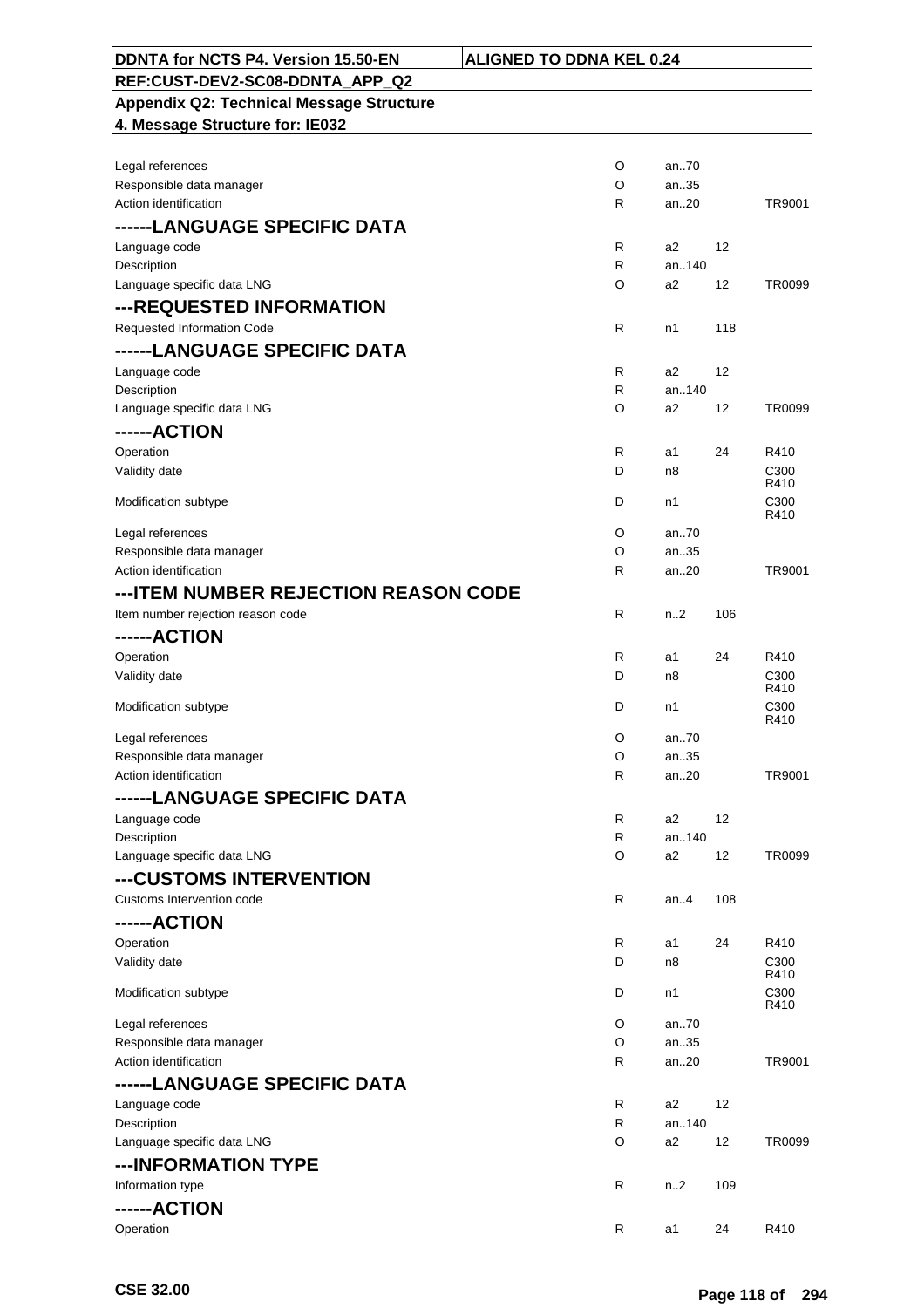| DDNTA for NCTS P4. Version 15.50-EN | ALIGNED TO DDNA KEL 0.24 |
|---|---|
| REF:CUST-DEV2-SC08-DDNTA_APP_Q2 | |
| Appendix Q2: Technical Message Structure | |
| 4. Message Structure for: IE032 | |

| Field | Status | Format | Codelist | Rules/Conditions |
|---|---|---|---|---|
| Legal references | O | an..70 | | |
| Responsible data manager | O | an..35 | | |
| Action identification | R | an..20 | | TR9001 |
| **------LANGUAGE SPECIFIC DATA** | | | | |
| Language code | R | a2 | 12 | |
| Description | R | an..140 | | |
| Language specific data LNG | O | a2 | 12 | TR0099 |
| **---REQUESTED INFORMATION** | | | | |
| Requested Information Code | R | n1 | 118 | |
| **------LANGUAGE SPECIFIC DATA** | | | | |
| Language code | R | a2 | 12 | |
| Description | R | an..140 | | |
| Language specific data LNG | O | a2 | 12 | TR0099 |
| **------ACTION** | | | | |
| Operation | R | a1 | 24 | R410 |
| Validity date | D | n8 | | C300 R410 |
| Modification subtype | D | n1 | | C300 R410 |
| Legal references | O | an..70 | | |
| Responsible data manager | O | an..35 | | |
| Action identification | R | an..20 | | TR9001 |
| **---ITEM NUMBER REJECTION REASON CODE** | | | | |
| Item number rejection reason code | R | n..2 | 106 | |
| **------ACTION** | | | | |
| Operation | R | a1 | 24 | R410 |
| Validity date | D | n8 | | C300 R410 |
| Modification subtype | D | n1 | | C300 R410 |
| Legal references | O | an..70 | | |
| Responsible data manager | O | an..35 | | |
| Action identification | R | an..20 | | TR9001 |
| **------LANGUAGE SPECIFIC DATA** | | | | |
| Language code | R | a2 | 12 | |
| Description | R | an..140 | | |
| Language specific data LNG | O | a2 | 12 | TR0099 |
| **---CUSTOMS INTERVENTION** | | | | |
| Customs Intervention code | R | an..4 | 108 | |
| **------ACTION** | | | | |
| Operation | R | a1 | 24 | R410 |
| Validity date | D | n8 | | C300 R410 |
| Modification subtype | D | n1 | | C300 R410 |
| Legal references | O | an..70 | | |
| Responsible data manager | O | an..35 | | |
| Action identification | R | an..20 | | TR9001 |
| **------LANGUAGE SPECIFIC DATA** | | | | |
| Language code | R | a2 | 12 | |
| Description | R | an..140 | | |
| Language specific data LNG | O | a2 | 12 | TR0099 |
| **---INFORMATION TYPE** | | | | |
| Information type | R | n..2 | 109 | |
| **------ACTION** | | | | |
| Operation | R | a1 | 24 | R410 |

CSE 32.00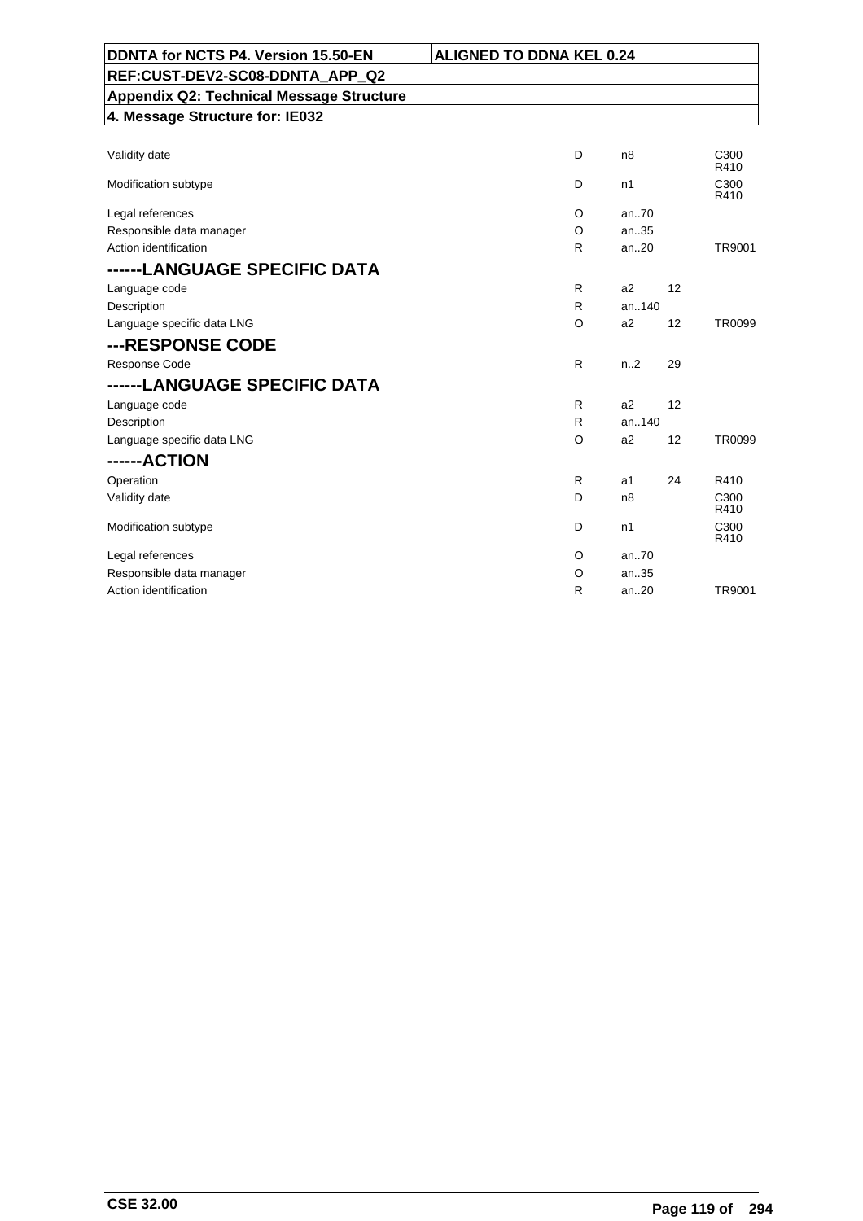| | | | | |
|---|---|---|---|---|
| Validity date | D | n8 | | C300 R410 |
| Modification subtype | D | n1 | | C300 R410 |
| Legal references | O | an..70 | | |
| Responsible data manager | O | an..35 | | |
| Action identification | R | an..20 | | TR9001 |
| **------LANGUAGE SPECIFIC DATA** | | | | |
| Language code | R | a2 | 12 | |
| Description | R | an..140 | | |
| Language specific data LNG | O | a2 | 12 | TR0099 |
| **---RESPONSE CODE** | | | | |
| Response Code | R | n..2 | 29 | |
| **------LANGUAGE SPECIFIC DATA** | | | | |
| Language code | R | a2 | 12 | |
| Description | R | an..140 | | |
| Language specific data LNG | O | a2 | 12 | TR0099 |
| **------ACTION** | | | | |
| Operation | R | a1 | 24 | R410 |
| Validity date | D | n8 | | C300 R410 |
| Modification subtype | D | n1 | | C300 R410 |
| Legal references | O | an..70 | | |
| Responsible data manager | O | an..35 | | |
| Action identification | R | an..20 | | TR9001 |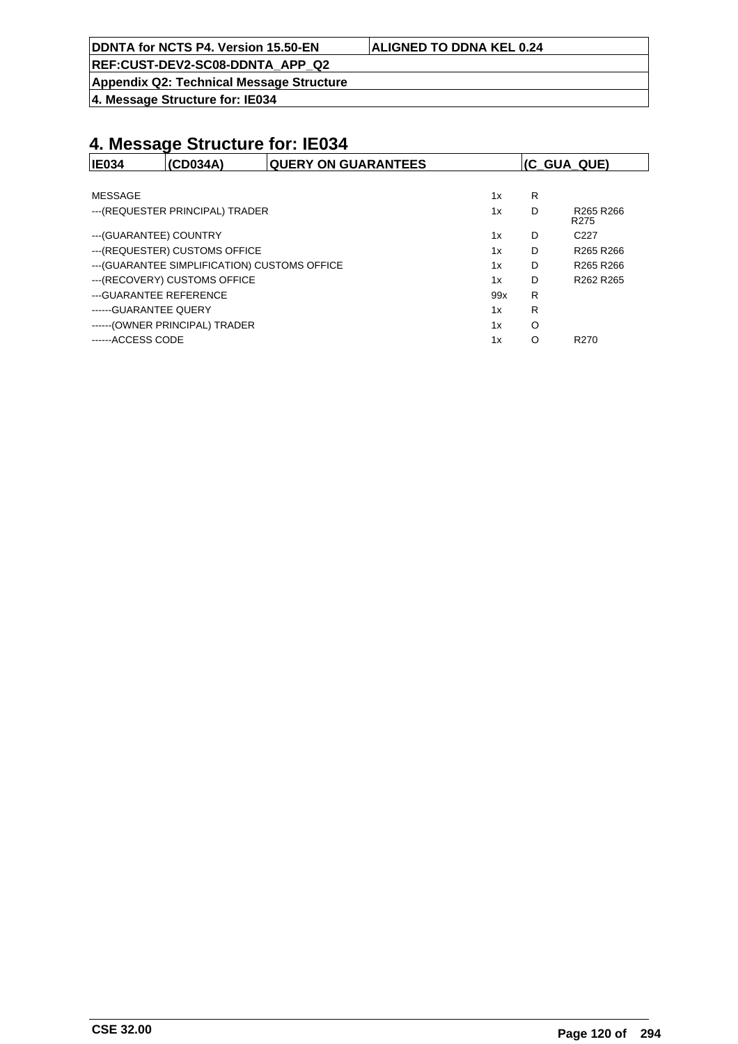# 4. Message Structure for: IE034

| IE034 | (CD034A) | QUERY ON GUARANTEES | (C_GUA_QUE) |
|---|---|---|---|

| | | | |
|---|---|---|---|
| MESSAGE | 1x | R | |
| ---(REQUESTER PRINCIPAL) TRADER | 1x | D | R265 R266 R275 |
| ---(GUARANTEE) COUNTRY | 1x | D | C227 |
| ---(REQUESTER) CUSTOMS OFFICE | 1x | D | R265 R266 |
| ---(GUARANTEE SIMPLIFICATION) CUSTOMS OFFICE | 1x | D | R265 R266 |
| ---(RECOVERY) CUSTOMS OFFICE | 1x | D | R262 R265 |
| ---GUARANTEE REFERENCE | 99x | R | |
| ------GUARANTEE QUERY | 1x | R | |
| ------(OWNER PRINCIPAL) TRADER | 1x | O | |
| ------ACCESS CODE | 1x | O | R270 |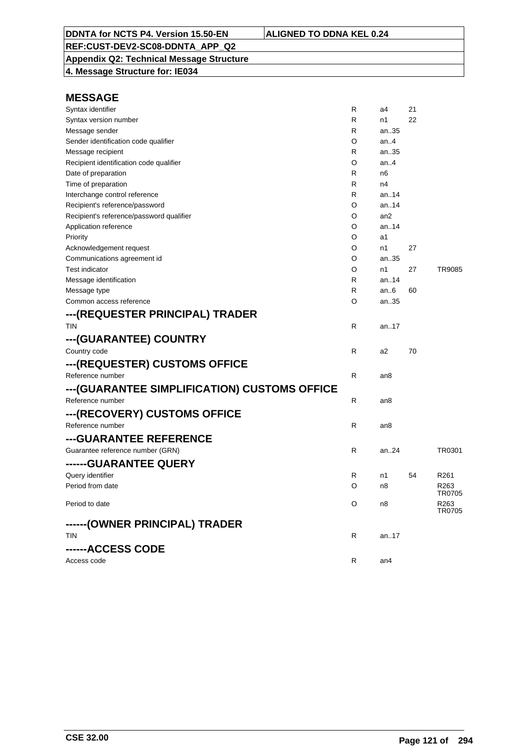| DDNTA for NCTS P4. Version 15.50-EN | ALIGNED TO DDNA KEL 0.24 |
| --- | --- |
| REF:CUST-DEV2-SC08-DDNTA_APP_Q2 | |
| Appendix Q2: Technical Message Structure | |
| 4. Message Structure for: IE034 | |

## MESSAGE

| | | | | |
|---|---|---|---|---|
| Syntax identifier | R | a4 | 21 | |
| Syntax version number | R | n1 | 22 | |
| Message sender | R | an..35 | | |
| Sender identification code qualifier | O | an..4 | | |
| Message recipient | R | an..35 | | |
| Recipient identification code qualifier | O | an..4 | | |
| Date of preparation | R | n6 | | |
| Time of preparation | R | n4 | | |
| Interchange control reference | R | an..14 | | |
| Recipient's reference/password | O | an..14 | | |
| Recipient's reference/password qualifier | O | an2 | | |
| Application reference | O | an..14 | | |
| Priority | O | a1 | | |
| Acknowledgement request | O | n1 | 27 | |
| Communications agreement id | O | an..35 | | |
| Test indicator | O | n1 | 27 | TR9085 |
| Message identification | R | an..14 | | |
| Message type | R | an..6 | 60 | |
| Common access reference | O | an..35 | | |

## ---(REQUESTER PRINCIPAL) TRADER

| | | | | |
|---|---|---|---|---|
| TIN | R | an..17 | | |

## ---(GUARANTEE) COUNTRY

| | | | | |
|---|---|---|---|---|
| Country code | R | a2 | 70 | |

## ---(REQUESTER) CUSTOMS OFFICE

| | | | | |
|---|---|---|---|---|
| Reference number | R | an8 | | |

## ---(GUARANTEE SIMPLIFICATION) CUSTOMS OFFICE

| | | | | |
|---|---|---|---|---|
| Reference number | R | an8 | | |

## ---(RECOVERY) CUSTOMS OFFICE

| | | | | |
|---|---|---|---|---|
| Reference number | R | an8 | | |

## ---GUARANTEE REFERENCE

| | | | | |
|---|---|---|---|---|
| Guarantee reference number (GRN) | R | an..24 | | TR0301 |

## ------GUARANTEE QUERY

| | | | | |
|---|---|---|---|---|
| Query identifier | R | n1 | 54 | R261 |
| Period from date | O | n8 | | R263 TR0705 |
| Period to date | O | n8 | | R263 TR0705 |

## ------(OWNER PRINCIPAL) TRADER

| | | | | |
|---|---|---|---|---|
| TIN | R | an..17 | | |

## ------ACCESS CODE

| | | | | |
|---|---|---|---|---|
| Access code | R | an4 | | |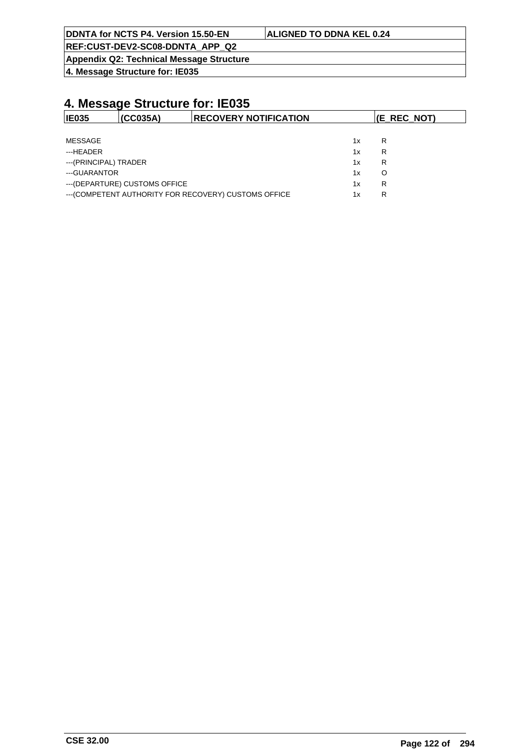# 4. Message Structure for: IE035

| IE035 | (CC035A) | RECOVERY NOTIFICATION | (E_REC_NOT) |
|---|---|---|---|

| | | |
|---|---|---|
| MESSAGE | 1x | R |
| ---HEADER | 1x | R |
| ---(PRINCIPAL) TRADER | 1x | R |
| ---GUARANTOR | 1x | O |
| ---(DEPARTURE) CUSTOMS OFFICE | 1x | R |
| ---(COMPETENT AUTHORITY FOR RECOVERY) CUSTOMS OFFICE | 1x | R |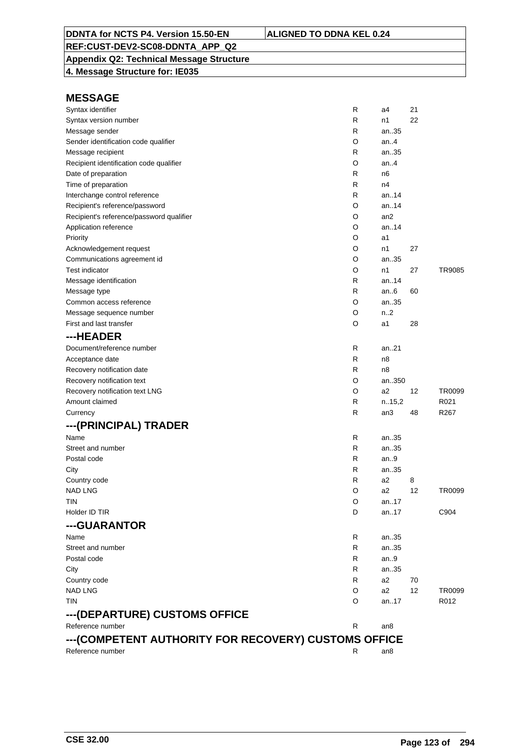| DDNTA for NCTS P4. Version 15.50-EN | ALIGNED TO DDNA KEL 0.24 |
|---|---|
| REF:CUST-DEV2-SC08-DDNTA_APP_Q2 | |
| Appendix Q2: Technical Message Structure | |
| 4. Message Structure for: IE035 | |

## MESSAGE

| | | | | |
|---|---|---|---|---|
| Syntax identifier | R | a4 | 21 | |
| Syntax version number | R | n1 | 22 | |
| Message sender | R | an..35 | | |
| Sender identification code qualifier | O | an..4 | | |
| Message recipient | R | an..35 | | |
| Recipient identification code qualifier | O | an..4 | | |
| Date of preparation | R | n6 | | |
| Time of preparation | R | n4 | | |
| Interchange control reference | R | an..14 | | |
| Recipient's reference/password | O | an..14 | | |
| Recipient's reference/password qualifier | O | an2 | | |
| Application reference | O | an..14 | | |
| Priority | O | a1 | | |
| Acknowledgement request | O | n1 | 27 | |
| Communications agreement id | O | an..35 | | |
| Test indicator | O | n1 | 27 | TR9085 |
| Message identification | R | an..14 | | |
| Message type | R | an..6 | 60 | |
| Common access reference | O | an..35 | | |
| Message sequence number | O | n..2 | | |
| First and last transfer | O | a1 | 28 | |

## ---HEADER

| | | | | |
|---|---|---|---|---|
| Document/reference number | R | an..21 | | |
| Acceptance date | R | n8 | | |
| Recovery notification date | R | n8 | | |
| Recovery notification text | O | an..350 | | |
| Recovery notification text LNG | O | a2 | 12 | TR0099 |
| Amount claimed | R | n..15,2 | | R021 |
| Currency | R | an3 | 48 | R267 |

## ---(PRINCIPAL) TRADER

| | | | | |
|---|---|---|---|---|
| Name | R | an..35 | | |
| Street and number | R | an..35 | | |
| Postal code | R | an..9 | | |
| City | R | an..35 | | |
| Country code | R | a2 | 8 | |
| NAD LNG | O | a2 | 12 | TR0099 |
| TIN | O | an..17 | | |
| Holder ID TIR | D | an..17 | | C904 |

## ---GUARANTOR

| | | | | |
|---|---|---|---|---|
| Name | R | an..35 | | |
| Street and number | R | an..35 | | |
| Postal code | R | an..9 | | |
| City | R | an..35 | | |
| Country code | R | a2 | 70 | |
| NAD LNG | O | a2 | 12 | TR0099 |
| TIN | O | an..17 | | R012 |

## ---(DEPARTURE) CUSTOMS OFFICE

| | | | | |
|---|---|---|---|---|
| Reference number | R | an8 | | |

## ---(COMPETENT AUTHORITY FOR RECOVERY) CUSTOMS OFFICE

| | | | | |
|---|---|---|---|---|
| Reference number | R | an8 | | |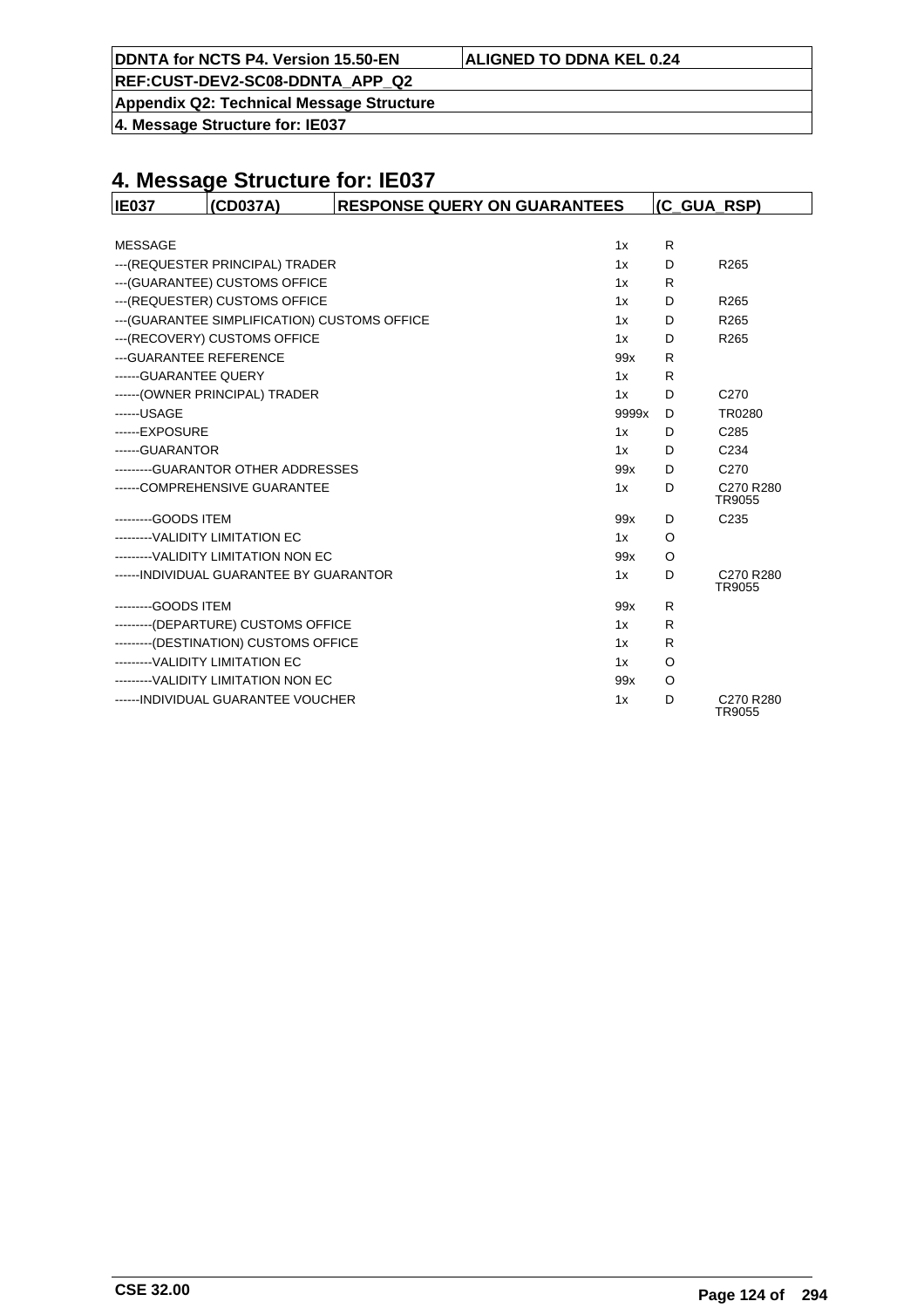# 4. Message Structure for: IE037

| IE037 | (CD037A) | RESPONSE QUERY ON GUARANTEES | (C_GUA_RSP) |
|---|---|---|---|

| | | | |
|---|---|---|---|
| MESSAGE | 1x | R | |
| ---(REQUESTER PRINCIPAL) TRADER | 1x | D | R265 |
| ---(GUARANTEE) CUSTOMS OFFICE | 1x | R | |
| ---(REQUESTER) CUSTOMS OFFICE | 1x | D | R265 |
| ---(GUARANTEE SIMPLIFICATION) CUSTOMS OFFICE | 1x | D | R265 |
| ---(RECOVERY) CUSTOMS OFFICE | 1x | D | R265 |
| ---GUARANTEE REFERENCE | 99x | R | |
| ------GUARANTEE QUERY | 1x | R | |
| ------(OWNER PRINCIPAL) TRADER | 1x | D | C270 |
| ------USAGE | 9999x | D | TR0280 |
| ------EXPOSURE | 1x | D | C285 |
| ------GUARANTOR | 1x | D | C234 |
| ---------GUARANTOR OTHER ADDRESSES | 99x | D | C270 |
| ------COMPREHENSIVE GUARANTEE | 1x | D | C270 R280 TR9055 |
| ---------GOODS ITEM | 99x | D | C235 |
| ---------VALIDITY LIMITATION EC | 1x | O | |
| ---------VALIDITY LIMITATION NON EC | 99x | O | |
| ------INDIVIDUAL GUARANTEE BY GUARANTOR | 1x | D | C270 R280 TR9055 |
| ---------GOODS ITEM | 99x | R | |
| ---------(DEPARTURE) CUSTOMS OFFICE | 1x | R | |
| ---------(DESTINATION) CUSTOMS OFFICE | 1x | R | |
| ---------VALIDITY LIMITATION EC | 1x | O | |
| ---------VALIDITY LIMITATION NON EC | 99x | O | |
| ------INDIVIDUAL GUARANTEE VOUCHER | 1x | D | C270 R280 TR9055 |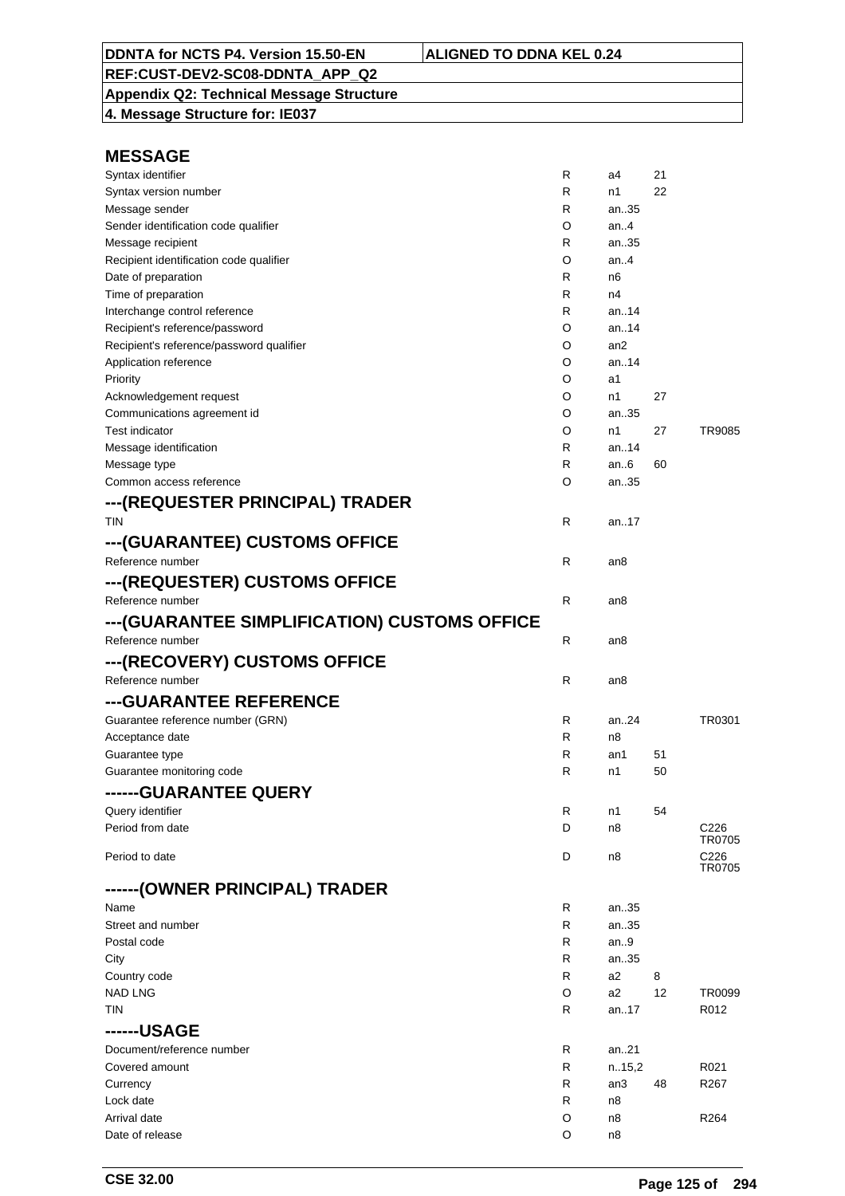| DDNTA for NCTS P4. Version 15.50-EN | ALIGNED TO DDNA KEL 0.24 |
|---|---|
| REF:CUST-DEV2-SC08-DDNTA_APP_Q2 | |
| Appendix Q2: Technical Message Structure | |
| 4. Message Structure for: IE037 | |

## MESSAGE

| | | | | |
|---|---|---|---|---|
| Syntax identifier | R | a4 | 21 | |
| Syntax version number | R | n1 | 22 | |
| Message sender | R | an..35 | | |
| Sender identification code qualifier | O | an..4 | | |
| Message recipient | R | an..35 | | |
| Recipient identification code qualifier | O | an..4 | | |
| Date of preparation | R | n6 | | |
| Time of preparation | R | n4 | | |
| Interchange control reference | R | an..14 | | |
| Recipient's reference/password | O | an..14 | | |
| Recipient's reference/password qualifier | O | an2 | | |
| Application reference | O | an..14 | | |
| Priority | O | a1 | | |
| Acknowledgement request | O | n1 | 27 | |
| Communications agreement id | O | an..35 | | |
| Test indicator | O | n1 | 27 | TR9085 |
| Message identification | R | an..14 | | |
| Message type | R | an..6 | 60 | |
| Common access reference | O | an..35 | | |

## ---(REQUESTER PRINCIPAL) TRADER

| | | | | |
|---|---|---|---|---|
| TIN | R | an..17 | | |

## ---(GUARANTEE) CUSTOMS OFFICE

| | | | | |
|---|---|---|---|---|
| Reference number | R | an8 | | |

## ---(REQUESTER) CUSTOMS OFFICE

| | | | | |
|---|---|---|---|---|
| Reference number | R | an8 | | |

## ---(GUARANTEE SIMPLIFICATION) CUSTOMS OFFICE

| | | | | |
|---|---|---|---|---|
| Reference number | R | an8 | | |

## ---(RECOVERY) CUSTOMS OFFICE

| | | | | |
|---|---|---|---|---|
| Reference number | R | an8 | | |

## ---GUARANTEE REFERENCE

| | | | | |
|---|---|---|---|---|
| Guarantee reference number (GRN) | R | an..24 | | TR0301 |
| Acceptance date | R | n8 | | |
| Guarantee type | R | an1 | 51 | |
| Guarantee monitoring code | R | n1 | 50 | |

## ------GUARANTEE QUERY

| | | | | |
|---|---|---|---|---|
| Query identifier | R | n1 | 54 | |
| Period from date | D | n8 | | C226 TR0705 |
| Period to date | D | n8 | | C226 TR0705 |

## ------(OWNER PRINCIPAL) TRADER

| | | | | |
|---|---|---|---|---|
| Name | R | an..35 | | |
| Street and number | R | an..35 | | |
| Postal code | R | an..9 | | |
| City | R | an..35 | | |
| Country code | R | a2 | 8 | |
| NAD LNG | O | a2 | 12 | TR0099 |
| TIN | R | an..17 | | R012 |

## ------USAGE

| | | | | |
|---|---|---|---|---|
| Document/reference number | R | an..21 | | |
| Covered amount | R | n..15,2 | | R021 |
| Currency | R | an3 | 48 | R267 |
| Lock date | R | n8 | | |
| Arrival date | O | n8 | | R264 |
| Date of release | O | n8 | | |

CSE 32.00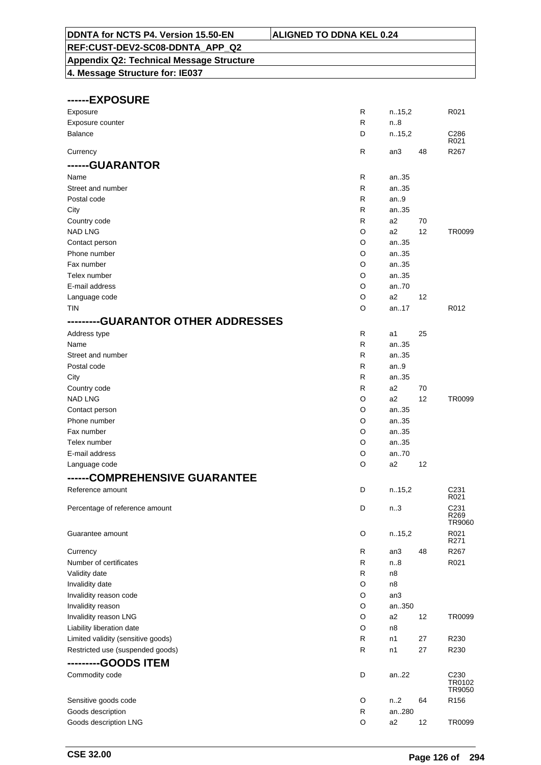**DDNTA for NCTS P4. Version 15.50-EN** | **ALIGNED TO DDNA KEL 0.24**
**REF:CUST-DEV2-SC08-DDNTA_APP_Q2**
**Appendix Q2: Technical Message Structure**
**4. Message Structure for: IE037**

### ------EXPOSURE

| | | | | |
|---|---|---|---|---|
| Exposure | R | n..15,2 | | R021 |
| Exposure counter | R | n..8 | | |
| Balance | D | n..15,2 | | C286 R021 |
| Currency | R | an3 | 48 | R267 |

### ------GUARANTOR

| | | | | |
|---|---|---|---|---|
| Name | R | an..35 | | |
| Street and number | R | an..35 | | |
| Postal code | R | an..9 | | |
| City | R | an..35 | | |
| Country code | R | a2 | 70 | |
| NAD LNG | O | a2 | 12 | TR0099 |
| Contact person | O | an..35 | | |
| Phone number | O | an..35 | | |
| Fax number | O | an..35 | | |
| Telex number | O | an..35 | | |
| E-mail address | O | an..70 | | |
| Language code | O | a2 | 12 | |
| TIN | O | an..17 | | R012 |

### ---------GUARANTOR OTHER ADDRESSES

| | | | | |
|---|---|---|---|---|
| Address type | R | a1 | 25 | |
| Name | R | an..35 | | |
| Street and number | R | an..35 | | |
| Postal code | R | an..9 | | |
| City | R | an..35 | | |
| Country code | R | a2 | 70 | |
| NAD LNG | O | a2 | 12 | TR0099 |
| Contact person | O | an..35 | | |
| Phone number | O | an..35 | | |
| Fax number | O | an..35 | | |
| Telex number | O | an..35 | | |
| E-mail address | O | an..70 | | |
| Language code | O | a2 | 12 | |

### ------COMPREHENSIVE GUARANTEE

| | | | | |
|---|---|---|---|---|
| Reference amount | D | n..15,2 | | C231 R021 |
| Percentage of reference amount | D | n..3 | | C231 R269 TR9060 |
| Guarantee amount | O | n..15,2 | | R021 R271 |
| Currency | R | an3 | 48 | R267 |
| Number of certificates | R | n..8 | | R021 |
| Validity date | R | n8 | | |
| Invalidity date | O | n8 | | |
| Invalidity reason code | O | an3 | | |
| Invalidity reason | O | an..350 | | |
| Invalidity reason LNG | O | a2 | 12 | TR0099 |
| Liability liberation date | O | n8 | | |
| Limited validity (sensitive goods) | R | n1 | 27 | R230 |
| Restricted use (suspended goods) | R | n1 | 27 | R230 |

### ---------GOODS ITEM

| | | | | |
|---|---|---|---|---|
| Commodity code | D | an..22 | | C230 TR0102 TR9050 |
| Sensitive goods code | O | n..2 | 64 | R156 |
| Goods description | R | an..280 | | |
| Goods description LNG | O | a2 | 12 | TR0099 |

**CSE 32.00**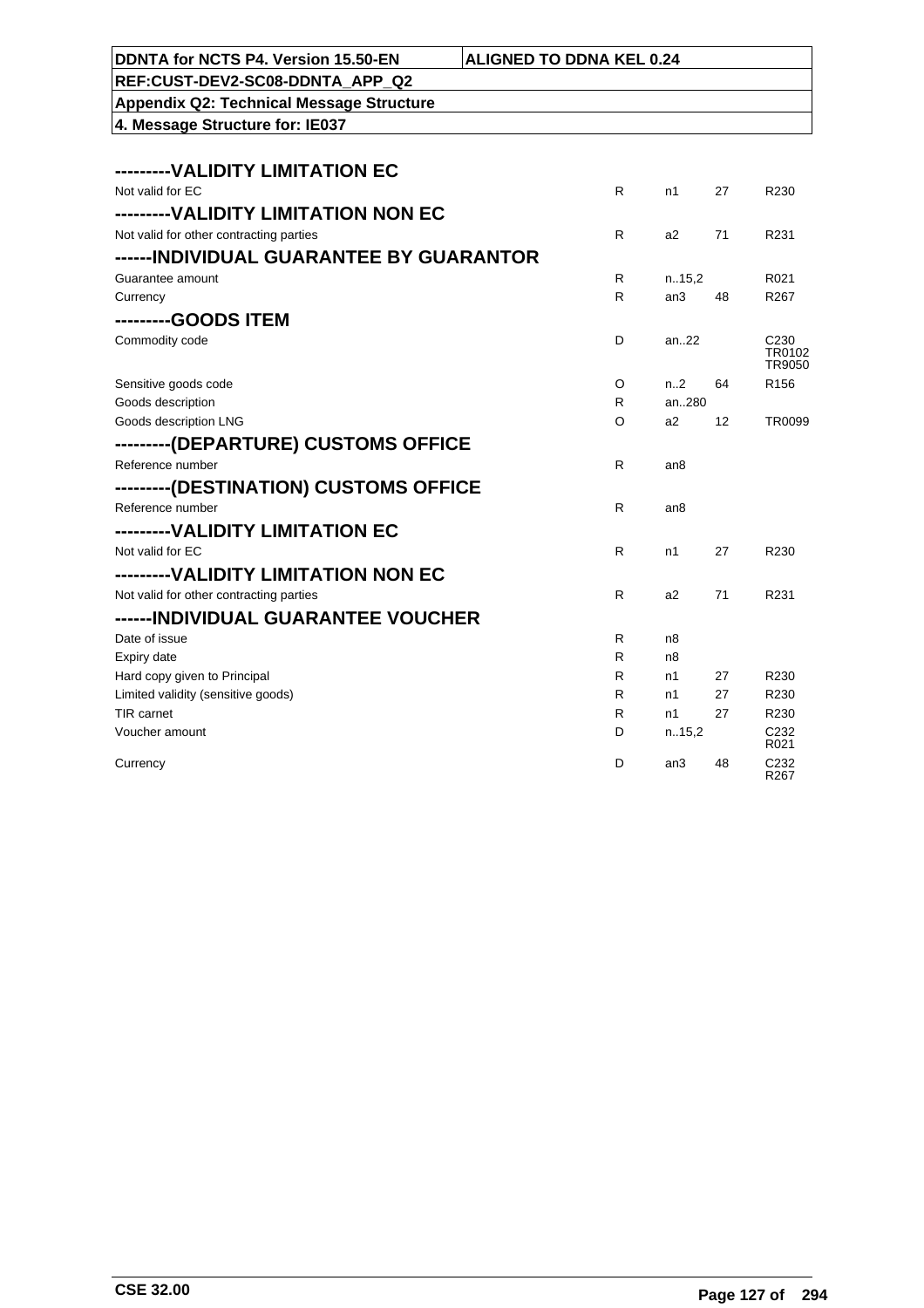| | | | | |
|---|---|---|---|---|
| **---------VALIDITY LIMITATION EC** | | | | |
| Not valid for EC | R | n1 | 27 | R230 |
| **---------VALIDITY LIMITATION NON EC** | | | | |
| Not valid for other contracting parties | R | a2 | 71 | R231 |
| **------INDIVIDUAL GUARANTEE BY GUARANTOR** | | | | |
| Guarantee amount | R | n..15,2 | | R021 |
| Currency | R | an3 | 48 | R267 |
| **---------GOODS ITEM** | | | | |
| Commodity code | D | an..22 | | C230 TR0102 TR9050 |
| Sensitive goods code | O | n..2 | 64 | R156 |
| Goods description | R | an..280 | | |
| Goods description LNG | O | a2 | 12 | TR0099 |
| **---------(DEPARTURE) CUSTOMS OFFICE** | | | | |
| Reference number | R | an8 | | |
| **---------(DESTINATION) CUSTOMS OFFICE** | | | | |
| Reference number | R | an8 | | |
| **---------VALIDITY LIMITATION EC** | | | | |
| Not valid for EC | R | n1 | 27 | R230 |
| **---------VALIDITY LIMITATION NON EC** | | | | |
| Not valid for other contracting parties | R | a2 | 71 | R231 |
| **------INDIVIDUAL GUARANTEE VOUCHER** | | | | |
| Date of issue | R | n8 | | |
| Expiry date | R | n8 | | |
| Hard copy given to Principal | R | n1 | 27 | R230 |
| Limited validity (sensitive goods) | R | n1 | 27 | R230 |
| TIR carnet | R | n1 | 27 | R230 |
| Voucher amount | D | n..15,2 | | C232 R021 |
| Currency | D | an3 | 48 | C232 R267 |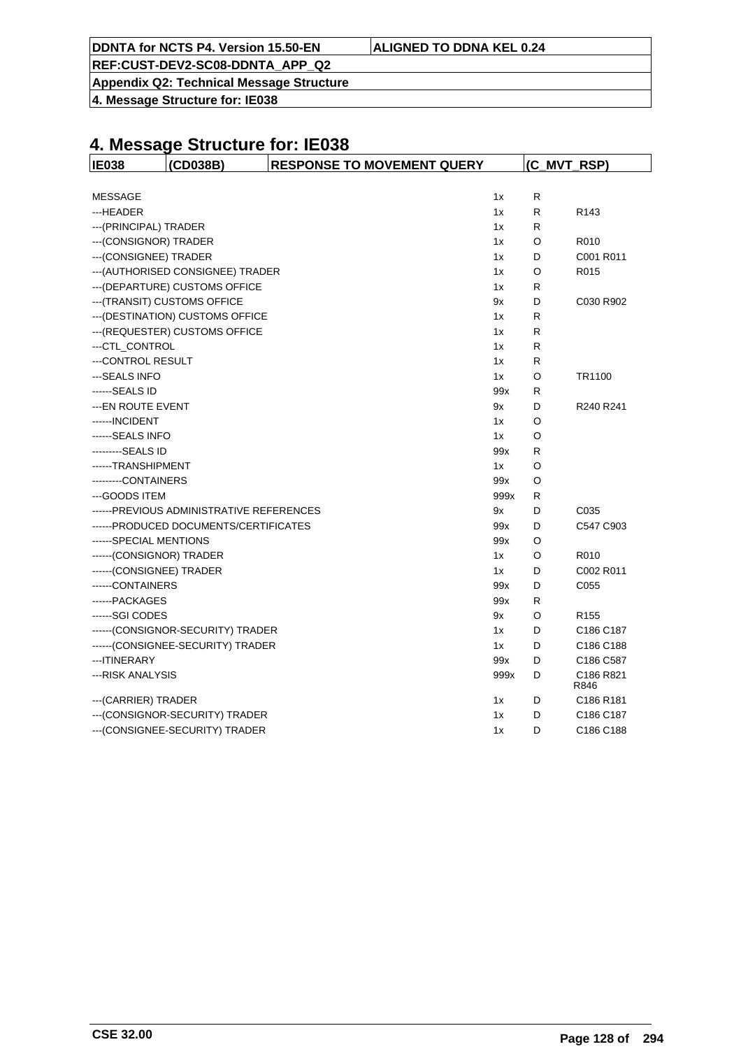# 4. Message Structure for: IE038

| IE038 | (CD038B) | RESPONSE TO MOVEMENT QUERY | (C_MVT_RSP) |
|---|---|---|---|

| | | | |
|---|---|---|---|
| MESSAGE | 1x | R | |
| ---HEADER | 1x | R | R143 |
| ---(PRINCIPAL) TRADER | 1x | R | |
| ---(CONSIGNOR) TRADER | 1x | O | R010 |
| ---(CONSIGNEE) TRADER | 1x | D | C001 R011 |
| ---(AUTHORISED CONSIGNEE) TRADER | 1x | O | R015 |
| ---(DEPARTURE) CUSTOMS OFFICE | 1x | R | |
| ---(TRANSIT) CUSTOMS OFFICE | 9x | D | C030 R902 |
| ---(DESTINATION) CUSTOMS OFFICE | 1x | R | |
| ---(REQUESTER) CUSTOMS OFFICE | 1x | R | |
| ---CTL_CONTROL | 1x | R | |
| ---CONTROL RESULT | 1x | R | |
| ---SEALS INFO | 1x | O | TR1100 |
| ------SEALS ID | 99x | R | |
| ---EN ROUTE EVENT | 9x | D | R240 R241 |
| ------INCIDENT | 1x | O | |
| ------SEALS INFO | 1x | O | |
| ---------SEALS ID | 99x | R | |
| ------TRANSHIPMENT | 1x | O | |
| ---------CONTAINERS | 99x | O | |
| ---GOODS ITEM | 999x | R | |
| ------PREVIOUS ADMINISTRATIVE REFERENCES | 9x | D | C035 |
| ------PRODUCED DOCUMENTS/CERTIFICATES | 99x | D | C547 C903 |
| ------SPECIAL MENTIONS | 99x | O | |
| ------(CONSIGNOR) TRADER | 1x | O | R010 |
| ------(CONSIGNEE) TRADER | 1x | D | C002 R011 |
| ------CONTAINERS | 99x | D | C055 |
| ------PACKAGES | 99x | R | |
| ------SGI CODES | 9x | O | R155 |
| ------(CONSIGNOR-SECURITY) TRADER | 1x | D | C186 C187 |
| ------(CONSIGNEE-SECURITY) TRADER | 1x | D | C186 C188 |
| ---ITINERARY | 99x | D | C186 C587 |
| ---RISK ANALYSIS | 999x | D | C186 R821 R846 |
| ---(CARRIER) TRADER | 1x | D | C186 R181 |
| ---(CONSIGNOR-SECURITY) TRADER | 1x | D | C186 C187 |
| ---(CONSIGNEE-SECURITY) TRADER | 1x | D | C186 C188 |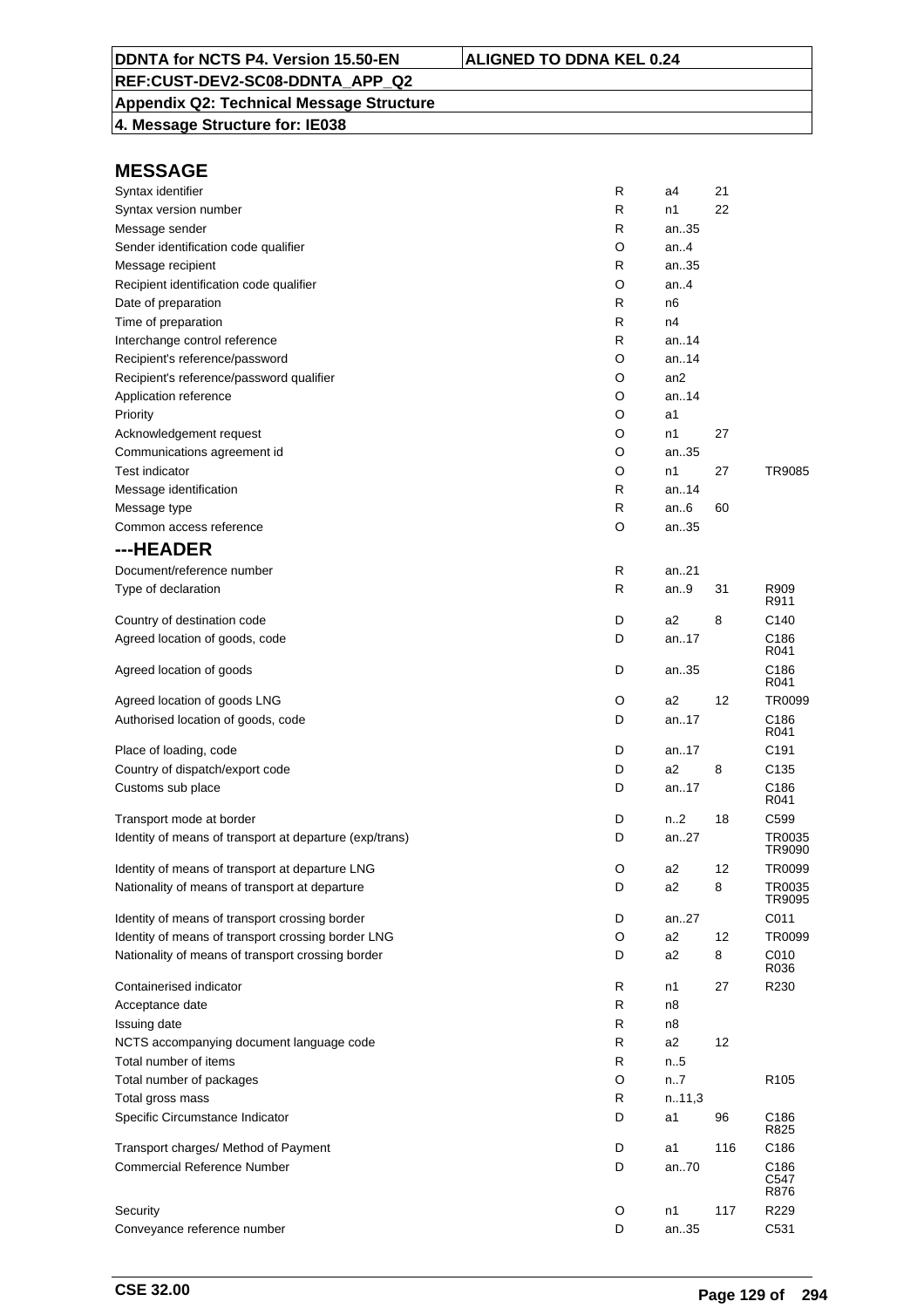**DDNTA for NCTS P4. Version 15.50-EN** | **ALIGNED TO DDNA KEL 0.24**

**REF:CUST-DEV2-SC08-DDNTA_APP_Q2**

**Appendix Q2: Technical Message Structure**

**4. Message Structure for: IE038**

## MESSAGE

| | | | | |
|---|---|---|---|---|
| Syntax identifier | R | a4 | 21 | |
| Syntax version number | R | n1 | 22 | |
| Message sender | R | an..35 | | |
| Sender identification code qualifier | O | an..4 | | |
| Message recipient | R | an..35 | | |
| Recipient identification code qualifier | O | an..4 | | |
| Date of preparation | R | n6 | | |
| Time of preparation | R | n4 | | |
| Interchange control reference | R | an..14 | | |
| Recipient's reference/password | O | an..14 | | |
| Recipient's reference/password qualifier | O | an2 | | |
| Application reference | O | an..14 | | |
| Priority | O | a1 | | |
| Acknowledgement request | O | n1 | 27 | |
| Communications agreement id | O | an..35 | | |
| Test indicator | O | n1 | 27 | TR9085 |
| Message identification | R | an..14 | | |
| Message type | R | an..6 | 60 | |
| Common access reference | O | an..35 | | |

## ---HEADER

| | | | | |
|---|---|---|---|---|
| Document/reference number | R | an..21 | | |
| Type of declaration | R | an..9 | 31 | R909<br>R911 |
| Country of destination code | D | a2 | 8 | C140 |
| Agreed location of goods, code | D | an..17 | | C186<br>R041 |
| Agreed location of goods | D | an..35 | | C186<br>R041 |
| Agreed location of goods LNG | O | a2 | 12 | TR0099 |
| Authorised location of goods, code | D | an..17 | | C186<br>R041 |
| Place of loading, code | D | an..17 | | C191 |
| Country of dispatch/export code | D | a2 | 8 | C135 |
| Customs sub place | D | an..17 | | C186<br>R041 |
| Transport mode at border | D | n..2 | 18 | C599 |
| Identity of means of transport at departure (exp/trans) | D | an..27 | | TR0035<br>TR9090 |
| Identity of means of transport at departure LNG | O | a2 | 12 | TR0099 |
| Nationality of means of transport at departure | D | a2 | 8 | TR0035<br>TR9095 |
| Identity of means of transport crossing border | D | an..27 | | C011 |
| Identity of means of transport crossing border LNG | O | a2 | 12 | TR0099 |
| Nationality of means of transport crossing border | D | a2 | 8 | C010<br>R036 |
| Containerised indicator | R | n1 | 27 | R230 |
| Acceptance date | R | n8 | | |
| Issuing date | R | n8 | | |
| NCTS accompanying document language code | R | a2 | 12 | |
| Total number of items | R | n..5 | | |
| Total number of packages | O | n..7 | | R105 |
| Total gross mass | R | n..11,3 | | |
| Specific Circumstance Indicator | D | a1 | 96 | C186<br>R825 |
| Transport charges/ Method of Payment | D | a1 | 116 | C186 |
| Commercial Reference Number | D | an..70 | | C186<br>C547<br>R876 |
| Security | O | n1 | 117 | R229 |
| Conveyance reference number | D | an..35 | | C531 |

CSE 32.00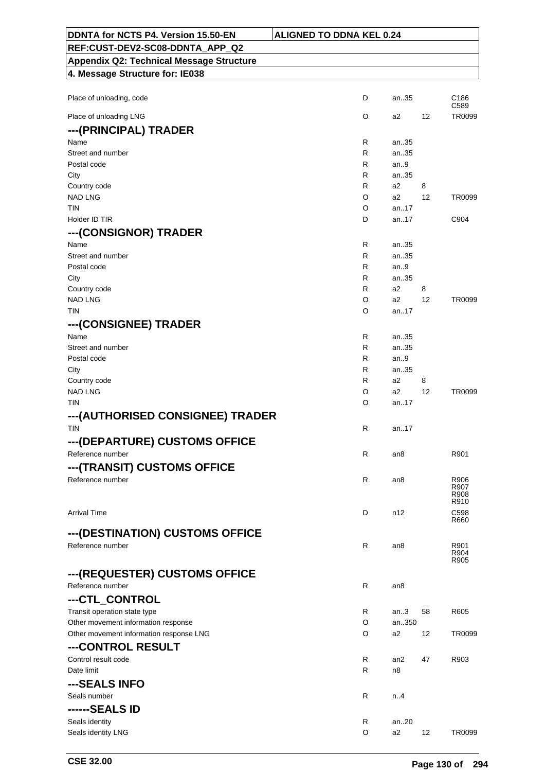| DDNTA for NCTS P4. Version 15.50-EN | ALIGNED TO DDNA KEL 0.24 |
|---|---|
| REF:CUST-DEV2-SC08-DDNTA_APP_Q2 | |
| Appendix Q2: Technical Message Structure | |
| 4. Message Structure for: IE038 | |

| | | | | |
|---|---|---|---|---|
| Place of unloading, code | D | an..35 | | C186 C589 |
| Place of unloading LNG | O | a2 | 12 | TR0099 |
| **---(PRINCIPAL) TRADER** | | | | |
| Name | R | an..35 | | |
| Street and number | R | an..35 | | |
| Postal code | R | an..9 | | |
| City | R | an..35 | | |
| Country code | R | a2 | 8 | |
| NAD LNG | O | a2 | 12 | TR0099 |
| TIN | O | an..17 | | |
| Holder ID TIR | D | an..17 | | C904 |
| **---(CONSIGNOR) TRADER** | | | | |
| Name | R | an..35 | | |
| Street and number | R | an..35 | | |
| Postal code | R | an..9 | | |
| City | R | an..35 | | |
| Country code | R | a2 | 8 | |
| NAD LNG | O | a2 | 12 | TR0099 |
| TIN | O | an..17 | | |
| **---(CONSIGNEE) TRADER** | | | | |
| Name | R | an..35 | | |
| Street and number | R | an..35 | | |
| Postal code | R | an..9 | | |
| City | R | an..35 | | |
| Country code | R | a2 | 8 | |
| NAD LNG | O | a2 | 12 | TR0099 |
| TIN | O | an..17 | | |
| **---(AUTHORISED CONSIGNEE) TRADER** | | | | |
| TIN | R | an..17 | | |
| **---(DEPARTURE) CUSTOMS OFFICE** | | | | |
| Reference number | R | an8 | | R901 |
| **---(TRANSIT) CUSTOMS OFFICE** | | | | |
| Reference number | R | an8 | | R906 R907 R908 R910 |
| Arrival Time | D | n12 | | C598 R660 |
| **---(DESTINATION) CUSTOMS OFFICE** | | | | |
| Reference number | R | an8 | | R901 R904 R905 |
| **---(REQUESTER) CUSTOMS OFFICE** | | | | |
| Reference number | R | an8 | | |
| **---CTL_CONTROL** | | | | |
| Transit operation state type | R | an..3 | 58 | R605 |
| Other movement information response | O | an..350 | | |
| Other movement information response LNG | O | a2 | 12 | TR0099 |
| **---CONTROL RESULT** | | | | |
| Control result code | R | an2 | 47 | R903 |
| Date limit | R | n8 | | |
| **---SEALS INFO** | | | | |
| Seals number | R | n..4 | | |
| **------SEALS ID** | | | | |
| Seals identity | R | an..20 | | |
| Seals identity LNG | O | a2 | 12 | TR0099 |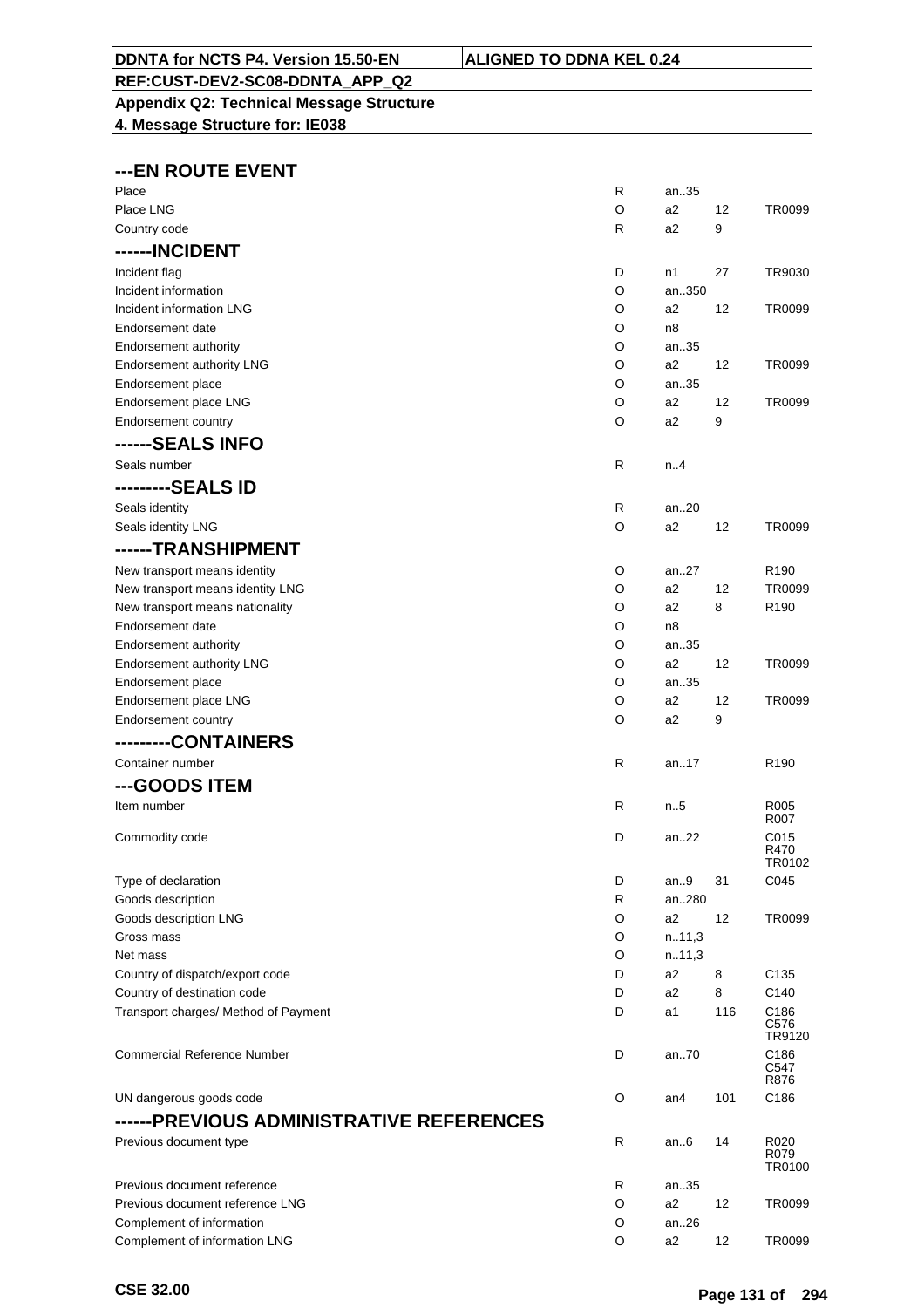DDNTA for NCTS P4. Version 15.50-EN | ALIGNED TO DDNA KEL 0.24

REF:CUST-DEV2-SC08-DDNTA_APP_Q2

Appendix Q2: Technical Message Structure

4. Message Structure for: IE038

## ---EN ROUTE EVENT

| | | | | |
|---|---|---|---|---|
| Place | R | an..35 | | |
| Place LNG | O | a2 | 12 | TR0099 |
| Country code | R | a2 | 9 | |

## ------INCIDENT

| | | | | |
|---|---|---|---|---|
| Incident flag | D | n1 | 27 | TR9030 |
| Incident information | O | an..350 | | |
| Incident information LNG | O | a2 | 12 | TR0099 |
| Endorsement date | O | n8 | | |
| Endorsement authority | O | an..35 | | |
| Endorsement authority LNG | O | a2 | 12 | TR0099 |
| Endorsement place | O | an..35 | | |
| Endorsement place LNG | O | a2 | 12 | TR0099 |
| Endorsement country | O | a2 | 9 | |

## ------SEALS INFO

| | | | | |
|---|---|---|---|---|
| Seals number | R | n..4 | | |

## ---------SEALS ID

| | | | | |
|---|---|---|---|---|
| Seals identity | R | an..20 | | |
| Seals identity LNG | O | a2 | 12 | TR0099 |

## ------TRANSHIPMENT

| | | | | |
|---|---|---|---|---|
| New transport means identity | O | an..27 | | R190 |
| New transport means identity LNG | O | a2 | 12 | TR0099 |
| New transport means nationality | O | a2 | 8 | R190 |
| Endorsement date | O | n8 | | |
| Endorsement authority | O | an..35 | | |
| Endorsement authority LNG | O | a2 | 12 | TR0099 |
| Endorsement place | O | an..35 | | |
| Endorsement place LNG | O | a2 | 12 | TR0099 |
| Endorsement country | O | a2 | 9 | |

## ---------CONTAINERS

| | | | | |
|---|---|---|---|---|
| Container number | R | an..17 | | R190 |

## ---GOODS ITEM

| | | | | |
|---|---|---|---|---|
| Item number | R | n..5 | | R005 R007 |
| Commodity code | D | an..22 | | C015 R470 TR0102 |
| Type of declaration | D | an..9 | 31 | C045 |
| Goods description | R | an..280 | | |
| Goods description LNG | O | a2 | 12 | TR0099 |
| Gross mass | O | n..11,3 | | |
| Net mass | O | n..11,3 | | |
| Country of dispatch/export code | D | a2 | 8 | C135 |
| Country of destination code | D | a2 | 8 | C140 |
| Transport charges/ Method of Payment | D | a1 | 116 | C186 C576 TR9120 |
| Commercial Reference Number | D | an..70 | | C186 C547 R876 |
| UN dangerous goods code | O | an4 | 101 | C186 |

## ------PREVIOUS ADMINISTRATIVE REFERENCES

| | | | | |
|---|---|---|---|---|
| Previous document type | R | an..6 | 14 | R020 R079 TR0100 |
| Previous document reference | R | an..35 | | |
| Previous document reference LNG | O | a2 | 12 | TR0099 |
| Complement of information | O | an..26 | | |
| Complement of information LNG | O | a2 | 12 | TR0099 |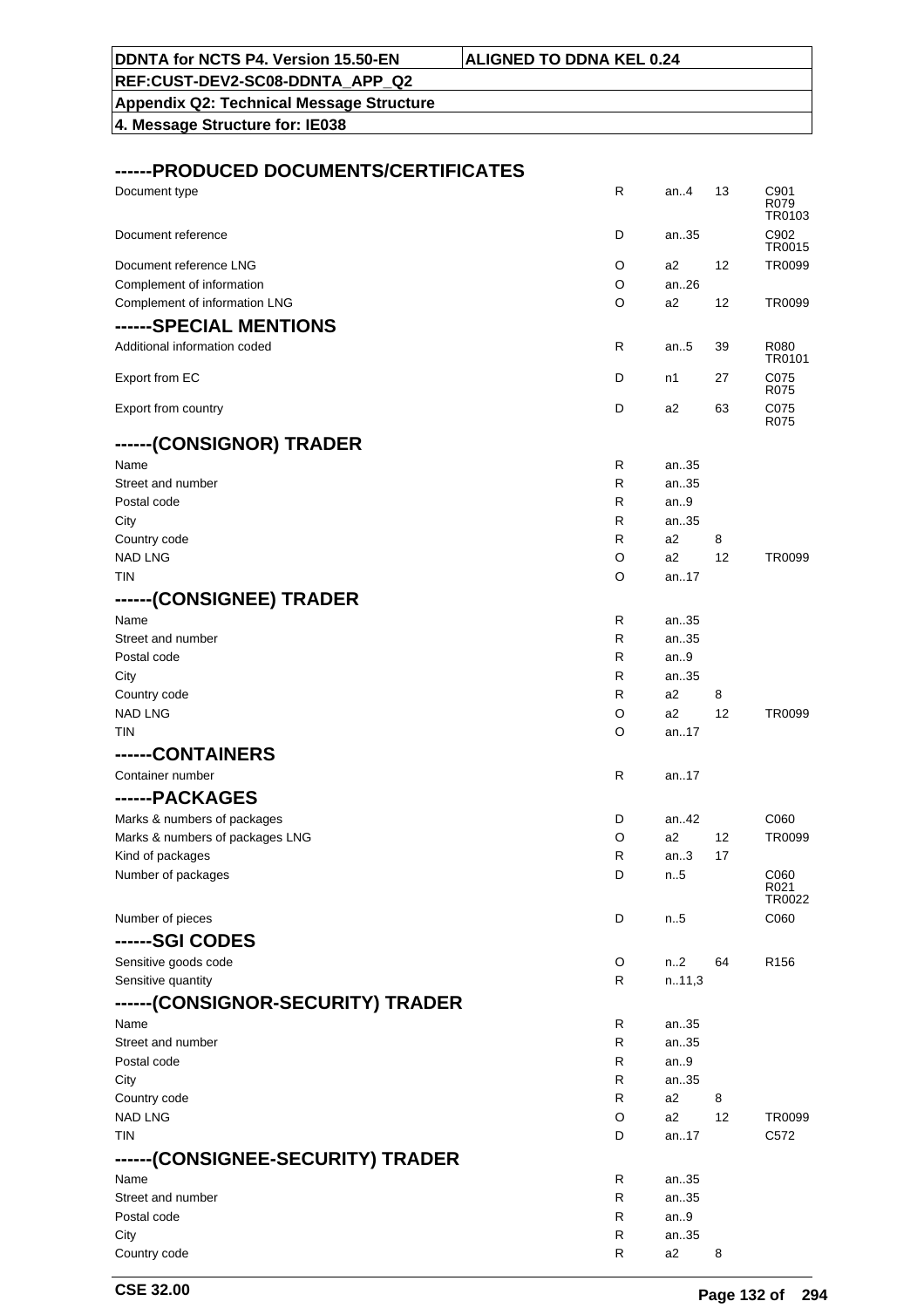## ------PRODUCED DOCUMENTS/CERTIFICATES

| | | | | |
|---|---|---|---|---|
| Document type | R | an..4 | 13 | C901 R079 TR0103 |
| Document reference | D | an..35 | | C902 TR0015 |
| Document reference LNG | O | a2 | 12 | TR0099 |
| Complement of information | O | an..26 | | |
| Complement of information LNG | O | a2 | 12 | TR0099 |

## ------SPECIAL MENTIONS

| | | | | |
|---|---|---|---|---|
| Additional information coded | R | an..5 | 39 | R080 TR0101 |
| Export from EC | D | n1 | 27 | C075 R075 |
| Export from country | D | a2 | 63 | C075 R075 |

## ------(CONSIGNOR) TRADER

| | | | | |
|---|---|---|---|---|
| Name | R | an..35 | | |
| Street and number | R | an..35 | | |
| Postal code | R | an..9 | | |
| City | R | an..35 | | |
| Country code | R | a2 | 8 | |
| NAD LNG | O | a2 | 12 | TR0099 |
| TIN | O | an..17 | | |

## ------(CONSIGNEE) TRADER

| | | | | |
|---|---|---|---|---|
| Name | R | an..35 | | |
| Street and number | R | an..35 | | |
| Postal code | R | an..9 | | |
| City | R | an..35 | | |
| Country code | R | a2 | 8 | |
| NAD LNG | O | a2 | 12 | TR0099 |
| TIN | O | an..17 | | |

## ------CONTAINERS

| | | | | |
|---|---|---|---|---|
| Container number | R | an..17 | | |

## ------PACKAGES

| | | | | |
|---|---|---|---|---|
| Marks & numbers of packages | D | an..42 | | C060 |
| Marks & numbers of packages LNG | O | a2 | 12 | TR0099 |
| Kind of packages | R | an..3 | 17 | |
| Number of packages | D | n..5 | | C060 R021 TR0022 |
| Number of pieces | D | n..5 | | C060 |

## ------SGI CODES

| | | | | |
|---|---|---|---|---|
| Sensitive goods code | O | n..2 | 64 | R156 |
| Sensitive quantity | R | n..11,3 | | |

## ------(CONSIGNOR-SECURITY) TRADER

| | | | | |
|---|---|---|---|---|
| Name | R | an..35 | | |
| Street and number | R | an..35 | | |
| Postal code | R | an..9 | | |
| City | R | an..35 | | |
| Country code | R | a2 | 8 | |
| NAD LNG | O | a2 | 12 | TR0099 |
| TIN | D | an..17 | | C572 |

## ------(CONSIGNEE-SECURITY) TRADER

| | | | | |
|---|---|---|---|---|
| Name | R | an..35 | | |
| Street and number | R | an..35 | | |
| Postal code | R | an..9 | | |
| City | R | an..35 | | |
| Country code | R | a2 | 8 | |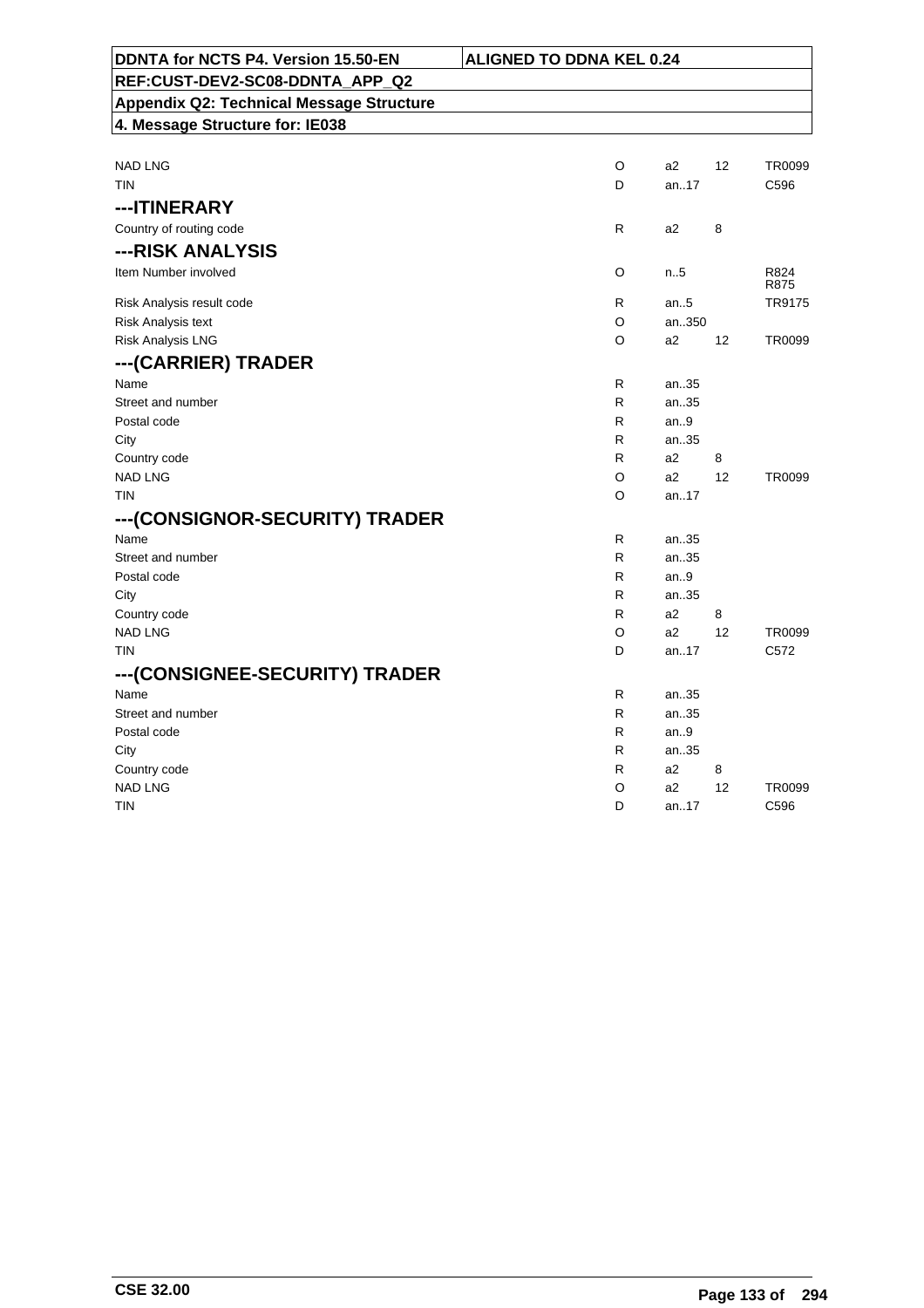| | | | | |
|---|---|---|---|---|
| NAD LNG | O | a2 | 12 | TR0099 |
| TIN | D | an..17 | | C596 |

### ---ITINERARY

| | | | | |
|---|---|---|---|---|
| Country of routing code | R | a2 | 8 | |

### ---RISK ANALYSIS

| | | | | |
|---|---|---|---|---|
| Item Number involved | O | n..5 | | R824 R875 |
| Risk Analysis result code | R | an..5 | | TR9175 |
| Risk Analysis text | O | an..350 | | |
| Risk Analysis LNG | O | a2 | 12 | TR0099 |

### ---(CARRIER) TRADER

| | | | | |
|---|---|---|---|---|
| Name | R | an..35 | | |
| Street and number | R | an..35 | | |
| Postal code | R | an..9 | | |
| City | R | an..35 | | |
| Country code | R | a2 | 8 | |
| NAD LNG | O | a2 | 12 | TR0099 |
| TIN | O | an..17 | | |

### ---(CONSIGNOR-SECURITY) TRADER

| | | | | |
|---|---|---|---|---|
| Name | R | an..35 | | |
| Street and number | R | an..35 | | |
| Postal code | R | an..9 | | |
| City | R | an..35 | | |
| Country code | R | a2 | 8 | |
| NAD LNG | O | a2 | 12 | TR0099 |
| TIN | D | an..17 | | C572 |

### ---(CONSIGNEE-SECURITY) TRADER

| | | | | |
|---|---|---|---|---|
| Name | R | an..35 | | |
| Street and number | R | an..35 | | |
| Postal code | R | an..9 | | |
| City | R | an..35 | | |
| Country code | R | a2 | 8 | |
| NAD LNG | O | a2 | 12 | TR0099 |
| TIN | D | an..17 | | C596 |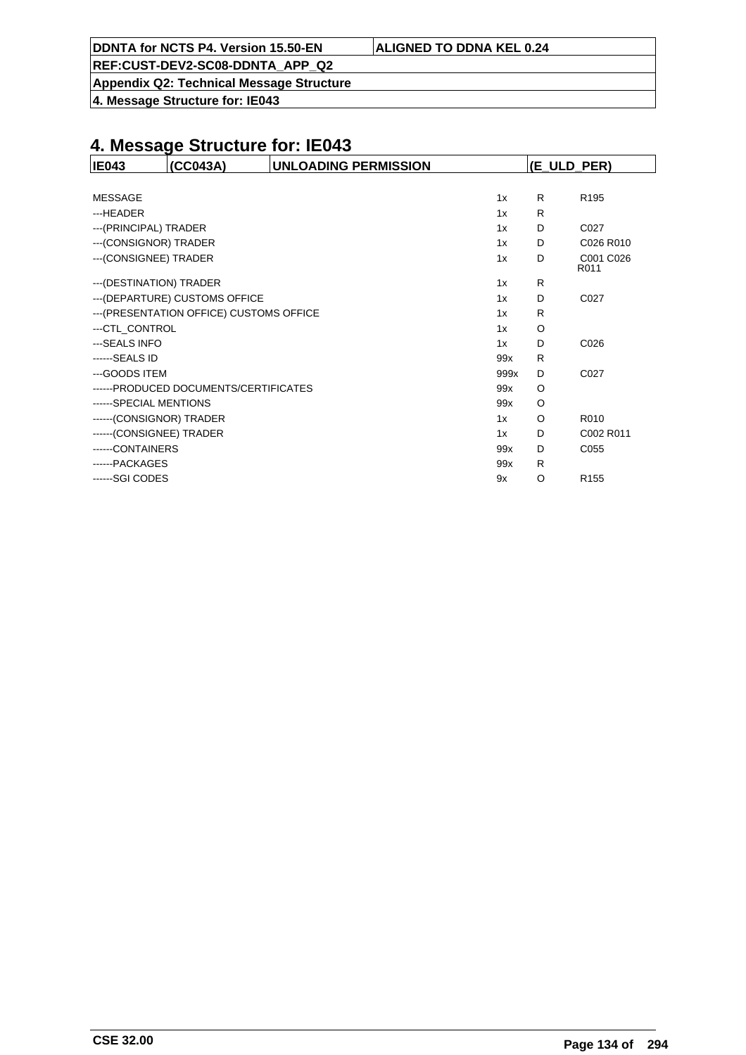# 4. Message Structure for: IE043

| IE043 | (CC043A) | UNLOADING PERMISSION | (E_ULD_PER) |
|---|---|---|---|

| | | | |
|---|---|---|---|
| MESSAGE | 1x | R | R195 |
| ---HEADER | 1x | R | |
| ---(PRINCIPAL) TRADER | 1x | D | C027 |
| ---(CONSIGNOR) TRADER | 1x | D | C026 R010 |
| ---(CONSIGNEE) TRADER | 1x | D | C001 C026 R011 |
| ---(DESTINATION) TRADER | 1x | R | |
| ---(DEPARTURE) CUSTOMS OFFICE | 1x | D | C027 |
| ---(PRESENTATION OFFICE) CUSTOMS OFFICE | 1x | R | |
| ---CTL_CONTROL | 1x | O | |
| ---SEALS INFO | 1x | D | C026 |
| ------SEALS ID | 99x | R | |
| ---GOODS ITEM | 999x | D | C027 |
| ------PRODUCED DOCUMENTS/CERTIFICATES | 99x | O | |
| ------SPECIAL MENTIONS | 99x | O | |
| ------(CONSIGNOR) TRADER | 1x | O | R010 |
| ------(CONSIGNEE) TRADER | 1x | D | C002 R011 |
| ------CONTAINERS | 99x | D | C055 |
| ------PACKAGES | 99x | R | |
| ------SGI CODES | 9x | O | R155 |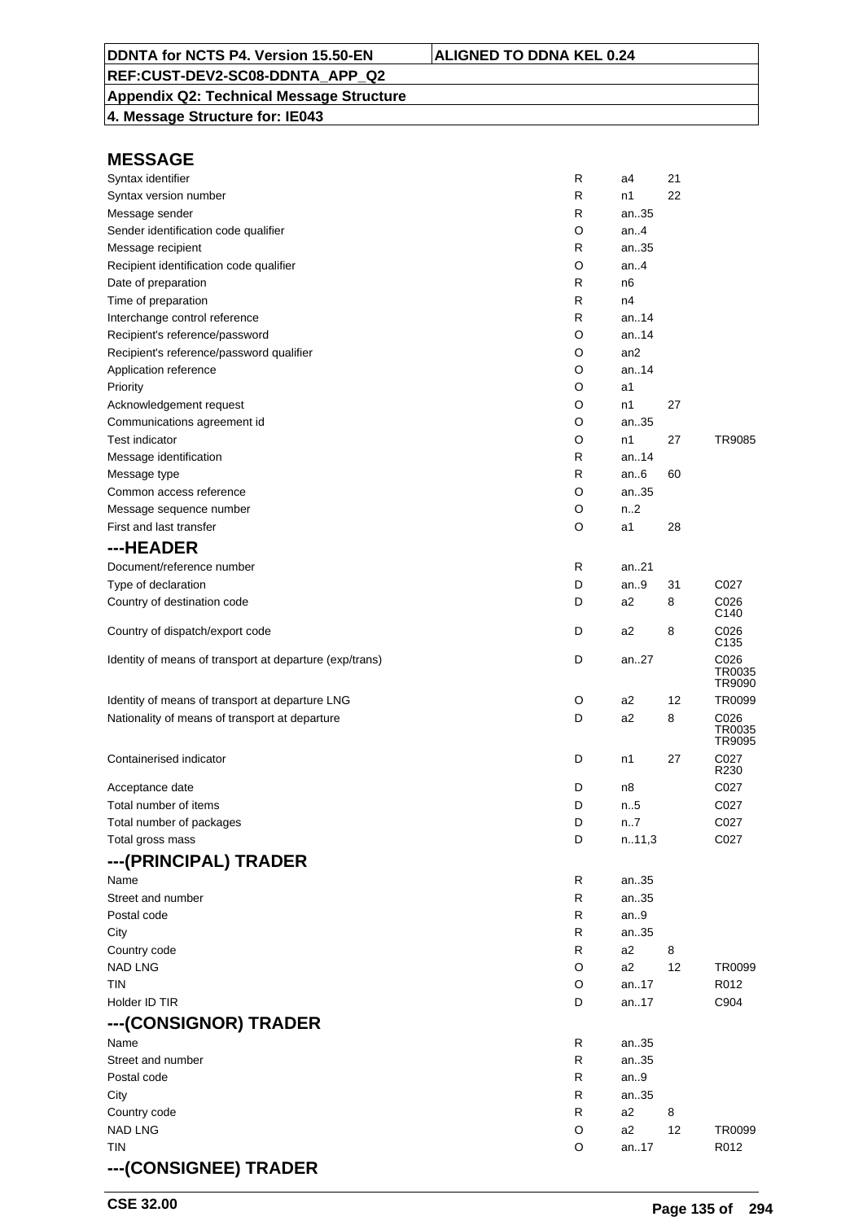## MESSAGE

| | | | | |
|---|---|---|---|---|
| Syntax identifier | R | a4 | 21 | |
| Syntax version number | R | n1 | 22 | |
| Message sender | R | an..35 | | |
| Sender identification code qualifier | O | an..4 | | |
| Message recipient | R | an..35 | | |
| Recipient identification code qualifier | O | an..4 | | |
| Date of preparation | R | n6 | | |
| Time of preparation | R | n4 | | |
| Interchange control reference | R | an..14 | | |
| Recipient's reference/password | O | an..14 | | |
| Recipient's reference/password qualifier | O | an2 | | |
| Application reference | O | an..14 | | |
| Priority | O | a1 | | |
| Acknowledgement request | O | n1 | 27 | |
| Communications agreement id | O | an..35 | | |
| Test indicator | O | n1 | 27 | TR9085 |
| Message identification | R | an..14 | | |
| Message type | R | an..6 | 60 | |
| Common access reference | O | an..35 | | |
| Message sequence number | O | n..2 | | |
| First and last transfer | O | a1 | 28 | |

## ---HEADER

| | | | | |
|---|---|---|---|---|
| Document/reference number | R | an..21 | | |
| Type of declaration | D | an..9 | 31 | C027 |
| Country of destination code | D | a2 | 8 | C026 C140 |
| Country of dispatch/export code | D | a2 | 8 | C026 C135 |
| Identity of means of transport at departure (exp/trans) | D | an..27 | | C026 TR0035 TR9090 |
| Identity of means of transport at departure LNG | O | a2 | 12 | TR0099 |
| Nationality of means of transport at departure | D | a2 | 8 | C026 TR0035 TR9095 |
| Containerised indicator | D | n1 | 27 | C027 R230 |
| Acceptance date | D | n8 | | C027 |
| Total number of items | D | n..5 | | C027 |
| Total number of packages | D | n..7 | | C027 |
| Total gross mass | D | n..11,3 | | C027 |

## ---(PRINCIPAL) TRADER

| | | | | |
|---|---|---|---|---|
| Name | R | an..35 | | |
| Street and number | R | an..35 | | |
| Postal code | R | an..9 | | |
| City | R | an..35 | | |
| Country code | R | a2 | 8 | |
| NAD LNG | O | a2 | 12 | TR0099 |
| TIN | O | an..17 | | R012 |
| Holder ID TIR | D | an..17 | | C904 |

## ---(CONSIGNOR) TRADER

| | | | | |
|---|---|---|---|---|
| Name | R | an..35 | | |
| Street and number | R | an..35 | | |
| Postal code | R | an..9 | | |
| City | R | an..35 | | |
| Country code | R | a2 | 8 | |
| NAD LNG | O | a2 | 12 | TR0099 |
| TIN | O | an..17 | | R012 |

## ---(CONSIGNEE) TRADER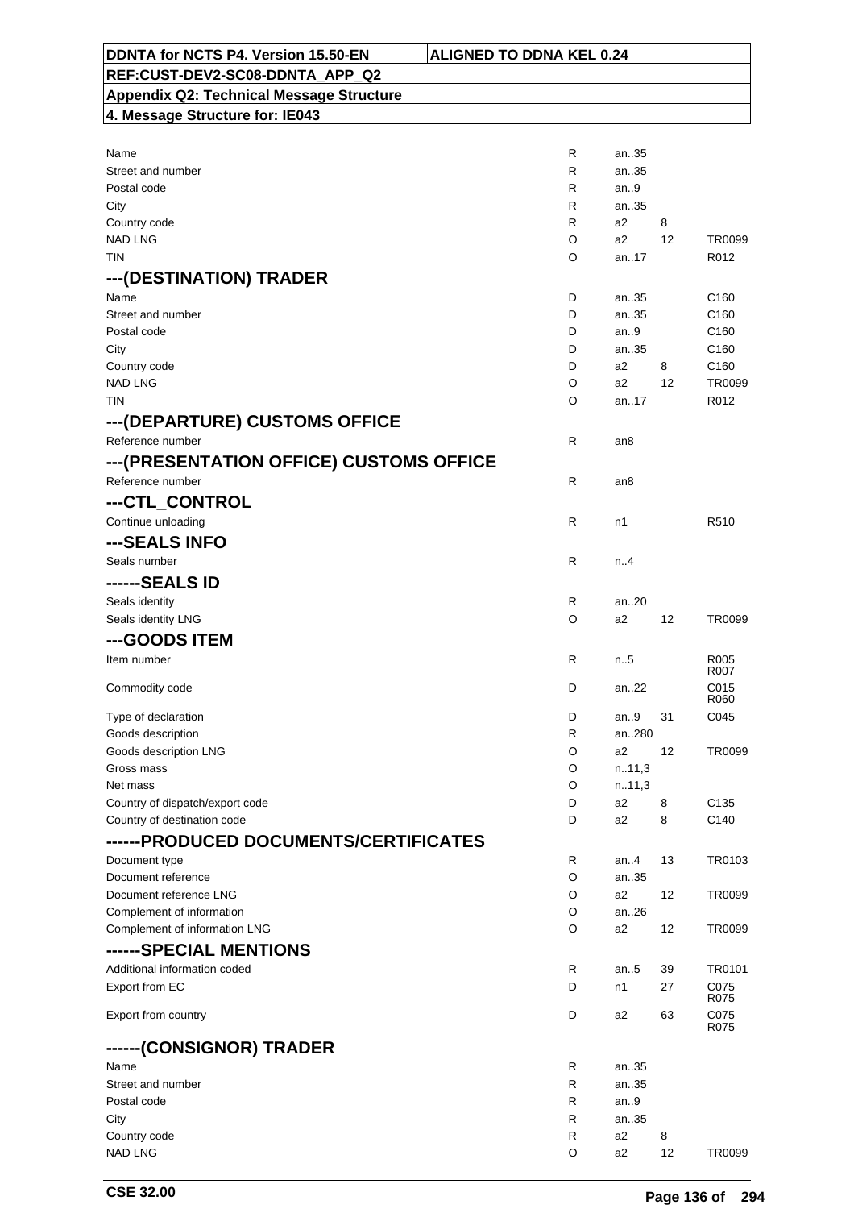| | | | | |
|---|---|---|---|---|
| Name | R | an..35 | | |
| Street and number | R | an..35 | | |
| Postal code | R | an..9 | | |
| City | R | an..35 | | |
| Country code | R | a2 | 8 | |
| NAD LNG | O | a2 | 12 | TR0099 |
| TIN | O | an..17 | | R012 |

## ---(DESTINATION) TRADER

| | | | | |
|---|---|---|---|---|
| Name | D | an..35 | | C160 |
| Street and number | D | an..35 | | C160 |
| Postal code | D | an..9 | | C160 |
| City | D | an..35 | | C160 |
| Country code | D | a2 | 8 | C160 |
| NAD LNG | O | a2 | 12 | TR0099 |
| TIN | O | an..17 | | R012 |

## ---(DEPARTURE) CUSTOMS OFFICE

| | | | | |
|---|---|---|---|---|
| Reference number | R | an8 | | |

## ---(PRESENTATION OFFICE) CUSTOMS OFFICE

| | | | | |
|---|---|---|---|---|
| Reference number | R | an8 | | |

## ---CTL_CONTROL

| | | | | |
|---|---|---|---|---|
| Continue unloading | R | n1 | | R510 |

## ---SEALS INFO

| | | | | |
|---|---|---|---|---|
| Seals number | R | n..4 | | |

## ------SEALS ID

| | | | | |
|---|---|---|---|---|
| Seals identity | R | an..20 | | |
| Seals identity LNG | O | a2 | 12 | TR0099 |

## ---GOODS ITEM

| | | | | |
|---|---|---|---|---|
| Item number | R | n..5 | | R005 R007 |
| Commodity code | D | an..22 | | C015 R060 |
| Type of declaration | D | an..9 | 31 | C045 |
| Goods description | R | an..280 | | |
| Goods description LNG | O | a2 | 12 | TR0099 |
| Gross mass | O | n..11,3 | | |
| Net mass | O | n..11,3 | | |
| Country of dispatch/export code | D | a2 | 8 | C135 |
| Country of destination code | D | a2 | 8 | C140 |

## ------PRODUCED DOCUMENTS/CERTIFICATES

| | | | | |
|---|---|---|---|---|
| Document type | R | an..4 | 13 | TR0103 |
| Document reference | O | an..35 | | |
| Document reference LNG | O | a2 | 12 | TR0099 |
| Complement of information | O | an..26 | | |
| Complement of information LNG | O | a2 | 12 | TR0099 |

## ------SPECIAL MENTIONS

| | | | | |
|---|---|---|---|---|
| Additional information coded | R | an..5 | 39 | TR0101 |
| Export from EC | D | n1 | 27 | C075 R075 |
| Export from country | D | a2 | 63 | C075 R075 |

## ------(CONSIGNOR) TRADER

| | | | | |
|---|---|---|---|---|
| Name | R | an..35 | | |
| Street and number | R | an..35 | | |
| Postal code | R | an..9 | | |
| City | R | an..35 | | |
| Country code | R | a2 | 8 | |
| NAD LNG | O | a2 | 12 | TR0099 |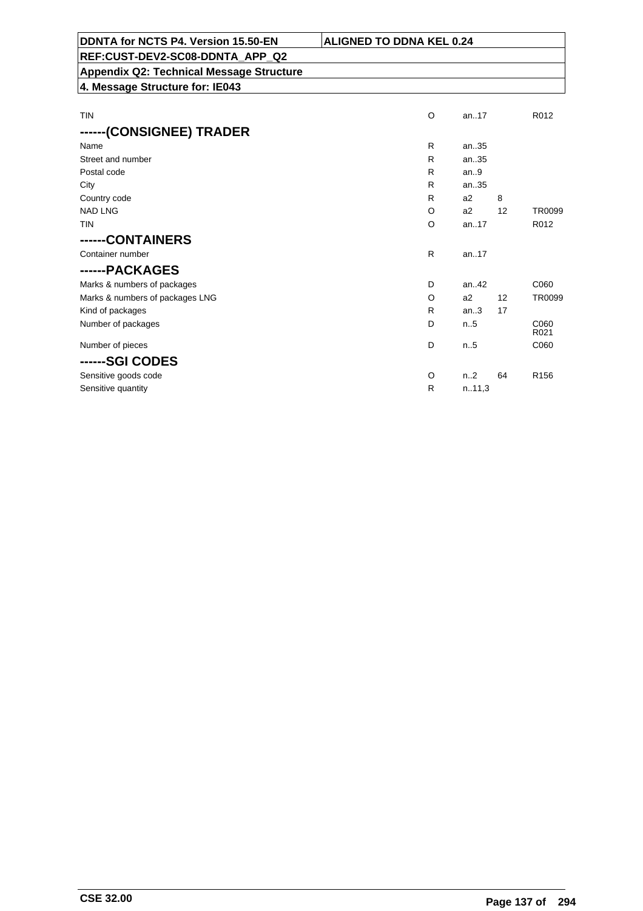| | | | | |
|---|---|---|---|---|
| TIN | O | an..17 | | R012 |

## ------(CONSIGNEE) TRADER

| | | | | |
|---|---|---|---|---|
| Name | R | an..35 | | |
| Street and number | R | an..35 | | |
| Postal code | R | an..9 | | |
| City | R | an..35 | | |
| Country code | R | a2 | 8 | |
| NAD LNG | O | a2 | 12 | TR0099 |
| TIN | O | an..17 | | R012 |

## ------CONTAINERS

| | | | | |
|---|---|---|---|---|
| Container number | R | an..17 | | |

## ------PACKAGES

| | | | | |
|---|---|---|---|---|
| Marks & numbers of packages | D | an..42 | | C060 |
| Marks & numbers of packages LNG | O | a2 | 12 | TR0099 |
| Kind of packages | R | an..3 | 17 | |
| Number of packages | D | n..5 | | C060 R021 |
| Number of pieces | D | n..5 | | C060 |

## ------SGI CODES

| | | | | |
|---|---|---|---|---|
| Sensitive goods code | O | n..2 | 64 | R156 |
| Sensitive quantity | R | n..11,3 | | |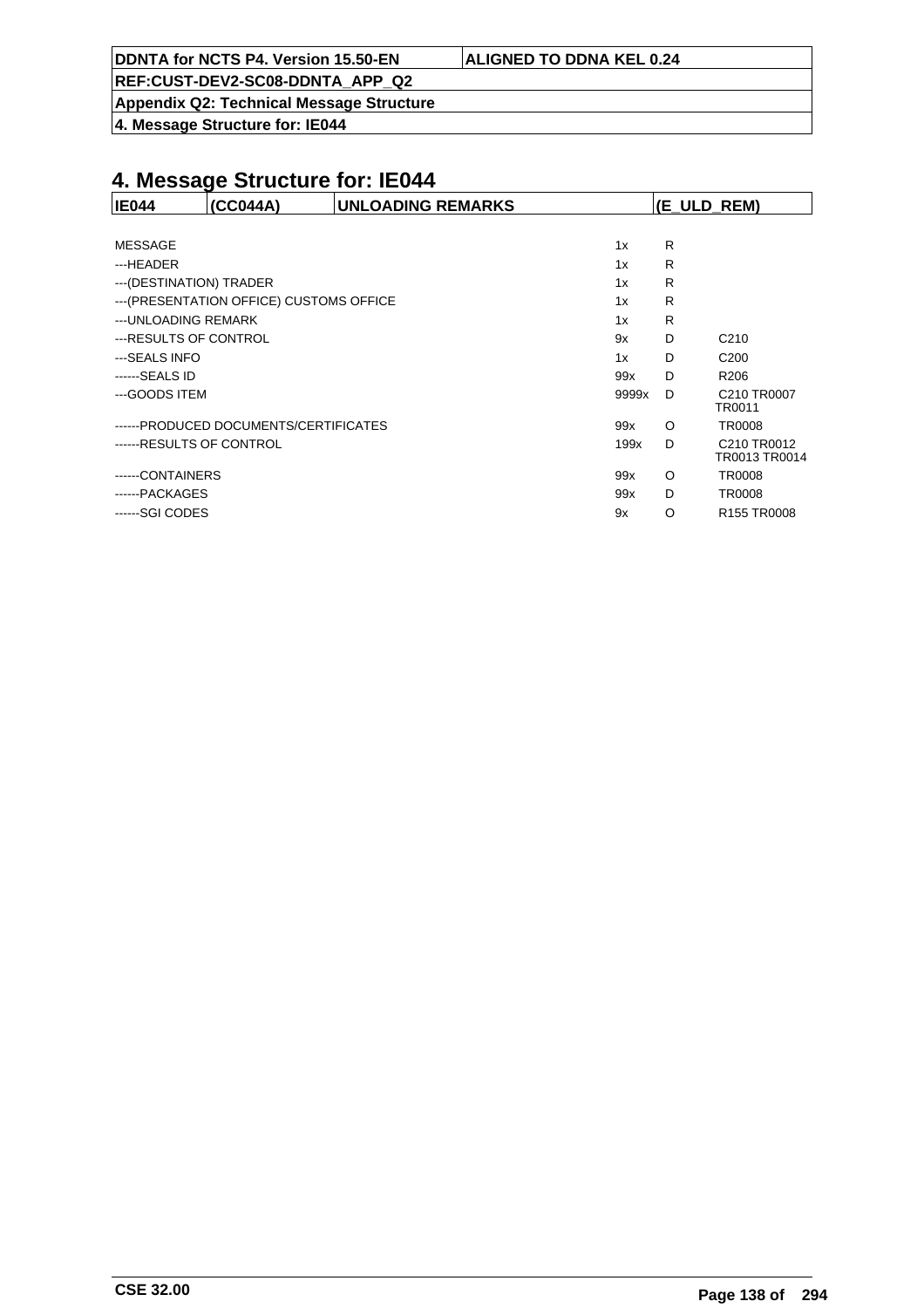# 4. Message Structure for: IE044

| IE044 | (CC044A) | UNLOADING REMARKS | (E_ULD_REM) |
|---|---|---|---|

| | | | |
|---|---|---|---|
| MESSAGE | 1x | R | |
| ---HEADER | 1x | R | |
| ---(DESTINATION) TRADER | 1x | R | |
| ---(PRESENTATION OFFICE) CUSTOMS OFFICE | 1x | R | |
| ---UNLOADING REMARK | 1x | R | |
| ---RESULTS OF CONTROL | 9x | D | C210 |
| ---SEALS INFO | 1x | D | C200 |
| ------SEALS ID | 99x | D | R206 |
| ---GOODS ITEM | 9999x | D | C210 TR0007 TR0011 |
| ------PRODUCED DOCUMENTS/CERTIFICATES | 99x | O | TR0008 |
| ------RESULTS OF CONTROL | 199x | D | C210 TR0012 TR0013 TR0014 |
| ------CONTAINERS | 99x | O | TR0008 |
| ------PACKAGES | 99x | D | TR0008 |
| ------SGI CODES | 9x | O | R155 TR0008 |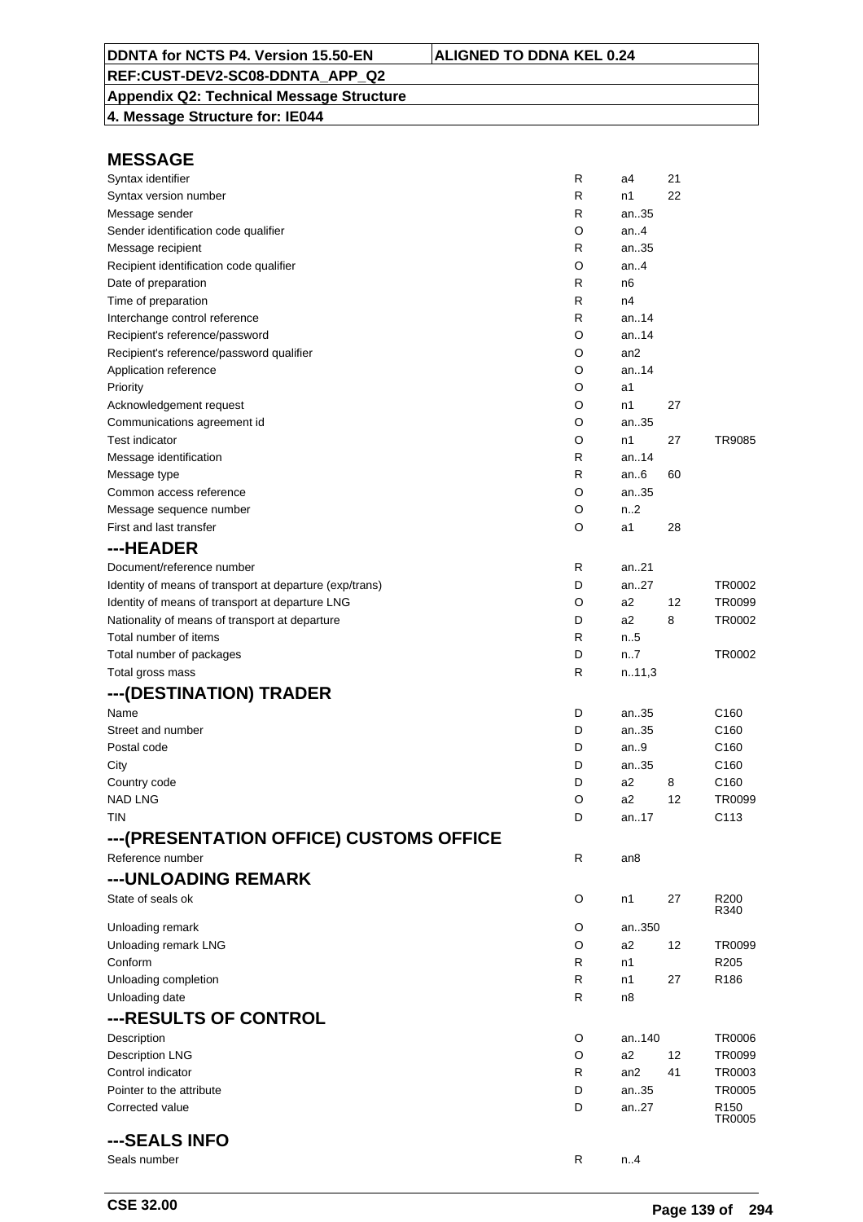**DDNTA for NCTS P4. Version 15.50-EN** | **ALIGNED TO DDNA KEL 0.24**

**REF:CUST-DEV2-SC08-DDNTA_APP_Q2**

**Appendix Q2: Technical Message Structure**

**4. Message Structure for: IE044**

## MESSAGE

| | | | | |
|---|---|---|---|---|
| Syntax identifier | R | a4 | 21 | |
| Syntax version number | R | n1 | 22 | |
| Message sender | R | an..35 | | |
| Sender identification code qualifier | O | an..4 | | |
| Message recipient | R | an..35 | | |
| Recipient identification code qualifier | O | an..4 | | |
| Date of preparation | R | n6 | | |
| Time of preparation | R | n4 | | |
| Interchange control reference | R | an..14 | | |
| Recipient's reference/password | O | an..14 | | |
| Recipient's reference/password qualifier | O | an2 | | |
| Application reference | O | an..14 | | |
| Priority | O | a1 | | |
| Acknowledgement request | O | n1 | 27 | |
| Communications agreement id | O | an..35 | | |
| Test indicator | O | n1 | 27 | TR9085 |
| Message identification | R | an..14 | | |
| Message type | R | an..6 | 60 | |
| Common access reference | O | an..35 | | |
| Message sequence number | O | n..2 | | |
| First and last transfer | O | a1 | 28 | |

## ---HEADER

| | | | | |
|---|---|---|---|---|
| Document/reference number | R | an..21 | | |
| Identity of means of transport at departure (exp/trans) | D | an..27 | | TR0002 |
| Identity of means of transport at departure LNG | O | a2 | 12 | TR0099 |
| Nationality of means of transport at departure | D | a2 | 8 | TR0002 |
| Total number of items | R | n..5 | | |
| Total number of packages | D | n..7 | | TR0002 |
| Total gross mass | R | n..11,3 | | |

## ---(DESTINATION) TRADER

| | | | | |
|---|---|---|---|---|
| Name | D | an..35 | | C160 |
| Street and number | D | an..35 | | C160 |
| Postal code | D | an..9 | | C160 |
| City | D | an..35 | | C160 |
| Country code | D | a2 | 8 | C160 |
| NAD LNG | O | a2 | 12 | TR0099 |
| TIN | D | an..17 | | C113 |

## ---(PRESENTATION OFFICE) CUSTOMS OFFICE

| | | | | |
|---|---|---|---|---|
| Reference number | R | an8 | | |

## ---UNLOADING REMARK

| | | | | |
|---|---|---|---|---|
| State of seals ok | O | n1 | 27 | R200 R340 |
| Unloading remark | O | an..350 | | |
| Unloading remark LNG | O | a2 | 12 | TR0099 |
| Conform | R | n1 | | R205 |
| Unloading completion | R | n1 | 27 | R186 |
| Unloading date | R | n8 | | |

## ---RESULTS OF CONTROL

| | | | | |
|---|---|---|---|---|
| Description | O | an..140 | | TR0006 |
| Description LNG | O | a2 | 12 | TR0099 |
| Control indicator | R | an2 | 41 | TR0003 |
| Pointer to the attribute | D | an..35 | | TR0005 |
| Corrected value | D | an..27 | | R150 TR0005 |

## ---SEALS INFO

| | | | | |
|---|---|---|---|---|
| Seals number | R | n..4 | | |

**CSE 32.00**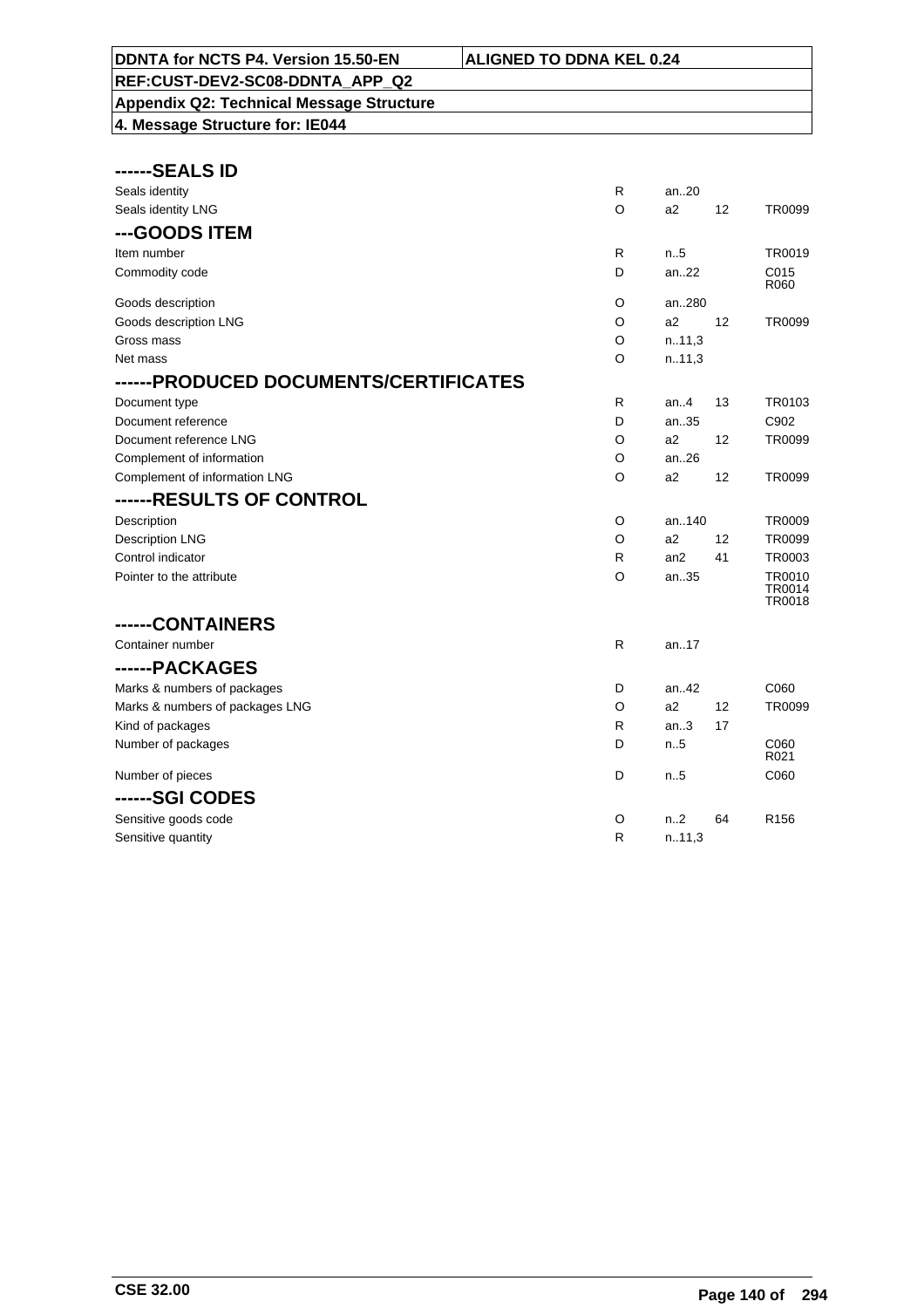## ------SEALS ID

| | | | | |
|---|---|---|---|---|
| Seals identity | R | an..20 | | |
| Seals identity LNG | O | a2 | 12 | TR0099 |

## ---GOODS ITEM

| | | | | |
|---|---|---|---|---|
| Item number | R | n..5 | | TR0019 |
| Commodity code | D | an..22 | | C015 R060 |
| Goods description | O | an..280 | | |
| Goods description LNG | O | a2 | 12 | TR0099 |
| Gross mass | O | n..11,3 | | |
| Net mass | O | n..11,3 | | |

## ------PRODUCED DOCUMENTS/CERTIFICATES

| | | | | |
|---|---|---|---|---|
| Document type | R | an..4 | 13 | TR0103 |
| Document reference | D | an..35 | | C902 |
| Document reference LNG | O | a2 | 12 | TR0099 |
| Complement of information | O | an..26 | | |
| Complement of information LNG | O | a2 | 12 | TR0099 |

## ------RESULTS OF CONTROL

| | | | | |
|---|---|---|---|---|
| Description | O | an..140 | | TR0009 |
| Description LNG | O | a2 | 12 | TR0099 |
| Control indicator | R | an2 | 41 | TR0003 |
| Pointer to the attribute | O | an..35 | | TR0010 TR0014 TR0018 |

## ------CONTAINERS

| | | | | |
|---|---|---|---|---|
| Container number | R | an..17 | | |

## ------PACKAGES

| | | | | |
|---|---|---|---|---|
| Marks & numbers of packages | D | an..42 | | C060 |
| Marks & numbers of packages LNG | O | a2 | 12 | TR0099 |
| Kind of packages | R | an..3 | 17 | |
| Number of packages | D | n..5 | | C060 R021 |
| Number of pieces | D | n..5 | | C060 |

## ------SGI CODES

| | | | | |
|---|---|---|---|---|
| Sensitive goods code | O | n..2 | 64 | R156 |
| Sensitive quantity | R | n..11,3 | | |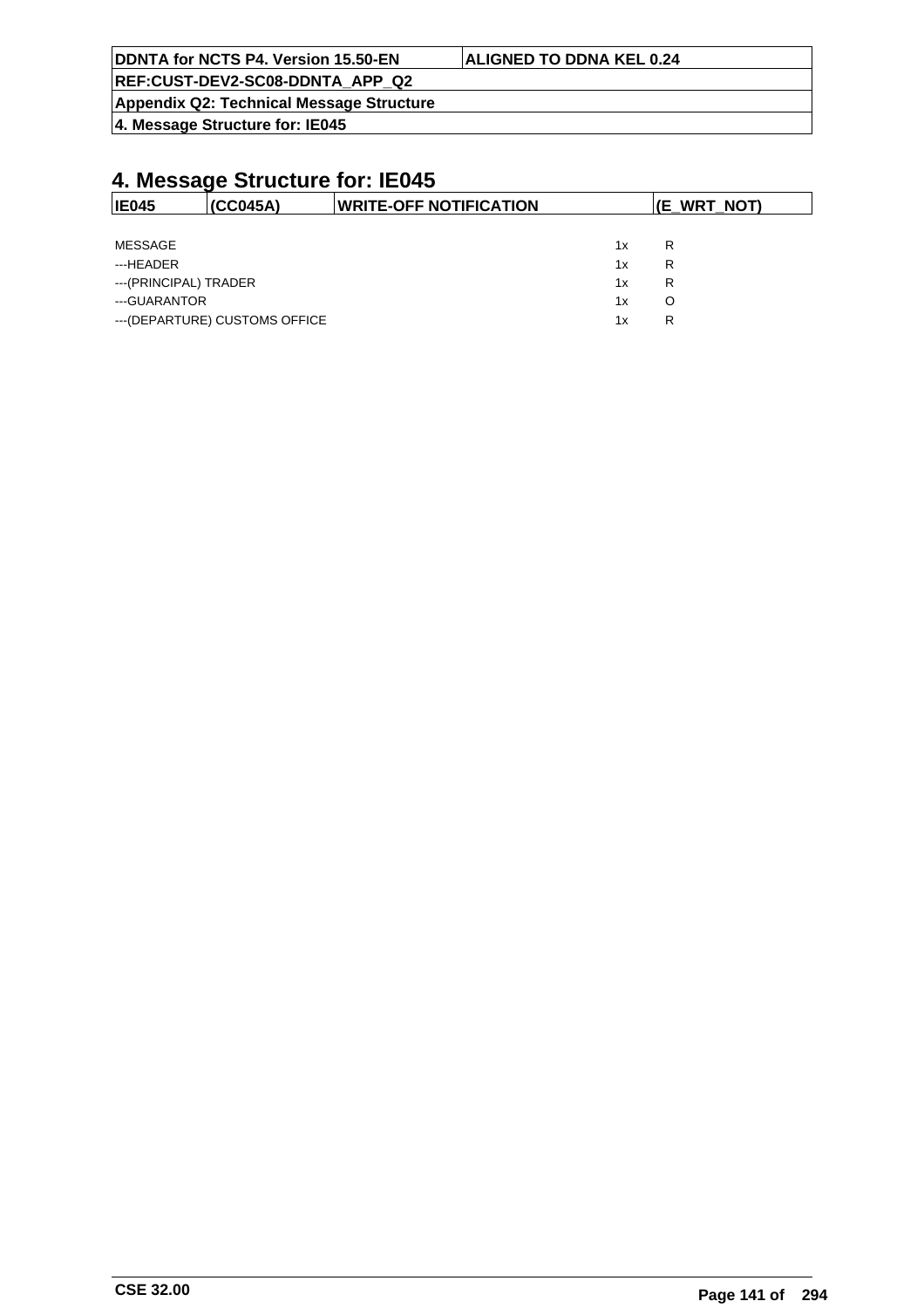# 4. Message Structure for: IE045

| IE045 | (CC045A) | WRITE-OFF NOTIFICATION | (E_WRT_NOT) |
|---|---|---|---|

| | | |
|---|---|---|
| MESSAGE | 1x | R |
| ---HEADER | 1x | R |
| ---(PRINCIPAL) TRADER | 1x | R |
| ---GUARANTOR | 1x | O |
| ---(DEPARTURE) CUSTOMS OFFICE | 1x | R |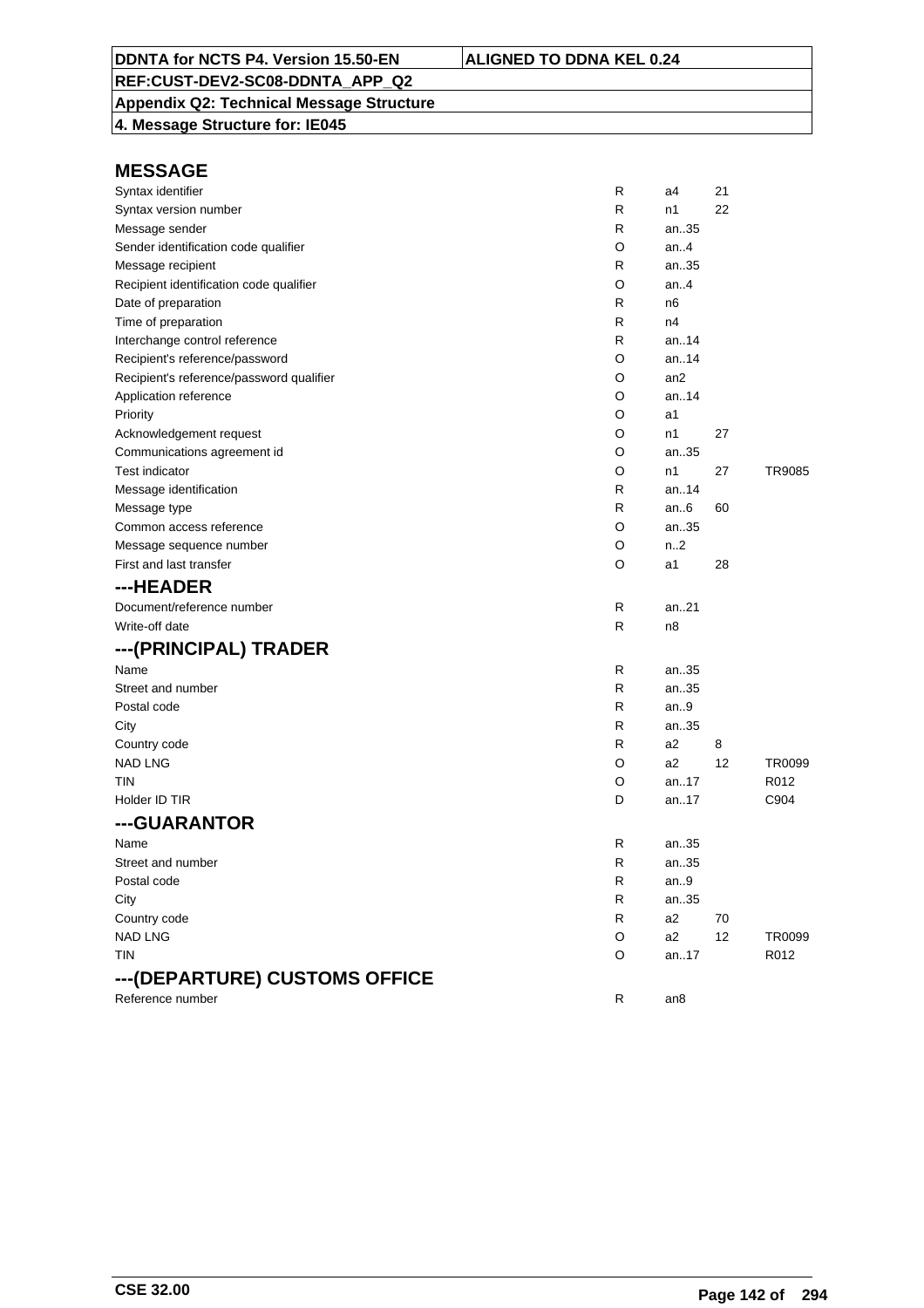## MESSAGE

| | | | | |
|---|---|---|---|---|
| Syntax identifier | R | a4 | 21 | |
| Syntax version number | R | n1 | 22 | |
| Message sender | R | an..35 | | |
| Sender identification code qualifier | O | an..4 | | |
| Message recipient | R | an..35 | | |
| Recipient identification code qualifier | O | an..4 | | |
| Date of preparation | R | n6 | | |
| Time of preparation | R | n4 | | |
| Interchange control reference | R | an..14 | | |
| Recipient's reference/password | O | an..14 | | |
| Recipient's reference/password qualifier | O | an2 | | |
| Application reference | O | an..14 | | |
| Priority | O | a1 | | |
| Acknowledgement request | O | n1 | 27 | |
| Communications agreement id | O | an..35 | | |
| Test indicator | O | n1 | 27 | TR9085 |
| Message identification | R | an..14 | | |
| Message type | R | an..6 | 60 | |
| Common access reference | O | an..35 | | |
| Message sequence number | O | n..2 | | |
| First and last transfer | O | a1 | 28 | |

## ---HEADER

| | | | | |
|---|---|---|---|---|
| Document/reference number | R | an..21 | | |
| Write-off date | R | n8 | | |

## ---(PRINCIPAL) TRADER

| | | | | |
|---|---|---|---|---|
| Name | R | an..35 | | |
| Street and number | R | an..35 | | |
| Postal code | R | an..9 | | |
| City | R | an..35 | | |
| Country code | R | a2 | 8 | |
| NAD LNG | O | a2 | 12 | TR0099 |
| TIN | O | an..17 | | R012 |
| Holder ID TIR | D | an..17 | | C904 |

## ---GUARANTOR

| | | | | |
|---|---|---|---|---|
| Name | R | an..35 | | |
| Street and number | R | an..35 | | |
| Postal code | R | an..9 | | |
| City | R | an..35 | | |
| Country code | R | a2 | 70 | |
| NAD LNG | O | a2 | 12 | TR0099 |
| TIN | O | an..17 | | R012 |

## ---(DEPARTURE) CUSTOMS OFFICE

| | | | | |
|---|---|---|---|---|
| Reference number | R | an8 | | |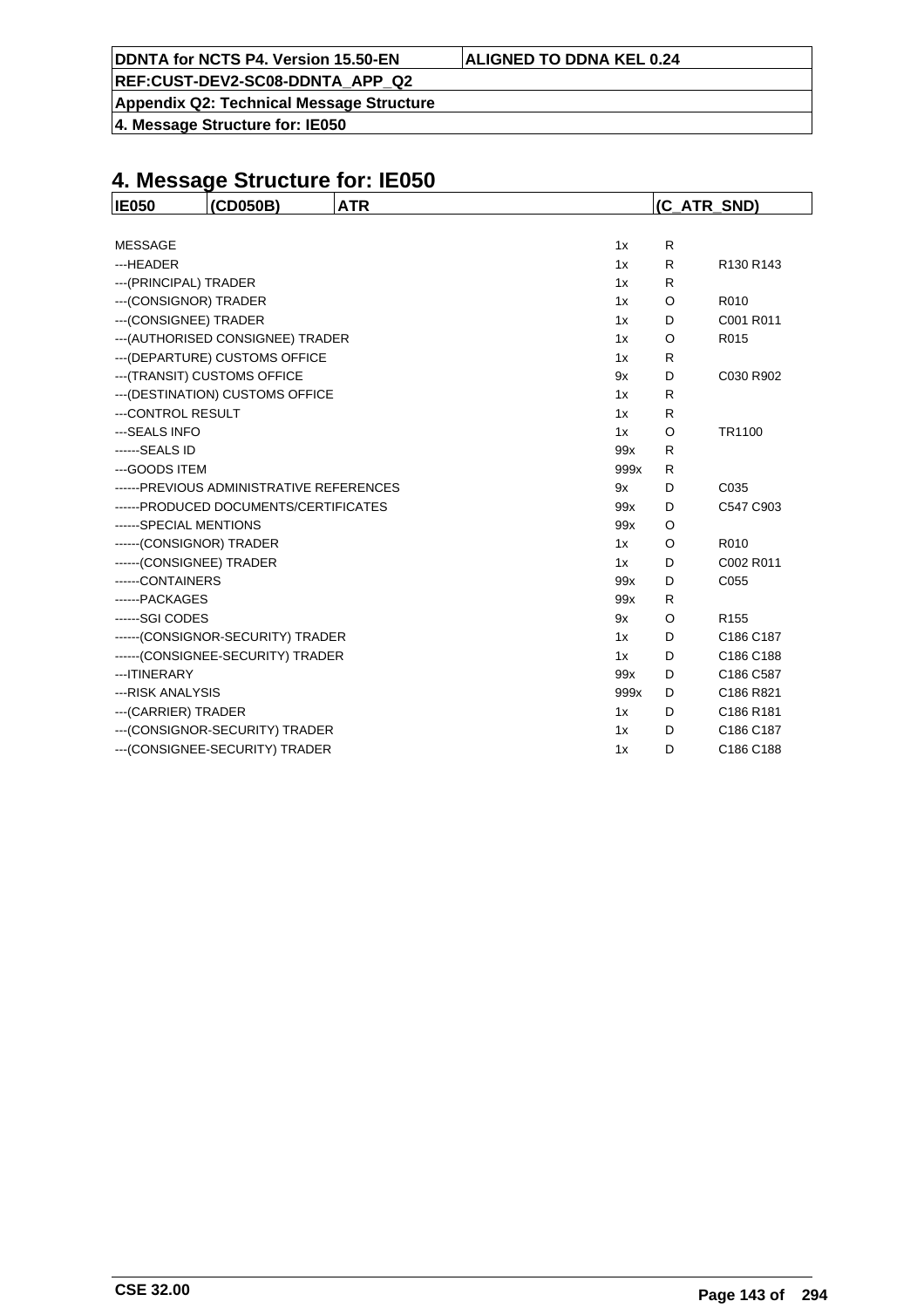# 4. Message Structure for: IE050

| IE050 | (CD050B) | ATR | (C_ATR_SND) |
|---|---|---|---|

| | | | |
|---|---|---|---|
| MESSAGE | 1x | R | |
| ---HEADER | 1x | R | R130 R143 |
| ---(PRINCIPAL) TRADER | 1x | R | |
| ---(CONSIGNOR) TRADER | 1x | O | R010 |
| ---(CONSIGNEE) TRADER | 1x | D | C001 R011 |
| ---(AUTHORISED CONSIGNEE) TRADER | 1x | O | R015 |
| ---(DEPARTURE) CUSTOMS OFFICE | 1x | R | |
| ---(TRANSIT) CUSTOMS OFFICE | 9x | D | C030 R902 |
| ---(DESTINATION) CUSTOMS OFFICE | 1x | R | |
| ---CONTROL RESULT | 1x | R | |
| ---SEALS INFO | 1x | O | TR1100 |
| ------SEALS ID | 99x | R | |
| ---GOODS ITEM | 999x | R | |
| ------PREVIOUS ADMINISTRATIVE REFERENCES | 9x | D | C035 |
| ------PRODUCED DOCUMENTS/CERTIFICATES | 99x | D | C547 C903 |
| ------SPECIAL MENTIONS | 99x | O | |
| ------(CONSIGNOR) TRADER | 1x | O | R010 |
| ------(CONSIGNEE) TRADER | 1x | D | C002 R011 |
| ------CONTAINERS | 99x | D | C055 |
| ------PACKAGES | 99x | R | |
| ------SGI CODES | 9x | O | R155 |
| ------(CONSIGNOR-SECURITY) TRADER | 1x | D | C186 C187 |
| ------(CONSIGNEE-SECURITY) TRADER | 1x | D | C186 C188 |
| ---ITINERARY | 99x | D | C186 C587 |
| ---RISK ANALYSIS | 999x | D | C186 R821 |
| ---(CARRIER) TRADER | 1x | D | C186 R181 |
| ---(CONSIGNOR-SECURITY) TRADER | 1x | D | C186 C187 |
| ---(CONSIGNEE-SECURITY) TRADER | 1x | D | C186 C188 |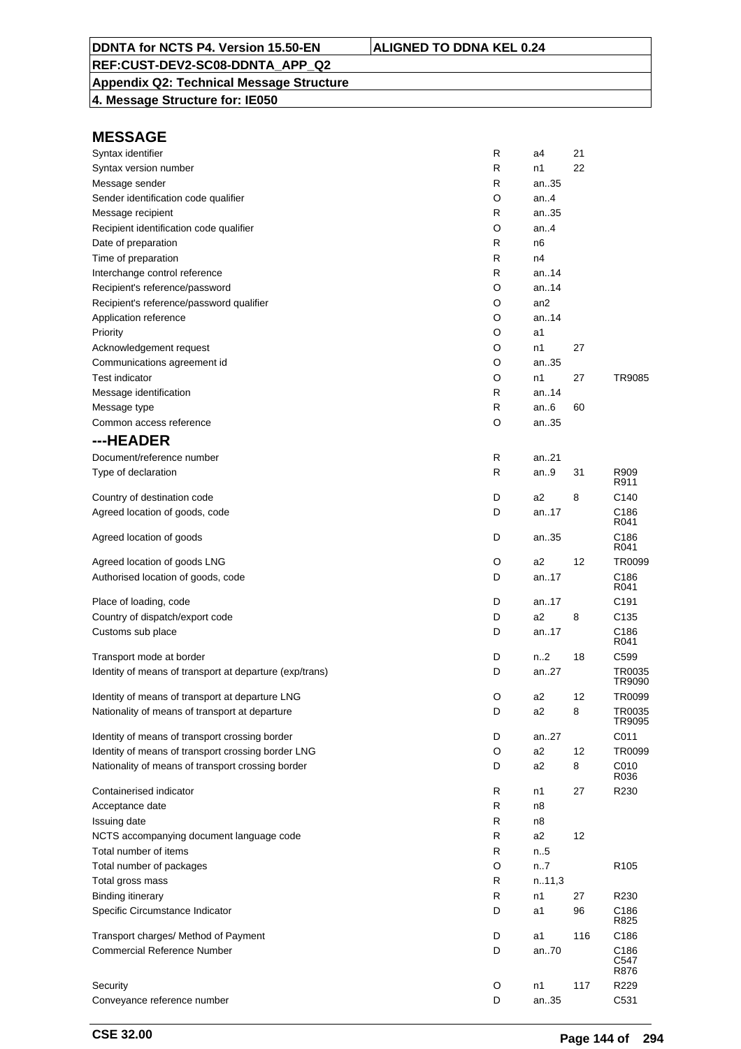DDNTA for NCTS P4. Version 15.50-EN | ALIGNED TO DDNA KEL 0.24

REF:CUST-DEV2-SC08-DDNTA_APP_Q2

**Appendix Q2: Technical Message Structure**

**4. Message Structure for: IE050**

## MESSAGE

| | | | | |
|---|---|---|---|---|
| Syntax identifier | R | a4 | 21 | |
| Syntax version number | R | n1 | 22 | |
| Message sender | R | an..35 | | |
| Sender identification code qualifier | O | an..4 | | |
| Message recipient | R | an..35 | | |
| Recipient identification code qualifier | O | an..4 | | |
| Date of preparation | R | n6 | | |
| Time of preparation | R | n4 | | |
| Interchange control reference | R | an..14 | | |
| Recipient's reference/password | O | an..14 | | |
| Recipient's reference/password qualifier | O | an2 | | |
| Application reference | O | an..14 | | |
| Priority | O | a1 | | |
| Acknowledgement request | O | n1 | 27 | |
| Communications agreement id | O | an..35 | | |
| Test indicator | O | n1 | 27 | TR9085 |
| Message identification | R | an..14 | | |
| Message type | R | an..6 | 60 | |
| Common access reference | O | an..35 | | |

## ---HEADER

| | | | | |
|---|---|---|---|---|
| Document/reference number | R | an..21 | | |
| Type of declaration | R | an..9 | 31 | R909 R911 |
| Country of destination code | D | a2 | 8 | C140 |
| Agreed location of goods, code | D | an..17 | | C186 R041 |
| Agreed location of goods | D | an..35 | | C186 R041 |
| Agreed location of goods LNG | O | a2 | 12 | TR0099 |
| Authorised location of goods, code | D | an..17 | | C186 R041 |
| Place of loading, code | D | an..17 | | C191 |
| Country of dispatch/export code | D | a2 | 8 | C135 |
| Customs sub place | D | an..17 | | C186 R041 |
| Transport mode at border | D | n..2 | 18 | C599 |
| Identity of means of transport at departure (exp/trans) | D | an..27 | | TR0035 TR9090 |
| Identity of means of transport at departure LNG | O | a2 | 12 | TR0099 |
| Nationality of means of transport at departure | D | a2 | 8 | TR0035 TR9095 |
| Identity of means of transport crossing border | D | an..27 | | C011 |
| Identity of means of transport crossing border LNG | O | a2 | 12 | TR0099 |
| Nationality of means of transport crossing border | D | a2 | 8 | C010 R036 |
| Containerised indicator | R | n1 | 27 | R230 |
| Acceptance date | R | n8 | | |
| Issuing date | R | n8 | | |
| NCTS accompanying document language code | R | a2 | 12 | |
| Total number of items | R | n..5 | | |
| Total number of packages | O | n..7 | | R105 |
| Total gross mass | R | n..11,3 | | |
| Binding itinerary | R | n1 | 27 | R230 |
| Specific Circumstance Indicator | D | a1 | 96 | C186 R825 |
| Transport charges/ Method of Payment | D | a1 | 116 | C186 |
| Commercial Reference Number | D | an..70 | | C186 C547 R876 |
| Security | O | n1 | 117 | R229 |
| Conveyance reference number | D | an..35 | | C531 |

CSE 32.00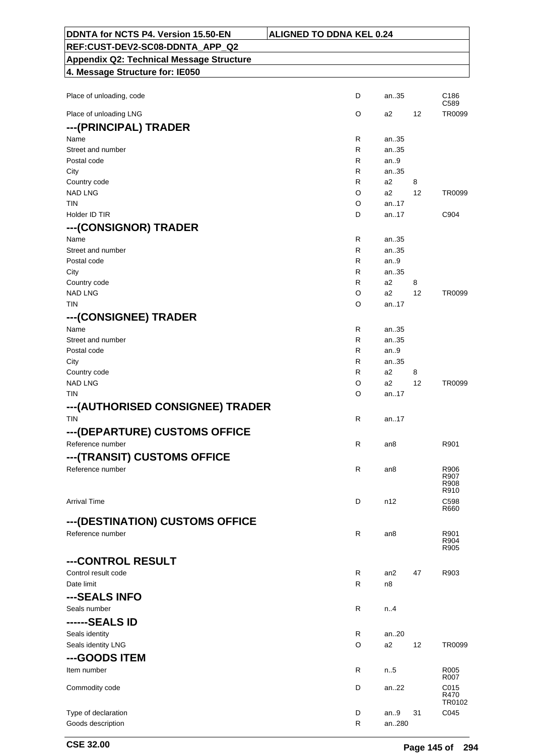| | | | | |
|---|---|---|---|---|
| Place of unloading, code | D | an..35 | | C186<br>C589 |
| Place of unloading LNG | O | a2 | 12 | TR0099 |
| **---(PRINCIPAL) TRADER** | | | | |
| Name | R | an..35 | | |
| Street and number | R | an..35 | | |
| Postal code | R | an..9 | | |
| City | R | an..35 | | |
| Country code | R | a2 | 8 | |
| NAD LNG | O | a2 | 12 | TR0099 |
| TIN | O | an..17 | | |
| Holder ID TIR | D | an..17 | | C904 |
| **---(CONSIGNOR) TRADER** | | | | |
| Name | R | an..35 | | |
| Street and number | R | an..35 | | |
| Postal code | R | an..9 | | |
| City | R | an..35 | | |
| Country code | R | a2 | 8 | |
| NAD LNG | O | a2 | 12 | TR0099 |
| TIN | O | an..17 | | |
| **---(CONSIGNEE) TRADER** | | | | |
| Name | R | an..35 | | |
| Street and number | R | an..35 | | |
| Postal code | R | an..9 | | |
| City | R | an..35 | | |
| Country code | R | a2 | 8 | |
| NAD LNG | O | a2 | 12 | TR0099 |
| TIN | O | an..17 | | |
| **---(AUTHORISED CONSIGNEE) TRADER** | | | | |
| TIN | R | an..17 | | |
| **---(DEPARTURE) CUSTOMS OFFICE** | | | | |
| Reference number | R | an8 | | R901 |
| **---(TRANSIT) CUSTOMS OFFICE** | | | | |
| Reference number | R | an8 | | R906<br>R907<br>R908<br>R910 |
| Arrival Time | D | n12 | | C598<br>R660 |
| **---(DESTINATION) CUSTOMS OFFICE** | | | | |
| Reference number | R | an8 | | R901<br>R904<br>R905 |
| **---CONTROL RESULT** | | | | |
| Control result code | R | an2 | 47 | R903 |
| Date limit | R | n8 | | |
| **---SEALS INFO** | | | | |
| Seals number | R | n..4 | | |
| **------SEALS ID** | | | | |
| Seals identity | R | an..20 | | |
| Seals identity LNG | O | a2 | 12 | TR0099 |
| **---GOODS ITEM** | | | | |
| Item number | R | n..5 | | R005<br>R007 |
| Commodity code | D | an..22 | | C015<br>R470<br>TR0102 |
| Type of declaration | D | an..9 | 31 | C045 |
| Goods description | R | an..280 | | |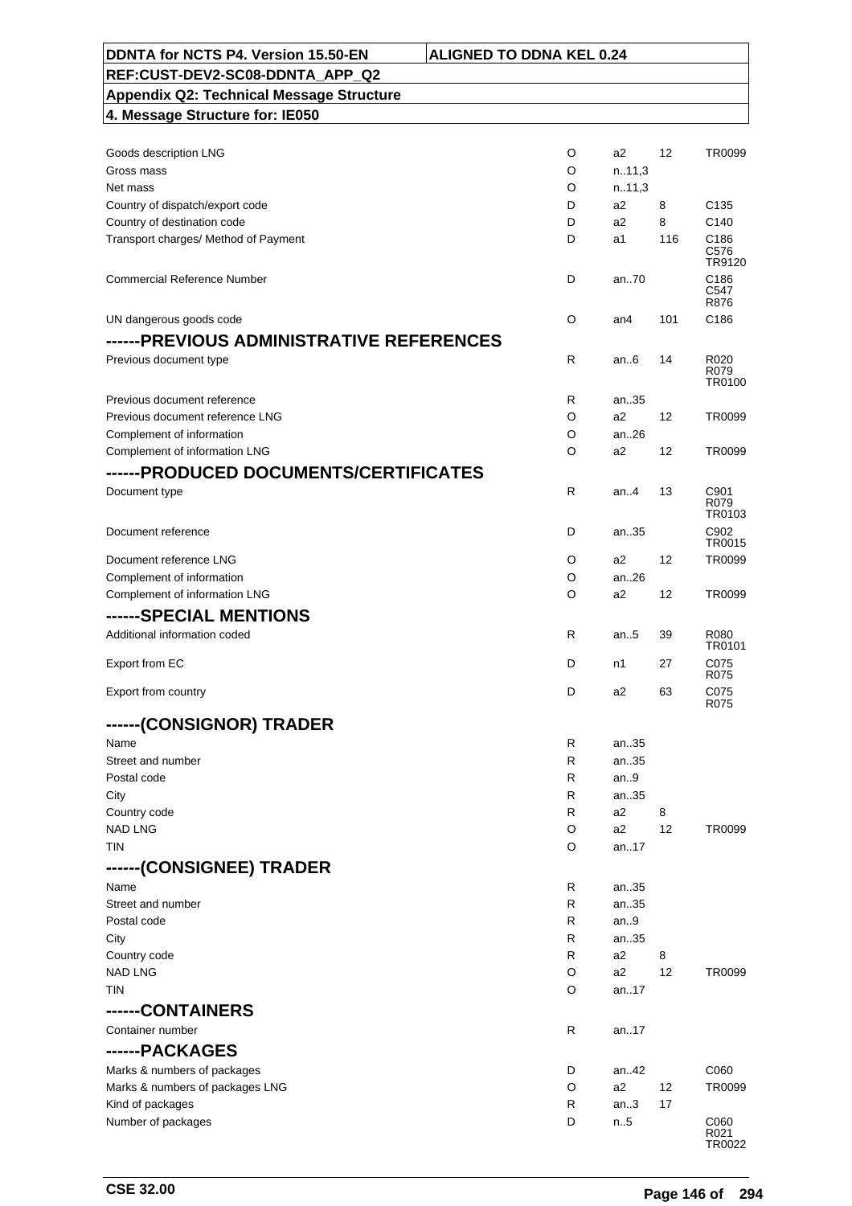| DDNTA for NCTS P4. Version 15.50-EN | ALIGNED TO DDNA KEL 0.24 |
|---|---|
| REF:CUST-DEV2-SC08-DDNTA_APP_Q2 | |
| Appendix Q2: Technical Message Structure | |
| 4. Message Structure for: IE050 | |

| | | | | |
|---|---|---|---|---|
| Goods description LNG | O | a2 | 12 | TR0099 |
| Gross mass | O | n..11,3 | | |
| Net mass | O | n..11,3 | | |
| Country of dispatch/export code | D | a2 | 8 | C135 |
| Country of destination code | D | a2 | 8 | C140 |
| Transport charges/ Method of Payment | D | a1 | 116 | C186 C576 TR9120 |
| Commercial Reference Number | D | an..70 | | C186 C547 R876 |
| UN dangerous goods code | O | an4 | 101 | C186 |
| **------PREVIOUS ADMINISTRATIVE REFERENCES** | | | | |
| Previous document type | R | an..6 | 14 | R020 R079 TR0100 |
| Previous document reference | R | an..35 | | |
| Previous document reference LNG | O | a2 | 12 | TR0099 |
| Complement of information | O | an..26 | | |
| Complement of information LNG | O | a2 | 12 | TR0099 |
| **------PRODUCED DOCUMENTS/CERTIFICATES** | | | | |
| Document type | R | an..4 | 13 | C901 R079 TR0103 |
| Document reference | D | an..35 | | C902 TR0015 |
| Document reference LNG | O | a2 | 12 | TR0099 |
| Complement of information | O | an..26 | | |
| Complement of information LNG | O | a2 | 12 | TR0099 |
| **------SPECIAL MENTIONS** | | | | |
| Additional information coded | R | an..5 | 39 | R080 TR0101 |
| Export from EC | D | n1 | 27 | C075 R075 |
| Export from country | D | a2 | 63 | C075 R075 |
| **------(CONSIGNOR) TRADER** | | | | |
| Name | R | an..35 | | |
| Street and number | R | an..35 | | |
| Postal code | R | an..9 | | |
| City | R | an..35 | | |
| Country code | R | a2 | 8 | |
| NAD LNG | O | a2 | 12 | TR0099 |
| TIN | O | an..17 | | |
| **------(CONSIGNEE) TRADER** | | | | |
| Name | R | an..35 | | |
| Street and number | R | an..35 | | |
| Postal code | R | an..9 | | |
| City | R | an..35 | | |
| Country code | R | a2 | 8 | |
| NAD LNG | O | a2 | 12 | TR0099 |
| TIN | O | an..17 | | |
| **------CONTAINERS** | | | | |
| Container number | R | an..17 | | |
| **------PACKAGES** | | | | |
| Marks & numbers of packages | D | an..42 | | C060 |
| Marks & numbers of packages LNG | O | a2 | 12 | TR0099 |
| Kind of packages | R | an..3 | 17 | |
| Number of packages | D | n..5 | | C060 R021 TR0022 |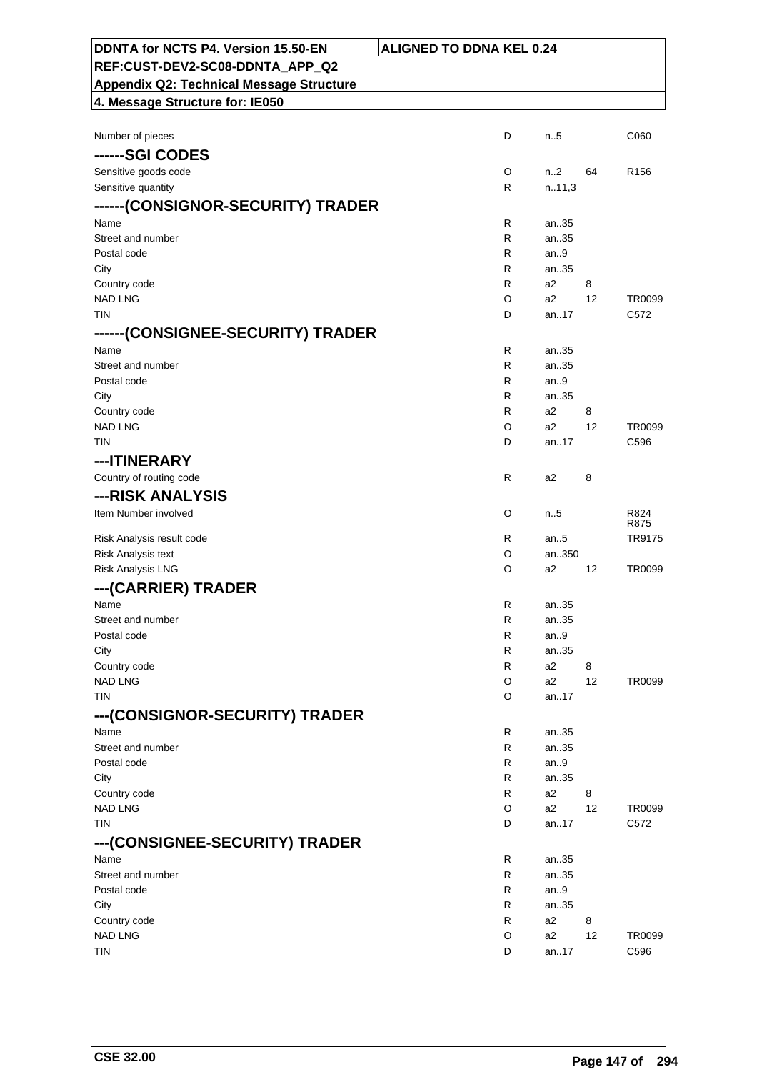| | | | | |
|---|---|---|---|---|
| Number of pieces | D | n..5 | | C060 |
| **------SGI CODES** | | | | |
| Sensitive goods code | O | n..2 | 64 | R156 |
| Sensitive quantity | R | n..11,3 | | |
| **------(CONSIGNOR-SECURITY) TRADER** | | | | |
| Name | R | an..35 | | |
| Street and number | R | an..35 | | |
| Postal code | R | an..9 | | |
| City | R | an..35 | | |
| Country code | R | a2 | 8 | |
| NAD LNG | O | a2 | 12 | TR0099 |
| TIN | D | an..17 | | C572 |
| **------(CONSIGNEE-SECURITY) TRADER** | | | | |
| Name | R | an..35 | | |
| Street and number | R | an..35 | | |
| Postal code | R | an..9 | | |
| City | R | an..35 | | |
| Country code | R | a2 | 8 | |
| NAD LNG | O | a2 | 12 | TR0099 |
| TIN | D | an..17 | | C596 |
| **---ITINERARY** | | | | |
| Country of routing code | R | a2 | 8 | |
| **---RISK ANALYSIS** | | | | |
| Item Number involved | O | n..5 | | R824 R875 |
| Risk Analysis result code | R | an..5 | | TR9175 |
| Risk Analysis text | O | an..350 | | |
| Risk Analysis LNG | O | a2 | 12 | TR0099 |
| **---(CARRIER) TRADER** | | | | |
| Name | R | an..35 | | |
| Street and number | R | an..35 | | |
| Postal code | R | an..9 | | |
| City | R | an..35 | | |
| Country code | R | a2 | 8 | |
| NAD LNG | O | a2 | 12 | TR0099 |
| TIN | O | an..17 | | |
| **---(CONSIGNOR-SECURITY) TRADER** | | | | |
| Name | R | an..35 | | |
| Street and number | R | an..35 | | |
| Postal code | R | an..9 | | |
| City | R | an..35 | | |
| Country code | R | a2 | 8 | |
| NAD LNG | O | a2 | 12 | TR0099 |
| TIN | D | an..17 | | C572 |
| **---(CONSIGNEE-SECURITY) TRADER** | | | | |
| Name | R | an..35 | | |
| Street and number | R | an..35 | | |
| Postal code | R | an..9 | | |
| City | R | an..35 | | |
| Country code | R | a2 | 8 | |
| NAD LNG | O | a2 | 12 | TR0099 |
| TIN | D | an..17 | | C596 |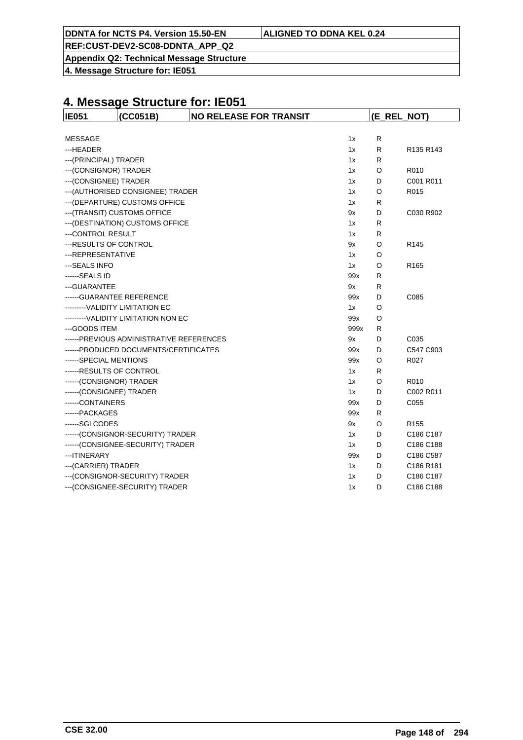# 4. Message Structure for: IE051

| IE051 | (CC051B) | NO RELEASE FOR TRANSIT | (E_REL_NOT) |
|---|---|---|---|

| | | | |
|---|---|---|---|
| MESSAGE | 1x | R | |
| ---HEADER | 1x | R | R135 R143 |
| ---(PRINCIPAL) TRADER | 1x | R | |
| ---(CONSIGNOR) TRADER | 1x | O | R010 |
| ---(CONSIGNEE) TRADER | 1x | D | C001 R011 |
| ---(AUTHORISED CONSIGNEE) TRADER | 1x | O | R015 |
| ---(DEPARTURE) CUSTOMS OFFICE | 1x | R | |
| ---(TRANSIT) CUSTOMS OFFICE | 9x | D | C030 R902 |
| ---(DESTINATION) CUSTOMS OFFICE | 1x | R | |
| ---CONTROL RESULT | 1x | R | |
| ---RESULTS OF CONTROL | 9x | O | R145 |
| ---REPRESENTATIVE | 1x | O | |
| ---SEALS INFO | 1x | O | R165 |
| ------SEALS ID | 99x | R | |
| ---GUARANTEE | 9x | R | |
| ------GUARANTEE REFERENCE | 99x | D | C085 |
| ---------VALIDITY LIMITATION EC | 1x | O | |
| ---------VALIDITY LIMITATION NON EC | 99x | O | |
| ---GOODS ITEM | 999x | R | |
| ------PREVIOUS ADMINISTRATIVE REFERENCES | 9x | D | C035 |
| ------PRODUCED DOCUMENTS/CERTIFICATES | 99x | D | C547 C903 |
| ------SPECIAL MENTIONS | 99x | O | R027 |
| ------RESULTS OF CONTROL | 1x | R | |
| ------(CONSIGNOR) TRADER | 1x | O | R010 |
| ------(CONSIGNEE) TRADER | 1x | D | C002 R011 |
| ------CONTAINERS | 99x | D | C055 |
| ------PACKAGES | 99x | R | |
| ------SGI CODES | 9x | O | R155 |
| ------(CONSIGNOR-SECURITY) TRADER | 1x | D | C186 C187 |
| ------(CONSIGNEE-SECURITY) TRADER | 1x | D | C186 C188 |
| ---ITINERARY | 99x | D | C186 C587 |
| ---(CARRIER) TRADER | 1x | D | C186 R181 |
| ---(CONSIGNOR-SECURITY) TRADER | 1x | D | C186 C187 |
| ---(CONSIGNEE-SECURITY) TRADER | 1x | D | C186 C188 |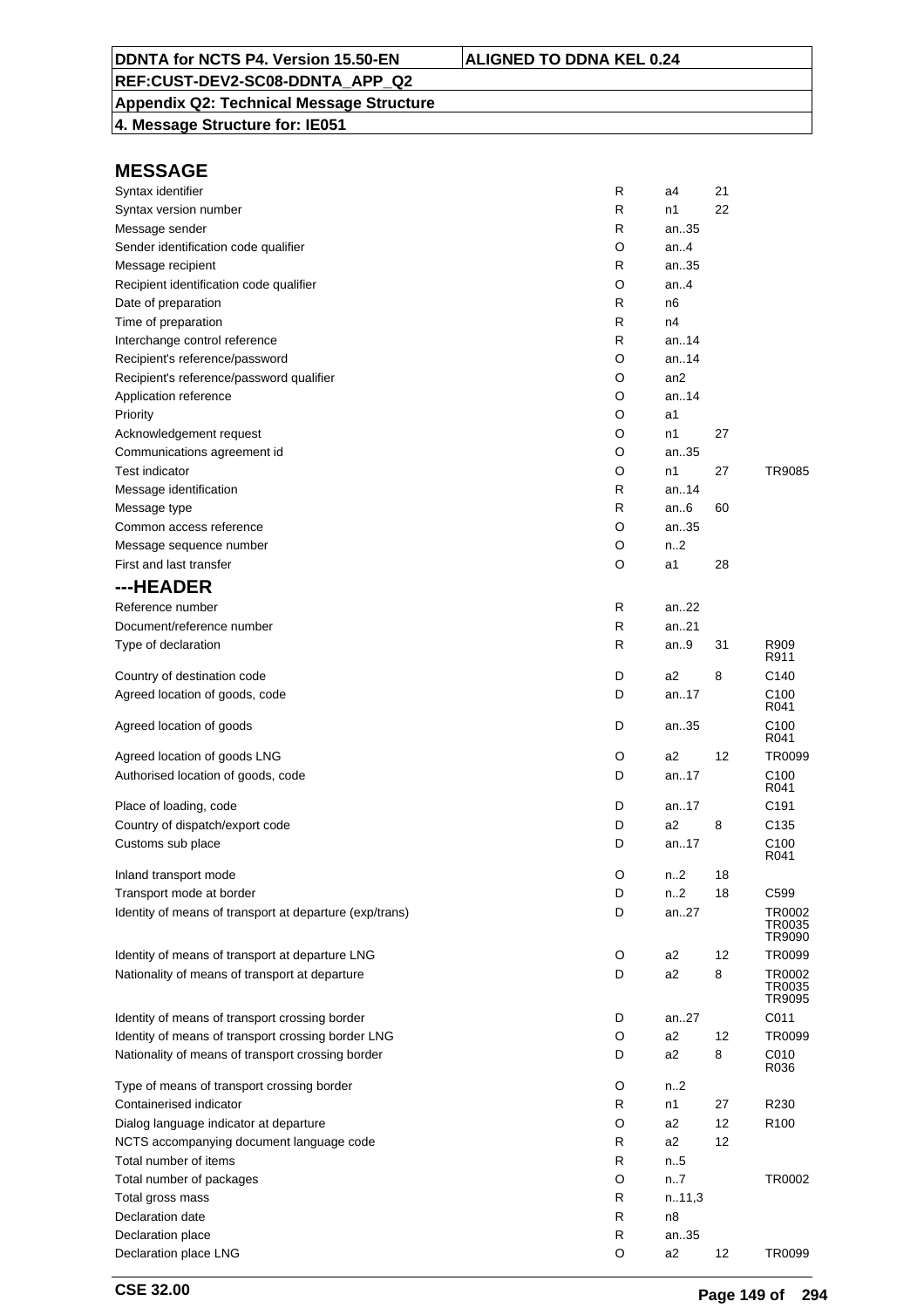**DDNTA for NCTS P4. Version 15.50-EN** | **ALIGNED TO DDNA KEL 0.24**

**REF:CUST-DEV2-SC08-DDNTA_APP_Q2**

**Appendix Q2: Technical Message Structure**

**4. Message Structure for: IE051**

## MESSAGE

| | | | | |
|---|---|---|---|---|
| Syntax identifier | R | a4 | 21 | |
| Syntax version number | R | n1 | 22 | |
| Message sender | R | an..35 | | |
| Sender identification code qualifier | O | an..4 | | |
| Message recipient | R | an..35 | | |
| Recipient identification code qualifier | O | an..4 | | |
| Date of preparation | R | n6 | | |
| Time of preparation | R | n4 | | |
| Interchange control reference | R | an..14 | | |
| Recipient's reference/password | O | an..14 | | |
| Recipient's reference/password qualifier | O | an2 | | |
| Application reference | O | an..14 | | |
| Priority | O | a1 | | |
| Acknowledgement request | O | n1 | 27 | |
| Communications agreement id | O | an..35 | | |
| Test indicator | O | n1 | 27 | TR9085 |
| Message identification | R | an..14 | | |
| Message type | R | an..6 | 60 | |
| Common access reference | O | an..35 | | |
| Message sequence number | O | n..2 | | |
| First and last transfer | O | a1 | 28 | |

## ---HEADER

| | | | | |
|---|---|---|---|---|
| Reference number | R | an..22 | | |
| Document/reference number | R | an..21 | | |
| Type of declaration | R | an..9 | 31 | R909 R911 |
| Country of destination code | D | a2 | 8 | C140 |
| Agreed location of goods, code | D | an..17 | | C100 R041 |
| Agreed location of goods | D | an..35 | | C100 R041 |
| Agreed location of goods LNG | O | a2 | 12 | TR0099 |
| Authorised location of goods, code | D | an..17 | | C100 R041 |
| Place of loading, code | D | an..17 | | C191 |
| Country of dispatch/export code | D | a2 | 8 | C135 |
| Customs sub place | D | an..17 | | C100 R041 |
| Inland transport mode | O | n..2 | 18 | |
| Transport mode at border | D | n..2 | 18 | C599 |
| Identity of means of transport at departure (exp/trans) | D | an..27 | | TR0002 TR0035 TR9090 |
| Identity of means of transport at departure LNG | O | a2 | 12 | TR0099 |
| Nationality of means of transport at departure | D | a2 | 8 | TR0002 TR0035 TR9095 |
| Identity of means of transport crossing border | D | an..27 | | C011 |
| Identity of means of transport crossing border LNG | O | a2 | 12 | TR0099 |
| Nationality of means of transport crossing border | D | a2 | 8 | C010 R036 |
| Type of means of transport crossing border | O | n..2 | | |
| Containerised indicator | R | n1 | 27 | R230 |
| Dialog language indicator at departure | O | a2 | 12 | R100 |
| NCTS accompanying document language code | R | a2 | 12 | |
| Total number of items | R | n..5 | | |
| Total number of packages | O | n..7 | | TR0002 |
| Total gross mass | R | n..11,3 | | |
| Declaration date | R | n8 | | |
| Declaration place | R | an..35 | | |
| Declaration place LNG | O | a2 | 12 | TR0099 |

**CSE 32.00**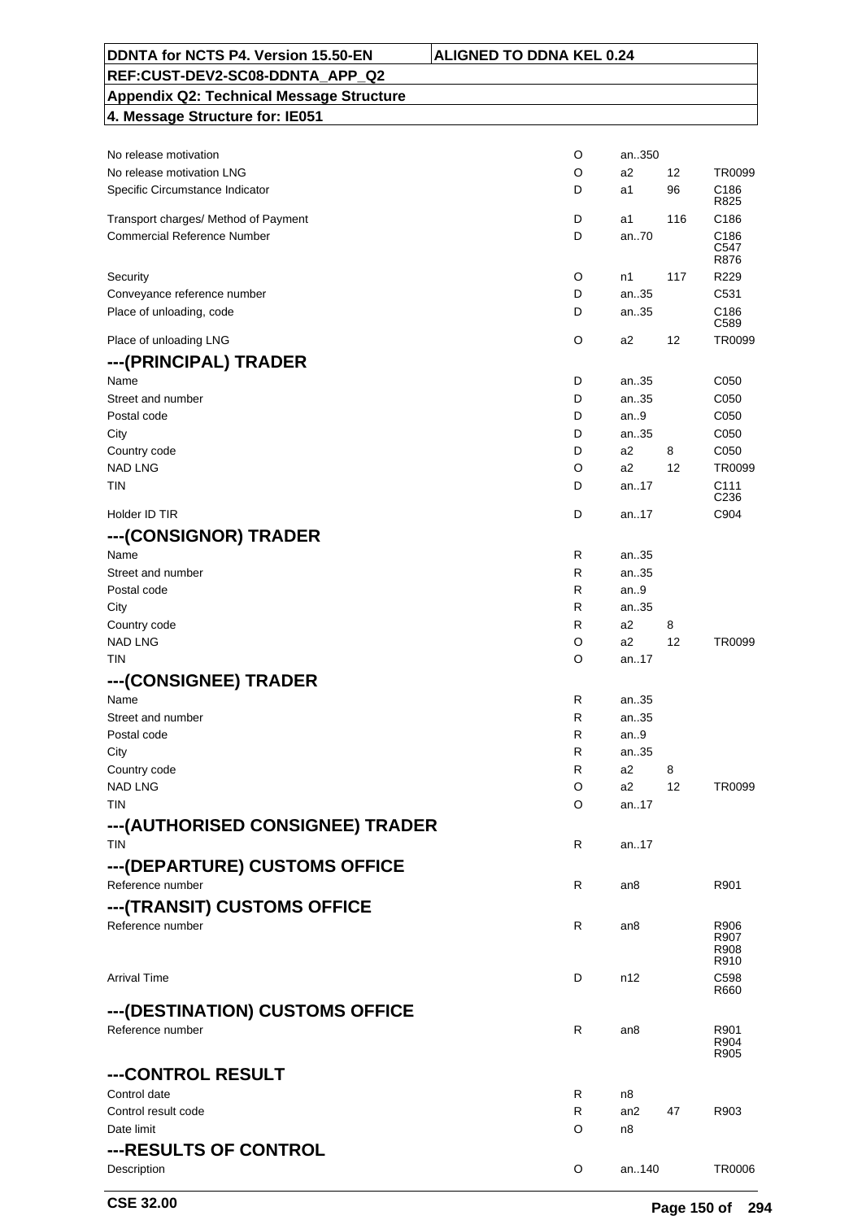| DDNTA for NCTS P4. Version 15.50-EN | ALIGNED TO DDNA KEL 0.24 |
|---|---|
| REF:CUST-DEV2-SC08-DDNTA_APP_Q2 | |
| Appendix Q2: Technical Message Structure | |
| 4. Message Structure for: IE051 | |

| | | | | |
|---|---|---|---|---|
| No release motivation | O | an..350 | | |
| No release motivation LNG | O | a2 | 12 | TR0099 |
| Specific Circumstance Indicator | D | a1 | 96 | C186 R825 |
| Transport charges/ Method of Payment | D | a1 | 116 | C186 |
| Commercial Reference Number | D | an..70 | | C186 C547 R876 |
| Security | O | n1 | 117 | R229 |
| Conveyance reference number | D | an..35 | | C531 |
| Place of unloading, code | D | an..35 | | C186 C589 |
| Place of unloading LNG | O | a2 | 12 | TR0099 |

## ---(PRINCIPAL) TRADER

| | | | | |
|---|---|---|---|---|
| Name | D | an..35 | | C050 |
| Street and number | D | an..35 | | C050 |
| Postal code | D | an..9 | | C050 |
| City | D | an..35 | | C050 |
| Country code | D | a2 | 8 | C050 |
| NAD LNG | O | a2 | 12 | TR0099 |
| TIN | D | an..17 | | C111 C236 |
| Holder ID TIR | D | an..17 | | C904 |

## ---(CONSIGNOR) TRADER

| | | | | |
|---|---|---|---|---|
| Name | R | an..35 | | |
| Street and number | R | an..35 | | |
| Postal code | R | an..9 | | |
| City | R | an..35 | | |
| Country code | R | a2 | 8 | |
| NAD LNG | O | a2 | 12 | TR0099 |
| TIN | O | an..17 | | |

## ---(CONSIGNEE) TRADER

| | | | | |
|---|---|---|---|---|
| Name | R | an..35 | | |
| Street and number | R | an..35 | | |
| Postal code | R | an..9 | | |
| City | R | an..35 | | |
| Country code | R | a2 | 8 | |
| NAD LNG | O | a2 | 12 | TR0099 |
| TIN | O | an..17 | | |

## ---(AUTHORISED CONSIGNEE) TRADER

| | | | | |
|---|---|---|---|---|
| TIN | R | an..17 | | |

## ---(DEPARTURE) CUSTOMS OFFICE

| | | | | |
|---|---|---|---|---|
| Reference number | R | an8 | | R901 |

## ---(TRANSIT) CUSTOMS OFFICE

| | | | | |
|---|---|---|---|---|
| Reference number | R | an8 | | R906 R907 R908 R910 |
| Arrival Time | D | n12 | | C598 R660 |

## ---(DESTINATION) CUSTOMS OFFICE

| | | | | |
|---|---|---|---|---|
| Reference number | R | an8 | | R901 R904 R905 |

## ---CONTROL RESULT

| | | | | |
|---|---|---|---|---|
| Control date | R | n8 | | |
| Control result code | R | an2 | 47 | R903 |
| Date limit | O | n8 | | |

## ---RESULTS OF CONTROL

| | | | | |
|---|---|---|---|---|
| Description | O | an..140 | | TR0006 |

CSE 32.00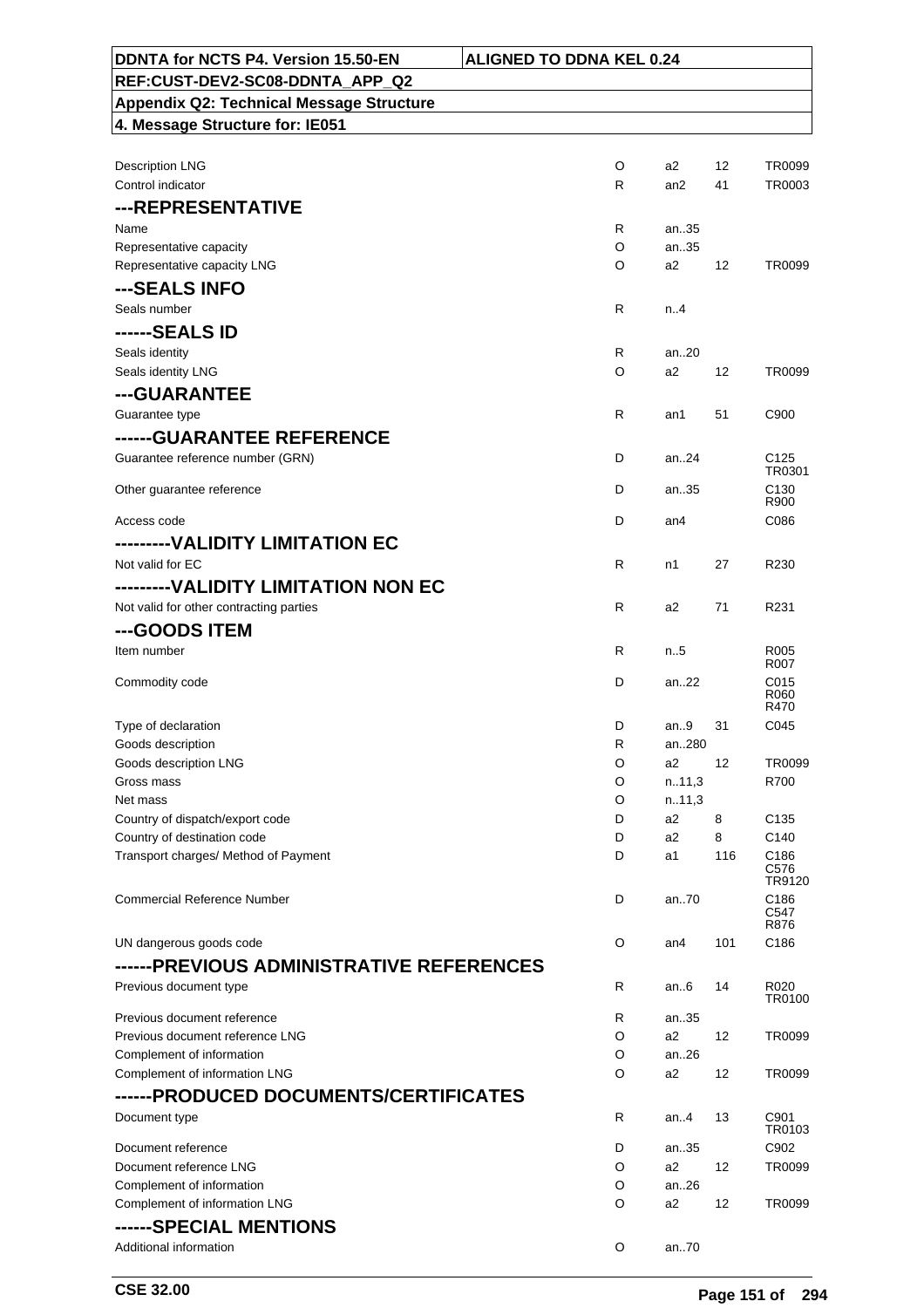| DDNTA for NCTS P4. Version 15.50-EN | ALIGNED TO DDNA KEL 0.24 |
|---|---|
| REF:CUST-DEV2-SC08-DDNTA_APP_Q2 | |
| Appendix Q2: Technical Message Structure | |
| 4. Message Structure for: IE051 | |

| | | | | |
|---|---|---|---|---|
| Description LNG | O | a2 | 12 | TR0099 |
| Control indicator | R | an2 | 41 | TR0003 |
| **---REPRESENTATIVE** | | | | |
| Name | R | an..35 | | |
| Representative capacity | O | an..35 | | |
| Representative capacity LNG | O | a2 | 12 | TR0099 |
| **---SEALS INFO** | | | | |
| Seals number | R | n..4 | | |
| **------SEALS ID** | | | | |
| Seals identity | R | an..20 | | |
| Seals identity LNG | O | a2 | 12 | TR0099 |
| **---GUARANTEE** | | | | |
| Guarantee type | R | an1 | 51 | C900 |
| **------GUARANTEE REFERENCE** | | | | |
| Guarantee reference number (GRN) | D | an..24 | | C125 TR0301 |
| Other guarantee reference | D | an..35 | | C130 R900 |
| Access code | D | an4 | | C086 |
| **---------VALIDITY LIMITATION EC** | | | | |
| Not valid for EC | R | n1 | 27 | R230 |
| **---------VALIDITY LIMITATION NON EC** | | | | |
| Not valid for other contracting parties | R | a2 | 71 | R231 |
| **---GOODS ITEM** | | | | |
| Item number | R | n..5 | | R005 R007 |
| Commodity code | D | an..22 | | C015 R060 R470 |
| Type of declaration | D | an..9 | 31 | C045 |
| Goods description | R | an..280 | | |
| Goods description LNG | O | a2 | 12 | TR0099 |
| Gross mass | O | n..11,3 | | R700 |
| Net mass | O | n..11,3 | | |
| Country of dispatch/export code | D | a2 | 8 | C135 |
| Country of destination code | D | a2 | 8 | C140 |
| Transport charges/ Method of Payment | D | a1 | 116 | C186 C576 TR9120 |
| Commercial Reference Number | D | an..70 | | C186 C547 R876 |
| UN dangerous goods code | O | an4 | 101 | C186 |
| **------PREVIOUS ADMINISTRATIVE REFERENCES** | | | | |
| Previous document type | R | an..6 | 14 | R020 TR0100 |
| Previous document reference | R | an..35 | | |
| Previous document reference LNG | O | a2 | 12 | TR0099 |
| Complement of information | O | an..26 | | |
| Complement of information LNG | O | a2 | 12 | TR0099 |
| **------PRODUCED DOCUMENTS/CERTIFICATES** | | | | |
| Document type | R | an..4 | 13 | C901 TR0103 |
| Document reference | D | an..35 | | C902 |
| Document reference LNG | O | a2 | 12 | TR0099 |
| Complement of information | O | an..26 | | |
| Complement of information LNG | O | a2 | 12 | TR0099 |
| **------SPECIAL MENTIONS** | | | | |
| Additional information | O | an..70 | | |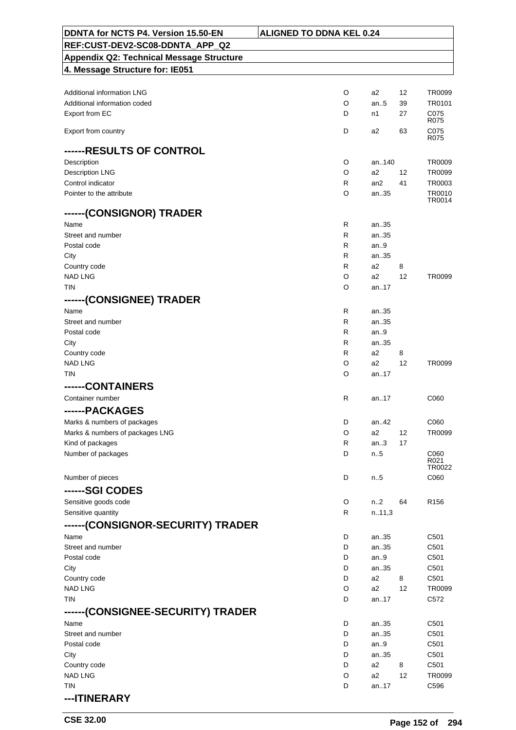| DDNTA for NCTS P4. Version 15.50-EN | ALIGNED TO DDNA KEL 0.24 |
|---|---|
| REF:CUST-DEV2-SC08-DDNTA_APP_Q2 | |
| Appendix Q2: Technical Message Structure | |
| 4. Message Structure for: IE051 | |

| | | | | |
|---|---|---|---|---|
| Additional information LNG | O | a2 | 12 | TR0099 |
| Additional information coded | O | an..5 | 39 | TR0101 |
| Export from EC | D | n1 | 27 | C075 R075 |
| Export from country | D | a2 | 63 | C075 R075 |

## ------RESULTS OF CONTROL

| | | | | |
|---|---|---|---|---|
| Description | O | an..140 | | TR0009 |
| Description LNG | O | a2 | 12 | TR0099 |
| Control indicator | R | an2 | 41 | TR0003 |
| Pointer to the attribute | O | an..35 | | TR0010 TR0014 |

## ------(CONSIGNOR) TRADER

| | | | | |
|---|---|---|---|---|
| Name | R | an..35 | | |
| Street and number | R | an..35 | | |
| Postal code | R | an..9 | | |
| City | R | an..35 | | |
| Country code | R | a2 | 8 | |
| NAD LNG | O | a2 | 12 | TR0099 |
| TIN | O | an..17 | | |

## ------(CONSIGNEE) TRADER

| | | | | |
|---|---|---|---|---|
| Name | R | an..35 | | |
| Street and number | R | an..35 | | |
| Postal code | R | an..9 | | |
| City | R | an..35 | | |
| Country code | R | a2 | 8 | |
| NAD LNG | O | a2 | 12 | TR0099 |
| TIN | O | an..17 | | |

## ------CONTAINERS

| | | | | |
|---|---|---|---|---|
| Container number | R | an..17 | | C060 |

## ------PACKAGES

| | | | | |
|---|---|---|---|---|
| Marks & numbers of packages | D | an..42 | | C060 |
| Marks & numbers of packages LNG | O | a2 | 12 | TR0099 |
| Kind of packages | R | an..3 | 17 | |
| Number of packages | D | n..5 | | C060 R021 TR0022 |
| Number of pieces | D | n..5 | | C060 |

## ------SGI CODES

| | | | | |
|---|---|---|---|---|
| Sensitive goods code | O | n..2 | 64 | R156 |
| Sensitive quantity | R | n..11,3 | | |

## ------(CONSIGNOR-SECURITY) TRADER

| | | | | |
|---|---|---|---|---|
| Name | D | an..35 | | C501 |
| Street and number | D | an..35 | | C501 |
| Postal code | D | an..9 | | C501 |
| City | D | an..35 | | C501 |
| Country code | D | a2 | 8 | C501 |
| NAD LNG | O | a2 | 12 | TR0099 |
| TIN | D | an..17 | | C572 |

## ------(CONSIGNEE-SECURITY) TRADER

| | | | | |
|---|---|---|---|---|
| Name | D | an..35 | | C501 |
| Street and number | D | an..35 | | C501 |
| Postal code | D | an..9 | | C501 |
| City | D | an..35 | | C501 |
| Country code | D | a2 | 8 | C501 |
| NAD LNG | O | a2 | 12 | TR0099 |
| TIN | D | an..17 | | C596 |

## ---ITINERARY

CSE 32.00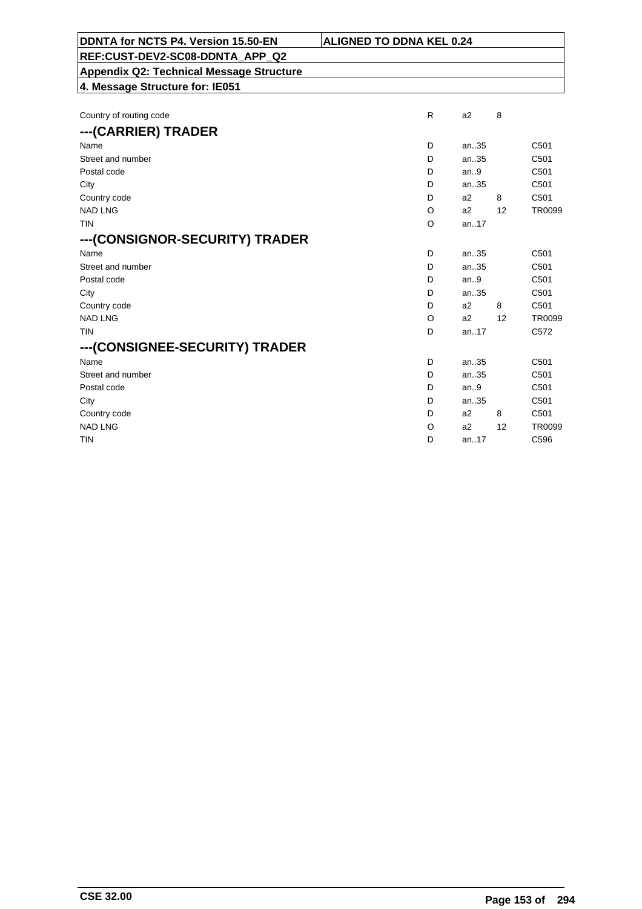| | | | | |
|---|---|---|---|---|
| Country of routing code | R | a2 | 8 | |

## ---(CARRIER) TRADER

| | | | | |
|---|---|---|---|---|
| Name | D | an..35 | | C501 |
| Street and number | D | an..35 | | C501 |
| Postal code | D | an..9 | | C501 |
| City | D | an..35 | | C501 |
| Country code | D | a2 | 8 | C501 |
| NAD LNG | O | a2 | 12 | TR0099 |
| TIN | O | an..17 | | |

## ---(CONSIGNOR-SECURITY) TRADER

| | | | | |
|---|---|---|---|---|
| Name | D | an..35 | | C501 |
| Street and number | D | an..35 | | C501 |
| Postal code | D | an..9 | | C501 |
| City | D | an..35 | | C501 |
| Country code | D | a2 | 8 | C501 |
| NAD LNG | O | a2 | 12 | TR0099 |
| TIN | D | an..17 | | C572 |

## ---(CONSIGNEE-SECURITY) TRADER

| | | | | |
|---|---|---|---|---|
| Name | D | an..35 | | C501 |
| Street and number | D | an..35 | | C501 |
| Postal code | D | an..9 | | C501 |
| City | D | an..35 | | C501 |
| Country code | D | a2 | 8 | C501 |
| NAD LNG | O | a2 | 12 | TR0099 |
| TIN | D | an..17 | | C596 |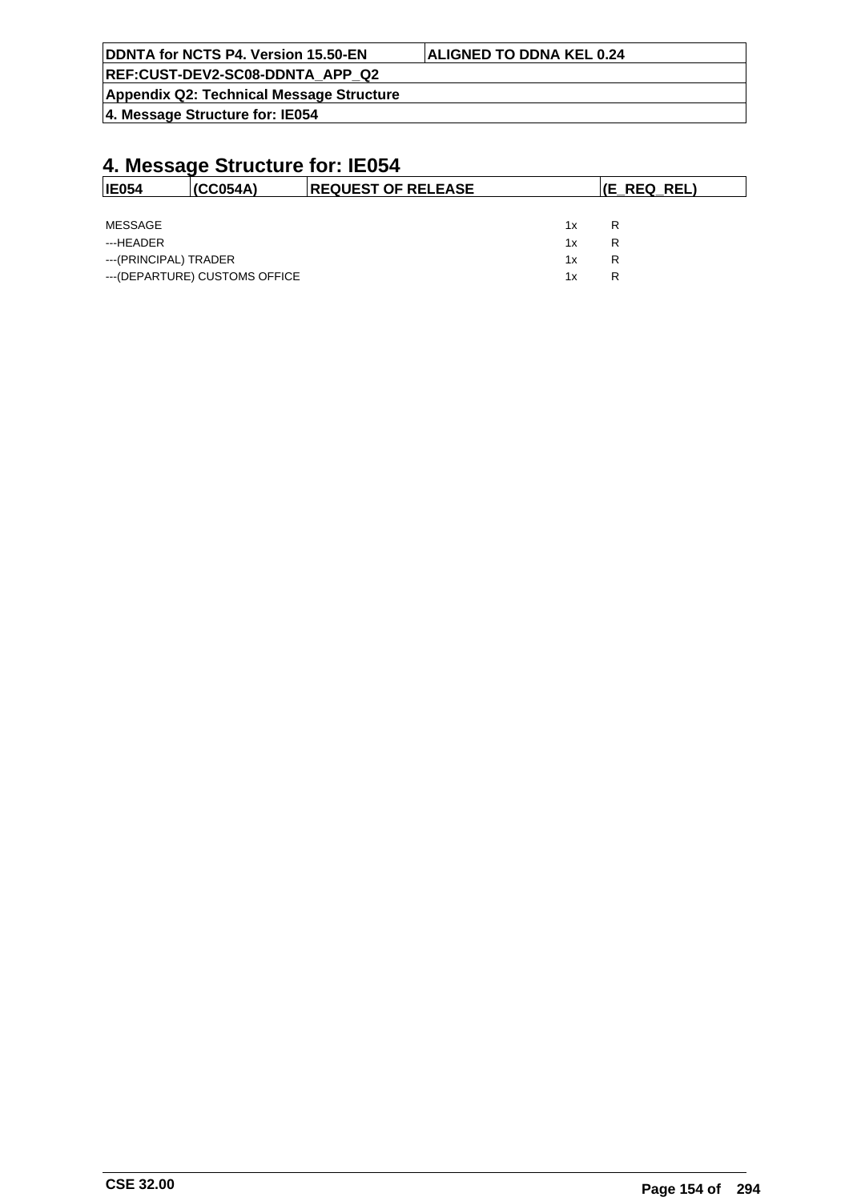# 4. Message Structure for: IE054

| IE054 | (CC054A) | REQUEST OF RELEASE | (E_REQ_REL) |
|---|---|---|---|

| | | |
|---|---|---|
| MESSAGE | 1x | R |
| ---HEADER | 1x | R |
| ---(PRINCIPAL) TRADER | 1x | R |
| ---(DEPARTURE) CUSTOMS OFFICE | 1x | R |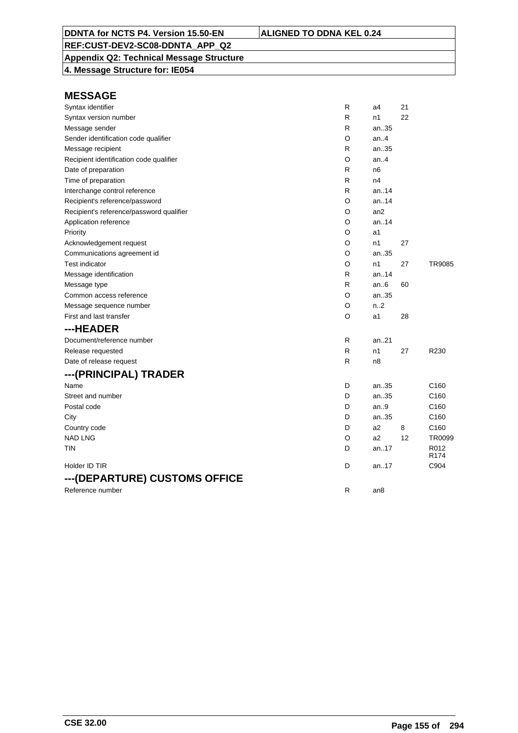| DDNTA for NCTS P4. Version 15.50-EN | ALIGNED TO DDNA KEL 0.24 |
|---|---|
| REF:CUST-DEV2-SC08-DDNTA_APP_Q2 | |
| Appendix Q2: Technical Message Structure | |
| 4. Message Structure for: IE054 | |

## MESSAGE

| | | | | |
|---|---|---|---|---|
| Syntax identifier | R | a4 | 21 | |
| Syntax version number | R | n1 | 22 | |
| Message sender | R | an..35 | | |
| Sender identification code qualifier | O | an..4 | | |
| Message recipient | R | an..35 | | |
| Recipient identification code qualifier | O | an..4 | | |
| Date of preparation | R | n6 | | |
| Time of preparation | R | n4 | | |
| Interchange control reference | R | an..14 | | |
| Recipient's reference/password | O | an..14 | | |
| Recipient's reference/password qualifier | O | an2 | | |
| Application reference | O | an..14 | | |
| Priority | O | a1 | | |
| Acknowledgement request | O | n1 | 27 | |
| Communications agreement id | O | an..35 | | |
| Test indicator | O | n1 | 27 | TR9085 |
| Message identification | R | an..14 | | |
| Message type | R | an..6 | 60 | |
| Common access reference | O | an..35 | | |
| Message sequence number | O | n..2 | | |
| First and last transfer | O | a1 | 28 | |

## ---HEADER

| | | | | |
|---|---|---|---|---|
| Document/reference number | R | an..21 | | |
| Release requested | R | n1 | 27 | R230 |
| Date of release request | R | n8 | | |

## ---(PRINCIPAL) TRADER

| | | | | |
|---|---|---|---|---|
| Name | D | an..35 | | C160 |
| Street and number | D | an..35 | | C160 |
| Postal code | D | an..9 | | C160 |
| City | D | an..35 | | C160 |
| Country code | D | a2 | 8 | C160 |
| NAD LNG | O | a2 | 12 | TR0099 |
| TIN | D | an..17 | | R012 R174 |
| Holder ID TIR | D | an..17 | | C904 |

## ---(DEPARTURE) CUSTOMS OFFICE

| | | | | |
|---|---|---|---|---|
| Reference number | R | an8 | | |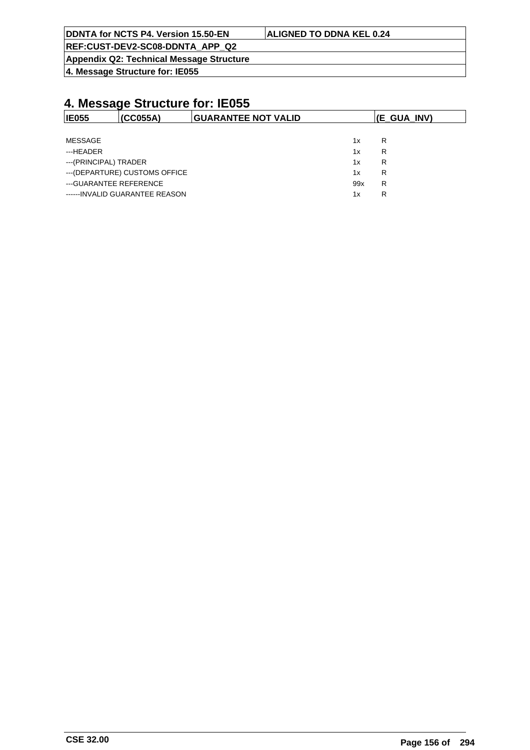# 4. Message Structure for: IE055

| IE055 | (CC055A) | GUARANTEE NOT VALID | (E_GUA_INV) |
|---|---|---|---|

| | | |
|---|---|---|
| MESSAGE | 1x | R |
| ---HEADER | 1x | R |
| ---(PRINCIPAL) TRADER | 1x | R |
| ---(DEPARTURE) CUSTOMS OFFICE | 1x | R |
| ---GUARANTEE REFERENCE | 99x | R |
| ------INVALID GUARANTEE REASON | 1x | R |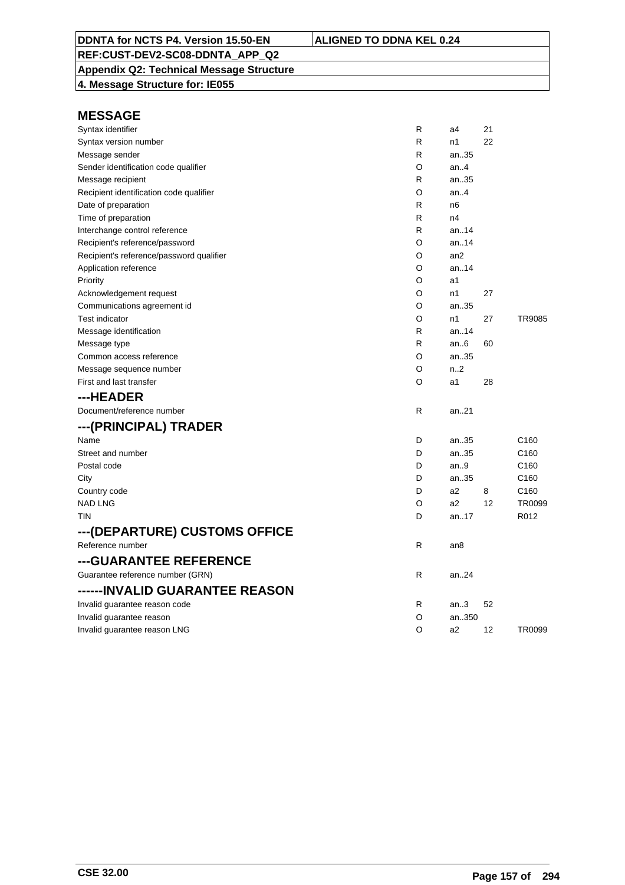**DDNTA for NCTS P4. Version 15.50-EN** | **ALIGNED TO DDNA KEL 0.24**
**REF:CUST-DEV2-SC08-DDNTA_APP_Q2**
**Appendix Q2: Technical Message Structure**
**4. Message Structure for: IE055**

## MESSAGE

| | | | | |
|---|---|---|---|---|
| Syntax identifier | R | a4 | 21 | |
| Syntax version number | R | n1 | 22 | |
| Message sender | R | an..35 | | |
| Sender identification code qualifier | O | an..4 | | |
| Message recipient | R | an..35 | | |
| Recipient identification code qualifier | O | an..4 | | |
| Date of preparation | R | n6 | | |
| Time of preparation | R | n4 | | |
| Interchange control reference | R | an..14 | | |
| Recipient's reference/password | O | an..14 | | |
| Recipient's reference/password qualifier | O | an2 | | |
| Application reference | O | an..14 | | |
| Priority | O | a1 | | |
| Acknowledgement request | O | n1 | 27 | |
| Communications agreement id | O | an..35 | | |
| Test indicator | O | n1 | 27 | TR9085 |
| Message identification | R | an..14 | | |
| Message type | R | an..6 | 60 | |
| Common access reference | O | an..35 | | |
| Message sequence number | O | n..2 | | |
| First and last transfer | O | a1 | 28 | |

## ---HEADER

| | | | | |
|---|---|---|---|---|
| Document/reference number | R | an..21 | | |

## ---(PRINCIPAL) TRADER

| | | | | |
|---|---|---|---|---|
| Name | D | an..35 | | C160 |
| Street and number | D | an..35 | | C160 |
| Postal code | D | an..9 | | C160 |
| City | D | an..35 | | C160 |
| Country code | D | a2 | 8 | C160 |
| NAD LNG | O | a2 | 12 | TR0099 |
| TIN | D | an..17 | | R012 |

## ---(DEPARTURE) CUSTOMS OFFICE

| | | | | |
|---|---|---|---|---|
| Reference number | R | an8 | | |

## ---GUARANTEE REFERENCE

| | | | | |
|---|---|---|---|---|
| Guarantee reference number (GRN) | R | an..24 | | |

## ------INVALID GUARANTEE REASON

| | | | | |
|---|---|---|---|---|
| Invalid guarantee reason code | R | an..3 | 52 | |
| Invalid guarantee reason | O | an..350 | | |
| Invalid guarantee reason LNG | O | a2 | 12 | TR0099 |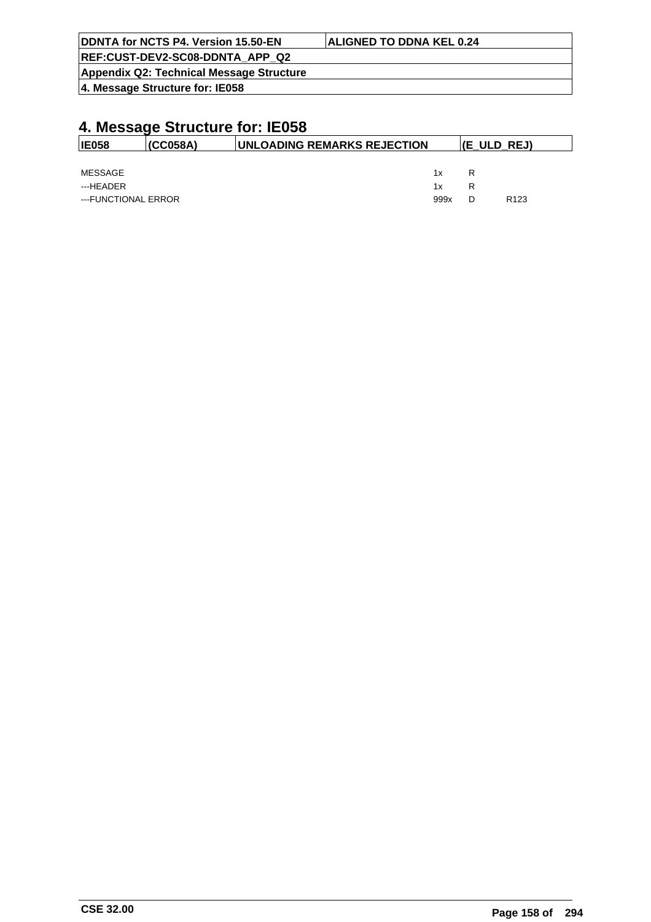# 4. Message Structure for: IE058

| IE058 | (CC058A) | UNLOADING REMARKS REJECTION | (E_ULD_REJ) |
|---|---|---|---|

| | | | |
|---|---|---|---|
| MESSAGE | 1x | R | |
| ---HEADER | 1x | R | |
| ---FUNCTIONAL ERROR | 999x | D | R123 |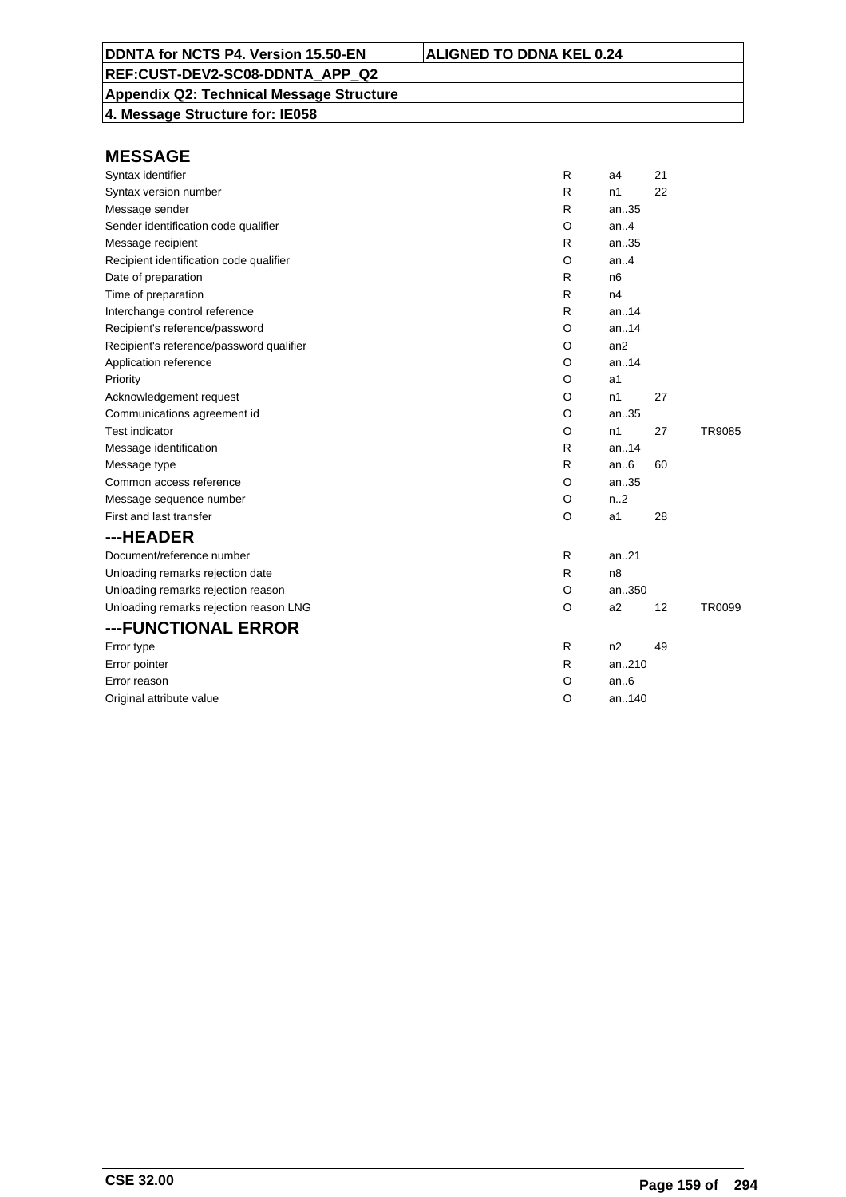| DDNTA for NCTS P4. Version 15.50-EN | ALIGNED TO DDNA KEL 0.24 |
|---|---|
| REF:CUST-DEV2-SC08-DDNTA_APP_Q2 | |
| Appendix Q2: Technical Message Structure | |
| 4. Message Structure for: IE058 | |

## MESSAGE

| | | | | |
|---|---|---|---|---|
| Syntax identifier | R | a4 | 21 | |
| Syntax version number | R | n1 | 22 | |
| Message sender | R | an..35 | | |
| Sender identification code qualifier | O | an..4 | | |
| Message recipient | R | an..35 | | |
| Recipient identification code qualifier | O | an..4 | | |
| Date of preparation | R | n6 | | |
| Time of preparation | R | n4 | | |
| Interchange control reference | R | an..14 | | |
| Recipient's reference/password | O | an..14 | | |
| Recipient's reference/password qualifier | O | an2 | | |
| Application reference | O | an..14 | | |
| Priority | O | a1 | | |
| Acknowledgement request | O | n1 | 27 | |
| Communications agreement id | O | an..35 | | |
| Test indicator | O | n1 | 27 | TR9085 |
| Message identification | R | an..14 | | |
| Message type | R | an..6 | 60 | |
| Common access reference | O | an..35 | | |
| Message sequence number | O | n..2 | | |
| First and last transfer | O | a1 | 28 | |

## ---HEADER

| | | | | |
|---|---|---|---|---|
| Document/reference number | R | an..21 | | |
| Unloading remarks rejection date | R | n8 | | |
| Unloading remarks rejection reason | O | an..350 | | |
| Unloading remarks rejection reason LNG | O | a2 | 12 | TR0099 |

## ---FUNCTIONAL ERROR

| | | | | |
|---|---|---|---|---|
| Error type | R | n2 | 49 | |
| Error pointer | R | an..210 | | |
| Error reason | O | an..6 | | |
| Original attribute value | O | an..140 | | |

CSE 32.00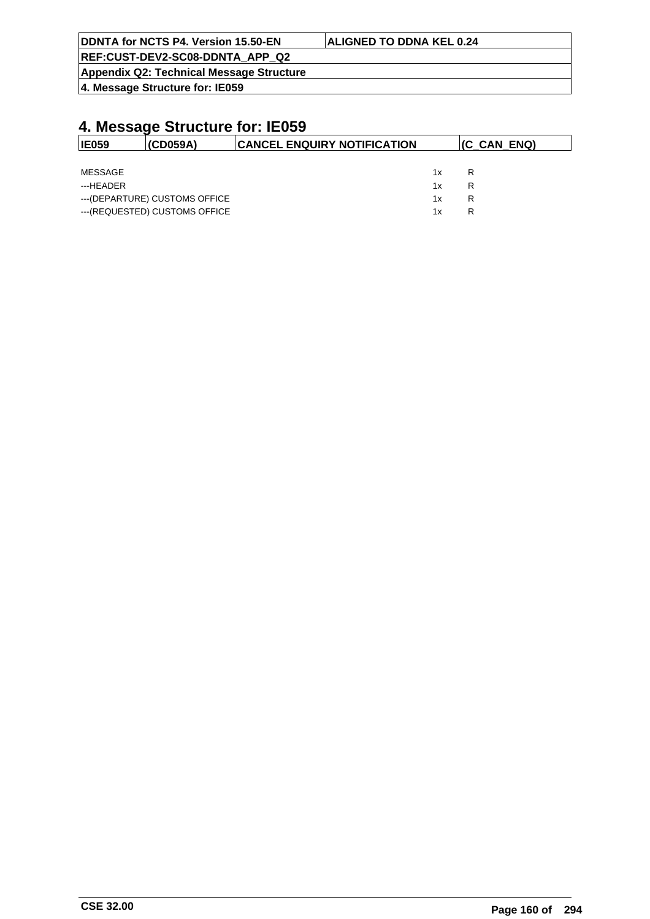# 4. Message Structure for: IE059

| IE059 | (CD059A) | CANCEL ENQUIRY NOTIFICATION | (C_CAN_ENQ) |
|---|---|---|---|

| | | |
|---|---|---|
| MESSAGE | 1x | R |
| ---HEADER | 1x | R |
| ---(DEPARTURE) CUSTOMS OFFICE | 1x | R |
| ---(REQUESTED) CUSTOMS OFFICE | 1x | R |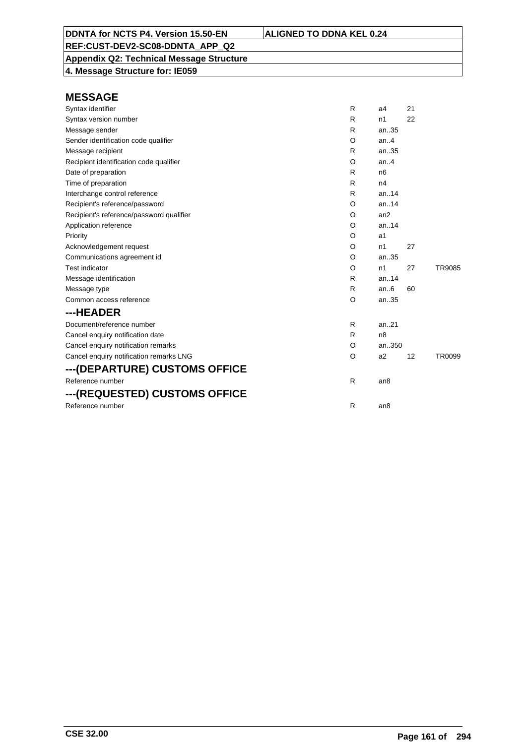**DDNTA for NCTS P4. Version 15.50-EN** | **ALIGNED TO DDNA KEL 0.24**

**REF:CUST-DEV2-SC08-DDNTA_APP_Q2**

**Appendix Q2: Technical Message Structure**

**4. Message Structure for: IE059**

## MESSAGE

| | | | | |
|---|---|---|---|---|
| Syntax identifier | R | a4 | 21 | |
| Syntax version number | R | n1 | 22 | |
| Message sender | R | an..35 | | |
| Sender identification code qualifier | O | an..4 | | |
| Message recipient | R | an..35 | | |
| Recipient identification code qualifier | O | an..4 | | |
| Date of preparation | R | n6 | | |
| Time of preparation | R | n4 | | |
| Interchange control reference | R | an..14 | | |
| Recipient's reference/password | O | an..14 | | |
| Recipient's reference/password qualifier | O | an2 | | |
| Application reference | O | an..14 | | |
| Priority | O | a1 | | |
| Acknowledgement request | O | n1 | 27 | |
| Communications agreement id | O | an..35 | | |
| Test indicator | O | n1 | 27 | TR9085 |
| Message identification | R | an..14 | | |
| Message type | R | an..6 | 60 | |
| Common access reference | O | an..35 | | |

## ---HEADER

| | | | | |
|---|---|---|---|---|
| Document/reference number | R | an..21 | | |
| Cancel enquiry notification date | R | n8 | | |
| Cancel enquiry notification remarks | O | an..350 | | |
| Cancel enquiry notification remarks LNG | O | a2 | 12 | TR0099 |

## ---(DEPARTURE) CUSTOMS OFFICE

| | | | | |
|---|---|---|---|---|
| Reference number | R | an8 | | |

## ---(REQUESTED) CUSTOMS OFFICE

| | | | | |
|---|---|---|---|---|
| Reference number | R | an8 | | |

CSE 32.00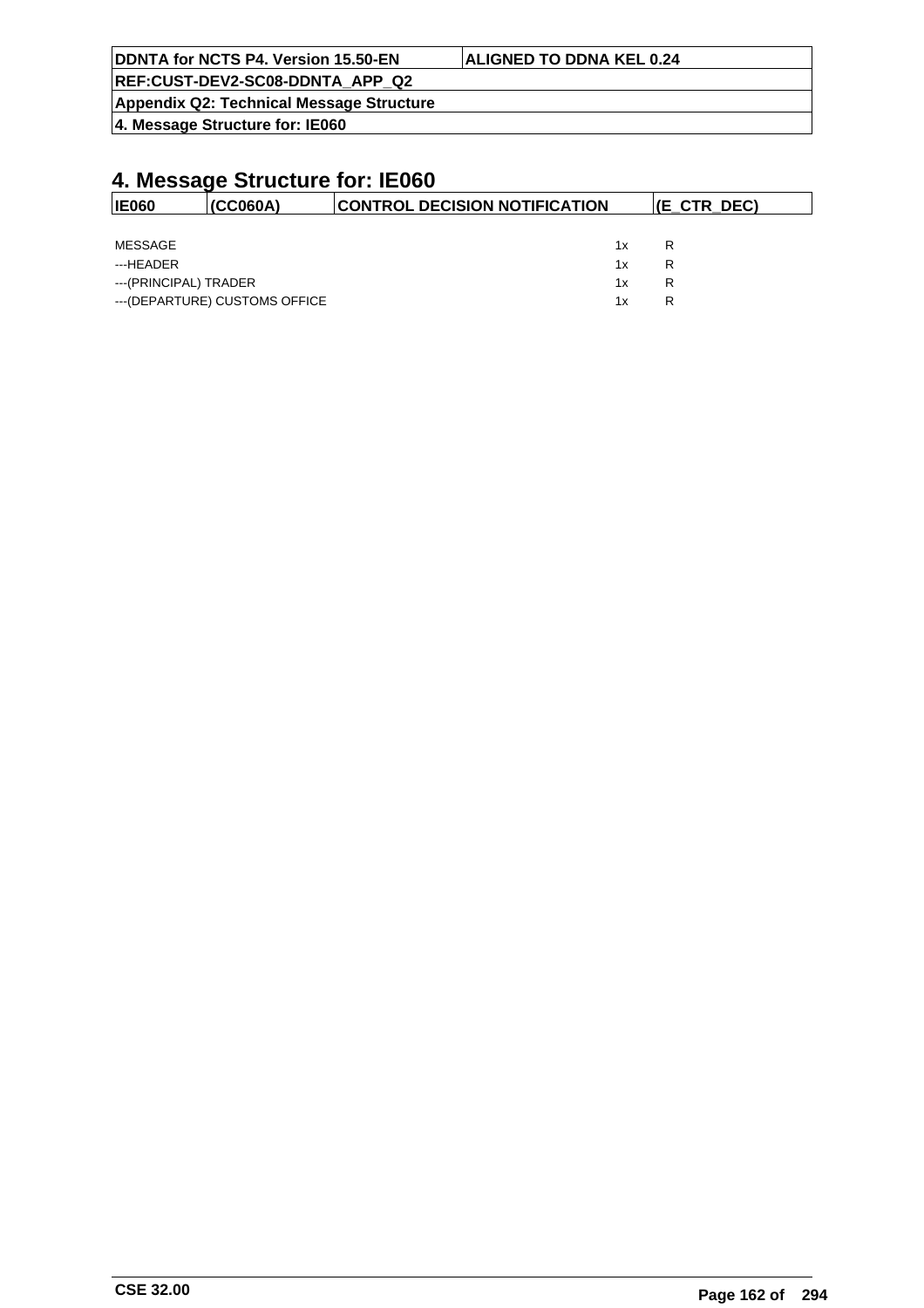# 4. Message Structure for: IE060

| IE060 | (CC060A) | CONTROL DECISION NOTIFICATION | (E_CTR_DEC) |
|---|---|---|---|

| | | |
|---|---|---|
| MESSAGE | 1x | R |
| ---HEADER | 1x | R |
| ---(PRINCIPAL) TRADER | 1x | R |
| ---(DEPARTURE) CUSTOMS OFFICE | 1x | R |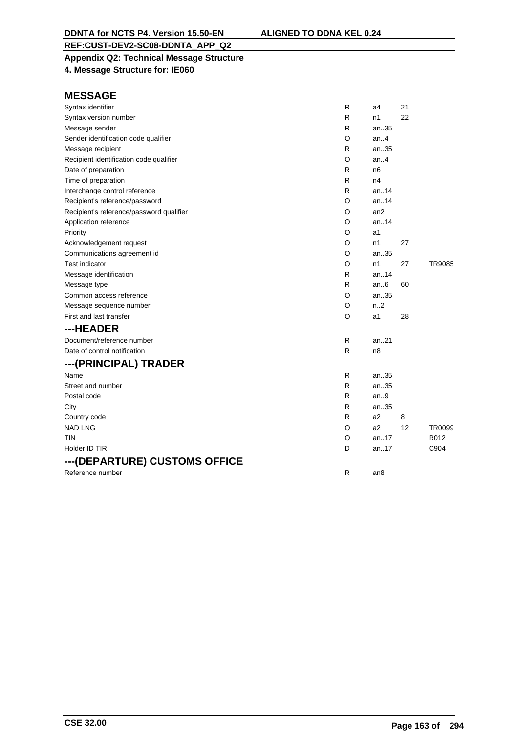| DDNTA for NCTS P4. Version 15.50-EN | ALIGNED TO DDNA KEL 0.24 |
|---|---|
| REF:CUST-DEV2-SC08-DDNTA_APP_Q2 | |
| Appendix Q2: Technical Message Structure | |
| 4. Message Structure for: IE060 | |

## MESSAGE

| Field | Status | Format | Code list | Rule/Condition |
|---|---|---|---|---|
| Syntax identifier | R | a4 | 21 | |
| Syntax version number | R | n1 | 22 | |
| Message sender | R | an..35 | | |
| Sender identification code qualifier | O | an..4 | | |
| Message recipient | R | an..35 | | |
| Recipient identification code qualifier | O | an..4 | | |
| Date of preparation | R | n6 | | |
| Time of preparation | R | n4 | | |
| Interchange control reference | R | an..14 | | |
| Recipient's reference/password | O | an..14 | | |
| Recipient's reference/password qualifier | O | an2 | | |
| Application reference | O | an..14 | | |
| Priority | O | a1 | | |
| Acknowledgement request | O | n1 | 27 | |
| Communications agreement id | O | an..35 | | |
| Test indicator | O | n1 | 27 | TR9085 |
| Message identification | R | an..14 | | |
| Message type | R | an..6 | 60 | |
| Common access reference | O | an..35 | | |
| Message sequence number | O | n..2 | | |
| First and last transfer | O | a1 | 28 | |

## ---HEADER

| Field | Status | Format | Code list | Rule/Condition |
|---|---|---|---|---|
| Document/reference number | R | an..21 | | |
| Date of control notification | R | n8 | | |

## ---(PRINCIPAL) TRADER

| Field | Status | Format | Code list | Rule/Condition |
|---|---|---|---|---|
| Name | R | an..35 | | |
| Street and number | R | an..35 | | |
| Postal code | R | an..9 | | |
| City | R | an..35 | | |
| Country code | R | a2 | 8 | |
| NAD LNG | O | a2 | 12 | TR0099 |
| TIN | O | an..17 | | R012 |
| Holder ID TIR | D | an..17 | | C904 |

## ---(DEPARTURE) CUSTOMS OFFICE

| Field | Status | Format | Code list | Rule/Condition |
|---|---|---|---|---|
| Reference number | R | an8 | | |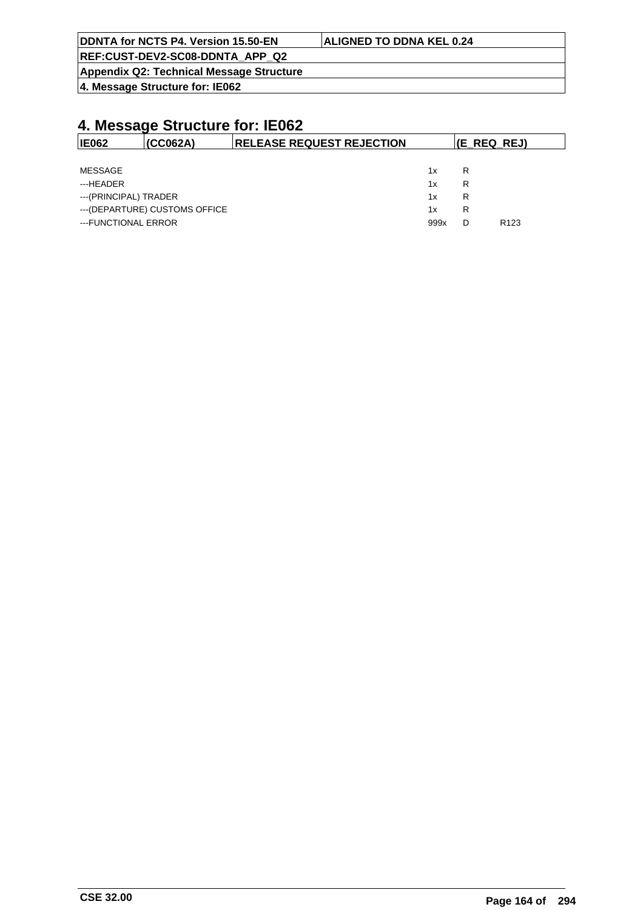# 4. Message Structure for: IE062

| IE062 | (CC062A) | RELEASE REQUEST REJECTION | (E_REQ_REJ) |
|---|---|---|---|

| | | | |
|---|---|---|---|
| MESSAGE | 1x | R | |
| ---HEADER | 1x | R | |
| ---(PRINCIPAL) TRADER | 1x | R | |
| ---(DEPARTURE) CUSTOMS OFFICE | 1x | R | |
| ---FUNCTIONAL ERROR | 999x | D | R123 |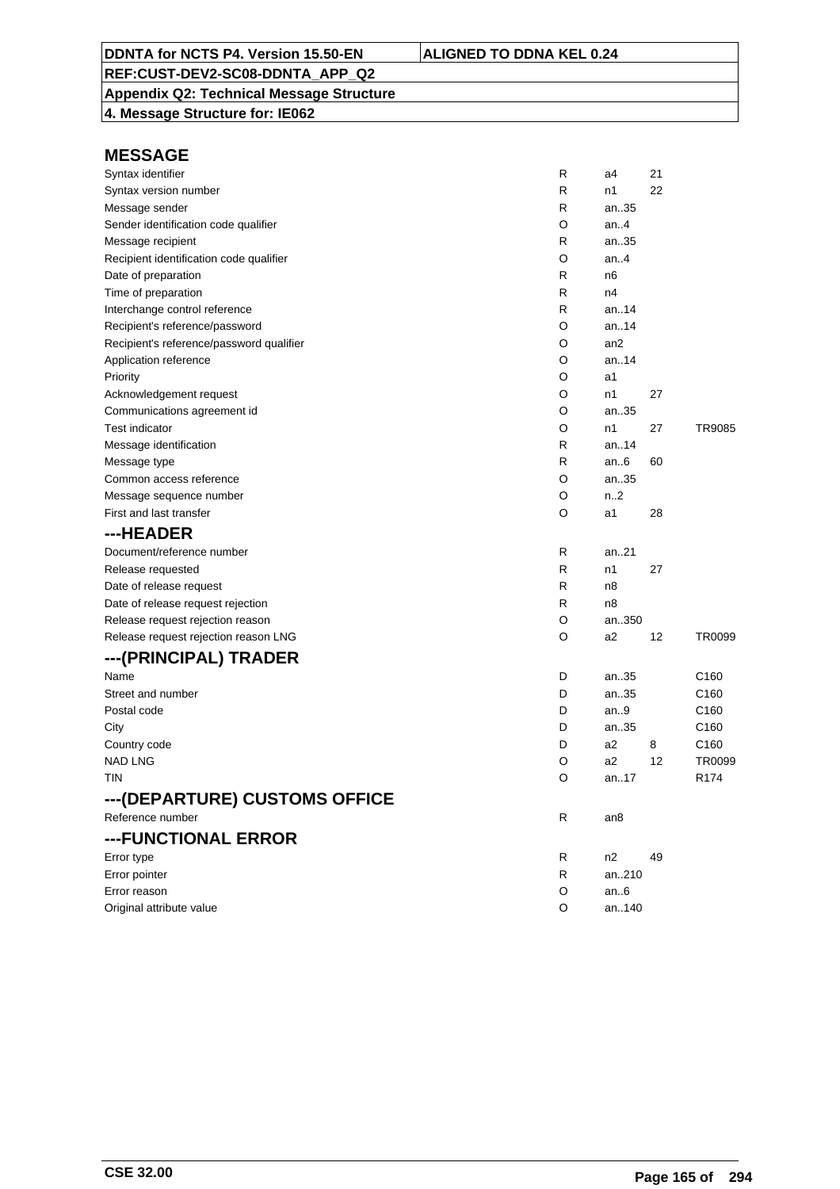**DDNTA for NCTS P4. Version 15.50-EN** | **ALIGNED TO DDNA KEL 0.24**

**REF:CUST-DEV2-SC08-DDNTA_APP_Q2**

**Appendix Q2: Technical Message Structure**

**4. Message Structure for: IE062**

## MESSAGE

| | | | | |
|---|---|---|---|---|
| Syntax identifier | R | a4 | 21 | |
| Syntax version number | R | n1 | 22 | |
| Message sender | R | an..35 | | |
| Sender identification code qualifier | O | an..4 | | |
| Message recipient | R | an..35 | | |
| Recipient identification code qualifier | O | an..4 | | |
| Date of preparation | R | n6 | | |
| Time of preparation | R | n4 | | |
| Interchange control reference | R | an..14 | | |
| Recipient's reference/password | O | an..14 | | |
| Recipient's reference/password qualifier | O | an2 | | |
| Application reference | O | an..14 | | |
| Priority | O | a1 | | |
| Acknowledgement request | O | n1 | 27 | |
| Communications agreement id | O | an..35 | | |
| Test indicator | O | n1 | 27 | TR9085 |
| Message identification | R | an..14 | | |
| Message type | R | an..6 | 60 | |
| Common access reference | O | an..35 | | |
| Message sequence number | O | n..2 | | |
| First and last transfer | O | a1 | 28 | |

## ---HEADER

| | | | | |
|---|---|---|---|---|
| Document/reference number | R | an..21 | | |
| Release requested | R | n1 | 27 | |
| Date of release request | R | n8 | | |
| Date of release request rejection | R | n8 | | |
| Release request rejection reason | O | an..350 | | |
| Release request rejection reason LNG | O | a2 | 12 | TR0099 |

## ---(PRINCIPAL) TRADER

| | | | | |
|---|---|---|---|---|
| Name | D | an..35 | | C160 |
| Street and number | D | an..35 | | C160 |
| Postal code | D | an..9 | | C160 |
| City | D | an..35 | | C160 |
| Country code | D | a2 | 8 | C160 |
| NAD LNG | O | a2 | 12 | TR0099 |
| TIN | O | an..17 | | R174 |

## ---(DEPARTURE) CUSTOMS OFFICE

| | | | | |
|---|---|---|---|---|
| Reference number | R | an8 | | |

## ---FUNCTIONAL ERROR

| | | | | |
|---|---|---|---|---|
| Error type | R | n2 | 49 | |
| Error pointer | R | an..210 | | |
| Error reason | O | an..6 | | |
| Original attribute value | O | an..140 | | |

CSE 32.00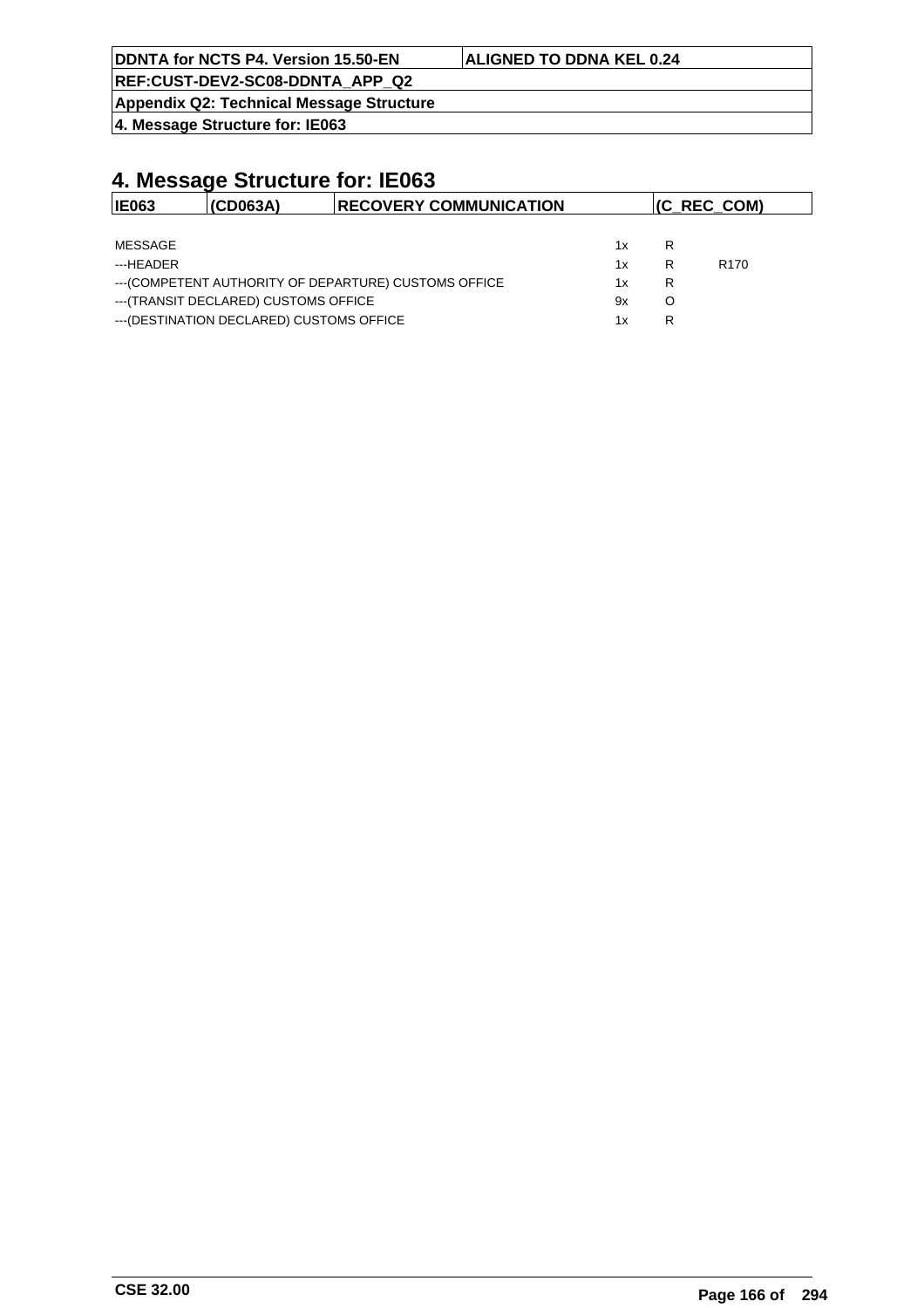# 4. Message Structure for: IE063

| IE063 | (CD063A) | RECOVERY COMMUNICATION | (C_REC_COM) |
|---|---|---|---|

| | | | |
|---|---|---|---|
| MESSAGE | 1x | R | |
| ---HEADER | 1x | R | R170 |
| ---(COMPETENT AUTHORITY OF DEPARTURE) CUSTOMS OFFICE | 1x | R | |
| ---(TRANSIT DECLARED) CUSTOMS OFFICE | 9x | O | |
| ---(DESTINATION DECLARED) CUSTOMS OFFICE | 1x | R | |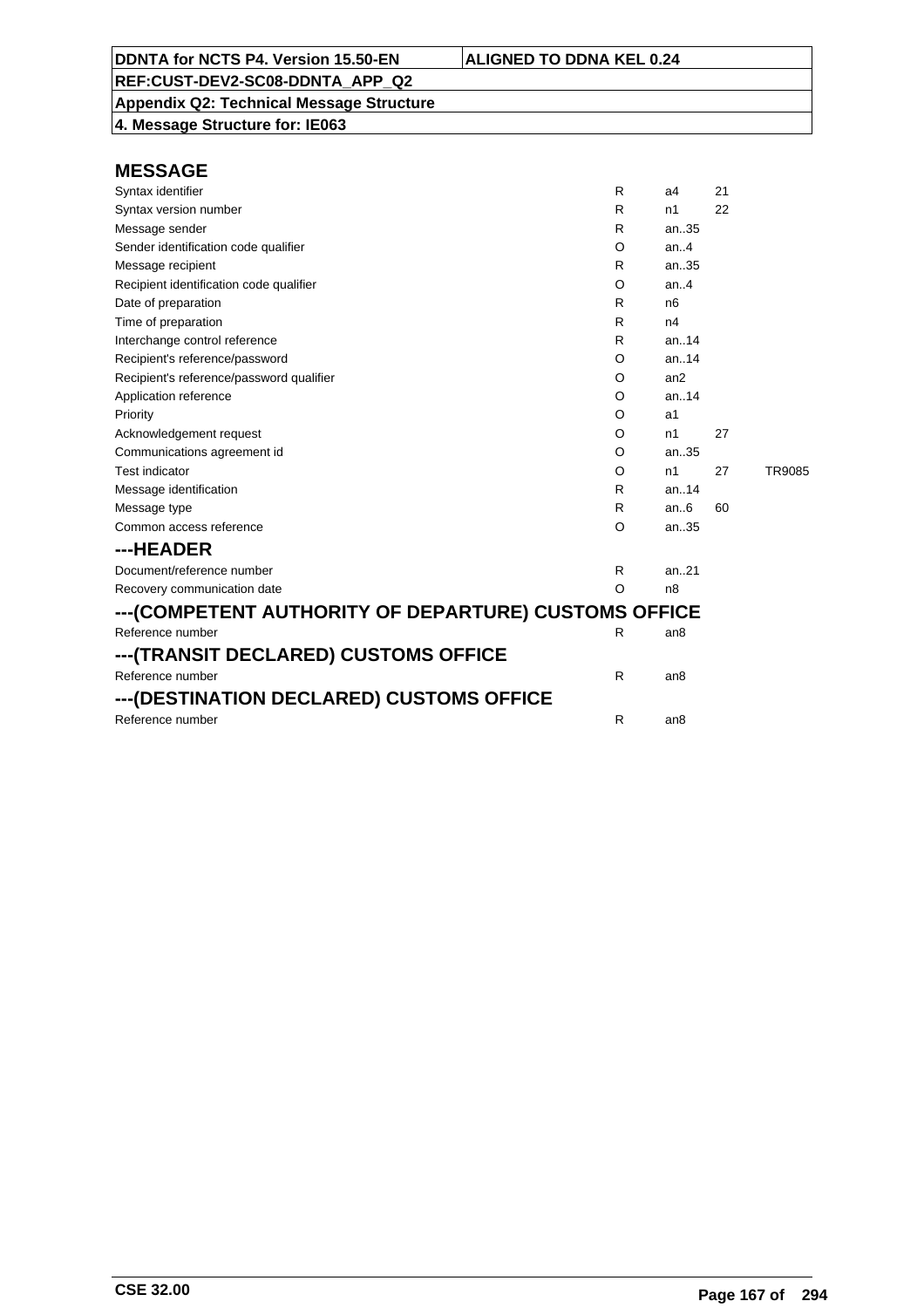**DDNTA for NCTS P4. Version 15.50-EN** | **ALIGNED TO DDNA KEL 0.24**

**REF:CUST-DEV2-SC08-DDNTA_APP_Q2**

**Appendix Q2: Technical Message Structure**

**4. Message Structure for: IE063**

## MESSAGE

| | | | | |
|---|---|---|---|---|
| Syntax identifier | R | a4 | 21 | |
| Syntax version number | R | n1 | 22 | |
| Message sender | R | an..35 | | |
| Sender identification code qualifier | O | an..4 | | |
| Message recipient | R | an..35 | | |
| Recipient identification code qualifier | O | an..4 | | |
| Date of preparation | R | n6 | | |
| Time of preparation | R | n4 | | |
| Interchange control reference | R | an..14 | | |
| Recipient's reference/password | O | an..14 | | |
| Recipient's reference/password qualifier | O | an2 | | |
| Application reference | O | an..14 | | |
| Priority | O | a1 | | |
| Acknowledgement request | O | n1 | 27 | |
| Communications agreement id | O | an..35 | | |
| Test indicator | O | n1 | 27 | TR9085 |
| Message identification | R | an..14 | | |
| Message type | R | an..6 | 60 | |
| Common access reference | O | an..35 | | |

## ---HEADER

| | | | | |
|---|---|---|---|---|
| Document/reference number | R | an..21 | | |
| Recovery communication date | O | n8 | | |

## ---(COMPETENT AUTHORITY OF DEPARTURE) CUSTOMS OFFICE

| | | | | |
|---|---|---|---|---|
| Reference number | R | an8 | | |

## ---(TRANSIT DECLARED) CUSTOMS OFFICE

| | | | | |
|---|---|---|---|---|
| Reference number | R | an8 | | |

## ---(DESTINATION DECLARED) CUSTOMS OFFICE

| | | | | |
|---|---|---|---|---|
| Reference number | R | an8 | | |

CSE 32.00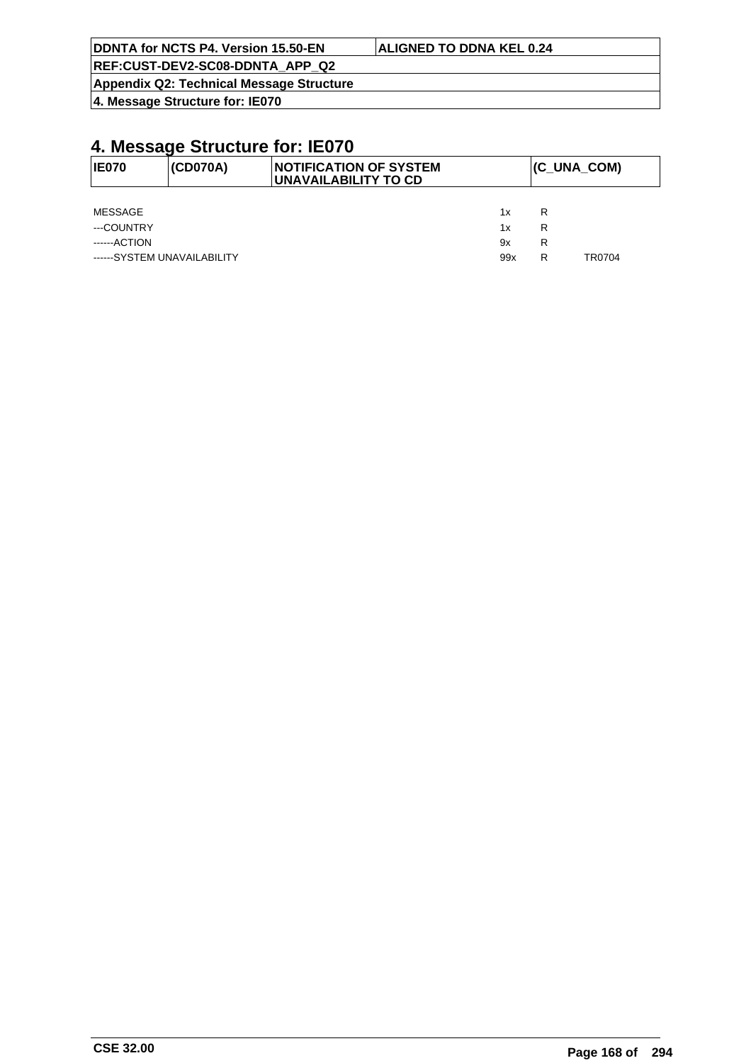# 4. Message Structure for: IE070

| IE070 | (CD070A) | NOTIFICATION OF SYSTEM UNAVAILABILITY TO CD | (C_UNA_COM) |
|---|---|---|---|

| | | | |
|---|---|---|---|
| MESSAGE | 1x | R | |
| ---COUNTRY | 1x | R | |
| ------ACTION | 9x | R | |
| ------SYSTEM UNAVAILABILITY | 99x | R | TR0704 |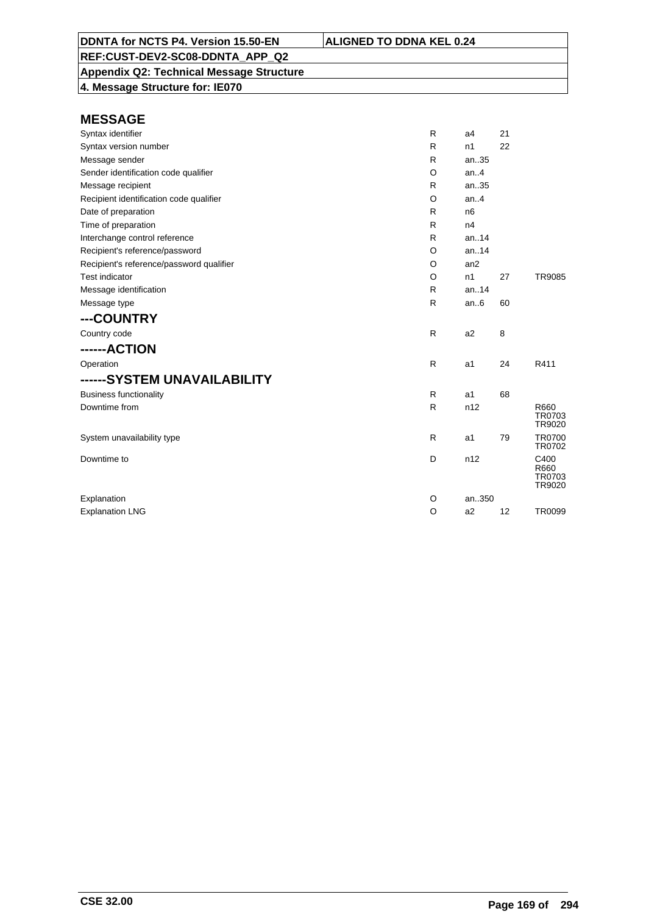DDNTA for NCTS P4. Version 15.50-EN | ALIGNED TO DDNA KEL 0.24

REF:CUST-DEV2-SC08-DDNTA_APP_Q2

**Appendix Q2: Technical Message Structure**

**4. Message Structure for: IE070**

## MESSAGE

| | | | | |
|---|---|---|---|---|
| Syntax identifier | R | a4 | 21 | |
| Syntax version number | R | n1 | 22 | |
| Message sender | R | an..35 | | |
| Sender identification code qualifier | O | an..4 | | |
| Message recipient | R | an..35 | | |
| Recipient identification code qualifier | O | an..4 | | |
| Date of preparation | R | n6 | | |
| Time of preparation | R | n4 | | |
| Interchange control reference | R | an..14 | | |
| Recipient's reference/password | O | an..14 | | |
| Recipient's reference/password qualifier | O | an2 | | |
| Test indicator | O | n1 | 27 | TR9085 |
| Message identification | R | an..14 | | |
| Message type | R | an..6 | 60 | |

## ---COUNTRY

| | | | | |
|---|---|---|---|---|
| Country code | R | a2 | 8 | |

## ------ACTION

| | | | | |
|---|---|---|---|---|
| Operation | R | a1 | 24 | R411 |

## ------SYSTEM UNAVAILABILITY

| | | | | |
|---|---|---|---|---|
| Business functionality | R | a1 | 68 | |
| Downtime from | R | n12 | | R660 TR0703 TR9020 |
| System unavailability type | R | a1 | 79 | TR0700 TR0702 |
| Downtime to | D | n12 | | C400 R660 TR0703 TR9020 |
| Explanation | O | an..350 | | |
| Explanation LNG | O | a2 | 12 | TR0099 |

CSE 32.00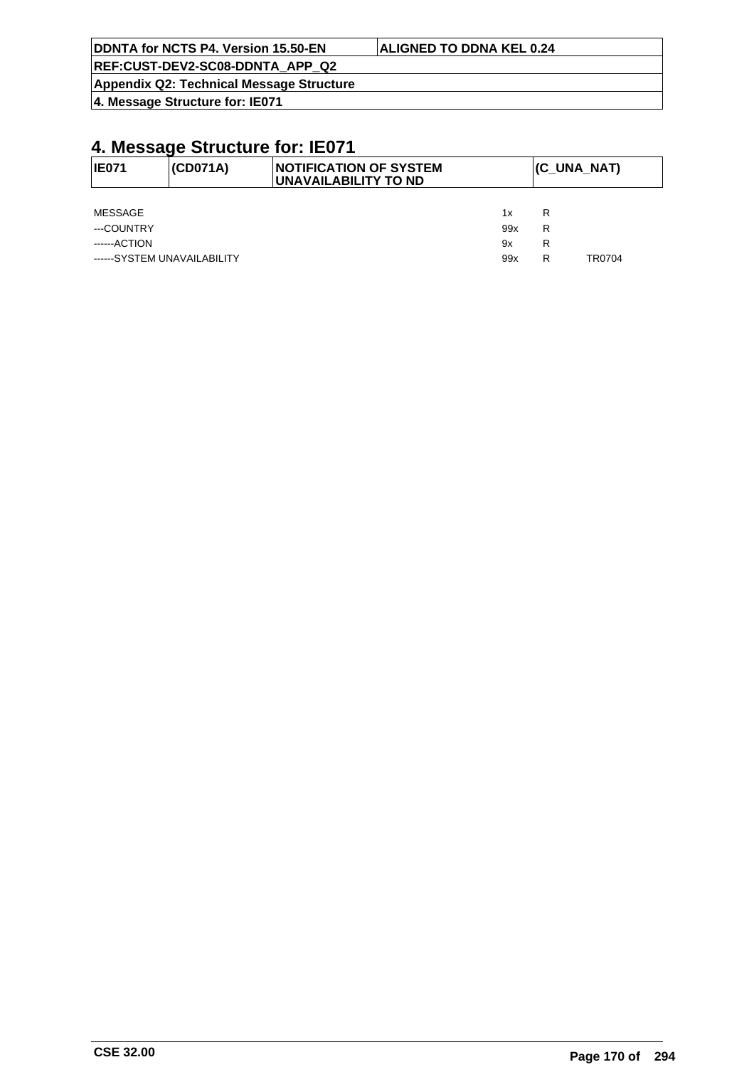# 4. Message Structure for: IE071

| IE071 | (CD071A) | NOTIFICATION OF SYSTEM UNAVAILABILITY TO ND | (C_UNA_NAT) |
|---|---|---|---|

| | | | |
|---|---|---|---|
| MESSAGE | 1x | R | |
| ---COUNTRY | 99x | R | |
| ------ACTION | 9x | R | |
| ------SYSTEM UNAVAILABILITY | 99x | R | TR0704 |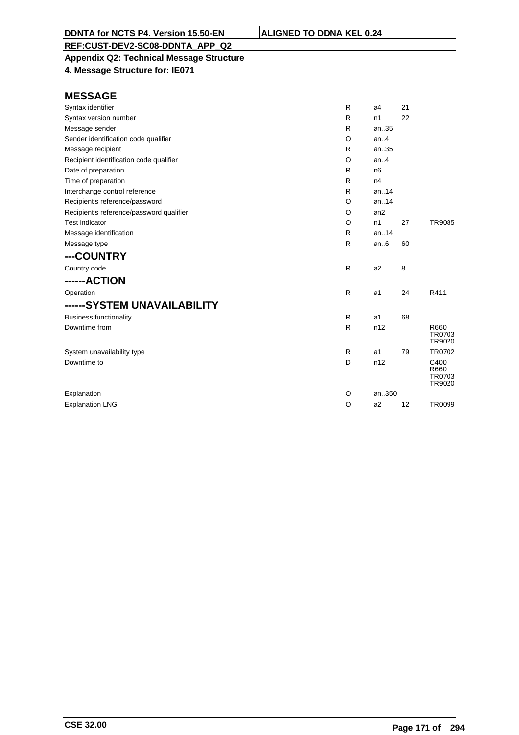| DDNTA for NCTS P4. Version 15.50-EN | ALIGNED TO DDNA KEL 0.24 |
|---|---|
| REF:CUST-DEV2-SC08-DDNTA_APP_Q2 | |
| Appendix Q2: Technical Message Structure | |
| 4. Message Structure for: IE071 | |

## MESSAGE

| | | | | |
|---|---|---|---|---|
| Syntax identifier | R | a4 | 21 | |
| Syntax version number | R | n1 | 22 | |
| Message sender | R | an..35 | | |
| Sender identification code qualifier | O | an..4 | | |
| Message recipient | R | an..35 | | |
| Recipient identification code qualifier | O | an..4 | | |
| Date of preparation | R | n6 | | |
| Time of preparation | R | n4 | | |
| Interchange control reference | R | an..14 | | |
| Recipient's reference/password | O | an..14 | | |
| Recipient's reference/password qualifier | O | an2 | | |
| Test indicator | O | n1 | 27 | TR9085 |
| Message identification | R | an..14 | | |
| Message type | R | an..6 | 60 | |

## ---COUNTRY

| | | | | |
|---|---|---|---|---|
| Country code | R | a2 | 8 | |

## ------ACTION

| | | | | |
|---|---|---|---|---|
| Operation | R | a1 | 24 | R411 |

## ------SYSTEM UNAVAILABILITY

| | | | | |
|---|---|---|---|---|
| Business functionality | R | a1 | 68 | |
| Downtime from | R | n12 | | R660 TR0703 TR9020 |
| System unavailability type | R | a1 | 79 | TR0702 |
| Downtime to | D | n12 | | C400 R660 TR0703 TR9020 |
| Explanation | O | an..350 | | |
| Explanation LNG | O | a2 | 12 | TR0099 |

CSE 32.00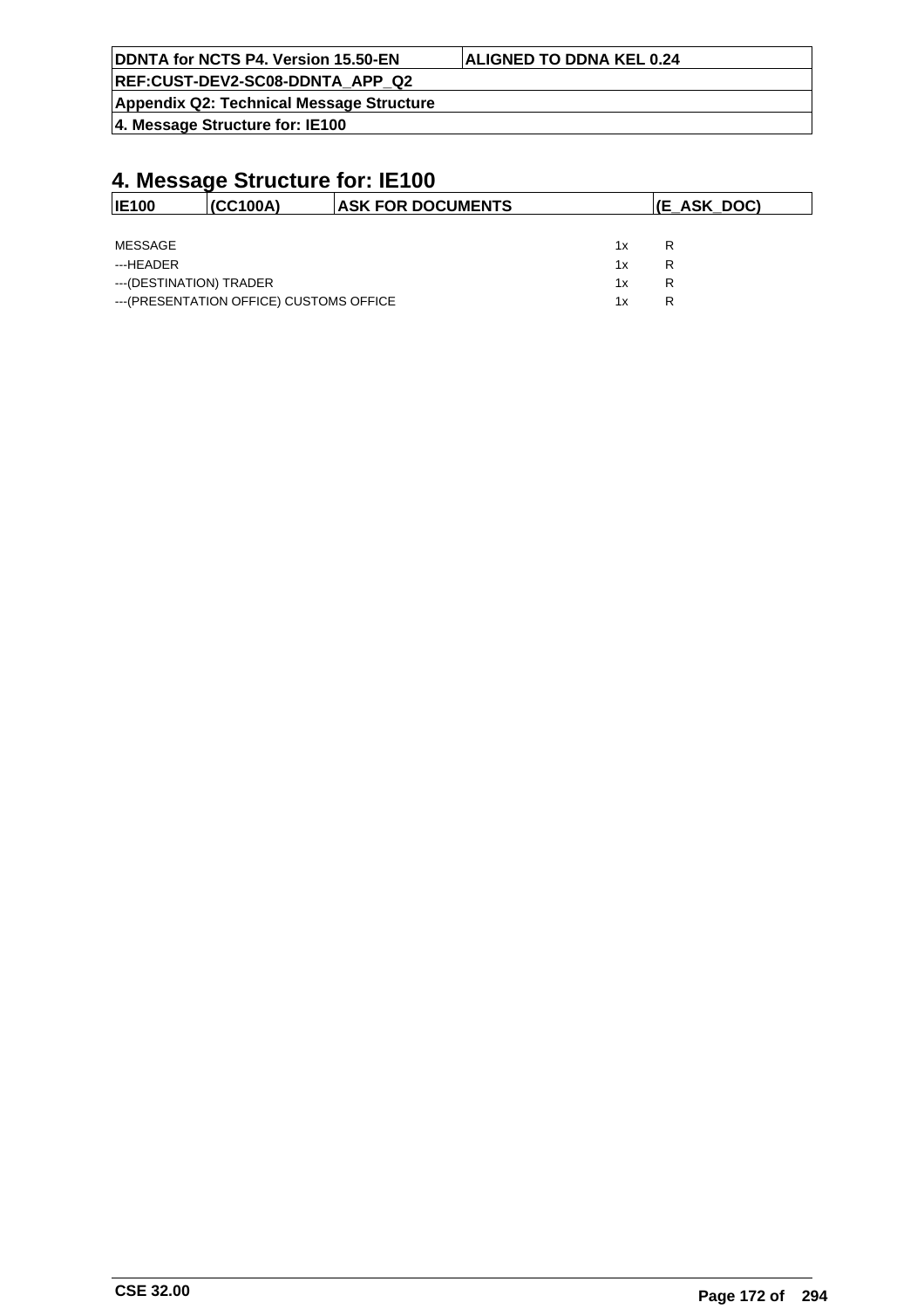## 4. Message Structure for: IE100

| IE100 | (CC100A) | ASK FOR DOCUMENTS | (E_ASK_DOC) |
|---|---|---|---|

| | | |
|---|---|---|
| MESSAGE | 1x | R |
| ---HEADER | 1x | R |
| ---(DESTINATION) TRADER | 1x | R |
| ---(PRESENTATION OFFICE) CUSTOMS OFFICE | 1x | R |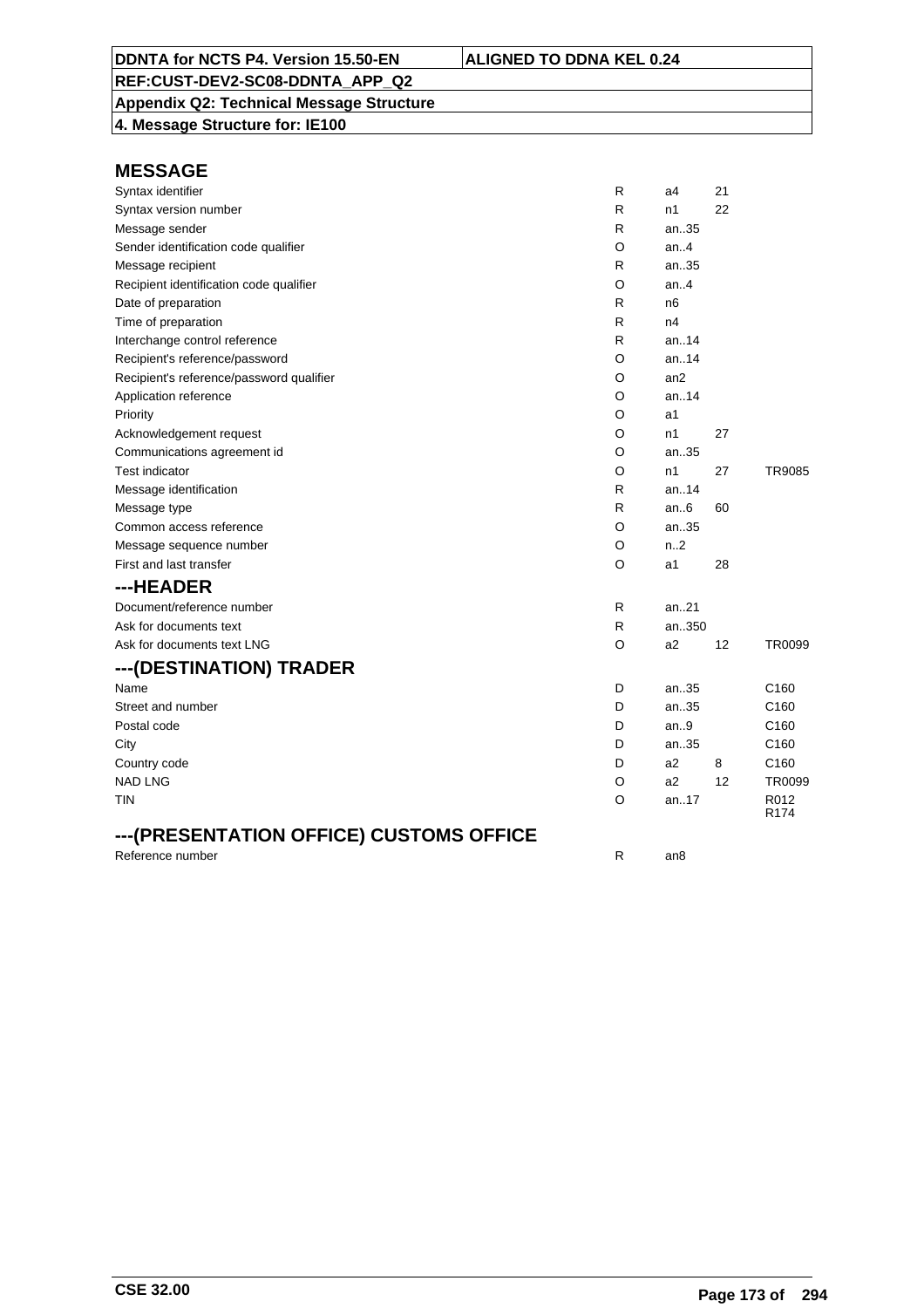| DDNTA for NCTS P4. Version 15.50-EN | ALIGNED TO DDNA KEL 0.24 |
|---|---|
| REF:CUST-DEV2-SC08-DDNTA_APP_Q2 | |
| Appendix Q2: Technical Message Structure | |
| 4. Message Structure for: IE100 | |

## MESSAGE

| | | | | |
|---|---|---|---|---|
| Syntax identifier | R | a4 | 21 | |
| Syntax version number | R | n1 | 22 | |
| Message sender | R | an..35 | | |
| Sender identification code qualifier | O | an..4 | | |
| Message recipient | R | an..35 | | |
| Recipient identification code qualifier | O | an..4 | | |
| Date of preparation | R | n6 | | |
| Time of preparation | R | n4 | | |
| Interchange control reference | R | an..14 | | |
| Recipient's reference/password | O | an..14 | | |
| Recipient's reference/password qualifier | O | an2 | | |
| Application reference | O | an..14 | | |
| Priority | O | a1 | | |
| Acknowledgement request | O | n1 | 27 | |
| Communications agreement id | O | an..35 | | |
| Test indicator | O | n1 | 27 | TR9085 |
| Message identification | R | an..14 | | |
| Message type | R | an..6 | 60 | |
| Common access reference | O | an..35 | | |
| Message sequence number | O | n..2 | | |
| First and last transfer | O | a1 | 28 | |

## ---HEADER

| | | | | |
|---|---|---|---|---|
| Document/reference number | R | an..21 | | |
| Ask for documents text | R | an..350 | | |
| Ask for documents text LNG | O | a2 | 12 | TR0099 |

## ---(DESTINATION) TRADER

| | | | | |
|---|---|---|---|---|
| Name | D | an..35 | | C160 |
| Street and number | D | an..35 | | C160 |
| Postal code | D | an..9 | | C160 |
| City | D | an..35 | | C160 |
| Country code | D | a2 | 8 | C160 |
| NAD LNG | O | a2 | 12 | TR0099 |
| TIN | O | an..17 | | R012 R174 |

## ---(PRESENTATION OFFICE) CUSTOMS OFFICE

| | | | | |
|---|---|---|---|---|
| Reference number | R | an8 | | |

CSE 32.00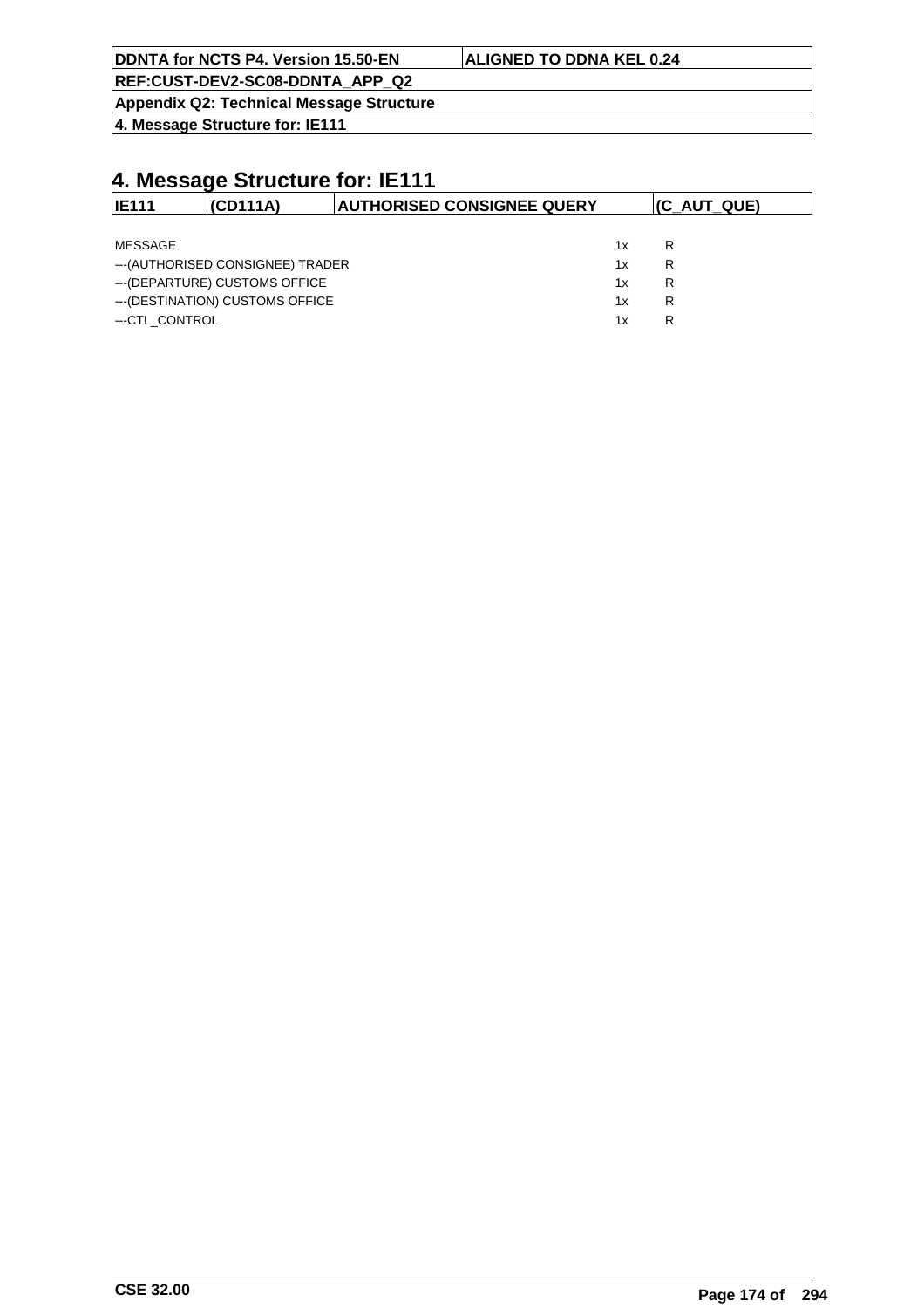# 4. Message Structure for: IE111

| IE111 | (CD111A) | AUTHORISED CONSIGNEE QUERY | (C_AUT_QUE) |
|---|---|---|---|

| | | |
|---|---|---|
| MESSAGE | 1x | R |
| ---(AUTHORISED CONSIGNEE) TRADER | 1x | R |
| ---(DEPARTURE) CUSTOMS OFFICE | 1x | R |
| ---(DESTINATION) CUSTOMS OFFICE | 1x | R |
| ---CTL_CONTROL | 1x | R |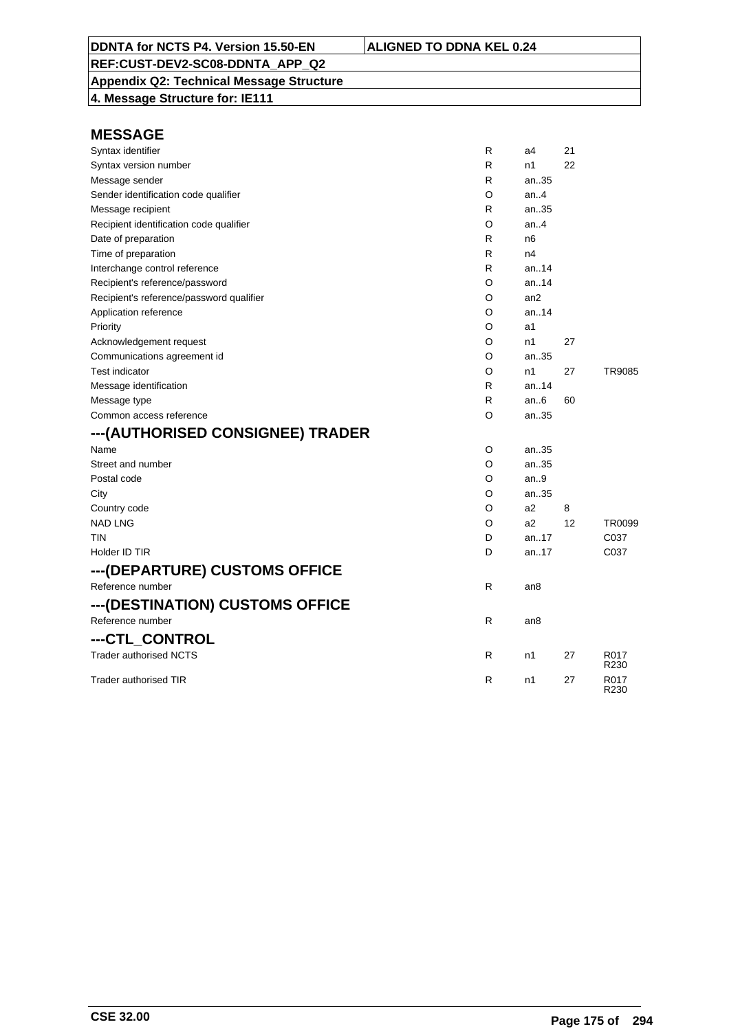**DDNTA for NCTS P4. Version 15.50-EN** | **ALIGNED TO DDNA KEL 0.24**

**REF:CUST-DEV2-SC08-DDNTA_APP_Q2**

**Appendix Q2: Technical Message Structure**

**4. Message Structure for: IE111**

## MESSAGE

| | | | | |
|---|---|---|---|---|
| Syntax identifier | R | a4 | 21 | |
| Syntax version number | R | n1 | 22 | |
| Message sender | R | an..35 | | |
| Sender identification code qualifier | O | an..4 | | |
| Message recipient | R | an..35 | | |
| Recipient identification code qualifier | O | an..4 | | |
| Date of preparation | R | n6 | | |
| Time of preparation | R | n4 | | |
| Interchange control reference | R | an..14 | | |
| Recipient's reference/password | O | an..14 | | |
| Recipient's reference/password qualifier | O | an2 | | |
| Application reference | O | an..14 | | |
| Priority | O | a1 | | |
| Acknowledgement request | O | n1 | 27 | |
| Communications agreement id | O | an..35 | | |
| Test indicator | O | n1 | 27 | TR9085 |
| Message identification | R | an..14 | | |
| Message type | R | an..6 | 60 | |
| Common access reference | O | an..35 | | |

## ---(AUTHORISED CONSIGNEE) TRADER

| | | | | |
|---|---|---|---|---|
| Name | O | an..35 | | |
| Street and number | O | an..35 | | |
| Postal code | O | an..9 | | |
| City | O | an..35 | | |
| Country code | O | a2 | 8 | |
| NAD LNG | O | a2 | 12 | TR0099 |
| TIN | D | an..17 | | C037 |
| Holder ID TIR | D | an..17 | | C037 |

## ---(DEPARTURE) CUSTOMS OFFICE

| | | | | |
|---|---|---|---|---|
| Reference number | R | an8 | | |

## ---(DESTINATION) CUSTOMS OFFICE

| | | | | |
|---|---|---|---|---|
| Reference number | R | an8 | | |

## ---CTL_CONTROL

| | | | | |
|---|---|---|---|---|
| Trader authorised NCTS | R | n1 | 27 | R017 R230 |
| Trader authorised TIR | R | n1 | 27 | R017 R230 |

CSE 32.00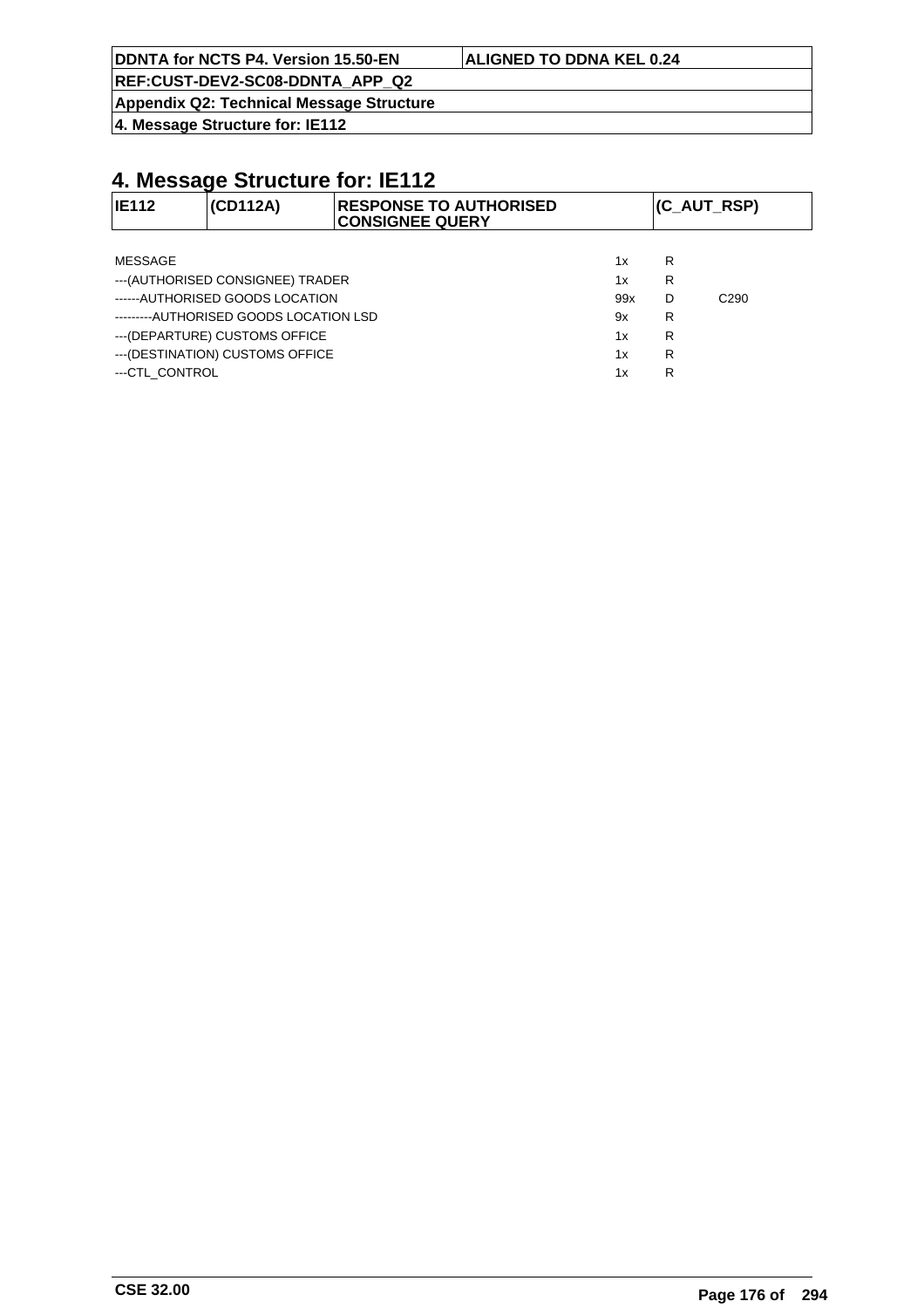# 4. Message Structure for: IE112

| IE112 | (CD112A) | RESPONSE TO AUTHORISED CONSIGNEE QUERY | (C_AUT_RSP) |
|---|---|---|---|

| | | | |
|---|---|---|---|
| MESSAGE | 1x | R | |
| ---(AUTHORISED CONSIGNEE) TRADER | 1x | R | |
| ------AUTHORISED GOODS LOCATION | 99x | D | C290 |
| ---------AUTHORISED GOODS LOCATION LSD | 9x | R | |
| ---(DEPARTURE) CUSTOMS OFFICE | 1x | R | |
| ---(DESTINATION) CUSTOMS OFFICE | 1x | R | |
| ---CTL_CONTROL | 1x | R | |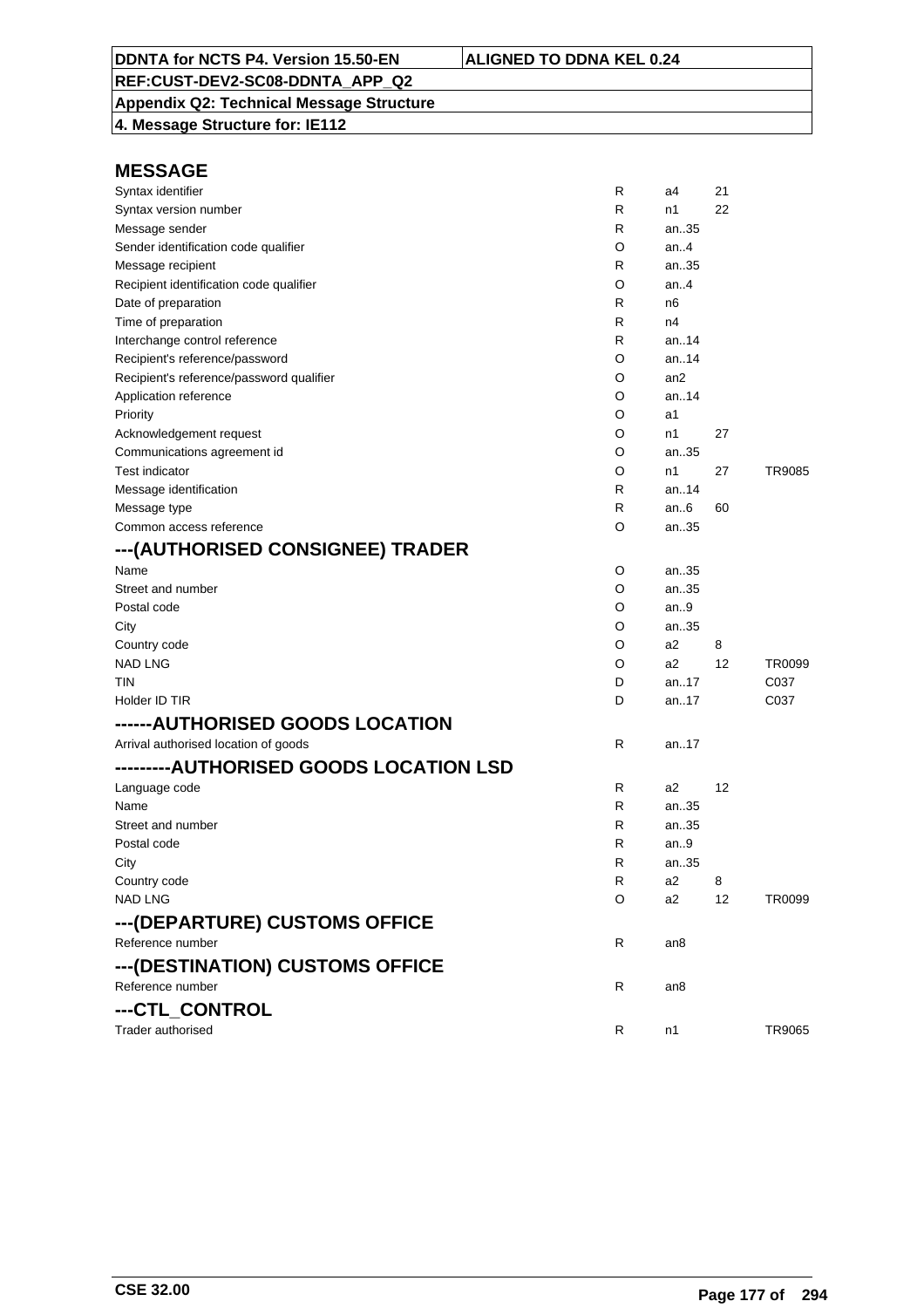DDNTA for NCTS P4. Version 15.50-EN | ALIGNED TO DDNA KEL 0.24

REF:CUST-DEV2-SC08-DDNTA_APP_Q2

**Appendix Q2: Technical Message Structure**

**4. Message Structure for: IE112**

## MESSAGE

| | | | | |
|---|---|---|---|---|
| Syntax identifier | R | a4 | 21 | |
| Syntax version number | R | n1 | 22 | |
| Message sender | R | an..35 | | |
| Sender identification code qualifier | O | an..4 | | |
| Message recipient | R | an..35 | | |
| Recipient identification code qualifier | O | an..4 | | |
| Date of preparation | R | n6 | | |
| Time of preparation | R | n4 | | |
| Interchange control reference | R | an..14 | | |
| Recipient's reference/password | O | an..14 | | |
| Recipient's reference/password qualifier | O | an2 | | |
| Application reference | O | an..14 | | |
| Priority | O | a1 | | |
| Acknowledgement request | O | n1 | 27 | |
| Communications agreement id | O | an..35 | | |
| Test indicator | O | n1 | 27 | TR9085 |
| Message identification | R | an..14 | | |
| Message type | R | an..6 | 60 | |
| Common access reference | O | an..35 | | |

## ---(AUTHORISED CONSIGNEE) TRADER

| | | | | |
|---|---|---|---|---|
| Name | O | an..35 | | |
| Street and number | O | an..35 | | |
| Postal code | O | an..9 | | |
| City | O | an..35 | | |
| Country code | O | a2 | 8 | |
| NAD LNG | O | a2 | 12 | TR0099 |
| TIN | D | an..17 | | C037 |
| Holder ID TIR | D | an..17 | | C037 |

## ------AUTHORISED GOODS LOCATION

| | | | | |
|---|---|---|---|---|
| Arrival authorised location of goods | R | an..17 | | |

## ---------AUTHORISED GOODS LOCATION LSD

| | | | | |
|---|---|---|---|---|
| Language code | R | a2 | 12 | |
| Name | R | an..35 | | |
| Street and number | R | an..35 | | |
| Postal code | R | an..9 | | |
| City | R | an..35 | | |
| Country code | R | a2 | 8 | |
| NAD LNG | O | a2 | 12 | TR0099 |

## ---(DEPARTURE) CUSTOMS OFFICE

| | | | | |
|---|---|---|---|---|
| Reference number | R | an8 | | |

## ---(DESTINATION) CUSTOMS OFFICE

| | | | | |
|---|---|---|---|---|
| Reference number | R | an8 | | |

## ---CTL_CONTROL

| | | | | |
|---|---|---|---|---|
| Trader authorised | R | n1 | | TR9065 |

CSE 32.00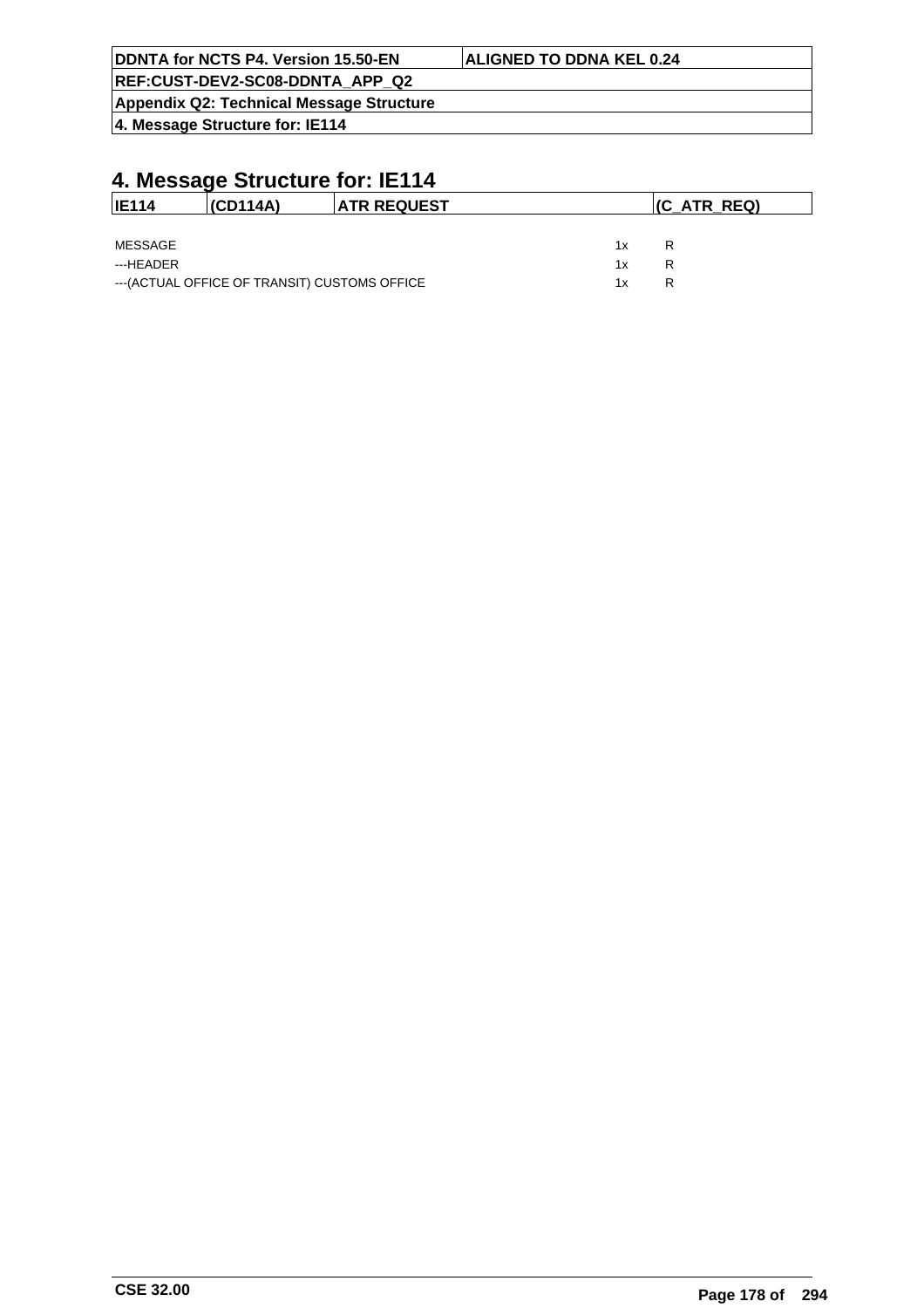# 4. Message Structure for: IE114

| IE114 | (CD114A) | ATR REQUEST | (C_ATR_REQ) |
|---|---|---|---|

| | | |
|---|---|---|
| MESSAGE | 1x | R |
| ---HEADER | 1x | R |
| ---(ACTUAL OFFICE OF TRANSIT) CUSTOMS OFFICE | 1x | R |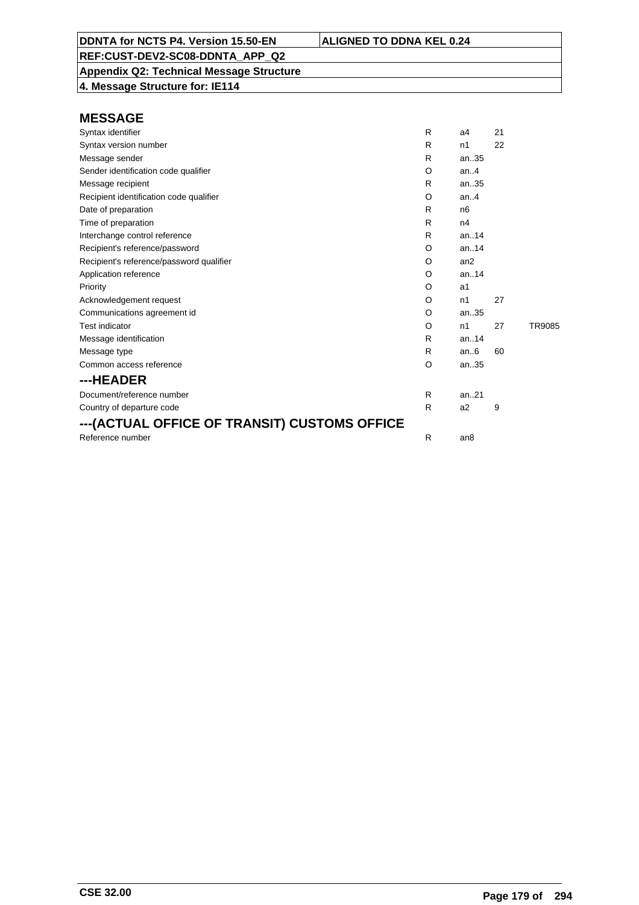## MESSAGE

| | | | | |
|---|---|---|---|---|
| Syntax identifier | R | a4 | 21 | |
| Syntax version number | R | n1 | 22 | |
| Message sender | R | an..35 | | |
| Sender identification code qualifier | O | an..4 | | |
| Message recipient | R | an..35 | | |
| Recipient identification code qualifier | O | an..4 | | |
| Date of preparation | R | n6 | | |
| Time of preparation | R | n4 | | |
| Interchange control reference | R | an..14 | | |
| Recipient's reference/password | O | an..14 | | |
| Recipient's reference/password qualifier | O | an2 | | |
| Application reference | O | an..14 | | |
| Priority | O | a1 | | |
| Acknowledgement request | O | n1 | 27 | |
| Communications agreement id | O | an..35 | | |
| Test indicator | O | n1 | 27 | TR9085 |
| Message identification | R | an..14 | | |
| Message type | R | an..6 | 60 | |
| Common access reference | O | an..35 | | |

## ---HEADER

| | | | | |
|---|---|---|---|---|
| Document/reference number | R | an..21 | | |
| Country of departure code | R | a2 | 9 | |

## ---(ACTUAL OFFICE OF TRANSIT) CUSTOMS OFFICE

| | | | | |
|---|---|---|---|---|
| Reference number | R | an8 | | |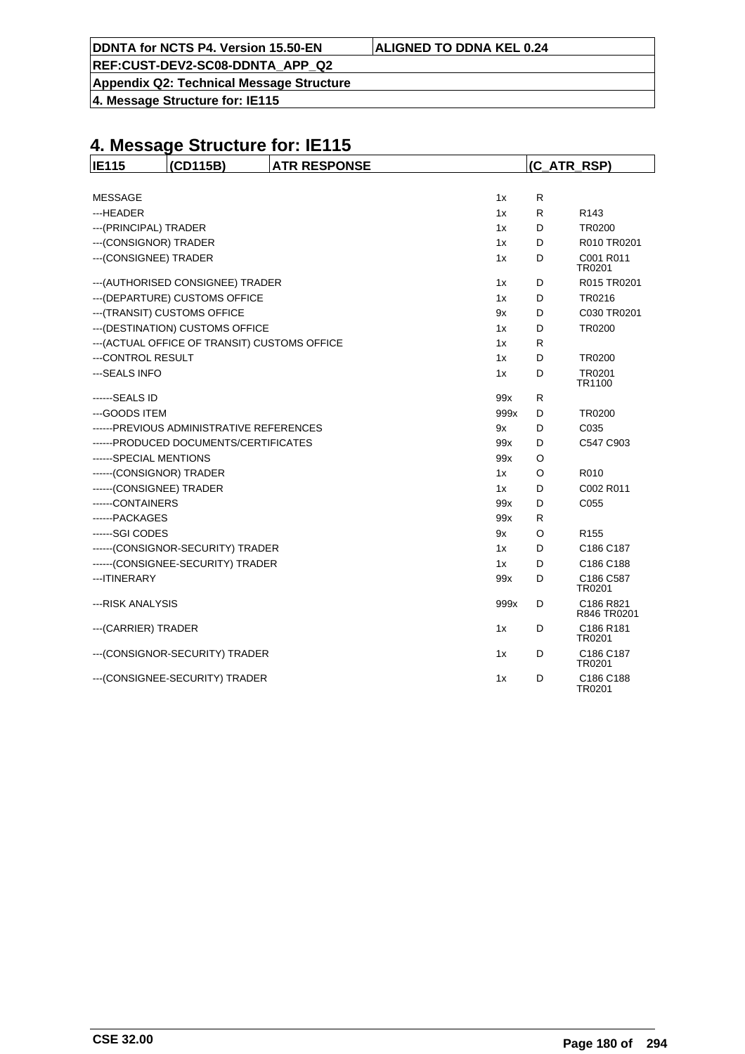# 4. Message Structure for: IE115

| IE115 | (CD115B) | ATR RESPONSE | | (C_ATR_RSP) |
|---|---|---|---|---|

| | | | |
|---|---|---|---|
| MESSAGE | 1x | R | |
| ---HEADER | 1x | R | R143 |
| ---(PRINCIPAL) TRADER | 1x | D | TR0200 |
| ---(CONSIGNOR) TRADER | 1x | D | R010 TR0201 |
| ---(CONSIGNEE) TRADER | 1x | D | C001 R011 TR0201 |
| ---(AUTHORISED CONSIGNEE) TRADER | 1x | D | R015 TR0201 |
| ---(DEPARTURE) CUSTOMS OFFICE | 1x | D | TR0216 |
| ---(TRANSIT) CUSTOMS OFFICE | 9x | D | C030 TR0201 |
| ---(DESTINATION) CUSTOMS OFFICE | 1x | D | TR0200 |
| ---(ACTUAL OFFICE OF TRANSIT) CUSTOMS OFFICE | 1x | R | |
| ---CONTROL RESULT | 1x | D | TR0200 |
| ---SEALS INFO | 1x | D | TR0201 TR1100 |
| ------SEALS ID | 99x | R | |
| ---GOODS ITEM | 999x | D | TR0200 |
| ------PREVIOUS ADMINISTRATIVE REFERENCES | 9x | D | C035 |
| ------PRODUCED DOCUMENTS/CERTIFICATES | 99x | D | C547 C903 |
| ------SPECIAL MENTIONS | 99x | O | |
| ------(CONSIGNOR) TRADER | 1x | O | R010 |
| ------(CONSIGNEE) TRADER | 1x | D | C002 R011 |
| ------CONTAINERS | 99x | D | C055 |
| ------PACKAGES | 99x | R | |
| ------SGI CODES | 9x | O | R155 |
| ------(CONSIGNOR-SECURITY) TRADER | 1x | D | C186 C187 |
| ------(CONSIGNEE-SECURITY) TRADER | 1x | D | C186 C188 |
| ---ITINERARY | 99x | D | C186 C587 TR0201 |
| ---RISK ANALYSIS | 999x | D | C186 R821 R846 TR0201 |
| ---(CARRIER) TRADER | 1x | D | C186 R181 TR0201 |
| ---(CONSIGNOR-SECURITY) TRADER | 1x | D | C186 C187 TR0201 |
| ---(CONSIGNEE-SECURITY) TRADER | 1x | D | C186 C188 TR0201 |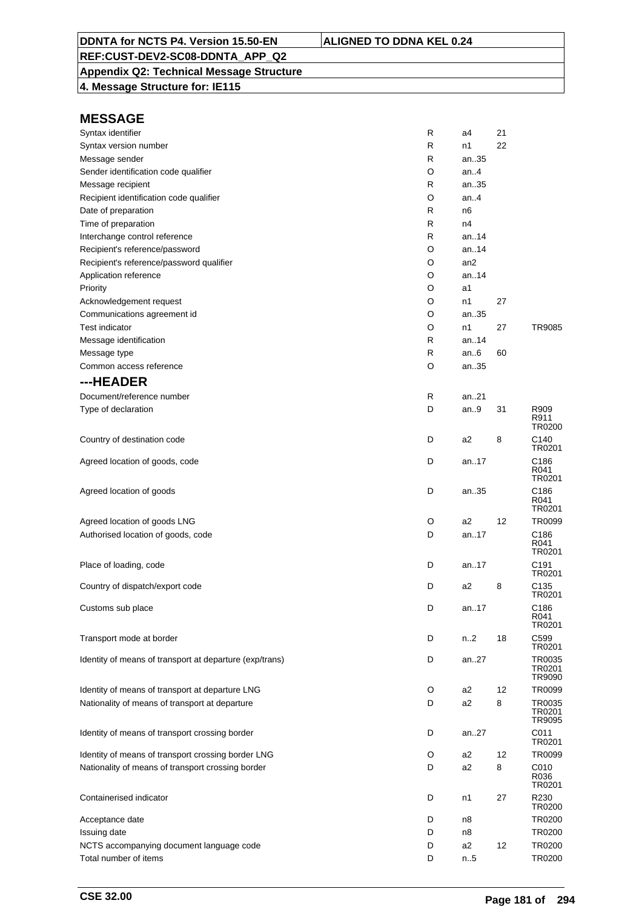| DDNTA for NCTS P4. Version 15.50-EN | ALIGNED TO DDNA KEL 0.24 |
|---|---|
| REF:CUST-DEV2-SC08-DDNTA_APP_Q2 | |
| Appendix Q2: Technical Message Structure | |
| 4. Message Structure for: IE115 | |

## MESSAGE

| Field | Status | Format | Code list | Rules |
|---|---|---|---|---|
| Syntax identifier | R | a4 | 21 | |
| Syntax version number | R | n1 | 22 | |
| Message sender | R | an..35 | | |
| Sender identification code qualifier | O | an..4 | | |
| Message recipient | R | an..35 | | |
| Recipient identification code qualifier | O | an..4 | | |
| Date of preparation | R | n6 | | |
| Time of preparation | R | n4 | | |
| Interchange control reference | R | an..14 | | |
| Recipient's reference/password | O | an..14 | | |
| Recipient's reference/password qualifier | O | an2 | | |
| Application reference | O | an..14 | | |
| Priority | O | a1 | | |
| Acknowledgement request | O | n1 | 27 | |
| Communications agreement id | O | an..35 | | |
| Test indicator | O | n1 | 27 | TR9085 |
| Message identification | R | an..14 | | |
| Message type | R | an..6 | 60 | |
| Common access reference | O | an..35 | | |

## ---HEADER

| Field | Status | Format | Code list | Rules |
|---|---|---|---|---|
| Document/reference number | R | an..21 | | |
| Type of declaration | D | an..9 | 31 | R909<br>R911<br>TR0200 |
| Country of destination code | D | a2 | 8 | C140<br>TR0201 |
| Agreed location of goods, code | D | an..17 | | C186<br>R041<br>TR0201 |
| Agreed location of goods | D | an..35 | | C186<br>R041<br>TR0201 |
| Agreed location of goods LNG | O | a2 | 12 | TR0099 |
| Authorised location of goods, code | D | an..17 | | C186<br>R041<br>TR0201 |
| Place of loading, code | D | an..17 | | C191<br>TR0201 |
| Country of dispatch/export code | D | a2 | 8 | C135<br>TR0201 |
| Customs sub place | D | an..17 | | C186<br>R041<br>TR0201 |
| Transport mode at border | D | n..2 | 18 | C599<br>TR0201 |
| Identity of means of transport at departure (exp/trans) | D | an..27 | | TR0035<br>TR0201<br>TR9090 |
| Identity of means of transport at departure LNG | O | a2 | 12 | TR0099 |
| Nationality of means of transport at departure | D | a2 | 8 | TR0035<br>TR0201<br>TR9095 |
| Identity of means of transport crossing border | D | an..27 | | C011<br>TR0201 |
| Identity of means of transport crossing border LNG | O | a2 | 12 | TR0099 |
| Nationality of means of transport crossing border | D | a2 | 8 | C010<br>R036<br>TR0201 |
| Containerised indicator | D | n1 | 27 | R230<br>TR0200 |
| Acceptance date | D | n8 | | TR0200 |
| Issuing date | D | n8 | | TR0200 |
| NCTS accompanying document language code | D | a2 | 12 | TR0200 |
| Total number of items | D | n..5 | | TR0200 |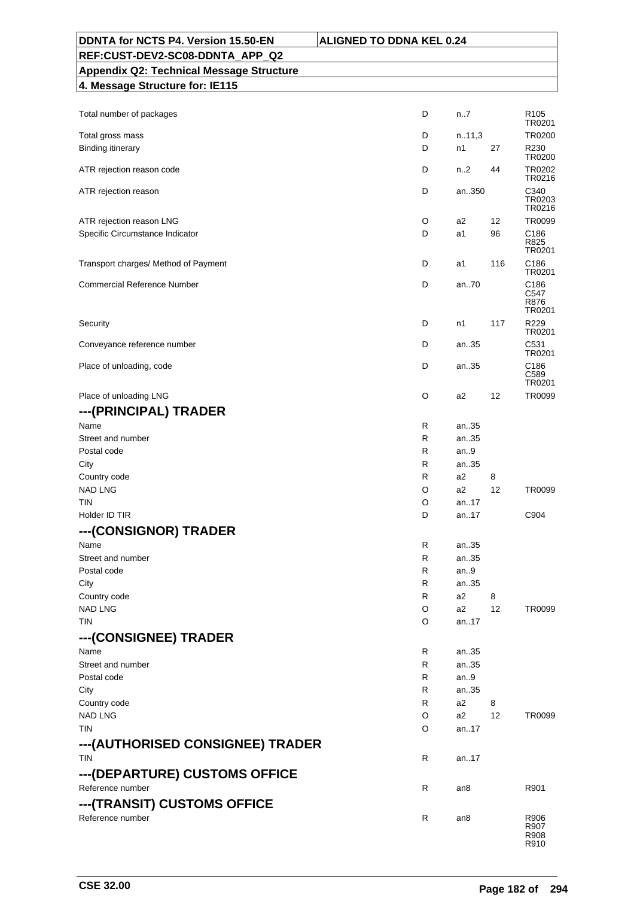| | | | | |
|---|---|---|---|---|
| Total number of packages | D | n..7 | | R105 TR0201 |
| Total gross mass | D | n..11,3 | | TR0200 |
| Binding itinerary | D | n1 | 27 | R230 TR0200 |
| ATR rejection reason code | D | n..2 | 44 | TR0202 TR0216 |
| ATR rejection reason | D | an..350 | | C340 TR0203 TR0216 |
| ATR rejection reason LNG | O | a2 | 12 | TR0099 |
| Specific Circumstance Indicator | D | a1 | 96 | C186 R825 TR0201 |
| Transport charges/ Method of Payment | D | a1 | 116 | C186 TR0201 |
| Commercial Reference Number | D | an..70 | | C186 C547 R876 TR0201 |
| Security | D | n1 | 117 | R229 TR0201 |
| Conveyance reference number | D | an..35 | | C531 TR0201 |
| Place of unloading, code | D | an..35 | | C186 C589 TR0201 |
| Place of unloading LNG | O | a2 | 12 | TR0099 |

## ---(PRINCIPAL) TRADER

| | | | | |
|---|---|---|---|---|
| Name | R | an..35 | | |
| Street and number | R | an..35 | | |
| Postal code | R | an..9 | | |
| City | R | an..35 | | |
| Country code | R | a2 | 8 | |
| NAD LNG | O | a2 | 12 | TR0099 |
| TIN | O | an..17 | | |
| Holder ID TIR | D | an..17 | | C904 |

## ---(CONSIGNOR) TRADER

| | | | | |
|---|---|---|---|---|
| Name | R | an..35 | | |
| Street and number | R | an..35 | | |
| Postal code | R | an..9 | | |
| City | R | an..35 | | |
| Country code | R | a2 | 8 | |
| NAD LNG | O | a2 | 12 | TR0099 |
| TIN | O | an..17 | | |

## ---(CONSIGNEE) TRADER

| | | | | |
|---|---|---|---|---|
| Name | R | an..35 | | |
| Street and number | R | an..35 | | |
| Postal code | R | an..9 | | |
| City | R | an..35 | | |
| Country code | R | a2 | 8 | |
| NAD LNG | O | a2 | 12 | TR0099 |
| TIN | O | an..17 | | |

## ---(AUTHORISED CONSIGNEE) TRADER

| | | | | |
|---|---|---|---|---|
| TIN | R | an..17 | | |

## ---(DEPARTURE) CUSTOMS OFFICE

| | | | | |
|---|---|---|---|---|
| Reference number | R | an8 | | R901 |

## ---(TRANSIT) CUSTOMS OFFICE

| | | | | |
|---|---|---|---|---|
| Reference number | R | an8 | | R906 R907 R908 R910 |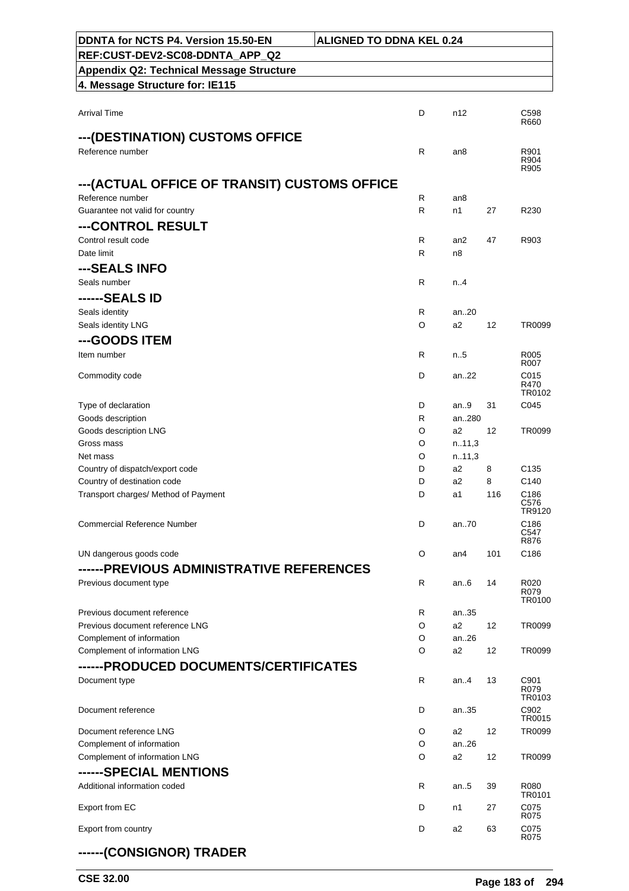| | | | | |
|---|---|---|---|---|
| Arrival Time | D | n12 | | C598 R660 |

### ---(DESTINATION) CUSTOMS OFFICE

| | | | | |
|---|---|---|---|---|
| Reference number | R | an8 | | R901 R904 R905 |

### ---(ACTUAL OFFICE OF TRANSIT) CUSTOMS OFFICE

| | | | | |
|---|---|---|---|---|
| Reference number | R | an8 | | |
| Guarantee not valid for country | R | n1 | 27 | R230 |

### ---CONTROL RESULT

| | | | | |
|---|---|---|---|---|
| Control result code | R | an2 | 47 | R903 |
| Date limit | R | n8 | | |

### ---SEALS INFO

| | | | | |
|---|---|---|---|---|
| Seals number | R | n..4 | | |

### ------SEALS ID

| | | | | |
|---|---|---|---|---|
| Seals identity | R | an..20 | | |
| Seals identity LNG | O | a2 | 12 | TR0099 |

### ---GOODS ITEM

| | | | | |
|---|---|---|---|---|
| Item number | R | n..5 | | R005 R007 |
| Commodity code | D | an..22 | | C015 R470 TR0102 |
| Type of declaration | D | an..9 | 31 | C045 |
| Goods description | R | an..280 | | |
| Goods description LNG | O | a2 | 12 | TR0099 |
| Gross mass | O | n..11,3 | | |
| Net mass | O | n..11,3 | | |
| Country of dispatch/export code | D | a2 | 8 | C135 |
| Country of destination code | D | a2 | 8 | C140 |
| Transport charges/ Method of Payment | D | a1 | 116 | C186 C576 TR9120 |
| Commercial Reference Number | D | an..70 | | C186 C547 R876 |
| UN dangerous goods code | O | an4 | 101 | C186 |

### ------PREVIOUS ADMINISTRATIVE REFERENCES

| | | | | |
|---|---|---|---|---|
| Previous document type | R | an..6 | 14 | R020 R079 TR0100 |
| Previous document reference | R | an..35 | | |
| Previous document reference LNG | O | a2 | 12 | TR0099 |
| Complement of information | O | an..26 | | |
| Complement of information LNG | O | a2 | 12 | TR0099 |

### ------PRODUCED DOCUMENTS/CERTIFICATES

| | | | | |
|---|---|---|---|---|
| Document type | R | an..4 | 13 | C901 R079 TR0103 |
| Document reference | D | an..35 | | C902 TR0015 |
| Document reference LNG | O | a2 | 12 | TR0099 |
| Complement of information | O | an..26 | | |
| Complement of information LNG | O | a2 | 12 | TR0099 |

### ------SPECIAL MENTIONS

| | | | | |
|---|---|---|---|---|
| Additional information coded | R | an..5 | 39 | R080 TR0101 |
| Export from EC | D | n1 | 27 | C075 R075 |
| Export from country | D | a2 | 63 | C075 R075 |

### ------(CONSIGNOR) TRADER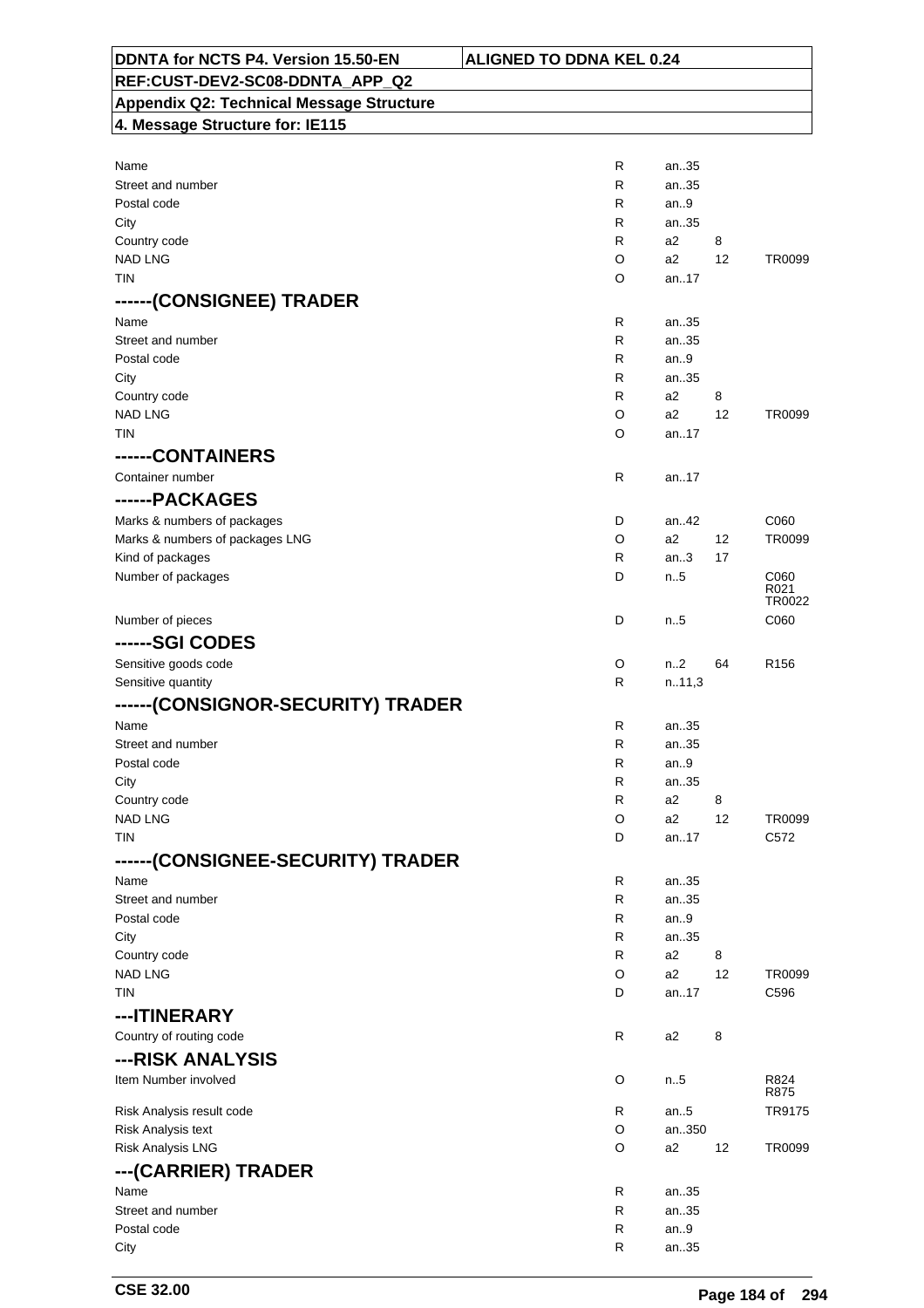| | | | | |
|---|---|---|---|---|
| Name | R | an..35 | | |
| Street and number | R | an..35 | | |
| Postal code | R | an..9 | | |
| City | R | an..35 | | |
| Country code | R | a2 | 8 | |
| NAD LNG | O | a2 | 12 | TR0099 |
| TIN | O | an..17 | | |
| **------(CONSIGNEE) TRADER** | | | | |
| Name | R | an..35 | | |
| Street and number | R | an..35 | | |
| Postal code | R | an..9 | | |
| City | R | an..35 | | |
| Country code | R | a2 | 8 | |
| NAD LNG | O | a2 | 12 | TR0099 |
| TIN | O | an..17 | | |
| **------CONTAINERS** | | | | |
| Container number | R | an..17 | | |
| **------PACKAGES** | | | | |
| Marks & numbers of packages | D | an..42 | | C060 |
| Marks & numbers of packages LNG | O | a2 | 12 | TR0099 |
| Kind of packages | R | an..3 | 17 | |
| Number of packages | D | n..5 | | C060 R021 TR0022 |
| Number of pieces | D | n..5 | | C060 |
| **------SGI CODES** | | | | |
| Sensitive goods code | O | n..2 | 64 | R156 |
| Sensitive quantity | R | n..11,3 | | |
| **------(CONSIGNOR-SECURITY) TRADER** | | | | |
| Name | R | an..35 | | |
| Street and number | R | an..35 | | |
| Postal code | R | an..9 | | |
| City | R | an..35 | | |
| Country code | R | a2 | 8 | |
| NAD LNG | O | a2 | 12 | TR0099 |
| TIN | D | an..17 | | C572 |
| **------(CONSIGNEE-SECURITY) TRADER** | | | | |
| Name | R | an..35 | | |
| Street and number | R | an..35 | | |
| Postal code | R | an..9 | | |
| City | R | an..35 | | |
| Country code | R | a2 | 8 | |
| NAD LNG | O | a2 | 12 | TR0099 |
| TIN | D | an..17 | | C596 |
| **---ITINERARY** | | | | |
| Country of routing code | R | a2 | 8 | |
| **---RISK ANALYSIS** | | | | |
| Item Number involved | O | n..5 | | R824 R875 |
| Risk Analysis result code | R | an..5 | | TR9175 |
| Risk Analysis text | O | an..350 | | |
| Risk Analysis LNG | O | a2 | 12 | TR0099 |
| **---(CARRIER) TRADER** | | | | |
| Name | R | an..35 | | |
| Street and number | R | an..35 | | |
| Postal code | R | an..9 | | |
| City | R | an..35 | | |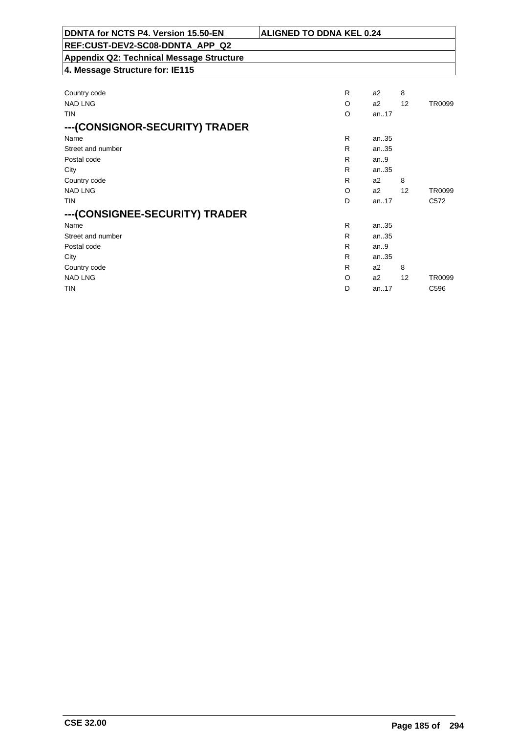| | | | | |
|---|---|---|---|---|
| Country code | R | a2 | 8 | |
| NAD LNG | O | a2 | 12 | TR0099 |
| TIN | O | an..17 | | |

## ---(CONSIGNOR-SECURITY) TRADER

| | | | | |
|---|---|---|---|---|
| Name | R | an..35 | | |
| Street and number | R | an..35 | | |
| Postal code | R | an..9 | | |
| City | R | an..35 | | |
| Country code | R | a2 | 8 | |
| NAD LNG | O | a2 | 12 | TR0099 |
| TIN | D | an..17 | | C572 |

## ---(CONSIGNEE-SECURITY) TRADER

| | | | | |
|---|---|---|---|---|
| Name | R | an..35 | | |
| Street and number | R | an..35 | | |
| Postal code | R | an..9 | | |
| City | R | an..35 | | |
| Country code | R | a2 | 8 | |
| NAD LNG | O | a2 | 12 | TR0099 |
| TIN | D | an..17 | | C596 |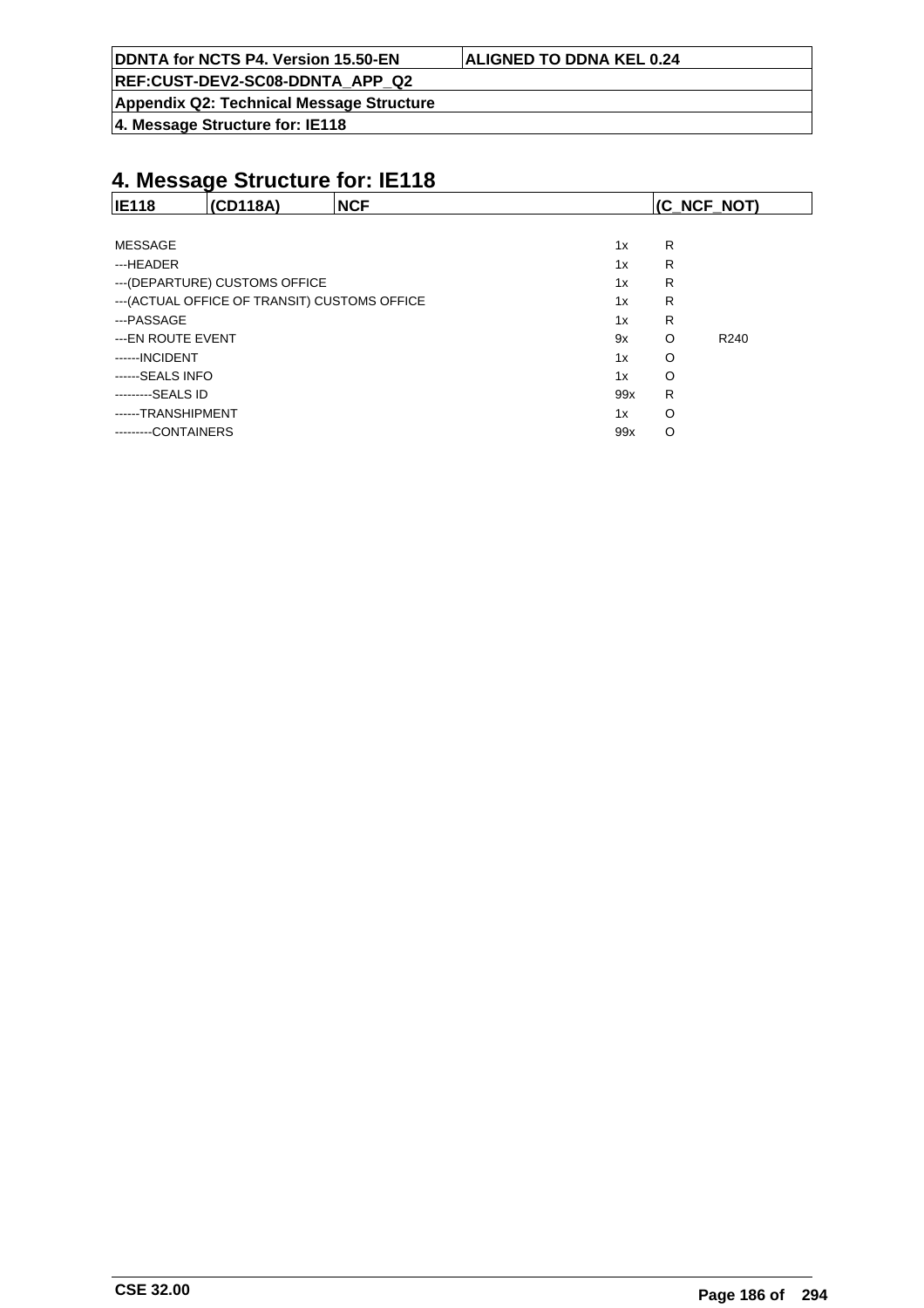# 4. Message Structure for: IE118

| IE118 | (CD118A) | NCF | (C_NCF_NOT) |
|---|---|---|---|

| | | | |
|---|---|---|---|
| MESSAGE | 1x | R | |
| ---HEADER | 1x | R | |
| ---(DEPARTURE) CUSTOMS OFFICE | 1x | R | |
| ---(ACTUAL OFFICE OF TRANSIT) CUSTOMS OFFICE | 1x | R | |
| ---PASSAGE | 1x | R | |
| ---EN ROUTE EVENT | 9x | O | R240 |
| ------INCIDENT | 1x | O | |
| ------SEALS INFO | 1x | O | |
| ---------SEALS ID | 99x | R | |
| ------TRANSHIPMENT | 1x | O | |
| ---------CONTAINERS | 99x | O | |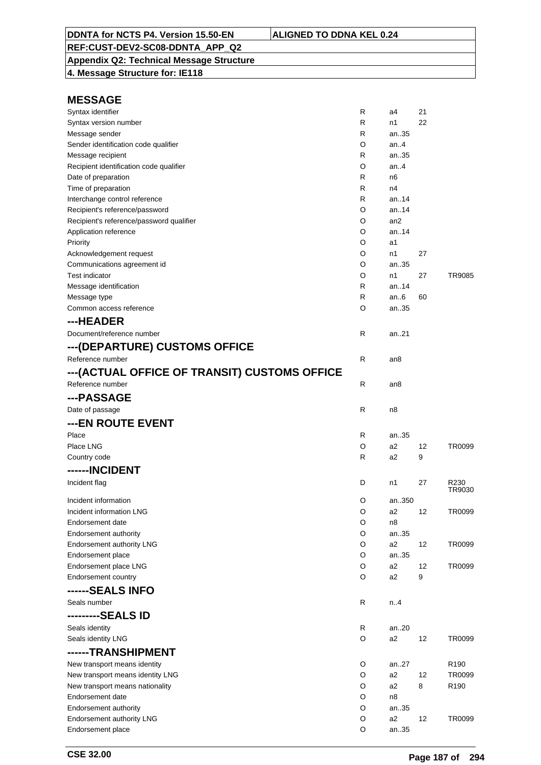| DDNTA for NCTS P4. Version 15.50-EN | ALIGNED TO DDNA KEL 0.24 |
|---|---|
| REF:CUST-DEV2-SC08-DDNTA_APP_Q2 | |
| Appendix Q2: Technical Message Structure | |
| 4. Message Structure for: IE118 | |

## MESSAGE

| | | | | |
|---|---|---|---|---|
| Syntax identifier | R | a4 | 21 | |
| Syntax version number | R | n1 | 22 | |
| Message sender | R | an..35 | | |
| Sender identification code qualifier | O | an..4 | | |
| Message recipient | R | an..35 | | |
| Recipient identification code qualifier | O | an..4 | | |
| Date of preparation | R | n6 | | |
| Time of preparation | R | n4 | | |
| Interchange control reference | R | an..14 | | |
| Recipient's reference/password | O | an..14 | | |
| Recipient's reference/password qualifier | O | an2 | | |
| Application reference | O | an..14 | | |
| Priority | O | a1 | | |
| Acknowledgement request | O | n1 | 27 | |
| Communications agreement id | O | an..35 | | |
| Test indicator | O | n1 | 27 | TR9085 |
| Message identification | R | an..14 | | |
| Message type | R | an..6 | 60 | |
| Common access reference | O | an..35 | | |

## ---HEADER

| | | | | |
|---|---|---|---|---|
| Document/reference number | R | an..21 | | |

## ---(DEPARTURE) CUSTOMS OFFICE

| | | | | |
|---|---|---|---|---|
| Reference number | R | an8 | | |

## ---(ACTUAL OFFICE OF TRANSIT) CUSTOMS OFFICE

| | | | | |
|---|---|---|---|---|
| Reference number | R | an8 | | |

## ---PASSAGE

| | | | | |
|---|---|---|---|---|
| Date of passage | R | n8 | | |

## ---EN ROUTE EVENT

| | | | | |
|---|---|---|---|---|
| Place | R | an..35 | | |
| Place LNG | O | a2 | 12 | TR0099 |
| Country code | R | a2 | 9 | |

## ------INCIDENT

| | | | | |
|---|---|---|---|---|
| Incident flag | D | n1 | 27 | R230 TR9030 |
| Incident information | O | an..350 | | |
| Incident information LNG | O | a2 | 12 | TR0099 |
| Endorsement date | O | n8 | | |
| Endorsement authority | O | an..35 | | |
| Endorsement authority LNG | O | a2 | 12 | TR0099 |
| Endorsement place | O | an..35 | | |
| Endorsement place LNG | O | a2 | 12 | TR0099 |
| Endorsement country | O | a2 | 9 | |

## ------SEALS INFO

| | | | | |
|---|---|---|---|---|
| Seals number | R | n..4 | | |

## ---------SEALS ID

| | | | | |
|---|---|---|---|---|
| Seals identity | R | an..20 | | |
| Seals identity LNG | O | a2 | 12 | TR0099 |

## ------TRANSHIPMENT

| | | | | |
|---|---|---|---|---|
| New transport means identity | O | an..27 | | R190 |
| New transport means identity LNG | O | a2 | 12 | TR0099 |
| New transport means nationality | O | a2 | 8 | R190 |
| Endorsement date | O | n8 | | |
| Endorsement authority | O | an..35 | | |
| Endorsement authority LNG | O | a2 | 12 | TR0099 |
| Endorsement place | O | an..35 | | |

CSE 32.00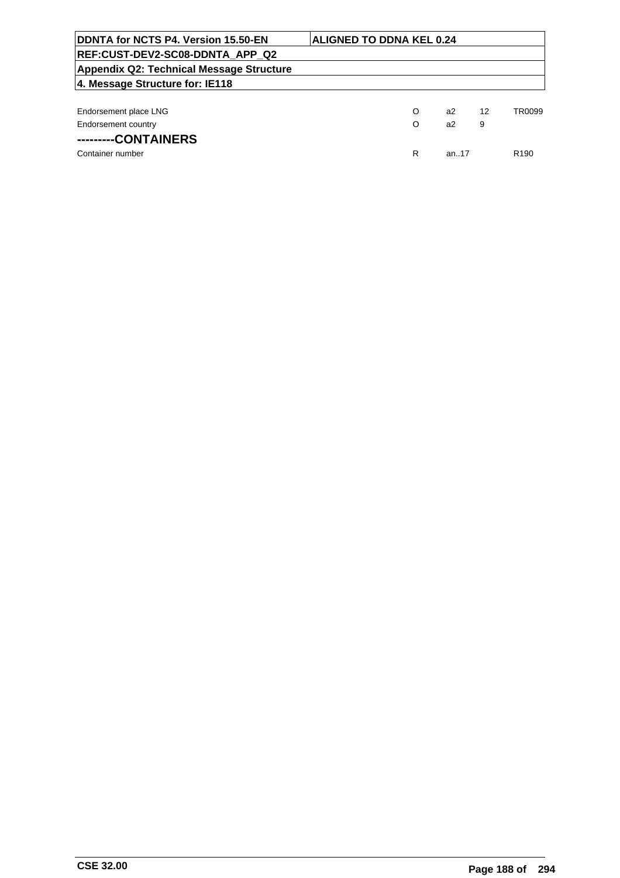| | | | | |
|---|---|---|---|---|
| Endorsement place LNG | O | a2 | 12 | TR0099 |
| Endorsement country | O | a2 | 9 | |

### ---------CONTAINERS

| | | | | |
|---|---|---|---|---|
| Container number | R | an..17 | | R190 |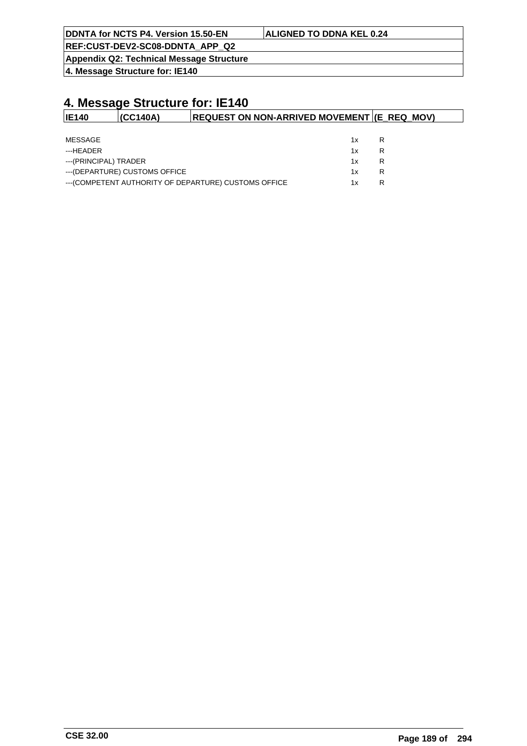# 4. Message Structure for: IE140

| IE140 | (CC140A) | REQUEST ON NON-ARRIVED MOVEMENT | (E_REQ_MOV) |
|---|---|---|---|

| | | |
|---|---|---|
| MESSAGE | 1x | R |
| ---HEADER | 1x | R |
| ---(PRINCIPAL) TRADER | 1x | R |
| ---(DEPARTURE) CUSTOMS OFFICE | 1x | R |
| ---(COMPETENT AUTHORITY OF DEPARTURE) CUSTOMS OFFICE | 1x | R |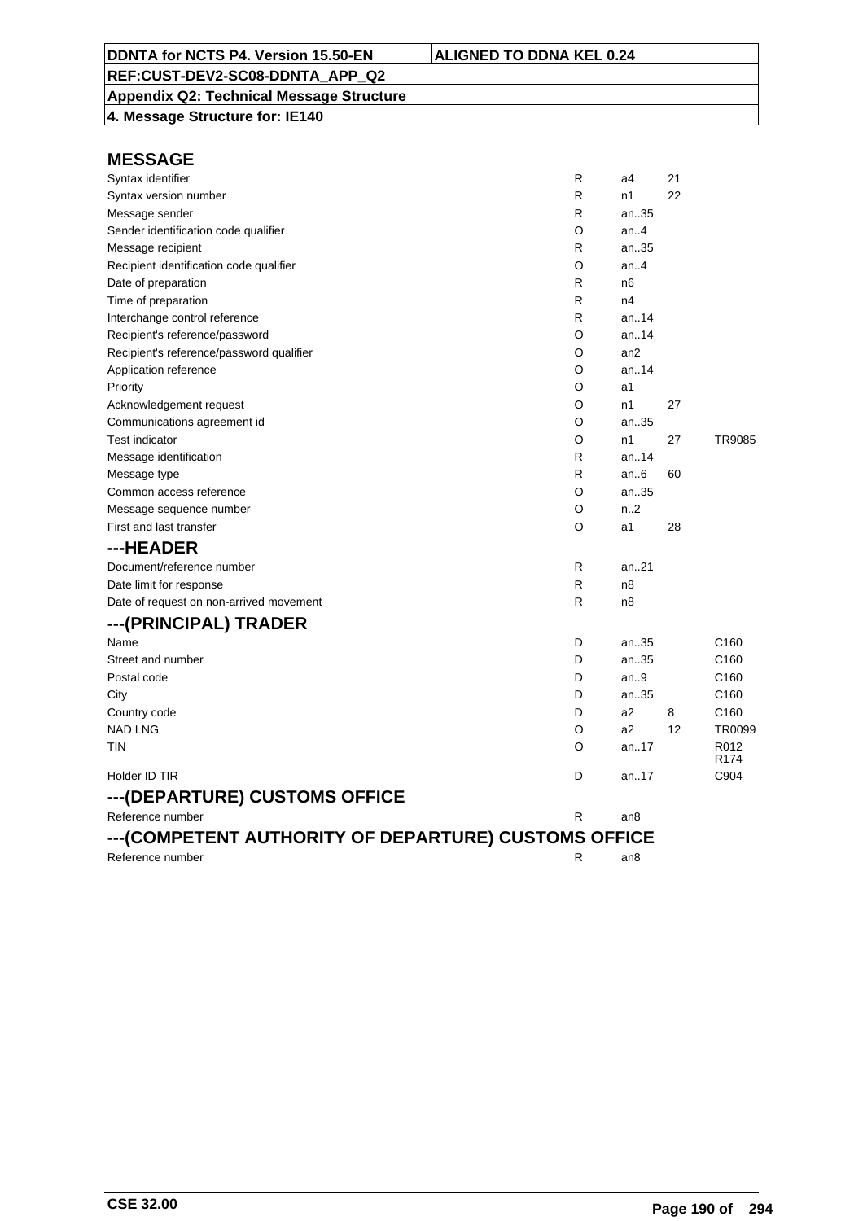**DDNTA for NCTS P4. Version 15.50-EN** | **ALIGNED TO DDNA KEL 0.24**

**REF:CUST-DEV2-SC08-DDNTA_APP_Q2**

**Appendix Q2: Technical Message Structure**

**4. Message Structure for: IE140**

## MESSAGE

| | | | | |
|---|---|---|---|---|
| Syntax identifier | R | a4 | 21 | |
| Syntax version number | R | n1 | 22 | |
| Message sender | R | an..35 | | |
| Sender identification code qualifier | O | an..4 | | |
| Message recipient | R | an..35 | | |
| Recipient identification code qualifier | O | an..4 | | |
| Date of preparation | R | n6 | | |
| Time of preparation | R | n4 | | |
| Interchange control reference | R | an..14 | | |
| Recipient's reference/password | O | an..14 | | |
| Recipient's reference/password qualifier | O | an2 | | |
| Application reference | O | an..14 | | |
| Priority | O | a1 | | |
| Acknowledgement request | O | n1 | 27 | |
| Communications agreement id | O | an..35 | | |
| Test indicator | O | n1 | 27 | TR9085 |
| Message identification | R | an..14 | | |
| Message type | R | an..6 | 60 | |
| Common access reference | O | an..35 | | |
| Message sequence number | O | n..2 | | |
| First and last transfer | O | a1 | 28 | |

## ---HEADER

| | | | | |
|---|---|---|---|---|
| Document/reference number | R | an..21 | | |
| Date limit for response | R | n8 | | |
| Date of request on non-arrived movement | R | n8 | | |

## ---(PRINCIPAL) TRADER

| | | | | |
|---|---|---|---|---|
| Name | D | an..35 | | C160 |
| Street and number | D | an..35 | | C160 |
| Postal code | D | an..9 | | C160 |
| City | D | an..35 | | C160 |
| Country code | D | a2 | 8 | C160 |
| NAD LNG | O | a2 | 12 | TR0099 |
| TIN | O | an..17 | | R012 R174 |
| Holder ID TIR | D | an..17 | | C904 |

## ---(DEPARTURE) CUSTOMS OFFICE

| | | | | |
|---|---|---|---|---|
| Reference number | R | an8 | | |

## ---(COMPETENT AUTHORITY OF DEPARTURE) CUSTOMS OFFICE

| | | | | |
|---|---|---|---|---|
| Reference number | R | an8 | | |

CSE 32.00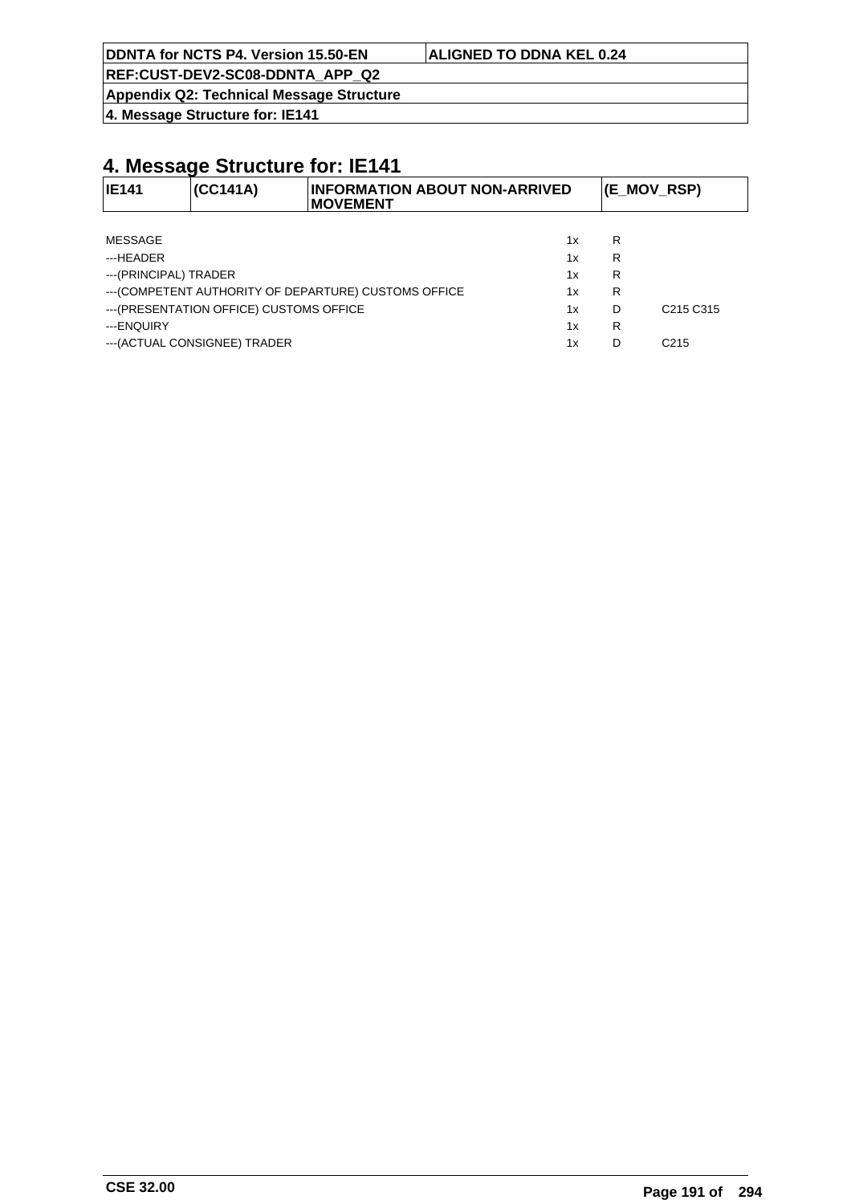# 4. Message Structure for: IE141

| IE141 | (CC141A) | INFORMATION ABOUT NON-ARRIVED MOVEMENT | (E_MOV_RSP) |
|---|---|---|---|

| | | | |
|---|---|---|---|
| MESSAGE | 1x | R | |
| ---HEADER | 1x | R | |
| ---(PRINCIPAL) TRADER | 1x | R | |
| ---(COMPETENT AUTHORITY OF DEPARTURE) CUSTOMS OFFICE | 1x | R | |
| ---(PRESENTATION OFFICE) CUSTOMS OFFICE | 1x | D | C215 C315 |
| ---ENQUIRY | 1x | R | |
| ---(ACTUAL CONSIGNEE) TRADER | 1x | D | C215 |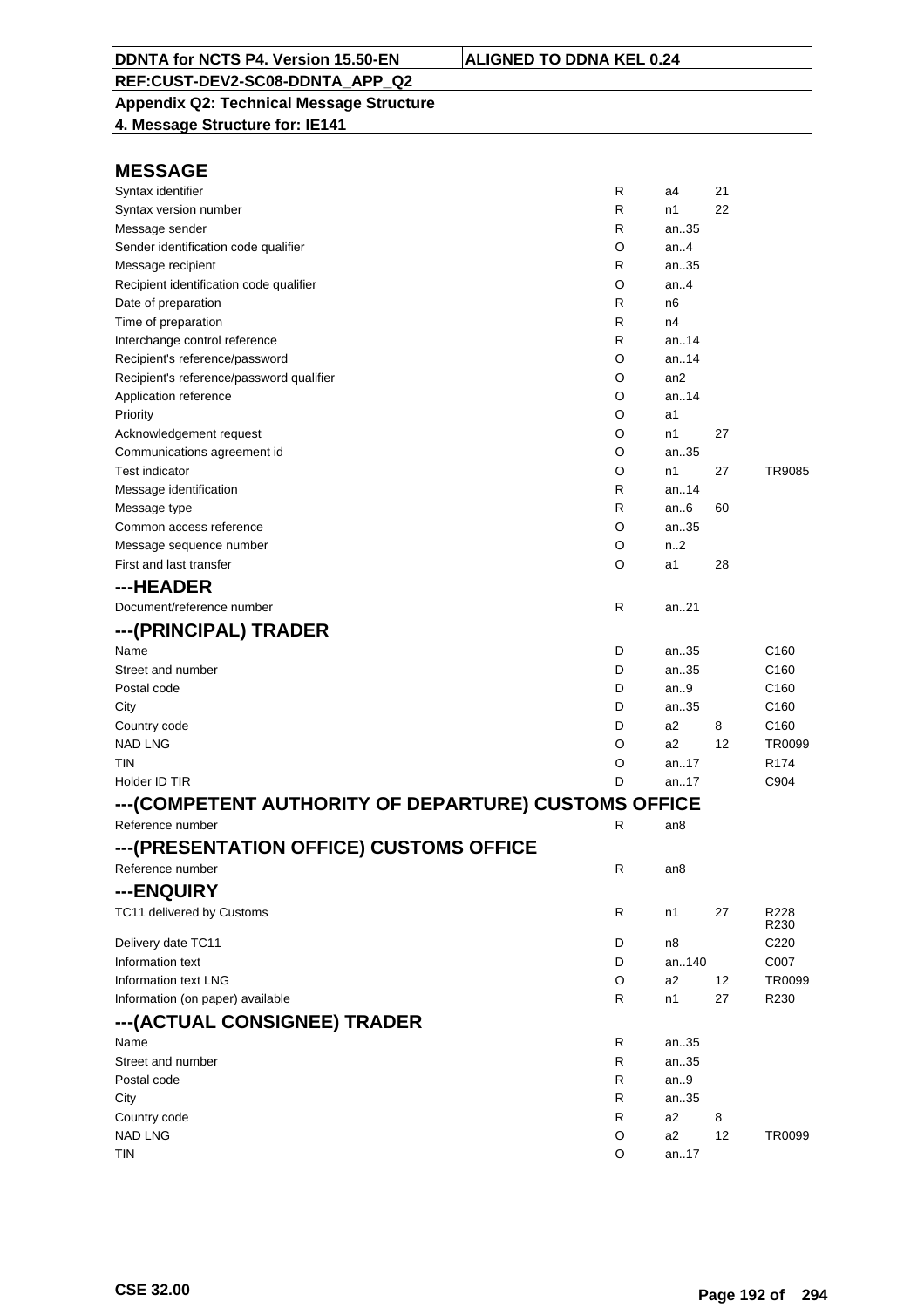**DDNTA for NCTS P4. Version 15.50-EN** | **ALIGNED TO DDNA KEL 0.24**

**REF:CUST-DEV2-SC08-DDNTA_APP_Q2**

**Appendix Q2: Technical Message Structure**

**4. Message Structure for: IE141**

## MESSAGE

| | | | | |
|---|---|---|---|---|
| Syntax identifier | R | a4 | 21 | |
| Syntax version number | R | n1 | 22 | |
| Message sender | R | an..35 | | |
| Sender identification code qualifier | O | an..4 | | |
| Message recipient | R | an..35 | | |
| Recipient identification code qualifier | O | an..4 | | |
| Date of preparation | R | n6 | | |
| Time of preparation | R | n4 | | |
| Interchange control reference | R | an..14 | | |
| Recipient's reference/password | O | an..14 | | |
| Recipient's reference/password qualifier | O | an2 | | |
| Application reference | O | an..14 | | |
| Priority | O | a1 | | |
| Acknowledgement request | O | n1 | 27 | |
| Communications agreement id | O | an..35 | | |
| Test indicator | O | n1 | 27 | TR9085 |
| Message identification | R | an..14 | | |
| Message type | R | an..6 | 60 | |
| Common access reference | O | an..35 | | |
| Message sequence number | O | n..2 | | |
| First and last transfer | O | a1 | 28 | |

## ---HEADER

| | | | | |
|---|---|---|---|---|
| Document/reference number | R | an..21 | | |

## ---(PRINCIPAL) TRADER

| | | | | |
|---|---|---|---|---|
| Name | D | an..35 | | C160 |
| Street and number | D | an..35 | | C160 |
| Postal code | D | an..9 | | C160 |
| City | D | an..35 | | C160 |
| Country code | D | a2 | 8 | C160 |
| NAD LNG | O | a2 | 12 | TR0099 |
| TIN | O | an..17 | | R174 |
| Holder ID TIR | D | an..17 | | C904 |

## ---(COMPETENT AUTHORITY OF DEPARTURE) CUSTOMS OFFICE

| | | | | |
|---|---|---|---|---|
| Reference number | R | an8 | | |

## ---(PRESENTATION OFFICE) CUSTOMS OFFICE

| | | | | |
|---|---|---|---|---|
| Reference number | R | an8 | | |

## ---ENQUIRY

| | | | | |
|---|---|---|---|---|
| TC11 delivered by Customs | R | n1 | 27 | R228 R230 |
| Delivery date TC11 | D | n8 | | C220 |
| Information text | D | an..140 | | C007 |
| Information text LNG | O | a2 | 12 | TR0099 |
| Information (on paper) available | R | n1 | 27 | R230 |

## ---(ACTUAL CONSIGNEE) TRADER

| | | | | |
|---|---|---|---|---|
| Name | R | an..35 | | |
| Street and number | R | an..35 | | |
| Postal code | R | an..9 | | |
| City | R | an..35 | | |
| Country code | R | a2 | 8 | |
| NAD LNG | O | a2 | 12 | TR0099 |
| TIN | O | an..17 | | |

**CSE 32.00**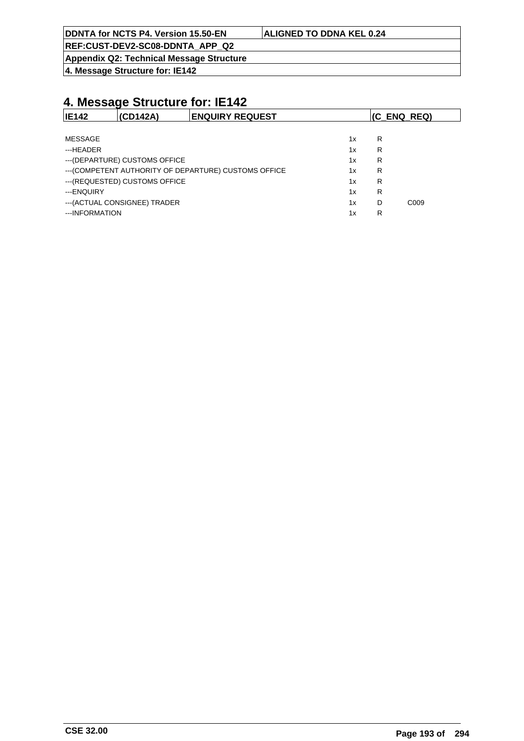# 4. Message Structure for: IE142

| IE142 | (CD142A) | ENQUIRY REQUEST | (C_ENQ_REQ) |
|---|---|---|---|

| | | | |
|---|---|---|---|
| MESSAGE | 1x | R | |
| ---HEADER | 1x | R | |
| ---(DEPARTURE) CUSTOMS OFFICE | 1x | R | |
| ---(COMPETENT AUTHORITY OF DEPARTURE) CUSTOMS OFFICE | 1x | R | |
| ---(REQUESTED) CUSTOMS OFFICE | 1x | R | |
| ---ENQUIRY | 1x | R | |
| ---(ACTUAL CONSIGNEE) TRADER | 1x | D | C009 |
| ---INFORMATION | 1x | R | |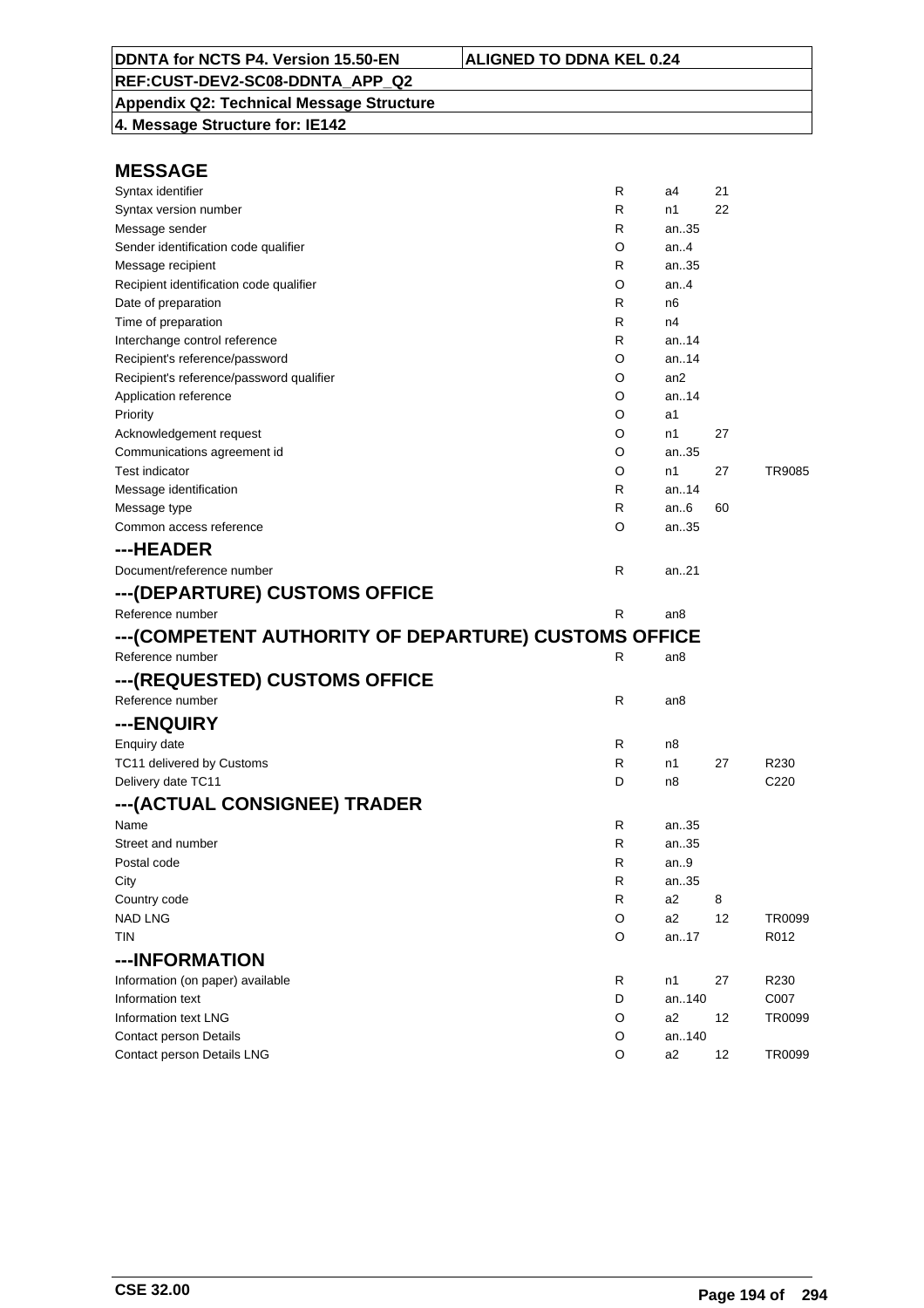DDNTA for NCTS P4. Version 15.50-EN | ALIGNED TO DDNA KEL 0.24

REF:CUST-DEV2-SC08-DDNTA_APP_Q2

**Appendix Q2: Technical Message Structure**

**4. Message Structure for: IE142**

## MESSAGE

| | | | | |
|---|---|---|---|---|
| Syntax identifier | R | a4 | 21 | |
| Syntax version number | R | n1 | 22 | |
| Message sender | R | an..35 | | |
| Sender identification code qualifier | O | an..4 | | |
| Message recipient | R | an..35 | | |
| Recipient identification code qualifier | O | an..4 | | |
| Date of preparation | R | n6 | | |
| Time of preparation | R | n4 | | |
| Interchange control reference | R | an..14 | | |
| Recipient's reference/password | O | an..14 | | |
| Recipient's reference/password qualifier | O | an2 | | |
| Application reference | O | an..14 | | |
| Priority | O | a1 | | |
| Acknowledgement request | O | n1 | 27 | |
| Communications agreement id | O | an..35 | | |
| Test indicator | O | n1 | 27 | TR9085 |
| Message identification | R | an..14 | | |
| Message type | R | an..6 | 60 | |
| Common access reference | O | an..35 | | |

## ---HEADER

| | | | | |
|---|---|---|---|---|
| Document/reference number | R | an..21 | | |

## ---(DEPARTURE) CUSTOMS OFFICE

| | | | | |
|---|---|---|---|---|
| Reference number | R | an8 | | |

## ---(COMPETENT AUTHORITY OF DEPARTURE) CUSTOMS OFFICE

| | | | | |
|---|---|---|---|---|
| Reference number | R | an8 | | |

## ---(REQUESTED) CUSTOMS OFFICE

| | | | | |
|---|---|---|---|---|
| Reference number | R | an8 | | |

## ---ENQUIRY

| | | | | |
|---|---|---|---|---|
| Enquiry date | R | n8 | | |
| TC11 delivered by Customs | R | n1 | 27 | R230 |
| Delivery date TC11 | D | n8 | | C220 |

## ---(ACTUAL CONSIGNEE) TRADER

| | | | | |
|---|---|---|---|---|
| Name | R | an..35 | | |
| Street and number | R | an..35 | | |
| Postal code | R | an..9 | | |
| City | R | an..35 | | |
| Country code | R | a2 | 8 | |
| NAD LNG | O | a2 | 12 | TR0099 |
| TIN | O | an..17 | | R012 |

## ---INFORMATION

| | | | | |
|---|---|---|---|---|
| Information (on paper) available | R | n1 | 27 | R230 |
| Information text | D | an..140 | | C007 |
| Information text LNG | O | a2 | 12 | TR0099 |
| Contact person Details | O | an..140 | | |
| Contact person Details LNG | O | a2 | 12 | TR0099 |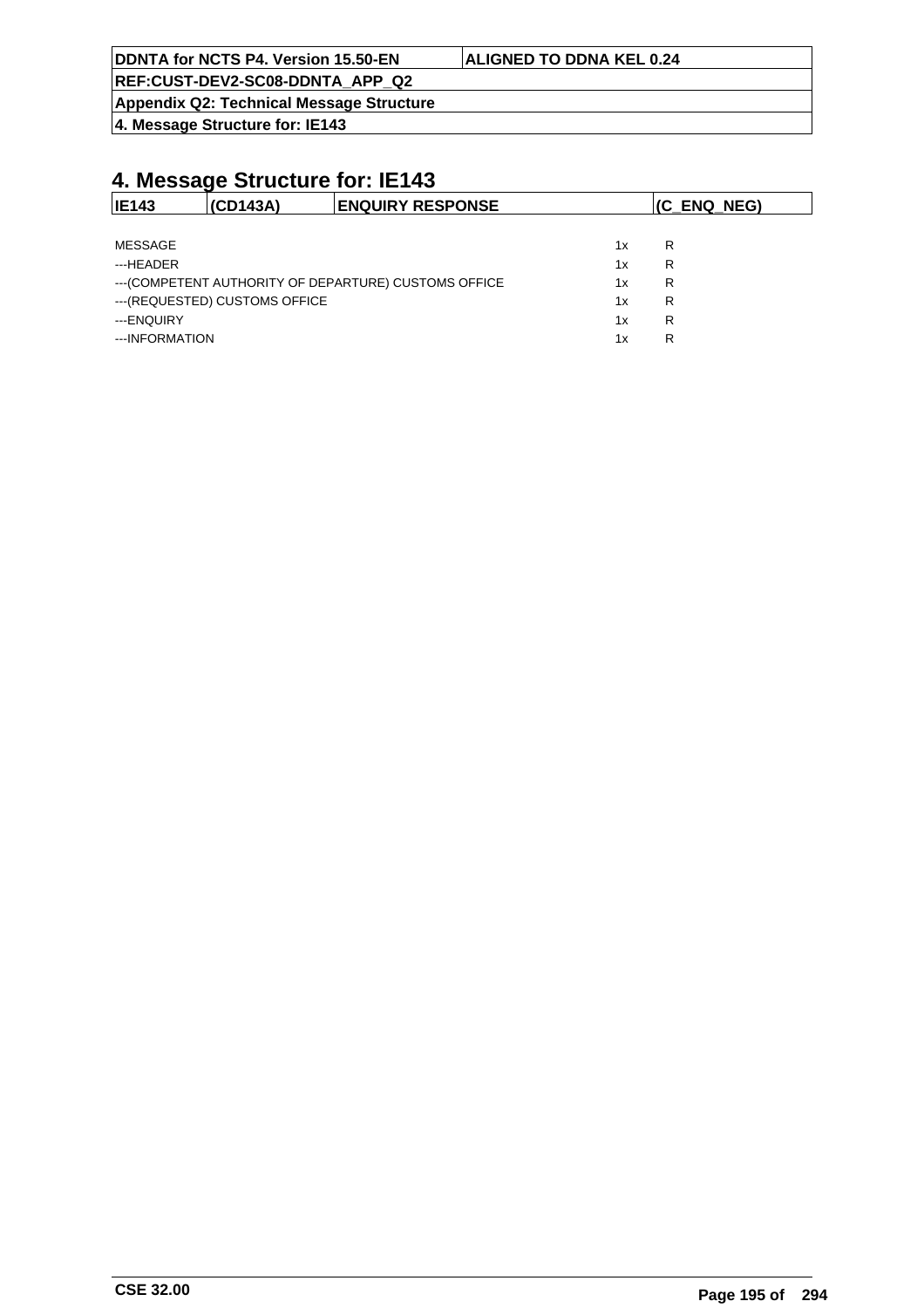# 4. Message Structure for: IE143

| IE143 | (CD143A) | ENQUIRY RESPONSE | (C_ENQ_NEG) |
|---|---|---|---|

| | | |
|---|---|---|
| MESSAGE | 1x | R |
| ---HEADER | 1x | R |
| ---(COMPETENT AUTHORITY OF DEPARTURE) CUSTOMS OFFICE | 1x | R |
| ---(REQUESTED) CUSTOMS OFFICE | 1x | R |
| ---ENQUIRY | 1x | R |
| ---INFORMATION | 1x | R |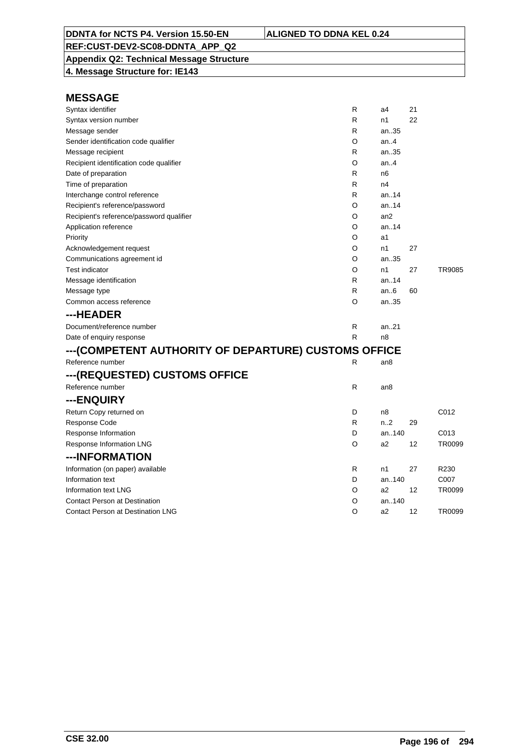DDNTA for NCTS P4. Version 15.50-EN | ALIGNED TO DDNA KEL 0.24

REF:CUST-DEV2-SC08-DDNTA_APP_Q2

**Appendix Q2: Technical Message Structure**

**4. Message Structure for: IE143**

## MESSAGE

| | | | | |
|---|---|---|---|---|
| Syntax identifier | R | a4 | 21 | |
| Syntax version number | R | n1 | 22 | |
| Message sender | R | an..35 | | |
| Sender identification code qualifier | O | an..4 | | |
| Message recipient | R | an..35 | | |
| Recipient identification code qualifier | O | an..4 | | |
| Date of preparation | R | n6 | | |
| Time of preparation | R | n4 | | |
| Interchange control reference | R | an..14 | | |
| Recipient's reference/password | O | an..14 | | |
| Recipient's reference/password qualifier | O | an2 | | |
| Application reference | O | an..14 | | |
| Priority | O | a1 | | |
| Acknowledgement request | O | n1 | 27 | |
| Communications agreement id | O | an..35 | | |
| Test indicator | O | n1 | 27 | TR9085 |
| Message identification | R | an..14 | | |
| Message type | R | an..6 | 60 | |
| Common access reference | O | an..35 | | |

## ---HEADER

| | | | | |
|---|---|---|---|---|
| Document/reference number | R | an..21 | | |
| Date of enquiry response | R | n8 | | |

## ---(COMPETENT AUTHORITY OF DEPARTURE) CUSTOMS OFFICE

| | | | | |
|---|---|---|---|---|
| Reference number | R | an8 | | |

## ---(REQUESTED) CUSTOMS OFFICE

| | | | | |
|---|---|---|---|---|
| Reference number | R | an8 | | |

## ---ENQUIRY

| | | | | |
|---|---|---|---|---|
| Return Copy returned on | D | n8 | | C012 |
| Response Code | R | n..2 | 29 | |
| Response Information | D | an..140 | | C013 |
| Response Information LNG | O | a2 | 12 | TR0099 |

## ---INFORMATION

| | | | | |
|---|---|---|---|---|
| Information (on paper) available | R | n1 | 27 | R230 |
| Information text | D | an..140 | | C007 |
| Information text LNG | O | a2 | 12 | TR0099 |
| Contact Person at Destination | O | an..140 | | |
| Contact Person at Destination LNG | O | a2 | 12 | TR0099 |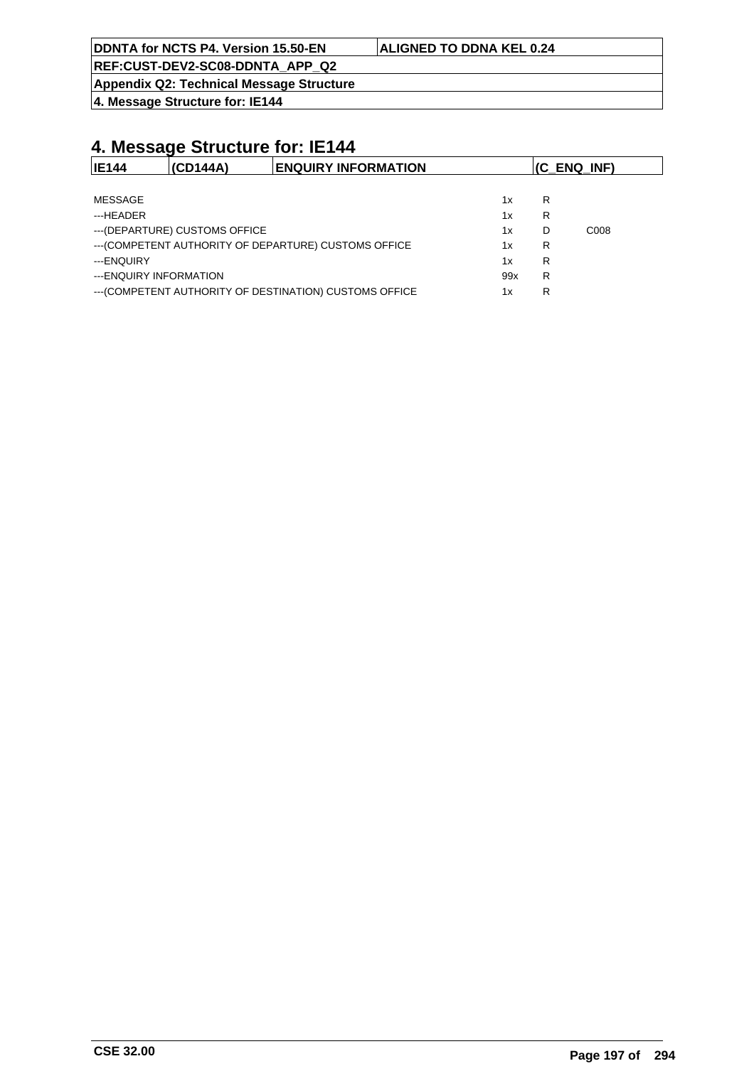# 4. Message Structure for: IE144

| IE144 | (CD144A) | ENQUIRY INFORMATION | (C_ENQ_INF) |
|---|---|---|---|

| | | | |
|---|---|---|---|
| MESSAGE | 1x | R | |
| ---HEADER | 1x | R | |
| ---(DEPARTURE) CUSTOMS OFFICE | 1x | D | C008 |
| ---(COMPETENT AUTHORITY OF DEPARTURE) CUSTOMS OFFICE | 1x | R | |
| ---ENQUIRY | 1x | R | |
| ---ENQUIRY INFORMATION | 99x | R | |
| ---(COMPETENT AUTHORITY OF DESTINATION) CUSTOMS OFFICE | 1x | R | |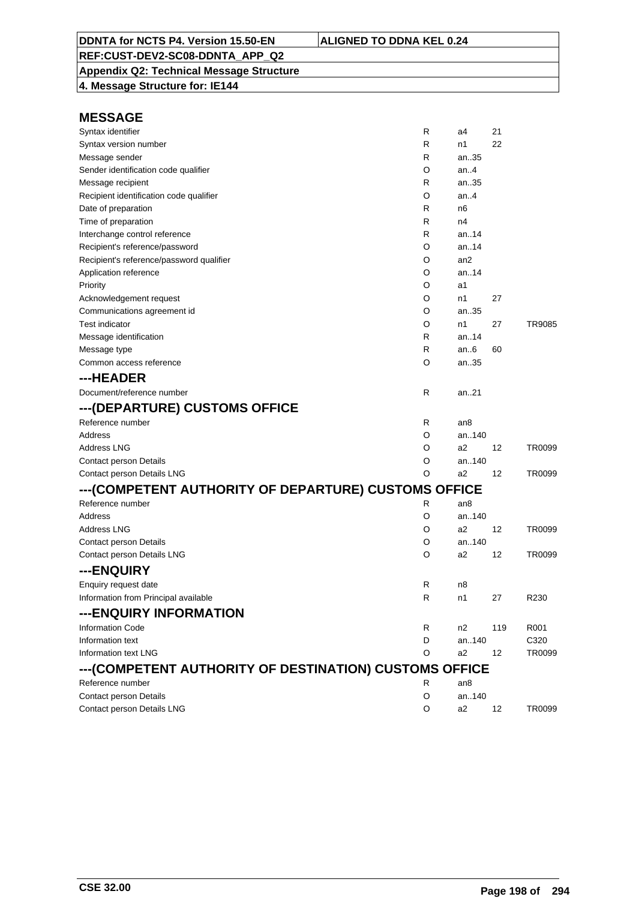## MESSAGE

| | | | | |
|---|---|---|---|---|
| Syntax identifier | R | a4 | 21 | |
| Syntax version number | R | n1 | 22 | |
| Message sender | R | an..35 | | |
| Sender identification code qualifier | O | an..4 | | |
| Message recipient | R | an..35 | | |
| Recipient identification code qualifier | O | an..4 | | |
| Date of preparation | R | n6 | | |
| Time of preparation | R | n4 | | |
| Interchange control reference | R | an..14 | | |
| Recipient's reference/password | O | an..14 | | |
| Recipient's reference/password qualifier | O | an2 | | |
| Application reference | O | an..14 | | |
| Priority | O | a1 | | |
| Acknowledgement request | O | n1 | 27 | |
| Communications agreement id | O | an..35 | | |
| Test indicator | O | n1 | 27 | TR9085 |
| Message identification | R | an..14 | | |
| Message type | R | an..6 | 60 | |
| Common access reference | O | an..35 | | |

## ---HEADER

| | | | | |
|---|---|---|---|---|
| Document/reference number | R | an..21 | | |

## ---(DEPARTURE) CUSTOMS OFFICE

| | | | | |
|---|---|---|---|---|
| Reference number | R | an8 | | |
| Address | O | an..140 | | |
| Address LNG | O | a2 | 12 | TR0099 |
| Contact person Details | O | an..140 | | |
| Contact person Details LNG | O | a2 | 12 | TR0099 |

## ---(COMPETENT AUTHORITY OF DEPARTURE) CUSTOMS OFFICE

| | | | | |
|---|---|---|---|---|
| Reference number | R | an8 | | |
| Address | O | an..140 | | |
| Address LNG | O | a2 | 12 | TR0099 |
| Contact person Details | O | an..140 | | |
| Contact person Details LNG | O | a2 | 12 | TR0099 |

## ---ENQUIRY

| | | | | |
|---|---|---|---|---|
| Enquiry request date | R | n8 | | |
| Information from Principal available | R | n1 | 27 | R230 |

## ---ENQUIRY INFORMATION

| | | | | |
|---|---|---|---|---|
| Information Code | R | n2 | 119 | R001 |
| Information text | D | an..140 | | C320 |
| Information text LNG | O | a2 | 12 | TR0099 |

## ---(COMPETENT AUTHORITY OF DESTINATION) CUSTOMS OFFICE

| | | | | |
|---|---|---|---|---|
| Reference number | R | an8 | | |
| Contact person Details | O | an..140 | | |
| Contact person Details LNG | O | a2 | 12 | TR0099 |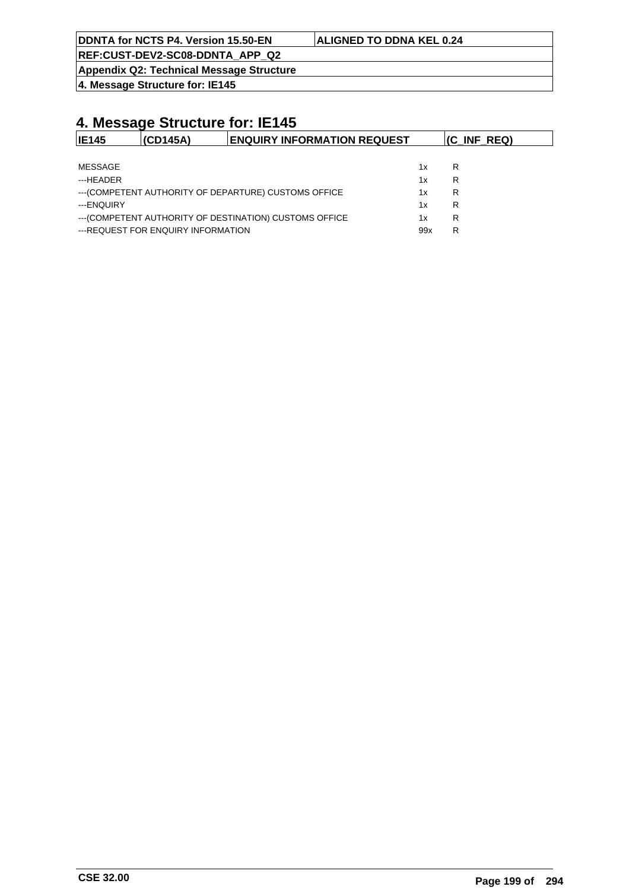# 4. Message Structure for: IE145

| IE145 | (CD145A) | ENQUIRY INFORMATION REQUEST | (C_INF_REQ) |
|---|---|---|---|

| | | |
|---|---|---|
| MESSAGE | 1x | R |
| ---HEADER | 1x | R |
| ---(COMPETENT AUTHORITY OF DEPARTURE) CUSTOMS OFFICE | 1x | R |
| ---ENQUIRY | 1x | R |
| ---(COMPETENT AUTHORITY OF DESTINATION) CUSTOMS OFFICE | 1x | R |
| ---REQUEST FOR ENQUIRY INFORMATION | 99x | R |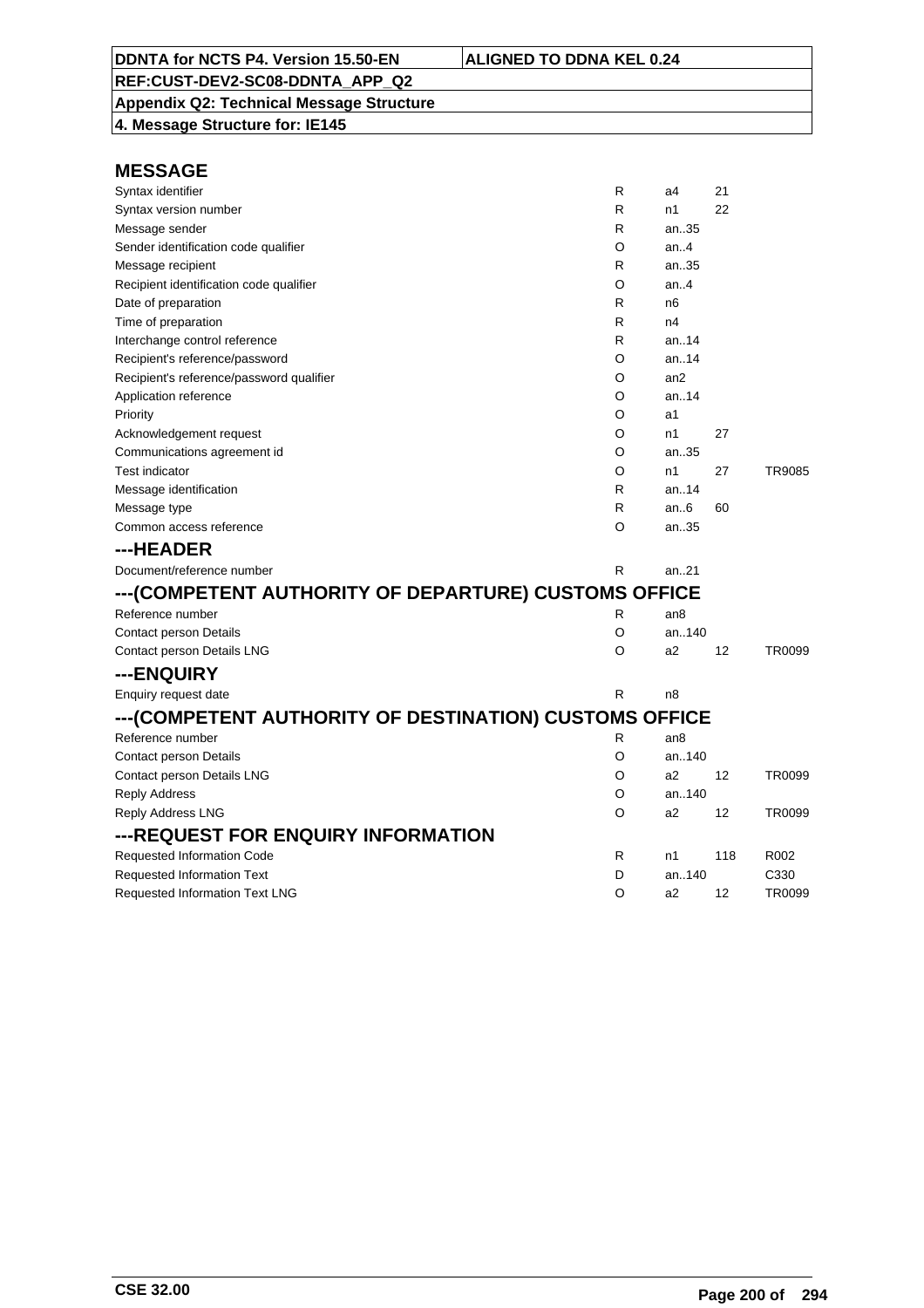| DDNTA for NCTS P4. Version 15.50-EN | ALIGNED TO DDNA KEL 0.24 |
|---|---|
| REF:CUST-DEV2-SC08-DDNTA_APP_Q2 | |
| Appendix Q2: Technical Message Structure | |
| 4. Message Structure for: IE145 | |

## MESSAGE

| Field | Status | Format | Code | Rule |
|---|---|---|---|---|
| Syntax identifier | R | a4 | 21 | |
| Syntax version number | R | n1 | 22 | |
| Message sender | R | an..35 | | |
| Sender identification code qualifier | O | an..4 | | |
| Message recipient | R | an..35 | | |
| Recipient identification code qualifier | O | an..4 | | |
| Date of preparation | R | n6 | | |
| Time of preparation | R | n4 | | |
| Interchange control reference | R | an..14 | | |
| Recipient's reference/password | O | an..14 | | |
| Recipient's reference/password qualifier | O | an2 | | |
| Application reference | O | an..14 | | |
| Priority | O | a1 | | |
| Acknowledgement request | O | n1 | 27 | |
| Communications agreement id | O | an..35 | | |
| Test indicator | O | n1 | 27 | TR9085 |
| Message identification | R | an..14 | | |
| Message type | R | an..6 | 60 | |
| Common access reference | O | an..35 | | |

## ---HEADER

| Field | Status | Format | Code | Rule |
|---|---|---|---|---|
| Document/reference number | R | an..21 | | |

## ---(COMPETENT AUTHORITY OF DEPARTURE) CUSTOMS OFFICE

| Field | Status | Format | Code | Rule |
|---|---|---|---|---|
| Reference number | R | an8 | | |
| Contact person Details | O | an..140 | | |
| Contact person Details LNG | O | a2 | 12 | TR0099 |

## ---ENQUIRY

| Field | Status | Format | Code | Rule |
|---|---|---|---|---|
| Enquiry request date | R | n8 | | |

## ---(COMPETENT AUTHORITY OF DESTINATION) CUSTOMS OFFICE

| Field | Status | Format | Code | Rule |
|---|---|---|---|---|
| Reference number | R | an8 | | |
| Contact person Details | O | an..140 | | |
| Contact person Details LNG | O | a2 | 12 | TR0099 |
| Reply Address | O | an..140 | | |
| Reply Address LNG | O | a2 | 12 | TR0099 |

## ---REQUEST FOR ENQUIRY INFORMATION

| Field | Status | Format | Code | Rule |
|---|---|---|---|---|
| Requested Information Code | R | n1 | 118 | R002 |
| Requested Information Text | D | an..140 | | C330 |
| Requested Information Text LNG | O | a2 | 12 | TR0099 |

CSE 32.00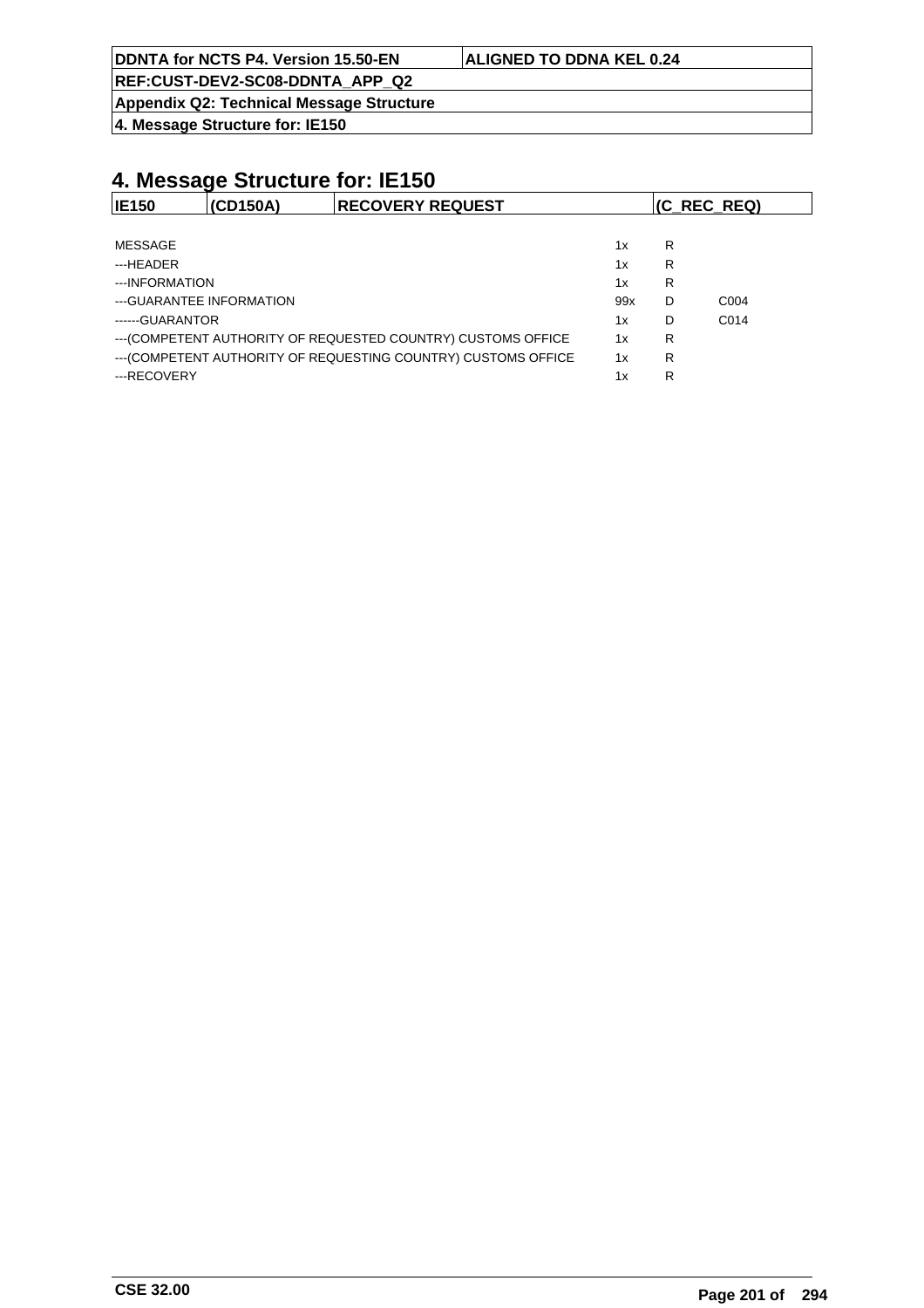# 4. Message Structure for: IE150

| IE150 | (CD150A) | RECOVERY REQUEST | (C_REC_REQ) |
|---|---|---|---|

| | | | |
|---|---|---|---|
| MESSAGE | 1x | R | |
| ---HEADER | 1x | R | |
| ---INFORMATION | 1x | R | |
| ---GUARANTEE INFORMATION | 99x | D | C004 |
| ------GUARANTOR | 1x | D | C014 |
| ---(COMPETENT AUTHORITY OF REQUESTED COUNTRY) CUSTOMS OFFICE | 1x | R | |
| ---(COMPETENT AUTHORITY OF REQUESTING COUNTRY) CUSTOMS OFFICE | 1x | R | |
| ---RECOVERY | 1x | R | |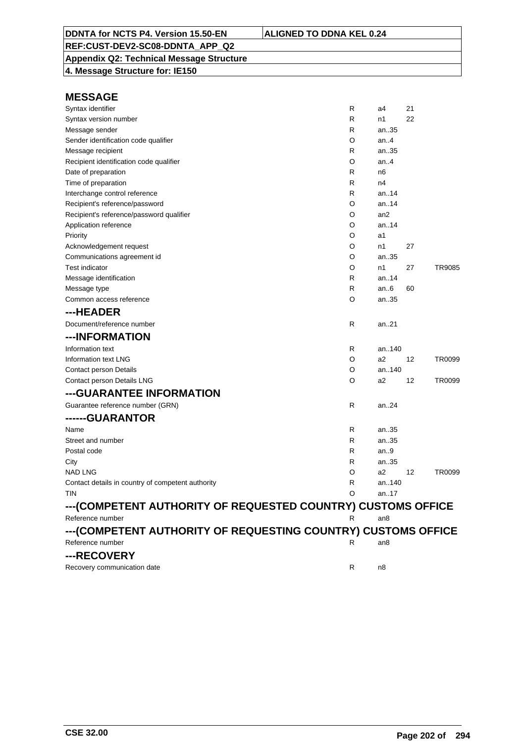## MESSAGE

| | | | | |
|---|---|---|---|---|
| Syntax identifier | R | a4 | 21 | |
| Syntax version number | R | n1 | 22 | |
| Message sender | R | an..35 | | |
| Sender identification code qualifier | O | an..4 | | |
| Message recipient | R | an..35 | | |
| Recipient identification code qualifier | O | an..4 | | |
| Date of preparation | R | n6 | | |
| Time of preparation | R | n4 | | |
| Interchange control reference | R | an..14 | | |
| Recipient's reference/password | O | an..14 | | |
| Recipient's reference/password qualifier | O | an2 | | |
| Application reference | O | an..14 | | |
| Priority | O | a1 | | |
| Acknowledgement request | O | n1 | 27 | |
| Communications agreement id | O | an..35 | | |
| Test indicator | O | n1 | 27 | TR9085 |
| Message identification | R | an..14 | | |
| Message type | R | an..6 | 60 | |
| Common access reference | O | an..35 | | |

## ---HEADER

| | | | | |
|---|---|---|---|---|
| Document/reference number | R | an..21 | | |

## ---INFORMATION

| | | | | |
|---|---|---|---|---|
| Information text | R | an..140 | | |
| Information text LNG | O | a2 | 12 | TR0099 |
| Contact person Details | O | an..140 | | |
| Contact person Details LNG | O | a2 | 12 | TR0099 |

## ---GUARANTEE INFORMATION

| | | | | |
|---|---|---|---|---|
| Guarantee reference number (GRN) | R | an..24 | | |

## ------GUARANTOR

| | | | | |
|---|---|---|---|---|
| Name | R | an..35 | | |
| Street and number | R | an..35 | | |
| Postal code | R | an..9 | | |
| City | R | an..35 | | |
| NAD LNG | O | a2 | 12 | TR0099 |
| Contact details in country of competent authority | R | an..140 | | |
| TIN | O | an..17 | | |

## ---(COMPETENT AUTHORITY OF REQUESTED COUNTRY) CUSTOMS OFFICE

| | | | | |
|---|---|---|---|---|
| Reference number | R | an8 | | |

## ---(COMPETENT AUTHORITY OF REQUESTING COUNTRY) CUSTOMS OFFICE

| | | | | |
|---|---|---|---|---|
| Reference number | R | an8 | | |

## ---RECOVERY

| | | | | |
|---|---|---|---|---|
| Recovery communication date | R | n8 | | |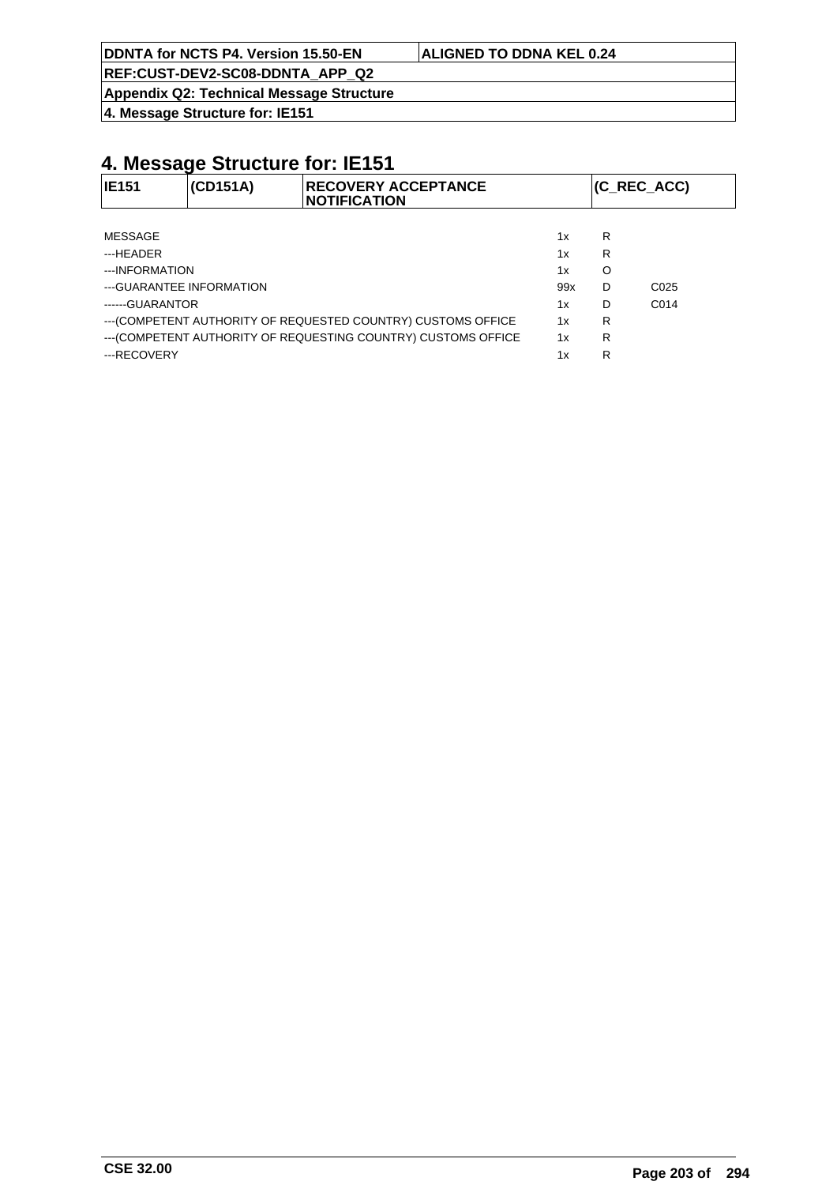# 4. Message Structure for: IE151

| IE151 | (CD151A) | RECOVERY ACCEPTANCE NOTIFICATION | (C_REC_ACC) |
|---|---|---|---|

| | | | |
|---|---|---|---|
| MESSAGE | 1x | R | |
| ---HEADER | 1x | R | |
| ---INFORMATION | 1x | O | |
| ---GUARANTEE INFORMATION | 99x | D | C025 |
| ------GUARANTOR | 1x | D | C014 |
| ---(COMPETENT AUTHORITY OF REQUESTED COUNTRY) CUSTOMS OFFICE | 1x | R | |
| ---(COMPETENT AUTHORITY OF REQUESTING COUNTRY) CUSTOMS OFFICE | 1x | R | |
| ---RECOVERY | 1x | R | |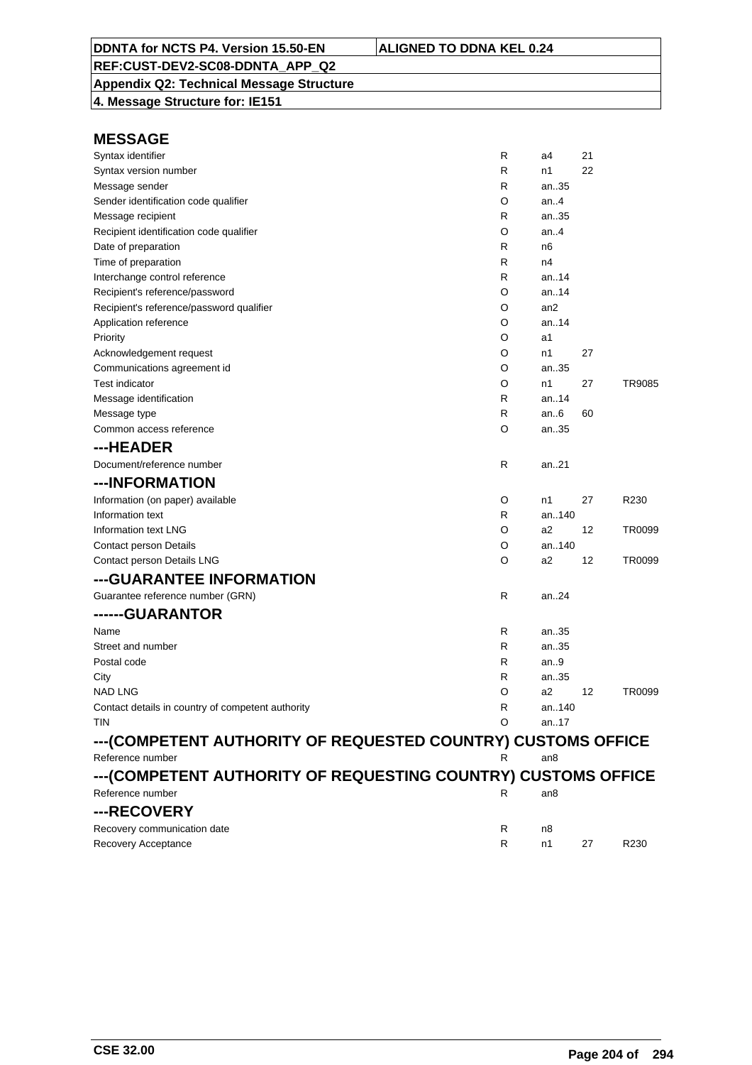**4. Message Structure for: IE151**

## MESSAGE

| Field | Status | Format | Code list | Rule |
|---|---|---|---|---|
| Syntax identifier | R | a4 | 21 | |
| Syntax version number | R | n1 | 22 | |
| Message sender | R | an..35 | | |
| Sender identification code qualifier | O | an..4 | | |
| Message recipient | R | an..35 | | |
| Recipient identification code qualifier | O | an..4 | | |
| Date of preparation | R | n6 | | |
| Time of preparation | R | n4 | | |
| Interchange control reference | R | an..14 | | |
| Recipient's reference/password | O | an..14 | | |
| Recipient's reference/password qualifier | O | an2 | | |
| Application reference | O | an..14 | | |
| Priority | O | a1 | | |
| Acknowledgement request | O | n1 | 27 | |
| Communications agreement id | O | an..35 | | |
| Test indicator | O | n1 | 27 | TR9085 |
| Message identification | R | an..14 | | |
| Message type | R | an..6 | 60 | |
| Common access reference | O | an..35 | | |

## ---HEADER

| Field | Status | Format | Code list | Rule |
|---|---|---|---|---|
| Document/reference number | R | an..21 | | |

## ---INFORMATION

| Field | Status | Format | Code list | Rule |
|---|---|---|---|---|
| Information (on paper) available | O | n1 | 27 | R230 |
| Information text | R | an..140 | | |
| Information text LNG | O | a2 | 12 | TR0099 |
| Contact person Details | O | an..140 | | |
| Contact person Details LNG | O | a2 | 12 | TR0099 |

## ---GUARANTEE INFORMATION

| Field | Status | Format | Code list | Rule |
|---|---|---|---|---|
| Guarantee reference number (GRN) | R | an..24 | | |

## ------GUARANTOR

| Field | Status | Format | Code list | Rule |
|---|---|---|---|---|
| Name | R | an..35 | | |
| Street and number | R | an..35 | | |
| Postal code | R | an..9 | | |
| City | R | an..35 | | |
| NAD LNG | O | a2 | 12 | TR0099 |
| Contact details in country of competent authority | R | an..140 | | |
| TIN | O | an..17 | | |

## ---(COMPETENT AUTHORITY OF REQUESTED COUNTRY) CUSTOMS OFFICE

| Field | Status | Format | Code list | Rule |
|---|---|---|---|---|
| Reference number | R | an8 | | |

## ---(COMPETENT AUTHORITY OF REQUESTING COUNTRY) CUSTOMS OFFICE

| Field | Status | Format | Code list | Rule |
|---|---|---|---|---|
| Reference number | R | an8 | | |

## ---RECOVERY

| Field | Status | Format | Code list | Rule |
|---|---|---|---|---|
| Recovery communication date | R | n8 | | |
| Recovery Acceptance | R | n1 | 27 | R230 |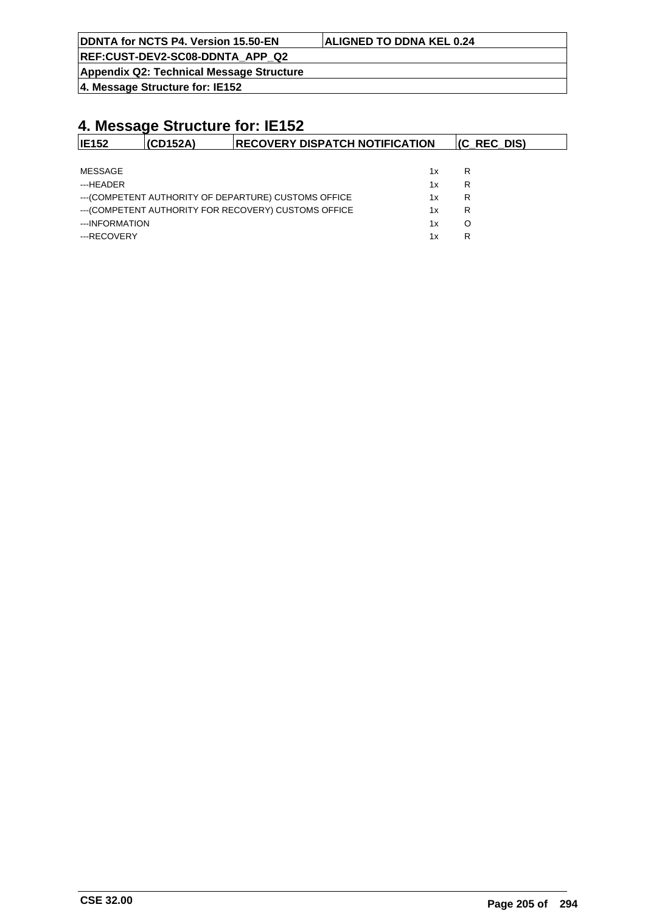# 4. Message Structure for: IE152

| IE152 | (CD152A) | RECOVERY DISPATCH NOTIFICATION | (C_REC_DIS) |
|---|---|---|---|

| | | |
|---|---|---|
| MESSAGE | 1x | R |
| ---HEADER | 1x | R |
| ---(COMPETENT AUTHORITY OF DEPARTURE) CUSTOMS OFFICE | 1x | R |
| ---(COMPETENT AUTHORITY FOR RECOVERY) CUSTOMS OFFICE | 1x | R |
| ---INFORMATION | 1x | O |
| ---RECOVERY | 1x | R |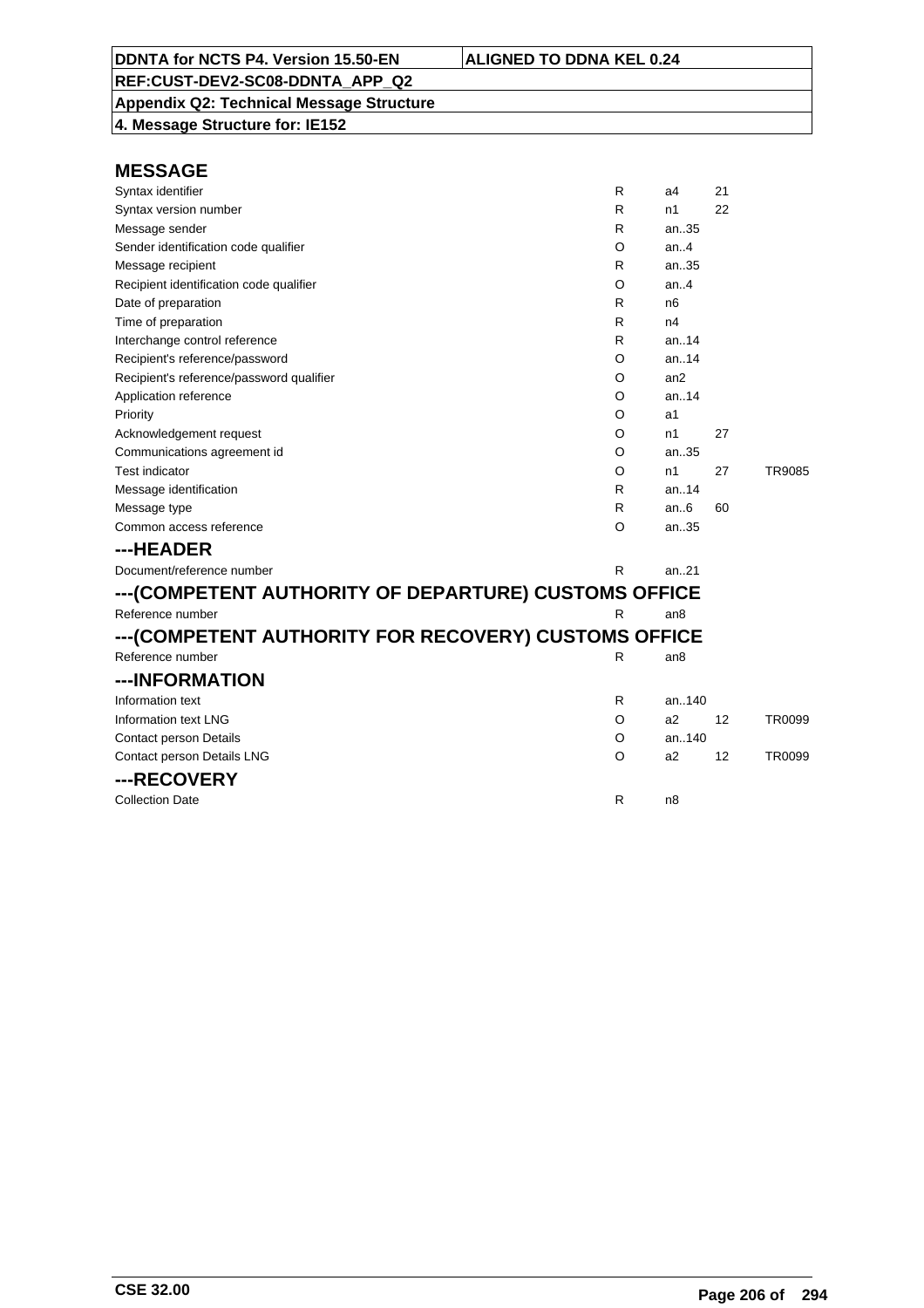**DDNTA for NCTS P4. Version 15.50-EN** | **ALIGNED TO DDNA KEL 0.24**

**REF:CUST-DEV2-SC08-DDNTA_APP_Q2**

**Appendix Q2: Technical Message Structure**

**4. Message Structure for: IE152**

## MESSAGE

| | | | | |
|---|---|---|---|---|
| Syntax identifier | R | a4 | 21 | |
| Syntax version number | R | n1 | 22 | |
| Message sender | R | an..35 | | |
| Sender identification code qualifier | O | an..4 | | |
| Message recipient | R | an..35 | | |
| Recipient identification code qualifier | O | an..4 | | |
| Date of preparation | R | n6 | | |
| Time of preparation | R | n4 | | |
| Interchange control reference | R | an..14 | | |
| Recipient's reference/password | O | an..14 | | |
| Recipient's reference/password qualifier | O | an2 | | |
| Application reference | O | an..14 | | |
| Priority | O | a1 | | |
| Acknowledgement request | O | n1 | 27 | |
| Communications agreement id | O | an..35 | | |
| Test indicator | O | n1 | 27 | TR9085 |
| Message identification | R | an..14 | | |
| Message type | R | an..6 | 60 | |
| Common access reference | O | an..35 | | |

## ---HEADER

| | | | | |
|---|---|---|---|---|
| Document/reference number | R | an..21 | | |

## ---(COMPETENT AUTHORITY OF DEPARTURE) CUSTOMS OFFICE

| | | | | |
|---|---|---|---|---|
| Reference number | R | an8 | | |

## ---(COMPETENT AUTHORITY FOR RECOVERY) CUSTOMS OFFICE

| | | | | |
|---|---|---|---|---|
| Reference number | R | an8 | | |

## ---INFORMATION

| | | | | |
|---|---|---|---|---|
| Information text | R | an..140 | | |
| Information text LNG | O | a2 | 12 | TR0099 |
| Contact person Details | O | an..140 | | |
| Contact person Details LNG | O | a2 | 12 | TR0099 |

## ---RECOVERY

| | | | | |
|---|---|---|---|---|
| Collection Date | R | n8 | | |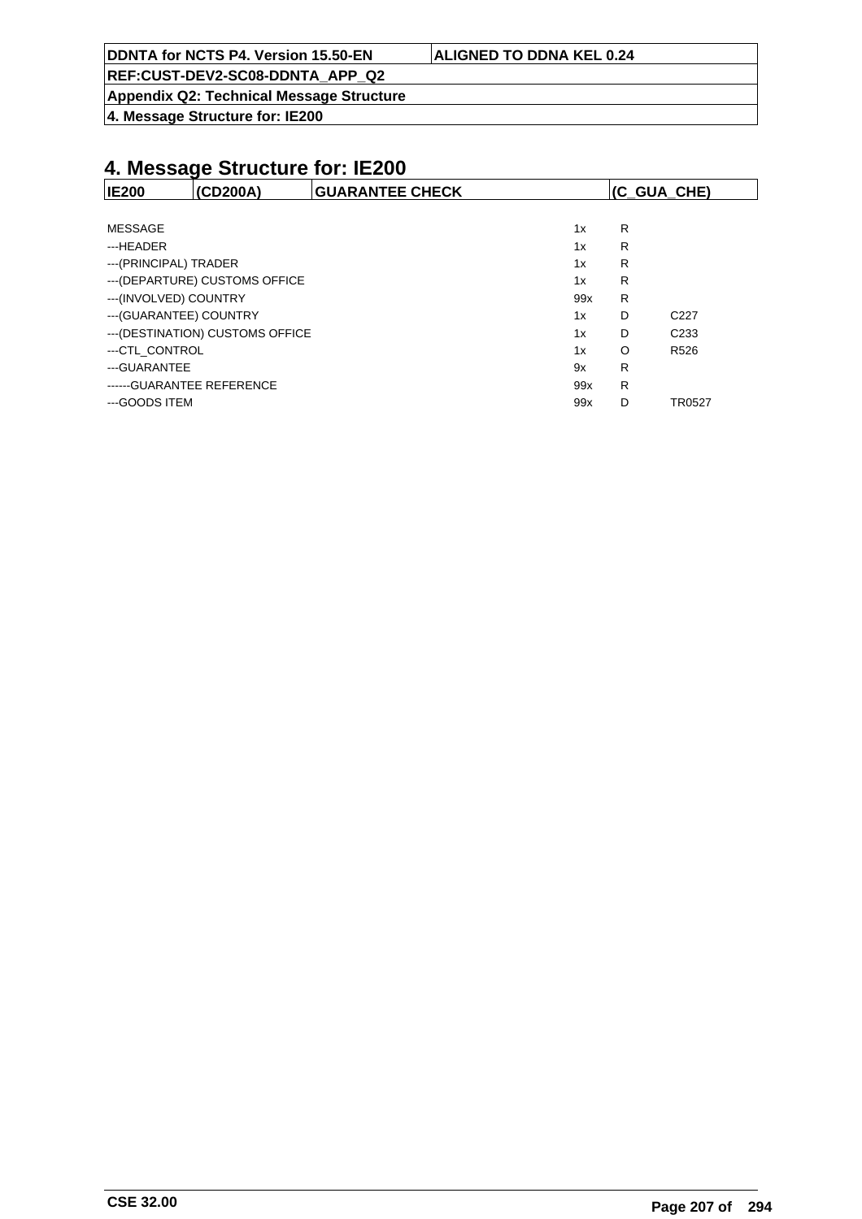# 4. Message Structure for: IE200

| IE200 | (CD200A) | GUARANTEE CHECK | (C_GUA_CHE) |
|---|---|---|---|

| | | | |
|---|---|---|---|
| MESSAGE | 1x | R | |
| ---HEADER | 1x | R | |
| ---(PRINCIPAL) TRADER | 1x | R | |
| ---(DEPARTURE) CUSTOMS OFFICE | 1x | R | |
| ---(INVOLVED) COUNTRY | 99x | R | |
| ---(GUARANTEE) COUNTRY | 1x | D | C227 |
| ---(DESTINATION) CUSTOMS OFFICE | 1x | D | C233 |
| ---CTL_CONTROL | 1x | O | R526 |
| ---GUARANTEE | 9x | R | |
| ------GUARANTEE REFERENCE | 99x | R | |
| ---GOODS ITEM | 99x | D | TR0527 |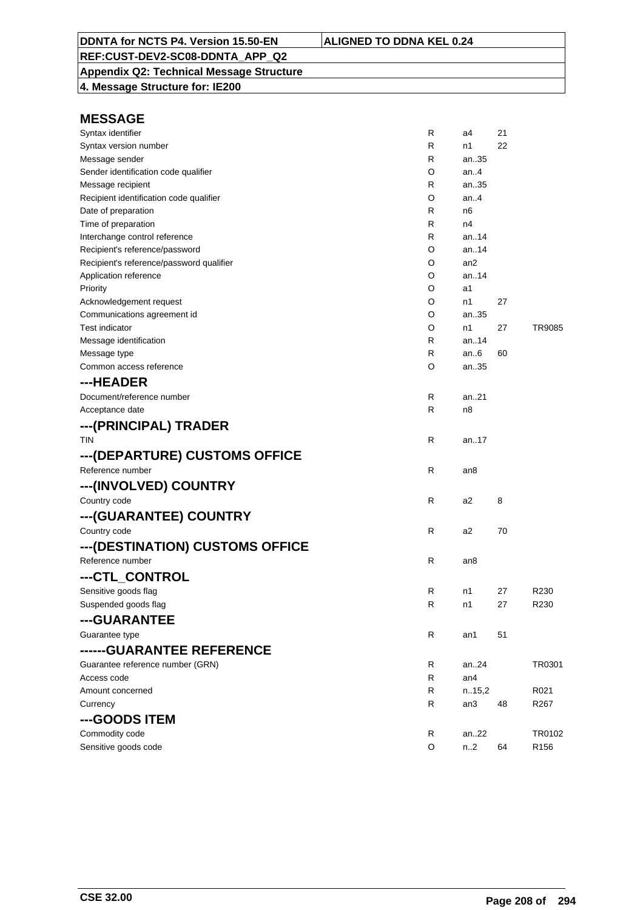| DDNTA for NCTS P4. Version 15.50-EN | ALIGNED TO DDNA KEL 0.24 |
|---|---|
| REF:CUST-DEV2-SC08-DDNTA_APP_Q2 | |
| Appendix Q2: Technical Message Structure | |
| 4. Message Structure for: IE200 | |

## MESSAGE

| | | | | |
|---|---|---|---|---|
| Syntax identifier | R | a4 | 21 | |
| Syntax version number | R | n1 | 22 | |
| Message sender | R | an..35 | | |
| Sender identification code qualifier | O | an..4 | | |
| Message recipient | R | an..35 | | |
| Recipient identification code qualifier | O | an..4 | | |
| Date of preparation | R | n6 | | |
| Time of preparation | R | n4 | | |
| Interchange control reference | R | an..14 | | |
| Recipient's reference/password | O | an..14 | | |
| Recipient's reference/password qualifier | O | an2 | | |
| Application reference | O | an..14 | | |
| Priority | O | a1 | | |
| Acknowledgement request | O | n1 | 27 | |
| Communications agreement id | O | an..35 | | |
| Test indicator | O | n1 | 27 | TR9085 |
| Message identification | R | an..14 | | |
| Message type | R | an..6 | 60 | |
| Common access reference | O | an..35 | | |

## ---HEADER

| | | | | |
|---|---|---|---|---|
| Document/reference number | R | an..21 | | |
| Acceptance date | R | n8 | | |

## ---(PRINCIPAL) TRADER

| | | | | |
|---|---|---|---|---|
| TIN | R | an..17 | | |

## ---(DEPARTURE) CUSTOMS OFFICE

| | | | | |
|---|---|---|---|---|
| Reference number | R | an8 | | |

## ---(INVOLVED) COUNTRY

| | | | | |
|---|---|---|---|---|
| Country code | R | a2 | 8 | |

## ---(GUARANTEE) COUNTRY

| | | | | |
|---|---|---|---|---|
| Country code | R | a2 | 70 | |

## ---(DESTINATION) CUSTOMS OFFICE

| | | | | |
|---|---|---|---|---|
| Reference number | R | an8 | | |

## ---CTL_CONTROL

| | | | | |
|---|---|---|---|---|
| Sensitive goods flag | R | n1 | 27 | R230 |
| Suspended goods flag | R | n1 | 27 | R230 |

## ---GUARANTEE

| | | | | |
|---|---|---|---|---|
| Guarantee type | R | an1 | 51 | |

## ------GUARANTEE REFERENCE

| | | | | |
|---|---|---|---|---|
| Guarantee reference number (GRN) | R | an..24 | | TR0301 |
| Access code | R | an4 | | |
| Amount concerned | R | n..15,2 | | R021 |
| Currency | R | an3 | 48 | R267 |

## ---GOODS ITEM

| | | | | |
|---|---|---|---|---|
| Commodity code | R | an..22 | | TR0102 |
| Sensitive goods code | O | n..2 | 64 | R156 |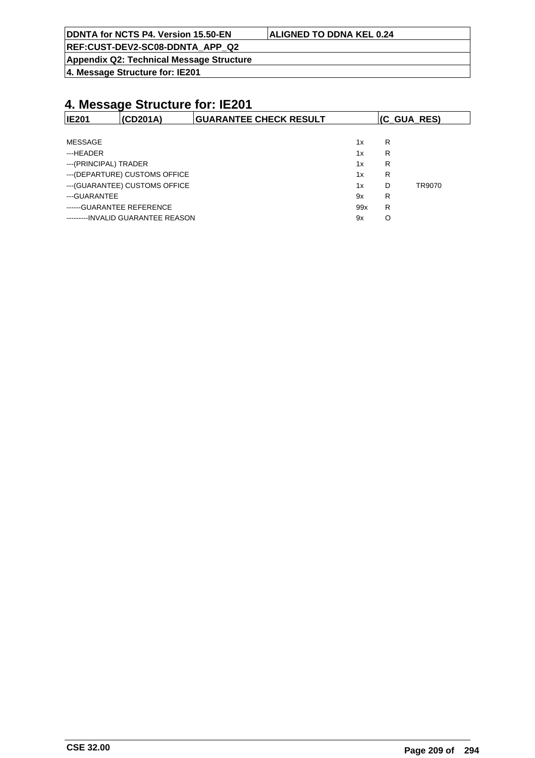# 4. Message Structure for: IE201

| IE201 | (CD201A) | GUARANTEE CHECK RESULT | (C_GUA_RES) |
|---|---|---|---|

| | | | |
|---|---|---|---|
| MESSAGE | 1x | R | |
| ---HEADER | 1x | R | |
| ---(PRINCIPAL) TRADER | 1x | R | |
| ---(DEPARTURE) CUSTOMS OFFICE | 1x | R | |
| ---(GUARANTEE) CUSTOMS OFFICE | 1x | D | TR9070 |
| ---GUARANTEE | 9x | R | |
| ------GUARANTEE REFERENCE | 99x | R | |
| ---------INVALID GUARANTEE REASON | 9x | O | |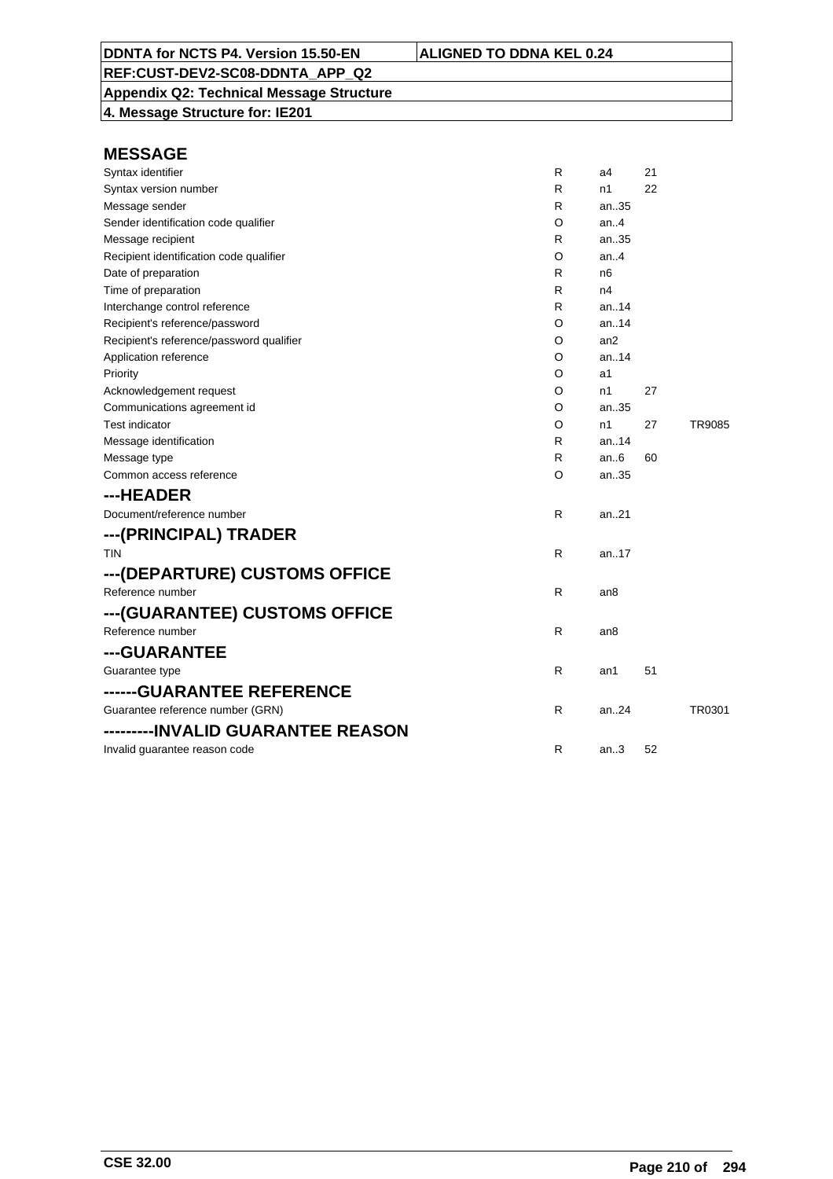| DDNTA for NCTS P4. Version 15.50-EN | ALIGNED TO DDNA KEL 0.24 |
|---|---|
| REF:CUST-DEV2-SC08-DDNTA_APP_Q2 | |
| Appendix Q2: Technical Message Structure | |
| 4. Message Structure for: IE201 | |

## MESSAGE

| | | | | |
|---|---|---|---|---|
| Syntax identifier | R | a4 | 21 | |
| Syntax version number | R | n1 | 22 | |
| Message sender | R | an..35 | | |
| Sender identification code qualifier | O | an..4 | | |
| Message recipient | R | an..35 | | |
| Recipient identification code qualifier | O | an..4 | | |
| Date of preparation | R | n6 | | |
| Time of preparation | R | n4 | | |
| Interchange control reference | R | an..14 | | |
| Recipient's reference/password | O | an..14 | | |
| Recipient's reference/password qualifier | O | an2 | | |
| Application reference | O | an..14 | | |
| Priority | O | a1 | | |
| Acknowledgement request | O | n1 | 27 | |
| Communications agreement id | O | an..35 | | |
| Test indicator | O | n1 | 27 | TR9085 |
| Message identification | R | an..14 | | |
| Message type | R | an..6 | 60 | |
| Common access reference | O | an..35 | | |

## ---HEADER

| | | | | |
|---|---|---|---|---|
| Document/reference number | R | an..21 | | |

## ---(PRINCIPAL) TRADER

| | | | | |
|---|---|---|---|---|
| TIN | R | an..17 | | |

## ---(DEPARTURE) CUSTOMS OFFICE

| | | | | |
|---|---|---|---|---|
| Reference number | R | an8 | | |

## ---(GUARANTEE) CUSTOMS OFFICE

| | | | | |
|---|---|---|---|---|
| Reference number | R | an8 | | |

## ---GUARANTEE

| | | | | |
|---|---|---|---|---|
| Guarantee type | R | an1 | 51 | |

## ------GUARANTEE REFERENCE

| | | | | |
|---|---|---|---|---|
| Guarantee reference number (GRN) | R | an..24 | | TR0301 |

## ---------INVALID GUARANTEE REASON

| | | | | |
|---|---|---|---|---|
| Invalid guarantee reason code | R | an..3 | 52 | |

CSE 32.00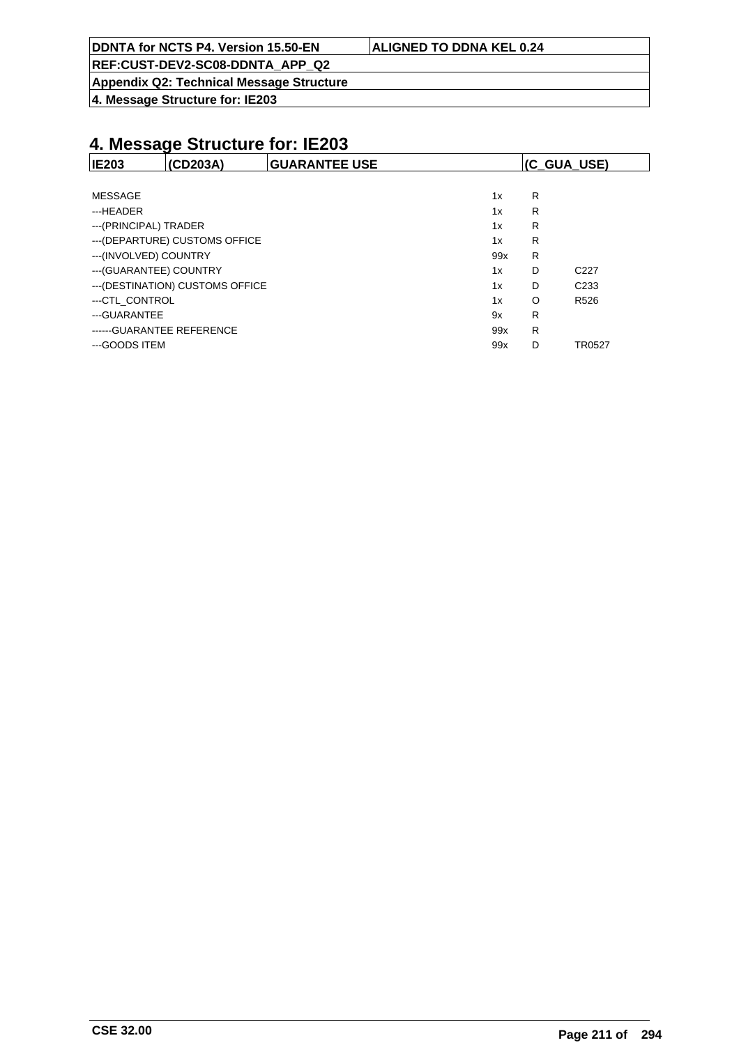# 4. Message Structure for: IE203

| IE203 | (CD203A) | GUARANTEE USE | (C_GUA_USE) |
|---|---|---|---|

| | | | |
|---|---|---|---|
| MESSAGE | 1x | R | |
| ---HEADER | 1x | R | |
| ---(PRINCIPAL) TRADER | 1x | R | |
| ---(DEPARTURE) CUSTOMS OFFICE | 1x | R | |
| ---(INVOLVED) COUNTRY | 99x | R | |
| ---(GUARANTEE) COUNTRY | 1x | D | C227 |
| ---(DESTINATION) CUSTOMS OFFICE | 1x | D | C233 |
| ---CTL_CONTROL | 1x | O | R526 |
| ---GUARANTEE | 9x | R | |
| ------GUARANTEE REFERENCE | 99x | R | |
| ---GOODS ITEM | 99x | D | TR0527 |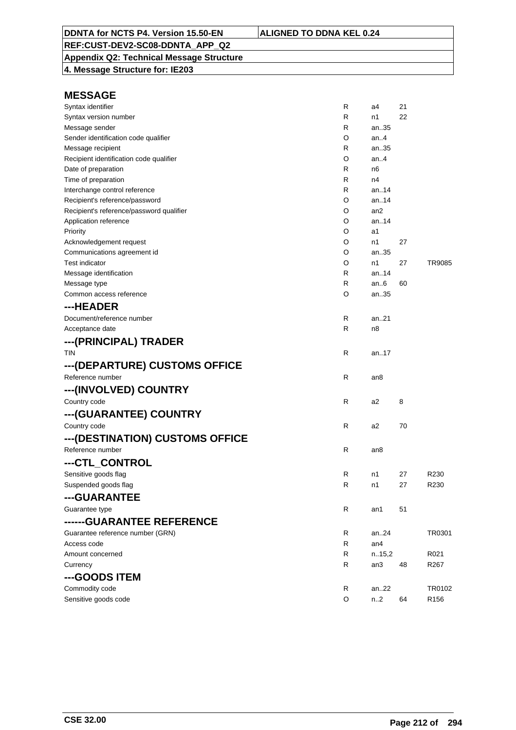| DDNTA for NCTS P4. Version 15.50-EN | ALIGNED TO DDNA KEL 0.24 |
|---|---|
| REF:CUST-DEV2-SC08-DDNTA_APP_Q2 | |
| Appendix Q2: Technical Message Structure | |
| 4. Message Structure for: IE203 | |

## MESSAGE

| | | | | |
|---|---|---|---|---|
| Syntax identifier | R | a4 | 21 | |
| Syntax version number | R | n1 | 22 | |
| Message sender | R | an..35 | | |
| Sender identification code qualifier | O | an..4 | | |
| Message recipient | R | an..35 | | |
| Recipient identification code qualifier | O | an..4 | | |
| Date of preparation | R | n6 | | |
| Time of preparation | R | n4 | | |
| Interchange control reference | R | an..14 | | |
| Recipient's reference/password | O | an..14 | | |
| Recipient's reference/password qualifier | O | an2 | | |
| Application reference | O | an..14 | | |
| Priority | O | a1 | | |
| Acknowledgement request | O | n1 | 27 | |
| Communications agreement id | O | an..35 | | |
| Test indicator | O | n1 | 27 | TR9085 |
| Message identification | R | an..14 | | |
| Message type | R | an..6 | 60 | |
| Common access reference | O | an..35 | | |

## ---HEADER

| | | | | |
|---|---|---|---|---|
| Document/reference number | R | an..21 | | |
| Acceptance date | R | n8 | | |

## ---(PRINCIPAL) TRADER

| | | | | |
|---|---|---|---|---|
| TIN | R | an..17 | | |

## ---(DEPARTURE) CUSTOMS OFFICE

| | | | | |
|---|---|---|---|---|
| Reference number | R | an8 | | |

## ---(INVOLVED) COUNTRY

| | | | | |
|---|---|---|---|---|
| Country code | R | a2 | 8 | |

## ---(GUARANTEE) COUNTRY

| | | | | |
|---|---|---|---|---|
| Country code | R | a2 | 70 | |

## ---(DESTINATION) CUSTOMS OFFICE

| | | | | |
|---|---|---|---|---|
| Reference number | R | an8 | | |

## ---CTL_CONTROL

| | | | | |
|---|---|---|---|---|
| Sensitive goods flag | R | n1 | 27 | R230 |
| Suspended goods flag | R | n1 | 27 | R230 |

## ---GUARANTEE

| | | | | |
|---|---|---|---|---|
| Guarantee type | R | an1 | 51 | |

## ------GUARANTEE REFERENCE

| | | | | |
|---|---|---|---|---|
| Guarantee reference number (GRN) | R | an..24 | | TR0301 |
| Access code | R | an4 | | |
| Amount concerned | R | n..15,2 | | R021 |
| Currency | R | an3 | 48 | R267 |

## ---GOODS ITEM

| | | | | |
|---|---|---|---|---|
| Commodity code | R | an..22 | | TR0102 |
| Sensitive goods code | O | n..2 | 64 | R156 |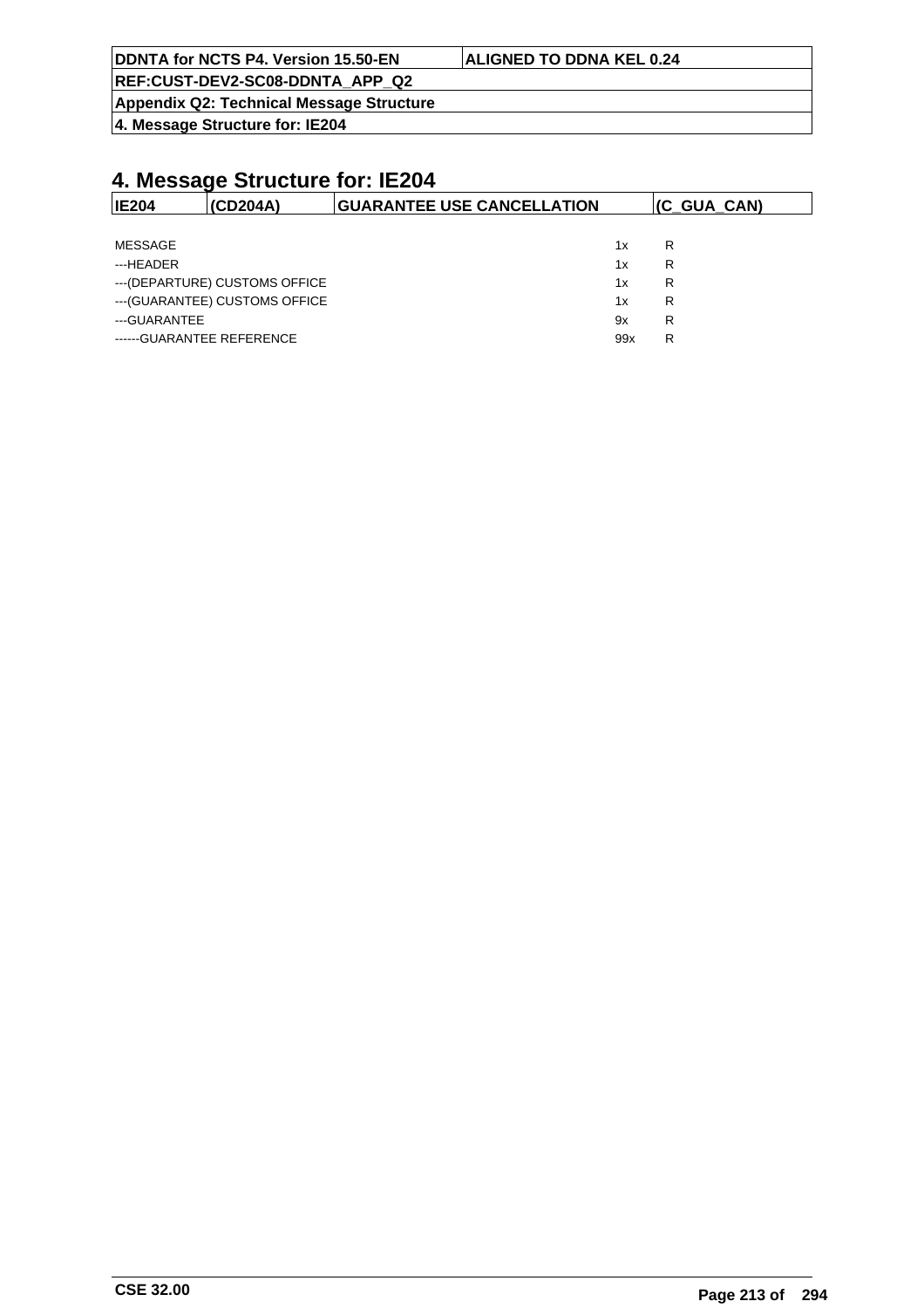# 4. Message Structure for: IE204

| IE204 | (CD204A) | GUARANTEE USE CANCELLATION | (C_GUA_CAN) |
|---|---|---|---|

| | | |
|---|---|---|
| MESSAGE | 1x | R |
| ---HEADER | 1x | R |
| ---(DEPARTURE) CUSTOMS OFFICE | 1x | R |
| ---(GUARANTEE) CUSTOMS OFFICE | 1x | R |
| ---GUARANTEE | 9x | R |
| ------GUARANTEE REFERENCE | 99x | R |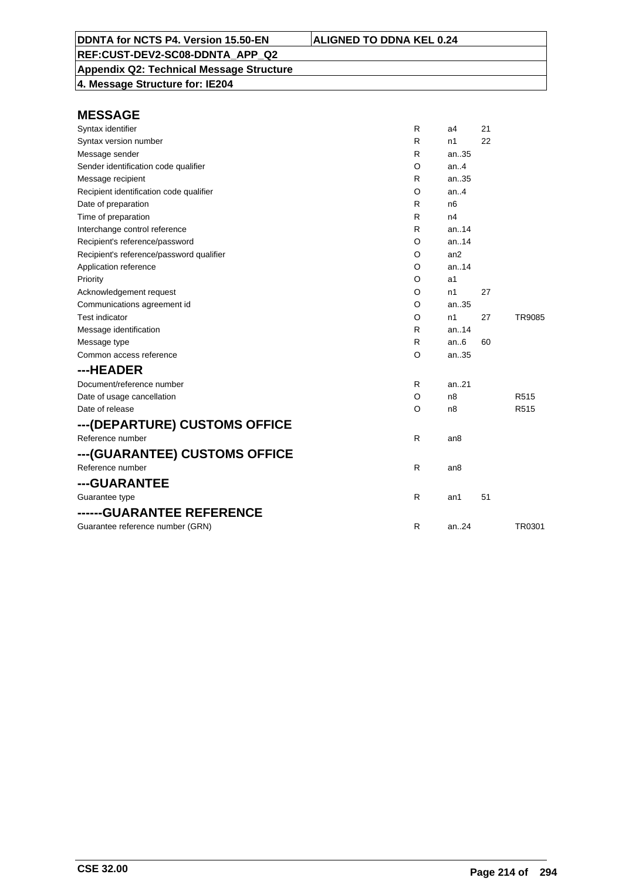| DDNTA for NCTS P4. Version 15.50-EN | ALIGNED TO DDNA KEL 0.24 |
|---|---|
| REF:CUST-DEV2-SC08-DDNTA_APP_Q2 | |
| Appendix Q2: Technical Message Structure | |
| 4. Message Structure for: IE204 | |

## MESSAGE

| | | | | |
|---|---|---|---|---|
| Syntax identifier | R | a4 | 21 | |
| Syntax version number | R | n1 | 22 | |
| Message sender | R | an..35 | | |
| Sender identification code qualifier | O | an..4 | | |
| Message recipient | R | an..35 | | |
| Recipient identification code qualifier | O | an..4 | | |
| Date of preparation | R | n6 | | |
| Time of preparation | R | n4 | | |
| Interchange control reference | R | an..14 | | |
| Recipient's reference/password | O | an..14 | | |
| Recipient's reference/password qualifier | O | an2 | | |
| Application reference | O | an..14 | | |
| Priority | O | a1 | | |
| Acknowledgement request | O | n1 | 27 | |
| Communications agreement id | O | an..35 | | |
| Test indicator | O | n1 | 27 | TR9085 |
| Message identification | R | an..14 | | |
| Message type | R | an..6 | 60 | |
| Common access reference | O | an..35 | | |

## ---HEADER

| | | | | |
|---|---|---|---|---|
| Document/reference number | R | an..21 | | |
| Date of usage cancellation | O | n8 | | R515 |
| Date of release | O | n8 | | R515 |

## ---(DEPARTURE) CUSTOMS OFFICE

| | | | | |
|---|---|---|---|---|
| Reference number | R | an8 | | |

## ---(GUARANTEE) CUSTOMS OFFICE

| | | | | |
|---|---|---|---|---|
| Reference number | R | an8 | | |

## ---GUARANTEE

| | | | | |
|---|---|---|---|---|
| Guarantee type | R | an1 | 51 | |

## ------GUARANTEE REFERENCE

| | | | | |
|---|---|---|---|---|
| Guarantee reference number (GRN) | R | an..24 | | TR0301 |

CSE 32.00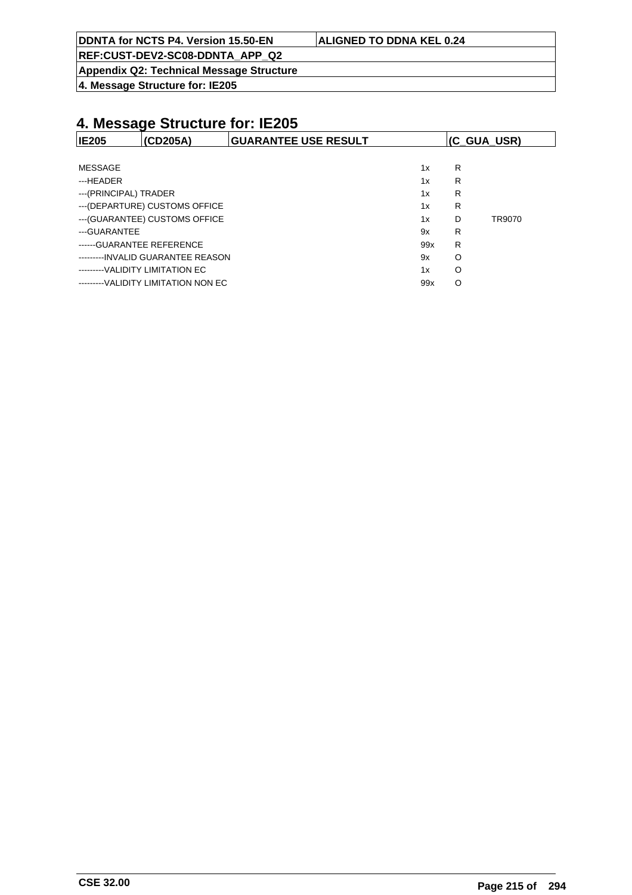# 4. Message Structure for: IE205

| IE205 | (CD205A) | GUARANTEE USE RESULT | (C_GUA_USR) |
|---|---|---|---|

| | | | |
|---|---|---|---|
| MESSAGE | 1x | R | |
| ---HEADER | 1x | R | |
| ---(PRINCIPAL) TRADER | 1x | R | |
| ---(DEPARTURE) CUSTOMS OFFICE | 1x | R | |
| ---(GUARANTEE) CUSTOMS OFFICE | 1x | D | TR9070 |
| ---GUARANTEE | 9x | R | |
| ------GUARANTEE REFERENCE | 99x | R | |
| ---------INVALID GUARANTEE REASON | 9x | O | |
| ---------VALIDITY LIMITATION EC | 1x | O | |
| ---------VALIDITY LIMITATION NON EC | 99x | O | |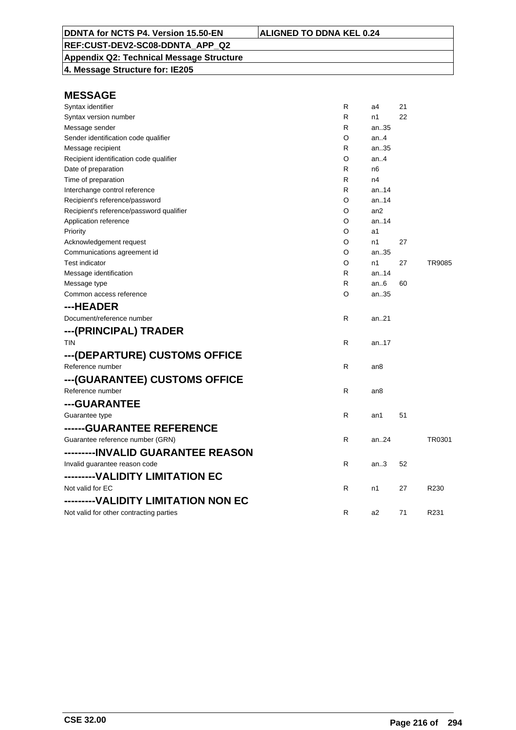**DDNTA for NCTS P4. Version 15.50-EN** | **ALIGNED TO DDNA KEL 0.24**

**REF:CUST-DEV2-SC08-DDNTA_APP_Q2**

**Appendix Q2: Technical Message Structure**

**4. Message Structure for: IE205**

## MESSAGE

| | | | | |
|---|---|---|---|---|
| Syntax identifier | R | a4 | 21 | |
| Syntax version number | R | n1 | 22 | |
| Message sender | R | an..35 | | |
| Sender identification code qualifier | O | an..4 | | |
| Message recipient | R | an..35 | | |
| Recipient identification code qualifier | O | an..4 | | |
| Date of preparation | R | n6 | | |
| Time of preparation | R | n4 | | |
| Interchange control reference | R | an..14 | | |
| Recipient's reference/password | O | an..14 | | |
| Recipient's reference/password qualifier | O | an2 | | |
| Application reference | O | an..14 | | |
| Priority | O | a1 | | |
| Acknowledgement request | O | n1 | 27 | |
| Communications agreement id | O | an..35 | | |
| Test indicator | O | n1 | 27 | TR9085 |
| Message identification | R | an..14 | | |
| Message type | R | an..6 | 60 | |
| Common access reference | O | an..35 | | |

## ---HEADER

| | | | | |
|---|---|---|---|---|
| Document/reference number | R | an..21 | | |

## ---(PRINCIPAL) TRADER

| | | | | |
|---|---|---|---|---|
| TIN | R | an..17 | | |

## ---(DEPARTURE) CUSTOMS OFFICE

| | | | | |
|---|---|---|---|---|
| Reference number | R | an8 | | |

## ---(GUARANTEE) CUSTOMS OFFICE

| | | | | |
|---|---|---|---|---|
| Reference number | R | an8 | | |

## ---GUARANTEE

| | | | | |
|---|---|---|---|---|
| Guarantee type | R | an1 | 51 | |

## ------GUARANTEE REFERENCE

| | | | | |
|---|---|---|---|---|
| Guarantee reference number (GRN) | R | an..24 | | TR0301 |

## ---------INVALID GUARANTEE REASON

| | | | | |
|---|---|---|---|---|
| Invalid guarantee reason code | R | an..3 | 52 | |

## ---------VALIDITY LIMITATION EC

| | | | | |
|---|---|---|---|---|
| Not valid for EC | R | n1 | 27 | R230 |

## ---------VALIDITY LIMITATION NON EC

| | | | | |
|---|---|---|---|---|
| Not valid for other contracting parties | R | a2 | 71 | R231 |

CSE 32.00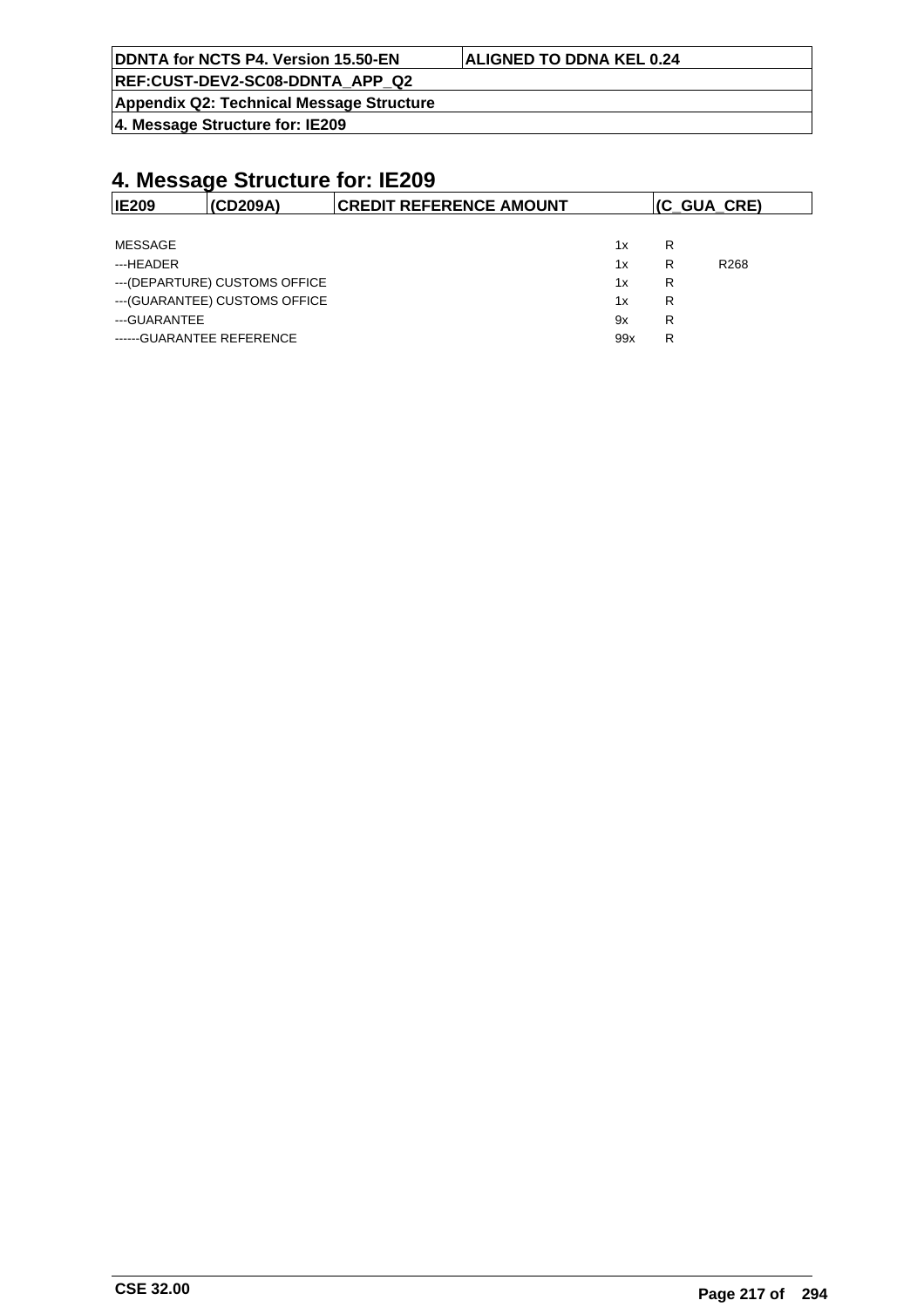# 4. Message Structure for: IE209

| IE209 | (CD209A) | CREDIT REFERENCE AMOUNT | (C_GUA_CRE) |
|---|---|---|---|

| | | | |
|---|---|---|---|
| MESSAGE | 1x | R | |
| ---HEADER | 1x | R | R268 |
| ---(DEPARTURE) CUSTOMS OFFICE | 1x | R | |
| ---(GUARANTEE) CUSTOMS OFFICE | 1x | R | |
| ---GUARANTEE | 9x | R | |
| ------GUARANTEE REFERENCE | 99x | R | |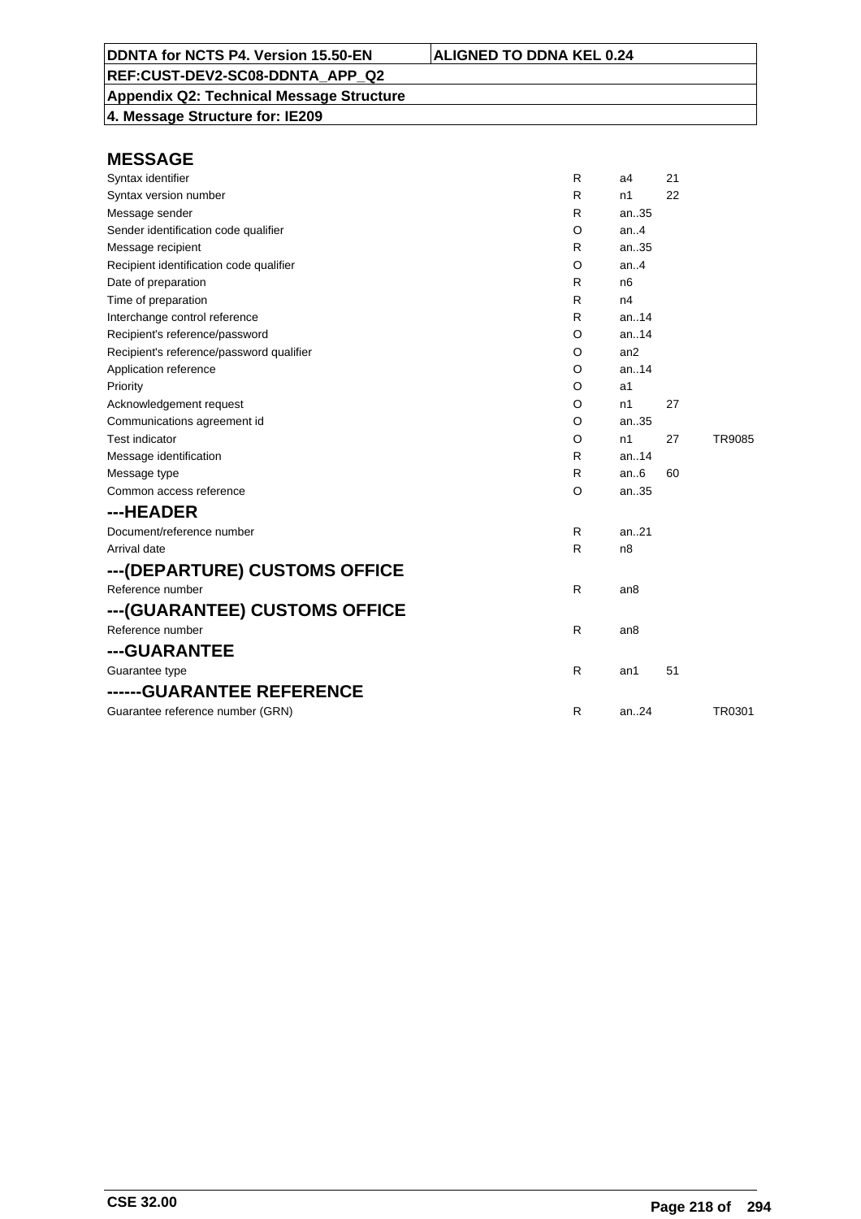| DDNTA for NCTS P4. Version 15.50-EN | ALIGNED TO DDNA KEL 0.24 |
|---|---|
| REF:CUST-DEV2-SC08-DDNTA_APP_Q2 | |
| Appendix Q2: Technical Message Structure | |
| 4. Message Structure for: IE209 | |

## MESSAGE

| | | | | |
|---|---|---|---|---|
| Syntax identifier | R | a4 | 21 | |
| Syntax version number | R | n1 | 22 | |
| Message sender | R | an..35 | | |
| Sender identification code qualifier | O | an..4 | | |
| Message recipient | R | an..35 | | |
| Recipient identification code qualifier | O | an..4 | | |
| Date of preparation | R | n6 | | |
| Time of preparation | R | n4 | | |
| Interchange control reference | R | an..14 | | |
| Recipient's reference/password | O | an..14 | | |
| Recipient's reference/password qualifier | O | an2 | | |
| Application reference | O | an..14 | | |
| Priority | O | a1 | | |
| Acknowledgement request | O | n1 | 27 | |
| Communications agreement id | O | an..35 | | |
| Test indicator | O | n1 | 27 | TR9085 |
| Message identification | R | an..14 | | |
| Message type | R | an..6 | 60 | |
| Common access reference | O | an..35 | | |

## ---HEADER

| | | | | |
|---|---|---|---|---|
| Document/reference number | R | an..21 | | |
| Arrival date | R | n8 | | |

## ---(DEPARTURE) CUSTOMS OFFICE

| | | | | |
|---|---|---|---|---|
| Reference number | R | an8 | | |

## ---(GUARANTEE) CUSTOMS OFFICE

| | | | | |
|---|---|---|---|---|
| Reference number | R | an8 | | |

## ---GUARANTEE

| | | | | |
|---|---|---|---|---|
| Guarantee type | R | an1 | 51 | |

## ------GUARANTEE REFERENCE

| | | | | |
|---|---|---|---|---|
| Guarantee reference number (GRN) | R | an..24 | | TR0301 |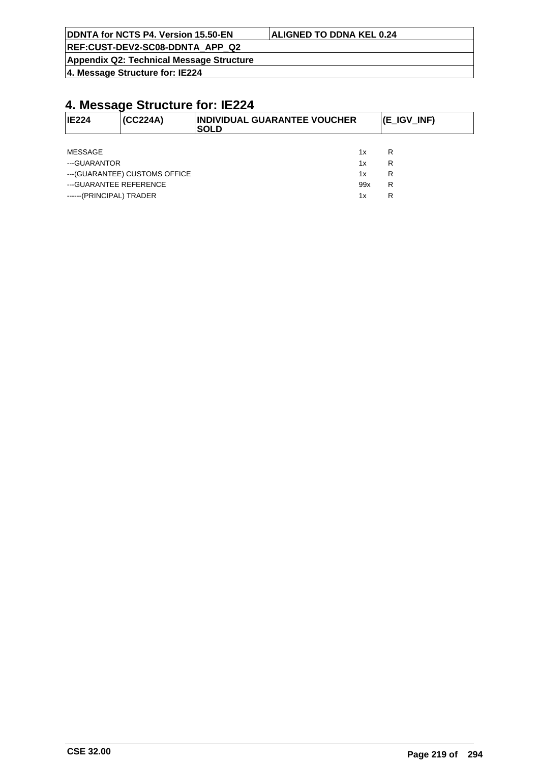# 4. Message Structure for: IE224

| IE224 | (CC224A) | INDIVIDUAL GUARANTEE VOUCHER SOLD | (E_IGV_INF) |
|---|---|---|---|

| | | |
|---|---|---|
| MESSAGE | 1x | R |
| ---GUARANTOR | 1x | R |
| ---(GUARANTEE) CUSTOMS OFFICE | 1x | R |
| ---GUARANTEE REFERENCE | 99x | R |
| ------(PRINCIPAL) TRADER | 1x | R |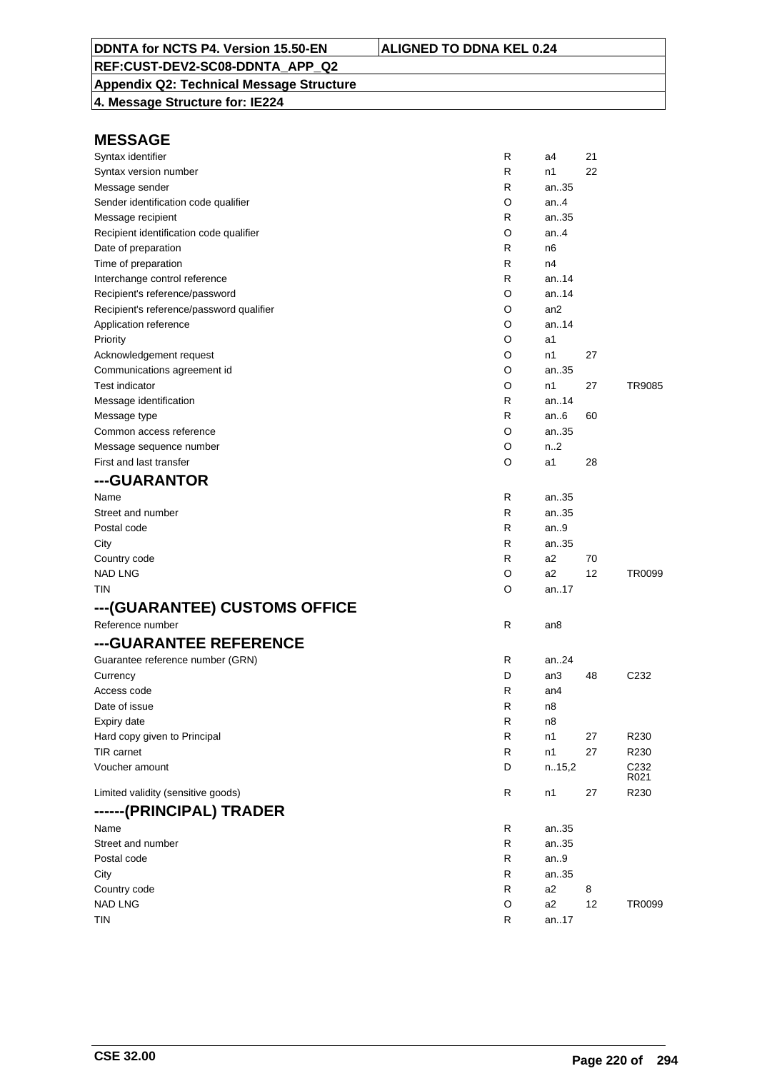# MESSAGE

| | | | | |
|---|---|---|---|---|
| Syntax identifier | R | a4 | 21 | |
| Syntax version number | R | n1 | 22 | |
| Message sender | R | an..35 | | |
| Sender identification code qualifier | O | an..4 | | |
| Message recipient | R | an..35 | | |
| Recipient identification code qualifier | O | an..4 | | |
| Date of preparation | R | n6 | | |
| Time of preparation | R | n4 | | |
| Interchange control reference | R | an..14 | | |
| Recipient's reference/password | O | an..14 | | |
| Recipient's reference/password qualifier | O | an2 | | |
| Application reference | O | an..14 | | |
| Priority | O | a1 | | |
| Acknowledgement request | O | n1 | 27 | |
| Communications agreement id | O | an..35 | | |
| Test indicator | O | n1 | 27 | TR9085 |
| Message identification | R | an..14 | | |
| Message type | R | an..6 | 60 | |
| Common access reference | O | an..35 | | |
| Message sequence number | O | n..2 | | |
| First and last transfer | O | a1 | 28 | |

## ---GUARANTOR

| | | | | |
|---|---|---|---|---|
| Name | R | an..35 | | |
| Street and number | R | an..35 | | |
| Postal code | R | an..9 | | |
| City | R | an..35 | | |
| Country code | R | a2 | 70 | |
| NAD LNG | O | a2 | 12 | TR0099 |
| TIN | O | an..17 | | |

## ---(GUARANTEE) CUSTOMS OFFICE

| | | | | |
|---|---|---|---|---|
| Reference number | R | an8 | | |

## ---GUARANTEE REFERENCE

| | | | | |
|---|---|---|---|---|
| Guarantee reference number (GRN) | R | an..24 | | |
| Currency | D | an3 | 48 | C232 |
| Access code | R | an4 | | |
| Date of issue | R | n8 | | |
| Expiry date | R | n8 | | |
| Hard copy given to Principal | R | n1 | 27 | R230 |
| TIR carnet | R | n1 | 27 | R230 |
| Voucher amount | D | n..15,2 | | C232 R021 |
| Limited validity (sensitive goods) | R | n1 | 27 | R230 |

## ------(PRINCIPAL) TRADER

| | | | | |
|---|---|---|---|---|
| Name | R | an..35 | | |
| Street and number | R | an..35 | | |
| Postal code | R | an..9 | | |
| City | R | an..35 | | |
| Country code | R | a2 | 8 | |
| NAD LNG | O | a2 | 12 | TR0099 |
| TIN | R | an..17 | | |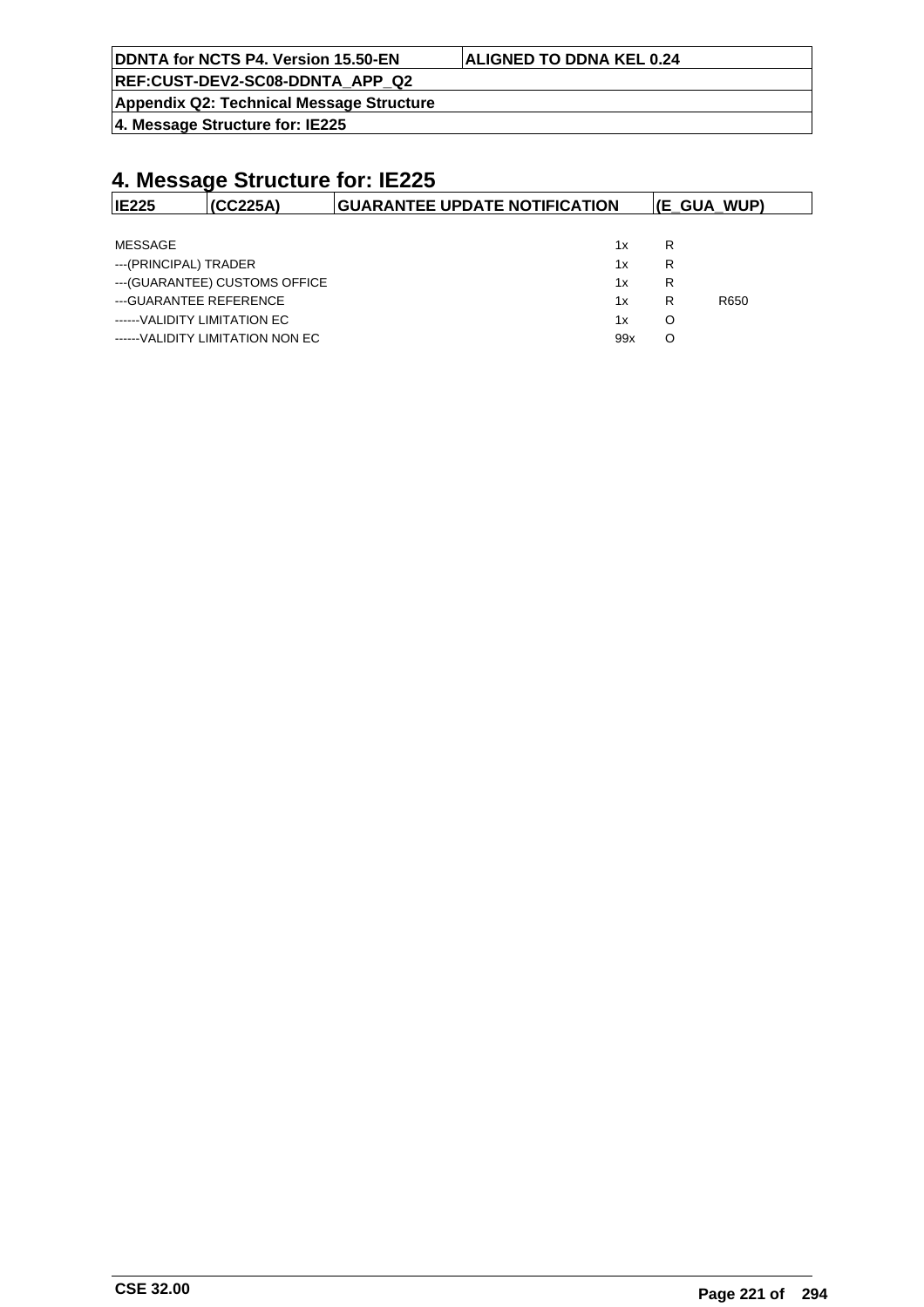# 4. Message Structure for: IE225

| IE225 | (CC225A) | GUARANTEE UPDATE NOTIFICATION | (E_GUA_WUP) |
|---|---|---|---|

| | | | |
|---|---|---|---|
| MESSAGE | 1x | R | |
| ---(PRINCIPAL) TRADER | 1x | R | |
| ---(GUARANTEE) CUSTOMS OFFICE | 1x | R | |
| ---GUARANTEE REFERENCE | 1x | R | R650 |
| ------VALIDITY LIMITATION EC | 1x | O | |
| ------VALIDITY LIMITATION NON EC | 99x | O | |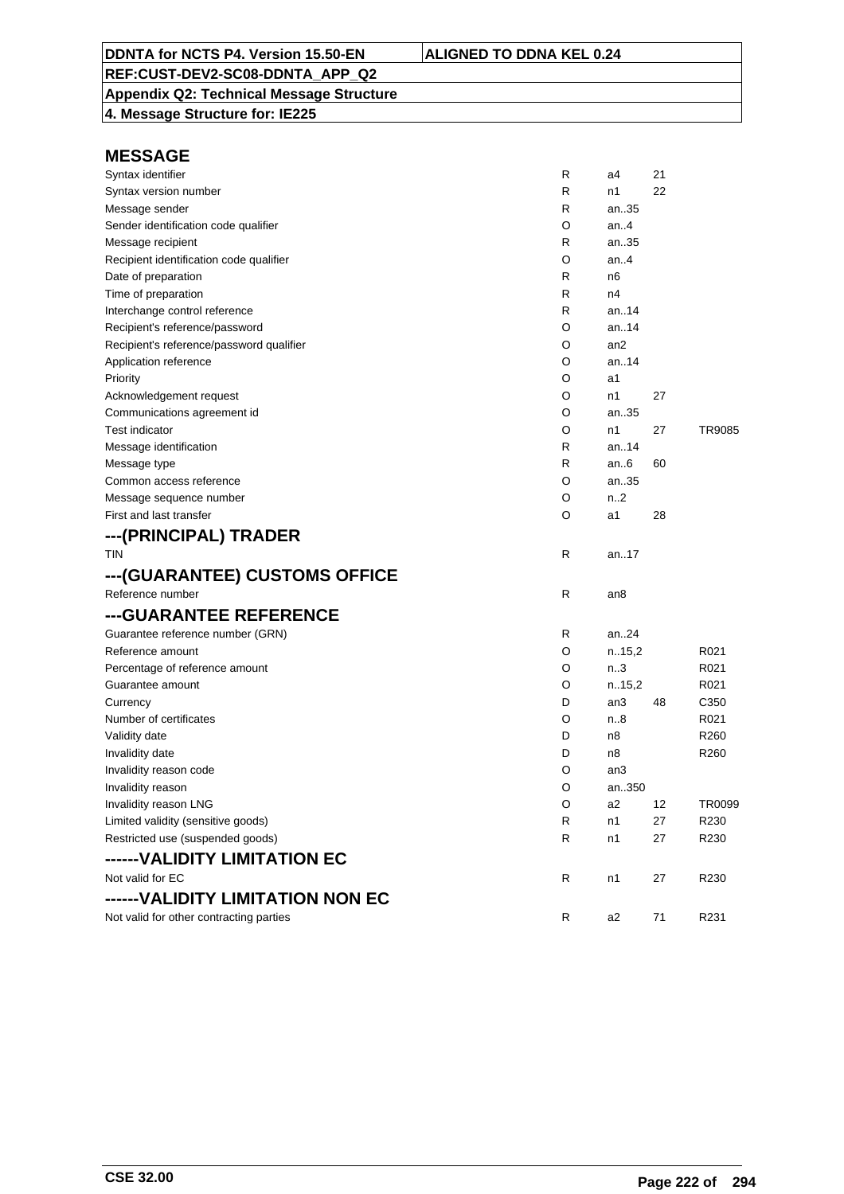**DDNTA for NCTS P4. Version 15.50-EN** | **ALIGNED TO DDNA KEL 0.24**

**REF:CUST-DEV2-SC08-DDNTA_APP_Q2**

**Appendix Q2: Technical Message Structure**

**4. Message Structure for: IE225**

## MESSAGE

| | | | | |
|---|---|---|---|---|
| Syntax identifier | R | a4 | 21 | |
| Syntax version number | R | n1 | 22 | |
| Message sender | R | an..35 | | |
| Sender identification code qualifier | O | an..4 | | |
| Message recipient | R | an..35 | | |
| Recipient identification code qualifier | O | an..4 | | |
| Date of preparation | R | n6 | | |
| Time of preparation | R | n4 | | |
| Interchange control reference | R | an..14 | | |
| Recipient's reference/password | O | an..14 | | |
| Recipient's reference/password qualifier | O | an2 | | |
| Application reference | O | an..14 | | |
| Priority | O | a1 | | |
| Acknowledgement request | O | n1 | 27 | |
| Communications agreement id | O | an..35 | | |
| Test indicator | O | n1 | 27 | TR9085 |
| Message identification | R | an..14 | | |
| Message type | R | an..6 | 60 | |
| Common access reference | O | an..35 | | |
| Message sequence number | O | n..2 | | |
| First and last transfer | O | a1 | 28 | |

## ---(PRINCIPAL) TRADER

| | | | | |
|---|---|---|---|---|
| TIN | R | an..17 | | |

## ---(GUARANTEE) CUSTOMS OFFICE

| | | | | |
|---|---|---|---|---|
| Reference number | R | an8 | | |

## ---GUARANTEE REFERENCE

| | | | | |
|---|---|---|---|---|
| Guarantee reference number (GRN) | R | an..24 | | |
| Reference amount | O | n..15,2 | | R021 |
| Percentage of reference amount | O | n..3 | | R021 |
| Guarantee amount | O | n..15,2 | | R021 |
| Currency | D | an3 | 48 | C350 |
| Number of certificates | O | n..8 | | R021 |
| Validity date | D | n8 | | R260 |
| Invalidity date | D | n8 | | R260 |
| Invalidity reason code | O | an3 | | |
| Invalidity reason | O | an..350 | | |
| Invalidity reason LNG | O | a2 | 12 | TR0099 |
| Limited validity (sensitive goods) | R | n1 | 27 | R230 |
| Restricted use (suspended goods) | R | n1 | 27 | R230 |

## ------VALIDITY LIMITATION EC

| | | | | |
|---|---|---|---|---|
| Not valid for EC | R | n1 | 27 | R230 |

## ------VALIDITY LIMITATION NON EC

| | | | | |
|---|---|---|---|---|
| Not valid for other contracting parties | R | a2 | 71 | R231 |

CSE 32.00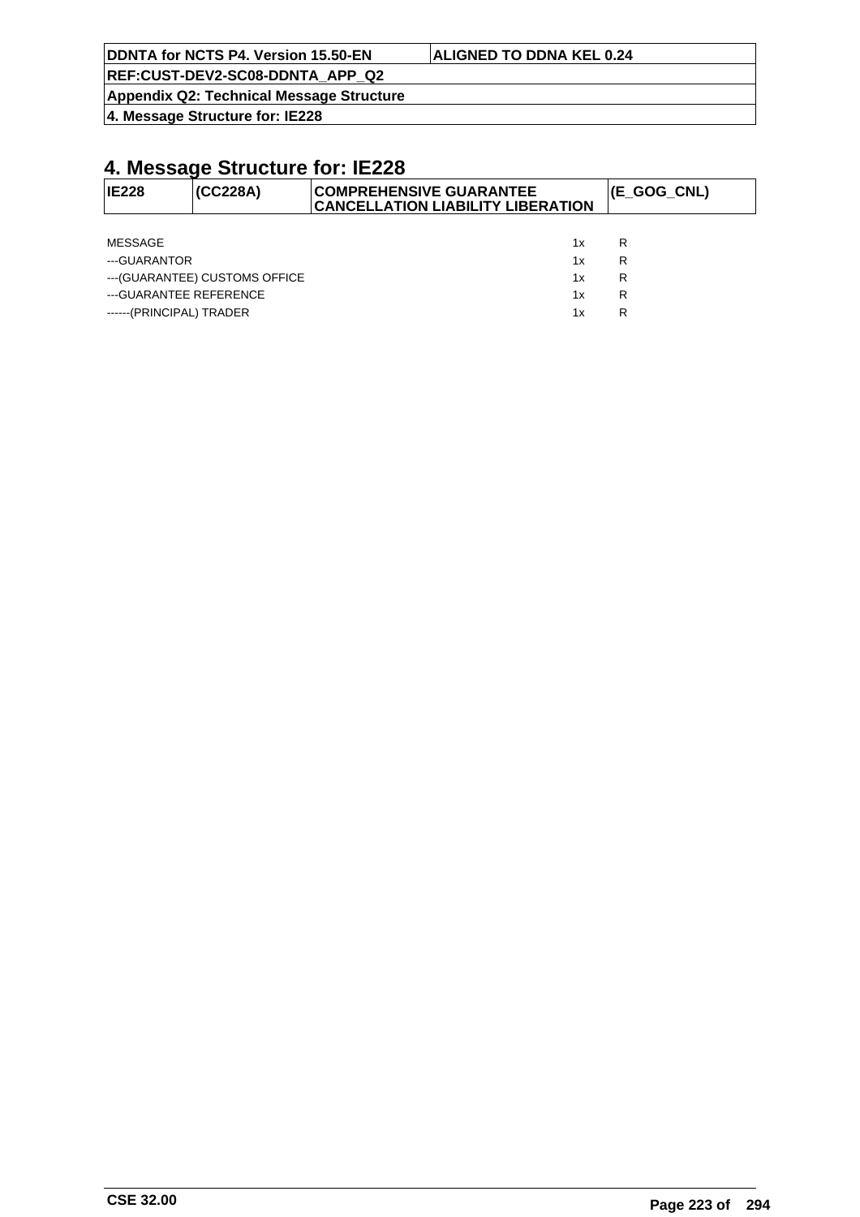# 4. Message Structure for: IE228

| IE228 | (CC228A) | COMPREHENSIVE GUARANTEE CANCELLATION LIABILITY LIBERATION | (E_GOG_CNL) |
|---|---|---|---|

| | | |
|---|---|---|
| MESSAGE | 1x | R |
| ---GUARANTOR | 1x | R |
| ---(GUARANTEE) CUSTOMS OFFICE | 1x | R |
| ---GUARANTEE REFERENCE | 1x | R |
| ------(PRINCIPAL) TRADER | 1x | R |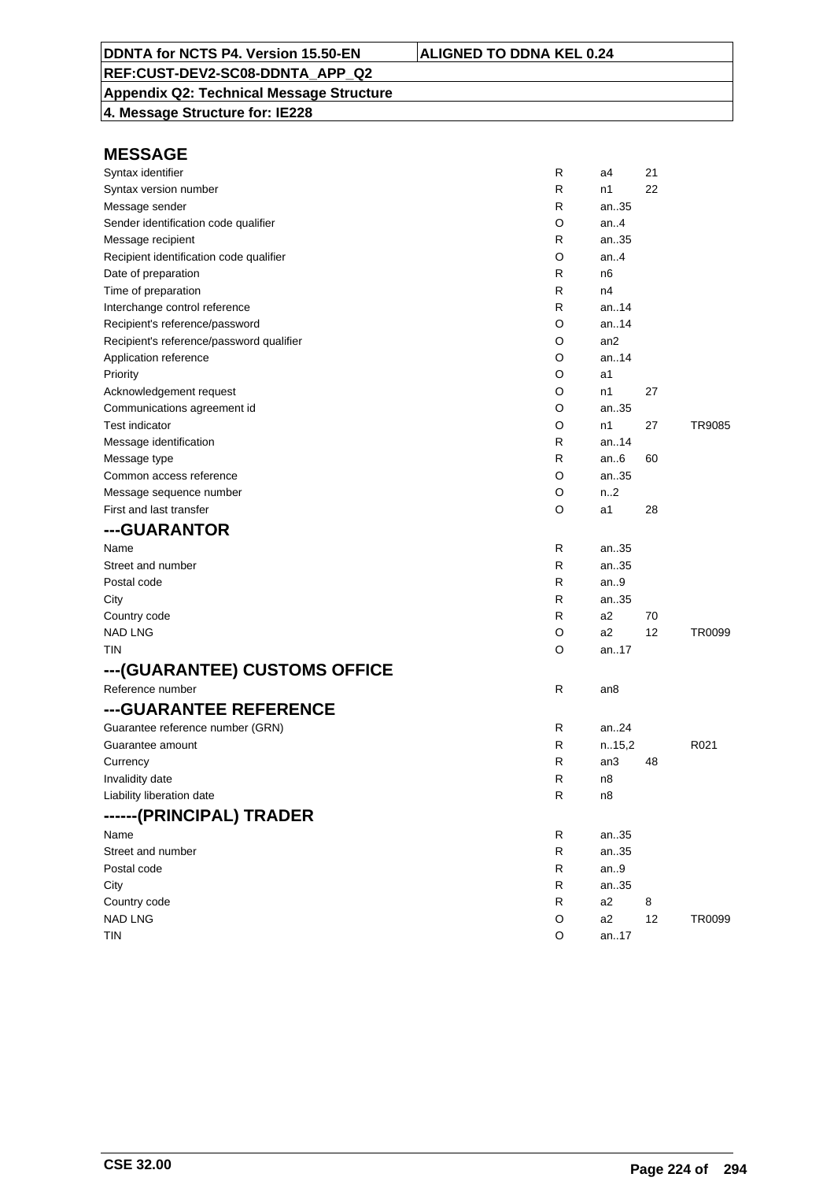**DDNTA for NCTS P4. Version 15.50-EN** | **ALIGNED TO DDNA KEL 0.24**

**REF:CUST-DEV2-SC08-DDNTA_APP_Q2**

**Appendix Q2: Technical Message Structure**

**4. Message Structure for: IE228**

## MESSAGE

| | | | | |
|---|---|---|---|---|
| Syntax identifier | R | a4 | 21 | |
| Syntax version number | R | n1 | 22 | |
| Message sender | R | an..35 | | |
| Sender identification code qualifier | O | an..4 | | |
| Message recipient | R | an..35 | | |
| Recipient identification code qualifier | O | an..4 | | |
| Date of preparation | R | n6 | | |
| Time of preparation | R | n4 | | |
| Interchange control reference | R | an..14 | | |
| Recipient's reference/password | O | an..14 | | |
| Recipient's reference/password qualifier | O | an2 | | |
| Application reference | O | an..14 | | |
| Priority | O | a1 | | |
| Acknowledgement request | O | n1 | 27 | |
| Communications agreement id | O | an..35 | | |
| Test indicator | O | n1 | 27 | TR9085 |
| Message identification | R | an..14 | | |
| Message type | R | an..6 | 60 | |
| Common access reference | O | an..35 | | |
| Message sequence number | O | n..2 | | |
| First and last transfer | O | a1 | 28 | |

## ---GUARANTOR

| | | | | |
|---|---|---|---|---|
| Name | R | an..35 | | |
| Street and number | R | an..35 | | |
| Postal code | R | an..9 | | |
| City | R | an..35 | | |
| Country code | R | a2 | 70 | |
| NAD LNG | O | a2 | 12 | TR0099 |
| TIN | O | an..17 | | |

## ---(GUARANTEE) CUSTOMS OFFICE

| | | | | |
|---|---|---|---|---|
| Reference number | R | an8 | | |

## ---GUARANTEE REFERENCE

| | | | | |
|---|---|---|---|---|
| Guarantee reference number (GRN) | R | an..24 | | |
| Guarantee amount | R | n..15,2 | | R021 |
| Currency | R | an3 | 48 | |
| Invalidity date | R | n8 | | |
| Liability liberation date | R | n8 | | |

## ------(PRINCIPAL) TRADER

| | | | | |
|---|---|---|---|---|
| Name | R | an..35 | | |
| Street and number | R | an..35 | | |
| Postal code | R | an..9 | | |
| City | R | an..35 | | |
| Country code | R | a2 | 8 | |
| NAD LNG | O | a2 | 12 | TR0099 |
| TIN | O | an..17 | | |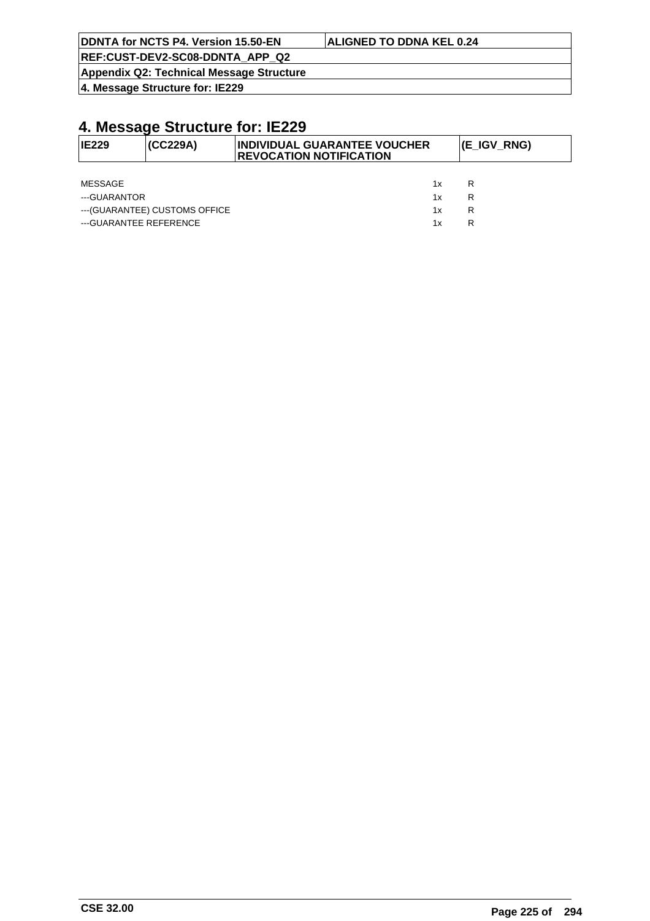# 4. Message Structure for: IE229

| IE229 | (CC229A) | INDIVIDUAL GUARANTEE VOUCHER REVOCATION NOTIFICATION | (E_IGV_RNG) |
|---|---|---|---|

| | | |
|---|---|---|
| MESSAGE | 1x | R |
| ---GUARANTOR | 1x | R |
| ---(GUARANTEE) CUSTOMS OFFICE | 1x | R |
| ---GUARANTEE REFERENCE | 1x | R |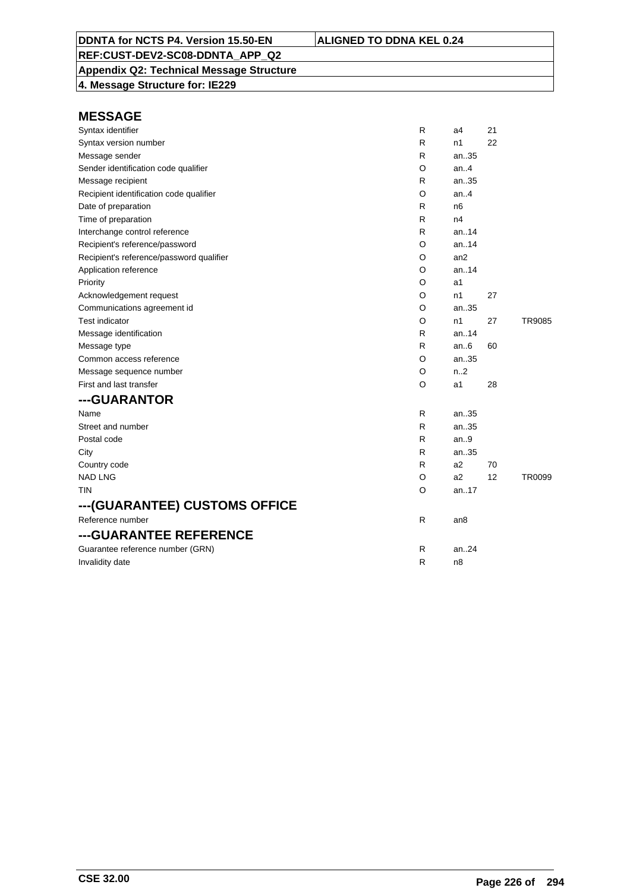DDNTA for NCTS P4. Version 15.50-EN | ALIGNED TO DDNA KEL 0.24

REF:CUST-DEV2-SC08-DDNTA_APP_Q2

Appendix Q2: Technical Message Structure

4. Message Structure for: IE229

## MESSAGE

| | | | | |
|---|---|---|---|---|
| Syntax identifier | R | a4 | 21 | |
| Syntax version number | R | n1 | 22 | |
| Message sender | R | an..35 | | |
| Sender identification code qualifier | O | an..4 | | |
| Message recipient | R | an..35 | | |
| Recipient identification code qualifier | O | an..4 | | |
| Date of preparation | R | n6 | | |
| Time of preparation | R | n4 | | |
| Interchange control reference | R | an..14 | | |
| Recipient's reference/password | O | an..14 | | |
| Recipient's reference/password qualifier | O | an2 | | |
| Application reference | O | an..14 | | |
| Priority | O | a1 | | |
| Acknowledgement request | O | n1 | 27 | |
| Communications agreement id | O | an..35 | | |
| Test indicator | O | n1 | 27 | TR9085 |
| Message identification | R | an..14 | | |
| Message type | R | an..6 | 60 | |
| Common access reference | O | an..35 | | |
| Message sequence number | O | n..2 | | |
| First and last transfer | O | a1 | 28 | |

## ---GUARANTOR

| | | | | |
|---|---|---|---|---|
| Name | R | an..35 | | |
| Street and number | R | an..35 | | |
| Postal code | R | an..9 | | |
| City | R | an..35 | | |
| Country code | R | a2 | 70 | |
| NAD LNG | O | a2 | 12 | TR0099 |
| TIN | O | an..17 | | |

## ---(GUARANTEE) CUSTOMS OFFICE

| | | | | |
|---|---|---|---|---|
| Reference number | R | an8 | | |

## ---GUARANTEE REFERENCE

| | | | | |
|---|---|---|---|---|
| Guarantee reference number (GRN) | R | an..24 | | |
| Invalidity date | R | n8 | | |

CSE 32.00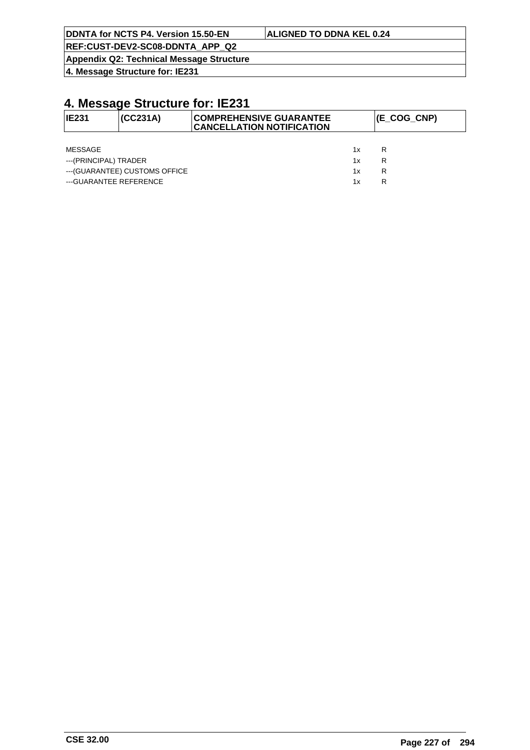# 4. Message Structure for: IE231

| IE231 | (CC231A) | COMPREHENSIVE GUARANTEE CANCELLATION NOTIFICATION | (E_COG_CNP) |
|---|---|---|---|

| | | |
|---|---|---|
| MESSAGE | 1x | R |
| ---(PRINCIPAL) TRADER | 1x | R |
| ---(GUARANTEE) CUSTOMS OFFICE | 1x | R |
| ---GUARANTEE REFERENCE | 1x | R |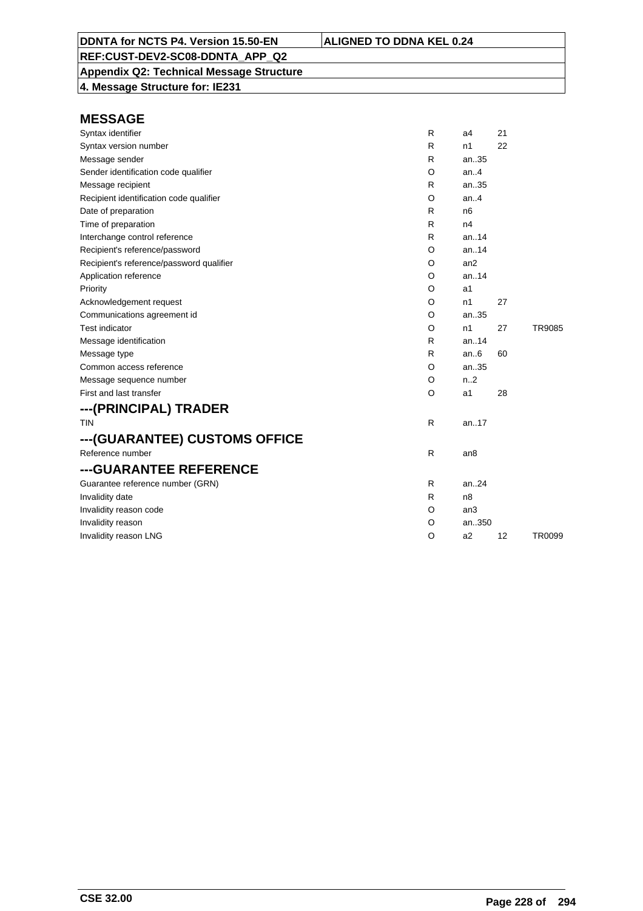| DDNTA for NCTS P4. Version 15.50-EN | ALIGNED TO DDNA KEL 0.24 |
|---|---|
| REF:CUST-DEV2-SC08-DDNTA_APP_Q2 | |
| Appendix Q2: Technical Message Structure | |
| 4. Message Structure for: IE231 | |

## MESSAGE

| | | | | |
|---|---|---|---|---|
| Syntax identifier | R | a4 | 21 | |
| Syntax version number | R | n1 | 22 | |
| Message sender | R | an..35 | | |
| Sender identification code qualifier | O | an..4 | | |
| Message recipient | R | an..35 | | |
| Recipient identification code qualifier | O | an..4 | | |
| Date of preparation | R | n6 | | |
| Time of preparation | R | n4 | | |
| Interchange control reference | R | an..14 | | |
| Recipient's reference/password | O | an..14 | | |
| Recipient's reference/password qualifier | O | an2 | | |
| Application reference | O | an..14 | | |
| Priority | O | a1 | | |
| Acknowledgement request | O | n1 | 27 | |
| Communications agreement id | O | an..35 | | |
| Test indicator | O | n1 | 27 | TR9085 |
| Message identification | R | an..14 | | |
| Message type | R | an..6 | 60 | |
| Common access reference | O | an..35 | | |
| Message sequence number | O | n..2 | | |
| First and last transfer | O | a1 | 28 | |

## ---(PRINCIPAL) TRADER

| | | | | |
|---|---|---|---|---|
| TIN | R | an..17 | | |

## ---(GUARANTEE) CUSTOMS OFFICE

| | | | | |
|---|---|---|---|---|
| Reference number | R | an8 | | |

## ---GUARANTEE REFERENCE

| | | | | |
|---|---|---|---|---|
| Guarantee reference number (GRN) | R | an..24 | | |
| Invalidity date | R | n8 | | |
| Invalidity reason code | O | an3 | | |
| Invalidity reason | O | an..350 | | |
| Invalidity reason LNG | O | a2 | 12 | TR0099 |

CSE 32.00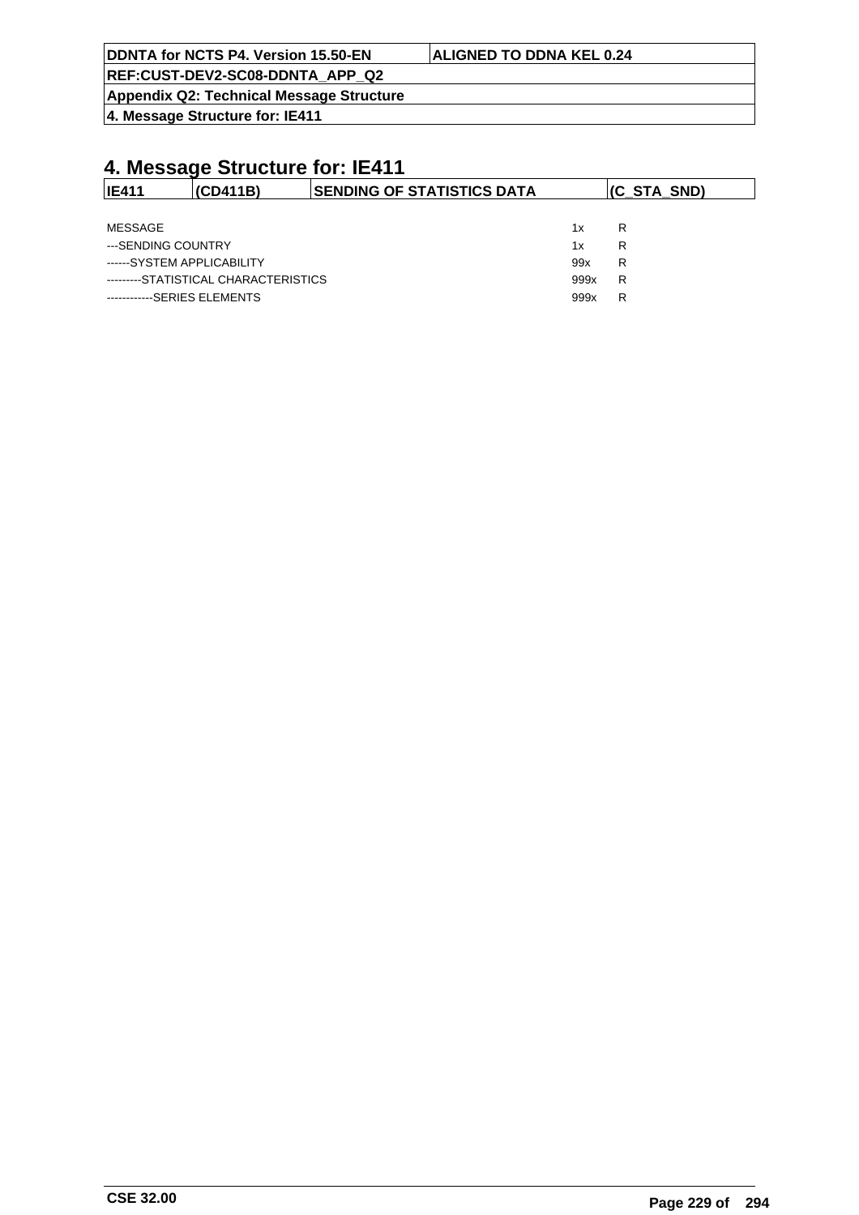# 4. Message Structure for: IE411

| IE411 | (CD411B) | SENDING OF STATISTICS DATA | (C_STA_SND) |
|---|---|---|---|

| | | |
|---|---|---|
| MESSAGE | 1x | R |
| ---SENDING COUNTRY | 1x | R |
| ------SYSTEM APPLICABILITY | 99x | R |
| ---------STATISTICAL CHARACTERISTICS | 999x | R |
| ------------SERIES ELEMENTS | 999x | R |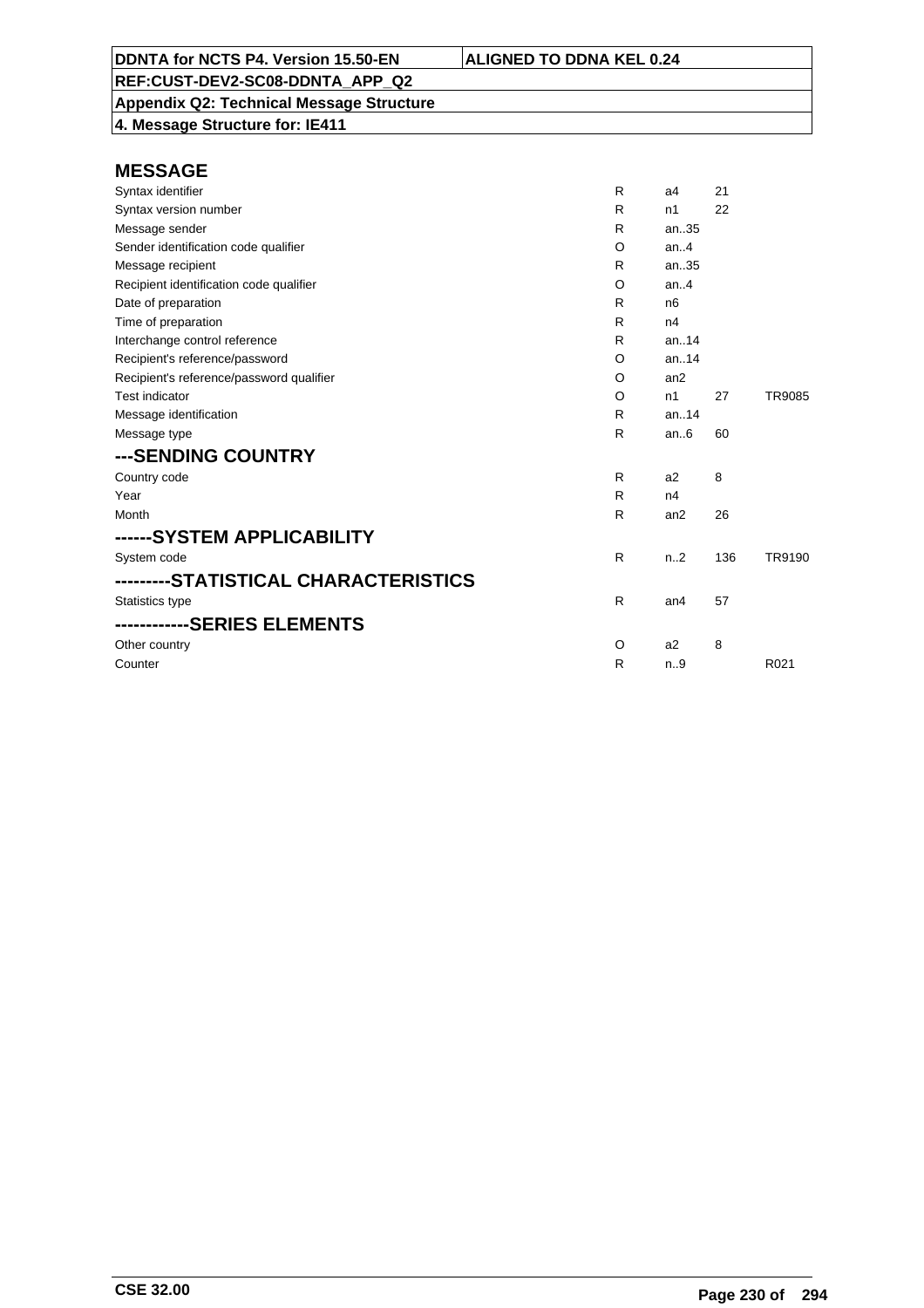**DDNTA for NCTS P4. Version 15.50-EN** | **ALIGNED TO DDNA KEL 0.24**

**REF:CUST-DEV2-SC08-DDNTA_APP_Q2**

**Appendix Q2: Technical Message Structure**

**4. Message Structure for: IE411**

## MESSAGE

| | | | | |
|---|---|---|---|---|
| Syntax identifier | R | a4 | 21 | |
| Syntax version number | R | n1 | 22 | |
| Message sender | R | an..35 | | |
| Sender identification code qualifier | O | an..4 | | |
| Message recipient | R | an..35 | | |
| Recipient identification code qualifier | O | an..4 | | |
| Date of preparation | R | n6 | | |
| Time of preparation | R | n4 | | |
| Interchange control reference | R | an..14 | | |
| Recipient's reference/password | O | an..14 | | |
| Recipient's reference/password qualifier | O | an2 | | |
| Test indicator | O | n1 | 27 | TR9085 |
| Message identification | R | an..14 | | |
| Message type | R | an..6 | 60 | |

## ---SENDING COUNTRY

| | | | | |
|---|---|---|---|---|
| Country code | R | a2 | 8 | |
| Year | R | n4 | | |
| Month | R | an2 | 26 | |

## ------SYSTEM APPLICABILITY

| | | | | |
|---|---|---|---|---|
| System code | R | n..2 | 136 | TR9190 |

## ---------STATISTICAL CHARACTERISTICS

| | | | | |
|---|---|---|---|---|
| Statistics type | R | an4 | 57 | |

## ------------SERIES ELEMENTS

| | | | | |
|---|---|---|---|---|
| Other country | O | a2 | 8 | |
| Counter | R | n..9 | | R021 |

CSE 32.00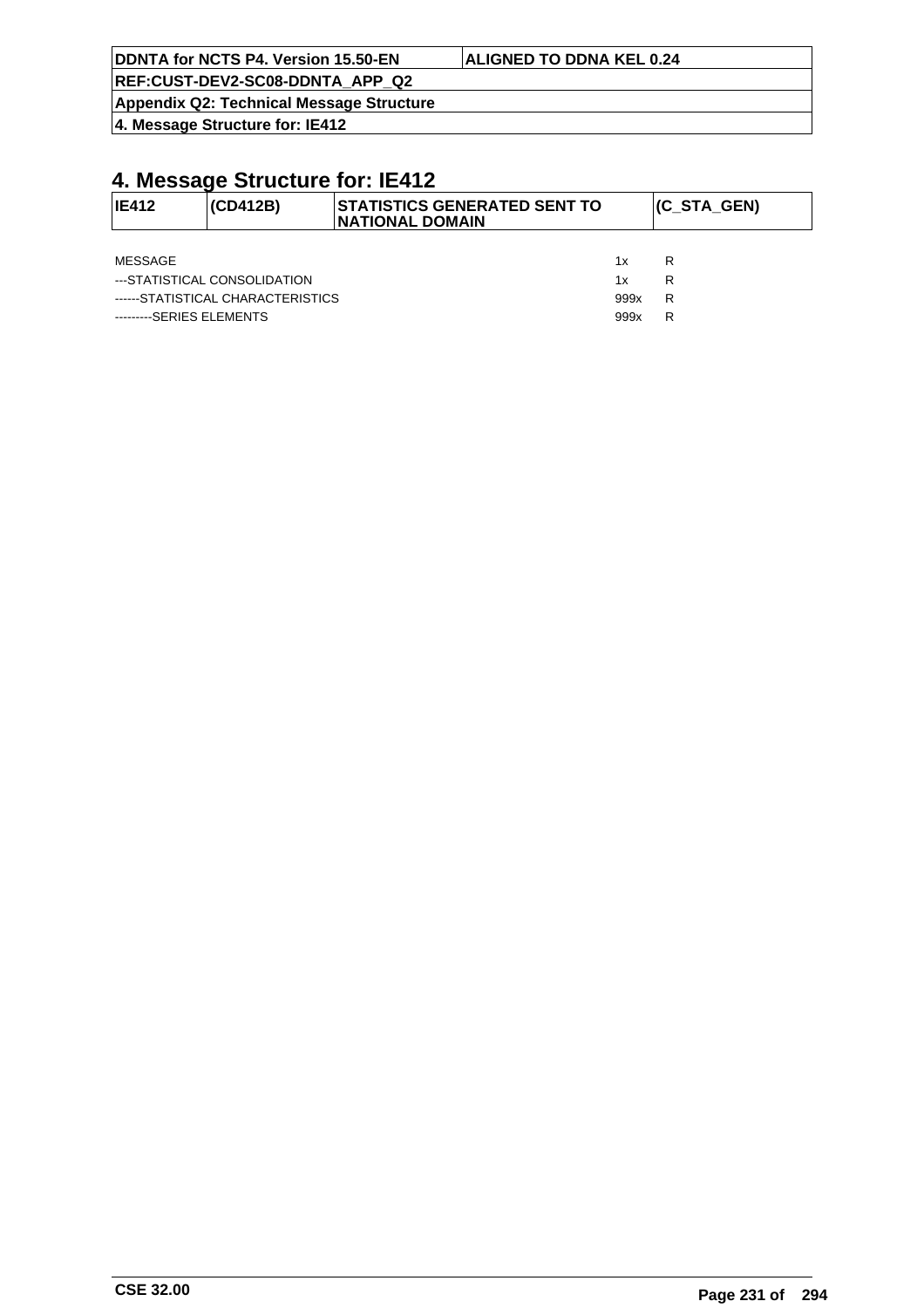# 4. Message Structure for: IE412

| IE412 | (CD412B) | STATISTICS GENERATED SENT TO NATIONAL DOMAIN | (C_STA_GEN) |
|---|---|---|---|

| | | |
|---|---|---|
| MESSAGE | 1x | R |
| ---STATISTICAL CONSOLIDATION | 1x | R |
| ------STATISTICAL CHARACTERISTICS | 999x | R |
| ---------SERIES ELEMENTS | 999x | R |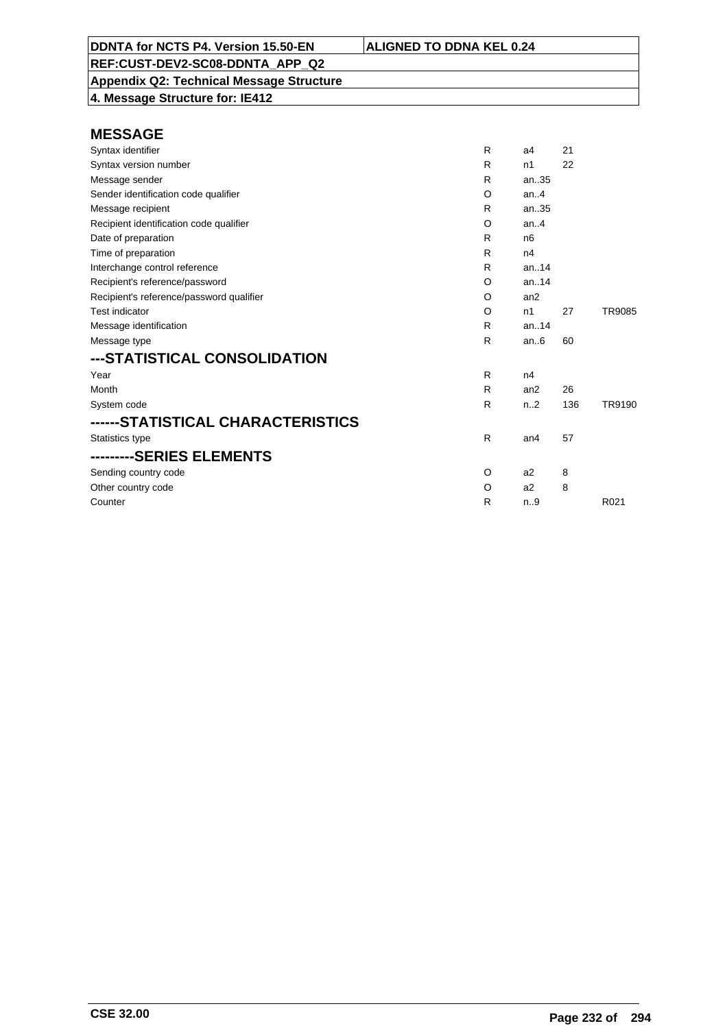| DDNTA for NCTS P4. Version 15.50-EN | ALIGNED TO DDNA KEL 0.24 |
|---|---|
| REF:CUST-DEV2-SC08-DDNTA_APP_Q2 | |
| Appendix Q2: Technical Message Structure | |
| 4. Message Structure for: IE412 | |

## MESSAGE

| | | | | |
|---|---|---|---|---|
| Syntax identifier | R | a4 | 21 | |
| Syntax version number | R | n1 | 22 | |
| Message sender | R | an..35 | | |
| Sender identification code qualifier | O | an..4 | | |
| Message recipient | R | an..35 | | |
| Recipient identification code qualifier | O | an..4 | | |
| Date of preparation | R | n6 | | |
| Time of preparation | R | n4 | | |
| Interchange control reference | R | an..14 | | |
| Recipient's reference/password | O | an..14 | | |
| Recipient's reference/password qualifier | O | an2 | | |
| Test indicator | O | n1 | 27 | TR9085 |
| Message identification | R | an..14 | | |
| Message type | R | an..6 | 60 | |

## ---STATISTICAL CONSOLIDATION

| | | | | |
|---|---|---|---|---|
| Year | R | n4 | | |
| Month | R | an2 | 26 | |
| System code | R | n..2 | 136 | TR9190 |

## ------STATISTICAL CHARACTERISTICS

| | | | | |
|---|---|---|---|---|
| Statistics type | R | an4 | 57 | |

## ---------SERIES ELEMENTS

| | | | | |
|---|---|---|---|---|
| Sending country code | O | a2 | 8 | |
| Other country code | O | a2 | 8 | |
| Counter | R | n..9 | | R021 |

CSE 32.00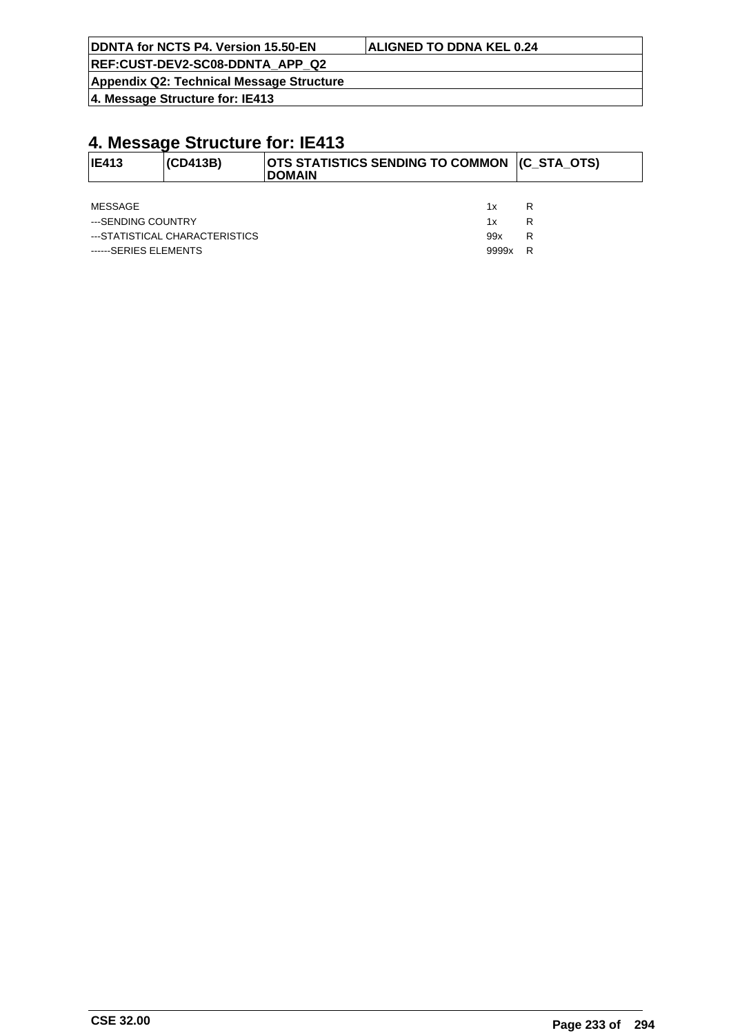# 4. Message Structure for: IE413

| IE413 | (CD413B) | OTS STATISTICS SENDING TO COMMON DOMAIN | (C_STA_OTS) |
|---|---|---|---|

| | | |
|---|---|---|
| MESSAGE | 1x | R |
| ---SENDING COUNTRY | 1x | R |
| ---STATISTICAL CHARACTERISTICS | 99x | R |
| ------SERIES ELEMENTS | 9999x | R |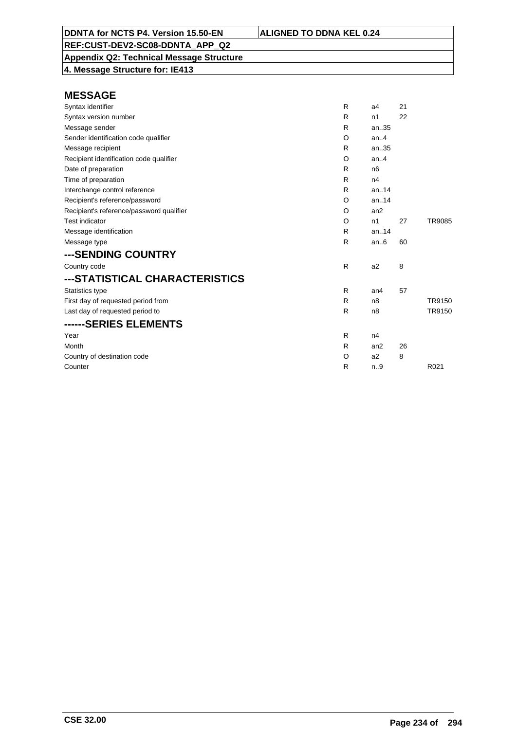**DDNTA for NCTS P4. Version 15.50-EN** | **ALIGNED TO DDNA KEL 0.24**

**REF:CUST-DEV2-SC08-DDNTA_APP_Q2**

**Appendix Q2: Technical Message Structure**

**4. Message Structure for: IE413**

## MESSAGE

| | | | | |
|---|---|---|---|---|
| Syntax identifier | R | a4 | 21 | |
| Syntax version number | R | n1 | 22 | |
| Message sender | R | an..35 | | |
| Sender identification code qualifier | O | an..4 | | |
| Message recipient | R | an..35 | | |
| Recipient identification code qualifier | O | an..4 | | |
| Date of preparation | R | n6 | | |
| Time of preparation | R | n4 | | |
| Interchange control reference | R | an..14 | | |
| Recipient's reference/password | O | an..14 | | |
| Recipient's reference/password qualifier | O | an2 | | |
| Test indicator | O | n1 | 27 | TR9085 |
| Message identification | R | an..14 | | |
| Message type | R | an..6 | 60 | |

## ---SENDING COUNTRY

| | | | | |
|---|---|---|---|---|
| Country code | R | a2 | 8 | |

## ---STATISTICAL CHARACTERISTICS

| | | | | |
|---|---|---|---|---|
| Statistics type | R | an4 | 57 | |
| First day of requested period from | R | n8 | | TR9150 |
| Last day of requested period to | R | n8 | | TR9150 |

## ------SERIES ELEMENTS

| | | | | |
|---|---|---|---|---|
| Year | R | n4 | | |
| Month | R | an2 | 26 | |
| Country of destination code | O | a2 | 8 | |
| Counter | R | n..9 | | R021 |

CSE 32.00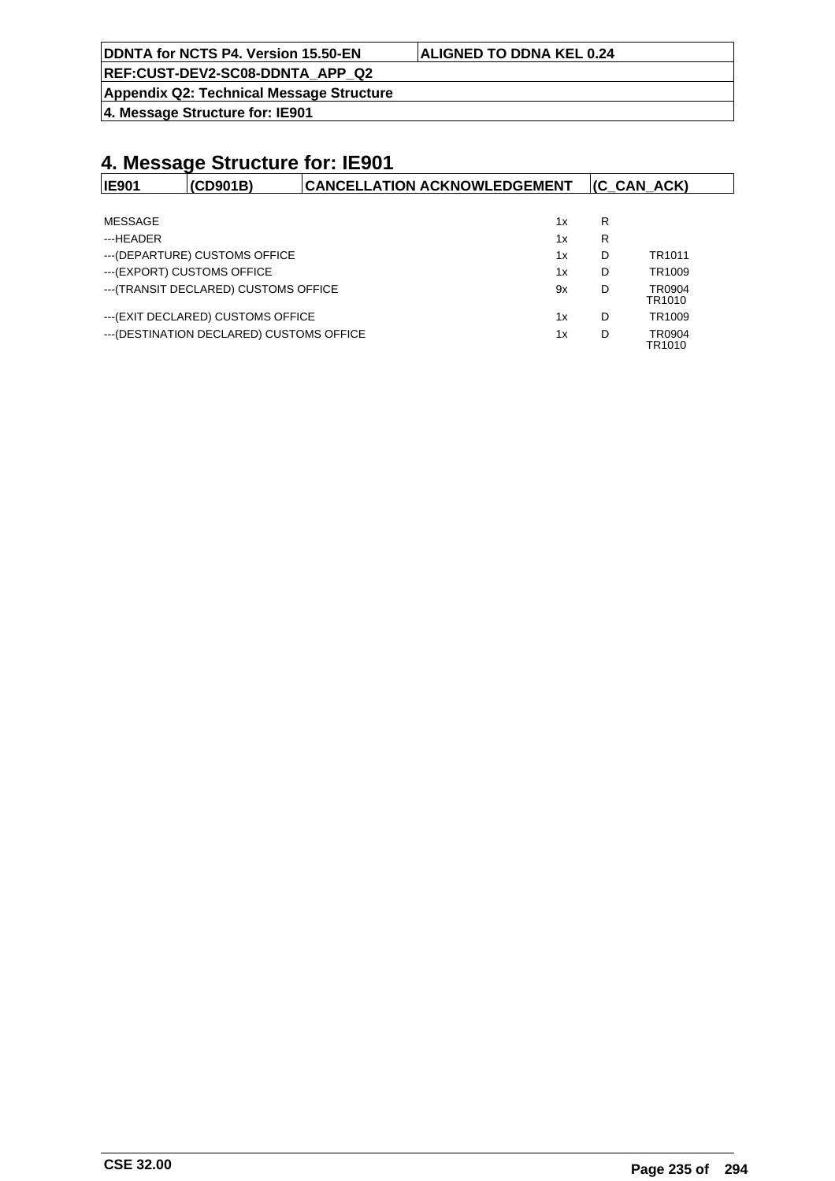# 4. Message Structure for: IE901

| IE901 | (CD901B) | CANCELLATION ACKNOWLEDGEMENT | (C_CAN_ACK) |
|---|---|---|---|

| | | | |
|---|---|---|---|
| MESSAGE | 1x | R | |
| ---HEADER | 1x | R | |
| ---(DEPARTURE) CUSTOMS OFFICE | 1x | D | TR1011 |
| ---(EXPORT) CUSTOMS OFFICE | 1x | D | TR1009 |
| ---(TRANSIT DECLARED) CUSTOMS OFFICE | 9x | D | TR0904 TR1010 |
| ---(EXIT DECLARED) CUSTOMS OFFICE | 1x | D | TR1009 |
| ---(DESTINATION DECLARED) CUSTOMS OFFICE | 1x | D | TR0904 TR1010 |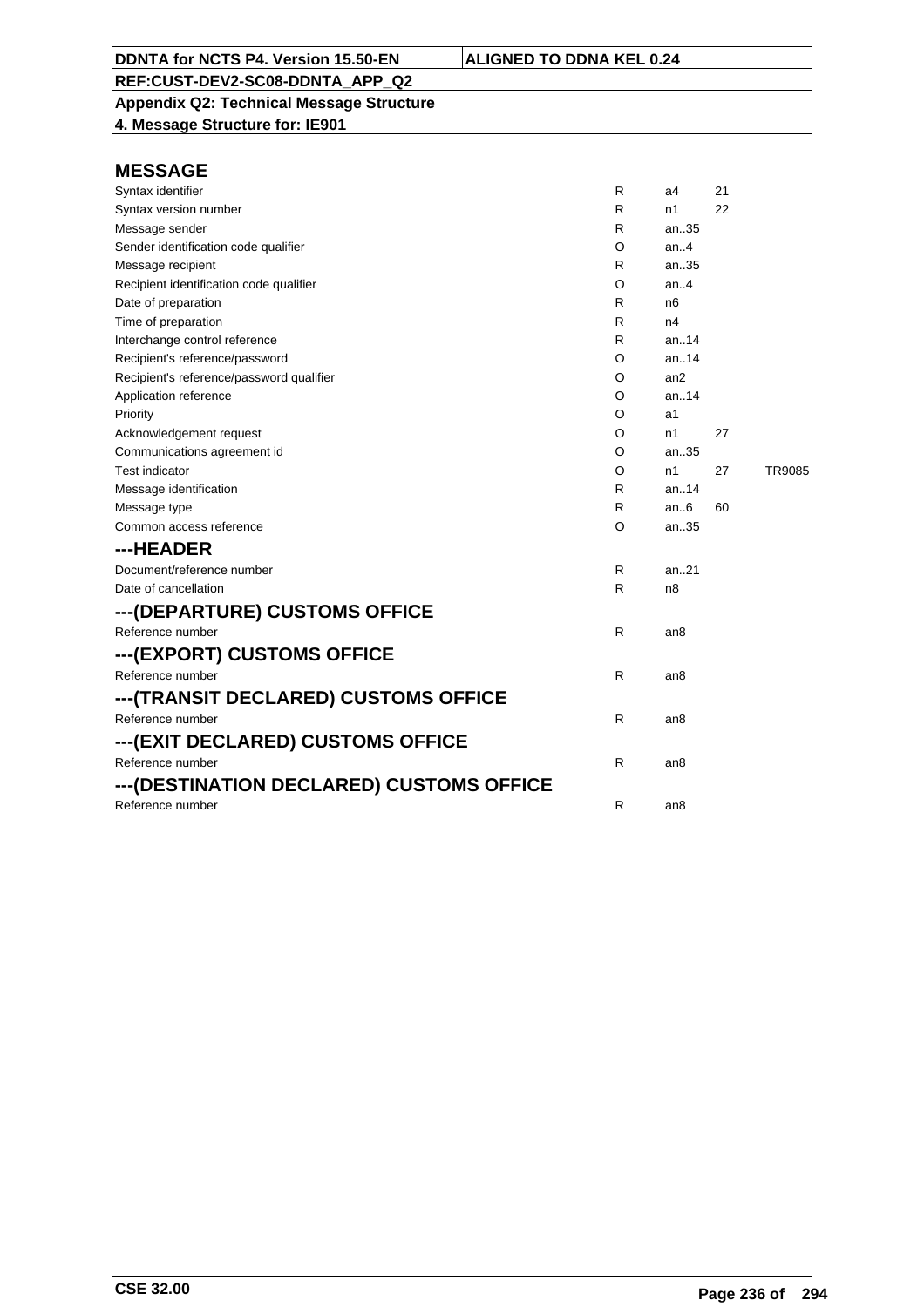**4. Message Structure for: IE901**

## MESSAGE

| | | | | |
|---|---|---|---|---|
| Syntax identifier | R | a4 | 21 | |
| Syntax version number | R | n1 | 22 | |
| Message sender | R | an..35 | | |
| Sender identification code qualifier | O | an..4 | | |
| Message recipient | R | an..35 | | |
| Recipient identification code qualifier | O | an..4 | | |
| Date of preparation | R | n6 | | |
| Time of preparation | R | n4 | | |
| Interchange control reference | R | an..14 | | |
| Recipient's reference/password | O | an..14 | | |
| Recipient's reference/password qualifier | O | an2 | | |
| Application reference | O | an..14 | | |
| Priority | O | a1 | | |
| Acknowledgement request | O | n1 | 27 | |
| Communications agreement id | O | an..35 | | |
| Test indicator | O | n1 | 27 | TR9085 |
| Message identification | R | an..14 | | |
| Message type | R | an..6 | 60 | |
| Common access reference | O | an..35 | | |

## ---HEADER

| | | |
|---|---|---|
| Document/reference number | R | an..21 |
| Date of cancellation | R | n8 |

## ---(DEPARTURE) CUSTOMS OFFICE

| | | |
|---|---|---|
| Reference number | R | an8 |

## ---(EXPORT) CUSTOMS OFFICE

| | | |
|---|---|---|
| Reference number | R | an8 |

## ---(TRANSIT DECLARED) CUSTOMS OFFICE

| | | |
|---|---|---|
| Reference number | R | an8 |

## ---(EXIT DECLARED) CUSTOMS OFFICE

| | | |
|---|---|---|
| Reference number | R | an8 |

## ---(DESTINATION DECLARED) CUSTOMS OFFICE

| | | |
|---|---|---|
| Reference number | R | an8 |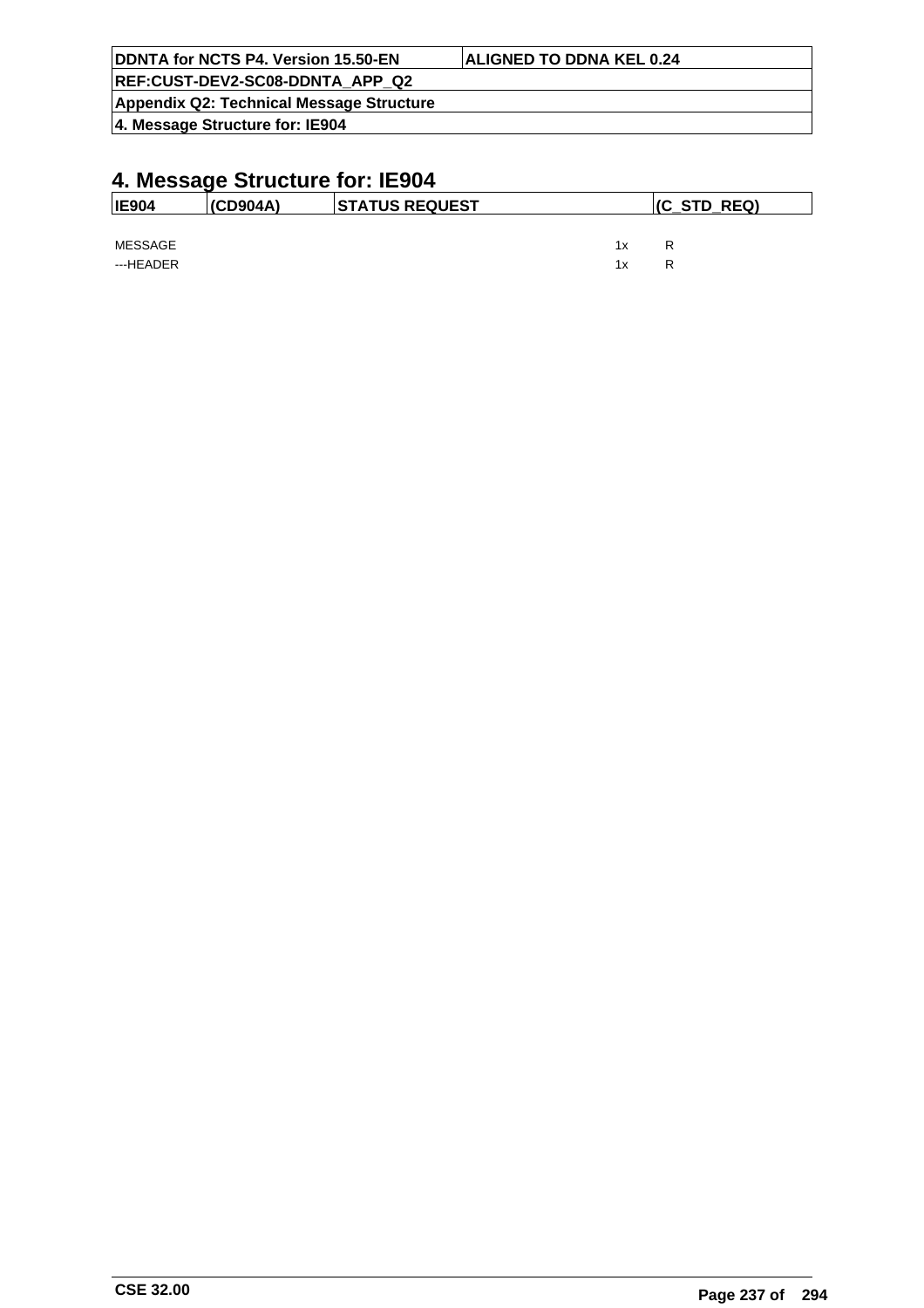# 4. Message Structure for: IE904

| IE904 | (CD904A) | STATUS REQUEST | (C_STD_REQ) |
|---|---|---|---|

| | | |
|---|---|---|
| MESSAGE | 1x | R |
| ---HEADER | 1x | R |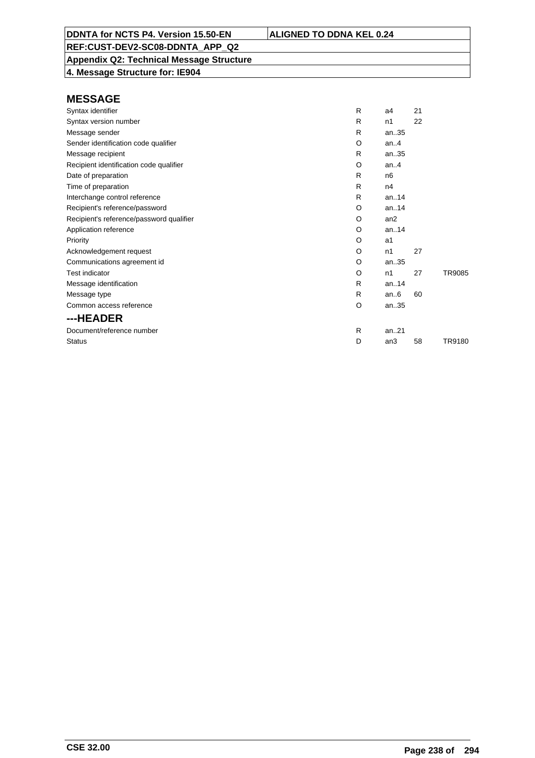DDNTA for NCTS P4. Version 15.50-EN | ALIGNED TO DDNA KEL 0.24

REF:CUST-DEV2-SC08-DDNTA_APP_Q2

**Appendix Q2: Technical Message Structure**

**4. Message Structure for: IE904**

## MESSAGE

| | | | | |
|---|---|---|---|---|
| Syntax identifier | R | a4 | 21 | |
| Syntax version number | R | n1 | 22 | |
| Message sender | R | an..35 | | |
| Sender identification code qualifier | O | an..4 | | |
| Message recipient | R | an..35 | | |
| Recipient identification code qualifier | O | an..4 | | |
| Date of preparation | R | n6 | | |
| Time of preparation | R | n4 | | |
| Interchange control reference | R | an..14 | | |
| Recipient's reference/password | O | an..14 | | |
| Recipient's reference/password qualifier | O | an2 | | |
| Application reference | O | an..14 | | |
| Priority | O | a1 | | |
| Acknowledgement request | O | n1 | 27 | |
| Communications agreement id | O | an..35 | | |
| Test indicator | O | n1 | 27 | TR9085 |
| Message identification | R | an..14 | | |
| Message type | R | an..6 | 60 | |
| Common access reference | O | an..35 | | |

## ---HEADER

| | | | | |
|---|---|---|---|---|
| Document/reference number | R | an..21 | | |
| Status | D | an3 | 58 | TR9180 |

CSE 32.00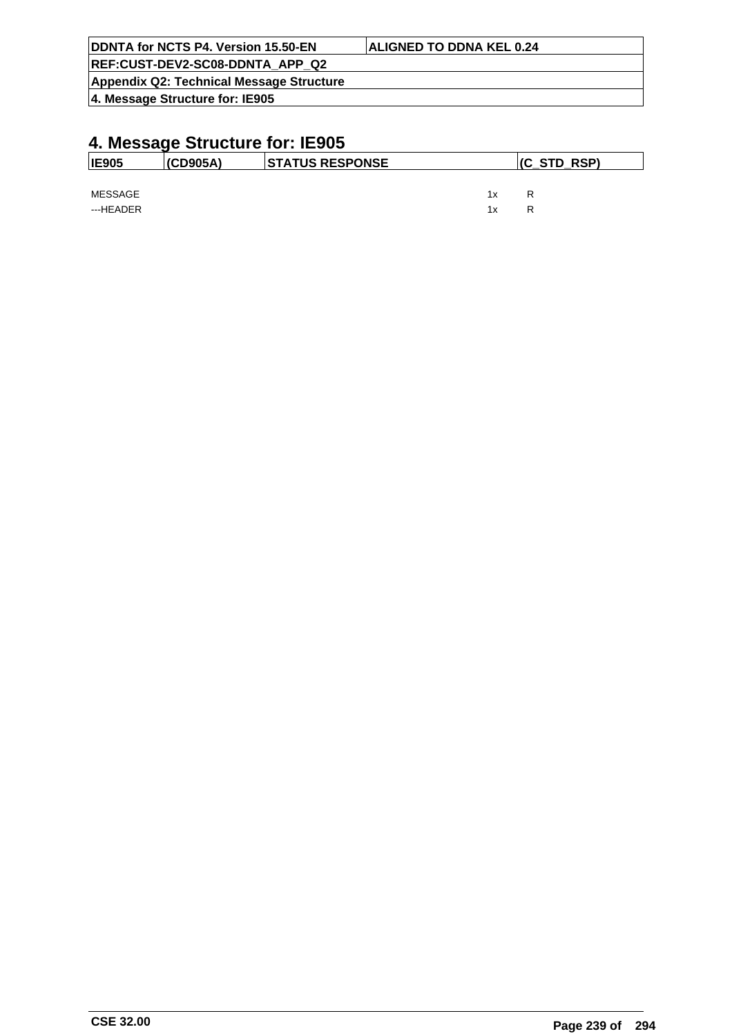# 4. Message Structure for: IE905

| IE905 | (CD905A) | STATUS RESPONSE | (C_STD_RSP) |
|---|---|---|---|

| | | |
|---|---|---|
| MESSAGE | 1x | R |
| ---HEADER | 1x | R |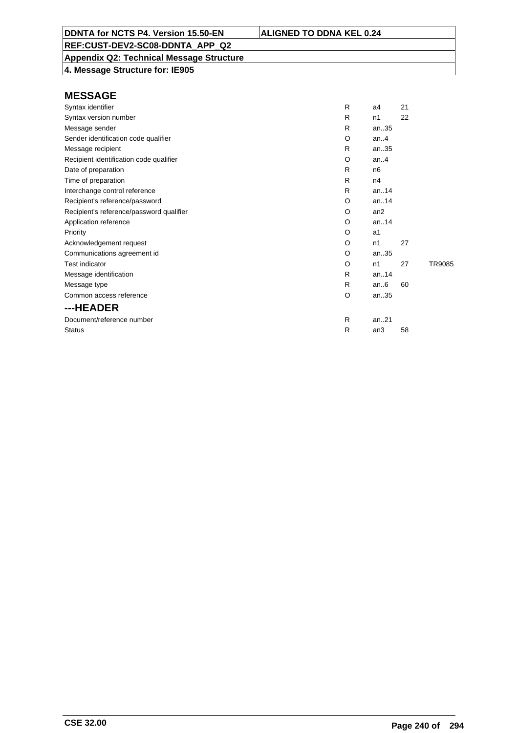**DDNTA for NCTS P4. Version 15.50-EN** | **ALIGNED TO DDNA KEL 0.24**

**REF:CUST-DEV2-SC08-DDNTA_APP_Q2**

**Appendix Q2: Technical Message Structure**

**4. Message Structure for: IE905**

## MESSAGE

| | | | | |
|---|---|---|---|---|
| Syntax identifier | R | a4 | 21 | |
| Syntax version number | R | n1 | 22 | |
| Message sender | R | an..35 | | |
| Sender identification code qualifier | O | an..4 | | |
| Message recipient | R | an..35 | | |
| Recipient identification code qualifier | O | an..4 | | |
| Date of preparation | R | n6 | | |
| Time of preparation | R | n4 | | |
| Interchange control reference | R | an..14 | | |
| Recipient's reference/password | O | an..14 | | |
| Recipient's reference/password qualifier | O | an2 | | |
| Application reference | O | an..14 | | |
| Priority | O | a1 | | |
| Acknowledgement request | O | n1 | 27 | |
| Communications agreement id | O | an..35 | | |
| Test indicator | O | n1 | 27 | TR9085 |
| Message identification | R | an..14 | | |
| Message type | R | an..6 | 60 | |
| Common access reference | O | an..35 | | |

## ---HEADER

| | | | | |
|---|---|---|---|---|
| Document/reference number | R | an..21 | | |
| Status | R | an3 | 58 | |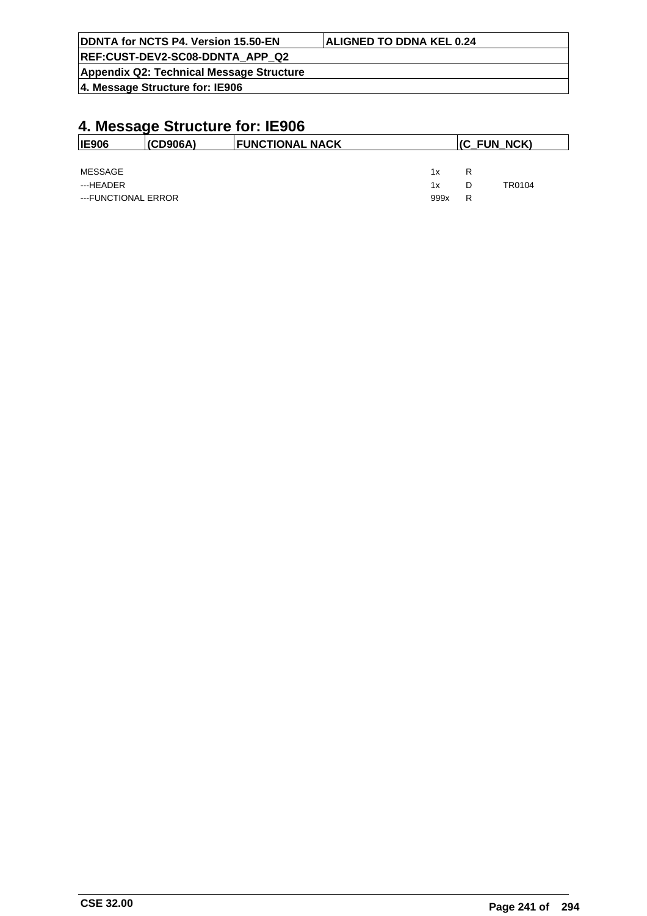# 4. Message Structure for: IE906

| IE906 | (CD906A) | FUNCTIONAL NACK | (C_FUN_NCK) |
|---|---|---|---|

| | | | |
|---|---|---|---|
| MESSAGE | 1x | R | |
| ---HEADER | 1x | D | TR0104 |
| ---FUNCTIONAL ERROR | 999x | R | |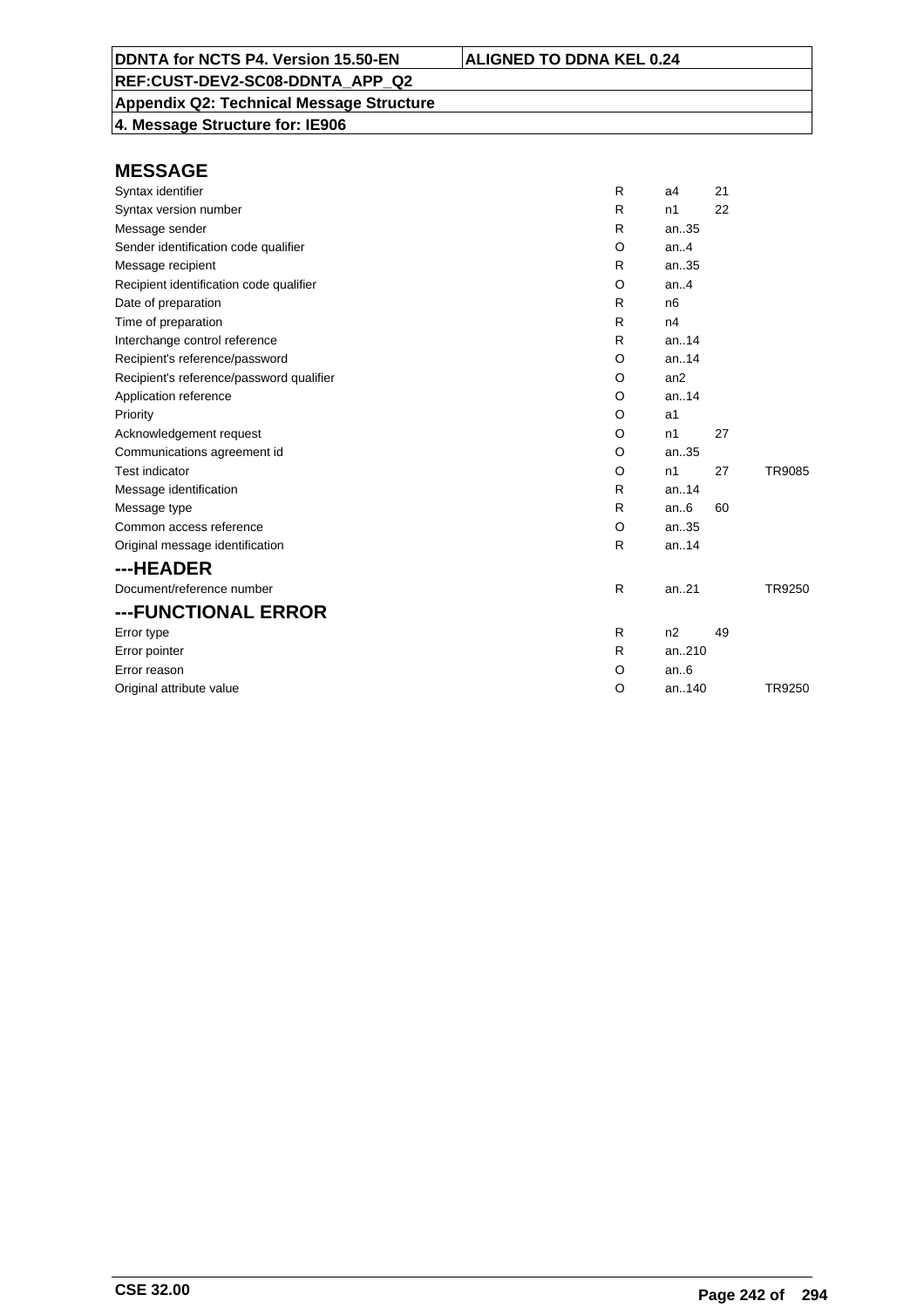**DDNTA for NCTS P4. Version 15.50-EN** | **ALIGNED TO DDNA KEL 0.24**

**REF:CUST-DEV2-SC08-DDNTA_APP_Q2**

**Appendix Q2: Technical Message Structure**

**4. Message Structure for: IE906**

## MESSAGE

| | | | | |
|---|---|---|---|---|
| Syntax identifier | R | a4 | 21 | |
| Syntax version number | R | n1 | 22 | |
| Message sender | R | an..35 | | |
| Sender identification code qualifier | O | an..4 | | |
| Message recipient | R | an..35 | | |
| Recipient identification code qualifier | O | an..4 | | |
| Date of preparation | R | n6 | | |
| Time of preparation | R | n4 | | |
| Interchange control reference | R | an..14 | | |
| Recipient's reference/password | O | an..14 | | |
| Recipient's reference/password qualifier | O | an2 | | |
| Application reference | O | an..14 | | |
| Priority | O | a1 | | |
| Acknowledgement request | O | n1 | 27 | |
| Communications agreement id | O | an..35 | | |
| Test indicator | O | n1 | 27 | TR9085 |
| Message identification | R | an..14 | | |
| Message type | R | an..6 | 60 | |
| Common access reference | O | an..35 | | |
| Original message identification | R | an..14 | | |

## ---HEADER

| | | | | |
|---|---|---|---|---|
| Document/reference number | R | an..21 | | TR9250 |

## ---FUNCTIONAL ERROR

| | | | | |
|---|---|---|---|---|
| Error type | R | n2 | 49 | |
| Error pointer | R | an..210 | | |
| Error reason | O | an..6 | | |
| Original attribute value | O | an..140 | | TR9250 |

CSE 32.00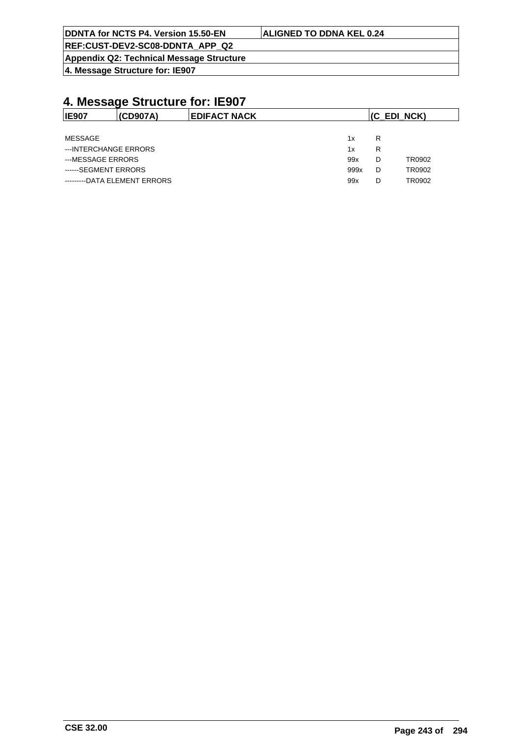# 4. Message Structure for: IE907

| IE907 | (CD907A) | EDIFACT NACK | (C_EDI_NCK) |
|---|---|---|---|

| | | | |
|---|---|---|---|
| MESSAGE | 1x | R | |
| ---INTERCHANGE ERRORS | 1x | R | |
| ---MESSAGE ERRORS | 99x | D | TR0902 |
| ------SEGMENT ERRORS | 999x | D | TR0902 |
| ---------DATA ELEMENT ERRORS | 99x | D | TR0902 |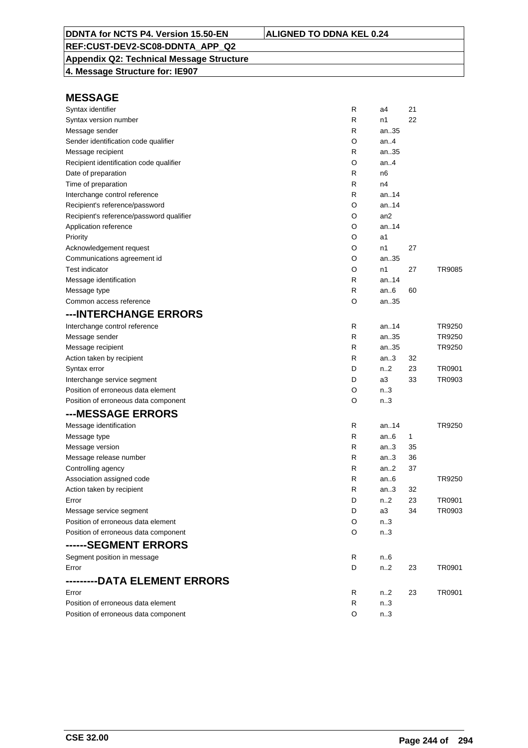## MESSAGE

| | | | | |
|---|---|---|---|---|
| Syntax identifier | R | a4 | 21 | |
| Syntax version number | R | n1 | 22 | |
| Message sender | R | an..35 | | |
| Sender identification code qualifier | O | an..4 | | |
| Message recipient | R | an..35 | | |
| Recipient identification code qualifier | O | an..4 | | |
| Date of preparation | R | n6 | | |
| Time of preparation | R | n4 | | |
| Interchange control reference | R | an..14 | | |
| Recipient's reference/password | O | an..14 | | |
| Recipient's reference/password qualifier | O | an2 | | |
| Application reference | O | an..14 | | |
| Priority | O | a1 | | |
| Acknowledgement request | O | n1 | 27 | |
| Communications agreement id | O | an..35 | | |
| Test indicator | O | n1 | 27 | TR9085 |
| Message identification | R | an..14 | | |
| Message type | R | an..6 | 60 | |
| Common access reference | O | an..35 | | |

## ---INTERCHANGE ERRORS

| | | | | |
|---|---|---|---|---|
| Interchange control reference | R | an..14 | | TR9250 |
| Message sender | R | an..35 | | TR9250 |
| Message recipient | R | an..35 | | TR9250 |
| Action taken by recipient | R | an..3 | 32 | |
| Syntax error | D | n..2 | 23 | TR0901 |
| Interchange service segment | D | a3 | 33 | TR0903 |
| Position of erroneous data element | O | n..3 | | |
| Position of erroneous data component | O | n..3 | | |

## ---MESSAGE ERRORS

| | | | | |
|---|---|---|---|---|
| Message identification | R | an..14 | | TR9250 |
| Message type | R | an..6 | 1 | |
| Message version | R | an..3 | 35 | |
| Message release number | R | an..3 | 36 | |
| Controlling agency | R | an..2 | 37 | |
| Association assigned code | R | an..6 | | TR9250 |
| Action taken by recipient | R | an..3 | 32 | |
| Error | D | n..2 | 23 | TR0901 |
| Message service segment | D | a3 | 34 | TR0903 |
| Position of erroneous data element | O | n..3 | | |
| Position of erroneous data component | O | n..3 | | |

## ------SEGMENT ERRORS

| | | | | |
|---|---|---|---|---|
| Segment position in message | R | n..6 | | |
| Error | D | n..2 | 23 | TR0901 |

## ---------DATA ELEMENT ERRORS

| | | | | |
|---|---|---|---|---|
| Error | R | n..2 | 23 | TR0901 |
| Position of erroneous data element | R | n..3 | | |
| Position of erroneous data component | O | n..3 | | |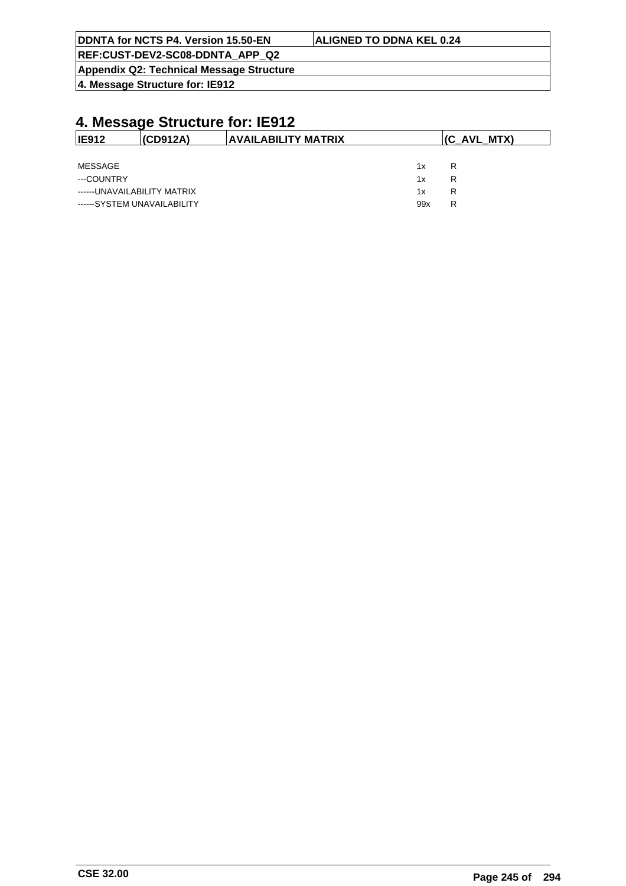# 4. Message Structure for: IE912

| IE912 | (CD912A) | AVAILABILITY MATRIX | (C_AVL_MTX) |
|---|---|---|---|

| | | |
|---|---|---|
| MESSAGE | 1x | R |
| ---COUNTRY | 1x | R |
| ------UNAVAILABILITY MATRIX | 1x | R |
| ------SYSTEM UNAVAILABILITY | 99x | R |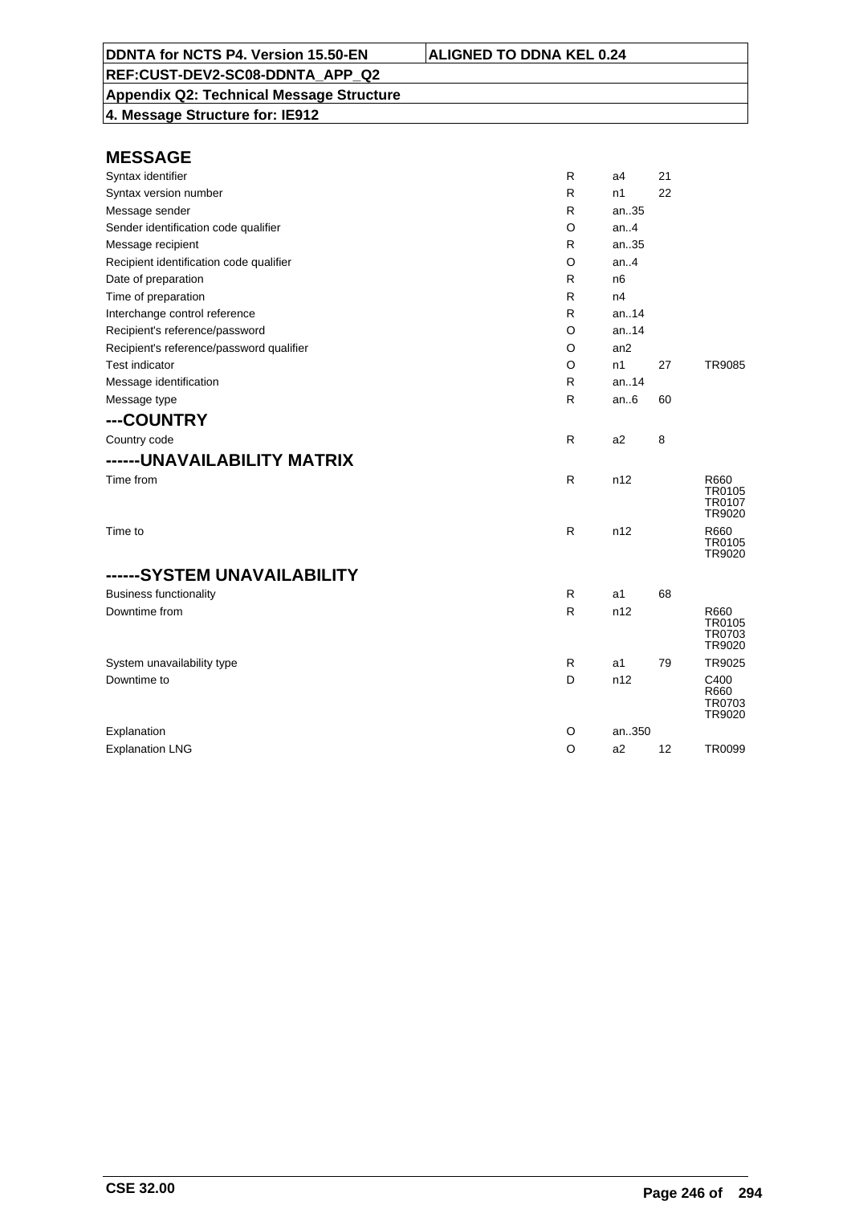| DDNTA for NCTS P4. Version 15.50-EN | ALIGNED TO DDNA KEL 0.24 |
|---|---|
| REF:CUST-DEV2-SC08-DDNTA_APP_Q2 | |
| Appendix Q2: Technical Message Structure | |
| 4. Message Structure for: IE912 | |

## MESSAGE

| | | | | |
|---|---|---|---|---|
| Syntax identifier | R | a4 | 21 | |
| Syntax version number | R | n1 | 22 | |
| Message sender | R | an..35 | | |
| Sender identification code qualifier | O | an..4 | | |
| Message recipient | R | an..35 | | |
| Recipient identification code qualifier | O | an..4 | | |
| Date of preparation | R | n6 | | |
| Time of preparation | R | n4 | | |
| Interchange control reference | R | an..14 | | |
| Recipient's reference/password | O | an..14 | | |
| Recipient's reference/password qualifier | O | an2 | | |
| Test indicator | O | n1 | 27 | TR9085 |
| Message identification | R | an..14 | | |
| Message type | R | an..6 | 60 | |

## ---COUNTRY

| | | | | |
|---|---|---|---|---|
| Country code | R | a2 | 8 | |

## ------UNAVAILABILITY MATRIX

| | | | | |
|---|---|---|---|---|
| Time from | R | n12 | | R660 TR0105 TR0107 TR9020 |
| Time to | R | n12 | | R660 TR0105 TR9020 |

## ------SYSTEM UNAVAILABILITY

| | | | | |
|---|---|---|---|---|
| Business functionality | R | a1 | 68 | |
| Downtime from | R | n12 | | R660 TR0105 TR0703 TR9020 |
| System unavailability type | R | a1 | 79 | TR9025 |
| Downtime to | D | n12 | | C400 R660 TR0703 TR9020 |
| Explanation | O | an..350 | | |
| Explanation LNG | O | a2 | 12 | TR0099 |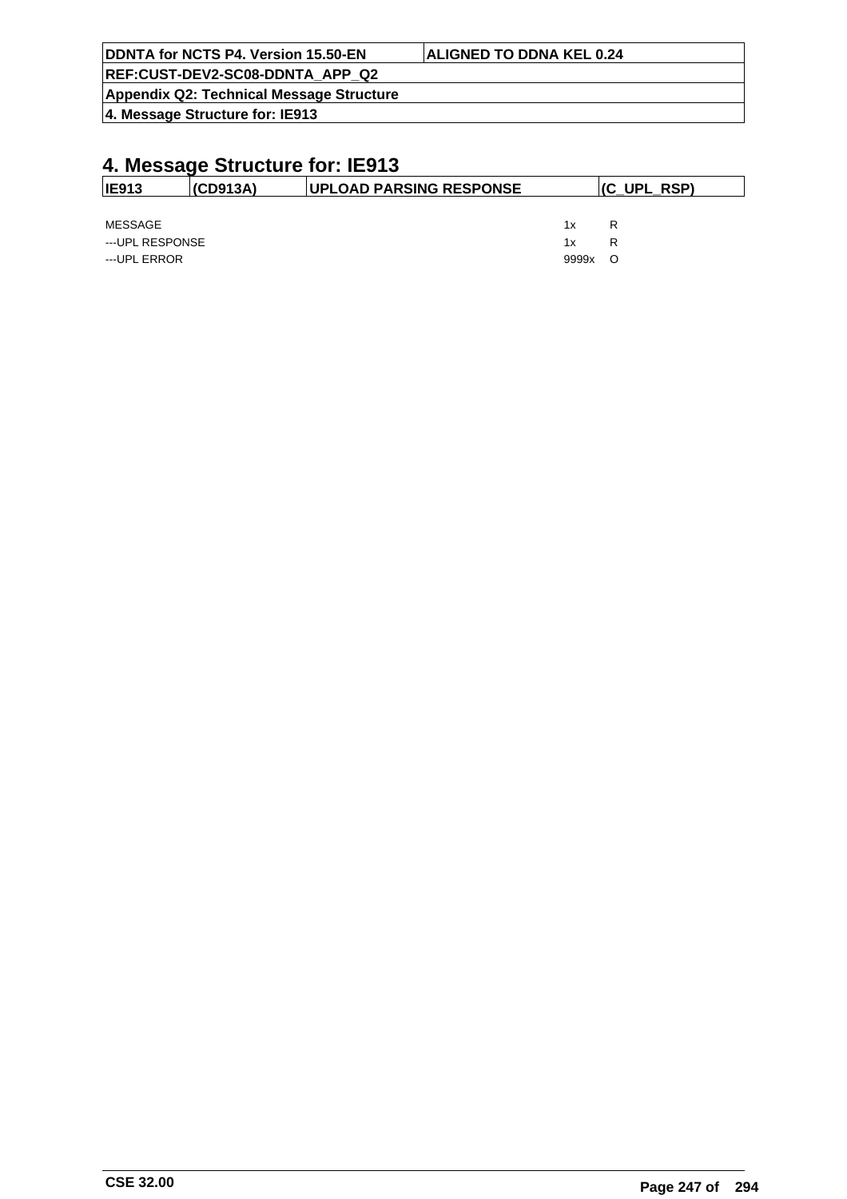# 4. Message Structure for: IE913

| IE913 | (CD913A) | UPLOAD PARSING RESPONSE | (C_UPL_RSP) |
|---|---|---|---|

| | | |
|---|---|---|
| MESSAGE | 1x | R |
| ---UPL RESPONSE | 1x | R |
| ---UPL ERROR | 9999x | O |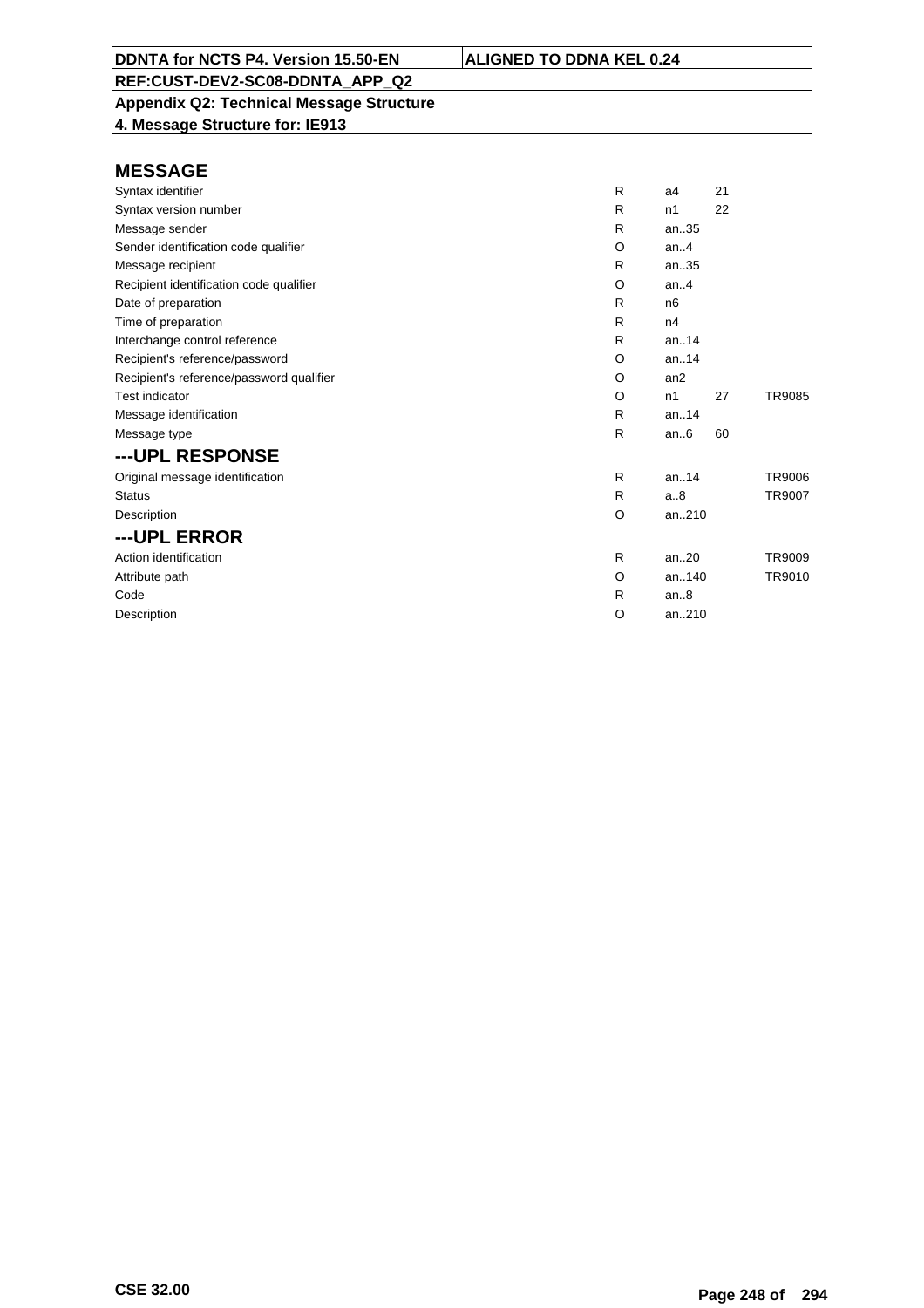## MESSAGE

| | | | | |
|---|---|---|---|---|
| Syntax identifier | R | a4 | 21 | |
| Syntax version number | R | n1 | 22 | |
| Message sender | R | an..35 | | |
| Sender identification code qualifier | O | an..4 | | |
| Message recipient | R | an..35 | | |
| Recipient identification code qualifier | O | an..4 | | |
| Date of preparation | R | n6 | | |
| Time of preparation | R | n4 | | |
| Interchange control reference | R | an..14 | | |
| Recipient's reference/password | O | an..14 | | |
| Recipient's reference/password qualifier | O | an2 | | |
| Test indicator | O | n1 | 27 | TR9085 |
| Message identification | R | an..14 | | |
| Message type | R | an..6 | 60 | |

## ---UPL RESPONSE

| | | | | |
|---|---|---|---|---|
| Original message identification | R | an..14 | | TR9006 |
| Status | R | a..8 | | TR9007 |
| Description | O | an..210 | | |

## ---UPL ERROR

| | | | | |
|---|---|---|---|---|
| Action identification | R | an..20 | | TR9009 |
| Attribute path | O | an..140 | | TR9010 |
| Code | R | an..8 | | |
| Description | O | an..210 | | |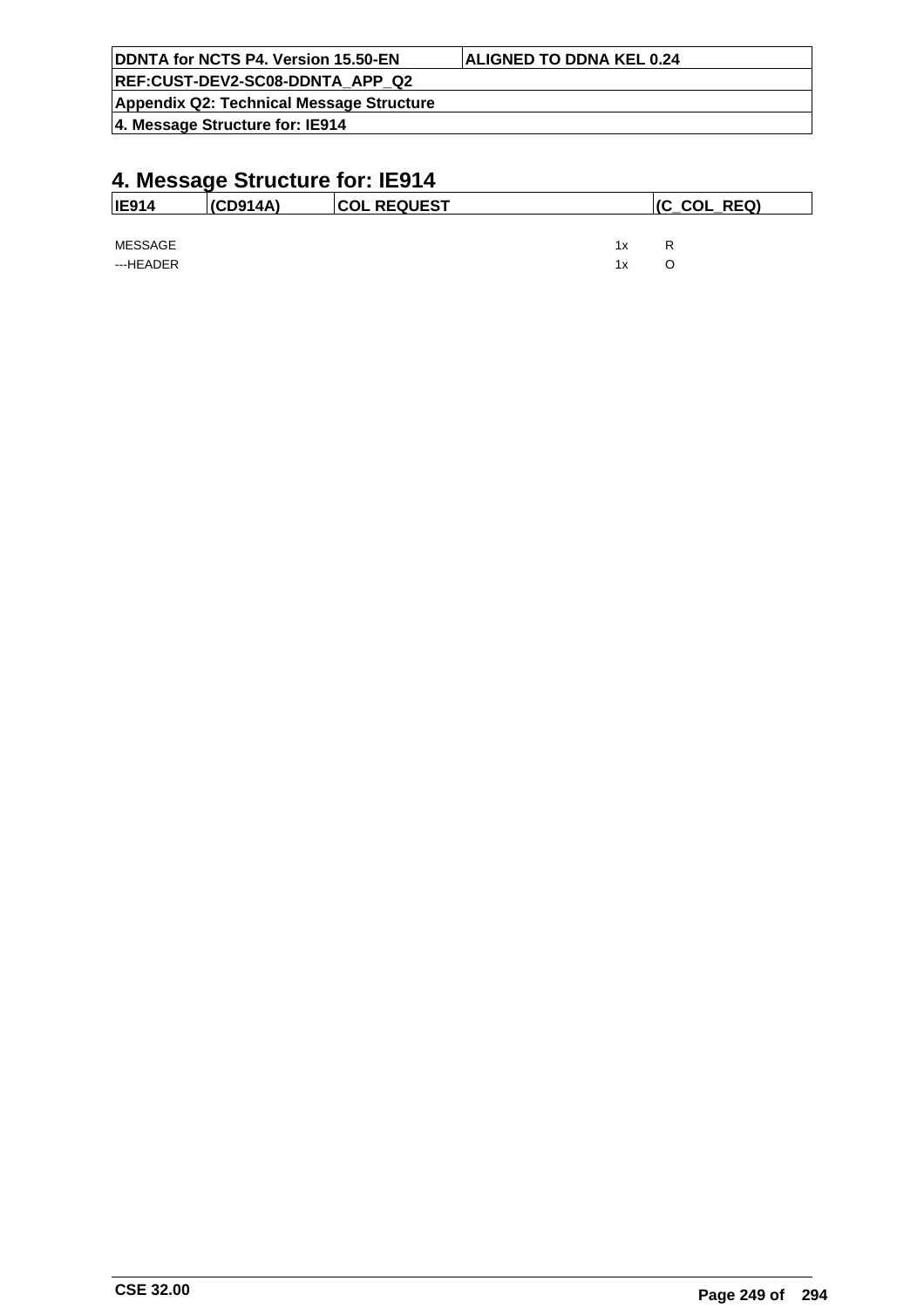# 4. Message Structure for: IE914

| IE914 | (CD914A) | COL REQUEST | (C_COL_REQ) |
|---|---|---|---|

| | | |
|---|---|---|
| MESSAGE | 1x | R |
| ---HEADER | 1x | O |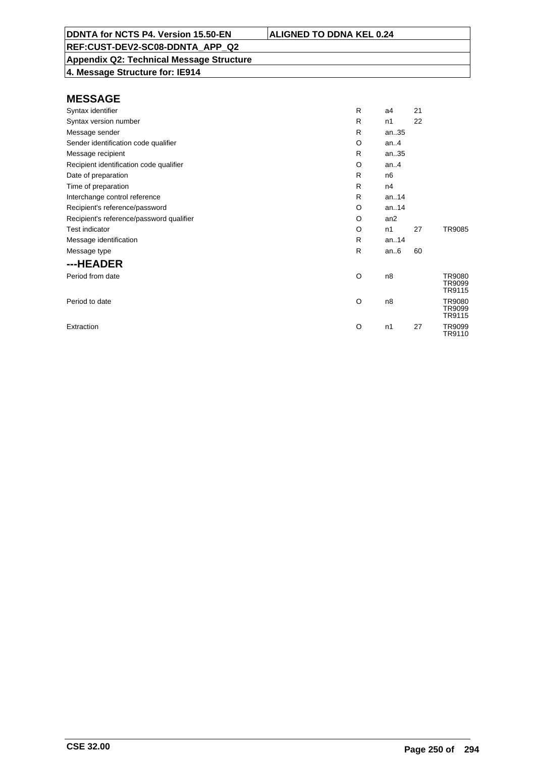**DDNTA for NCTS P4. Version 15.50-EN** | **ALIGNED TO DDNA KEL 0.24**

**REF:CUST-DEV2-SC08-DDNTA_APP_Q2**

**Appendix Q2: Technical Message Structure**

**4. Message Structure for: IE914**

## MESSAGE

| | | | | |
|---|---|---|---|---|
| Syntax identifier | R | a4 | 21 | |
| Syntax version number | R | n1 | 22 | |
| Message sender | R | an..35 | | |
| Sender identification code qualifier | O | an..4 | | |
| Message recipient | R | an..35 | | |
| Recipient identification code qualifier | O | an..4 | | |
| Date of preparation | R | n6 | | |
| Time of preparation | R | n4 | | |
| Interchange control reference | R | an..14 | | |
| Recipient's reference/password | O | an..14 | | |
| Recipient's reference/password qualifier | O | an2 | | |
| Test indicator | O | n1 | 27 | TR9085 |
| Message identification | R | an..14 | | |
| Message type | R | an..6 | 60 | |

## ---HEADER

| | | | | |
|---|---|---|---|---|
| Period from date | O | n8 | | TR9080 TR9099 TR9115 |
| Period to date | O | n8 | | TR9080 TR9099 TR9115 |
| Extraction | O | n1 | 27 | TR9099 TR9110 |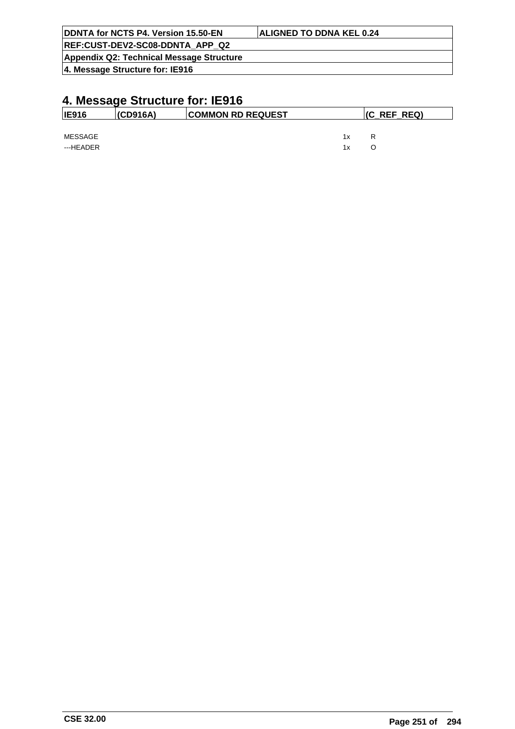# 4. Message Structure for: IE916

| IE916 | (CD916A) | COMMON RD REQUEST | (C_REF_REQ) |
|---|---|---|---|

| | | |
|---|---|---|
| MESSAGE | 1x | R |
| ---HEADER | 1x | O |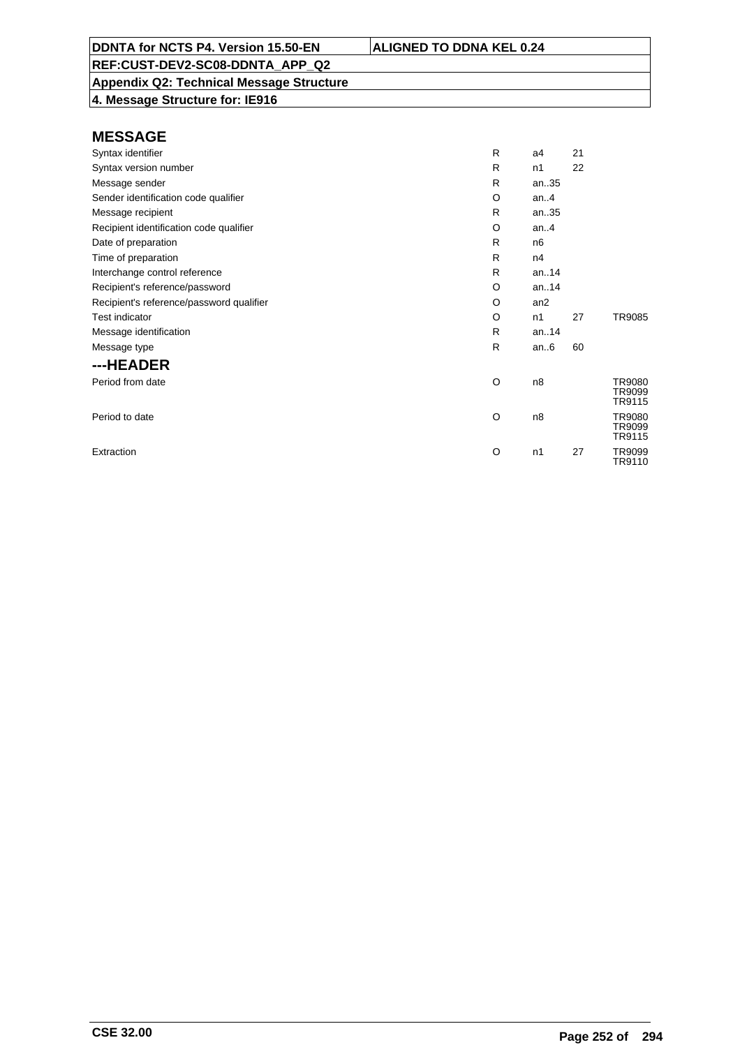**DDNTA for NCTS P4. Version 15.50-EN** | **ALIGNED TO DDNA KEL 0.24**

**REF:CUST-DEV2-SC08-DDNTA_APP_Q2**

**Appendix Q2: Technical Message Structure**

**4. Message Structure for: IE916**

## MESSAGE

| | | | | |
|---|---|---|---|---|
| Syntax identifier | R | a4 | 21 | |
| Syntax version number | R | n1 | 22 | |
| Message sender | R | an..35 | | |
| Sender identification code qualifier | O | an..4 | | |
| Message recipient | R | an..35 | | |
| Recipient identification code qualifier | O | an..4 | | |
| Date of preparation | R | n6 | | |
| Time of preparation | R | n4 | | |
| Interchange control reference | R | an..14 | | |
| Recipient's reference/password | O | an..14 | | |
| Recipient's reference/password qualifier | O | an2 | | |
| Test indicator | O | n1 | 27 | TR9085 |
| Message identification | R | an..14 | | |
| Message type | R | an..6 | 60 | |

## ---HEADER

| | | | | |
|---|---|---|---|---|
| Period from date | O | n8 | | TR9080 TR9099 TR9115 |
| Period to date | O | n8 | | TR9080 TR9099 TR9115 |
| Extraction | O | n1 | 27 | TR9099 TR9110 |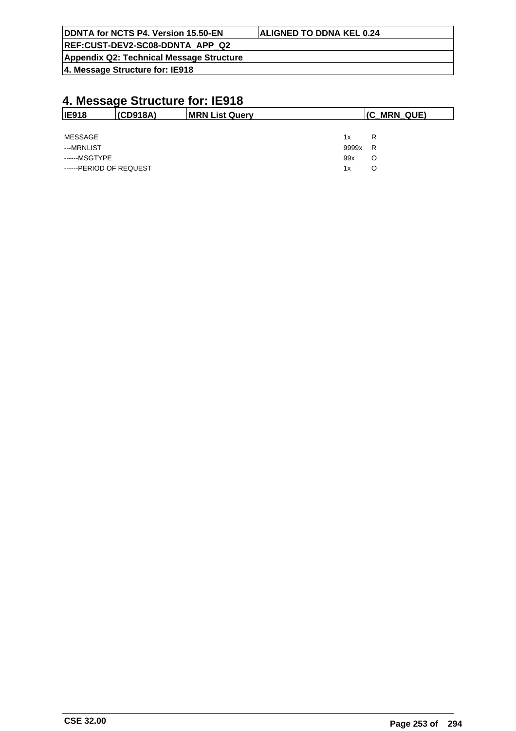# 4. Message Structure for: IE918

| IE918 | (CD918A) | MRN List Query | (C_MRN_QUE) |
|---|---|---|---|

| | | |
|---|---|---|
| MESSAGE | 1x | R |
| ---MRNLIST | 9999x | R |
| ------MSGTYPE | 99x | O |
| ------PERIOD OF REQUEST | 1x | O |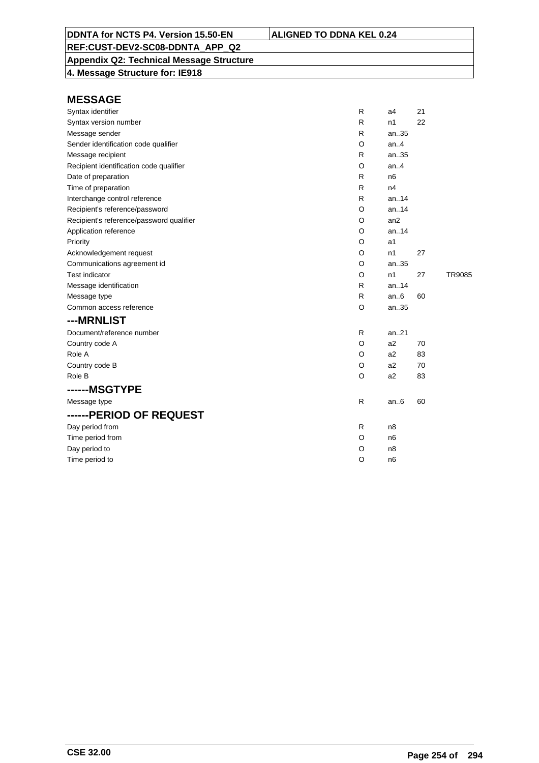| DDNTA for NCTS P4. Version 15.50-EN | ALIGNED TO DDNA KEL 0.24 |
|---|---|
| REF:CUST-DEV2-SC08-DDNTA_APP_Q2 | |
| Appendix Q2: Technical Message Structure | |
| 4. Message Structure for: IE918 | |

## MESSAGE

| | | | | |
|---|---|---|---|---|
| Syntax identifier | R | a4 | 21 | |
| Syntax version number | R | n1 | 22 | |
| Message sender | R | an..35 | | |
| Sender identification code qualifier | O | an..4 | | |
| Message recipient | R | an..35 | | |
| Recipient identification code qualifier | O | an..4 | | |
| Date of preparation | R | n6 | | |
| Time of preparation | R | n4 | | |
| Interchange control reference | R | an..14 | | |
| Recipient's reference/password | O | an..14 | | |
| Recipient's reference/password qualifier | O | an2 | | |
| Application reference | O | an..14 | | |
| Priority | O | a1 | | |
| Acknowledgement request | O | n1 | 27 | |
| Communications agreement id | O | an..35 | | |
| Test indicator | O | n1 | 27 | TR9085 |
| Message identification | R | an..14 | | |
| Message type | R | an..6 | 60 | |
| Common access reference | O | an..35 | | |

## ---MRNLIST

| | | | | |
|---|---|---|---|---|
| Document/reference number | R | an..21 | | |
| Country code A | O | a2 | 70 | |
| Role A | O | a2 | 83 | |
| Country code B | O | a2 | 70 | |
| Role B | O | a2 | 83 | |

## ------MSGTYPE

| | | | | |
|---|---|---|---|---|
| Message type | R | an..6 | 60 | |

## ------PERIOD OF REQUEST

| | | | | |
|---|---|---|---|---|
| Day period from | R | n8 | | |
| Time period from | O | n6 | | |
| Day period to | O | n8 | | |
| Time period to | O | n6 | | |

CSE 32.00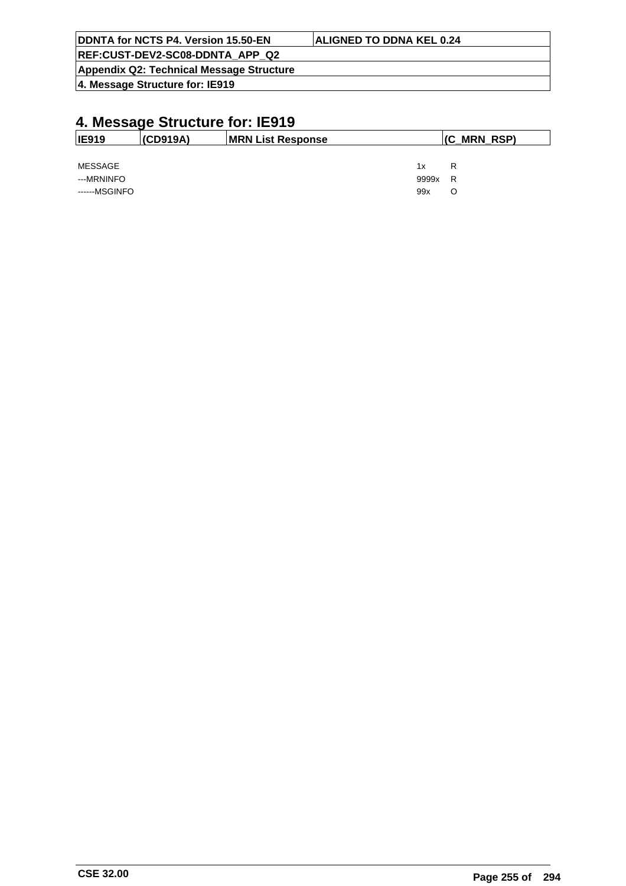# 4. Message Structure for: IE919

| IE919 | (CD919A) | MRN List Response | (C_MRN_RSP) |
|---|---|---|---|

| | | |
|---|---|---|
| MESSAGE | 1x | R |
| ---MRNINFO | 9999x | R |
| ------MSGINFO | 99x | O |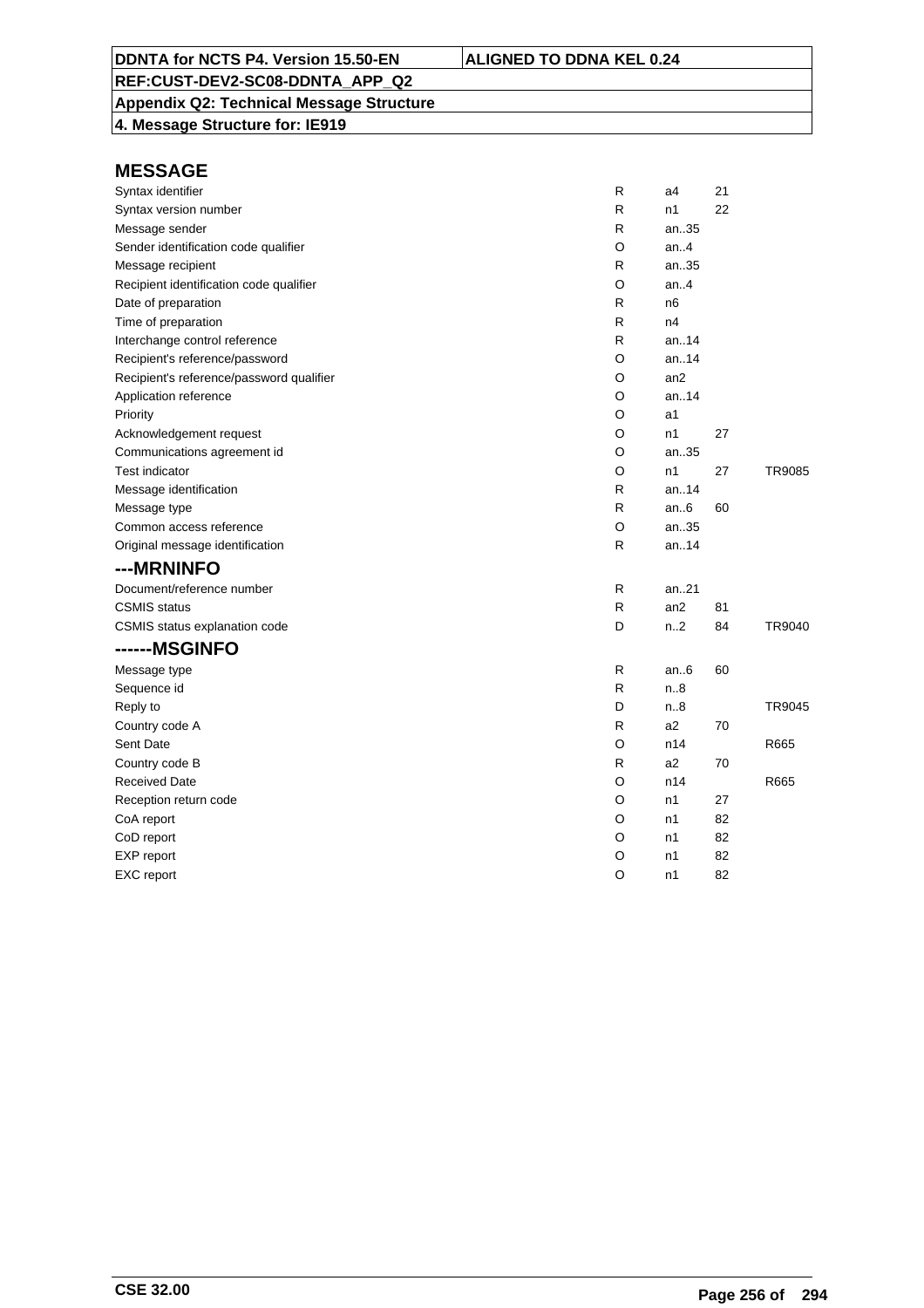**DDNTA for NCTS P4. Version 15.50-EN** | **ALIGNED TO DDNA KEL 0.24**

**REF:CUST-DEV2-SC08-DDNTA_APP_Q2**

**Appendix Q2: Technical Message Structure**

**4. Message Structure for: IE919**

## MESSAGE

| | | | | |
|---|---|---|---|---|
| Syntax identifier | R | a4 | 21 | |
| Syntax version number | R | n1 | 22 | |
| Message sender | R | an..35 | | |
| Sender identification code qualifier | O | an..4 | | |
| Message recipient | R | an..35 | | |
| Recipient identification code qualifier | O | an..4 | | |
| Date of preparation | R | n6 | | |
| Time of preparation | R | n4 | | |
| Interchange control reference | R | an..14 | | |
| Recipient's reference/password | O | an..14 | | |
| Recipient's reference/password qualifier | O | an2 | | |
| Application reference | O | an..14 | | |
| Priority | O | a1 | | |
| Acknowledgement request | O | n1 | 27 | |
| Communications agreement id | O | an..35 | | |
| Test indicator | O | n1 | 27 | TR9085 |
| Message identification | R | an..14 | | |
| Message type | R | an..6 | 60 | |
| Common access reference | O | an..35 | | |
| Original message identification | R | an..14 | | |

## ---MRNINFO

| | | | | |
|---|---|---|---|---|
| Document/reference number | R | an..21 | | |
| CSMIS status | R | an2 | 81 | |
| CSMIS status explanation code | D | n..2 | 84 | TR9040 |

## ------MSGINFO

| | | | | |
|---|---|---|---|---|
| Message type | R | an..6 | 60 | |
| Sequence id | R | n..8 | | |
| Reply to | D | n..8 | | TR9045 |
| Country code A | R | a2 | 70 | |
| Sent Date | O | n14 | | R665 |
| Country code B | R | a2 | 70 | |
| Received Date | O | n14 | | R665 |
| Reception return code | O | n1 | 27 | |
| CoA report | O | n1 | 82 | |
| CoD report | O | n1 | 82 | |
| EXP report | O | n1 | 82 | |
| EXC report | O | n1 | 82 | |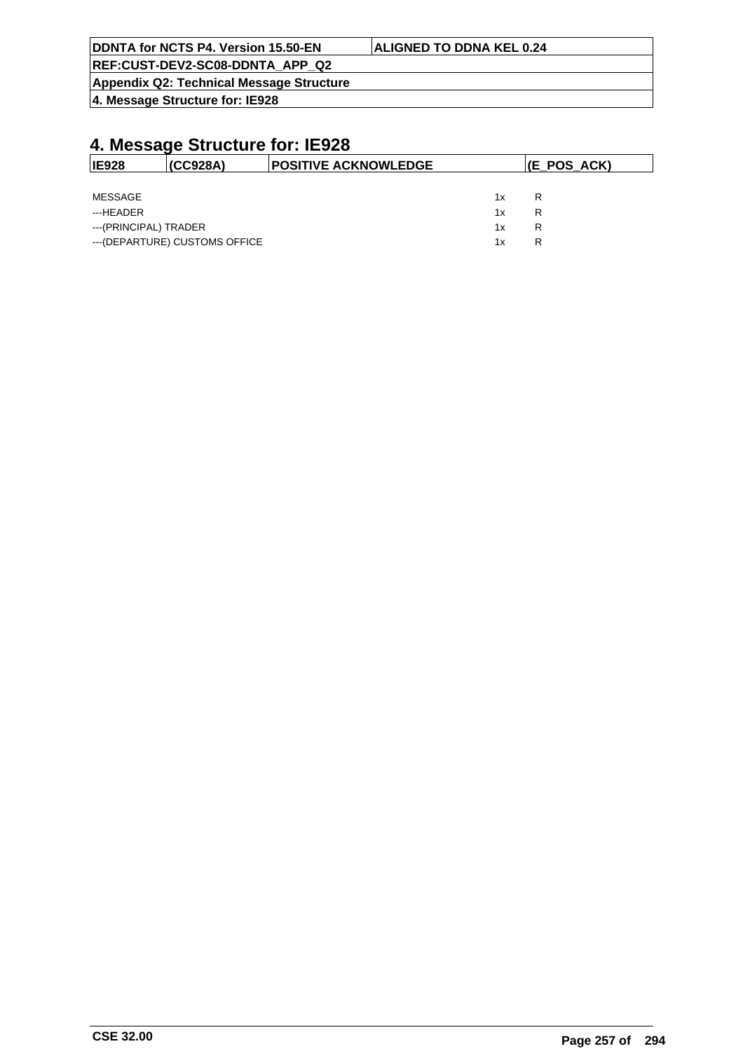# 4. Message Structure for: IE928

| IE928 | (CC928A) | POSITIVE ACKNOWLEDGE | (E_POS_ACK) |
|---|---|---|---|

| | | |
|---|---|---|
| MESSAGE | 1x | R |
| ---HEADER | 1x | R |
| ---(PRINCIPAL) TRADER | 1x | R |
| ---(DEPARTURE) CUSTOMS OFFICE | 1x | R |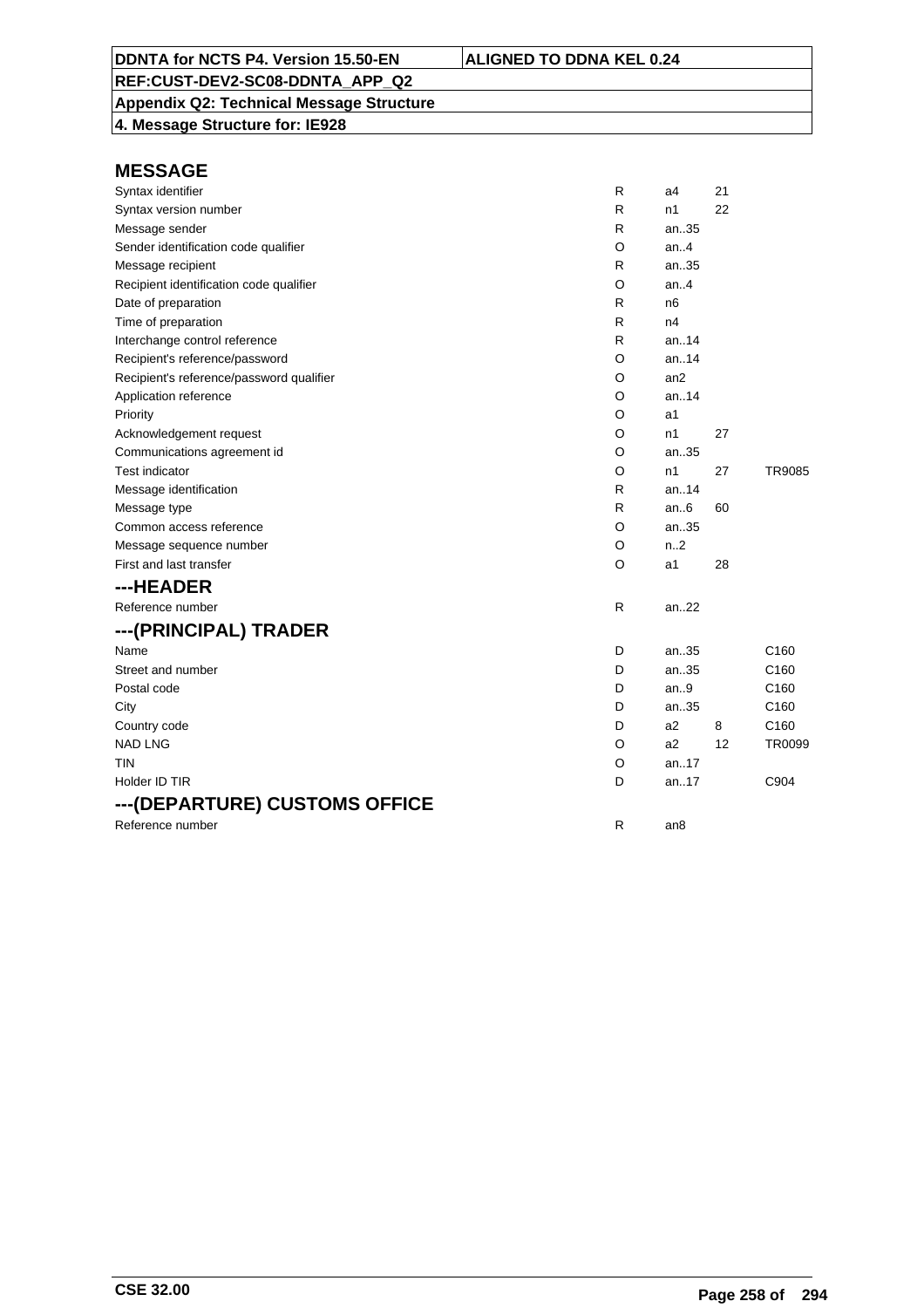DDNTA for NCTS P4. Version 15.50-EN | ALIGNED TO DDNA KEL 0.24

REF:CUST-DEV2-SC08-DDNTA_APP_Q2

**Appendix Q2: Technical Message Structure**

**4. Message Structure for: IE928**

## MESSAGE

| | | | | |
|---|---|---|---|---|
| Syntax identifier | R | a4 | 21 | |
| Syntax version number | R | n1 | 22 | |
| Message sender | R | an..35 | | |
| Sender identification code qualifier | O | an..4 | | |
| Message recipient | R | an..35 | | |
| Recipient identification code qualifier | O | an..4 | | |
| Date of preparation | R | n6 | | |
| Time of preparation | R | n4 | | |
| Interchange control reference | R | an..14 | | |
| Recipient's reference/password | O | an..14 | | |
| Recipient's reference/password qualifier | O | an2 | | |
| Application reference | O | an..14 | | |
| Priority | O | a1 | | |
| Acknowledgement request | O | n1 | 27 | |
| Communications agreement id | O | an..35 | | |
| Test indicator | O | n1 | 27 | TR9085 |
| Message identification | R | an..14 | | |
| Message type | R | an..6 | 60 | |
| Common access reference | O | an..35 | | |
| Message sequence number | O | n..2 | | |
| First and last transfer | O | a1 | 28 | |

## ---HEADER

| | | | | |
|---|---|---|---|---|
| Reference number | R | an..22 | | |

## ---(PRINCIPAL) TRADER

| | | | | |
|---|---|---|---|---|
| Name | D | an..35 | | C160 |
| Street and number | D | an..35 | | C160 |
| Postal code | D | an..9 | | C160 |
| City | D | an..35 | | C160 |
| Country code | D | a2 | 8 | C160 |
| NAD LNG | O | a2 | 12 | TR0099 |
| TIN | O | an..17 | | |
| Holder ID TIR | D | an..17 | | C904 |

## ---(DEPARTURE) CUSTOMS OFFICE

| | | | | |
|---|---|---|---|---|
| Reference number | R | an8 | | |

CSE 32.00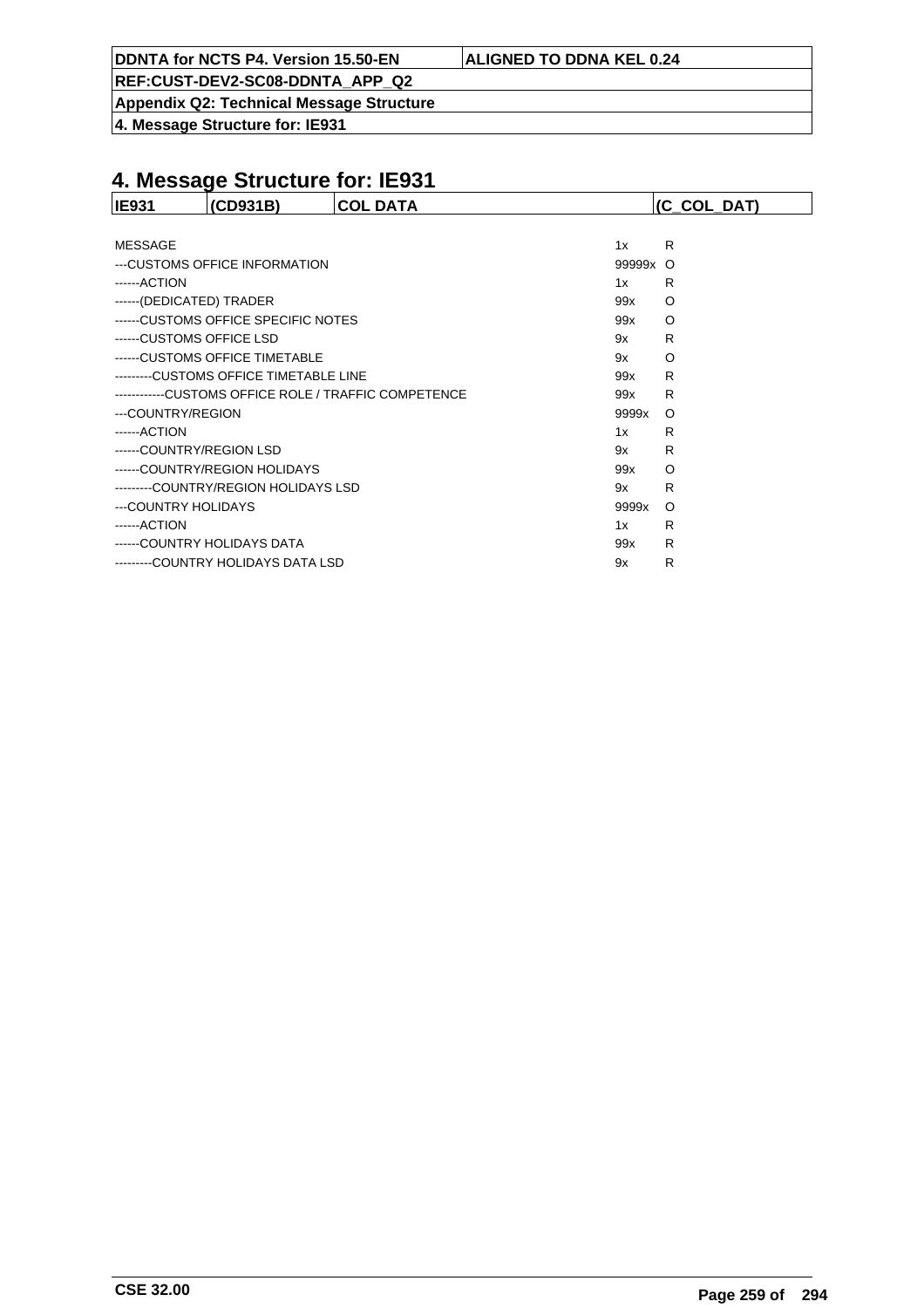# 4. Message Structure for: IE931

| IE931 | (CD931B) | COL DATA | (C_COL_DAT) |
|---|---|---|---|

| | | |
|---|---|---|
| MESSAGE | 1x | R |
| ---CUSTOMS OFFICE INFORMATION | 99999x | O |
| ------ACTION | 1x | R |
| ------(DEDICATED) TRADER | 99x | O |
| ------CUSTOMS OFFICE SPECIFIC NOTES | 99x | O |
| ------CUSTOMS OFFICE LSD | 9x | R |
| ------CUSTOMS OFFICE TIMETABLE | 9x | O |
| ---------CUSTOMS OFFICE TIMETABLE LINE | 99x | R |
| ------------CUSTOMS OFFICE ROLE / TRAFFIC COMPETENCE | 99x | R |
| ---COUNTRY/REGION | 9999x | O |
| ------ACTION | 1x | R |
| ------COUNTRY/REGION LSD | 9x | R |
| ------COUNTRY/REGION HOLIDAYS | 99x | O |
| ---------COUNTRY/REGION HOLIDAYS LSD | 9x | R |
| ---COUNTRY HOLIDAYS | 9999x | O |
| ------ACTION | 1x | R |
| ------COUNTRY HOLIDAYS DATA | 99x | R |
| ---------COUNTRY HOLIDAYS DATA LSD | 9x | R |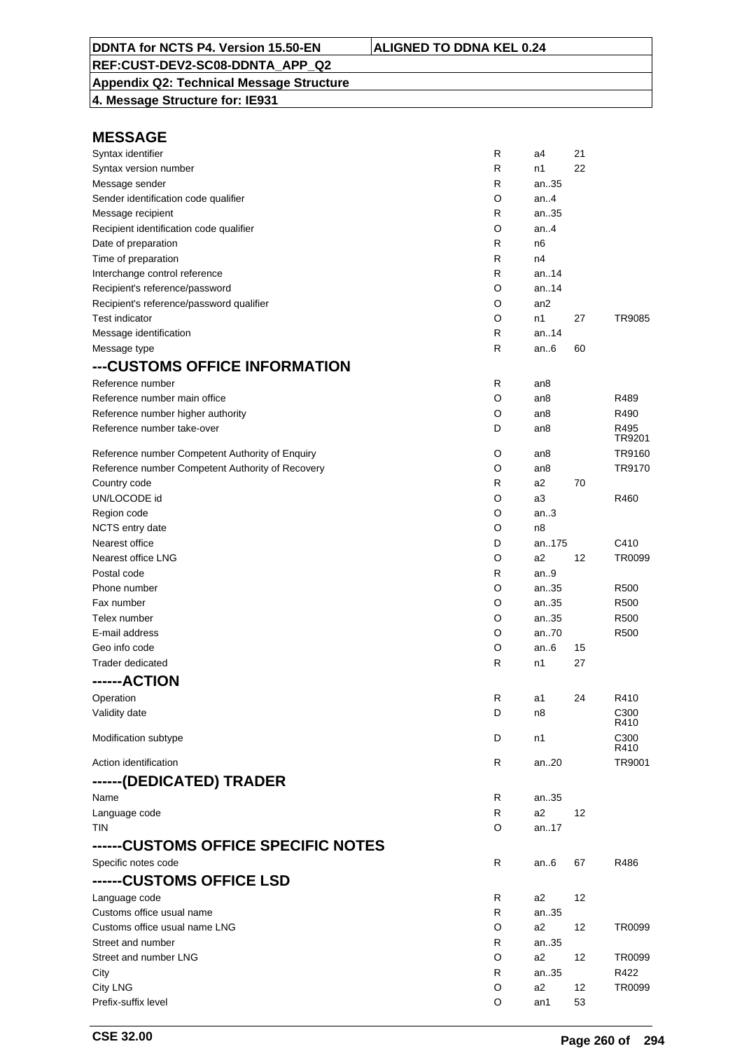## MESSAGE

| | | | | |
|---|---|---|---|---|
| Syntax identifier | R | a4 | 21 | |
| Syntax version number | R | n1 | 22 | |
| Message sender | R | an..35 | | |
| Sender identification code qualifier | O | an..4 | | |
| Message recipient | R | an..35 | | |
| Recipient identification code qualifier | O | an..4 | | |
| Date of preparation | R | n6 | | |
| Time of preparation | R | n4 | | |
| Interchange control reference | R | an..14 | | |
| Recipient's reference/password | O | an..14 | | |
| Recipient's reference/password qualifier | O | an2 | | |
| Test indicator | O | n1 | 27 | TR9085 |
| Message identification | R | an..14 | | |
| Message type | R | an..6 | 60 | |

## ---CUSTOMS OFFICE INFORMATION

| | | | | |
|---|---|---|---|---|
| Reference number | R | an8 | | |
| Reference number main office | O | an8 | | R489 |
| Reference number higher authority | O | an8 | | R490 |
| Reference number take-over | D | an8 | | R495 TR9201 |
| Reference number Competent Authority of Enquiry | O | an8 | | TR9160 |
| Reference number Competent Authority of Recovery | O | an8 | | TR9170 |
| Country code | R | a2 | 70 | |
| UN/LOCODE id | O | a3 | | R460 |
| Region code | O | an..3 | | |
| NCTS entry date | O | n8 | | |
| Nearest office | D | an..175 | | C410 |
| Nearest office LNG | O | a2 | 12 | TR0099 |
| Postal code | R | an..9 | | |
| Phone number | O | an..35 | | R500 |
| Fax number | O | an..35 | | R500 |
| Telex number | O | an..35 | | R500 |
| E-mail address | O | an..70 | | R500 |
| Geo info code | O | an..6 | 15 | |
| Trader dedicated | R | n1 | 27 | |

## ------ACTION

| | | | | |
|---|---|---|---|---|
| Operation | R | a1 | 24 | R410 |
| Validity date | D | n8 | | C300 R410 |
| Modification subtype | D | n1 | | C300 R410 |
| Action identification | R | an..20 | | TR9001 |

## ------(DEDICATED) TRADER

| | | | | |
|---|---|---|---|---|
| Name | R | an..35 | | |
| Language code | R | a2 | 12 | |
| TIN | O | an..17 | | |

## ------CUSTOMS OFFICE SPECIFIC NOTES

| | | | | |
|---|---|---|---|---|
| Specific notes code | R | an..6 | 67 | R486 |

## ------CUSTOMS OFFICE LSD

| | | | | |
|---|---|---|---|---|
| Language code | R | a2 | 12 | |
| Customs office usual name | R | an..35 | | |
| Customs office usual name LNG | O | a2 | 12 | TR0099 |
| Street and number | R | an..35 | | |
| Street and number LNG | O | a2 | 12 | TR0099 |
| City | R | an..35 | | R422 |
| City LNG | O | a2 | 12 | TR0099 |
| Prefix-suffix level | O | an1 | 53 | |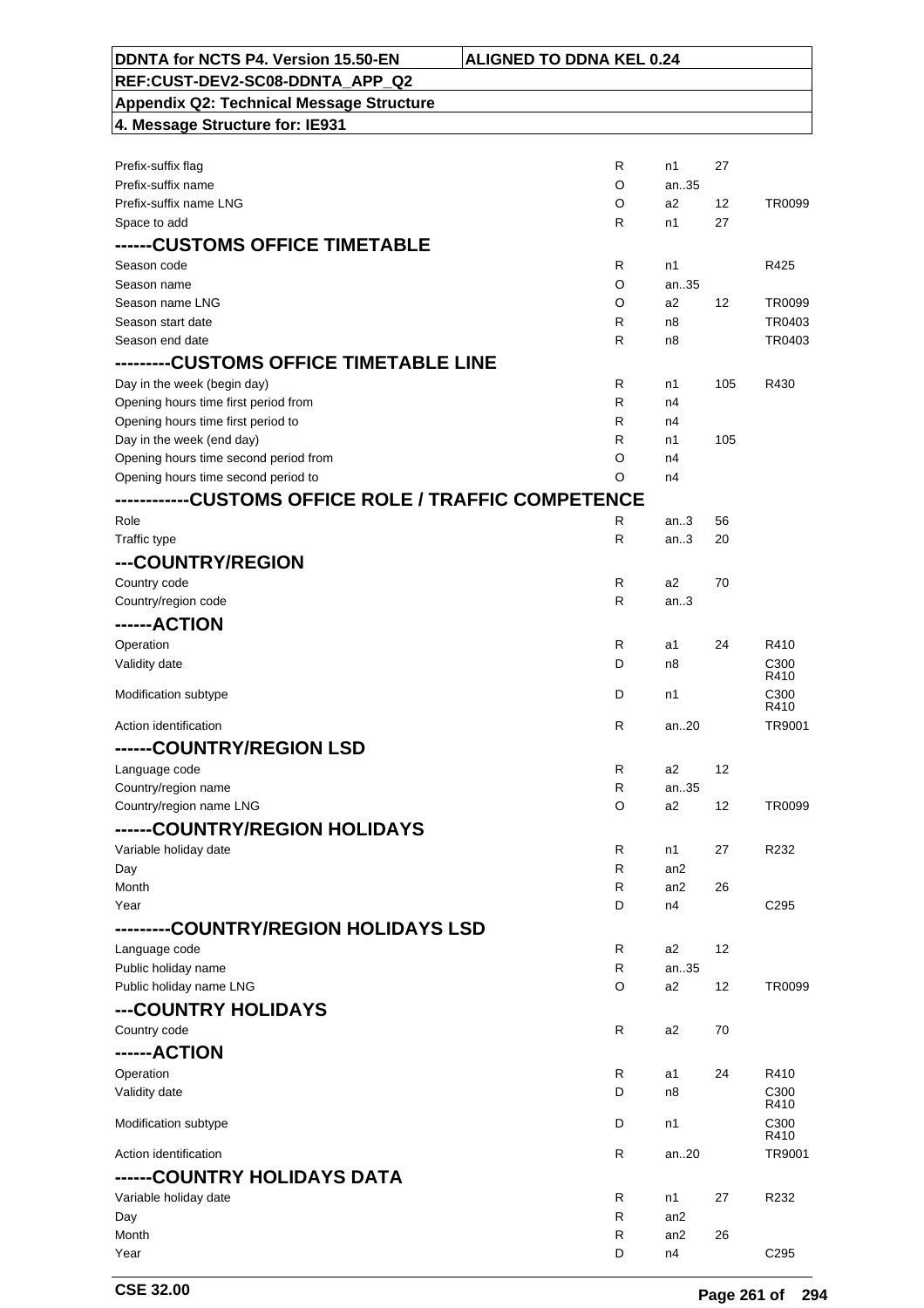| | | | | |
|---|---|---|---|---|
| Prefix-suffix flag | R | n1 | 27 | |
| Prefix-suffix name | O | an..35 | | |
| Prefix-suffix name LNG | O | a2 | 12 | TR0099 |
| Space to add | R | n1 | 27 | |
| **------CUSTOMS OFFICE TIMETABLE** | | | | |
| Season code | R | n1 | | R425 |
| Season name | O | an..35 | | |
| Season name LNG | O | a2 | 12 | TR0099 |
| Season start date | R | n8 | | TR0403 |
| Season end date | R | n8 | | TR0403 |
| **---------CUSTOMS OFFICE TIMETABLE LINE** | | | | |
| Day in the week (begin day) | R | n1 | 105 | R430 |
| Opening hours time first period from | R | n4 | | |
| Opening hours time first period to | R | n4 | | |
| Day in the week (end day) | R | n1 | 105 | |
| Opening hours time second period from | O | n4 | | |
| Opening hours time second period to | O | n4 | | |
| **------------CUSTOMS OFFICE ROLE / TRAFFIC COMPETENCE** | | | | |
| Role | R | an..3 | 56 | |
| Traffic type | R | an..3 | 20 | |
| **---COUNTRY/REGION** | | | | |
| Country code | R | a2 | 70 | |
| Country/region code | R | an..3 | | |
| **------ACTION** | | | | |
| Operation | R | a1 | 24 | R410 |
| Validity date | D | n8 | | C300 R410 |
| Modification subtype | D | n1 | | C300 R410 |
| Action identification | R | an..20 | | TR9001 |
| **------COUNTRY/REGION LSD** | | | | |
| Language code | R | a2 | 12 | |
| Country/region name | R | an..35 | | |
| Country/region name LNG | O | a2 | 12 | TR0099 |
| **------COUNTRY/REGION HOLIDAYS** | | | | |
| Variable holiday date | R | n1 | 27 | R232 |
| Day | R | an2 | | |
| Month | R | an2 | 26 | |
| Year | D | n4 | | C295 |
| **---------COUNTRY/REGION HOLIDAYS LSD** | | | | |
| Language code | R | a2 | 12 | |
| Public holiday name | R | an..35 | | |
| Public holiday name LNG | O | a2 | 12 | TR0099 |
| **---COUNTRY HOLIDAYS** | | | | |
| Country code | R | a2 | 70 | |
| **------ACTION** | | | | |
| Operation | R | a1 | 24 | R410 |
| Validity date | D | n8 | | C300 R410 |
| Modification subtype | D | n1 | | C300 R410 |
| Action identification | R | an..20 | | TR9001 |
| **------COUNTRY HOLIDAYS DATA** | | | | |
| Variable holiday date | R | n1 | 27 | R232 |
| Day | R | an2 | | |
| Month | R | an2 | 26 | |
| Year | D | n4 | | C295 |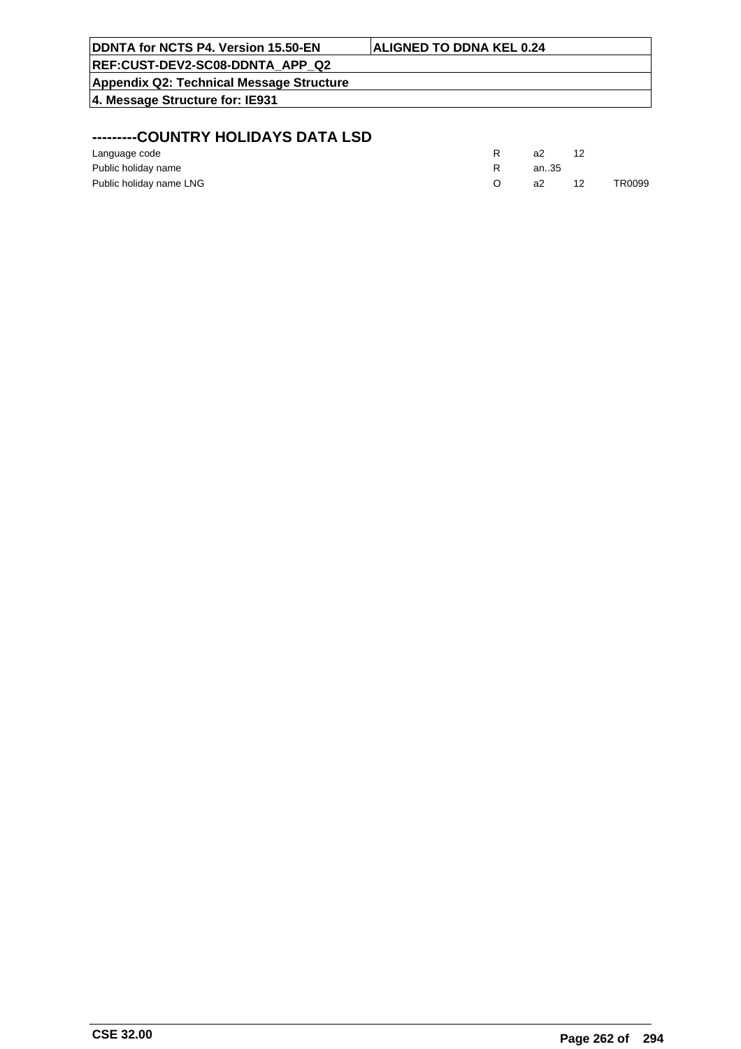## ---------COUNTRY HOLIDAYS DATA LSD

| | | | | |
|---|---|---|---|---|
| Language code | R | a2 | 12 | |
| Public holiday name | R | an..35 | | |
| Public holiday name LNG | O | a2 | 12 | TR0099 |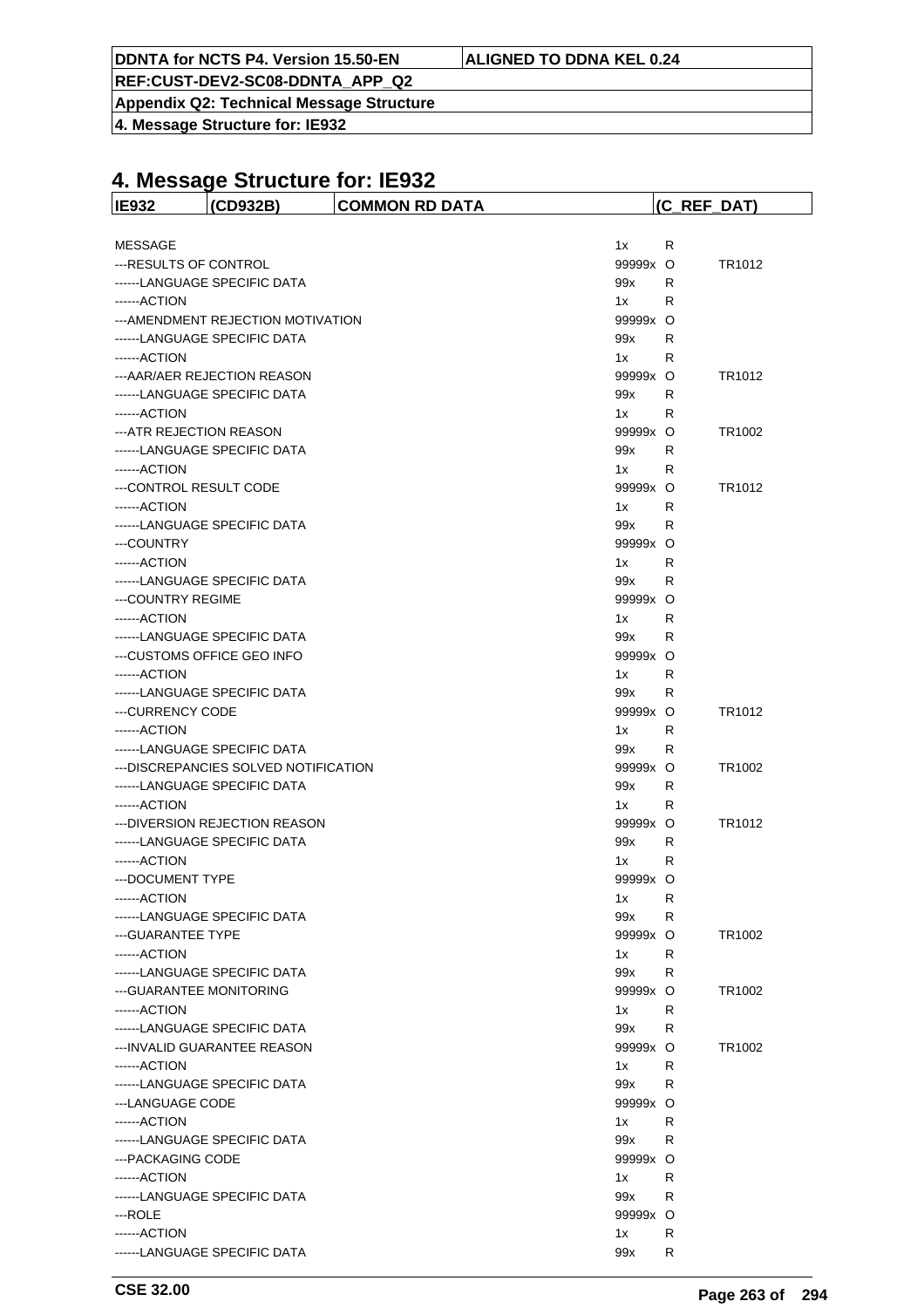# 4. Message Structure for: IE932

| IE932 | (CD932B) | COMMON RD DATA | (C_REF_DAT) |
|---|---|---|---|

| | | | |
|---|---|---|---|
| MESSAGE | 1x | R | |
| ---RESULTS OF CONTROL | 99999x | O | TR1012 |
| ------LANGUAGE SPECIFIC DATA | 99x | R | |
| ------ACTION | 1x | R | |
| ---AMENDMENT REJECTION MOTIVATION | 99999x | O | |
| ------LANGUAGE SPECIFIC DATA | 99x | R | |
| ------ACTION | 1x | R | |
| ---AAR/AER REJECTION REASON | 99999x | O | TR1012 |
| ------LANGUAGE SPECIFIC DATA | 99x | R | |
| ------ACTION | 1x | R | |
| ---ATR REJECTION REASON | 99999x | O | TR1002 |
| ------LANGUAGE SPECIFIC DATA | 99x | R | |
| ------ACTION | 1x | R | |
| ---CONTROL RESULT CODE | 99999x | O | TR1012 |
| ------ACTION | 1x | R | |
| ------LANGUAGE SPECIFIC DATA | 99x | R | |
| ---COUNTRY | 99999x | O | |
| ------ACTION | 1x | R | |
| ------LANGUAGE SPECIFIC DATA | 99x | R | |
| ---COUNTRY REGIME | 99999x | O | |
| ------ACTION | 1x | R | |
| ------LANGUAGE SPECIFIC DATA | 99x | R | |
| ---CUSTOMS OFFICE GEO INFO | 99999x | O | |
| ------ACTION | 1x | R | |
| ------LANGUAGE SPECIFIC DATA | 99x | R | |
| ---CURRENCY CODE | 99999x | O | TR1012 |
| ------ACTION | 1x | R | |
| ------LANGUAGE SPECIFIC DATA | 99x | R | |
| ---DISCREPANCIES SOLVED NOTIFICATION | 99999x | O | TR1002 |
| ------LANGUAGE SPECIFIC DATA | 99x | R | |
| ------ACTION | 1x | R | |
| ---DIVERSION REJECTION REASON | 99999x | O | TR1012 |
| ------LANGUAGE SPECIFIC DATA | 99x | R | |
| ------ACTION | 1x | R | |
| ---DOCUMENT TYPE | 99999x | O | |
| ------ACTION | 1x | R | |
| ------LANGUAGE SPECIFIC DATA | 99x | R | |
| ---GUARANTEE TYPE | 99999x | O | TR1002 |
| ------ACTION | 1x | R | |
| ------LANGUAGE SPECIFIC DATA | 99x | R | |
| ---GUARANTEE MONITORING | 99999x | O | TR1002 |
| ------ACTION | 1x | R | |
| ------LANGUAGE SPECIFIC DATA | 99x | R | |
| ---INVALID GUARANTEE REASON | 99999x | O | TR1002 |
| ------ACTION | 1x | R | |
| ------LANGUAGE SPECIFIC DATA | 99x | R | |
| ---LANGUAGE CODE | 99999x | O | |
| ------ACTION | 1x | R | |
| ------LANGUAGE SPECIFIC DATA | 99x | R | |
| ---PACKAGING CODE | 99999x | O | |
| ------ACTION | 1x | R | |
| ------LANGUAGE SPECIFIC DATA | 99x | R | |
| ---ROLE | 99999x | O | |
| ------ACTION | 1x | R | |
| ------LANGUAGE SPECIFIC DATA | 99x | R | |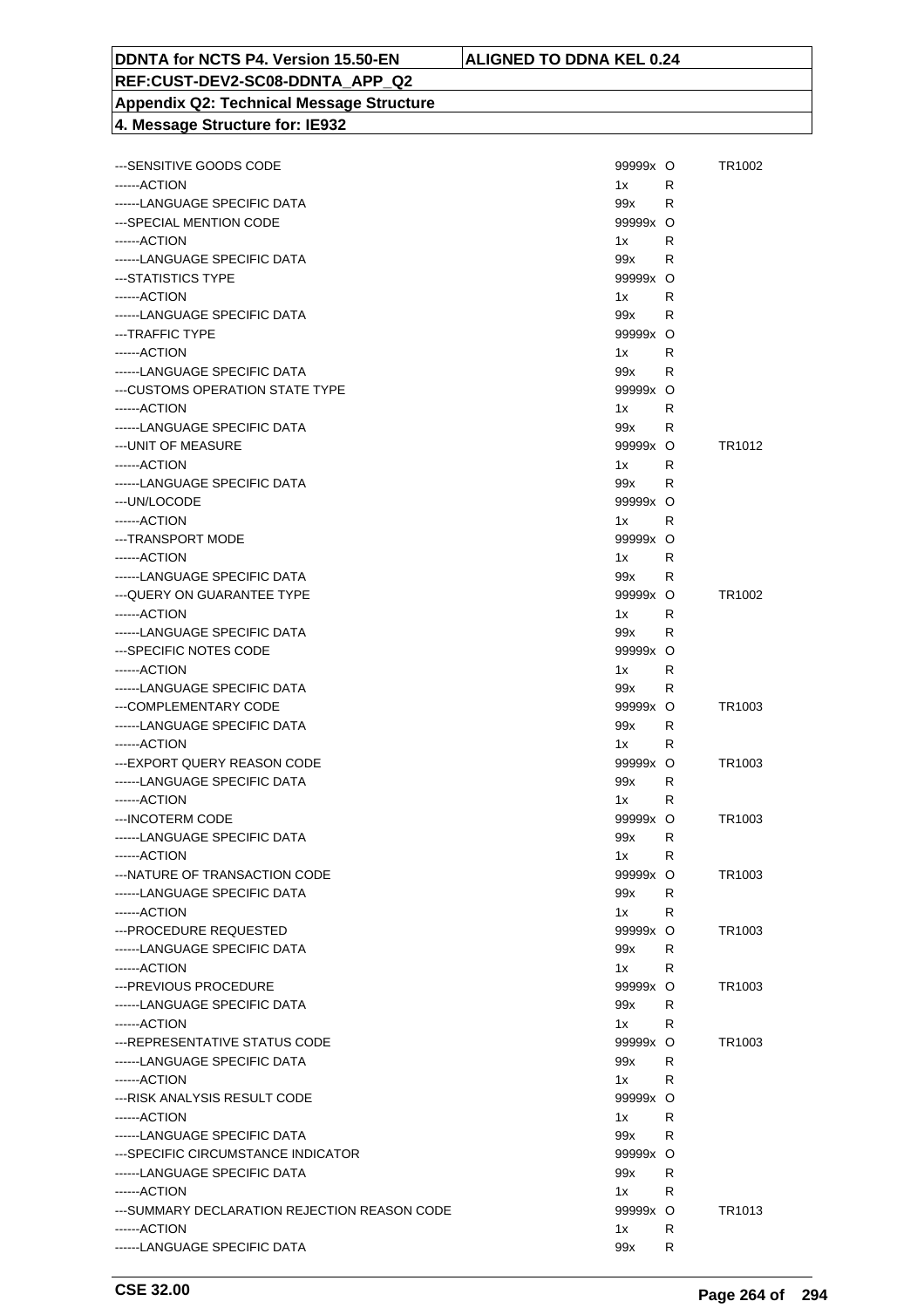**DDNTA for NCTS P4. Version 15.50-EN** | **ALIGNED TO DDNA KEL 0.24**

**REF:CUST-DEV2-SC08-DDNTA_APP_Q2**

**Appendix Q2: Technical Message Structure**

**4. Message Structure for: IE932**

| | | | |
|---|---|---|---|
| ---SENSITIVE GOODS CODE | 99999x | O | TR1002 |
| ------ACTION | 1x | R | |
| ------LANGUAGE SPECIFIC DATA | 99x | R | |
| ---SPECIAL MENTION CODE | 99999x | O | |
| ------ACTION | 1x | R | |
| ------LANGUAGE SPECIFIC DATA | 99x | R | |
| ---STATISTICS TYPE | 99999x | O | |
| ------ACTION | 1x | R | |
| ------LANGUAGE SPECIFIC DATA | 99x | R | |
| ---TRAFFIC TYPE | 99999x | O | |
| ------ACTION | 1x | R | |
| ------LANGUAGE SPECIFIC DATA | 99x | R | |
| ---CUSTOMS OPERATION STATE TYPE | 99999x | O | |
| ------ACTION | 1x | R | |
| ------LANGUAGE SPECIFIC DATA | 99x | R | |
| ---UNIT OF MEASURE | 99999x | O | TR1012 |
| ------ACTION | 1x | R | |
| ------LANGUAGE SPECIFIC DATA | 99x | R | |
| ---UN/LOCODE | 99999x | O | |
| ------ACTION | 1x | R | |
| ---TRANSPORT MODE | 99999x | O | |
| ------ACTION | 1x | R | |
| ------LANGUAGE SPECIFIC DATA | 99x | R | |
| ---QUERY ON GUARANTEE TYPE | 99999x | O | TR1002 |
| ------ACTION | 1x | R | |
| ------LANGUAGE SPECIFIC DATA | 99x | R | |
| ---SPECIFIC NOTES CODE | 99999x | O | |
| ------ACTION | 1x | R | |
| ------LANGUAGE SPECIFIC DATA | 99x | R | |
| ---COMPLEMENTARY CODE | 99999x | O | TR1003 |
| ------LANGUAGE SPECIFIC DATA | 99x | R | |
| ------ACTION | 1x | R | |
| ---EXPORT QUERY REASON CODE | 99999x | O | TR1003 |
| ------LANGUAGE SPECIFIC DATA | 99x | R | |
| ------ACTION | 1x | R | |
| ---INCOTERM CODE | 99999x | O | TR1003 |
| ------LANGUAGE SPECIFIC DATA | 99x | R | |
| ------ACTION | 1x | R | |
| ---NATURE OF TRANSACTION CODE | 99999x | O | TR1003 |
| ------LANGUAGE SPECIFIC DATA | 99x | R | |
| ------ACTION | 1x | R | |
| ---PROCEDURE REQUESTED | 99999x | O | TR1003 |
| ------LANGUAGE SPECIFIC DATA | 99x | R | |
| ------ACTION | 1x | R | |
| ---PREVIOUS PROCEDURE | 99999x | O | TR1003 |
| ------LANGUAGE SPECIFIC DATA | 99x | R | |
| ------ACTION | 1x | R | |
| ---REPRESENTATIVE STATUS CODE | 99999x | O | TR1003 |
| ------LANGUAGE SPECIFIC DATA | 99x | R | |
| ------ACTION | 1x | R | |
| ---RISK ANALYSIS RESULT CODE | 99999x | O | |
| ------ACTION | 1x | R | |
| ------LANGUAGE SPECIFIC DATA | 99x | R | |
| ---SPECIFIC CIRCUMSTANCE INDICATOR | 99999x | O | |
| ------LANGUAGE SPECIFIC DATA | 99x | R | |
| ------ACTION | 1x | R | |
| ---SUMMARY DECLARATION REJECTION REASON CODE | 99999x | O | TR1013 |
| ------ACTION | 1x | R | |
| ------LANGUAGE SPECIFIC DATA | 99x | R | |

**CSE 32.00**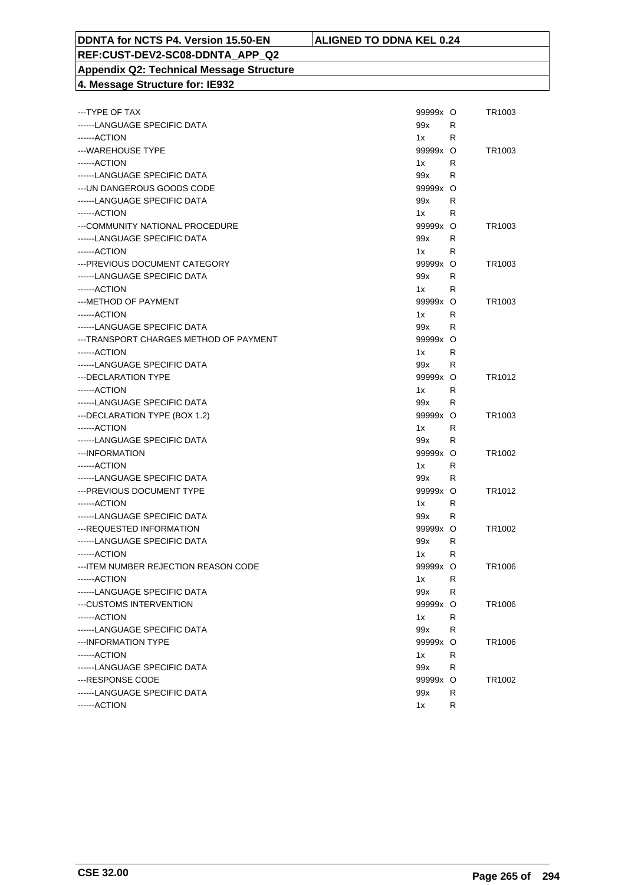| | | | |
|---|---|---|---|
| ---TYPE OF TAX | 99999x | O | TR1003 |
| ------LANGUAGE SPECIFIC DATA | 99x | R | |
| ------ACTION | 1x | R | |
| ---WAREHOUSE TYPE | 99999x | O | TR1003 |
| ------ACTION | 1x | R | |
| ------LANGUAGE SPECIFIC DATA | 99x | R | |
| ---UN DANGEROUS GOODS CODE | 99999x | O | |
| ------LANGUAGE SPECIFIC DATA | 99x | R | |
| ------ACTION | 1x | R | |
| ---COMMUNITY NATIONAL PROCEDURE | 99999x | O | TR1003 |
| ------LANGUAGE SPECIFIC DATA | 99x | R | |
| ------ACTION | 1x | R | |
| ---PREVIOUS DOCUMENT CATEGORY | 99999x | O | TR1003 |
| ------LANGUAGE SPECIFIC DATA | 99x | R | |
| ------ACTION | 1x | R | |
| ---METHOD OF PAYMENT | 99999x | O | TR1003 |
| ------ACTION | 1x | R | |
| ------LANGUAGE SPECIFIC DATA | 99x | R | |
| ---TRANSPORT CHARGES METHOD OF PAYMENT | 99999x | O | |
| ------ACTION | 1x | R | |
| ------LANGUAGE SPECIFIC DATA | 99x | R | |
| ---DECLARATION TYPE | 99999x | O | TR1012 |
| ------ACTION | 1x | R | |
| ------LANGUAGE SPECIFIC DATA | 99x | R | |
| ---DECLARATION TYPE (BOX 1.2) | 99999x | O | TR1003 |
| ------ACTION | 1x | R | |
| ------LANGUAGE SPECIFIC DATA | 99x | R | |
| ---INFORMATION | 99999x | O | TR1002 |
| ------ACTION | 1x | R | |
| ------LANGUAGE SPECIFIC DATA | 99x | R | |
| ---PREVIOUS DOCUMENT TYPE | 99999x | O | TR1012 |
| ------ACTION | 1x | R | |
| ------LANGUAGE SPECIFIC DATA | 99x | R | |
| ---REQUESTED INFORMATION | 99999x | O | TR1002 |
| ------LANGUAGE SPECIFIC DATA | 99x | R | |
| ------ACTION | 1x | R | |
| ---ITEM NUMBER REJECTION REASON CODE | 99999x | O | TR1006 |
| ------ACTION | 1x | R | |
| ------LANGUAGE SPECIFIC DATA | 99x | R | |
| ---CUSTOMS INTERVENTION | 99999x | O | TR1006 |
| ------ACTION | 1x | R | |
| ------LANGUAGE SPECIFIC DATA | 99x | R | |
| ---INFORMATION TYPE | 99999x | O | TR1006 |
| ------ACTION | 1x | R | |
| ------LANGUAGE SPECIFIC DATA | 99x | R | |
| ---RESPONSE CODE | 99999x | O | TR1002 |
| ------LANGUAGE SPECIFIC DATA | 99x | R | |
| ------ACTION | 1x | R | |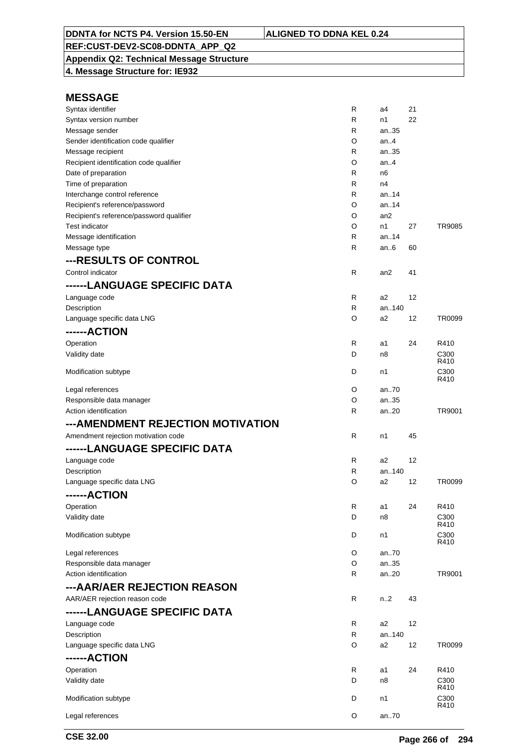# MESSAGE

| | | | | |
|---|---|---|---|---|
| Syntax identifier | R | a4 | 21 | |
| Syntax version number | R | n1 | 22 | |
| Message sender | R | an..35 | | |
| Sender identification code qualifier | O | an..4 | | |
| Message recipient | R | an..35 | | |
| Recipient identification code qualifier | O | an..4 | | |
| Date of preparation | R | n6 | | |
| Time of preparation | R | n4 | | |
| Interchange control reference | R | an..14 | | |
| Recipient's reference/password | O | an..14 | | |
| Recipient's reference/password qualifier | O | an2 | | |
| Test indicator | O | n1 | 27 | TR9085 |
| Message identification | R | an..14 | | |
| Message type | R | an..6 | 60 | |

## ---RESULTS OF CONTROL

| | | | | |
|---|---|---|---|---|
| Control indicator | R | an2 | 41 | |

## ------LANGUAGE SPECIFIC DATA

| | | | | |
|---|---|---|---|---|
| Language code | R | a2 | 12 | |
| Description | R | an..140 | | |
| Language specific data LNG | O | a2 | 12 | TR0099 |

## ------ACTION

| | | | | |
|---|---|---|---|---|
| Operation | R | a1 | 24 | R410 |
| Validity date | D | n8 | | C300 R410 |
| Modification subtype | D | n1 | | C300 R410 |
| Legal references | O | an..70 | | |
| Responsible data manager | O | an..35 | | |
| Action identification | R | an..20 | | TR9001 |

## ---AMENDMENT REJECTION MOTIVATION

| | | | | |
|---|---|---|---|---|
| Amendment rejection motivation code | R | n1 | 45 | |

## ------LANGUAGE SPECIFIC DATA

| | | | | |
|---|---|---|---|---|
| Language code | R | a2 | 12 | |
| Description | R | an..140 | | |
| Language specific data LNG | O | a2 | 12 | TR0099 |

## ------ACTION

| | | | | |
|---|---|---|---|---|
| Operation | R | a1 | 24 | R410 |
| Validity date | D | n8 | | C300 R410 |
| Modification subtype | D | n1 | | C300 R410 |
| Legal references | O | an..70 | | |
| Responsible data manager | O | an..35 | | |
| Action identification | R | an..20 | | TR9001 |

## ---AAR/AER REJECTION REASON

| | | | | |
|---|---|---|---|---|
| AAR/AER rejection reason code | R | n..2 | 43 | |

## ------LANGUAGE SPECIFIC DATA

| | | | | |
|---|---|---|---|---|
| Language code | R | a2 | 12 | |
| Description | R | an..140 | | |
| Language specific data LNG | O | a2 | 12 | TR0099 |

## ------ACTION

| | | | | |
|---|---|---|---|---|
| Operation | R | a1 | 24 | R410 |
| Validity date | D | n8 | | C300 R410 |
| Modification subtype | D | n1 | | C300 R410 |
| Legal references | O | an..70 | | |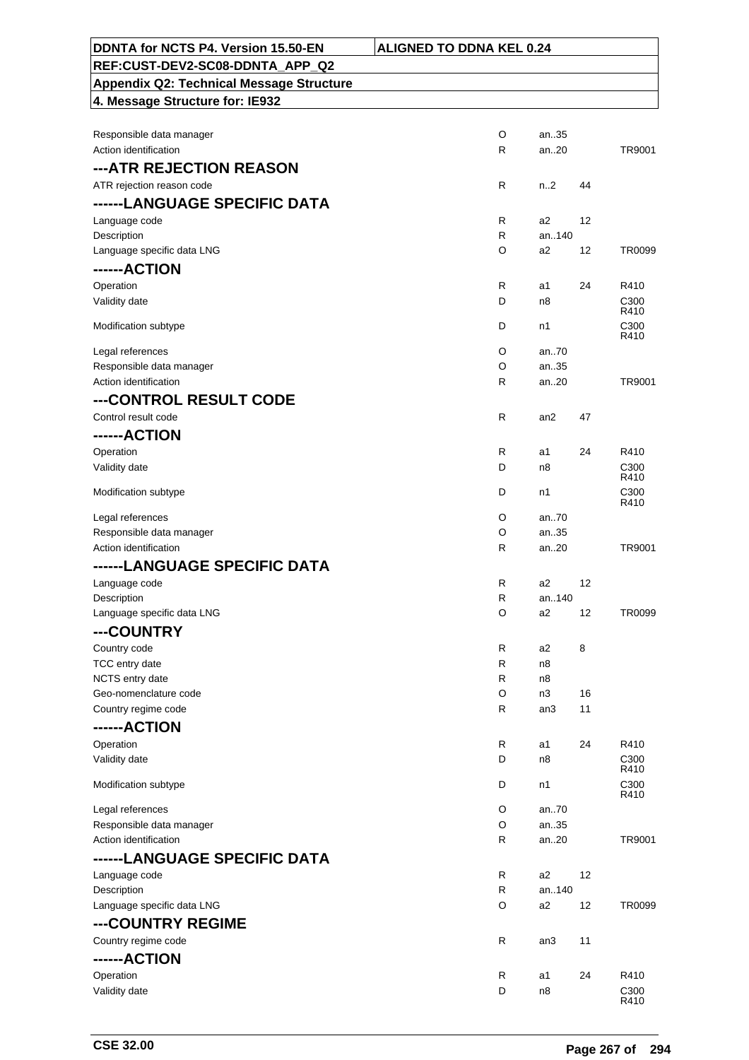| | | | | |
|---|---|---|---|---|
| Responsible data manager | O | an..35 | | |
| Action identification | R | an..20 | | TR9001 |
| **---ATR REJECTION REASON** | | | | |
| ATR rejection reason code | R | n..2 | 44 | |
| **------LANGUAGE SPECIFIC DATA** | | | | |
| Language code | R | a2 | 12 | |
| Description | R | an..140 | | |
| Language specific data LNG | O | a2 | 12 | TR0099 |
| **------ACTION** | | | | |
| Operation | R | a1 | 24 | R410 |
| Validity date | D | n8 | | C300 R410 |
| Modification subtype | D | n1 | | C300 R410 |
| Legal references | O | an..70 | | |
| Responsible data manager | O | an..35 | | |
| Action identification | R | an..20 | | TR9001 |
| **---CONTROL RESULT CODE** | | | | |
| Control result code | R | an2 | 47 | |
| **------ACTION** | | | | |
| Operation | R | a1 | 24 | R410 |
| Validity date | D | n8 | | C300 R410 |
| Modification subtype | D | n1 | | C300 R410 |
| Legal references | O | an..70 | | |
| Responsible data manager | O | an..35 | | |
| Action identification | R | an..20 | | TR9001 |
| **------LANGUAGE SPECIFIC DATA** | | | | |
| Language code | R | a2 | 12 | |
| Description | R | an..140 | | |
| Language specific data LNG | O | a2 | 12 | TR0099 |
| **---COUNTRY** | | | | |
| Country code | R | a2 | 8 | |
| TCC entry date | R | n8 | | |
| NCTS entry date | R | n8 | | |
| Geo-nomenclature code | O | n3 | 16 | |
| Country regime code | R | an3 | 11 | |
| **------ACTION** | | | | |
| Operation | R | a1 | 24 | R410 |
| Validity date | D | n8 | | C300 R410 |
| Modification subtype | D | n1 | | C300 R410 |
| Legal references | O | an..70 | | |
| Responsible data manager | O | an..35 | | |
| Action identification | R | an..20 | | TR9001 |
| **------LANGUAGE SPECIFIC DATA** | | | | |
| Language code | R | a2 | 12 | |
| Description | R | an..140 | | |
| Language specific data LNG | O | a2 | 12 | TR0099 |
| **---COUNTRY REGIME** | | | | |
| Country regime code | R | an3 | 11 | |
| **------ACTION** | | | | |
| Operation | R | a1 | 24 | R410 |
| Validity date | D | n8 | | C300 R410 |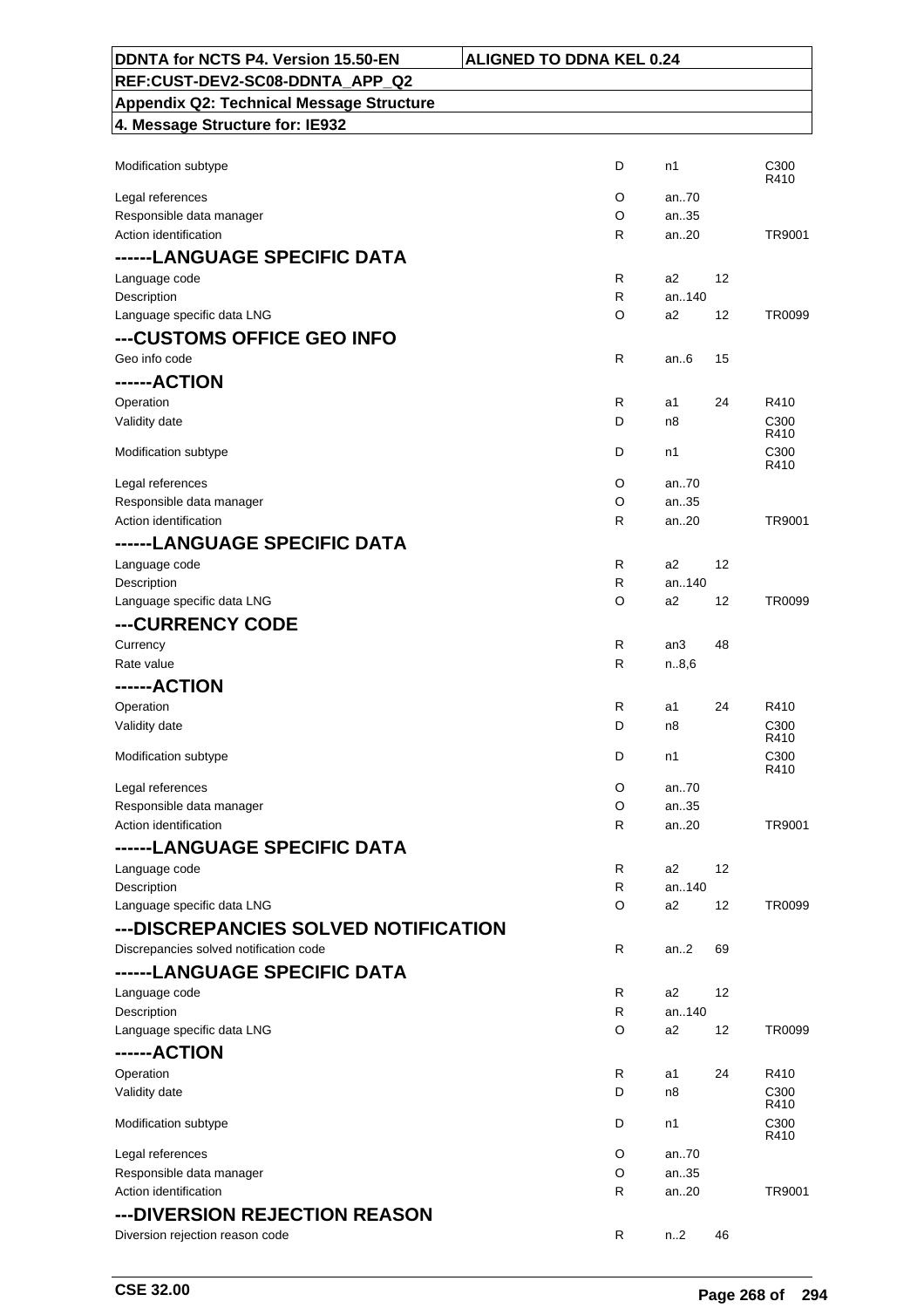| | | | | |
|---|---|---|---|---|
| Modification subtype | D | n1 | | C300 R410 |
| Legal references | O | an..70 | | |
| Responsible data manager | O | an..35 | | |
| Action identification | R | an..20 | | TR9001 |
| **------LANGUAGE SPECIFIC DATA** | | | | |
| Language code | R | a2 | 12 | |
| Description | R | an..140 | | |
| Language specific data LNG | O | a2 | 12 | TR0099 |
| **---CUSTOMS OFFICE GEO INFO** | | | | |
| Geo info code | R | an..6 | 15 | |
| **------ACTION** | | | | |
| Operation | R | a1 | 24 | R410 |
| Validity date | D | n8 | | C300 R410 |
| Modification subtype | D | n1 | | C300 R410 |
| Legal references | O | an..70 | | |
| Responsible data manager | O | an..35 | | |
| Action identification | R | an..20 | | TR9001 |
| **------LANGUAGE SPECIFIC DATA** | | | | |
| Language code | R | a2 | 12 | |
| Description | R | an..140 | | |
| Language specific data LNG | O | a2 | 12 | TR0099 |
| **---CURRENCY CODE** | | | | |
| Currency | R | an3 | 48 | |
| Rate value | R | n..8,6 | | |
| **------ACTION** | | | | |
| Operation | R | a1 | 24 | R410 |
| Validity date | D | n8 | | C300 R410 |
| Modification subtype | D | n1 | | C300 R410 |
| Legal references | O | an..70 | | |
| Responsible data manager | O | an..35 | | |
| Action identification | R | an..20 | | TR9001 |
| **------LANGUAGE SPECIFIC DATA** | | | | |
| Language code | R | a2 | 12 | |
| Description | R | an..140 | | |
| Language specific data LNG | O | a2 | 12 | TR0099 |
| **---DISCREPANCIES SOLVED NOTIFICATION** | | | | |
| Discrepancies solved notification code | R | an..2 | 69 | |
| **------LANGUAGE SPECIFIC DATA** | | | | |
| Language code | R | a2 | 12 | |
| Description | R | an..140 | | |
| Language specific data LNG | O | a2 | 12 | TR0099 |
| **------ACTION** | | | | |
| Operation | R | a1 | 24 | R410 |
| Validity date | D | n8 | | C300 R410 |
| Modification subtype | D | n1 | | C300 R410 |
| Legal references | O | an..70 | | |
| Responsible data manager | O | an..35 | | |
| Action identification | R | an..20 | | TR9001 |
| **---DIVERSION REJECTION REASON** | | | | |
| Diversion rejection reason code | R | n..2 | 46 | |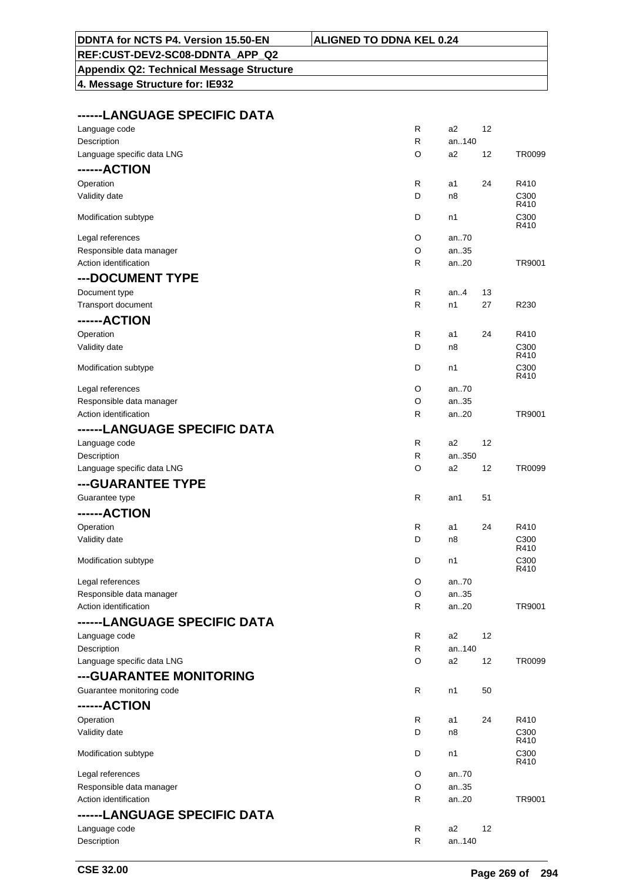| DDNTA for NCTS P4. Version 15.50-EN | ALIGNED TO DDNA KEL 0.24 |
|---|---|
| REF:CUST-DEV2-SC08-DDNTA_APP_Q2 | |
| Appendix Q2: Technical Message Structure | |
| 4. Message Structure for: IE932 | |

| | | | | |
|---|---|---|---|---|
| **------LANGUAGE SPECIFIC DATA** | | | | |
| Language code | R | a2 | 12 | |
| Description | R | an..140 | | |
| Language specific data LNG | O | a2 | 12 | TR0099 |
| **------ACTION** | | | | |
| Operation | R | a1 | 24 | R410 |
| Validity date | D | n8 | | C300 R410 |
| Modification subtype | D | n1 | | C300 R410 |
| Legal references | O | an..70 | | |
| Responsible data manager | O | an..35 | | |
| Action identification | R | an..20 | | TR9001 |
| **---DOCUMENT TYPE** | | | | |
| Document type | R | an..4 | 13 | |
| Transport document | R | n1 | 27 | R230 |
| **------ACTION** | | | | |
| Operation | R | a1 | 24 | R410 |
| Validity date | D | n8 | | C300 R410 |
| Modification subtype | D | n1 | | C300 R410 |
| Legal references | O | an..70 | | |
| Responsible data manager | O | an..35 | | |
| Action identification | R | an..20 | | TR9001 |
| **------LANGUAGE SPECIFIC DATA** | | | | |
| Language code | R | a2 | 12 | |
| Description | R | an..350 | | |
| Language specific data LNG | O | a2 | 12 | TR0099 |
| **---GUARANTEE TYPE** | | | | |
| Guarantee type | R | an1 | 51 | |
| **------ACTION** | | | | |
| Operation | R | a1 | 24 | R410 |
| Validity date | D | n8 | | C300 R410 |
| Modification subtype | D | n1 | | C300 R410 |
| Legal references | O | an..70 | | |
| Responsible data manager | O | an..35 | | |
| Action identification | R | an..20 | | TR9001 |
| **------LANGUAGE SPECIFIC DATA** | | | | |
| Language code | R | a2 | 12 | |
| Description | R | an..140 | | |
| Language specific data LNG | O | a2 | 12 | TR0099 |
| **---GUARANTEE MONITORING** | | | | |
| Guarantee monitoring code | R | n1 | 50 | |
| **------ACTION** | | | | |
| Operation | R | a1 | 24 | R410 |
| Validity date | D | n8 | | C300 R410 |
| Modification subtype | D | n1 | | C300 R410 |
| Legal references | O | an..70 | | |
| Responsible data manager | O | an..35 | | |
| Action identification | R | an..20 | | TR9001 |
| **------LANGUAGE SPECIFIC DATA** | | | | |
| Language code | R | a2 | 12 | |
| Description | R | an..140 | | |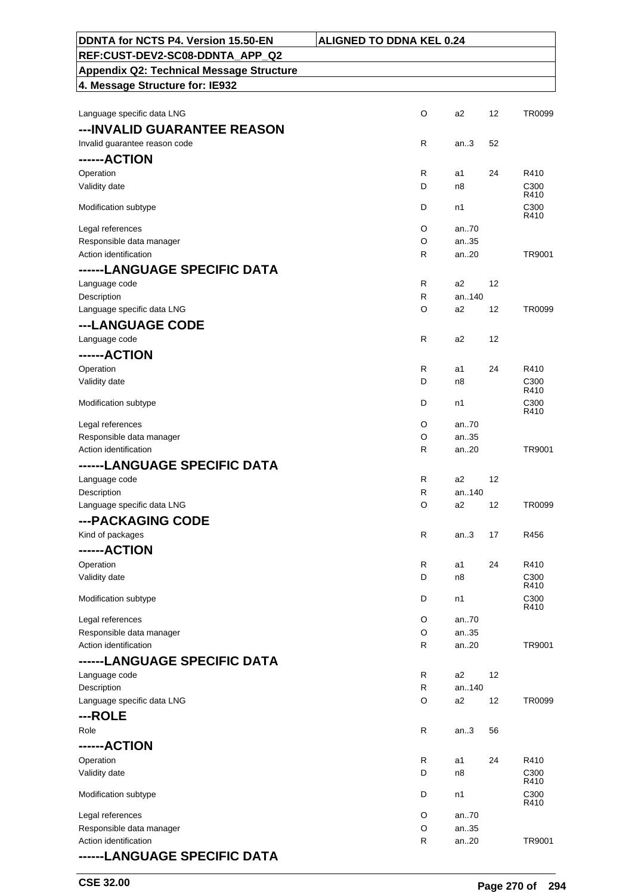| | | | | |
|---|---|---|---|---|
| Language specific data LNG | O | a2 | 12 | TR0099 |
| **---INVALID GUARANTEE REASON** | | | | |
| Invalid guarantee reason code | R | an..3 | 52 | |
| **------ACTION** | | | | |
| Operation | R | a1 | 24 | R410 |
| Validity date | D | n8 | | C300 R410 |
| Modification subtype | D | n1 | | C300 R410 |
| Legal references | O | an..70 | | |
| Responsible data manager | O | an..35 | | |
| Action identification | R | an..20 | | TR9001 |
| **------LANGUAGE SPECIFIC DATA** | | | | |
| Language code | R | a2 | 12 | |
| Description | R | an..140 | | |
| Language specific data LNG | O | a2 | 12 | TR0099 |
| **---LANGUAGE CODE** | | | | |
| Language code | R | a2 | 12 | |
| **------ACTION** | | | | |
| Operation | R | a1 | 24 | R410 |
| Validity date | D | n8 | | C300 R410 |
| Modification subtype | D | n1 | | C300 R410 |
| Legal references | O | an..70 | | |
| Responsible data manager | O | an..35 | | |
| Action identification | R | an..20 | | TR9001 |
| **------LANGUAGE SPECIFIC DATA** | | | | |
| Language code | R | a2 | 12 | |
| Description | R | an..140 | | |
| Language specific data LNG | O | a2 | 12 | TR0099 |
| **---PACKAGING CODE** | | | | |
| Kind of packages | R | an..3 | 17 | R456 |
| **------ACTION** | | | | |
| Operation | R | a1 | 24 | R410 |
| Validity date | D | n8 | | C300 R410 |
| Modification subtype | D | n1 | | C300 R410 |
| Legal references | O | an..70 | | |
| Responsible data manager | O | an..35 | | |
| Action identification | R | an..20 | | TR9001 |
| **------LANGUAGE SPECIFIC DATA** | | | | |
| Language code | R | a2 | 12 | |
| Description | R | an..140 | | |
| Language specific data LNG | O | a2 | 12 | TR0099 |
| **---ROLE** | | | | |
| Role | R | an..3 | 56 | |
| **------ACTION** | | | | |
| Operation | R | a1 | 24 | R410 |
| Validity date | D | n8 | | C300 R410 |
| Modification subtype | D | n1 | | C300 R410 |
| Legal references | O | an..70 | | |
| Responsible data manager | O | an..35 | | |
| Action identification | R | an..20 | | TR9001 |
| **------LANGUAGE SPECIFIC DATA** | | | | |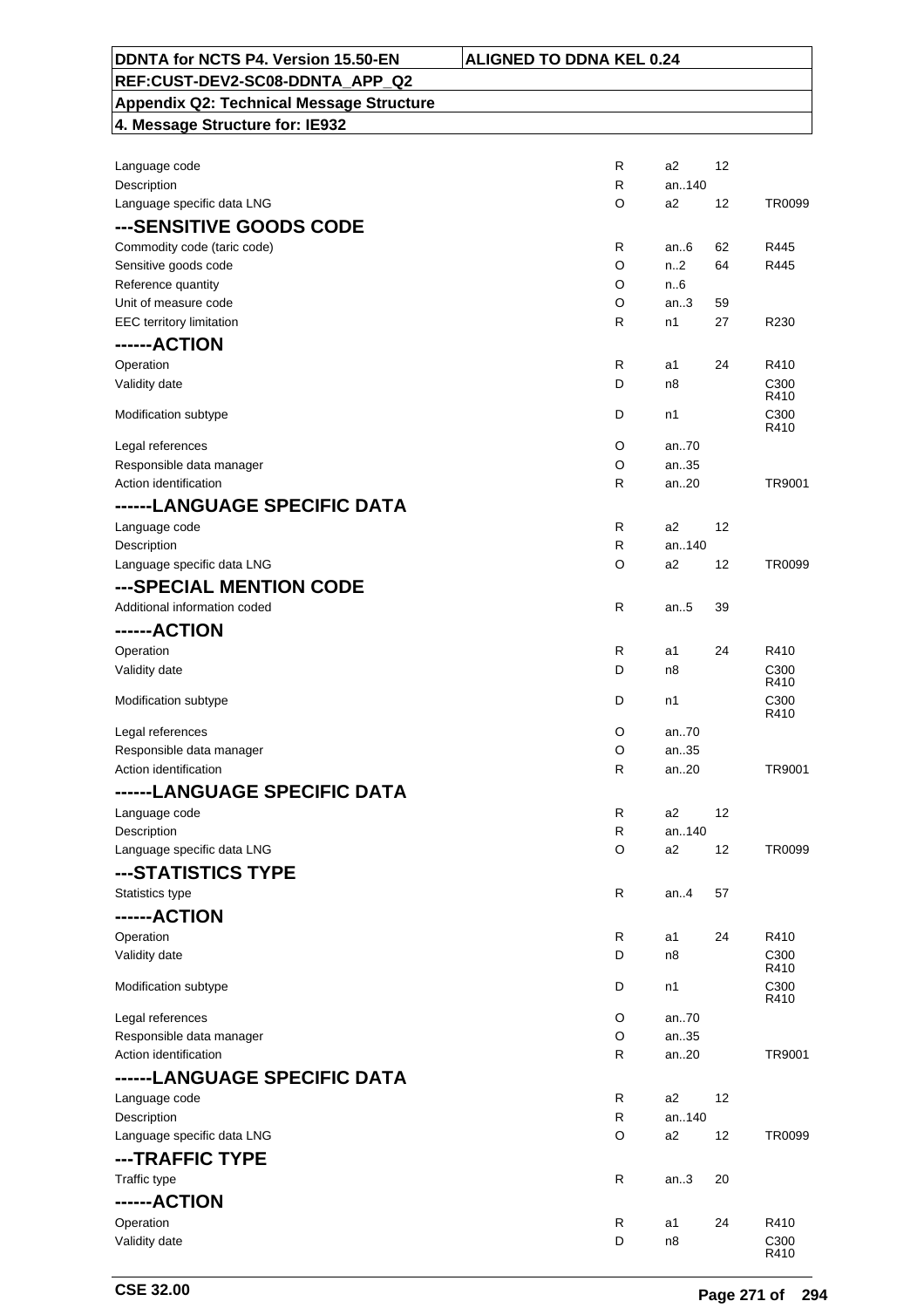| | | | | |
|---|---|---|---|---|
| Language code | R | a2 | 12 | |
| Description | R | an..140 | | |
| Language specific data LNG | O | a2 | 12 | TR0099 |
| **---SENSITIVE GOODS CODE** | | | | |
| Commodity code (taric code) | R | an..6 | 62 | R445 |
| Sensitive goods code | O | n..2 | 64 | R445 |
| Reference quantity | O | n..6 | | |
| Unit of measure code | O | an..3 | 59 | |
| EEC territory limitation | R | n1 | 27 | R230 |
| **------ACTION** | | | | |
| Operation | R | a1 | 24 | R410 |
| Validity date | D | n8 | | C300 R410 |
| Modification subtype | D | n1 | | C300 R410 |
| Legal references | O | an..70 | | |
| Responsible data manager | O | an..35 | | |
| Action identification | R | an..20 | | TR9001 |
| **------LANGUAGE SPECIFIC DATA** | | | | |
| Language code | R | a2 | 12 | |
| Description | R | an..140 | | |
| Language specific data LNG | O | a2 | 12 | TR0099 |
| **---SPECIAL MENTION CODE** | | | | |
| Additional information coded | R | an..5 | 39 | |
| **------ACTION** | | | | |
| Operation | R | a1 | 24 | R410 |
| Validity date | D | n8 | | C300 R410 |
| Modification subtype | D | n1 | | C300 R410 |
| Legal references | O | an..70 | | |
| Responsible data manager | O | an..35 | | |
| Action identification | R | an..20 | | TR9001 |
| **------LANGUAGE SPECIFIC DATA** | | | | |
| Language code | R | a2 | 12 | |
| Description | R | an..140 | | |
| Language specific data LNG | O | a2 | 12 | TR0099 |
| **---STATISTICS TYPE** | | | | |
| Statistics type | R | an..4 | 57 | |
| **------ACTION** | | | | |
| Operation | R | a1 | 24 | R410 |
| Validity date | D | n8 | | C300 R410 |
| Modification subtype | D | n1 | | C300 R410 |
| Legal references | O | an..70 | | |
| Responsible data manager | O | an..35 | | |
| Action identification | R | an..20 | | TR9001 |
| **------LANGUAGE SPECIFIC DATA** | | | | |
| Language code | R | a2 | 12 | |
| Description | R | an..140 | | |
| Language specific data LNG | O | a2 | 12 | TR0099 |
| **---TRAFFIC TYPE** | | | | |
| Traffic type | R | an..3 | 20 | |
| **------ACTION** | | | | |
| Operation | R | a1 | 24 | R410 |
| Validity date | D | n8 | | C300 R410 |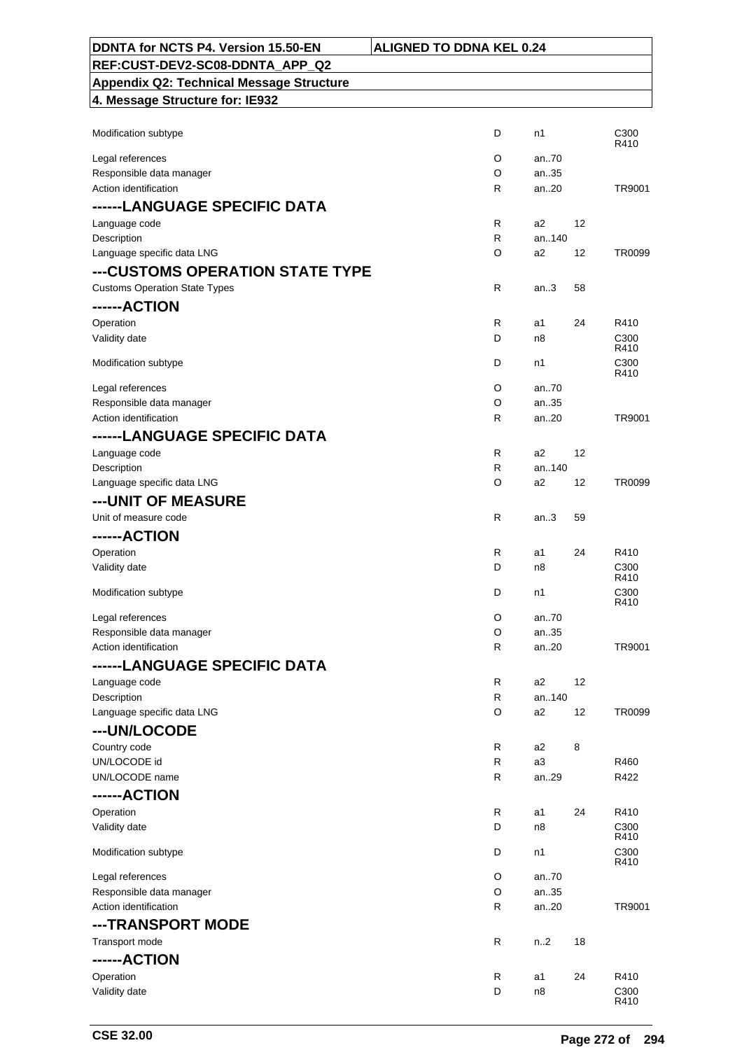| | | | | |
|---|---|---|---|---|
| Modification subtype | D | n1 | | C300 R410 |
| Legal references | O | an..70 | | |
| Responsible data manager | O | an..35 | | |
| Action identification | R | an..20 | | TR9001 |
| **------LANGUAGE SPECIFIC DATA** | | | | |
| Language code | R | a2 | 12 | |
| Description | R | an..140 | | |
| Language specific data LNG | O | a2 | 12 | TR0099 |
| **---CUSTOMS OPERATION STATE TYPE** | | | | |
| Customs Operation State Types | R | an..3 | 58 | |
| **------ACTION** | | | | |
| Operation | R | a1 | 24 | R410 |
| Validity date | D | n8 | | C300 R410 |
| Modification subtype | D | n1 | | C300 R410 |
| Legal references | O | an..70 | | |
| Responsible data manager | O | an..35 | | |
| Action identification | R | an..20 | | TR9001 |
| **------LANGUAGE SPECIFIC DATA** | | | | |
| Language code | R | a2 | 12 | |
| Description | R | an..140 | | |
| Language specific data LNG | O | a2 | 12 | TR0099 |
| **---UNIT OF MEASURE** | | | | |
| Unit of measure code | R | an..3 | 59 | |
| **------ACTION** | | | | |
| Operation | R | a1 | 24 | R410 |
| Validity date | D | n8 | | C300 R410 |
| Modification subtype | D | n1 | | C300 R410 |
| Legal references | O | an..70 | | |
| Responsible data manager | O | an..35 | | |
| Action identification | R | an..20 | | TR9001 |
| **------LANGUAGE SPECIFIC DATA** | | | | |
| Language code | R | a2 | 12 | |
| Description | R | an..140 | | |
| Language specific data LNG | O | a2 | 12 | TR0099 |
| **---UN/LOCODE** | | | | |
| Country code | R | a2 | 8 | |
| UN/LOCODE id | R | a3 | | R460 |
| UN/LOCODE name | R | an..29 | | R422 |
| **------ACTION** | | | | |
| Operation | R | a1 | 24 | R410 |
| Validity date | D | n8 | | C300 R410 |
| Modification subtype | D | n1 | | C300 R410 |
| Legal references | O | an..70 | | |
| Responsible data manager | O | an..35 | | |
| Action identification | R | an..20 | | TR9001 |
| **---TRANSPORT MODE** | | | | |
| Transport mode | R | n..2 | 18 | |
| **------ACTION** | | | | |
| Operation | R | a1 | 24 | R410 |
| Validity date | D | n8 | | C300 R410 |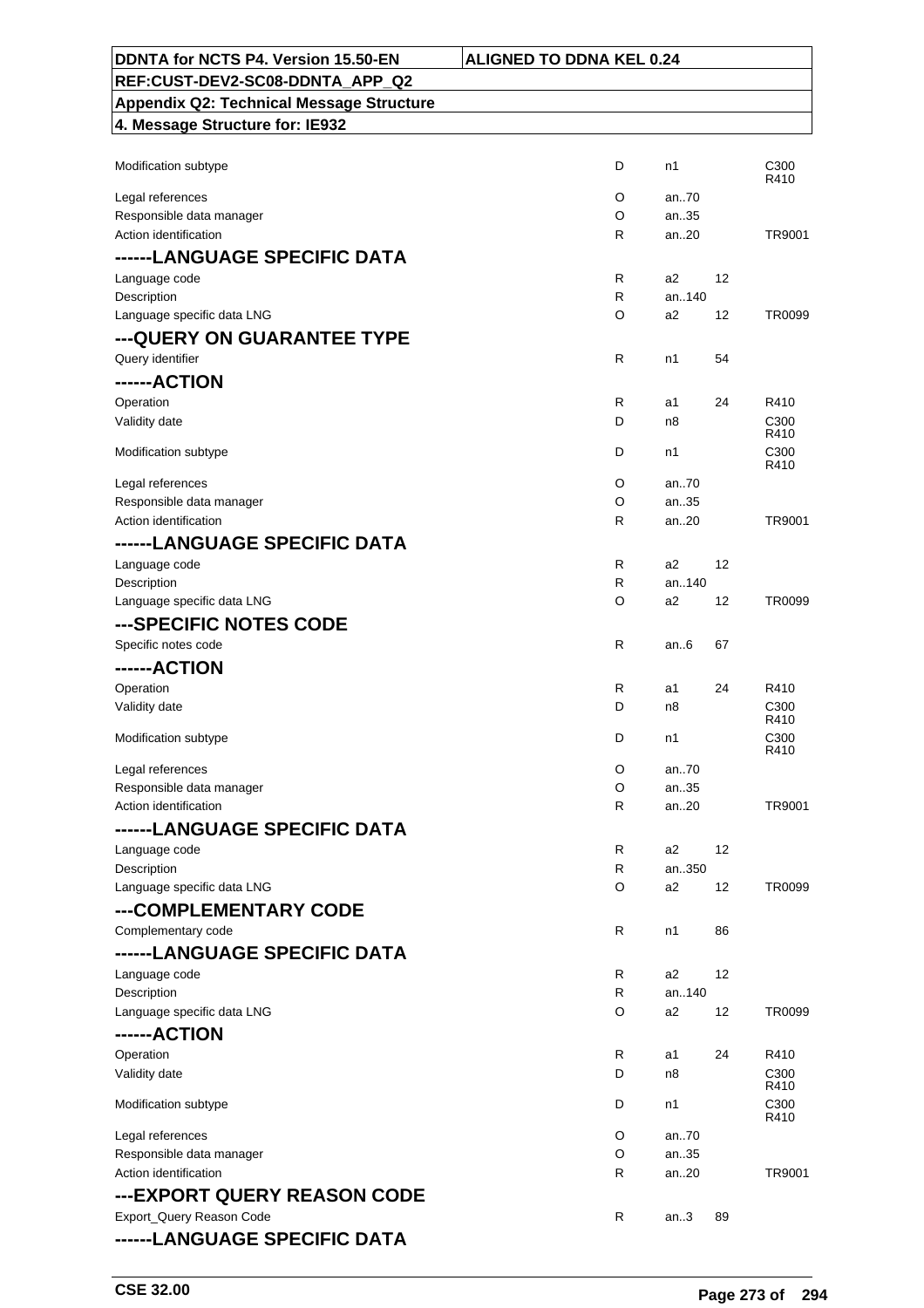| | | | | |
|---|---|---|---|---|
| Modification subtype | D | n1 | | C300 R410 |
| Legal references | O | an..70 | | |
| Responsible data manager | O | an..35 | | |
| Action identification | R | an..20 | | TR9001 |
| **------LANGUAGE SPECIFIC DATA** | | | | |
| Language code | R | a2 | 12 | |
| Description | R | an..140 | | |
| Language specific data LNG | O | a2 | 12 | TR0099 |
| **---QUERY ON GUARANTEE TYPE** | | | | |
| Query identifier | R | n1 | 54 | |
| **------ACTION** | | | | |
| Operation | R | a1 | 24 | R410 |
| Validity date | D | n8 | | C300 R410 |
| Modification subtype | D | n1 | | C300 R410 |
| Legal references | O | an..70 | | |
| Responsible data manager | O | an..35 | | |
| Action identification | R | an..20 | | TR9001 |
| **------LANGUAGE SPECIFIC DATA** | | | | |
| Language code | R | a2 | 12 | |
| Description | R | an..140 | | |
| Language specific data LNG | O | a2 | 12 | TR0099 |
| **---SPECIFIC NOTES CODE** | | | | |
| Specific notes code | R | an..6 | 67 | |
| **------ACTION** | | | | |
| Operation | R | a1 | 24 | R410 |
| Validity date | D | n8 | | C300 R410 |
| Modification subtype | D | n1 | | C300 R410 |
| Legal references | O | an..70 | | |
| Responsible data manager | O | an..35 | | |
| Action identification | R | an..20 | | TR9001 |
| **------LANGUAGE SPECIFIC DATA** | | | | |
| Language code | R | a2 | 12 | |
| Description | R | an..350 | | |
| Language specific data LNG | O | a2 | 12 | TR0099 |
| **---COMPLEMENTARY CODE** | | | | |
| Complementary code | R | n1 | 86 | |
| **------LANGUAGE SPECIFIC DATA** | | | | |
| Language code | R | a2 | 12 | |
| Description | R | an..140 | | |
| Language specific data LNG | O | a2 | 12 | TR0099 |
| **------ACTION** | | | | |
| Operation | R | a1 | 24 | R410 |
| Validity date | D | n8 | | C300 R410 |
| Modification subtype | D | n1 | | C300 R410 |
| Legal references | O | an..70 | | |
| Responsible data manager | O | an..35 | | |
| Action identification | R | an..20 | | TR9001 |
| **---EXPORT QUERY REASON CODE** | | | | |
| Export_Query Reason Code | R | an..3 | 89 | |
| **------LANGUAGE SPECIFIC DATA** | | | | |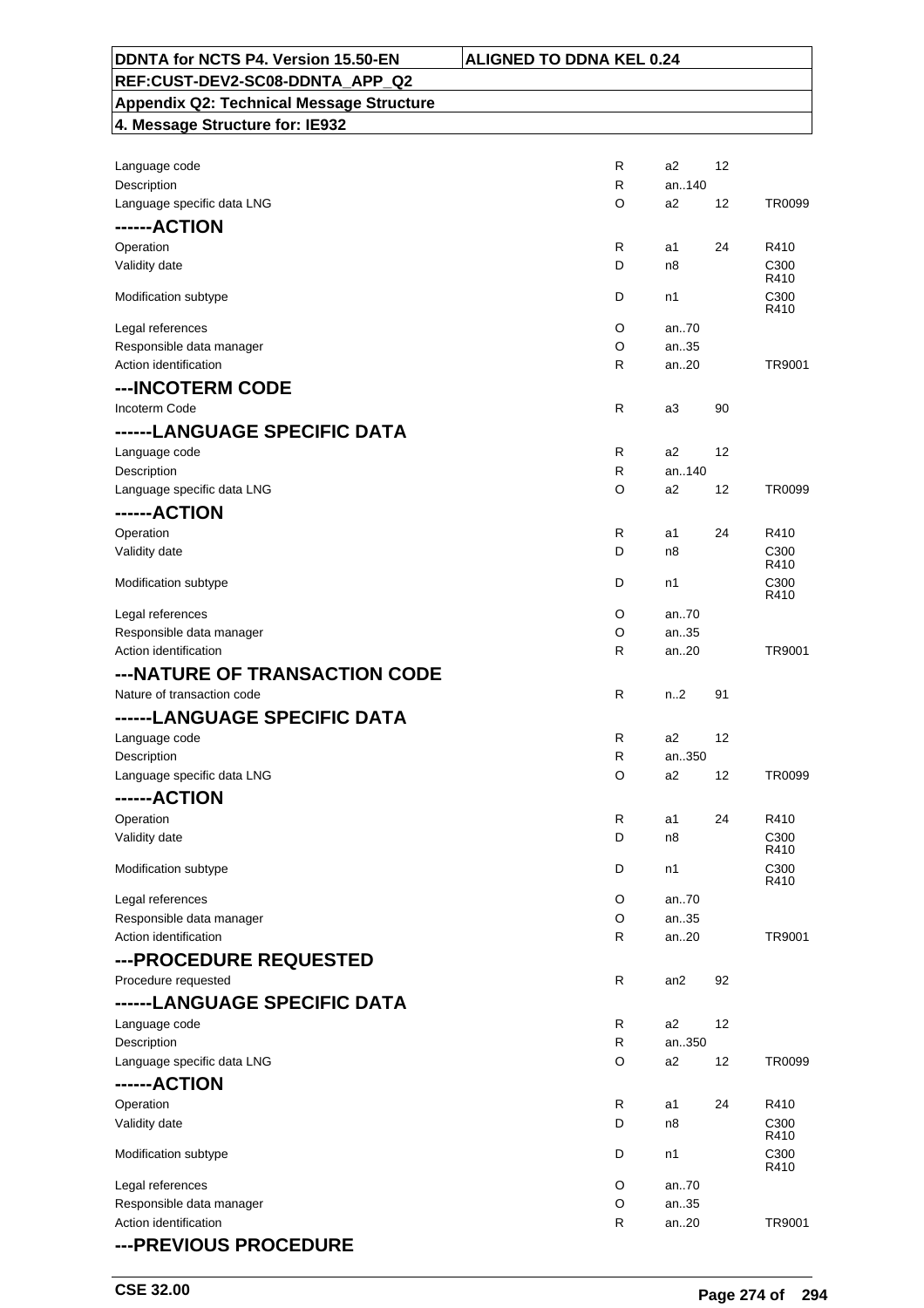| | | | | |
|---|---|---|---|---|
| Language code | R | a2 | 12 | |
| Description | R | an..140 | | |
| Language specific data LNG | O | a2 | 12 | TR0099 |
| **------ACTION** | | | | |
| Operation | R | a1 | 24 | R410 |
| Validity date | D | n8 | | C300 R410 |
| Modification subtype | D | n1 | | C300 R410 |
| Legal references | O | an..70 | | |
| Responsible data manager | O | an..35 | | |
| Action identification | R | an..20 | | TR9001 |
| **---INCOTERM CODE** | | | | |
| Incoterm Code | R | a3 | 90 | |
| **------LANGUAGE SPECIFIC DATA** | | | | |
| Language code | R | a2 | 12 | |
| Description | R | an..140 | | |
| Language specific data LNG | O | a2 | 12 | TR0099 |
| **------ACTION** | | | | |
| Operation | R | a1 | 24 | R410 |
| Validity date | D | n8 | | C300 R410 |
| Modification subtype | D | n1 | | C300 R410 |
| Legal references | O | an..70 | | |
| Responsible data manager | O | an..35 | | |
| Action identification | R | an..20 | | TR9001 |
| **---NATURE OF TRANSACTION CODE** | | | | |
| Nature of transaction code | R | n..2 | 91 | |
| **------LANGUAGE SPECIFIC DATA** | | | | |
| Language code | R | a2 | 12 | |
| Description | R | an..350 | | |
| Language specific data LNG | O | a2 | 12 | TR0099 |
| **------ACTION** | | | | |
| Operation | R | a1 | 24 | R410 |
| Validity date | D | n8 | | C300 R410 |
| Modification subtype | D | n1 | | C300 R410 |
| Legal references | O | an..70 | | |
| Responsible data manager | O | an..35 | | |
| Action identification | R | an..20 | | TR9001 |
| **---PROCEDURE REQUESTED** | | | | |
| Procedure requested | R | an2 | 92 | |
| **------LANGUAGE SPECIFIC DATA** | | | | |
| Language code | R | a2 | 12 | |
| Description | R | an..350 | | |
| Language specific data LNG | O | a2 | 12 | TR0099 |
| **------ACTION** | | | | |
| Operation | R | a1 | 24 | R410 |
| Validity date | D | n8 | | C300 R410 |
| Modification subtype | D | n1 | | C300 R410 |
| Legal references | O | an..70 | | |
| Responsible data manager | O | an..35 | | |
| Action identification | R | an..20 | | TR9001 |
| **---PREVIOUS PROCEDURE** | | | | |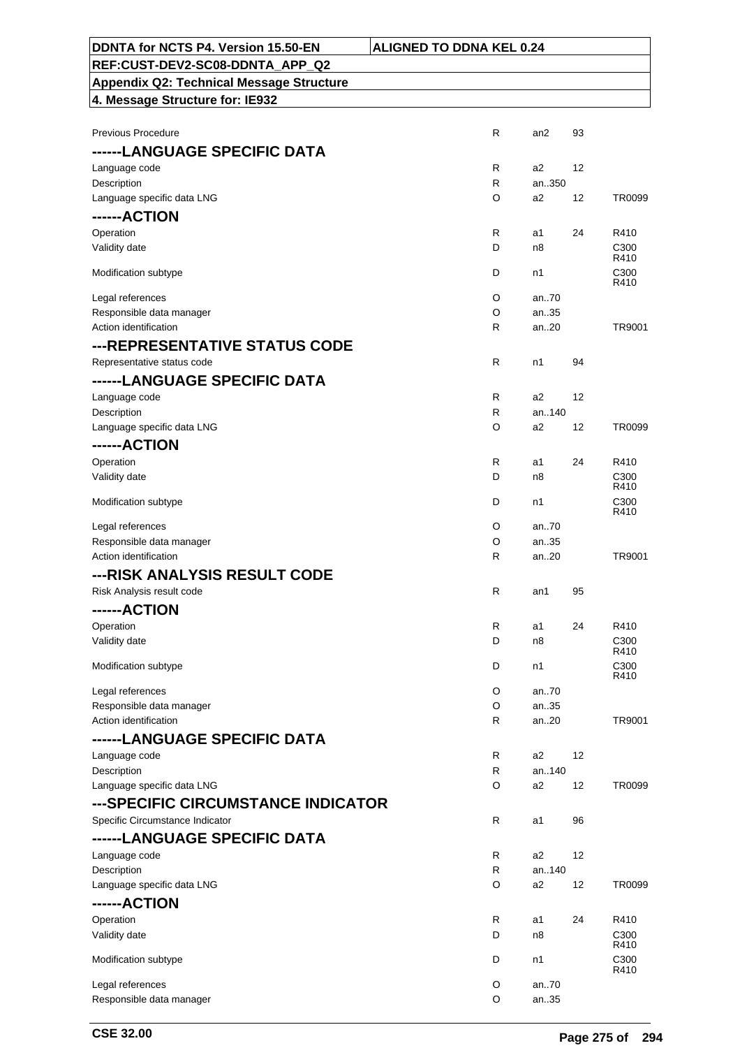| DDNTA for NCTS P4. Version 15.50-EN | ALIGNED TO DDNA KEL 0.24 |
|---|---|
| REF:CUST-DEV2-SC08-DDNTA_APP_Q2 | |
| Appendix Q2: Technical Message Structure | |
| 4. Message Structure for: IE932 | |

| | | | | |
|---|---|---|---|---|
| Previous Procedure | R | an2 | 93 | |
| **------LANGUAGE SPECIFIC DATA** | | | | |
| Language code | R | a2 | 12 | |
| Description | R | an..350 | | |
| Language specific data LNG | O | a2 | 12 | TR0099 |
| **------ACTION** | | | | |
| Operation | R | a1 | 24 | R410 |
| Validity date | D | n8 | | C300 R410 |
| Modification subtype | D | n1 | | C300 R410 |
| Legal references | O | an..70 | | |
| Responsible data manager | O | an..35 | | |
| Action identification | R | an..20 | | TR9001 |
| **---REPRESENTATIVE STATUS CODE** | | | | |
| Representative status code | R | n1 | 94 | |
| **------LANGUAGE SPECIFIC DATA** | | | | |
| Language code | R | a2 | 12 | |
| Description | R | an..140 | | |
| Language specific data LNG | O | a2 | 12 | TR0099 |
| **------ACTION** | | | | |
| Operation | R | a1 | 24 | R410 |
| Validity date | D | n8 | | C300 R410 |
| Modification subtype | D | n1 | | C300 R410 |
| Legal references | O | an..70 | | |
| Responsible data manager | O | an..35 | | |
| Action identification | R | an..20 | | TR9001 |
| **---RISK ANALYSIS RESULT CODE** | | | | |
| Risk Analysis result code | R | an1 | 95 | |
| **------ACTION** | | | | |
| Operation | R | a1 | 24 | R410 |
| Validity date | D | n8 | | C300 R410 |
| Modification subtype | D | n1 | | C300 R410 |
| Legal references | O | an..70 | | |
| Responsible data manager | O | an..35 | | |
| Action identification | R | an..20 | | TR9001 |
| **------LANGUAGE SPECIFIC DATA** | | | | |
| Language code | R | a2 | 12 | |
| Description | R | an..140 | | |
| Language specific data LNG | O | a2 | 12 | TR0099 |
| **---SPECIFIC CIRCUMSTANCE INDICATOR** | | | | |
| Specific Circumstance Indicator | R | a1 | 96 | |
| **------LANGUAGE SPECIFIC DATA** | | | | |
| Language code | R | a2 | 12 | |
| Description | R | an..140 | | |
| Language specific data LNG | O | a2 | 12 | TR0099 |
| **------ACTION** | | | | |
| Operation | R | a1 | 24 | R410 |
| Validity date | D | n8 | | C300 R410 |
| Modification subtype | D | n1 | | C300 R410 |
| Legal references | O | an..70 | | |
| Responsible data manager | O | an..35 | | |

CSE 32.00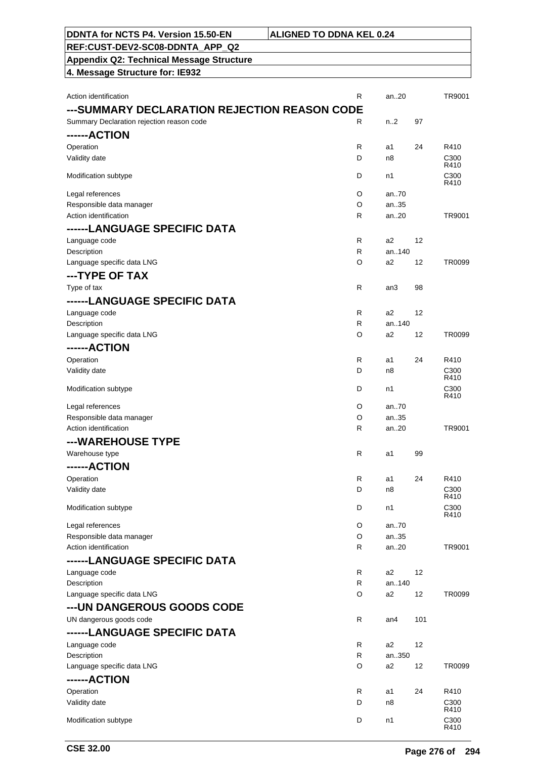| | | | | |
|---|---|---|---|---|
| Action identification | R | an..20 | | TR9001 |
| **---SUMMARY DECLARATION REJECTION REASON CODE** | | | | |
| Summary Declaration rejection reason code | R | n..2 | 97 | |
| **------ACTION** | | | | |
| Operation | R | a1 | 24 | R410 |
| Validity date | D | n8 | | C300 R410 |
| Modification subtype | D | n1 | | C300 R410 |
| Legal references | O | an..70 | | |
| Responsible data manager | O | an..35 | | |
| Action identification | R | an..20 | | TR9001 |
| **------LANGUAGE SPECIFIC DATA** | | | | |
| Language code | R | a2 | 12 | |
| Description | R | an..140 | | |
| Language specific data LNG | O | a2 | 12 | TR0099 |
| **---TYPE OF TAX** | | | | |
| Type of tax | R | an3 | 98 | |
| **------LANGUAGE SPECIFIC DATA** | | | | |
| Language code | R | a2 | 12 | |
| Description | R | an..140 | | |
| Language specific data LNG | O | a2 | 12 | TR0099 |
| **------ACTION** | | | | |
| Operation | R | a1 | 24 | R410 |
| Validity date | D | n8 | | C300 R410 |
| Modification subtype | D | n1 | | C300 R410 |
| Legal references | O | an..70 | | |
| Responsible data manager | O | an..35 | | |
| Action identification | R | an..20 | | TR9001 |
| **---WAREHOUSE TYPE** | | | | |
| Warehouse type | R | a1 | 99 | |
| **------ACTION** | | | | |
| Operation | R | a1 | 24 | R410 |
| Validity date | D | n8 | | C300 R410 |
| Modification subtype | D | n1 | | C300 R410 |
| Legal references | O | an..70 | | |
| Responsible data manager | O | an..35 | | |
| Action identification | R | an..20 | | TR9001 |
| **------LANGUAGE SPECIFIC DATA** | | | | |
| Language code | R | a2 | 12 | |
| Description | R | an..140 | | |
| Language specific data LNG | O | a2 | 12 | TR0099 |
| **---UN DANGEROUS GOODS CODE** | | | | |
| UN dangerous goods code | R | an4 | 101 | |
| **------LANGUAGE SPECIFIC DATA** | | | | |
| Language code | R | a2 | 12 | |
| Description | R | an..350 | | |
| Language specific data LNG | O | a2 | 12 | TR0099 |
| **------ACTION** | | | | |
| Operation | R | a1 | 24 | R410 |
| Validity date | D | n8 | | C300 R410 |
| Modification subtype | D | n1 | | C300 R410 |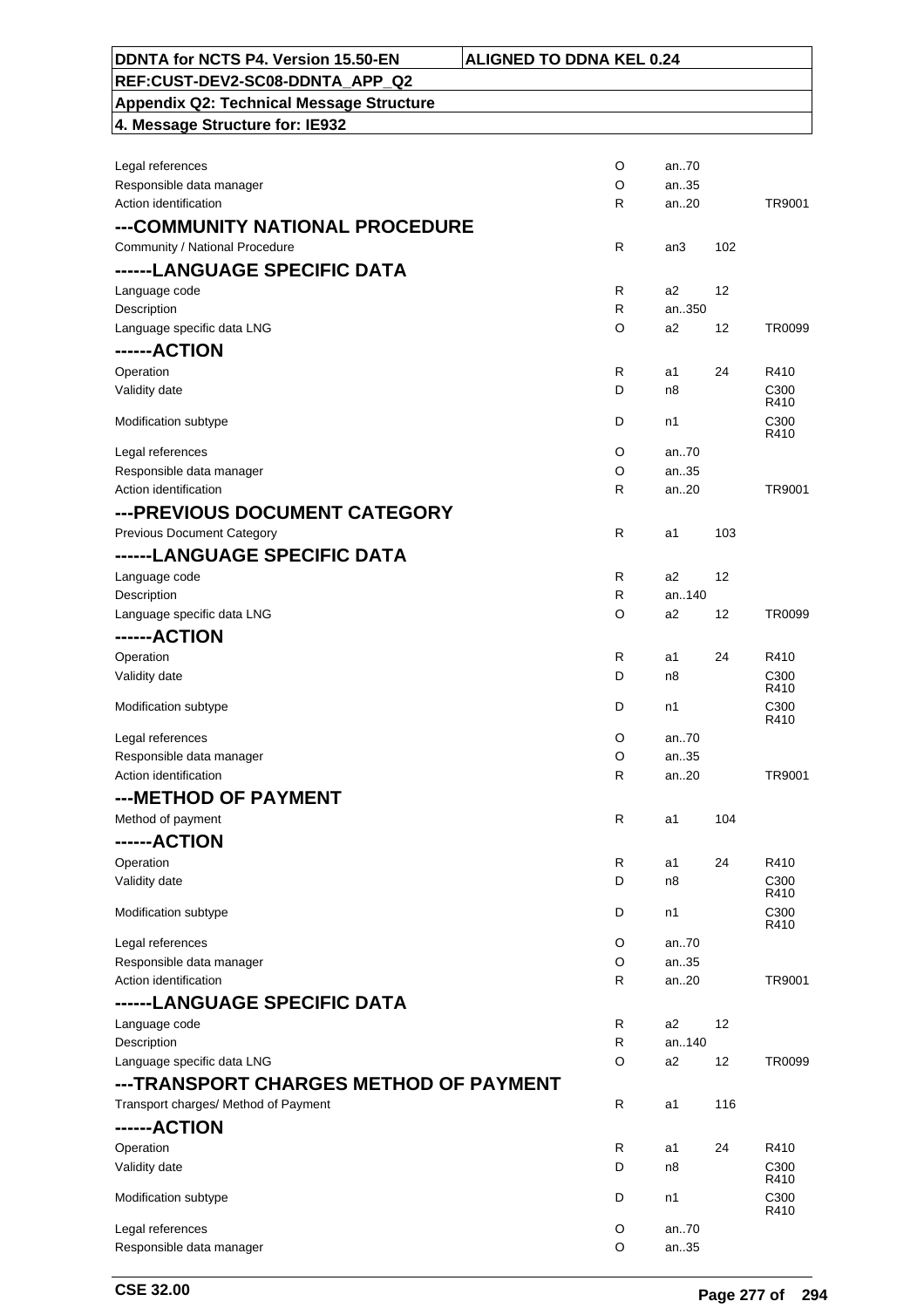| | | | | |
|---|---|---|---|---|
| Legal references | O | an..70 | | |
| Responsible data manager | O | an..35 | | |
| Action identification | R | an..20 | | TR9001 |
| **---COMMUNITY NATIONAL PROCEDURE** | | | | |
| Community / National Procedure | R | an3 | 102 | |
| **------LANGUAGE SPECIFIC DATA** | | | | |
| Language code | R | a2 | 12 | |
| Description | R | an..350 | | |
| Language specific data LNG | O | a2 | 12 | TR0099 |
| **------ACTION** | | | | |
| Operation | R | a1 | 24 | R410 |
| Validity date | D | n8 | | C300 R410 |
| Modification subtype | D | n1 | | C300 R410 |
| Legal references | O | an..70 | | |
| Responsible data manager | O | an..35 | | |
| Action identification | R | an..20 | | TR9001 |
| **---PREVIOUS DOCUMENT CATEGORY** | | | | |
| Previous Document Category | R | a1 | 103 | |
| **------LANGUAGE SPECIFIC DATA** | | | | |
| Language code | R | a2 | 12 | |
| Description | R | an..140 | | |
| Language specific data LNG | O | a2 | 12 | TR0099 |
| **------ACTION** | | | | |
| Operation | R | a1 | 24 | R410 |
| Validity date | D | n8 | | C300 R410 |
| Modification subtype | D | n1 | | C300 R410 |
| Legal references | O | an..70 | | |
| Responsible data manager | O | an..35 | | |
| Action identification | R | an..20 | | TR9001 |
| **---METHOD OF PAYMENT** | | | | |
| Method of payment | R | a1 | 104 | |
| **------ACTION** | | | | |
| Operation | R | a1 | 24 | R410 |
| Validity date | D | n8 | | C300 R410 |
| Modification subtype | D | n1 | | C300 R410 |
| Legal references | O | an..70 | | |
| Responsible data manager | O | an..35 | | |
| Action identification | R | an..20 | | TR9001 |
| **------LANGUAGE SPECIFIC DATA** | | | | |
| Language code | R | a2 | 12 | |
| Description | R | an..140 | | |
| Language specific data LNG | O | a2 | 12 | TR0099 |
| **---TRANSPORT CHARGES METHOD OF PAYMENT** | | | | |
| Transport charges/ Method of Payment | R | a1 | 116 | |
| **------ACTION** | | | | |
| Operation | R | a1 | 24 | R410 |
| Validity date | D | n8 | | C300 R410 |
| Modification subtype | D | n1 | | C300 R410 |
| Legal references | O | an..70 | | |
| Responsible data manager | O | an..35 | | |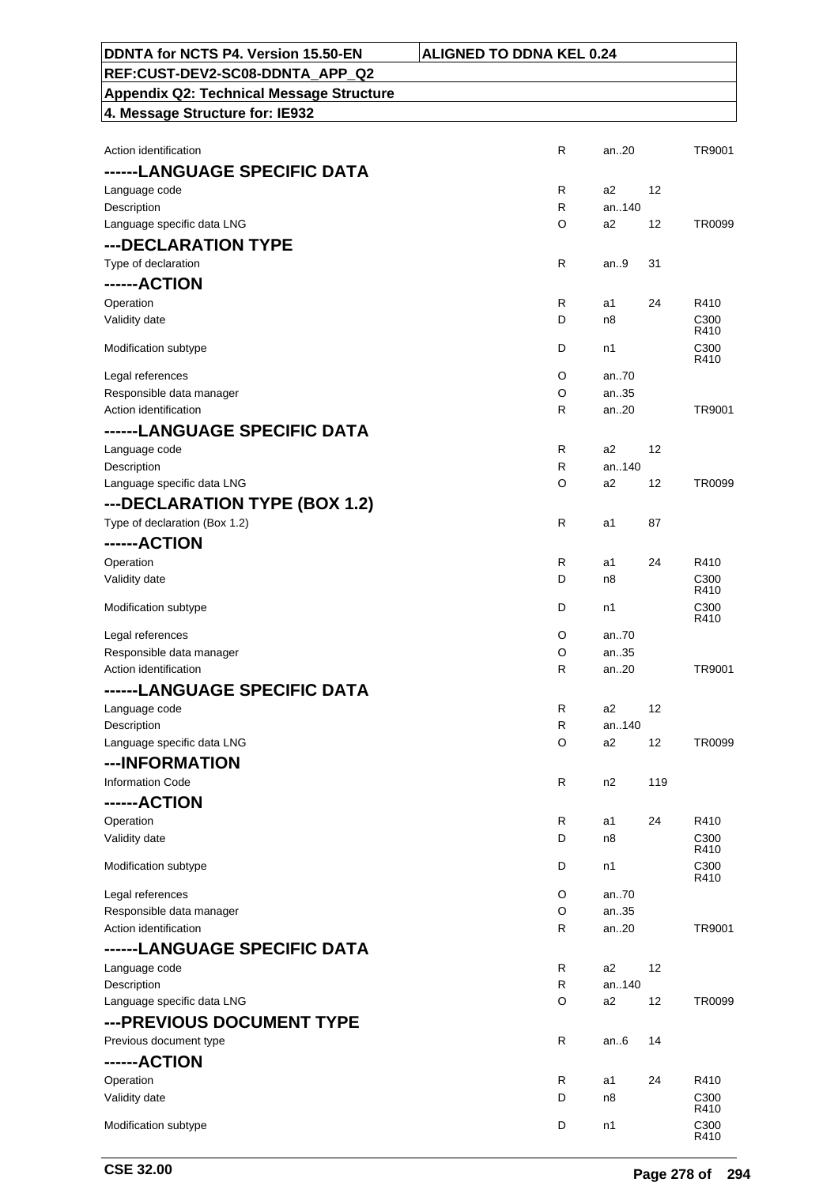| | | | | |
|---|---|---|---|---|
| Action identification | R | an..20 | | TR9001 |
| **------LANGUAGE SPECIFIC DATA** | | | | |
| Language code | R | a2 | 12 | |
| Description | R | an..140 | | |
| Language specific data LNG | O | a2 | 12 | TR0099 |
| **---DECLARATION TYPE** | | | | |
| Type of declaration | R | an..9 | 31 | |
| **------ACTION** | | | | |
| Operation | R | a1 | 24 | R410 |
| Validity date | D | n8 | | C300 R410 |
| Modification subtype | D | n1 | | C300 R410 |
| Legal references | O | an..70 | | |
| Responsible data manager | O | an..35 | | |
| Action identification | R | an..20 | | TR9001 |
| **------LANGUAGE SPECIFIC DATA** | | | | |
| Language code | R | a2 | 12 | |
| Description | R | an..140 | | |
| Language specific data LNG | O | a2 | 12 | TR0099 |
| **---DECLARATION TYPE (BOX 1.2)** | | | | |
| Type of declaration (Box 1.2) | R | a1 | 87 | |
| **------ACTION** | | | | |
| Operation | R | a1 | 24 | R410 |
| Validity date | D | n8 | | C300 R410 |
| Modification subtype | D | n1 | | C300 R410 |
| Legal references | O | an..70 | | |
| Responsible data manager | O | an..35 | | |
| Action identification | R | an..20 | | TR9001 |
| **------LANGUAGE SPECIFIC DATA** | | | | |
| Language code | R | a2 | 12 | |
| Description | R | an..140 | | |
| Language specific data LNG | O | a2 | 12 | TR0099 |
| **---INFORMATION** | | | | |
| Information Code | R | n2 | 119 | |
| **------ACTION** | | | | |
| Operation | R | a1 | 24 | R410 |
| Validity date | D | n8 | | C300 R410 |
| Modification subtype | D | n1 | | C300 R410 |
| Legal references | O | an..70 | | |
| Responsible data manager | O | an..35 | | |
| Action identification | R | an..20 | | TR9001 |
| **------LANGUAGE SPECIFIC DATA** | | | | |
| Language code | R | a2 | 12 | |
| Description | R | an..140 | | |
| Language specific data LNG | O | a2 | 12 | TR0099 |
| **---PREVIOUS DOCUMENT TYPE** | | | | |
| Previous document type | R | an..6 | 14 | |
| **------ACTION** | | | | |
| Operation | R | a1 | 24 | R410 |
| Validity date | D | n8 | | C300 R410 |
| Modification subtype | D | n1 | | C300 R410 |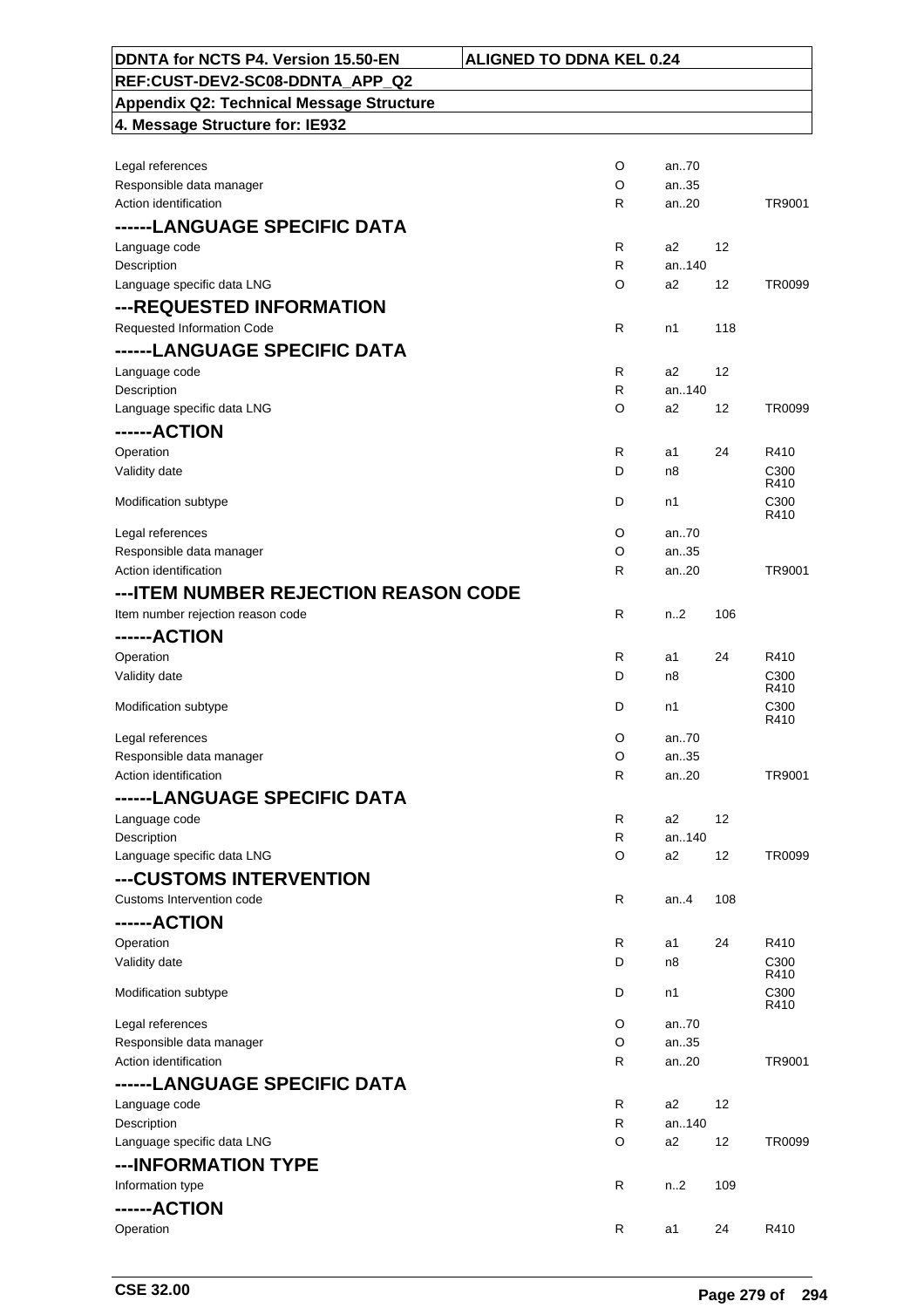| DDNTA for NCTS P4. Version 15.50-EN | ALIGNED TO DDNA KEL 0.24 |
|---|---|
| REF:CUST-DEV2-SC08-DDNTA_APP_Q2 | |
| Appendix Q2: Technical Message Structure | |
| 4. Message Structure for: IE932 | |

| | | | | |
|---|---|---|---|---|
| Legal references | O | an..70 | | |
| Responsible data manager | O | an..35 | | |
| Action identification | R | an..20 | | TR9001 |
| **------LANGUAGE SPECIFIC DATA** | | | | |
| Language code | R | a2 | 12 | |
| Description | R | an..140 | | |
| Language specific data LNG | O | a2 | 12 | TR0099 |
| **---REQUESTED INFORMATION** | | | | |
| Requested Information Code | R | n1 | 118 | |
| **------LANGUAGE SPECIFIC DATA** | | | | |
| Language code | R | a2 | 12 | |
| Description | R | an..140 | | |
| Language specific data LNG | O | a2 | 12 | TR0099 |
| **------ACTION** | | | | |
| Operation | R | a1 | 24 | R410 |
| Validity date | D | n8 | | C300 R410 |
| Modification subtype | D | n1 | | C300 R410 |
| Legal references | O | an..70 | | |
| Responsible data manager | O | an..35 | | |
| Action identification | R | an..20 | | TR9001 |
| **---ITEM NUMBER REJECTION REASON CODE** | | | | |
| Item number rejection reason code | R | n..2 | 106 | |
| **------ACTION** | | | | |
| Operation | R | a1 | 24 | R410 |
| Validity date | D | n8 | | C300 R410 |
| Modification subtype | D | n1 | | C300 R410 |
| Legal references | O | an..70 | | |
| Responsible data manager | O | an..35 | | |
| Action identification | R | an..20 | | TR9001 |
| **------LANGUAGE SPECIFIC DATA** | | | | |
| Language code | R | a2 | 12 | |
| Description | R | an..140 | | |
| Language specific data LNG | O | a2 | 12 | TR0099 |
| **---CUSTOMS INTERVENTION** | | | | |
| Customs Intervention code | R | an..4 | 108 | |
| **------ACTION** | | | | |
| Operation | R | a1 | 24 | R410 |
| Validity date | D | n8 | | C300 R410 |
| Modification subtype | D | n1 | | C300 R410 |
| Legal references | O | an..70 | | |
| Responsible data manager | O | an..35 | | |
| Action identification | R | an..20 | | TR9001 |
| **------LANGUAGE SPECIFIC DATA** | | | | |
| Language code | R | a2 | 12 | |
| Description | R | an..140 | | |
| Language specific data LNG | O | a2 | 12 | TR0099 |
| **---INFORMATION TYPE** | | | | |
| Information type | R | n..2 | 109 | |
| **------ACTION** | | | | |
| Operation | R | a1 | 24 | R410 |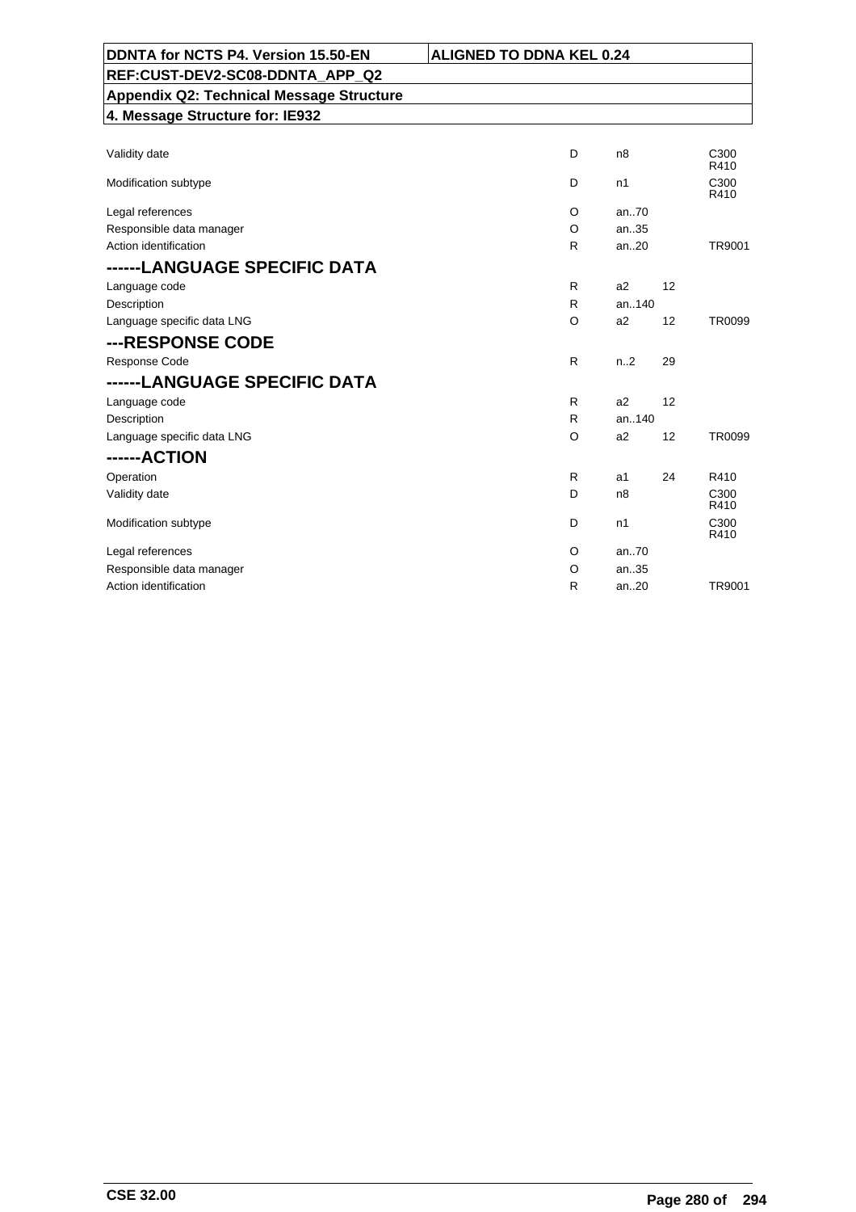| | | | | |
|---|---|---|---|---|
| Validity date | D | n8 | | C300 R410 |
| Modification subtype | D | n1 | | C300 R410 |
| Legal references | O | an..70 | | |
| Responsible data manager | O | an..35 | | |
| Action identification | R | an..20 | | TR9001 |

## ------LANGUAGE SPECIFIC DATA

| | | | | |
|---|---|---|---|---|
| Language code | R | a2 | 12 | |
| Description | R | an..140 | | |
| Language specific data LNG | O | a2 | 12 | TR0099 |

## ---RESPONSE CODE

| | | | | |
|---|---|---|---|---|
| Response Code | R | n..2 | 29 | |

## ------LANGUAGE SPECIFIC DATA

| | | | | |
|---|---|---|---|---|
| Language code | R | a2 | 12 | |
| Description | R | an..140 | | |
| Language specific data LNG | O | a2 | 12 | TR0099 |

## ------ACTION

| | | | | |
|---|---|---|---|---|
| Operation | R | a1 | 24 | R410 |
| Validity date | D | n8 | | C300 R410 |
| Modification subtype | D | n1 | | C300 R410 |
| Legal references | O | an..70 | | |
| Responsible data manager | O | an..35 | | |
| Action identification | R | an..20 | | TR9001 |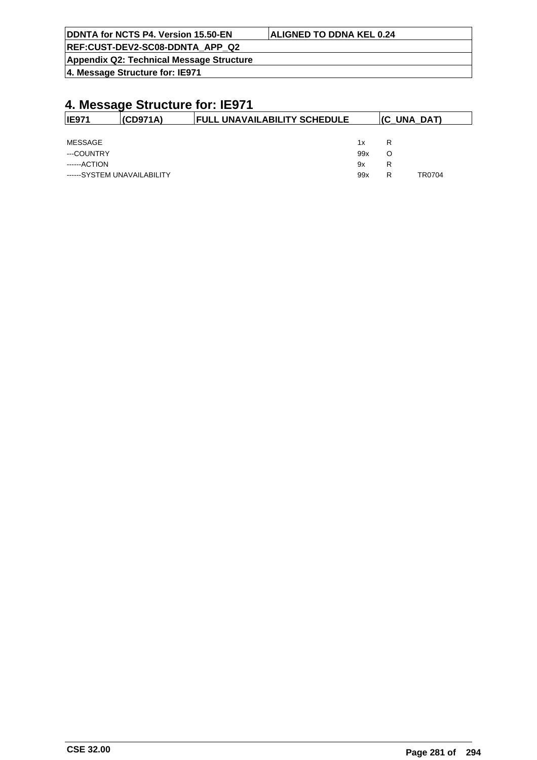# 4. Message Structure for: IE971

| IE971 | (CD971A) | FULL UNAVAILABILITY SCHEDULE | (C_UNA_DAT) |
|---|---|---|---|

| | | | |
|---|---|---|---|
| MESSAGE | 1x | R | |
| ---COUNTRY | 99x | O | |
| ------ACTION | 9x | R | |
| ------SYSTEM UNAVAILABILITY | 99x | R | TR0704 |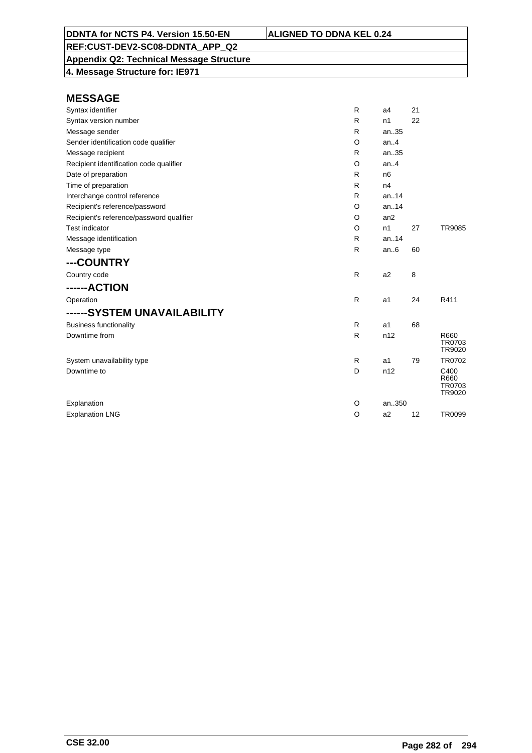**DDNTA for NCTS P4. Version 15.50-EN** | **ALIGNED TO DDNA KEL 0.24**

**REF:CUST-DEV2-SC08-DDNTA_APP_Q2**

**Appendix Q2: Technical Message Structure**

**4. Message Structure for: IE971**

## MESSAGE

| | | | | |
|---|---|---|---|---|
| Syntax identifier | R | a4 | 21 | |
| Syntax version number | R | n1 | 22 | |
| Message sender | R | an..35 | | |
| Sender identification code qualifier | O | an..4 | | |
| Message recipient | R | an..35 | | |
| Recipient identification code qualifier | O | an..4 | | |
| Date of preparation | R | n6 | | |
| Time of preparation | R | n4 | | |
| Interchange control reference | R | an..14 | | |
| Recipient's reference/password | O | an..14 | | |
| Recipient's reference/password qualifier | O | an2 | | |
| Test indicator | O | n1 | 27 | TR9085 |
| Message identification | R | an..14 | | |
| Message type | R | an..6 | 60 | |

## ---COUNTRY

| | | | | |
|---|---|---|---|---|
| Country code | R | a2 | 8 | |

## ------ACTION

| | | | | |
|---|---|---|---|---|
| Operation | R | a1 | 24 | R411 |

## ------SYSTEM UNAVAILABILITY

| | | | | |
|---|---|---|---|---|
| Business functionality | R | a1 | 68 | |
| Downtime from | R | n12 | | R660 TR0703 TR9020 |
| System unavailability type | R | a1 | 79 | TR0702 |
| Downtime to | D | n12 | | C400 R660 TR0703 TR9020 |
| Explanation | O | an..350 | | |
| Explanation LNG | O | a2 | 12 | TR0099 |

CSE 32.00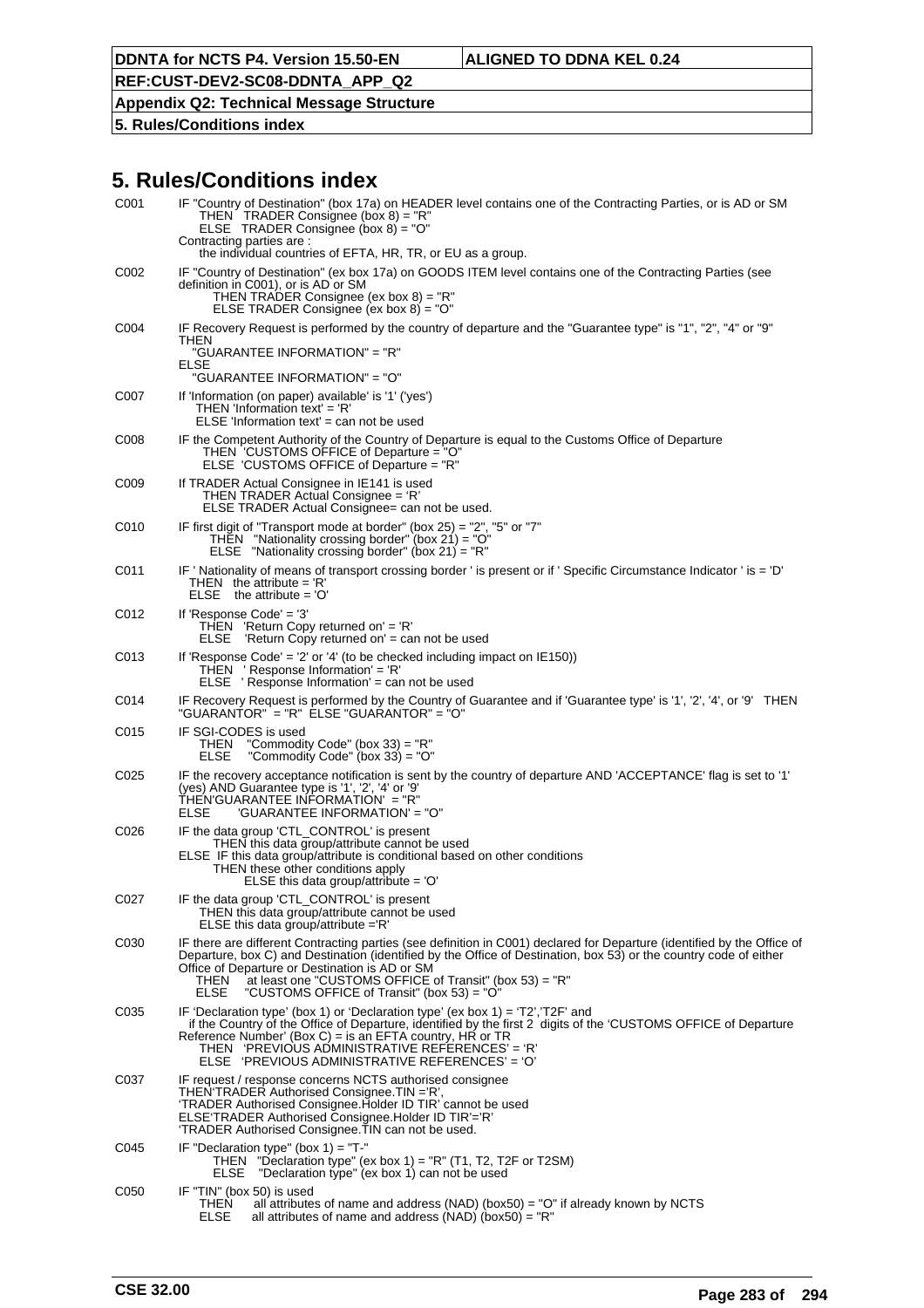# 5. Rules/Conditions index

| | |
|---|---|
| C001 | IF "Country of Destination" (box 17a) on HEADER level contains one of the Contracting Parties, or is AD or SM<br>THEN TRADER Consignee (box 8) = "R"<br>ELSE TRADER Consignee (box 8) = "O"<br>Contracting parties are :<br>the individual countries of EFTA, HR, TR, or EU as a group. |
| C002 | IF "Country of Destination" (ex box 17a) on GOODS ITEM level contains one of the Contracting Parties (see definition in C001), or is AD or SM<br>THEN TRADER Consignee (ex box 8) = "R"<br>ELSE TRADER Consignee (ex box 8) = "O" |
| C004 | IF Recovery Request is performed by the country of departure and the "Guarantee type" is "1", "2", "4" or "9"<br>THEN<br>"GUARANTEE INFORMATION" = "R"<br>ELSE<br>"GUARANTEE INFORMATION" = "O" |
| C007 | If 'Information (on paper) available' is '1' ('yes')<br>THEN 'Information text' = 'R'<br>ELSE 'Information text' = can not be used |
| C008 | IF the Competent Authority of the Country of Departure is equal to the Customs Office of Departure<br>THEN 'CUSTOMS OFFICE of Departure = "O"<br>ELSE 'CUSTOMS OFFICE of Departure = "R" |
| C009 | If TRADER Actual Consignee in IE141 is used<br>THEN TRADER Actual Consignee = 'R'<br>ELSE TRADER Actual Consignee= can not be used. |
| C010 | IF first digit of "Transport mode at border" (box 25) = "2", "5" or "7"<br>THEN "Nationality crossing border" (box 21) = "O"<br>ELSE "Nationality crossing border" (box 21) = "R" |
| C011 | IF ' Nationality of means of transport crossing border ' is present or if ' Specific Circumstance Indicator ' is = 'D'<br>THEN the attribute = 'R'<br>ELSE the attribute = 'O' |
| C012 | If 'Response Code' = '3'<br>THEN 'Return Copy returned on' = 'R'<br>ELSE 'Return Copy returned on' = can not be used |
| C013 | If 'Response Code' = '2' or '4' (to be checked including impact on IE150))<br>THEN ' Response Information' = 'R'<br>ELSE ' Response Information' = can not be used |
| C014 | IF Recovery Request is performed by the Country of Guarantee and if 'Guarantee type' is '1', '2', '4', or '9' THEN "GUARANTOR" = "R" ELSE "GUARANTOR" = "O" |
| C015 | IF SGI-CODES is used<br>THEN "Commodity Code" (box 33) = "R"<br>ELSE "Commodity Code" (box 33) = "O" |
| C025 | IF the recovery acceptance notification is sent by the country of departure AND 'ACCEPTANCE' flag is set to '1' (yes) AND Guarantee type is '1', '2', '4' or '9'<br>THEN'GUARANTEE INFORMATION' = "R"<br>ELSE 'GUARANTEE INFORMATION' = "O" |
| C026 | IF the data group 'CTL_CONTROL' is present<br>THEN this data group/attribute cannot be used<br>ELSE IF this data group/attribute is conditional based on other conditions<br>THEN these other conditions apply<br>ELSE this data group/attribute = 'O' |
| C027 | IF the data group 'CTL_CONTROL' is present<br>THEN this data group/attribute cannot be used<br>ELSE this data group/attribute ='R' |
| C030 | IF there are different Contracting parties (see definition in C001) declared for Departure (identified by the Office of Departure, box C) and Destination (identified by the Office of Destination, box 53) or the country code of either Office of Departure or Destination is AD or SM<br>THEN at least one "CUSTOMS OFFICE of Transit" (box 53) = "R"<br>ELSE "CUSTOMS OFFICE of Transit" (box 53) = "O" |
| C035 | IF 'Declaration type' (box 1) or 'Declaration type' (ex box 1) = 'T2','T2F' and<br>if the Country of the Office of Departure, identified by the first 2 digits of the 'CUSTOMS OFFICE of Departure Reference Number' (Box C) = is an EFTA country, HR or TR<br>THEN 'PREVIOUS ADMINISTRATIVE REFERENCES' = 'R'<br>ELSE 'PREVIOUS ADMINISTRATIVE REFERENCES' = 'O' |
| C037 | IF request / response concerns NCTS authorised consignee<br>THEN'TRADER Authorised Consignee.TIN ='R',<br>'TRADER Authorised Consignee.Holder ID TIR' cannot be used<br>ELSE'TRADER Authorised Consignee.Holder ID TIR'='R'<br>'TRADER Authorised Consignee.TIN can not be used. |
| C045 | IF "Declaration type" (box 1) = "T-"<br>THEN "Declaration type" (ex box 1) = "R" (T1, T2, T2F or T2SM)<br>ELSE "Declaration type" (ex box 1) can not be used |
| C050 | IF "TIN" (box 50) is used<br>THEN all attributes of name and address (NAD) (box50) = "O" if already known by NCTS<br>ELSE all attributes of name and address (NAD) (box50) = "R" |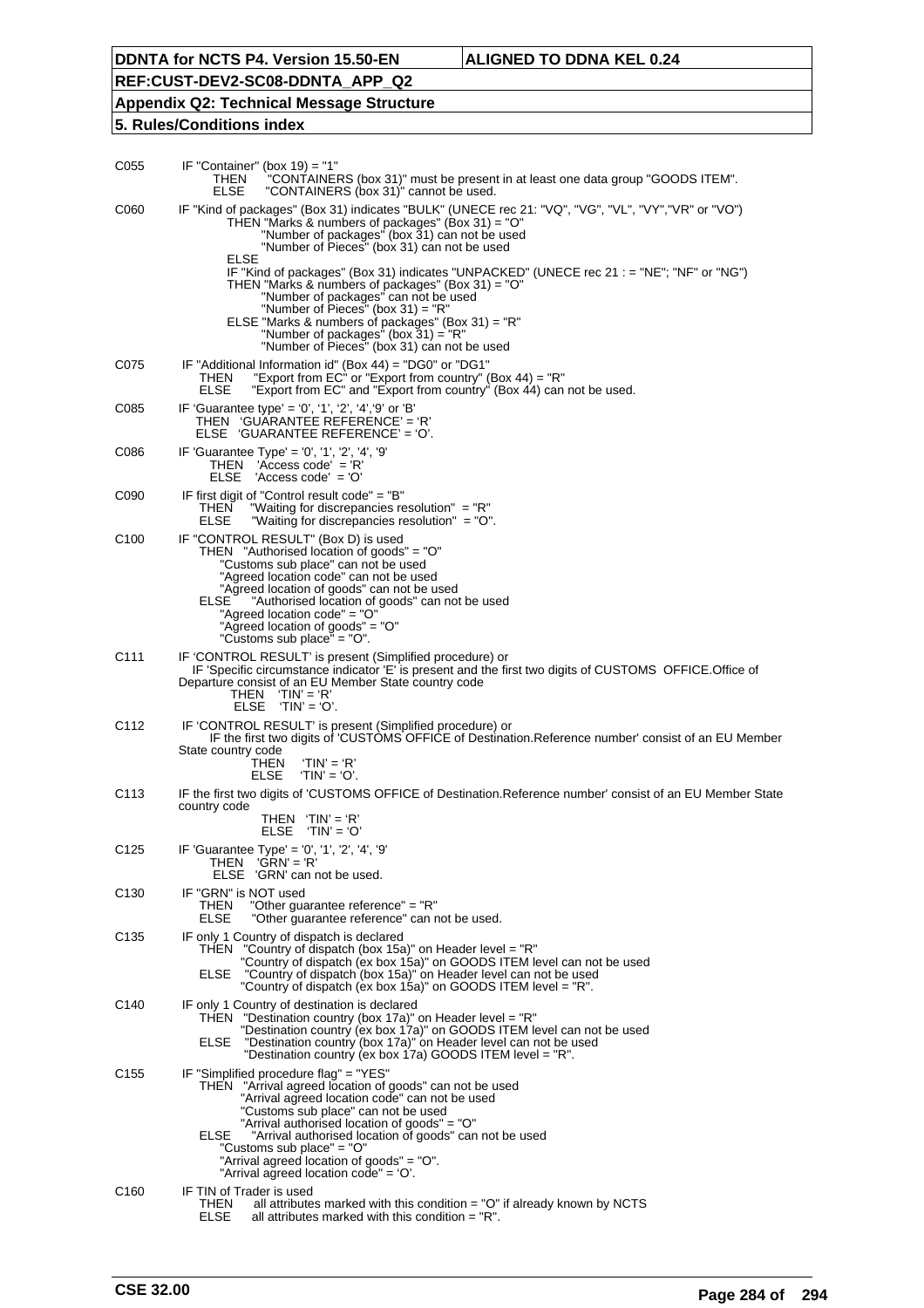| | |
|---|---|
| C055 | IF "Container" (box 19) = "1"<br>THEN "CONTAINERS (box 31)" must be present in at least one data group "GOODS ITEM".<br>ELSE "CONTAINERS (box 31)" cannot be used. |
| C060 | IF "Kind of packages" (Box 31) indicates "BULK" (UNECE rec 21: "VQ", "VG", "VL", "VY","VR" or "VO")<br>THEN "Marks & numbers of packages" (Box 31) = "O"<br>"Number of packages" (box 31) can not be used<br>"Number of Pieces" (box 31) can not be used<br>ELSE<br>IF "Kind of packages" (Box 31) indicates "UNPACKED" (UNECE rec 21 : = "NE"; "NF" or "NG")<br>THEN "Marks & numbers of packages" (Box 31) = "O"<br>"Number of packages" can not be used<br>"Number of Pieces" (box 31) = "R"<br>ELSE "Marks & numbers of packages" (Box 31) = "R"<br>"Number of packages" (box 31) = "R"<br>"Number of Pieces" (box 31) can not be used |
| C075 | IF "Additional Information id" (Box 44) = "DG0" or "DG1"<br>THEN "Export from EC" or "Export from country" (Box 44) = "R"<br>ELSE "Export from EC" and "Export from country" (Box 44) can not be used. |
| C085 | IF 'Guarantee type' = '0', '1', '2', '4','9' or 'B'<br>THEN 'GUARANTEE REFERENCE' = 'R'<br>ELSE 'GUARANTEE REFERENCE' = 'O'. |
| C086 | IF 'Guarantee Type' = '0', '1', '2', '4', '9'<br>THEN 'Access code' = 'R'<br>ELSE 'Access code' = 'O' |
| C090 | IF first digit of "Control result code" = "B"<br>THEN "Waiting for discrepancies resolution" = "R"<br>ELSE "Waiting for discrepancies resolution" = "O". |
| C100 | IF "CONTROL RESULT" (Box D) is used<br>THEN "Authorised location of goods" = "O"<br>"Customs sub place" can not be used<br>"Agreed location code" can not be used<br>"Agreed location of goods" can not be used<br>ELSE "Authorised location of goods" can not be used<br>"Agreed location code" = "O"<br>"Agreed location of goods" = "O"<br>"Customs sub place" = "O". |
| C111 | IF 'CONTROL RESULT' is present (Simplified procedure) or<br>IF 'Specific circumstance indicator 'E' is present and the first two digits of CUSTOMS OFFICE.Office of Departure consist of an EU Member State country code<br>THEN 'TIN' = 'R'<br>ELSE 'TIN' = 'O'. |
| C112 | IF 'CONTROL RESULT' is present (Simplified procedure) or<br>IF the first two digits of 'CUSTOMS OFFICE of Destination.Reference number' consist of an EU Member State country code<br>THEN 'TIN' = 'R'<br>ELSE 'TIN' = 'O'. |
| C113 | IF the first two digits of 'CUSTOMS OFFICE of Destination.Reference number' consist of an EU Member State country code<br>THEN 'TIN' = 'R'<br>ELSE 'TIN' = 'O' |
| C125 | IF 'Guarantee Type' = '0', '1', '2', '4', '9'<br>THEN 'GRN' = 'R'<br>ELSE 'GRN' can not be used. |
| C130 | IF "GRN" is NOT used<br>THEN "Other guarantee reference" = "R"<br>ELSE "Other guarantee reference" can not be used. |
| C135 | IF only 1 Country of dispatch is declared<br>THEN "Country of dispatch (box 15a)" on Header level = "R"<br>"Country of dispatch (ex box 15a)" on GOODS ITEM level can not be used<br>ELSE "Country of dispatch (box 15a)" on Header level can not be used<br>"Country of dispatch (ex box 15a)" on GOODS ITEM level = "R". |
| C140 | IF only 1 Country of destination is declared<br>THEN "Destination country (box 17a)" on Header level = "R"<br>"Destination country (ex box 17a)" on GOODS ITEM level can not be used<br>ELSE "Destination country (box 17a)" on Header level can not be used<br>"Destination country (ex box 17a) GOODS ITEM level = "R". |
| C155 | IF "Simplified procedure flag" = "YES"<br>THEN "Arrival agreed location of goods" can not be used<br>"Arrival agreed location code" can not be used<br>"Customs sub place" can not be used<br>"Arrival authorised location of goods" = "O"<br>ELSE "Arrival authorised location of goods" can not be used<br>"Customs sub place" = "O"<br>"Arrival agreed location of goods" = "O".<br>"Arrival agreed location code" = 'O'. |
| C160 | IF TIN of Trader is used<br>THEN all attributes marked with this condition = "O" if already known by NCTS<br>ELSE all attributes marked with this condition = "R". |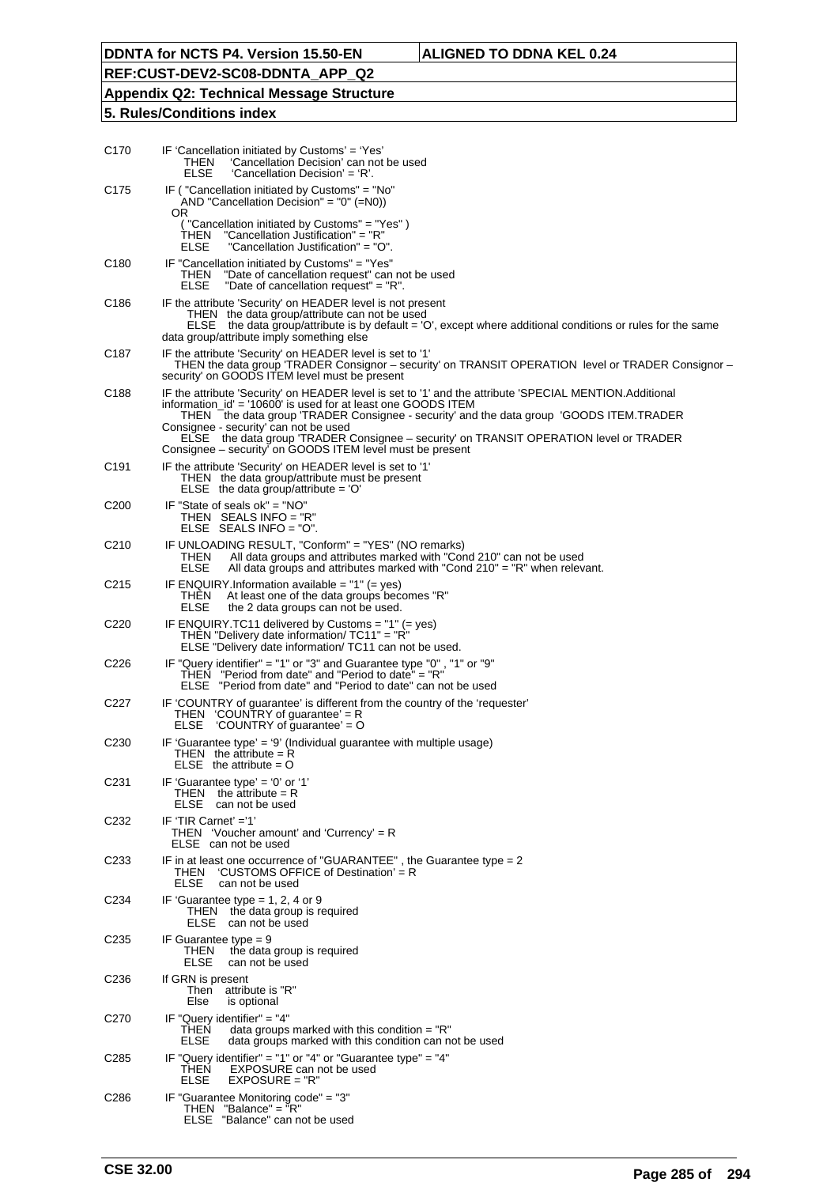| | |
|---|---|
| C170 | IF 'Cancellation initiated by Customs' = 'Yes'<br>THEN 'Cancellation Decision' can not be used<br>ELSE 'Cancellation Decision' = 'R'. |
| C175 | IF ( "Cancellation initiated by Customs" = "No"<br>AND "Cancellation Decision" = "0" (=N0))<br>OR<br>( "Cancellation initiated by Customs" = "Yes" )<br>THEN "Cancellation Justification" = "R"<br>ELSE "Cancellation Justification" = "O". |
| C180 | IF "Cancellation initiated by Customs" = "Yes"<br>THEN "Date of cancellation request" can not be used<br>ELSE "Date of cancellation request" = "R". |
| C186 | IF the attribute 'Security' on HEADER level is not present<br>THEN the data group/attribute can not be used<br>ELSE the data group/attribute is by default = 'O', except where additional conditions or rules for the same data group/attribute imply something else |
| C187 | IF the attribute 'Security' on HEADER level is set to '1'<br>THEN the data group 'TRADER Consignor – security' on TRANSIT OPERATION level or TRADER Consignor – security' on GOODS ITEM level must be present |
| C188 | IF the attribute 'Security' on HEADER level is set to '1' and the attribute 'SPECIAL MENTION.Additional information_id' = '10600' is used for at least one GOODS ITEM<br>THEN the data group 'TRADER Consignee - security' and the data group 'GOODS ITEM.TRADER Consignee - security' can not be used<br>ELSE the data group 'TRADER Consignee – security' on TRANSIT OPERATION level or TRADER Consignee – security' on GOODS ITEM level must be present |
| C191 | IF the attribute 'Security' on HEADER level is set to '1'<br>THEN the data group/attribute must be present<br>ELSE the data group/attribute = 'O' |
| C200 | IF "State of seals ok" = "NO"<br>THEN SEALS INFO = "R"<br>ELSE SEALS INFO = "O". |
| C210 | IF UNLOADING RESULT, "Conform" = "YES" (NO remarks)<br>THEN All data groups and attributes marked with "Cond 210" can not be used<br>ELSE All data groups and attributes marked with "Cond 210" = "R" when relevant. |
| C215 | IF ENQUIRY.Information available = "1" (= yes)<br>THEN At least one of the data groups becomes "R"<br>ELSE the 2 data groups can not be used. |
| C220 | IF ENQUIRY.TC11 delivered by Customs = "1" (= yes)<br>THEN "Delivery date information/ TC11" = "R"<br>ELSE "Delivery date information/ TC11 can not be used. |
| C226 | IF "Query identifier" = "1" or "3" and Guarantee type "0" , "1" or "9"<br>THEN "Period from date" and "Period to date" = "R"<br>ELSE "Period from date" and "Period to date" can not be used |
| C227 | IF 'COUNTRY of guarantee' is different from the country of the 'requester'<br>THEN 'COUNTRY of guarantee' = R<br>ELSE 'COUNTRY of guarantee' = O |
| C230 | IF 'Guarantee type' = '9' (Individual guarantee with multiple usage)<br>THEN the attribute = R<br>ELSE the attribute = O |
| C231 | IF 'Guarantee type' = '0' or '1'<br>THEN the attribute = R<br>ELSE can not be used |
| C232 | IF 'TIR Carnet' ='1'<br>THEN 'Voucher amount' and 'Currency' = R<br>ELSE can not be used |
| C233 | IF in at least one occurrence of "GUARANTEE" , the Guarantee type = 2<br>THEN 'CUSTOMS OFFICE of Destination' = R<br>ELSE can not be used |
| C234 | IF 'Guarantee type = 1, 2, 4 or 9<br>THEN the data group is required<br>ELSE can not be used |
| C235 | IF Guarantee type = 9<br>THEN the data group is required<br>ELSE can not be used |
| C236 | If GRN is present<br>Then attribute is "R"<br>Else is optional |
| C270 | IF "Query identifier" = "4"<br>THEN data groups marked with this condition = "R"<br>ELSE data groups marked with this condition can not be used |
| C285 | IF "Query identifier" = "1" or "4" or "Guarantee type" = "4"<br>THEN EXPOSURE can not be used<br>ELSE EXPOSURE = "R" |
| C286 | IF "Guarantee Monitoring code" = "3"<br>THEN "Balance" = "R"<br>ELSE "Balance" can not be used |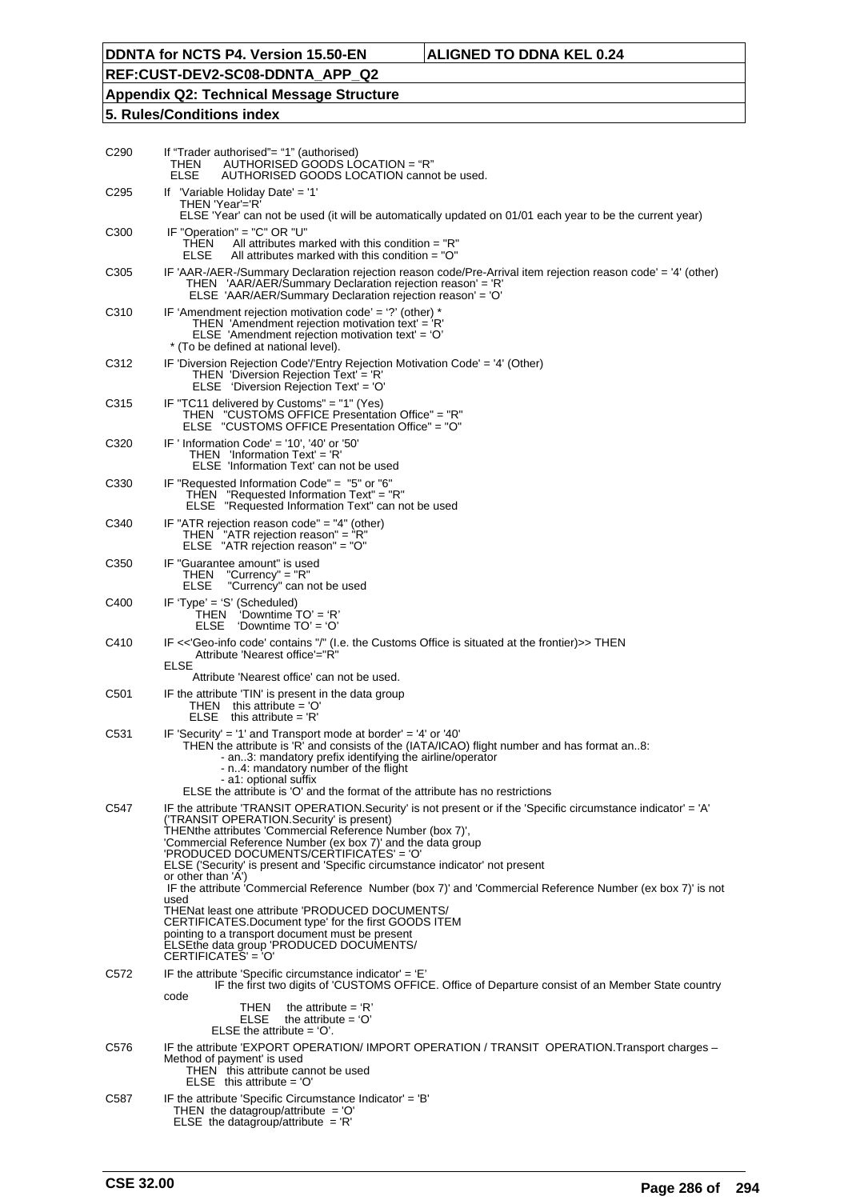**DDNTA for NCTS P4. Version 15.50-EN** | **ALIGNED TO DDNA KEL 0.24**

**REF:CUST-DEV2-SC08-DDNTA_APP_Q2**

**Appendix Q2: Technical Message Structure**

**5. Rules/Conditions index**

| | |
|---|---|
| C290 | If "Trader authorised"= "1" (authorised)<br>THEN AUTHORISED GOODS LOCATION = "R"<br>ELSE AUTHORISED GOODS LOCATION cannot be used. |
| C295 | If 'Variable Holiday Date' = '1'<br>THEN 'Year'='R'<br>ELSE 'Year' can not be used (it will be automatically updated on 01/01 each year to be the current year) |
| C300 | IF "Operation" = "C" OR "U"<br>THEN All attributes marked with this condition = "R"<br>ELSE All attributes marked with this condition = "O" |
| C305 | IF 'AAR-/AER-/Summary Declaration rejection reason code/Pre-Arrival item rejection reason code' = '4' (other)<br>THEN 'AAR/AER/Summary Declaration rejection reason' = 'R'<br>ELSE 'AAR/AER/Summary Declaration rejection reason' = 'O' |
| C310 | IF 'Amendment rejection motivation code' = '?' (other) *<br>THEN 'Amendment rejection motivation text' = 'R'<br>ELSE 'Amendment rejection motivation text' = 'O'<br>* (To be defined at national level). |
| C312 | IF 'Diversion Rejection Code'/'Entry Rejection Motivation Code' = '4' (Other)<br>THEN 'Diversion Rejection Text' = 'R'<br>ELSE 'Diversion Rejection Text' = 'O' |
| C315 | IF "TC11 delivered by Customs" = "1" (Yes)<br>THEN "CUSTOMS OFFICE Presentation Office" = "R"<br>ELSE "CUSTOMS OFFICE Presentation Office" = "O" |
| C320 | IF ' Information Code' = '10', '40' or '50'<br>THEN 'Information Text' = 'R'<br>ELSE 'Information Text' can not be used |
| C330 | IF "Requested Information Code" = "5" or "6"<br>THEN "Requested Information Text" = "R"<br>ELSE "Requested Information Text" can not be used |
| C340 | IF "ATR rejection reason code" = "4" (other)<br>THEN "ATR rejection reason" = "R"<br>ELSE "ATR rejection reason" = "O" |
| C350 | IF "Guarantee amount" is used<br>THEN "Currency" = "R"<br>ELSE "Currency" can not be used |
| C400 | IF 'Type' = 'S' (Scheduled)<br>THEN 'Downtime TO' = 'R'<br>ELSE 'Downtime TO' = 'O' |
| C410 | IF <<'Geo-info code' contains "/" (I.e. the Customs Office is situated at the frontier)>> THEN<br>Attribute 'Nearest office'="R"<br>ELSE<br>Attribute 'Nearest office' can not be used. |
| C501 | IF the attribute 'TIN' is present in the data group<br>THEN this attribute = 'O'<br>ELSE this attribute = 'R' |
| C531 | IF 'Security' = '1' and Transport mode at border' = '4' or '40'<br>THEN the attribute is 'R' and consists of the (IATA/ICAO) flight number and has format an..8:<br>- an..3: mandatory prefix identifying the airline/operator<br>- n..4: mandatory number of the flight<br>- a1: optional suffix<br>ELSE the attribute is 'O' and the format of the attribute has no restrictions |
| C547 | IF the attribute 'TRANSIT OPERATION.Security' is not present or if the 'Specific circumstance indicator' = 'A' ('TRANSIT OPERATION.Security' is present)<br>THENthe attributes 'Commercial Reference Number (box 7)', 'Commercial Reference Number (ex box 7)' and the data group 'PRODUCED DOCUMENTS/CERTIFICATES' = 'O'<br>ELSE ('Security' is present and 'Specific circumstance indicator' not present or other than 'A')<br>IF the attribute 'Commercial Reference Number (box 7)' and 'Commercial Reference Number (ex box 7)' is not used<br>THENat least one attribute 'PRODUCED DOCUMENTS/ CERTIFICATES.Document type' for the first GOODS ITEM pointing to a transport document must be present<br>ELSEthe data group 'PRODUCED DOCUMENTS/ CERTIFICATES' = 'O' |
| C572 | IF the attribute 'Specific circumstance indicator' = 'E'<br>IF the first two digits of 'CUSTOMS OFFICE. Office of Departure consist of an Member State country code<br>THEN the attribute = 'R'<br>ELSE the attribute = 'O'<br>ELSE the attribute = 'O'. |
| C576 | IF the attribute 'EXPORT OPERATION/ IMPORT OPERATION / TRANSIT OPERATION.Transport charges – Method of payment' is used<br>THEN this attribute cannot be used<br>ELSE this attribute = 'O' |
| C587 | IF the attribute 'Specific Circumstance Indicator' = 'B'<br>THEN the datagroup/attribute = 'O'<br>ELSE the datagroup/attribute = 'R' |

CSE 32.00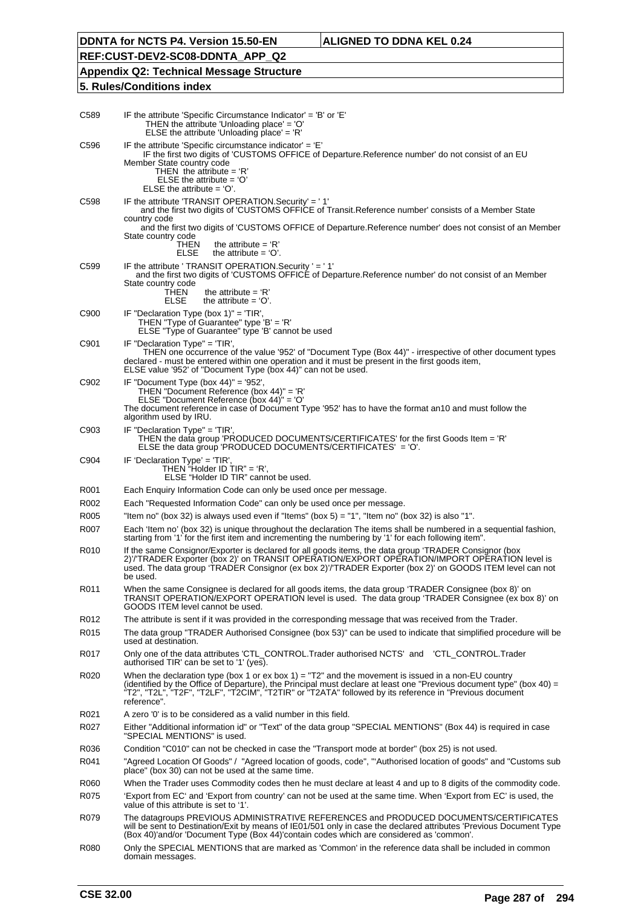| | |
|---|---|
| C589 | IF the attribute 'Specific Circumstance Indicator' = 'B' or 'E'<br>THEN the attribute 'Unloading place' = 'O'<br>ELSE the attribute 'Unloading place' = 'R' |
| C596 | IF the attribute 'Specific circumstance indicator' = 'E'<br>IF the first two digits of 'CUSTOMS OFFICE of Departure.Reference number' do not consist of an EU Member State country code<br>THEN the attribute = 'R'<br>ELSE the attribute = 'O'<br>ELSE the attribute = 'O'. |
| C598 | IF the attribute 'TRANSIT OPERATION.Security' = ' 1'<br>and the first two digits of 'CUSTOMS OFFICE of Transit.Reference number' consists of a Member State country code<br>and the first two digits of 'CUSTOMS OFFICE of Departure.Reference number' does not consist of an Member State country code<br>THEN the attribute = 'R'<br>ELSE the attribute = 'O'. |
| C599 | IF the attribute ' TRANSIT OPERATION.Security ' = ' 1'<br>and the first two digits of 'CUSTOMS OFFICE of Departure.Reference number' do not consist of an Member State country code<br>THEN the attribute = 'R'<br>ELSE the attribute = 'O'. |
| C900 | IF "Declaration Type (box 1)" = 'TIR',<br>THEN "Type of Guarantee" type 'B' = 'R'<br>ELSE "Type of Guarantee" type 'B' cannot be used |
| C901 | IF "Declaration Type" = 'TIR',<br>THEN one occurrence of the value '952' of "Document Type (Box 44)" - irrespective of other document types declared - must be entered within one operation and it must be present in the first goods item,<br>ELSE value '952' of "Document Type (box 44)" can not be used. |
| C902 | IF "Document Type (box 44)" = '952',<br>THEN "Document Reference (box 44)" = 'R'<br>ELSE "Document Reference (box 44)" = 'O'<br>The document reference in case of Document Type '952' has to have the format an10 and must follow the algorithm used by IRU. |
| C903 | IF "Declaration Type" = 'TIR',<br>THEN the data group 'PRODUCED DOCUMENTS/CERTIFICATES' for the first Goods Item = 'R'<br>ELSE the data group 'PRODUCED DOCUMENTS/CERTIFICATES' = 'O'. |
| C904 | IF 'Declaration Type' = 'TIR',<br>THEN "Holder ID TIR" = 'R',<br>ELSE "Holder ID TIR" cannot be used. |
| R001 | Each Enquiry Information Code can only be used once per message. |
| R002 | Each "Requested Information Code" can only be used once per message. |
| R005 | "Item no" (box 32) is always used even if "Items" (box 5) = "1", "Item no" (box 32) is also "1". |
| R007 | Each 'Item no' (box 32) is unique throughout the declaration The items shall be numbered in a sequential fashion, starting from '1' for the first item and incrementing the numbering by '1' for each following item". |
| R010 | If the same Consignor/Exporter is declared for all goods items, the data group 'TRADER Consignor (box 2)'/'TRADER Exporter (box 2)' on TRANSIT OPERATION/EXPORT OPERATION/IMPORT OPERATION level is used. The data group 'TRADER Consignor (ex box 2)'/'TRADER Exporter (box 2)' on GOODS ITEM level can not be used. |
| R011 | When the same Consignee is declared for all goods items, the data group 'TRADER Consignee (box 8)' on TRANSIT OPERATION/EXPORT OPERATION level is used. The data group 'TRADER Consignee (ex box 8)' on GOODS ITEM level cannot be used. |
| R012 | The attribute is sent if it was provided in the corresponding message that was received from the Trader. |
| R015 | The data group "TRADER Authorised Consignee (box 53)" can be used to indicate that simplified procedure will be used at destination. |
| R017 | Only one of the data attributes 'CTL_CONTROL.Trader authorised NCTS' and 'CTL_CONTROL.Trader authorised TIR' can be set to '1' (yes). |
| R020 | When the declaration type (box 1 or ex box 1) = "T2" and the movement is issued in a non-EU country (identified by the Office of Departure), the Principal must declare at least one "Previous document type" (box 40) = "T2", "T2L", "T2F", "T2LF", "T2CIM", "T2TIR" or "T2ATA" followed by its reference in "Previous document reference". |
| R021 | A zero '0' is to be considered as a valid number in this field. |
| R027 | Either "Additional information id" or "Text" of the data group "SPECIAL MENTIONS" (Box 44) is required in case "SPECIAL MENTIONS" is used. |
| R036 | Condition "C010" can not be checked in case the "Transport mode at border" (box 25) is not used. |
| R041 | "Agreed Location Of Goods" / "Agreed location of goods, code", "'Authorised location of goods" and "Customs sub place" (box 30) can not be used at the same time. |
| R060 | When the Trader uses Commodity codes then he must declare at least 4 and up to 8 digits of the commodity code. |
| R075 | 'Export from EC' and 'Export from country' can not be used at the same time. When 'Export from EC' is used, the value of this attribute is set to '1'. |
| R079 | The datagroups PREVIOUS ADMINISTRATIVE REFERENCES and PRODUCED DOCUMENTS/CERTIFICATES will be sent to Destination/Exit by means of IE01/501 only in case the declared attributes 'Previous Document Type (Box 40)'and/or 'Document Type (Box 44)'contain codes which are considered as 'common'. |
| R080 | Only the SPECIAL MENTIONS that are marked as 'Common' in the reference data shall be included in common domain messages. |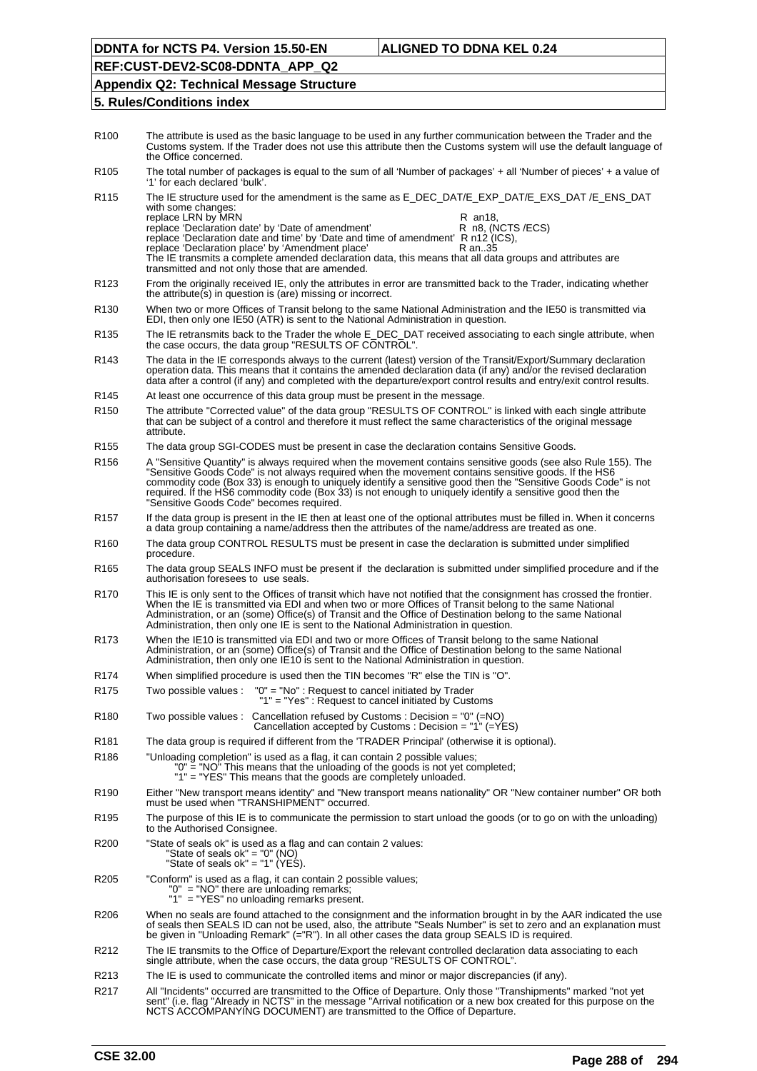| Rule | Description |
|---|---|
| R100 | The attribute is used as the basic language to be used in any further communication between the Trader and the Customs system. If the Trader does not use this attribute then the Customs system will use the default language of the Office concerned. |
| R105 | The total number of packages is equal to the sum of all 'Number of packages' + all 'Number of pieces' + a value of '1' for each declared 'bulk'. |
| R115 | The IE structure used for the amendment is the same as E_DEC_DAT/E_EXP_DAT/E_EXS_DAT /E_ENS_DAT with some changes:<br>replace LRN by MRN R an18,<br>replace 'Declaration date' by 'Date of amendment' R n8, (NCTS /ECS)<br>replace 'Declaration date and time' by 'Date and time of amendment' R n12 (ICS),<br>replace 'Declaration place' by 'Amendment place' R an..35<br>The IE transmits a complete amended declaration data, this means that all data groups and attributes are transmitted and not only those that are amended. |
| R123 | From the originally received IE, only the attributes in error are transmitted back to the Trader, indicating whether the attribute(s) in question is (are) missing or incorrect. |
| R130 | When two or more Offices of Transit belong to the same National Administration and the IE50 is transmitted via EDI, then only one IE50 (ATR) is sent to the National Administration in question. |
| R135 | The IE retransmits back to the Trader the whole E_DEC_DAT received associating to each single attribute, when the case occurs, the data group "RESULTS OF CONTROL". |
| R143 | The data in the IE corresponds always to the current (latest) version of the Transit/Export/Summary declaration operation data. This means that it contains the amended declaration data (if any) and/or the revised declaration data after a control (if any) and completed with the departure/export control results and entry/exit control results. |
| R145 | At least one occurrence of this data group must be present in the message. |
| R150 | The attribute "Corrected value" of the data group "RESULTS OF CONTROL" is linked with each single attribute that can be subject of a control and therefore it must reflect the same characteristics of the original message attribute. |
| R155 | The data group SGI-CODES must be present in case the declaration contains Sensitive Goods. |
| R156 | A "Sensitive Quantity" is always required when the movement contains sensitive goods (see also Rule 155). The "Sensitive Goods Code" is not always required when the movement contains sensitive goods. If the HS6 commodity code (Box 33) is enough to uniquely identify a sensitive good then the "Sensitive Goods Code" is not required. If the HS6 commodity code (Box 33) is not enough to uniquely identify a sensitive good then the "Sensitive Goods Code" becomes required. |
| R157 | If the data group is present in the IE then at least one of the optional attributes must be filled in. When it concerns a data group containing a name/address then the attributes of the name/address are treated as one. |
| R160 | The data group CONTROL RESULTS must be present in case the declaration is submitted under simplified procedure. |
| R165 | The data group SEALS INFO must be present if the declaration is submitted under simplified procedure and if the authorisation foresees to use seals. |
| R170 | This IE is only sent to the Offices of transit which have not notified that the consignment has crossed the frontier. When the IE is transmitted via EDI and when two or more Offices of Transit belong to the same National Administration, or an (some) Office(s) of Transit and the Office of Destination belong to the same National Administration, then only one IE is sent to the National Administration in question. |
| R173 | When the IE10 is transmitted via EDI and two or more Offices of Transit belong to the same National Administration, or an (some) Office(s) of Transit and the Office of Destination belong to the same National Administration, then only one IE10 is sent to the National Administration in question. |
| R174 | When simplified procedure is used then the TIN becomes "R" else the TIN is "O". |
| R175 | Two possible values : "0" = "No" : Request to cancel initiated by Trader<br>"1" = "Yes" : Request to cancel initiated by Customs |
| R180 | Two possible values : Cancellation refused by Customs : Decision = "0" (=NO)<br>Cancellation accepted by Customs : Decision = "1" (=YES) |
| R181 | The data group is required if different from the 'TRADER Principal' (otherwise it is optional). |
| R186 | "Unloading completion" is used as a flag, it can contain 2 possible values;<br>"0" = "NO" This means that the unloading of the goods is not yet completed;<br>"1" = "YES" This means that the goods are completely unloaded. |
| R190 | Either "New transport means identity" and "New transport means nationality" OR "New container number" OR both must be used when "TRANSHIPMENT" occurred. |
| R195 | The purpose of this IE is to communicate the permission to start unload the goods (or to go on with the unloading) to the Authorised Consignee. |
| R200 | "State of seals ok" is used as a flag and can contain 2 values:<br>"State of seals ok" = "0" (NO)<br>"State of seals ok" = "1" (YES). |
| R205 | "Conform" is used as a flag, it can contain 2 possible values;<br>"0" = "NO" there are unloading remarks;<br>"1" = "YES" no unloading remarks present. |
| R206 | When no seals are found attached to the consignment and the information brought in by the AAR indicated the use of seals then SEALS ID can not be used, also, the attribute "Seals Number" is set to zero and an explanation must be given in "Unloading Remark" (="R"). In all other cases the data group SEALS ID is required. |
| R212 | The IE transmits to the Office of Departure/Export the relevant controlled declaration data associating to each single attribute, when the case occurs, the data group "RESULTS OF CONTROL". |
| R213 | The IE is used to communicate the controlled items and minor or major discrepancies (if any). |
| R217 | All "Incidents" occurred are transmitted to the Office of Departure. Only those "Transhipments" marked "not yet sent" (i.e. flag "Already in NCTS" in the message "Arrival notification or a new box created for this purpose on the NCTS ACCOMPANYING DOCUMENT) are transmitted to the Office of Departure. |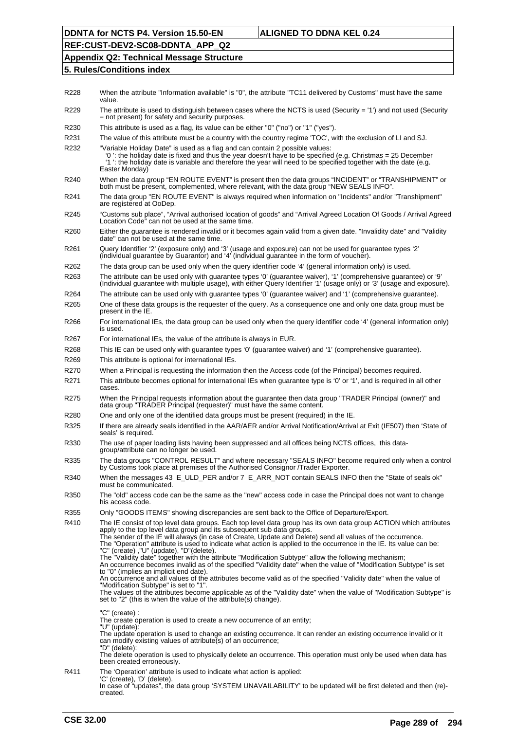| | |
|---|---|
| R228 | When the attribute "Information available" is "0", the attribute "TC11 delivered by Customs" must have the same value. |
| R229 | The attribute is used to distinguish between cases where the NCTS is used (Security = '1') and not used (Security = not present) for safety and security purposes. |
| R230 | This attribute is used as a flag, its value can be either "0" ("no") or "1" ("yes"). |
| R231 | The value of this attribute must be a country with the country regime 'TOC', with the exclusion of LI and SJ. |
| R232 | "Variable Holiday Date" is used as a flag and can contain 2 possible values:<br>'0 ': the holiday date is fixed and thus the year doesn't have to be specified (e.g. Christmas = 25 December<br>'1 ': the holiday date is variable and therefore the year will need to be specified together with the date (e.g. Easter Monday) |
| R240 | When the data group "EN ROUTE EVENT" is present then the data groups "INCIDENT" or "TRANSHIPMENT" or both must be present, complemented, where relevant, with the data group "NEW SEALS INFO". |
| R241 | The data group "EN ROUTE EVENT" is always required when information on "Incidents" and/or "Transhipment" are registered at OoDep. |
| R245 | "Customs sub place", "Arrival authorised location of goods" and "Arrival Agreed Location Of Goods / Arrival Agreed Location Code" can not be used at the same time. |
| R260 | Either the guarantee is rendered invalid or it becomes again valid from a given date. "Invalidity date" and "Validity date" can not be used at the same time. |
| R261 | Query Identifier '2' (exposure only) and '3' (usage and exposure) can not be used for guarantee types '2' (individual guarantee by Guarantor) and '4' (individual guarantee in the form of voucher). |
| R262 | The data group can be used only when the query identifier code '4' (general information only) is used. |
| R263 | The attribute can be used only with guarantee types '0' (guarantee waiver), '1' (comprehensive guarantee) or '9' (Individual guarantee with multiple usage), with either Query Identifier '1' (usage only) or '3' (usage and exposure). |
| R264 | The attribute can be used only with guarantee types '0' (guarantee waiver) and '1' (comprehensive guarantee). |
| R265 | One of these data groups is the requester of the query. As a consequence one and only one data group must be present in the IE. |
| R266 | For international IEs, the data group can be used only when the query identifier code '4' (general information only) is used. |
| R267 | For international IEs, the value of the attribute is always in EUR. |
| R268 | This IE can be used only with guarantee types '0' (guarantee waiver) and '1' (comprehensive guarantee). |
| R269 | This attribute is optional for international IEs. |
| R270 | When a Principal is requesting the information then the Access code (of the Principal) becomes required. |
| R271 | This attribute becomes optional for international IEs when guarantee type is '0' or '1', and is required in all other cases. |
| R275 | When the Principal requests information about the guarantee then data group "TRADER Principal (owner)" and data group "TRADER Principal (requester)" must have the same content. |
| R280 | One and only one of the identified data groups must be present (required) in the IE. |
| R325 | If there are already seals identified in the AAR/AER and/or Arrival Notification/Arrival at Exit (IE507) then 'State of seals' is required. |
| R330 | The use of paper loading lists having been suppressed and all offices being NCTS offices, this data-group/attribute can no longer be used. |
| R335 | The data groups "CONTROL RESULT" and where necessary "SEALS INFO" become required only when a control by Customs took place at premises of the Authorised Consignor /Trader Exporter. |
| R340 | When the messages 43 E_ULD_PER and/or 7 E_ARR_NOT contain SEALS INFO then the "State of seals ok" must be communicated. |
| R350 | The "old" access code can be the same as the "new" access code in case the Principal does not want to change his access code. |
| R355 | Only "GOODS ITEMS" showing discrepancies are sent back to the Office of Departure/Export. |
| R410 | The IE consist of top level data groups. Each top level data group has its own data group ACTION which attributes apply to the top level data group and its subsequent sub data groups.<br>The sender of the IE will always (in case of Create, Update and Delete) send all values of the occurrence.<br>The "Operation" attribute is used to indicate what action is applied to the occurrence in the IE. Its value can be: "C" (create) ,"U" (update), "D"(delete).<br>The "Validity date" together with the attribute "Modification Subtype" allow the following mechanism;<br>An occurrence becomes invalid as of the specified "Validity date" when the value of "Modification Subtype" is set to "0" (implies an implicit end date).<br>An occurrence and all values of the attributes become valid as of the specified "Validity date" when the value of "Modification Subtype" is set to "1".<br>The values of the attributes become applicable as of the "Validity date" when the value of "Modification Subtype" is set to "2" (this is when the value of the attribute(s) change).<br><br>"C" (create) :<br>The create operation is used to create a new occurrence of an entity;<br>"U" (update):<br>The update operation is used to change an existing occurrence. It can render an existing occurrence invalid or it can modify existing values of attribute(s) of an occurrence;<br>"D" (delete):<br>The delete operation is used to physically delete an occurrence. This operation must only be used when data has been created erroneously. |
| R411 | The 'Operation' attribute is used to indicate what action is applied:<br>'C' (create), 'D' (delete).<br>In case of "updates", the data group 'SYSTEM UNAVAILABILITY' to be updated will be first deleted and then (re)-created. |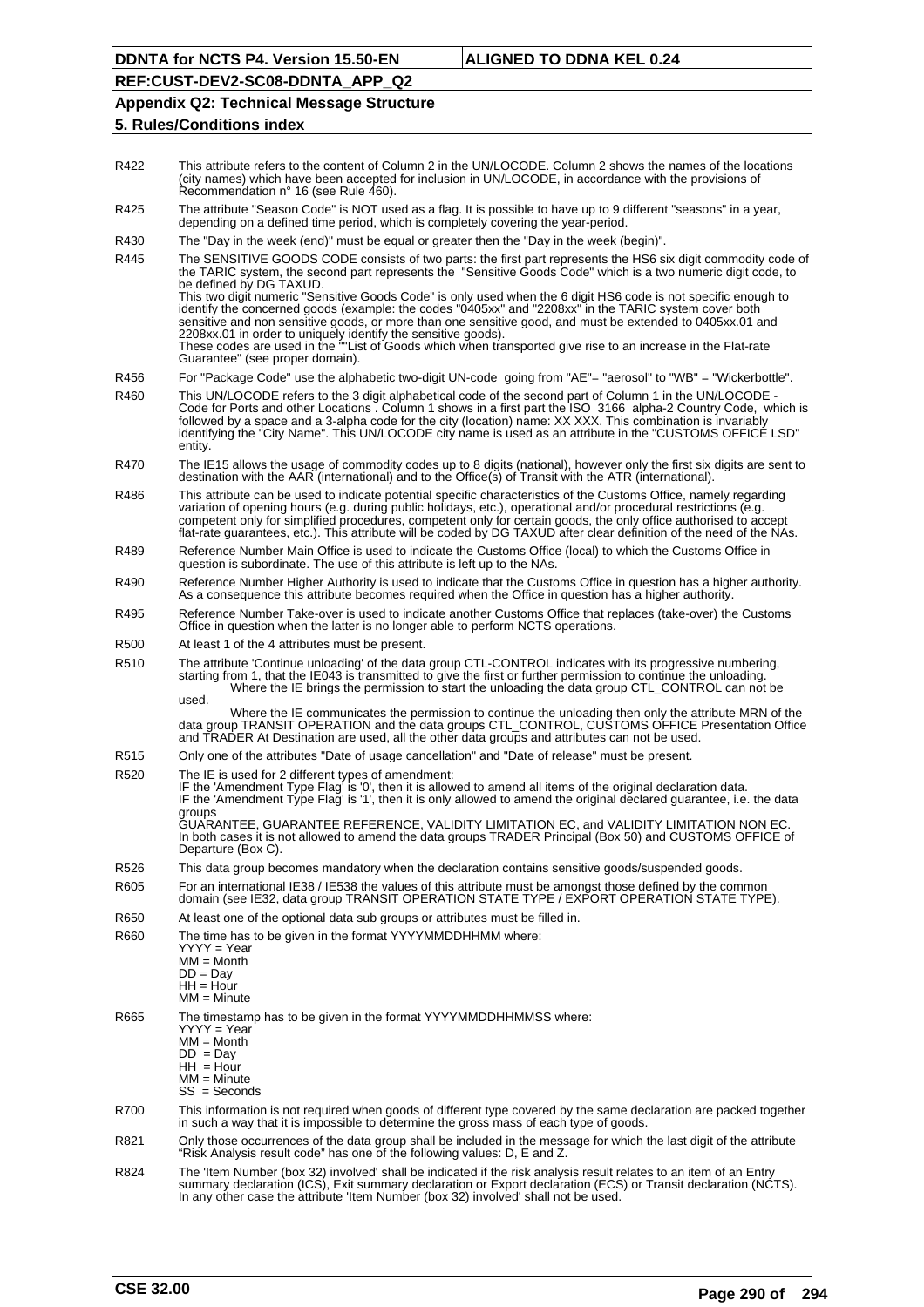| | |
|---|---|
| R422 | This attribute refers to the content of Column 2 in the UN/LOCODE. Column 2 shows the names of the locations (city names) which have been accepted for inclusion in UN/LOCODE, in accordance with the provisions of Recommendation n° 16 (see Rule 460). |
| R425 | The attribute "Season Code" is NOT used as a flag. It is possible to have up to 9 different "seasons" in a year, depending on a defined time period, which is completely covering the year-period. |
| R430 | The "Day in the week (end)" must be equal or greater then the "Day in the week (begin)". |
| R445 | The SENSITIVE GOODS CODE consists of two parts: the first part represents the HS6 six digit commodity code of the TARIC system, the second part represents the "Sensitive Goods Code" which is a two numeric digit code, to be defined by DG TAXUD.<br>This two digit numeric "Sensitive Goods Code" is only used when the 6 digit HS6 code is not specific enough to identify the concerned goods (example: the codes "0405xx" and "2208xx" in the TARIC system cover both sensitive and non sensitive goods, or more than one sensitive good, and must be extended to 0405xx.01 and 2208xx.01 in order to uniquely identify the sensitive goods).<br>These codes are used in the ""List of Goods which when transported give rise to an increase in the Flat-rate Guarantee" (see proper domain). |
| R456 | For "Package Code" use the alphabetic two-digit UN-code going from "AE"= "aerosol" to "WB" = "Wickerbottle". |
| R460 | This UN/LOCODE refers to the 3 digit alphabetical code of the second part of Column 1 in the UN/LOCODE - Code for Ports and other Locations . Column 1 shows in a first part the ISO 3166 alpha-2 Country Code, which is followed by a space and a 3-alpha code for the city (location) name: XX XXX. This combination is invariably identifying the "City Name". This UN/LOCODE city name is used as an attribute in the "CUSTOMS OFFICE LSD" entity. |
| R470 | The IE15 allows the usage of commodity codes up to 8 digits (national), however only the first six digits are sent to destination with the AAR (international) and to the Office(s) of Transit with the ATR (international). |
| R486 | This attribute can be used to indicate potential specific characteristics of the Customs Office, namely regarding variation of opening hours (e.g. during public holidays, etc.), operational and/or procedural restrictions (e.g. competent only for simplified procedures, competent only for certain goods, the only office authorised to accept flat-rate guarantees, etc.). This attribute will be coded by DG TAXUD after clear definition of the need of the NAs. |
| R489 | Reference Number Main Office is used to indicate the Customs Office (local) to which the Customs Office in question is subordinate. The use of this attribute is left up to the NAs. |
| R490 | Reference Number Higher Authority is used to indicate that the Customs Office in question has a higher authority. As a consequence this attribute becomes required when the Office in question has a higher authority. |
| R495 | Reference Number Take-over is used to indicate another Customs Office that replaces (take-over) the Customs Office in question when the latter is no longer able to perform NCTS operations. |
| R500 | At least 1 of the 4 attributes must be present. |
| R510 | The attribute 'Continue unloading' of the data group CTL-CONTROL indicates with its progressive numbering, starting from 1, that the IE043 is transmitted to give the first or further permission to continue the unloading.<br>Where the IE brings the permission to start the unloading the data group CTL_CONTROL can not be used.<br>Where the IE communicates the permission to continue the unloading then only the attribute MRN of the data group TRANSIT OPERATION and the data groups CTL_CONTROL, CUSTOMS OFFICE Presentation Office and TRADER At Destination are used, all the other data groups and attributes can not be used. |
| R515 | Only one of the attributes "Date of usage cancellation" and "Date of release" must be present. |
| R520 | The IE is used for 2 different types of amendment:<br>IF the 'Amendment Type Flag' is '0', then it is allowed to amend all items of the original declaration data.<br>IF the 'Amendment Type Flag' is '1', then it is only allowed to amend the original declared guarantee, i.e. the data groups<br>GUARANTEE, GUARANTEE REFERENCE, VALIDITY LIMITATION EC, and VALIDITY LIMITATION NON EC.<br>In both cases it is not allowed to amend the data groups TRADER Principal (Box 50) and CUSTOMS OFFICE of Departure (Box C). |
| R526 | This data group becomes mandatory when the declaration contains sensitive goods/suspended goods. |
| R605 | For an international IE38 / IE538 the values of this attribute must be amongst those defined by the common domain (see IE32, data group TRANSIT OPERATION STATE TYPE / EXPORT OPERATION STATE TYPE). |
| R650 | At least one of the optional data sub groups or attributes must be filled in. |
| R660 | The time has to be given in the format YYYYMMDDHHMM where:<br>YYYY = Year<br>MM = Month<br>DD = Day<br>HH = Hour<br>MM = Minute |
| R665 | The timestamp has to be given in the format YYYYMMDDHHMMSS where:<br>YYYY = Year<br>MM = Month<br>DD = Day<br>HH = Hour<br>MM = Minute<br>SS = Seconds |
| R700 | This information is not required when goods of different type covered by the same declaration are packed together in such a way that it is impossible to determine the gross mass of each type of goods. |
| R821 | Only those occurrences of the data group shall be included in the message for which the last digit of the attribute "Risk Analysis result code" has one of the following values: D, E and Z. |
| R824 | The 'Item Number (box 32) involved' shall be indicated if the risk analysis result relates to an item of an Entry summary declaration (ICS), Exit summary declaration or Export declaration (ECS) or Transit declaration (NCTS). In any other case the attribute 'Item Number (box 32) involved' shall not be used. |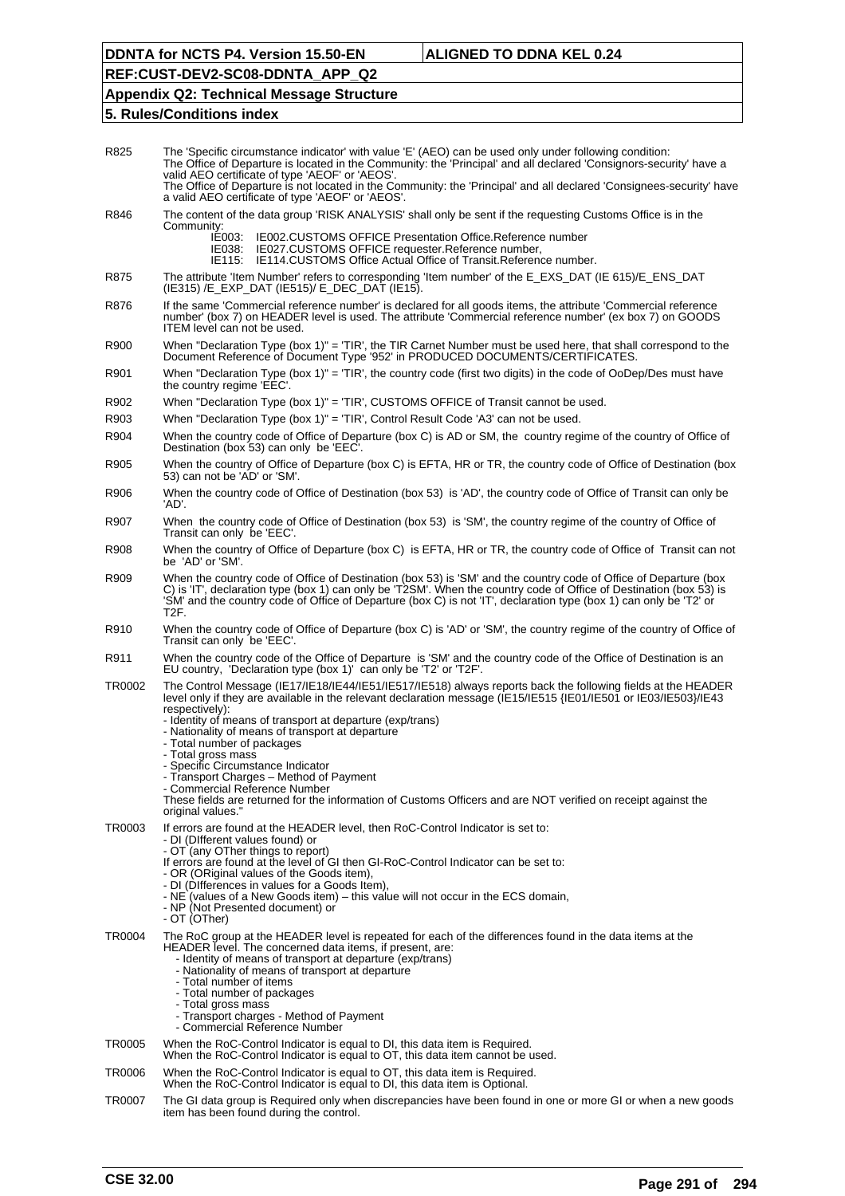| | |
|---|---|
| R825 | The 'Specific circumstance indicator' with value 'E' (AEO) can be used only under following condition: The Office of Departure is located in the Community: the 'Principal' and all declared 'Consignors-security' have a valid AEO certificate of type 'AEOF' or 'AEOS'. The Office of Departure is not located in the Community: the 'Principal' and all declared 'Consignees-security' have a valid AEO certificate of type 'AEOF' or 'AEOS'. |
| R846 | The content of the data group 'RISK ANALYSIS' shall only be sent if the requesting Customs Office is in the Community:<br>IE003: IE002.CUSTOMS OFFICE Presentation Office.Reference number<br>IE038: IE027.CUSTOMS OFFICE requester.Reference number,<br>IE115: IE114.CUSTOMS Office Actual Office of Transit.Reference number. |
| R875 | The attribute 'Item Number' refers to corresponding 'Item number' of the E_EXS_DAT (IE 615)/E_ENS_DAT (IE315) /E_EXP_DAT (IE515)/ E_DEC_DAT (IE15). |
| R876 | If the same 'Commercial reference number' is declared for all goods items, the attribute 'Commercial reference number' (box 7) on HEADER level is used. The attribute 'Commercial reference number' (ex box 7) on GOODS ITEM level can not be used. |
| R900 | When "Declaration Type (box 1)" = 'TIR', the TIR Carnet Number must be used here, that shall correspond to the Document Reference of Document Type '952' in PRODUCED DOCUMENTS/CERTIFICATES. |
| R901 | When "Declaration Type (box 1)" = 'TIR', the country code (first two digits) in the code of OoDep/Des must have the country regime 'EEC'. |
| R902 | When "Declaration Type (box 1)" = 'TIR', CUSTOMS OFFICE of Transit cannot be used. |
| R903 | When "Declaration Type (box 1)" = 'TIR', Control Result Code 'A3' can not be used. |
| R904 | When the country code of Office of Departure (box C) is AD or SM, the country regime of the country of Office of Destination (box 53) can only be 'EEC'. |
| R905 | When the country of Office of Departure (box C) is EFTA, HR or TR, the country code of Office of Destination (box 53) can not be 'AD' or 'SM'. |
| R906 | When the country code of Office of Destination (box 53) is 'AD', the country code of Office of Transit can only be 'AD'. |
| R907 | When the country code of Office of Destination (box 53) is 'SM', the country regime of the country of Office of Transit can only be 'EEC'. |
| R908 | When the country of Office of Departure (box C) is EFTA, HR or TR, the country code of Office of Transit can not be 'AD' or 'SM'. |
| R909 | When the country code of Office of Destination (box 53) is 'SM' and the country code of Office of Departure (box C) is 'IT', declaration type (box 1) can only be 'T2SM'. When the country code of Office of Destination (box 53) is 'SM' and the country code of Office of Departure (box C) is not 'IT', declaration type (box 1) can only be 'T2' or T2F. |
| R910 | When the country code of Office of Departure (box C) is 'AD' or 'SM', the country regime of the country of Office of Transit can only be 'EEC'. |
| R911 | When the country code of the Office of Departure is 'SM' and the country code of the Office of Destination is an EU country, 'Declaration type (box 1)' can only be 'T2' or 'T2F'. |
| TR0002 | The Control Message (IE17/IE18/IE44/IE51/IE517/IE518) always reports back the following fields at the HEADER level only if they are available in the relevant declaration message (IE15/IE515 {IE01/IE501 or IE03/IE503}/IE43 respectively):<br>- Identity of means of transport at departure (exp/trans)<br>- Nationality of means of transport at departure<br>- Total number of packages<br>- Total gross mass<br>- Specific Circumstance Indicator<br>- Transport Charges – Method of Payment<br>- Commercial Reference Number<br>These fields are returned for the information of Customs Officers and are NOT verified on receipt against the original values." |
| TR0003 | If errors are found at the HEADER level, then RoC-Control Indicator is set to:<br>- DI (DIfferent values found) or<br>- OT (any OTher things to report)<br>If errors are found at the level of GI then GI-RoC-Control Indicator can be set to:<br>- OR (ORiginal values of the Goods item),<br>- DI (DIfferences in values for a Goods Item),<br>- NE (values of a New Goods item) – this value will not occur in the ECS domain,<br>- NP (Not Presented document) or<br>- OT (OTher) |
| TR0004 | The RoC group at the HEADER level is repeated for each of the differences found in the data items at the HEADER level. The concerned data items, if present, are:<br>- Identity of means of transport at departure (exp/trans)<br>- Nationality of means of transport at departure<br>- Total number of items<br>- Total number of packages<br>- Total gross mass<br>- Transport charges - Method of Payment<br>- Commercial Reference Number |
| TR0005 | When the RoC-Control Indicator is equal to DI, this data item is Required.<br>When the RoC-Control Indicator is equal to OT, this data item cannot be used. |
| TR0006 | When the RoC-Control Indicator is equal to OT, this data item is Required.<br>When the RoC-Control Indicator is equal to DI, this data item is Optional. |
| TR0007 | The GI data group is Required only when discrepancies have been found in one or more GI or when a new goods item has been found during the control. |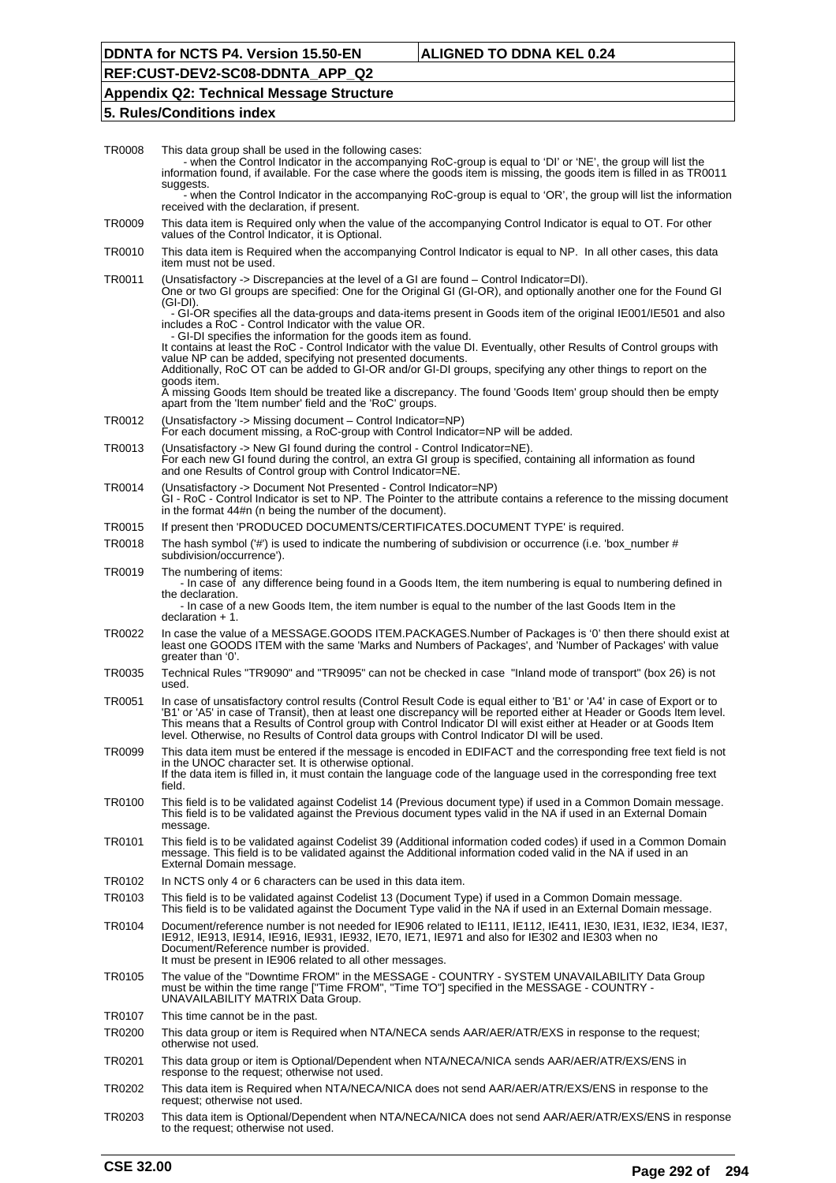| | |
|---|---|
| TR0008 | This data group shall be used in the following cases:<br>- when the Control Indicator in the accompanying RoC-group is equal to 'DI' or 'NE', the group will list the information found, if available. For the case where the goods item is missing, the goods item is filled in as TR0011 suggests.<br>- when the Control Indicator in the accompanying RoC-group is equal to 'OR', the group will list the information received with the declaration, if present. |
| TR0009 | This data item is Required only when the value of the accompanying Control Indicator is equal to OT. For other values of the Control Indicator, it is Optional. |
| TR0010 | This data item is Required when the accompanying Control Indicator is equal to NP. In all other cases, this data item must not be used. |
| TR0011 | (Unsatisfactory -> Discrepancies at the level of a GI are found – Control Indicator=DI).<br>One or two GI groups are specified: One for the Original GI (GI-OR), and optionally another one for the Found GI (GI-DI).<br>- GI-OR specifies all the data-groups and data-items present in Goods item of the original IE001/IE501 and also includes a RoC - Control Indicator with the value OR.<br>- GI-DI specifies the information for the goods item as found.<br>It contains at least the RoC - Control Indicator with the value DI. Eventually, other Results of Control groups with value NP can be added, specifying not presented documents.<br>Additionally, RoC OT can be added to GI-OR and/or GI-DI groups, specifying any other things to report on the goods item.<br>A missing Goods Item should be treated like a discrepancy. The found 'Goods Item' group should then be empty apart from the 'Item number' field and the 'RoC' groups. |
| TR0012 | (Unsatisfactory -> Missing document – Control Indicator=NP)<br>For each document missing, a RoC-group with Control Indicator=NP will be added. |
| TR0013 | (Unsatisfactory -> New GI found during the control - Control Indicator=NE).<br>For each new GI found during the control, an extra GI group is specified, containing all information as found and one Results of Control group with Control Indicator=NE. |
| TR0014 | (Unsatisfactory -> Document Not Presented - Control Indicator=NP)<br>GI - RoC - Control Indicator is set to NP. The Pointer to the attribute contains a reference to the missing document in the format 44#n (n being the number of the document). |
| TR0015 | If present then 'PRODUCED DOCUMENTS/CERTIFICATES.DOCUMENT TYPE' is required. |
| TR0018 | The hash symbol ('#') is used to indicate the numbering of subdivision or occurrence (i.e. 'box_number # subdivision/occurrence'). |
| TR0019 | The numbering of items:<br>- In case of any difference being found in a Goods Item, the item numbering is equal to numbering defined in the declaration.<br>- In case of a new Goods Item, the item number is equal to the number of the last Goods Item in the declaration + 1. |
| TR0022 | In case the value of a MESSAGE.GOODS ITEM.PACKAGES.Number of Packages is '0' then there should exist at least one GOODS ITEM with the same 'Marks and Numbers of Packages', and 'Number of Packages' with value greater than '0'. |
| TR0035 | Technical Rules "TR9090" and "TR9095" can not be checked in case "Inland mode of transport" (box 26) is not used. |
| TR0051 | In case of unsatisfactory control results (Control Result Code is equal either to 'B1' or 'A4' in case of Export or to 'B1' or 'A5' in case of Transit), then at least one discrepancy will be reported either at Header or Goods Item level. This means that a Results of Control group with Control Indicator DI will exist either at Header or at Goods Item level. Otherwise, no Results of Control data groups with Control Indicator DI will be used. |
| TR0099 | This data item must be entered if the message is encoded in EDIFACT and the corresponding free text field is not in the UNOC character set. It is otherwise optional.<br>If the data item is filled in, it must contain the language code of the language used in the corresponding free text field. |
| TR0100 | This field is to be validated against Codelist 14 (Previous document type) if used in a Common Domain message. This field is to be validated against the Previous document types valid in the NA if used in an External Domain message. |
| TR0101 | This field is to be validated against Codelist 39 (Additional information coded codes) if used in a Common Domain message. This field is to be validated against the Additional information coded valid in the NA if used in an External Domain message. |
| TR0102 | In NCTS only 4 or 6 characters can be used in this data item. |
| TR0103 | This field is to be validated against Codelist 13 (Document Type) if used in a Common Domain message.<br>This field is to be validated against the Document Type valid in the NA if used in an External Domain message. |
| TR0104 | Document/reference number is not needed for IE906 related to IE111, IE112, IE411, IE30, IE31, IE32, IE34, IE37, IE912, IE913, IE914, IE916, IE931, IE932, IE70, IE71, IE971 and also for IE302 and IE303 when no Document/Reference number is provided.<br>It must be present in IE906 related to all other messages. |
| TR0105 | The value of the "Downtime FROM" in the MESSAGE - COUNTRY - SYSTEM UNAVAILABILITY Data Group must be within the time range ["Time FROM", "Time TO"] specified in the MESSAGE - COUNTRY - UNAVAILABILITY MATRIX Data Group. |
| TR0107 | This time cannot be in the past. |
| TR0200 | This data group or item is Required when NTA/NECA sends AAR/AER/ATR/EXS in response to the request; otherwise not used. |
| TR0201 | This data group or item is Optional/Dependent when NTA/NECA/NICA sends AAR/AER/ATR/EXS/ENS in response to the request; otherwise not used. |
| TR0202 | This data item is Required when NTA/NECA/NICA does not send AAR/AER/ATR/EXS/ENS in response to the request; otherwise not used. |
| TR0203 | This data item is Optional/Dependent when NTA/NECA/NICA does not send AAR/AER/ATR/EXS/ENS in response to the request; otherwise not used. |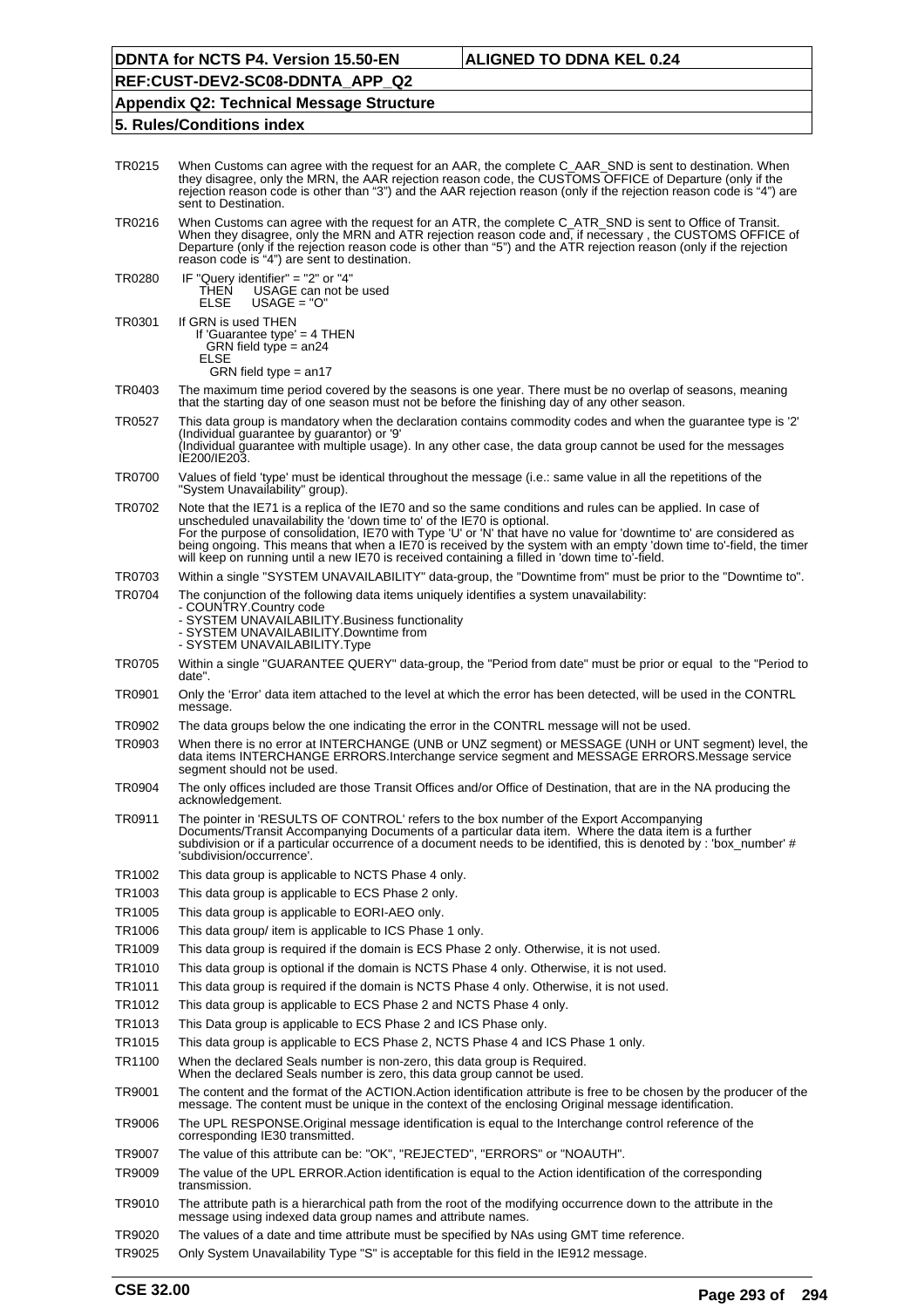| | |
|---|---|
| TR0215 | When Customs can agree with the request for an AAR, the complete C_AAR_SND is sent to destination. When they disagree, only the MRN, the AAR rejection reason code, the CUSTOMS OFFICE of Departure (only if the rejection reason code is other than "3") and the AAR rejection reason (only if the rejection reason code is "4") are sent to Destination. |
| TR0216 | When Customs can agree with the request for an ATR, the complete C_ATR_SND is sent to Office of Transit. When they disagree, only the MRN and ATR rejection reason code and, if necessary , the CUSTOMS OFFICE of Departure (only if the rejection reason code is other than "5") and the ATR rejection reason (only if the rejection reason code is "4") are sent to destination. |
| TR0280 | IF "Query identifier" = "2" or "4"<br>THEN USAGE can not be used<br>ELSE USAGE = "O" |
| TR0301 | If GRN is used THEN<br>If 'Guarantee type' = 4 THEN<br>GRN field type = an24<br>ELSE<br>GRN field type = an17 |
| TR0403 | The maximum time period covered by the seasons is one year. There must be no overlap of seasons, meaning that the starting day of one season must not be before the finishing day of any other season. |
| TR0527 | This data group is mandatory when the declaration contains commodity codes and when the guarantee type is '2' (Individual guarantee by guarantor) or '9'<br>(Individual guarantee with multiple usage). In any other case, the data group cannot be used for the messages IE200/IE203. |
| TR0700 | Values of field 'type' must be identical throughout the message (i.e.: same value in all the repetitions of the "System Unavailability" group). |
| TR0702 | Note that the IE71 is a replica of the IE70 and so the same conditions and rules can be applied. In case of unscheduled unavailability the 'down time to' of the IE70 is optional.<br>For the purpose of consolidation, IE70 with Type 'U' or 'N' that have no value for 'downtime to' are considered as being ongoing. This means that when a IE70 is received by the system with an empty 'down time to'-field, the timer will keep on running until a new IE70 is received containing a filled in 'down time to'-field. |
| TR0703 | Within a single "SYSTEM UNAVAILABILITY" data-group, the "Downtime from" must be prior to the "Downtime to". |
| TR0704 | The conjunction of the following data items uniquely identifies a system unavailability:<br>- COUNTRY.Country code<br>- SYSTEM UNAVAILABILITY.Business functionality<br>- SYSTEM UNAVAILABILITY.Downtime from<br>- SYSTEM UNAVAILABILITY.Type |
| TR0705 | Within a single "GUARANTEE QUERY" data-group, the "Period from date" must be prior or equal to the "Period to date". |
| TR0901 | Only the 'Error' data item attached to the level at which the error has been detected, will be used in the CONTRL message. |
| TR0902 | The data groups below the one indicating the error in the CONTRL message will not be used. |
| TR0903 | When there is no error at INTERCHANGE (UNB or UNZ segment) or MESSAGE (UNH or UNT segment) level, the data items INTERCHANGE ERRORS.Interchange service segment and MESSAGE ERRORS.Message service segment should not be used. |
| TR0904 | The only offices included are those Transit Offices and/or Office of Destination, that are in the NA producing the acknowledgement. |
| TR0911 | The pointer in 'RESULTS OF CONTROL' refers to the box number of the Export Accompanying Documents/Transit Accompanying Documents of a particular data item. Where the data item is a further subdivision or if a particular occurrence of a document needs to be identified, this is denoted by : 'box_number' # 'subdivision/occurrence'. |
| TR1002 | This data group is applicable to NCTS Phase 4 only. |
| TR1003 | This data group is applicable to ECS Phase 2 only. |
| TR1005 | This data group is applicable to EORI-AEO only. |
| TR1006 | This data group/ item is applicable to ICS Phase 1 only. |
| TR1009 | This data group is required if the domain is ECS Phase 2 only. Otherwise, it is not used. |
| TR1010 | This data group is optional if the domain is NCTS Phase 4 only. Otherwise, it is not used. |
| TR1011 | This data group is required if the domain is NCTS Phase 4 only. Otherwise, it is not used. |
| TR1012 | This data group is applicable to ECS Phase 2 and NCTS Phase 4 only. |
| TR1013 | This Data group is applicable to ECS Phase 2 and ICS Phase only. |
| TR1015 | This data group is applicable to ECS Phase 2, NCTS Phase 4 and ICS Phase 1 only. |
| TR1100 | When the declared Seals number is non-zero, this data group is Required.<br>When the declared Seals number is zero, this data group cannot be used. |
| TR9001 | The content and the format of the ACTION.Action identification attribute is free to be chosen by the producer of the message. The content must be unique in the context of the enclosing Original message identification. |
| TR9006 | The UPL RESPONSE.Original message identification is equal to the Interchange control reference of the corresponding IE30 transmitted. |
| TR9007 | The value of this attribute can be: "OK", "REJECTED", "ERRORS" or "NOAUTH". |
| TR9009 | The value of the UPL ERROR.Action identification is equal to the Action identification of the corresponding transmission. |
| TR9010 | The attribute path is a hierarchical path from the root of the modifying occurrence down to the attribute in the message using indexed data group names and attribute names. |
| TR9020 | The values of a date and time attribute must be specified by NAs using GMT time reference. |
| TR9025 | Only System Unavailability Type "S" is acceptable for this field in the IE912 message. |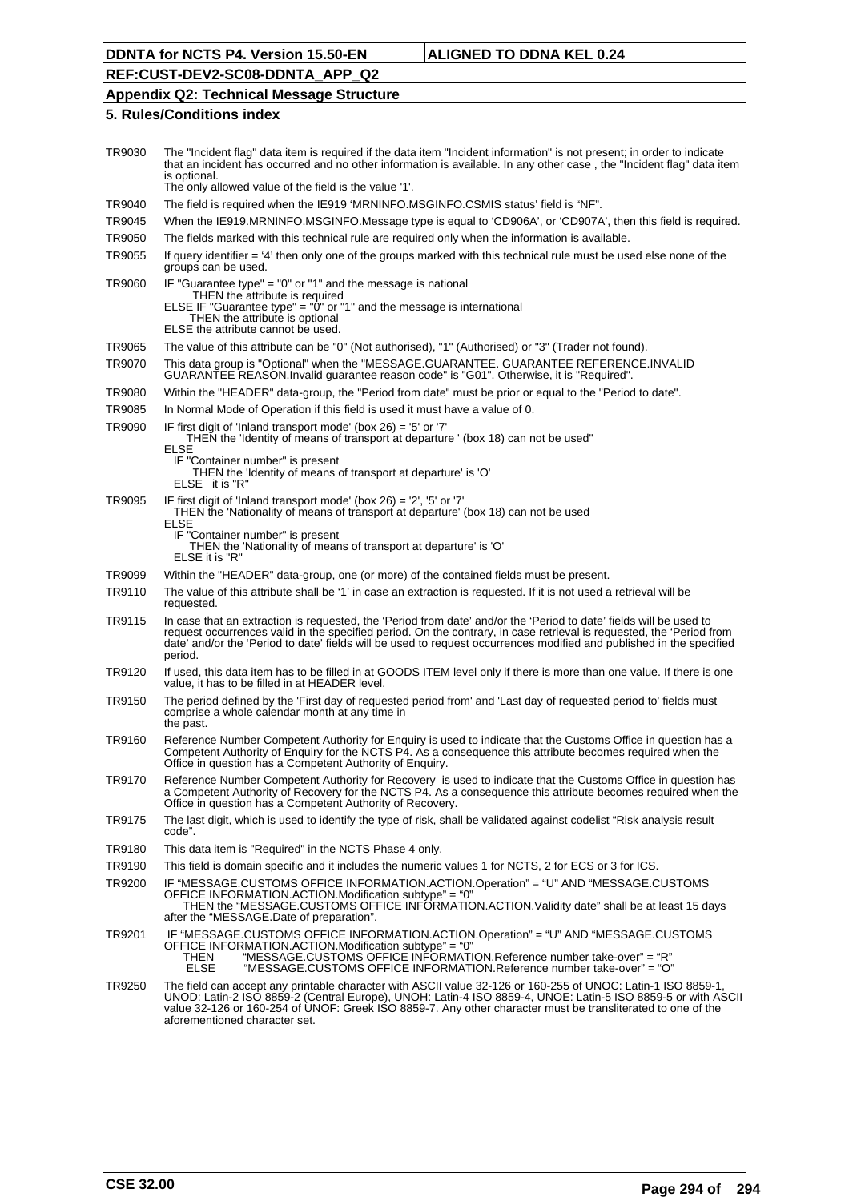| | |
|---|---|
| TR9030 | The "Incident flag" data item is required if the data item "Incident information" is not present; in order to indicate that an incident has occurred and no other information is available. In any other case , the "Incident flag" data item is optional.<br>The only allowed value of the field is the value '1'. |
| TR9040 | The field is required when the IE919 'MRNINFO.MSGINFO.CSMIS status' field is "NF". |
| TR9045 | When the IE919.MRNINFO.MSGINFO.Message type is equal to 'CD906A', or 'CD907A', then this field is required. |
| TR9050 | The fields marked with this technical rule are required only when the information is available. |
| TR9055 | If query identifier = '4' then only one of the groups marked with this technical rule must be used else none of the groups can be used. |
| TR9060 | IF "Guarantee type" = "0" or "1" and the message is national<br>THEN the attribute is required<br>ELSE IF "Guarantee type" = "0" or "1" and the message is international<br>THEN the attribute is optional<br>ELSE the attribute cannot be used. |
| TR9065 | The value of this attribute can be "0" (Not authorised), "1" (Authorised) or "3" (Trader not found). |
| TR9070 | This data group is "Optional" when the "MESSAGE.GUARANTEE. GUARANTEE REFERENCE.INVALID GUARANTEE REASON.Invalid guarantee reason code" is "G01". Otherwise, it is "Required". |
| TR9080 | Within the "HEADER" data-group, the "Period from date" must be prior or equal to the "Period to date". |
| TR9085 | In Normal Mode of Operation if this field is used it must have a value of 0. |
| TR9090 | IF first digit of 'Inland transport mode' (box 26) = '5' or '7'<br>THEN the 'Identity of means of transport at departure ' (box 18) can not be used"<br>ELSE<br>IF "Container number" is present<br>THEN the 'Identity of means of transport at departure' is 'O'<br>ELSE it is "R" |
| TR9095 | IF first digit of 'Inland transport mode' (box 26) = '2', '5' or '7'<br>THEN the 'Nationality of means of transport at departure' (box 18) can not be used<br>ELSE<br>IF "Container number" is present<br>THEN the 'Nationality of means of transport at departure' is 'O'<br>ELSE it is "R" |
| TR9099 | Within the "HEADER" data-group, one (or more) of the contained fields must be present. |
| TR9110 | The value of this attribute shall be '1' in case an extraction is requested. If it is not used a retrieval will be requested. |
| TR9115 | In case that an extraction is requested, the 'Period from date' and/or the 'Period to date' fields will be used to request occurrences valid in the specified period. On the contrary, in case retrieval is requested, the 'Period from date' and/or the 'Period to date' fields will be used to request occurrences modified and published in the specified period. |
| TR9120 | If used, this data item has to be filled in at GOODS ITEM level only if there is more than one value. If there is one value, it has to be filled in at HEADER level. |
| TR9150 | The period defined by the 'First day of requested period from' and 'Last day of requested period to' fields must comprise a whole calendar month at any time in<br>the past. |
| TR9160 | Reference Number Competent Authority for Enquiry is used to indicate that the Customs Office in question has a Competent Authority of Enquiry for the NCTS P4. As a consequence this attribute becomes required when the Office in question has a Competent Authority of Enquiry. |
| TR9170 | Reference Number Competent Authority for Recovery is used to indicate that the Customs Office in question has a Competent Authority of Recovery for the NCTS P4. As a consequence this attribute becomes required when the Office in question has a Competent Authority of Recovery. |
| TR9175 | The last digit, which is used to identify the type of risk, shall be validated against codelist "Risk analysis result code". |
| TR9180 | This data item is "Required" in the NCTS Phase 4 only. |
| TR9190 | This field is domain specific and it includes the numeric values 1 for NCTS, 2 for ECS or 3 for ICS. |
| TR9200 | IF "MESSAGE.CUSTOMS OFFICE INFORMATION.ACTION.Operation" = "U" AND "MESSAGE.CUSTOMS OFFICE INFORMATION.ACTION.Modification subtype" = "0"<br>THEN the "MESSAGE.CUSTOMS OFFICE INFORMATION.ACTION.Validity date" shall be at least 15 days after the "MESSAGE.Date of preparation". |
| TR9201 | IF "MESSAGE.CUSTOMS OFFICE INFORMATION.ACTION.Operation" = "U" AND "MESSAGE.CUSTOMS OFFICE INFORMATION.ACTION.Modification subtype" = "0"<br>THEN "MESSAGE.CUSTOMS OFFICE INFORMATION.Reference number take-over" = "R"<br>ELSE "MESSAGE.CUSTOMS OFFICE INFORMATION.Reference number take-over" = "O" |
| TR9250 | The field can accept any printable character with ASCII value 32-126 or 160-255 of UNOC: Latin-1 ISO 8859-1, UNOD: Latin-2 ISO 8859-2 (Central Europe), UNOH: Latin-4 ISO 8859-4, UNOE: Latin-5 ISO 8859-5 or with ASCII value 32-126 or 160-254 of UNOF: Greek ISO 8859-7. Any other character must be transliterated to one of the aforementioned character set. |